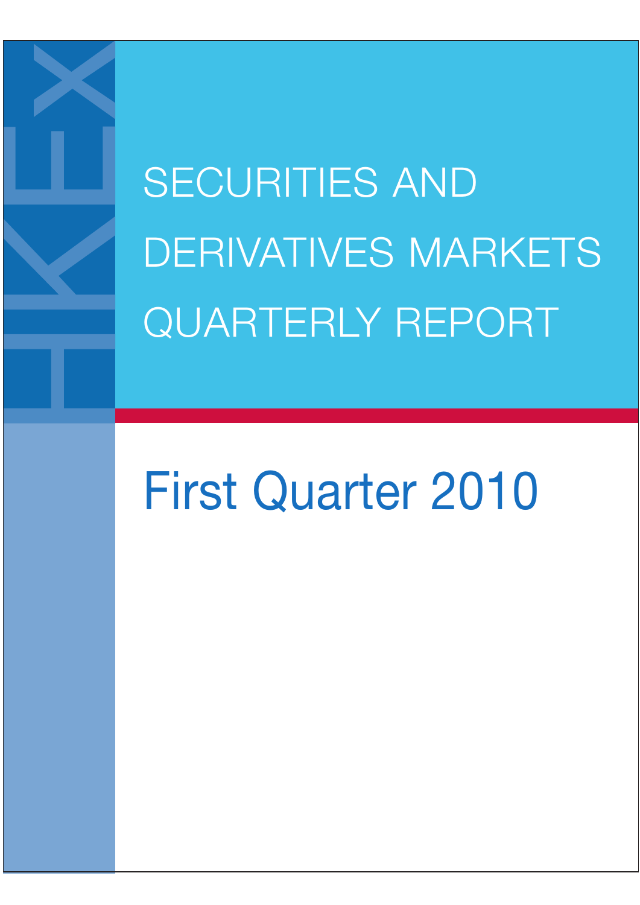HKEX

# SECURITIES AND DERIVATIVES MARKETS QUARTERLY REPORT

## First Quarter 2010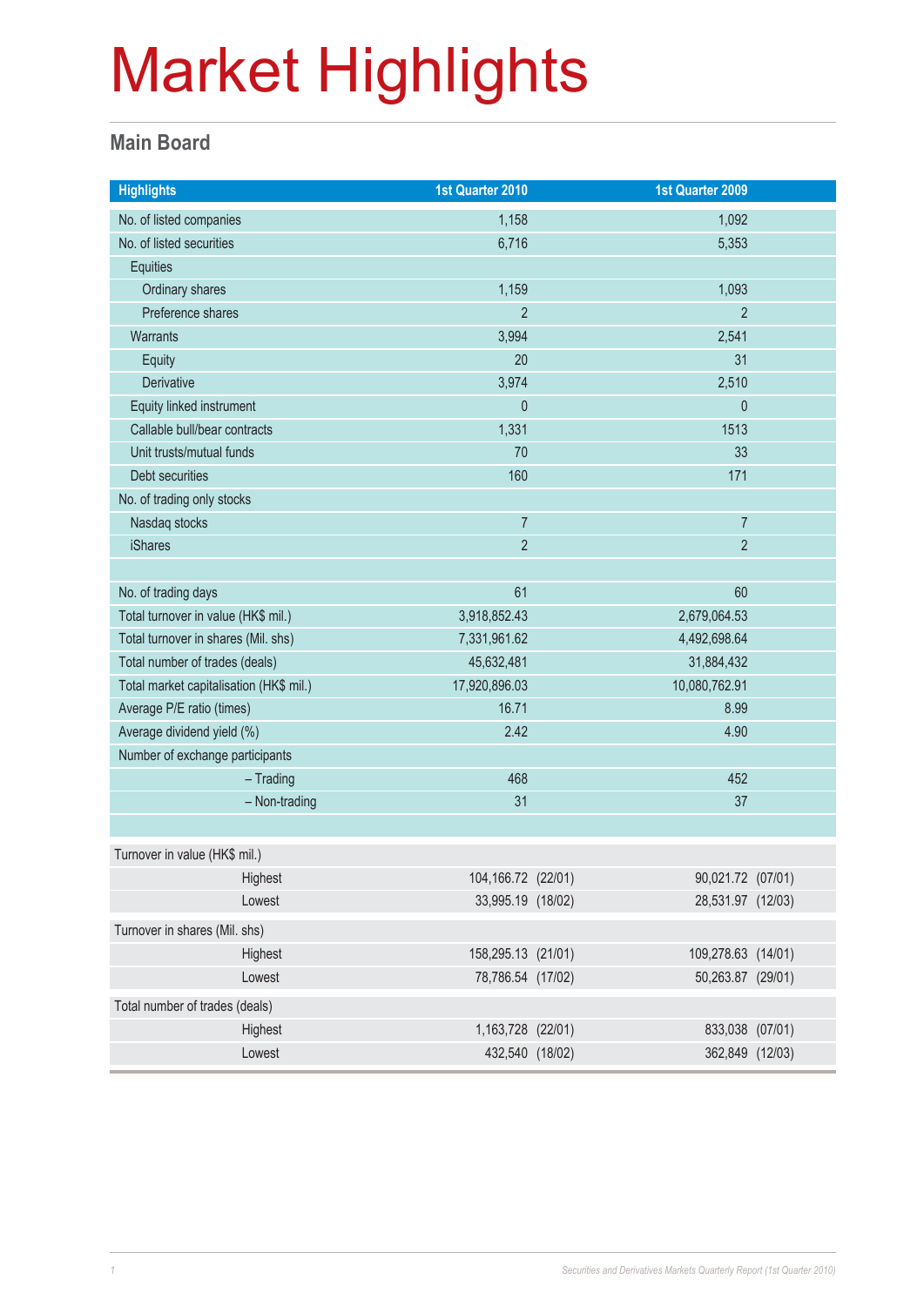# Market Highlights

## Main Board

| Highlights | 1st Quarter 2010 | 1st Quarter 2009 |
|---|---|---|
| No. of listed companies | 1,158 | 1,092 |
| No. of listed securities | 6,716 | 5,353 |
| Equities | | |
| Ordinary shares | 1,159 | 1,093 |
| Preference shares | 2 | 2 |
| Warrants | 3,994 | 2,541 |
| Equity | 20 | 31 |
| Derivative | 3,974 | 2,510 |
| Equity linked instrument | 0 | 0 |
| Callable bull/bear contracts | 1,331 | 1513 |
| Unit trusts/mutual funds | 70 | 33 |
| Debt securities | 160 | 171 |
| No. of trading only stocks | | |
| Nasdaq stocks | 7 | 7 |
| iShares | 2 | 2 |
| | | |
| No. of trading days | 61 | 60 |
| Total turnover in value (HK$ mil.) | 3,918,852.43 | 2,679,064.53 |
| Total turnover in shares (Mil. shs) | 7,331,961.62 | 4,492,698.64 |
| Total number of trades (deals) | 45,632,481 | 31,884,432 |
| Total market capitalisation (HK$ mil.) | 17,920,896.03 | 10,080,762.91 |
| Average P/E ratio (times) | 16.71 | 8.99 |
| Average dividend yield (%) | 2.42 | 4.90 |
| Number of exchange participants | | |
| – Trading | 468 | 452 |
| – Non-trading | 31 | 37 |

| | 1st Quarter 2010 | 1st Quarter 2009 |
|---|---|---|
| **Turnover in value (HK$ mil.)** | | |
| Highest | 104,166.72 (22/01) | 90,021.72 (07/01) |
| Lowest | 33,995.19 (18/02) | 28,531.97 (12/03) |
| **Turnover in shares (Mil. shs)** | | |
| Highest | 158,295.13 (21/01) | 109,278.63 (14/01) |
| Lowest | 78,786.54 (17/02) | 50,263.87 (29/01) |
| **Total number of trades (deals)** | | |
| Highest | 1,163,728 (22/01) | 833,038 (07/01) |
| Lowest | 432,540 (18/02) | 362,849 (12/03) |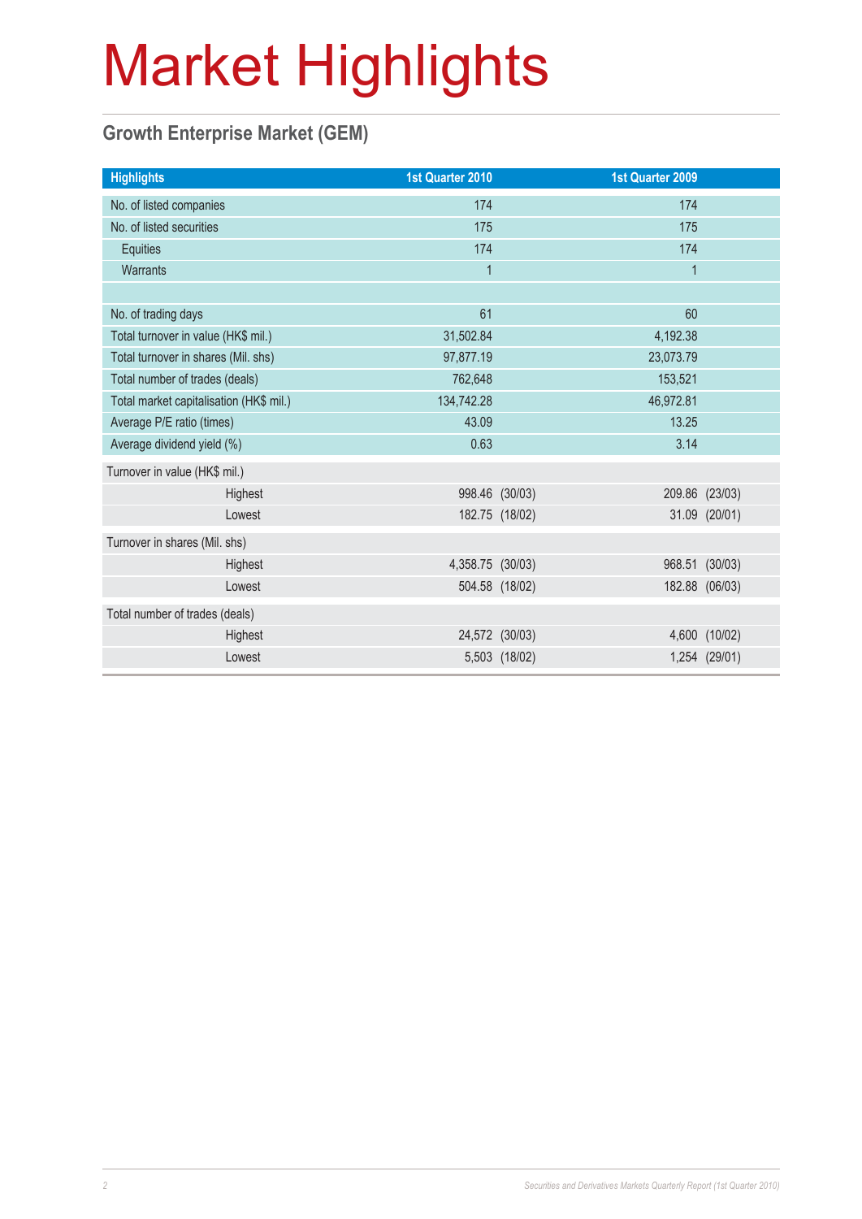# Market Highlights

## Growth Enterprise Market (GEM)

| Highlights | 1st Quarter 2010 | 1st Quarter 2009 |
|---|---|---|
| No. of listed companies | 174 | 174 |
| No. of listed securities | 175 | 175 |
| Equities | 174 | 174 |
| Warrants | 1 | 1 |
| | | |
| No. of trading days | 61 | 60 |
| Total turnover in value (HK$ mil.) | 31,502.84 | 4,192.38 |
| Total turnover in shares (Mil. shs) | 97,877.19 | 23,073.79 |
| Total number of trades (deals) | 762,648 | 153,521 |
| Total market capitalisation (HK$ mil.) | 134,742.28 | 46,972.81 |
| Average P/E ratio (times) | 43.09 | 13.25 |
| Average dividend yield (%) | 0.63 | 3.14 |
| Turnover in value (HK$ mil.) | | |
| Highest | 998.46 (30/03) | 209.86 (23/03) |
| Lowest | 182.75 (18/02) | 31.09 (20/01) |
| Turnover in shares (Mil. shs) | | |
| Highest | 4,358.75 (30/03) | 968.51 (30/03) |
| Lowest | 504.58 (18/02) | 182.88 (06/03) |
| Total number of trades (deals) | | |
| Highest | 24,572 (30/03) | 4,600 (10/02) |
| Lowest | 5,503 (18/02) | 1,254 (29/01) |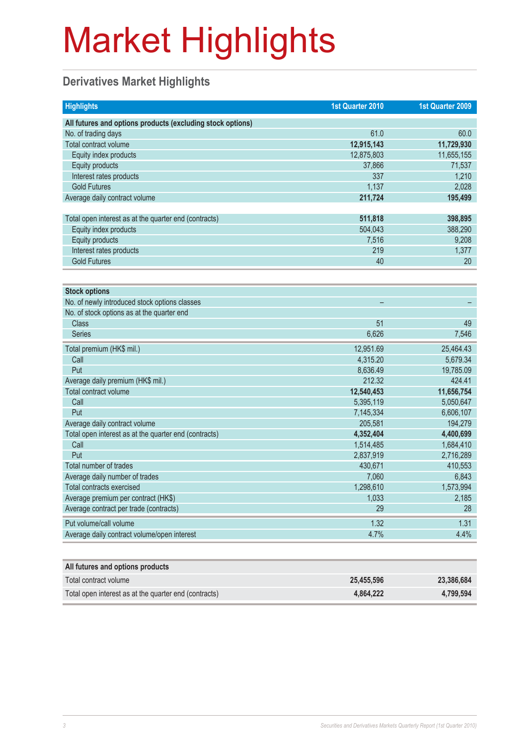# Market Highlights

## Derivatives Market Highlights

| Highlights | 1st Quarter 2010 | 1st Quarter 2009 |
|---|---|---|
| **All futures and options products (excluding stock options)** | | |
| No. of trading days | 61.0 | 60.0 |
| Total contract volume | **12,915,143** | **11,729,930** |
| Equity index products | 12,875,803 | 11,655,155 |
| Equity products | 37,866 | 71,537 |
| Interest rates products | 337 | 1,210 |
| Gold Futures | 1,137 | 2,028 |
| Average daily contract volume | **211,724** | **195,499** |
| Total open interest as at the quarter end (contracts) | **511,818** | **398,895** |
| Equity index products | 504,043 | 388,290 |
| Equity products | 7,516 | 9,208 |
| Interest rates products | 219 | 1,377 |
| Gold Futures | 40 | 20 |

| | | |
|---|---|---|
| **Stock options** | | |
| No. of newly introduced stock options classes | – | – |
| No. of stock options as at the quarter end | | |
| Class | 51 | 49 |
| Series | 6,626 | 7,546 |
| Total premium (HK$ mil.) | 12,951.69 | 25,464.43 |
| Call | 4,315.20 | 5,679.34 |
| Put | 8,636.49 | 19,785.09 |
| Average daily premium (HK$ mil.) | 212.32 | 424.41 |
| Total contract volume | **12,540,453** | **11,656,754** |
| Call | 5,395,119 | 5,050,647 |
| Put | 7,145,334 | 6,606,107 |
| Average daily contract volume | 205,581 | 194,279 |
| Total open interest as at the quarter end (contracts) | **4,352,404** | **4,400,699** |
| Call | 1,514,485 | 1,684,410 |
| Put | 2,837,919 | 2,716,289 |
| Total number of trades | 430,671 | 410,553 |
| Average daily number of trades | 7,060 | 6,843 |
| Total contracts exercised | 1,298,610 | 1,573,994 |
| Average premium per contract (HK$) | 1,033 | 2,185 |
| Average contract per trade (contracts) | 29 | 28 |
| Put volume/call volume | 1.32 | 1.31 |
| Average daily contract volume/open interest | 4.7% | 4.4% |

| | | |
|---|---|---|
| **All futures and options products** | | |
| Total contract volume | **25,455,596** | **23,386,684** |
| Total open interest as at the quarter end (contracts) | **4,864,222** | **4,799,594** |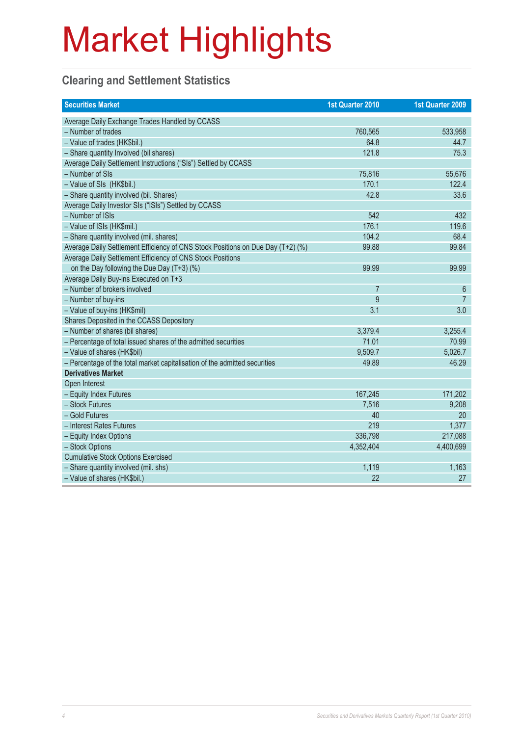# Market Highlights

## Clearing and Settlement Statistics

| Securities Market | 1st Quarter 2010 | 1st Quarter 2009 |
|---|---|---|
| Average Daily Exchange Trades Handled by CCASS | | |
| – Number of trades | 760,565 | 533,958 |
| – Value of trades (HK$bil.) | 64.8 | 44.7 |
| – Share quantity Involved (bil shares) | 121.8 | 75.3 |
| Average Daily Settlement Instructions ("SIs") Settled by CCASS | | |
| – Number of SIs | 75,816 | 55,676 |
| – Value of SIs (HK$bil.) | 170.1 | 122.4 |
| – Share quantity involved (bil. Shares) | 42.8 | 33.6 |
| Average Daily Investor SIs ("ISIs") Settled by CCASS | | |
| – Number of ISIs | 542 | 432 |
| – Value of ISIs (HK$mil.) | 176.1 | 119.6 |
| – Share quantity involved (mil. shares) | 104.2 | 68.4 |
| Average Daily Settlement Efficiency of CNS Stock Positions on Due Day (T+2) (%) | 99.88 | 99.84 |
| Average Daily Settlement Efficiency of CNS Stock Positions on the Day following the Due Day (T+3) (%) | 99.99 | 99.99 |
| Average Daily Buy-ins Executed on T+3 | | |
| – Number of brokers involved | 7 | 6 |
| – Number of buy-ins | 9 | 7 |
| – Value of buy-ins (HK$mil) | 3.1 | 3.0 |
| Shares Deposited in the CCASS Depository | | |
| – Number of shares (bil shares) | 3,379.4 | 3,255.4 |
| – Percentage of total issued shares of the admitted securities | 71.01 | 70.99 |
| – Value of shares (HK$bil) | 9,509.7 | 5,026.7 |
| – Percentage of the total market capitalisation of the admitted securities | 49.89 | 46.29 |
| **Derivatives Market** | | |
| Open Interest | | |
| – Equity Index Futures | 167,245 | 171,202 |
| – Stock Futures | 7,516 | 9,208 |
| – Gold Futures | 40 | 20 |
| – Interest Rates Futures | 219 | 1,377 |
| – Equity Index Options | 336,798 | 217,088 |
| – Stock Options | 4,352,404 | 4,400,699 |
| Cumulative Stock Options Exercised | | |
| – Share quantity involved (mil. shs) | 1,119 | 1,163 |
| – Value of shares (HK$bil.) | 22 | 27 |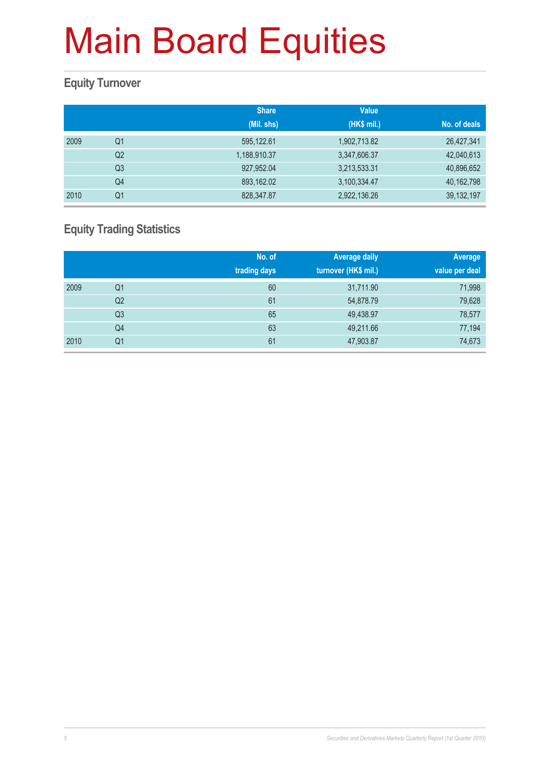# Main Board Equities

## Equity Turnover

| | | Share (Mil. shs) | Value (HK$ mil.) | No. of deals |
|---|---|---|---|---|
| 2009 | Q1 | 595,122.61 | 1,902,713.82 | 26,427,341 |
| | Q2 | 1,188,910.37 | 3,347,606.37 | 42,040,613 |
| | Q3 | 927,952.04 | 3,213,533.31 | 40,896,652 |
| | Q4 | 893,162.02 | 3,100,334.47 | 40,162,798 |
| 2010 | Q1 | 828,347.87 | 2,922,136.26 | 39,132,197 |

## Equity Trading Statistics

| | | No. of trading days | Average daily turnover (HK$ mil.) | Average value per deal |
|---|---|---|---|---|
| 2009 | Q1 | 60 | 31,711.90 | 71,998 |
| | Q2 | 61 | 54,878.79 | 79,628 |
| | Q3 | 65 | 49,438.97 | 78,577 |
| | Q4 | 63 | 49,211.66 | 77,194 |
| 2010 | Q1 | 61 | 47,903.87 | 74,673 |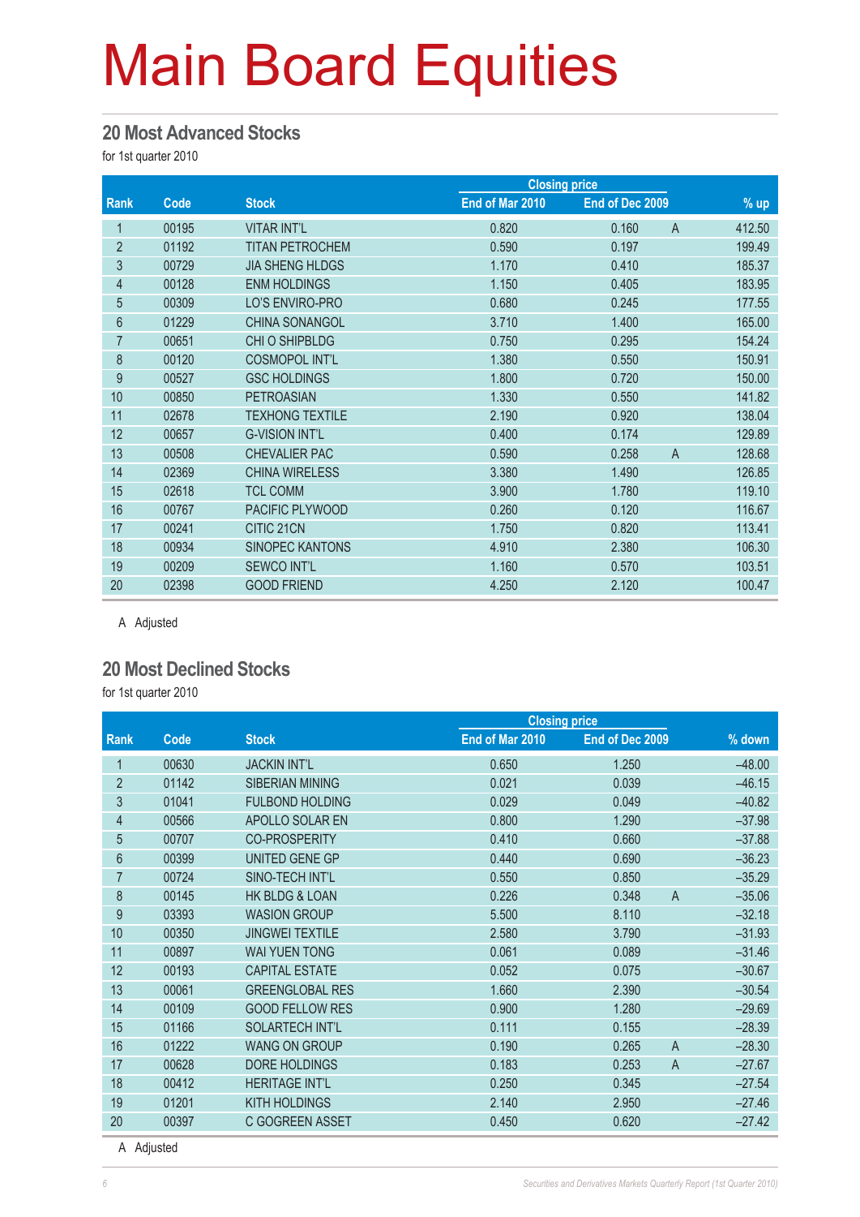# Main Board Equities

## 20 Most Advanced Stocks

for 1st quarter 2010

| Rank | Code | Stock | Closing price | | | % up |
|---|---|---|---|---|---|---|
| | | | End of Mar 2010 | End of Dec 2009 | | |
| 1 | 00195 | VITAR INT'L | 0.820 | 0.160 | A | 412.50 |
| 2 | 01192 | TITAN PETROCHEM | 0.590 | 0.197 | | 199.49 |
| 3 | 00729 | JIA SHENG HLDGS | 1.170 | 0.410 | | 185.37 |
| 4 | 00128 | ENM HOLDINGS | 1.150 | 0.405 | | 183.95 |
| 5 | 00309 | LO'S ENVIRO-PRO | 0.680 | 0.245 | | 177.55 |
| 6 | 01229 | CHINA SONANGOL | 3.710 | 1.400 | | 165.00 |
| 7 | 00651 | CHI O SHIPBLDG | 0.750 | 0.295 | | 154.24 |
| 8 | 00120 | COSMOPOL INT'L | 1.380 | 0.550 | | 150.91 |
| 9 | 00527 | GSC HOLDINGS | 1.800 | 0.720 | | 150.00 |
| 10 | 00850 | PETROASIAN | 1.330 | 0.550 | | 141.82 |
| 11 | 02678 | TEXHONG TEXTILE | 2.190 | 0.920 | | 138.04 |
| 12 | 00657 | G-VISION INT'L | 0.400 | 0.174 | | 129.89 |
| 13 | 00508 | CHEVALIER PAC | 0.590 | 0.258 | A | 128.68 |
| 14 | 02369 | CHINA WIRELESS | 3.380 | 1.490 | | 126.85 |
| 15 | 02618 | TCL COMM | 3.900 | 1.780 | | 119.10 |
| 16 | 00767 | PACIFIC PLYWOOD | 0.260 | 0.120 | | 116.67 |
| 17 | 00241 | CITIC 21CN | 1.750 | 0.820 | | 113.41 |
| 18 | 00934 | SINOPEC KANTONS | 4.910 | 2.380 | | 106.30 |
| 19 | 00209 | SEWCO INT'L | 1.160 | 0.570 | | 103.51 |
| 20 | 02398 | GOOD FRIEND | 4.250 | 2.120 | | 100.47 |

A Adjusted

## 20 Most Declined Stocks

for 1st quarter 2010

| Rank | Code | Stock | Closing price | | | % down |
|---|---|---|---|---|---|---|
| | | | End of Mar 2010 | End of Dec 2009 | | |
| 1 | 00630 | JACKIN INT'L | 0.650 | 1.250 | | –48.00 |
| 2 | 01142 | SIBERIAN MINING | 0.021 | 0.039 | | –46.15 |
| 3 | 01041 | FULBOND HOLDING | 0.029 | 0.049 | | –40.82 |
| 4 | 00566 | APOLLO SOLAR EN | 0.800 | 1.290 | | –37.98 |
| 5 | 00707 | CO-PROSPERITY | 0.410 | 0.660 | | –37.88 |
| 6 | 00399 | UNITED GENE GP | 0.440 | 0.690 | | –36.23 |
| 7 | 00724 | SINO-TECH INT'L | 0.550 | 0.850 | | –35.29 |
| 8 | 00145 | HK BLDG & LOAN | 0.226 | 0.348 | A | –35.06 |
| 9 | 03393 | WASION GROUP | 5.500 | 8.110 | | –32.18 |
| 10 | 00350 | JINGWEI TEXTILE | 2.580 | 3.790 | | –31.93 |
| 11 | 00897 | WAI YUEN TONG | 0.061 | 0.089 | | –31.46 |
| 12 | 00193 | CAPITAL ESTATE | 0.052 | 0.075 | | –30.67 |
| 13 | 00061 | GREENGLOBAL RES | 1.660 | 2.390 | | –30.54 |
| 14 | 00109 | GOOD FELLOW RES | 0.900 | 1.280 | | –29.69 |
| 15 | 01166 | SOLARTECH INT'L | 0.111 | 0.155 | | –28.39 |
| 16 | 01222 | WANG ON GROUP | 0.190 | 0.265 | A | –28.30 |
| 17 | 00628 | DORE HOLDINGS | 0.183 | 0.253 | A | –27.67 |
| 18 | 00412 | HERITAGE INT'L | 0.250 | 0.345 | | –27.54 |
| 19 | 01201 | KITH HOLDINGS | 2.140 | 2.950 | | –27.46 |
| 20 | 00397 | C GOGREEN ASSET | 0.450 | 0.620 | | –27.42 |

A Adjusted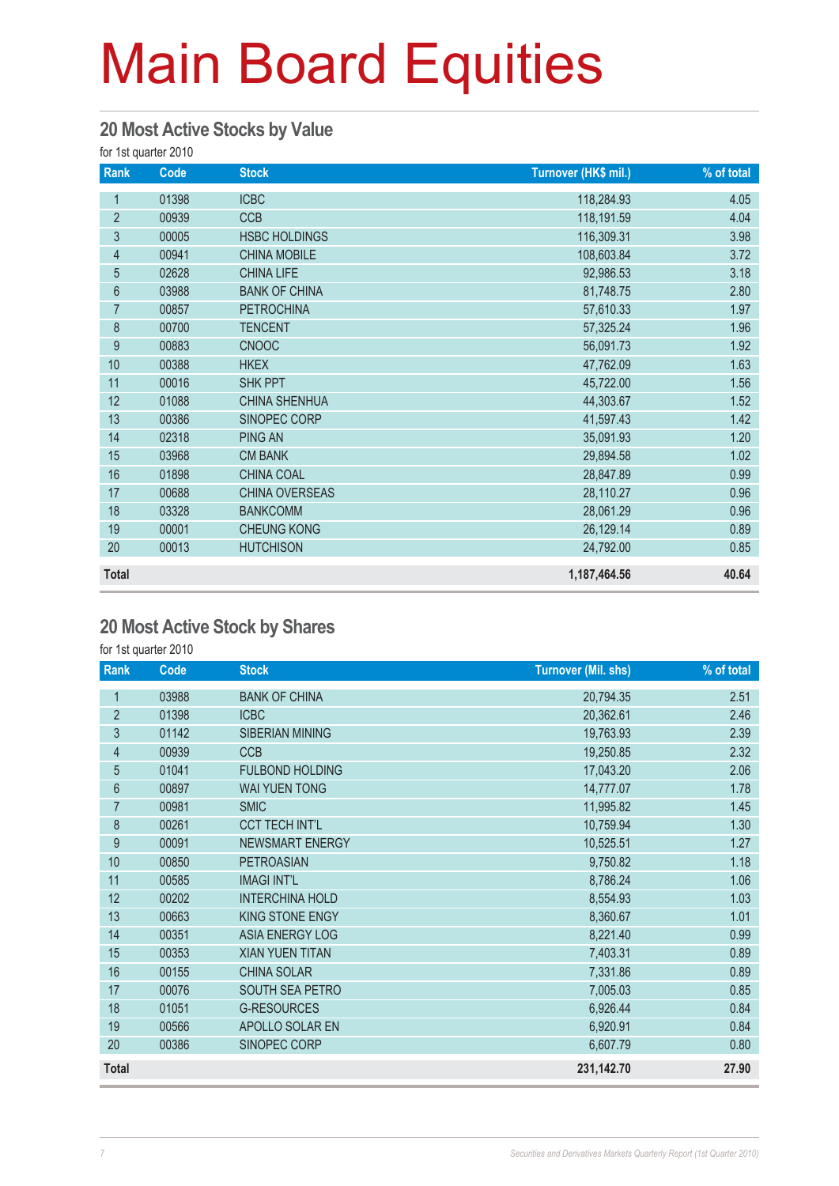# Main Board Equities

## 20 Most Active Stocks by Value

for 1st quarter 2010

| Rank | Code | Stock | Turnover (HK$ mil.) | % of total |
|---|---|---|---|---|
| 1 | 01398 | ICBC | 118,284.93 | 4.05 |
| 2 | 00939 | CCB | 118,191.59 | 4.04 |
| 3 | 00005 | HSBC HOLDINGS | 116,309.31 | 3.98 |
| 4 | 00941 | CHINA MOBILE | 108,603.84 | 3.72 |
| 5 | 02628 | CHINA LIFE | 92,986.53 | 3.18 |
| 6 | 03988 | BANK OF CHINA | 81,748.75 | 2.80 |
| 7 | 00857 | PETROCHINA | 57,610.33 | 1.97 |
| 8 | 00700 | TENCENT | 57,325.24 | 1.96 |
| 9 | 00883 | CNOOC | 56,091.73 | 1.92 |
| 10 | 00388 | HKEX | 47,762.09 | 1.63 |
| 11 | 00016 | SHK PPT | 45,722.00 | 1.56 |
| 12 | 01088 | CHINA SHENHUA | 44,303.67 | 1.52 |
| 13 | 00386 | SINOPEC CORP | 41,597.43 | 1.42 |
| 14 | 02318 | PING AN | 35,091.93 | 1.20 |
| 15 | 03968 | CM BANK | 29,894.58 | 1.02 |
| 16 | 01898 | CHINA COAL | 28,847.89 | 0.99 |
| 17 | 00688 | CHINA OVERSEAS | 28,110.27 | 0.96 |
| 18 | 03328 | BANKCOMM | 28,061.29 | 0.96 |
| 19 | 00001 | CHEUNG KONG | 26,129.14 | 0.89 |
| 20 | 00013 | HUTCHISON | 24,792.00 | 0.85 |
| **Total** | | | **1,187,464.56** | **40.64** |

## 20 Most Active Stock by Shares

for 1st quarter 2010

| Rank | Code | Stock | Turnover (Mil. shs) | % of total |
|---|---|---|---|---|
| 1 | 03988 | BANK OF CHINA | 20,794.35 | 2.51 |
| 2 | 01398 | ICBC | 20,362.61 | 2.46 |
| 3 | 01142 | SIBERIAN MINING | 19,763.93 | 2.39 |
| 4 | 00939 | CCB | 19,250.85 | 2.32 |
| 5 | 01041 | FULBOND HOLDING | 17,043.20 | 2.06 |
| 6 | 00897 | WAI YUEN TONG | 14,777.07 | 1.78 |
| 7 | 00981 | SMIC | 11,995.82 | 1.45 |
| 8 | 00261 | CCT TECH INT'L | 10,759.94 | 1.30 |
| 9 | 00091 | NEWSMART ENERGY | 10,525.51 | 1.27 |
| 10 | 00850 | PETROASIAN | 9,750.82 | 1.18 |
| 11 | 00585 | IMAGI INT'L | 8,786.24 | 1.06 |
| 12 | 00202 | INTERCHINA HOLD | 8,554.93 | 1.03 |
| 13 | 00663 | KING STONE ENGY | 8,360.67 | 1.01 |
| 14 | 00351 | ASIA ENERGY LOG | 8,221.40 | 0.99 |
| 15 | 00353 | XIAN YUEN TITAN | 7,403.31 | 0.89 |
| 16 | 00155 | CHINA SOLAR | 7,331.86 | 0.89 |
| 17 | 00076 | SOUTH SEA PETRO | 7,005.03 | 0.85 |
| 18 | 01051 | G-RESOURCES | 6,926.44 | 0.84 |
| 19 | 00566 | APOLLO SOLAR EN | 6,920.91 | 0.84 |
| 20 | 00386 | SINOPEC CORP | 6,607.79 | 0.80 |
| **Total** | | | **231,142.70** | **27.90** |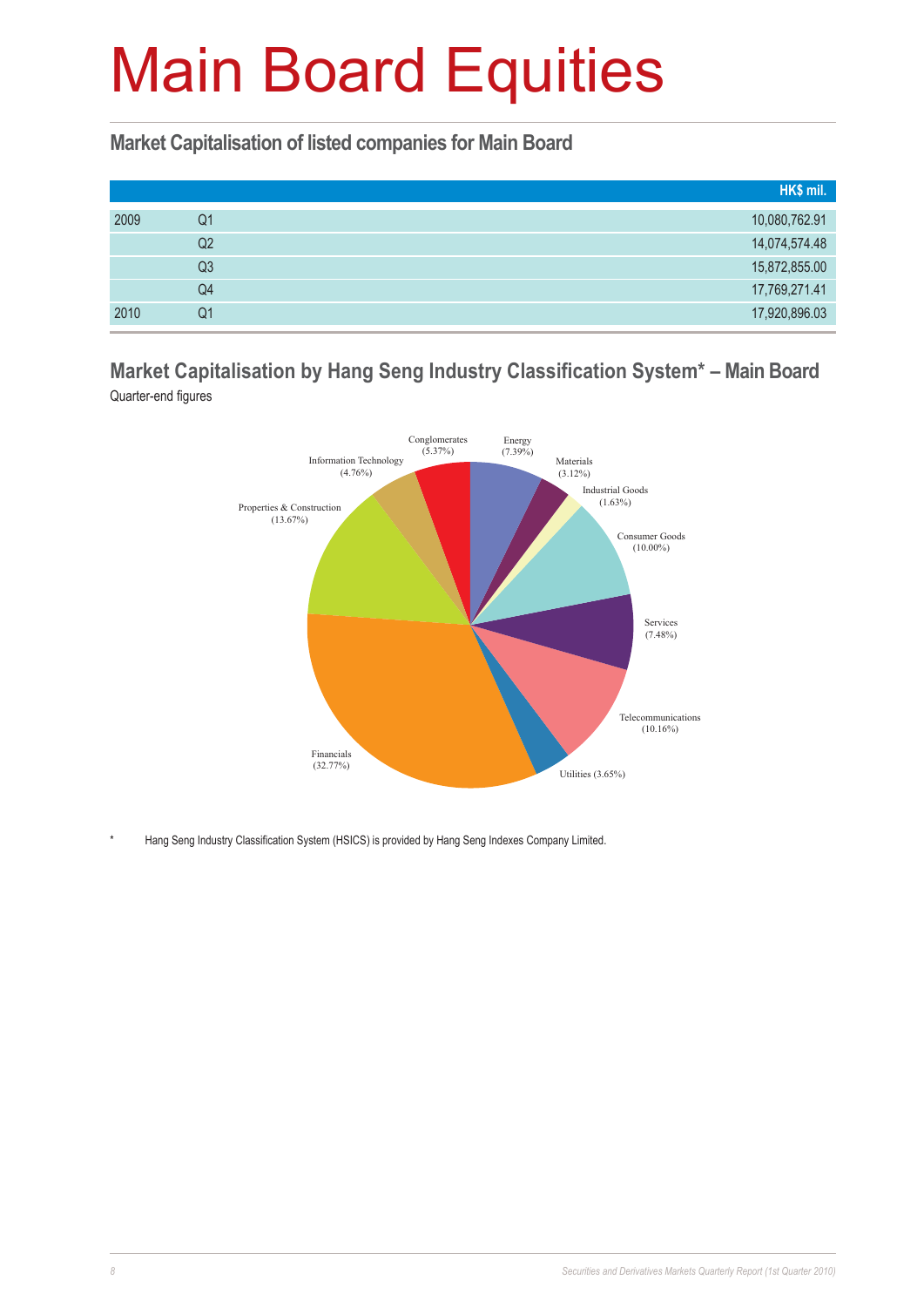# Main Board Equities

## Market Capitalisation of listed companies for Main Board

| | | HK$ mil. |
|---|---|---|
| 2009 | Q1 | 10,080,762.91 |
| | Q2 | 14,074,574.48 |
| | Q3 | 15,872,855.00 |
| | Q4 | 17,769,271.41 |
| 2010 | Q1 | 17,920,896.03 |

## Market Capitalisation by Hang Seng Industry Classification System* – Main Board

Quarter-end figures

| Industry | % |
|---|---|
| Energy | 7.39% |
| Materials | 3.12% |
| Industrial Goods | 1.63% |
| Consumer Goods | 10.00% |
| Services | 7.48% |
| Telecommunications | 10.16% |
| Utilities | 3.65% |
| Financials | 32.77% |
| Properties & Construction | 13.67% |
| Information Technology | 4.76% |
| Conglomerates | 5.37% |

\* Hang Seng Industry Classification System (HSICS) is provided by Hang Seng Indexes Company Limited.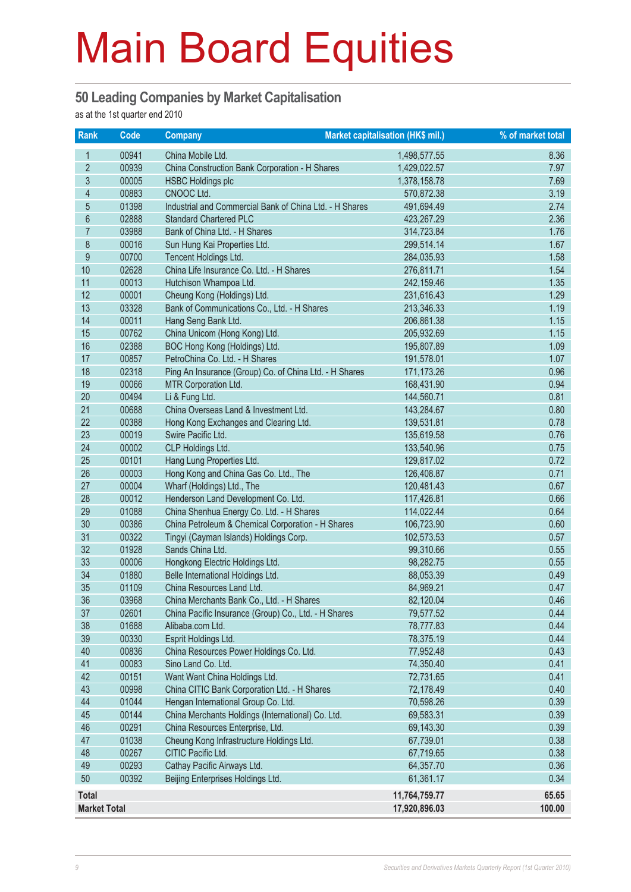# Main Board Equities

## 50 Leading Companies by Market Capitalisation

as at the 1st quarter end 2010

| Rank | Code | Company | Market capitalisation (HK$ mil.) | % of market total |
|---|---|---|---|---|
| 1 | 00941 | China Mobile Ltd. | 1,498,577.55 | 8.36 |
| 2 | 00939 | China Construction Bank Corporation - H Shares | 1,429,022.57 | 7.97 |
| 3 | 00005 | HSBC Holdings plc | 1,378,158.78 | 7.69 |
| 4 | 00883 | CNOOC Ltd. | 570,872.38 | 3.19 |
| 5 | 01398 | Industrial and Commercial Bank of China Ltd. - H Shares | 491,694.49 | 2.74 |
| 6 | 02888 | Standard Chartered PLC | 423,267.29 | 2.36 |
| 7 | 03988 | Bank of China Ltd. - H Shares | 314,723.84 | 1.76 |
| 8 | 00016 | Sun Hung Kai Properties Ltd. | 299,514.14 | 1.67 |
| 9 | 00700 | Tencent Holdings Ltd. | 284,035.93 | 1.58 |
| 10 | 02628 | China Life Insurance Co. Ltd. - H Shares | 276,811.71 | 1.54 |
| 11 | 00013 | Hutchison Whampoa Ltd. | 242,159.46 | 1.35 |
| 12 | 00001 | Cheung Kong (Holdings) Ltd. | 231,616.43 | 1.29 |
| 13 | 03328 | Bank of Communications Co., Ltd. - H Shares | 213,346.33 | 1.19 |
| 14 | 00011 | Hang Seng Bank Ltd. | 206,861.38 | 1.15 |
| 15 | 00762 | China Unicom (Hong Kong) Ltd. | 205,932.69 | 1.15 |
| 16 | 02388 | BOC Hong Kong (Holdings) Ltd. | 195,807.89 | 1.09 |
| 17 | 00857 | PetroChina Co. Ltd. - H Shares | 191,578.01 | 1.07 |
| 18 | 02318 | Ping An Insurance (Group) Co. of China Ltd. - H Shares | 171,173.26 | 0.96 |
| 19 | 00066 | MTR Corporation Ltd. | 168,431.90 | 0.94 |
| 20 | 00494 | Li & Fung Ltd. | 144,560.71 | 0.81 |
| 21 | 00688 | China Overseas Land & Investment Ltd. | 143,284.67 | 0.80 |
| 22 | 00388 | Hong Kong Exchanges and Clearing Ltd. | 139,531.81 | 0.78 |
| 23 | 00019 | Swire Pacific Ltd. | 135,619.58 | 0.76 |
| 24 | 00002 | CLP Holdings Ltd. | 133,540.96 | 0.75 |
| 25 | 00101 | Hang Lung Properties Ltd. | 129,817.02 | 0.72 |
| 26 | 00003 | Hong Kong and China Gas Co. Ltd., The | 126,408.87 | 0.71 |
| 27 | 00004 | Wharf (Holdings) Ltd., The | 120,481.43 | 0.67 |
| 28 | 00012 | Henderson Land Development Co. Ltd. | 117,426.81 | 0.66 |
| 29 | 01088 | China Shenhua Energy Co. Ltd. - H Shares | 114,022.44 | 0.64 |
| 30 | 00386 | China Petroleum & Chemical Corporation - H Shares | 106,723.90 | 0.60 |
| 31 | 00322 | Tingyi (Cayman Islands) Holdings Corp. | 102,573.53 | 0.57 |
| 32 | 01928 | Sands China Ltd. | 99,310.66 | 0.55 |
| 33 | 00006 | Hongkong Electric Holdings Ltd. | 98,282.75 | 0.55 |
| 34 | 01880 | Belle International Holdings Ltd. | 88,053.39 | 0.49 |
| 35 | 01109 | China Resources Land Ltd. | 84,969.21 | 0.47 |
| 36 | 03968 | China Merchants Bank Co., Ltd. - H Shares | 82,120.04 | 0.46 |
| 37 | 02601 | China Pacific Insurance (Group) Co., Ltd. - H Shares | 79,577.52 | 0.44 |
| 38 | 01688 | Alibaba.com Ltd. | 78,777.83 | 0.44 |
| 39 | 00330 | Esprit Holdings Ltd. | 78,375.19 | 0.44 |
| 40 | 00836 | China Resources Power Holdings Co. Ltd. | 77,952.48 | 0.43 |
| 41 | 00083 | Sino Land Co. Ltd. | 74,350.40 | 0.41 |
| 42 | 00151 | Want Want China Holdings Ltd. | 72,731.65 | 0.41 |
| 43 | 00998 | China CITIC Bank Corporation Ltd. - H Shares | 72,178.49 | 0.40 |
| 44 | 01044 | Hengan International Group Co. Ltd. | 70,598.26 | 0.39 |
| 45 | 00144 | China Merchants Holdings (International) Co. Ltd. | 69,583.31 | 0.39 |
| 46 | 00291 | China Resources Enterprise, Ltd. | 69,143.30 | 0.39 |
| 47 | 01038 | Cheung Kong Infrastructure Holdings Ltd. | 67,739.01 | 0.38 |
| 48 | 00267 | CITIC Pacific Ltd. | 67,719.65 | 0.38 |
| 49 | 00293 | Cathay Pacific Airways Ltd. | 64,357.70 | 0.36 |
| 50 | 00392 | Beijing Enterprises Holdings Ltd. | 61,361.17 | 0.34 |
| **Total** | | | **11,764,759.77** | **65.65** |
| **Market Total** | | | **17,920,896.03** | **100.00** |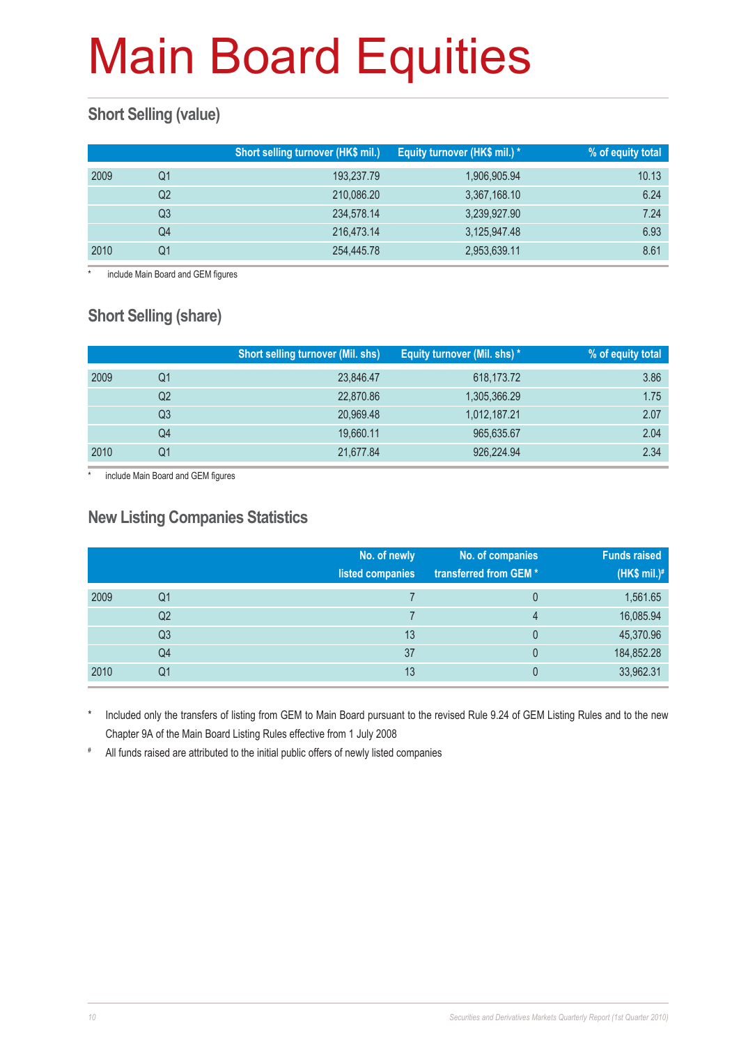# Main Board Equities

## Short Selling (value)

| | | Short selling turnover (HK$ mil.) | Equity turnover (HK$ mil.) * | % of equity total |
|---|---|---|---|---|
| 2009 | Q1 | 193,237.79 | 1,906,905.94 | 10.13 |
| | Q2 | 210,086.20 | 3,367,168.10 | 6.24 |
| | Q3 | 234,578.14 | 3,239,927.90 | 7.24 |
| | Q4 | 216,473.14 | 3,125,947.48 | 6.93 |
| 2010 | Q1 | 254,445.78 | 2,953,639.11 | 8.61 |

\* include Main Board and GEM figures

## Short Selling (share)

| | | Short selling turnover (Mil. shs) | Equity turnover (Mil. shs) * | % of equity total |
|---|---|---|---|---|
| 2009 | Q1 | 23,846.47 | 618,173.72 | 3.86 |
| | Q2 | 22,870.86 | 1,305,366.29 | 1.75 |
| | Q3 | 20,969.48 | 1,012,187.21 | 2.07 |
| | Q4 | 19,660.11 | 965,635.67 | 2.04 |
| 2010 | Q1 | 21,677.84 | 926,224.94 | 2.34 |

\* include Main Board and GEM figures

## New Listing Companies Statistics

| | | No. of newly listed companies | No. of companies transferred from GEM * | Funds raised (HK$ mil.)# |
|---|---|---|---|---|
| 2009 | Q1 | 7 | 0 | 1,561.65 |
| | Q2 | 7 | 4 | 16,085.94 |
| | Q3 | 13 | 0 | 45,370.96 |
| | Q4 | 37 | 0 | 184,852.28 |
| 2010 | Q1 | 13 | 0 | 33,962.31 |

\* Included only the transfers of listing from GEM to Main Board pursuant to the revised Rule 9.24 of GEM Listing Rules and to the new Chapter 9A of the Main Board Listing Rules effective from 1 July 2008

\# All funds raised are attributed to the initial public offers of newly listed companies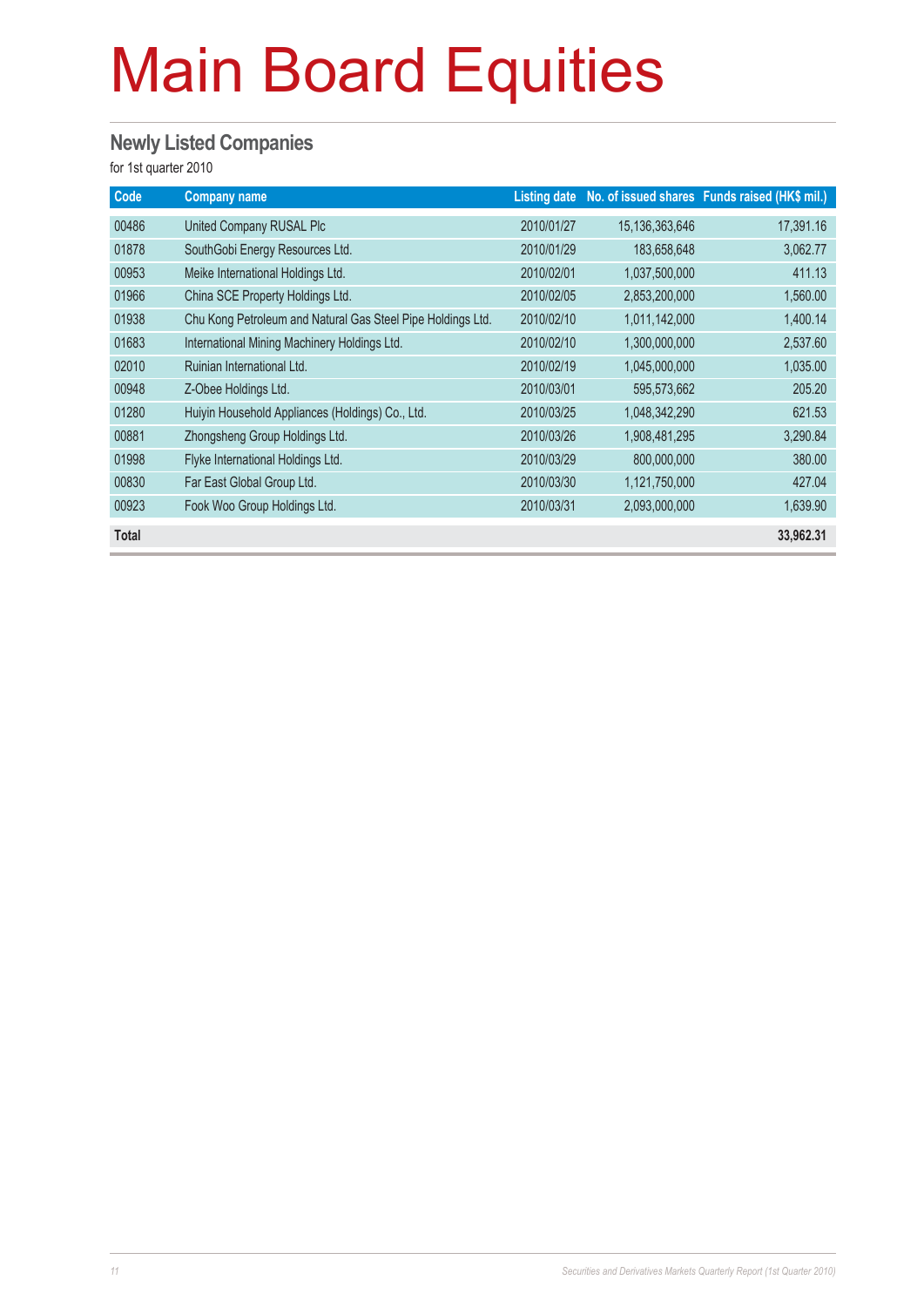# Main Board Equities

## Newly Listed Companies

for 1st quarter 2010

| Code | Company name | Listing date | No. of issued shares | Funds raised (HK$ mil.) |
|---|---|---|---|---|
| 00486 | United Company RUSAL Plc | 2010/01/27 | 15,136,363,646 | 17,391.16 |
| 01878 | SouthGobi Energy Resources Ltd. | 2010/01/29 | 183,658,648 | 3,062.77 |
| 00953 | Meike International Holdings Ltd. | 2010/02/01 | 1,037,500,000 | 411.13 |
| 01966 | China SCE Property Holdings Ltd. | 2010/02/05 | 2,853,200,000 | 1,560.00 |
| 01938 | Chu Kong Petroleum and Natural Gas Steel Pipe Holdings Ltd. | 2010/02/10 | 1,011,142,000 | 1,400.14 |
| 01683 | International Mining Machinery Holdings Ltd. | 2010/02/10 | 1,300,000,000 | 2,537.60 |
| 02010 | Ruinian International Ltd. | 2010/02/19 | 1,045,000,000 | 1,035.00 |
| 00948 | Z-Obee Holdings Ltd. | 2010/03/01 | 595,573,662 | 205.20 |
| 01280 | Huiyin Household Appliances (Holdings) Co., Ltd. | 2010/03/25 | 1,048,342,290 | 621.53 |
| 00881 | Zhongsheng Group Holdings Ltd. | 2010/03/26 | 1,908,481,295 | 3,290.84 |
| 01998 | Flyke International Holdings Ltd. | 2010/03/29 | 800,000,000 | 380.00 |
| 00830 | Far East Global Group Ltd. | 2010/03/30 | 1,121,750,000 | 427.04 |
| 00923 | Fook Woo Group Holdings Ltd. | 2010/03/31 | 2,093,000,000 | 1,639.90 |
| **Total** | | | | **33,962.31** |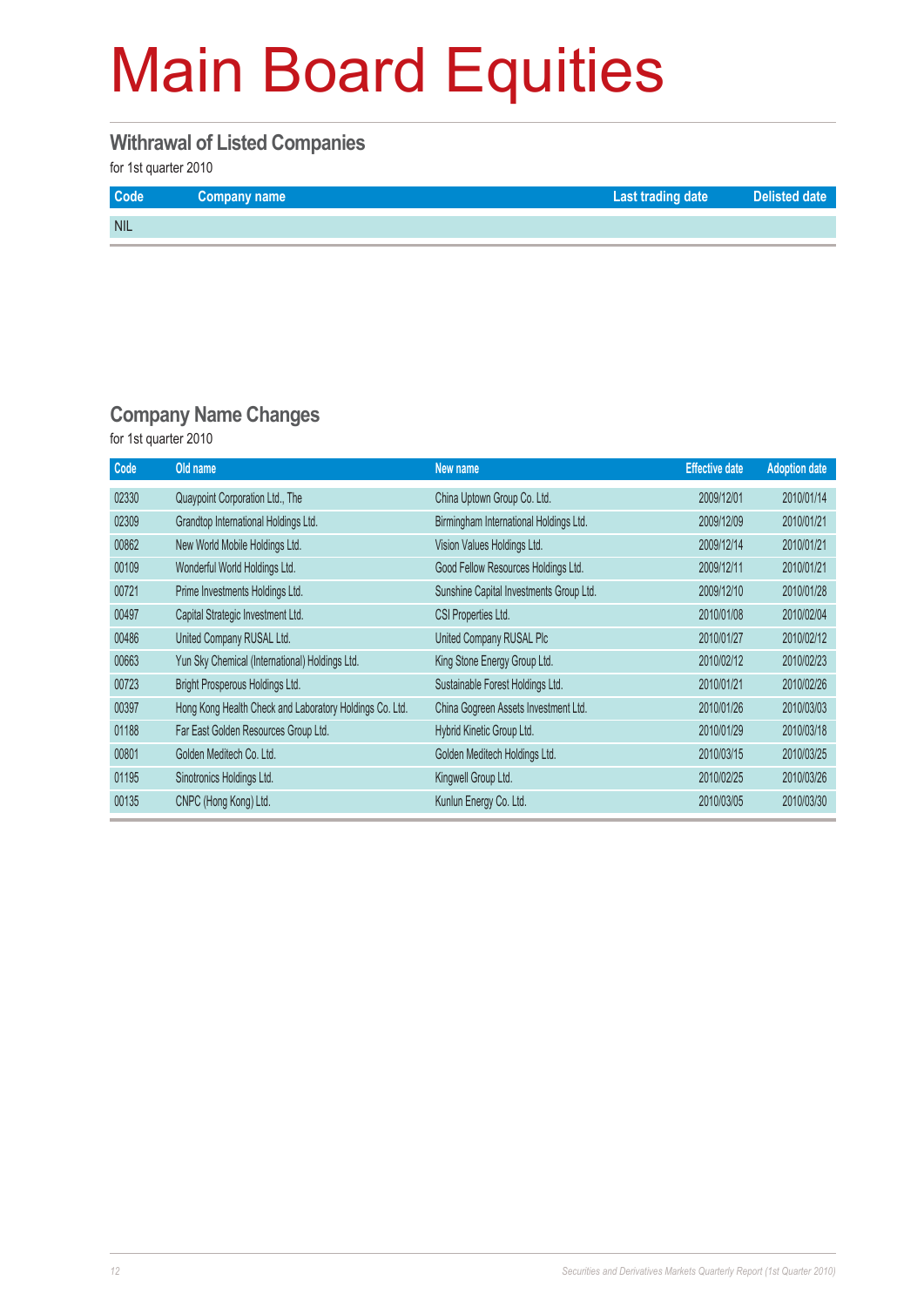# Main Board Equities

## Withrawal of Listed Companies

for 1st quarter 2010

| Code | Company name | Last trading date | Delisted date |
|---|---|---|---|
| NIL | | | |

## Company Name Changes

for 1st quarter 2010

| Code | Old name | New name | Effective date | Adoption date |
|---|---|---|---|---|
| 02330 | Quaypoint Corporation Ltd., The | China Uptown Group Co. Ltd. | 2009/12/01 | 2010/01/14 |
| 02309 | Grandtop International Holdings Ltd. | Birmingham International Holdings Ltd. | 2009/12/09 | 2010/01/21 |
| 00862 | New World Mobile Holdings Ltd. | Vision Values Holdings Ltd. | 2009/12/14 | 2010/01/21 |
| 00109 | Wonderful World Holdings Ltd. | Good Fellow Resources Holdings Ltd. | 2009/12/11 | 2010/01/21 |
| 00721 | Prime Investments Holdings Ltd. | Sunshine Capital Investments Group Ltd. | 2009/12/10 | 2010/01/28 |
| 00497 | Capital Strategic Investment Ltd. | CSI Properties Ltd. | 2010/01/08 | 2010/02/04 |
| 00486 | United Company RUSAL Ltd. | United Company RUSAL Plc | 2010/01/27 | 2010/02/12 |
| 00663 | Yun Sky Chemical (International) Holdings Ltd. | King Stone Energy Group Ltd. | 2010/02/12 | 2010/02/23 |
| 00723 | Bright Prosperous Holdings Ltd. | Sustainable Forest Holdings Ltd. | 2010/01/21 | 2010/02/26 |
| 00397 | Hong Kong Health Check and Laboratory Holdings Co. Ltd. | China Gogreen Assets Investment Ltd. | 2010/01/26 | 2010/03/03 |
| 01188 | Far East Golden Resources Group Ltd. | Hybrid Kinetic Group Ltd. | 2010/01/29 | 2010/03/18 |
| 00801 | Golden Meditech Co. Ltd. | Golden Meditech Holdings Ltd. | 2010/03/15 | 2010/03/25 |
| 01195 | Sinotronics Holdings Ltd. | Kingwell Group Ltd. | 2010/02/25 | 2010/03/26 |
| 00135 | CNPC (Hong Kong) Ltd. | Kunlun Energy Co. Ltd. | 2010/03/05 | 2010/03/30 |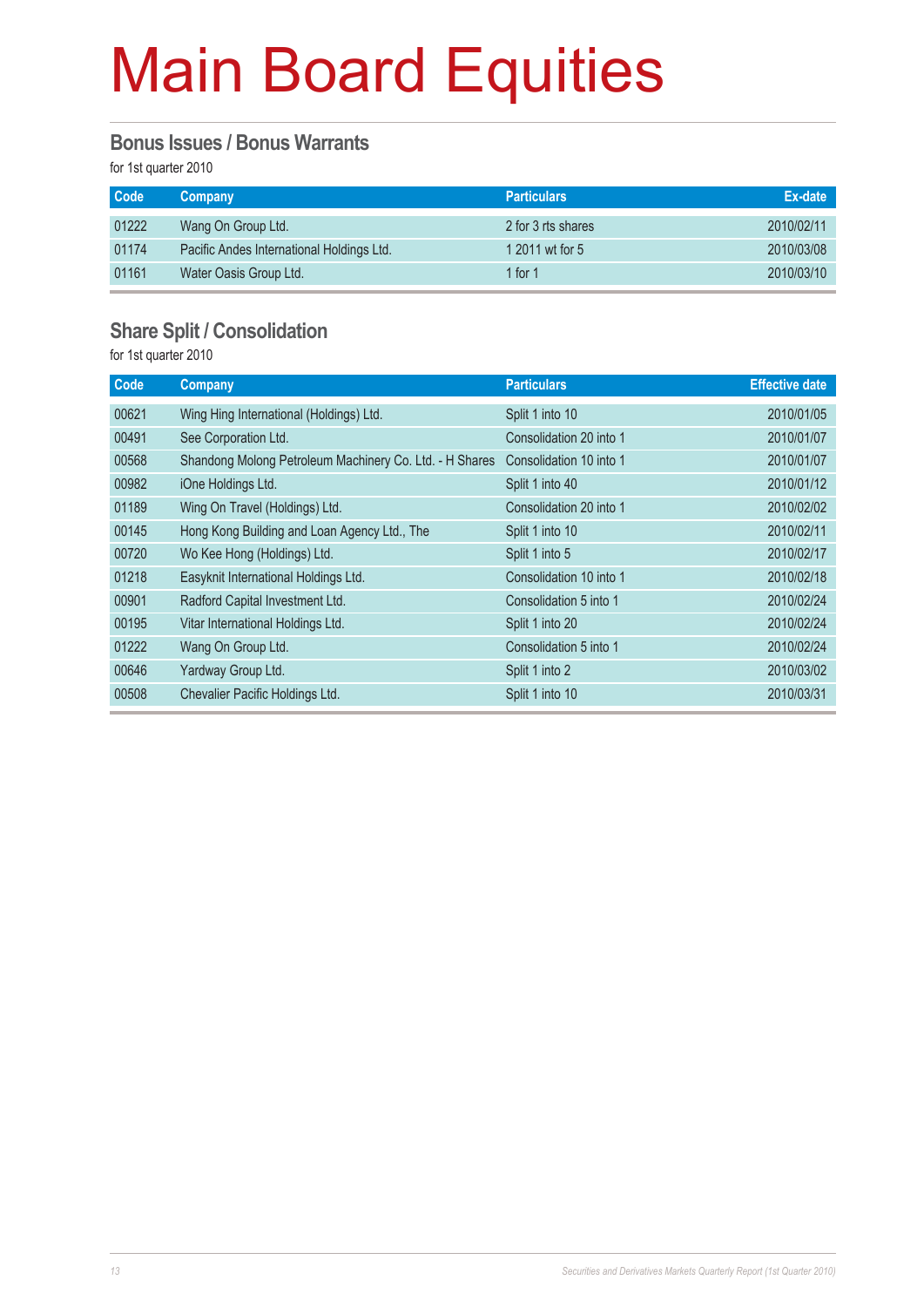# Main Board Equities

## Bonus Issues / Bonus Warrants

for 1st quarter 2010

| Code | Company | Particulars | Ex-date |
|---|---|---|---|
| 01222 | Wang On Group Ltd. | 2 for 3 rts shares | 2010/02/11 |
| 01174 | Pacific Andes International Holdings Ltd. | 1 2011 wt for 5 | 2010/03/08 |
| 01161 | Water Oasis Group Ltd. | 1 for 1 | 2010/03/10 |

## Share Split / Consolidation

for 1st quarter 2010

| Code | Company | Particulars | Effective date |
|---|---|---|---|
| 00621 | Wing Hing International (Holdings) Ltd. | Split 1 into 10 | 2010/01/05 |
| 00491 | See Corporation Ltd. | Consolidation 20 into 1 | 2010/01/07 |
| 00568 | Shandong Molong Petroleum Machinery Co. Ltd. - H Shares | Consolidation 10 into 1 | 2010/01/07 |
| 00982 | iOne Holdings Ltd. | Split 1 into 40 | 2010/01/12 |
| 01189 | Wing On Travel (Holdings) Ltd. | Consolidation 20 into 1 | 2010/02/02 |
| 00145 | Hong Kong Building and Loan Agency Ltd., The | Split 1 into 10 | 2010/02/11 |
| 00720 | Wo Kee Hong (Holdings) Ltd. | Split 1 into 5 | 2010/02/17 |
| 01218 | Easyknit International Holdings Ltd. | Consolidation 10 into 1 | 2010/02/18 |
| 00901 | Radford Capital Investment Ltd. | Consolidation 5 into 1 | 2010/02/24 |
| 00195 | Vitar International Holdings Ltd. | Split 1 into 20 | 2010/02/24 |
| 01222 | Wang On Group Ltd. | Consolidation 5 into 1 | 2010/02/24 |
| 00646 | Yardway Group Ltd. | Split 1 into 2 | 2010/03/02 |
| 00508 | Chevalier Pacific Holdings Ltd. | Split 1 into 10 | 2010/03/31 |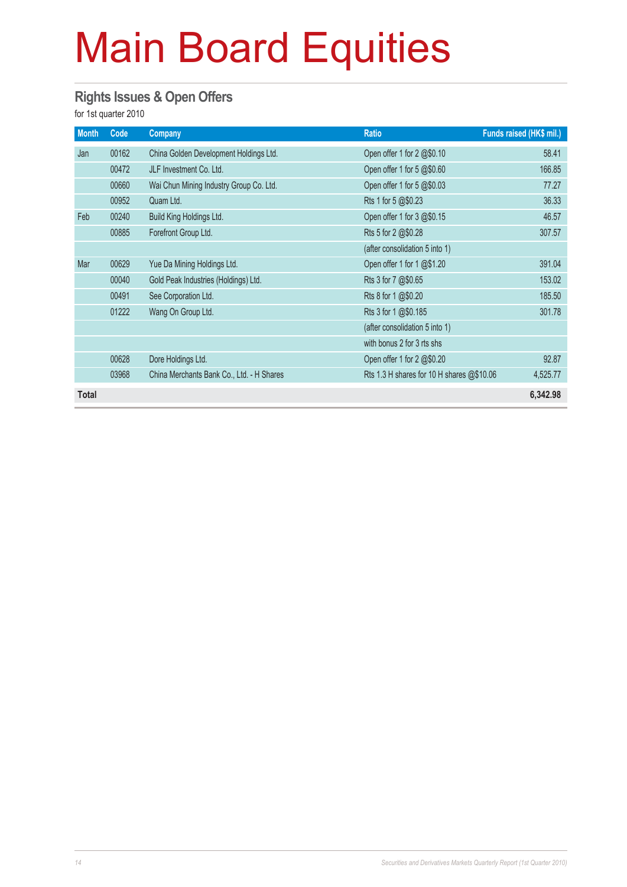# Main Board Equities

## Rights Issues & Open Offers

for 1st quarter 2010

| Month | Code | Company | Ratio | Funds raised (HK$ mil.) |
|---|---|---|---|---|
| Jan | 00162 | China Golden Development Holdings Ltd. | Open offer 1 for 2 @$0.10 | 58.41 |
| | 00472 | JLF Investment Co. Ltd. | Open offer 1 for 5 @$0.60 | 166.85 |
| | 00660 | Wai Chun Mining Industry Group Co. Ltd. | Open offer 1 for 5 @$0.03 | 77.27 |
| | 00952 | Quam Ltd. | Rts 1 for 5 @$0.23 | 36.33 |
| Feb | 00240 | Build King Holdings Ltd. | Open offer 1 for 3 @$0.15 | 46.57 |
| | 00885 | Forefront Group Ltd. | Rts 5 for 2 @$0.28 | 307.57 |
| | | | (after consolidation 5 into 1) | |
| Mar | 00629 | Yue Da Mining Holdings Ltd. | Open offer 1 for 1 @$1.20 | 391.04 |
| | 00040 | Gold Peak Industries (Holdings) Ltd. | Rts 3 for 7 @$0.65 | 153.02 |
| | 00491 | See Corporation Ltd. | Rts 8 for 1 @$0.20 | 185.50 |
| | 01222 | Wang On Group Ltd. | Rts 3 for 1 @$0.185 | 301.78 |
| | | | (after consolidation 5 into 1) | |
| | | | with bonus 2 for 3 rts shs | |
| | 00628 | Dore Holdings Ltd. | Open offer 1 for 2 @$0.20 | 92.87 |
| | 03968 | China Merchants Bank Co., Ltd. - H Shares | Rts 1.3 H shares for 10 H shares @$10.06 | 4,525.77 |
| **Total** | | | | **6,342.98** |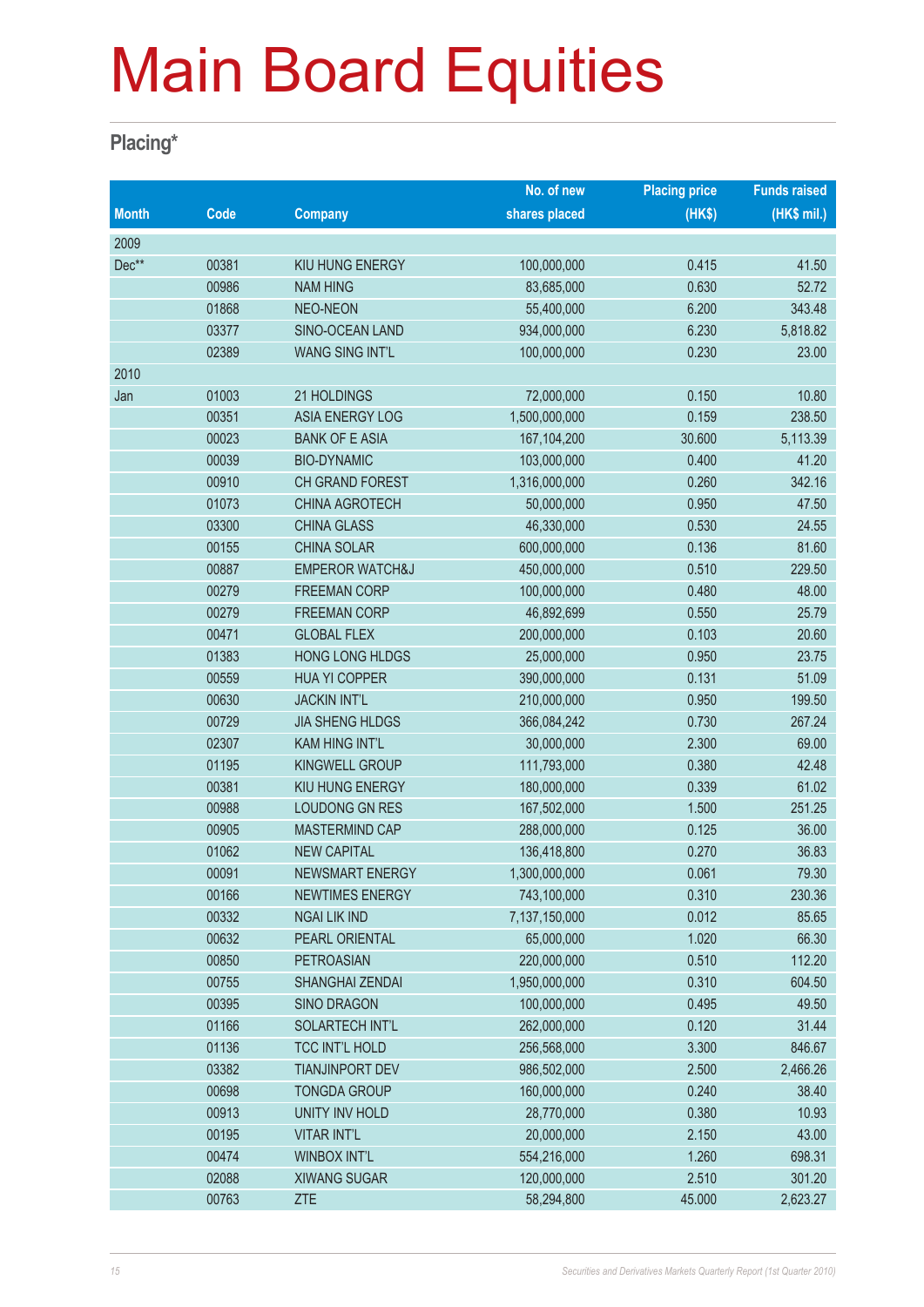# Main Board Equities

## Placing*

| Month | Code | Company | No. of new shares placed | Placing price (HK$) | Funds raised (HK$ mil.) |
|---|---|---|---|---|---|
| 2009 | | | | | |
| Dec** | 00381 | KIU HUNG ENERGY | 100,000,000 | 0.415 | 41.50 |
| | 00986 | NAM HING | 83,685,000 | 0.630 | 52.72 |
| | 01868 | NEO-NEON | 55,400,000 | 6.200 | 343.48 |
| | 03377 | SINO-OCEAN LAND | 934,000,000 | 6.230 | 5,818.82 |
| | 02389 | WANG SING INT'L | 100,000,000 | 0.230 | 23.00 |
| 2010 | | | | | |
| Jan | 01003 | 21 HOLDINGS | 72,000,000 | 0.150 | 10.80 |
| | 00351 | ASIA ENERGY LOG | 1,500,000,000 | 0.159 | 238.50 |
| | 00023 | BANK OF E ASIA | 167,104,200 | 30.600 | 5,113.39 |
| | 00039 | BIO-DYNAMIC | 103,000,000 | 0.400 | 41.20 |
| | 00910 | CH GRAND FOREST | 1,316,000,000 | 0.260 | 342.16 |
| | 01073 | CHINA AGROTECH | 50,000,000 | 0.950 | 47.50 |
| | 03300 | CHINA GLASS | 46,330,000 | 0.530 | 24.55 |
| | 00155 | CHINA SOLAR | 600,000,000 | 0.136 | 81.60 |
| | 00887 | EMPEROR WATCH&J | 450,000,000 | 0.510 | 229.50 |
| | 00279 | FREEMAN CORP | 100,000,000 | 0.480 | 48.00 |
| | 00279 | FREEMAN CORP | 46,892,699 | 0.550 | 25.79 |
| | 00471 | GLOBAL FLEX | 200,000,000 | 0.103 | 20.60 |
| | 01383 | HONG LONG HLDGS | 25,000,000 | 0.950 | 23.75 |
| | 00559 | HUA YI COPPER | 390,000,000 | 0.131 | 51.09 |
| | 00630 | JACKIN INT'L | 210,000,000 | 0.950 | 199.50 |
| | 00729 | JIA SHENG HLDGS | 366,084,242 | 0.730 | 267.24 |
| | 02307 | KAM HING INT'L | 30,000,000 | 2.300 | 69.00 |
| | 01195 | KINGWELL GROUP | 111,793,000 | 0.380 | 42.48 |
| | 00381 | KIU HUNG ENERGY | 180,000,000 | 0.339 | 61.02 |
| | 00988 | LOUDONG GN RES | 167,502,000 | 1.500 | 251.25 |
| | 00905 | MASTERMIND CAP | 288,000,000 | 0.125 | 36.00 |
| | 01062 | NEW CAPITAL | 136,418,800 | 0.270 | 36.83 |
| | 00091 | NEWSMART ENERGY | 1,300,000,000 | 0.061 | 79.30 |
| | 00166 | NEWTIMES ENERGY | 743,100,000 | 0.310 | 230.36 |
| | 00332 | NGAI LIK IND | 7,137,150,000 | 0.012 | 85.65 |
| | 00632 | PEARL ORIENTAL | 65,000,000 | 1.020 | 66.30 |
| | 00850 | PETROASIAN | 220,000,000 | 0.510 | 112.20 |
| | 00755 | SHANGHAI ZENDAI | 1,950,000,000 | 0.310 | 604.50 |
| | 00395 | SINO DRAGON | 100,000,000 | 0.495 | 49.50 |
| | 01166 | SOLARTECH INT'L | 262,000,000 | 0.120 | 31.44 |
| | 01136 | TCC INT'L HOLD | 256,568,000 | 3.300 | 846.67 |
| | 03382 | TIANJINPORT DEV | 986,502,000 | 2.500 | 2,466.26 |
| | 00698 | TONGDA GROUP | 160,000,000 | 0.240 | 38.40 |
| | 00913 | UNITY INV HOLD | 28,770,000 | 0.380 | 10.93 |
| | 00195 | VITAR INT'L | 20,000,000 | 2.150 | 43.00 |
| | 00474 | WINBOX INT'L | 554,216,000 | 1.260 | 698.31 |
| | 02088 | XIWANG SUGAR | 120,000,000 | 2.510 | 301.20 |
| | 00763 | ZTE | 58,294,800 | 45.000 | 2,623.27 |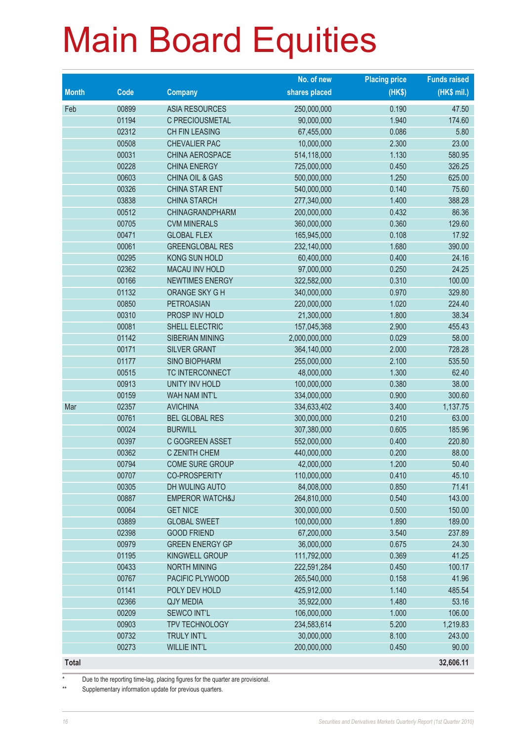# Main Board Equities

| Month | Code | Company | No. of new shares placed | Placing price (HK$) | Funds raised (HK$ mil.) |
|---|---|---|---|---|---|
| Feb | 00899 | ASIA RESOURCES | 250,000,000 | 0.190 | 47.50 |
| | 01194 | C PRECIOUSMETAL | 90,000,000 | 1.940 | 174.60 |
| | 02312 | CH FIN LEASING | 67,455,000 | 0.086 | 5.80 |
| | 00508 | CHEVALIER PAC | 10,000,000 | 2.300 | 23.00 |
| | 00031 | CHINA AEROSPACE | 514,118,000 | 1.130 | 580.95 |
| | 00228 | CHINA ENERGY | 725,000,000 | 0.450 | 326.25 |
| | 00603 | CHINA OIL & GAS | 500,000,000 | 1.250 | 625.00 |
| | 00326 | CHINA STAR ENT | 540,000,000 | 0.140 | 75.60 |
| | 03838 | CHINA STARCH | 277,340,000 | 1.400 | 388.28 |
| | 00512 | CHINAGRANDPHARM | 200,000,000 | 0.432 | 86.36 |
| | 00705 | CVM MINERALS | 360,000,000 | 0.360 | 129.60 |
| | 00471 | GLOBAL FLEX | 165,945,000 | 0.108 | 17.92 |
| | 00061 | GREENGLOBAL RES | 232,140,000 | 1.680 | 390.00 |
| | 00295 | KONG SUN HOLD | 60,400,000 | 0.400 | 24.16 |
| | 02362 | MACAU INV HOLD | 97,000,000 | 0.250 | 24.25 |
| | 00166 | NEWTIMES ENERGY | 322,582,000 | 0.310 | 100.00 |
| | 01132 | ORANGE SKY G H | 340,000,000 | 0.970 | 329.80 |
| | 00850 | PETROASIAN | 220,000,000 | 1.020 | 224.40 |
| | 00310 | PROSP INV HOLD | 21,300,000 | 1.800 | 38.34 |
| | 00081 | SHELL ELECTRIC | 157,045,368 | 2.900 | 455.43 |
| | 01142 | SIBERIAN MINING | 2,000,000,000 | 0.029 | 58.00 |
| | 00171 | SILVER GRANT | 364,140,000 | 2.000 | 728.28 |
| | 01177 | SINO BIOPHARM | 255,000,000 | 2.100 | 535.50 |
| | 00515 | TC INTERCONNECT | 48,000,000 | 1.300 | 62.40 |
| | 00913 | UNITY INV HOLD | 100,000,000 | 0.380 | 38.00 |
| | 00159 | WAH NAM INT'L | 334,000,000 | 0.900 | 300.60 |
| Mar | 02357 | AVICHINA | 334,633,402 | 3.400 | 1,137.75 |
| | 00761 | BEL GLOBAL RES | 300,000,000 | 0.210 | 63.00 |
| | 00024 | BURWILL | 307,380,000 | 0.605 | 185.96 |
| | 00397 | C GOGREEN ASSET | 552,000,000 | 0.400 | 220.80 |
| | 00362 | C ZENITH CHEM | 440,000,000 | 0.200 | 88.00 |
| | 00794 | COME SURE GROUP | 42,000,000 | 1.200 | 50.40 |
| | 00707 | CO-PROSPERITY | 110,000,000 | 0.410 | 45.10 |
| | 00305 | DH WULING AUTO | 84,008,000 | 0.850 | 71.41 |
| | 00887 | EMPEROR WATCH&J | 264,810,000 | 0.540 | 143.00 |
| | 00064 | GET NICE | 300,000,000 | 0.500 | 150.00 |
| | 03889 | GLOBAL SWEET | 100,000,000 | 1.890 | 189.00 |
| | 02398 | GOOD FRIEND | 67,200,000 | 3.540 | 237.89 |
| | 00979 | GREEN ENERGY GP | 36,000,000 | 0.675 | 24.30 |
| | 01195 | KINGWELL GROUP | 111,792,000 | 0.369 | 41.25 |
| | 00433 | NORTH MINING | 222,591,284 | 0.450 | 100.17 |
| | 00767 | PACIFIC PLYWOOD | 265,540,000 | 0.158 | 41.96 |
| | 01141 | POLY DEV HOLD | 425,912,000 | 1.140 | 485.54 |
| | 02366 | QJY MEDIA | 35,922,000 | 1.480 | 53.16 |
| | 00209 | SEWCO INT'L | 106,000,000 | 1.000 | 106.00 |
| | 00903 | TPV TECHNOLOGY | 234,583,614 | 5.200 | 1,219.83 |
| | 00732 | TRULY INT'L | 30,000,000 | 8.100 | 243.00 |
| | 00273 | WILLIE INT'L | 200,000,000 | 0.450 | 90.00 |
| **Total** | | | | | **32,606.11** |

\* Due to the reporting time-lag, placing figures for the quarter are provisional.

\*\* Supplementary information update for previous quarters.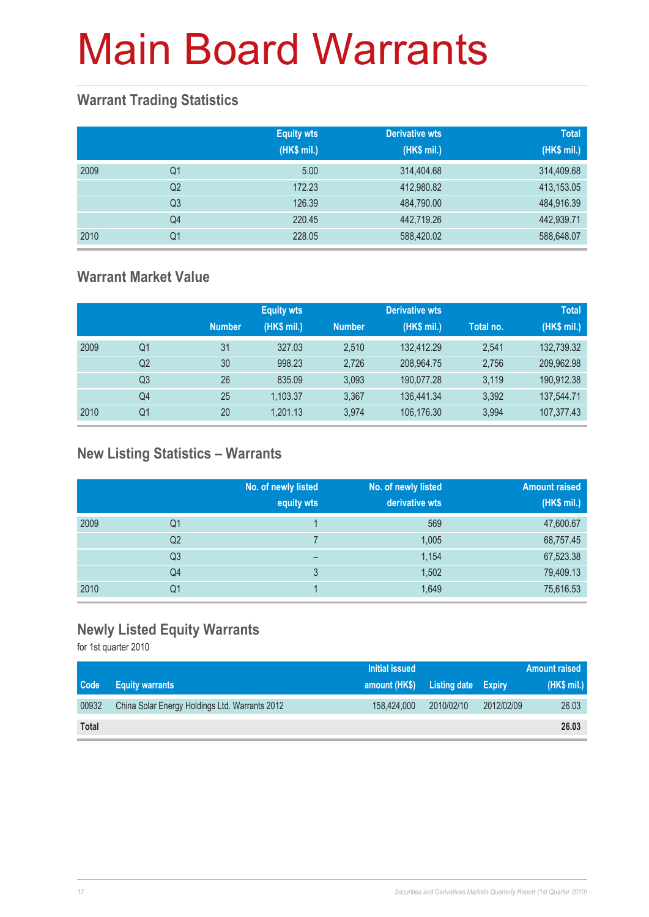# Main Board Warrants

## Warrant Trading Statistics

| | | Equity wts (HK$ mil.) | Derivative wts (HK$ mil.) | Total (HK$ mil.) |
|---|---|---|---|---|
| 2009 | Q1 | 5.00 | 314,404.68 | 314,409.68 |
| | Q2 | 172.23 | 412,980.82 | 413,153.05 |
| | Q3 | 126.39 | 484,790.00 | 484,916.39 |
| | Q4 | 220.45 | 442,719.26 | 442,939.71 |
| 2010 | Q1 | 228.05 | 588,420.02 | 588,648.07 |

## Warrant Market Value

| | | Equity wts | | Derivative wts | | | Total |
|---|---|---|---|---|---|---|---|
| | | Number | (HK$ mil.) | Number | (HK$ mil.) | Total no. | (HK$ mil.) |
| 2009 | Q1 | 31 | 327.03 | 2,510 | 132,412.29 | 2,541 | 132,739.32 |
| | Q2 | 30 | 998.23 | 2,726 | 208,964.75 | 2,756 | 209,962.98 |
| | Q3 | 26 | 835.09 | 3,093 | 190,077.28 | 3,119 | 190,912.38 |
| | Q4 | 25 | 1,103.37 | 3,367 | 136,441.34 | 3,392 | 137,544.71 |
| 2010 | Q1 | 20 | 1,201.13 | 3,974 | 106,176.30 | 3,994 | 107,377.43 |

## New Listing Statistics – Warrants

| | | No. of newly listed equity wts | No. of newly listed derivative wts | Amount raised (HK$ mil.) |
|---|---|---|---|---|
| 2009 | Q1 | 1 | 569 | 47,600.67 |
| | Q2 | 7 | 1,005 | 68,757.45 |
| | Q3 | – | 1,154 | 67,523.38 |
| | Q4 | 3 | 1,502 | 79,409.13 |
| 2010 | Q1 | 1 | 1,649 | 75,616.53 |

## Newly Listed Equity Warrants

for 1st quarter 2010

| Code | Equity warrants | Initial issued amount (HK$) | Listing date | Expiry | Amount raised (HK$ mil.) |
|---|---|---|---|---|---|
| 00932 | China Solar Energy Holdings Ltd. Warrants 2012 | 158,424,000 | 2010/02/10 | 2012/02/09 | 26.03 |
| **Total** | | | | | **26.03** |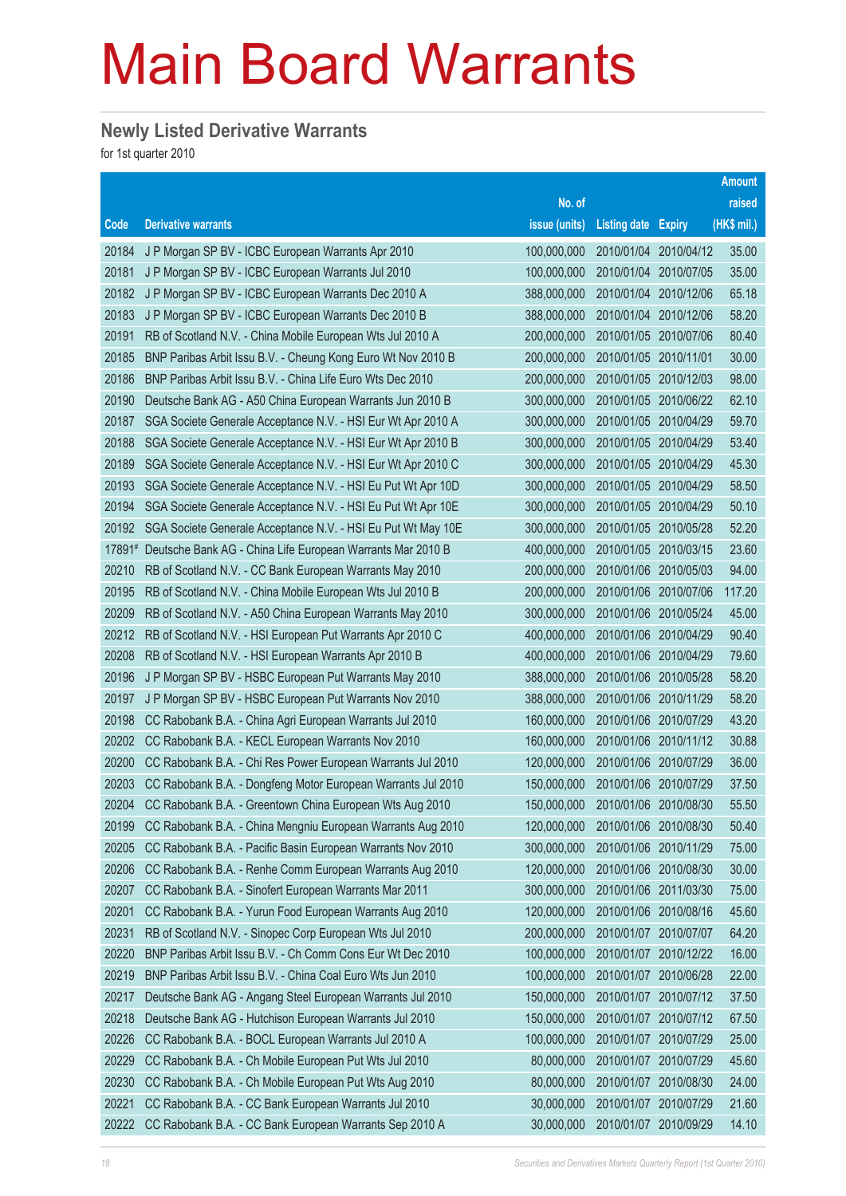# Main Board Warrants

## Newly Listed Derivative Warrants

for 1st quarter 2010

| Code | Derivative warrants | No. of issue (units) | Listing date | Expiry | Amount raised (HK$ mil.) |
|---|---|---|---|---|---|
| 20184 | J P Morgan SP BV - ICBC European Warrants Apr 2010 | 100,000,000 | 2010/01/04 | 2010/04/12 | 35.00 |
| 20181 | J P Morgan SP BV - ICBC European Warrants Jul 2010 | 100,000,000 | 2010/01/04 | 2010/07/05 | 35.00 |
| 20182 | J P Morgan SP BV - ICBC European Warrants Dec 2010 A | 388,000,000 | 2010/01/04 | 2010/12/06 | 65.18 |
| 20183 | J P Morgan SP BV - ICBC European Warrants Dec 2010 B | 388,000,000 | 2010/01/04 | 2010/12/06 | 58.20 |
| 20191 | RB of Scotland N.V. - China Mobile European Wts Jul 2010 A | 200,000,000 | 2010/01/05 | 2010/07/06 | 80.40 |
| 20185 | BNP Paribas Arbit Issu B.V. - Cheung Kong Euro Wt Nov 2010 B | 200,000,000 | 2010/01/05 | 2010/11/01 | 30.00 |
| 20186 | BNP Paribas Arbit Issu B.V. - China Life Euro Wts Dec 2010 | 200,000,000 | 2010/01/05 | 2010/12/03 | 98.00 |
| 20190 | Deutsche Bank AG - A50 China European Warrants Jun 2010 B | 300,000,000 | 2010/01/05 | 2010/06/22 | 62.10 |
| 20187 | SGA Societe Generale Acceptance N.V. - HSI Eur Wt Apr 2010 A | 300,000,000 | 2010/01/05 | 2010/04/29 | 59.70 |
| 20188 | SGA Societe Generale Acceptance N.V. - HSI Eur Wt Apr 2010 B | 300,000,000 | 2010/01/05 | 2010/04/29 | 53.40 |
| 20189 | SGA Societe Generale Acceptance N.V. - HSI Eur Wt Apr 2010 C | 300,000,000 | 2010/01/05 | 2010/04/29 | 45.30 |
| 20193 | SGA Societe Generale Acceptance N.V. - HSI Eu Put Wt Apr 10D | 300,000,000 | 2010/01/05 | 2010/04/29 | 58.50 |
| 20194 | SGA Societe Generale Acceptance N.V. - HSI Eu Put Wt Apr 10E | 300,000,000 | 2010/01/05 | 2010/04/29 | 50.10 |
| 20192 | SGA Societe Generale Acceptance N.V. - HSI Eu Put Wt May 10E | 300,000,000 | 2010/01/05 | 2010/05/28 | 52.20 |
| 17891# | Deutsche Bank AG - China Life European Warrants Mar 2010 B | 400,000,000 | 2010/01/05 | 2010/03/15 | 23.60 |
| 20210 | RB of Scotland N.V. - CC Bank European Warrants May 2010 | 200,000,000 | 2010/01/06 | 2010/05/03 | 94.00 |
| 20195 | RB of Scotland N.V. - China Mobile European Wts Jul 2010 B | 200,000,000 | 2010/01/06 | 2010/07/06 | 117.20 |
| 20209 | RB of Scotland N.V. - A50 China European Warrants May 2010 | 300,000,000 | 2010/01/06 | 2010/05/24 | 45.00 |
| 20212 | RB of Scotland N.V. - HSI European Put Warrants Apr 2010 C | 400,000,000 | 2010/01/06 | 2010/04/29 | 90.40 |
| 20208 | RB of Scotland N.V. - HSI European Warrants Apr 2010 B | 400,000,000 | 2010/01/06 | 2010/04/29 | 79.60 |
| 20196 | J P Morgan SP BV - HSBC European Put Warrants May 2010 | 388,000,000 | 2010/01/06 | 2010/05/28 | 58.20 |
| 20197 | J P Morgan SP BV - HSBC European Put Warrants Nov 2010 | 388,000,000 | 2010/01/06 | 2010/11/29 | 58.20 |
| 20198 | CC Rabobank B.A. - China Agri European Warrants Jul 2010 | 160,000,000 | 2010/01/06 | 2010/07/29 | 43.20 |
| 20202 | CC Rabobank B.A. - KECL European Warrants Nov 2010 | 160,000,000 | 2010/01/06 | 2010/11/12 | 30.88 |
| 20200 | CC Rabobank B.A. - Chi Res Power European Warrants Jul 2010 | 120,000,000 | 2010/01/06 | 2010/07/29 | 36.00 |
| 20203 | CC Rabobank B.A. - Dongfeng Motor European Warrants Jul 2010 | 150,000,000 | 2010/01/06 | 2010/07/29 | 37.50 |
| 20204 | CC Rabobank B.A. - Greentown China European Wts Aug 2010 | 150,000,000 | 2010/01/06 | 2010/08/30 | 55.50 |
| 20199 | CC Rabobank B.A. - China Mengniu European Warrants Aug 2010 | 120,000,000 | 2010/01/06 | 2010/08/30 | 50.40 |
| 20205 | CC Rabobank B.A. - Pacific Basin European Warrants Nov 2010 | 300,000,000 | 2010/01/06 | 2010/11/29 | 75.00 |
| 20206 | CC Rabobank B.A. - Renhe Comm European Warrants Aug 2010 | 120,000,000 | 2010/01/06 | 2010/08/30 | 30.00 |
| 20207 | CC Rabobank B.A. - Sinofert European Warrants Mar 2011 | 300,000,000 | 2010/01/06 | 2011/03/30 | 75.00 |
| 20201 | CC Rabobank B.A. - Yurun Food European Warrants Aug 2010 | 120,000,000 | 2010/01/06 | 2010/08/16 | 45.60 |
| 20231 | RB of Scotland N.V. - Sinopec Corp European Wts Jul 2010 | 200,000,000 | 2010/01/07 | 2010/07/07 | 64.20 |
| 20220 | BNP Paribas Arbit Issu B.V. - Ch Comm Cons Eur Wt Dec 2010 | 100,000,000 | 2010/01/07 | 2010/12/22 | 16.00 |
| 20219 | BNP Paribas Arbit Issu B.V. - China Coal Euro Wts Jun 2010 | 100,000,000 | 2010/01/07 | 2010/06/28 | 22.00 |
| 20217 | Deutsche Bank AG - Angang Steel European Warrants Jul 2010 | 150,000,000 | 2010/01/07 | 2010/07/12 | 37.50 |
| 20218 | Deutsche Bank AG - Hutchison European Warrants Jul 2010 | 150,000,000 | 2010/01/07 | 2010/07/12 | 67.50 |
| 20226 | CC Rabobank B.A. - BOCL European Warrants Jul 2010 A | 100,000,000 | 2010/01/07 | 2010/07/29 | 25.00 |
| 20229 | CC Rabobank B.A. - Ch Mobile European Put Wts Jul 2010 | 80,000,000 | 2010/01/07 | 2010/07/29 | 45.60 |
| 20230 | CC Rabobank B.A. - Ch Mobile European Put Wts Aug 2010 | 80,000,000 | 2010/01/07 | 2010/08/30 | 24.00 |
| 20221 | CC Rabobank B.A. - CC Bank European Warrants Jul 2010 | 30,000,000 | 2010/01/07 | 2010/07/29 | 21.60 |
| 20222 | CC Rabobank B.A. - CC Bank European Warrants Sep 2010 A | 30,000,000 | 2010/01/07 | 2010/09/29 | 14.10 |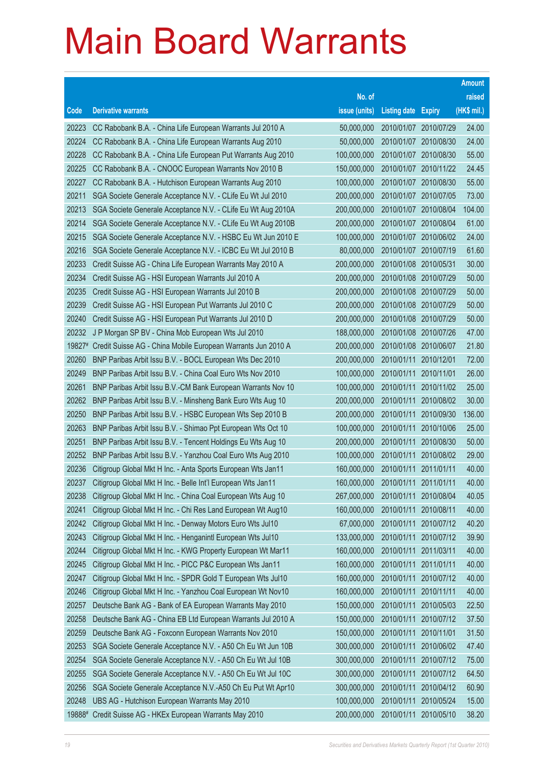# Main Board Warrants

| Code | Derivative warrants | No. of issue (units) | Listing date | Expiry | Amount raised (HK$ mil.) |
|---|---|---|---|---|---|
| 20223 | CC Rabobank B.A. - China Life European Warrants Jul 2010 A | 50,000,000 | 2010/01/07 | 2010/07/29 | 24.00 |
| 20224 | CC Rabobank B.A. - China Life European Warrants Aug 2010 | 50,000,000 | 2010/01/07 | 2010/08/30 | 24.00 |
| 20228 | CC Rabobank B.A. - China Life European Put Warrants Aug 2010 | 100,000,000 | 2010/01/07 | 2010/08/30 | 55.00 |
| 20225 | CC Rabobank B.A. - CNOOC European Warrants Nov 2010 B | 150,000,000 | 2010/01/07 | 2010/11/22 | 24.45 |
| 20227 | CC Rabobank B.A. - Hutchison European Warrants Aug 2010 | 100,000,000 | 2010/01/07 | 2010/08/30 | 55.00 |
| 20211 | SGA Societe Generale Acceptance N.V. - CLife Eu Wt Jul 2010 | 200,000,000 | 2010/01/07 | 2010/07/05 | 73.00 |
| 20213 | SGA Societe Generale Acceptance N.V. - CLife Eu Wt Aug 2010A | 200,000,000 | 2010/01/07 | 2010/08/04 | 104.00 |
| 20214 | SGA Societe Generale Acceptance N.V. - CLife Eu Wt Aug 2010B | 200,000,000 | 2010/01/07 | 2010/08/04 | 61.00 |
| 20215 | SGA Societe Generale Acceptance N.V. - HSBC Eu Wt Jun 2010 E | 100,000,000 | 2010/01/07 | 2010/06/02 | 24.00 |
| 20216 | SGA Societe Generale Acceptance N.V. - ICBC Eu Wt Jul 2010 B | 80,000,000 | 2010/01/07 | 2010/07/19 | 61.60 |
| 20233 | Credit Suisse AG - China Life European Warrants May 2010 A | 200,000,000 | 2010/01/08 | 2010/05/31 | 30.00 |
| 20234 | Credit Suisse AG - HSI European Warrants Jul 2010 A | 200,000,000 | 2010/01/08 | 2010/07/29 | 50.00 |
| 20235 | Credit Suisse AG - HSI European Warrants Jul 2010 B | 200,000,000 | 2010/01/08 | 2010/07/29 | 50.00 |
| 20239 | Credit Suisse AG - HSI European Put Warrants Jul 2010 C | 200,000,000 | 2010/01/08 | 2010/07/29 | 50.00 |
| 20240 | Credit Suisse AG - HSI European Put Warrants Jul 2010 D | 200,000,000 | 2010/01/08 | 2010/07/29 | 50.00 |
| 20232 | J P Morgan SP BV - China Mob European Wts Jul 2010 | 188,000,000 | 2010/01/08 | 2010/07/26 | 47.00 |
| 19827# | Credit Suisse AG - China Mobile European Warrants Jun 2010 A | 200,000,000 | 2010/01/08 | 2010/06/07 | 21.80 |
| 20260 | BNP Paribas Arbit Issu B.V. - BOCL European Wts Dec 2010 | 200,000,000 | 2010/01/11 | 2010/12/01 | 72.00 |
| 20249 | BNP Paribas Arbit Issu B.V. - China Coal Euro Wts Nov 2010 | 100,000,000 | 2010/01/11 | 2010/11/01 | 26.00 |
| 20261 | BNP Paribas Arbit Issu B.V.-CM Bank European Warrants Nov 10 | 100,000,000 | 2010/01/11 | 2010/11/02 | 25.00 |
| 20262 | BNP Paribas Arbit Issu B.V. - Minsheng Bank Euro Wts Aug 10 | 200,000,000 | 2010/01/11 | 2010/08/02 | 30.00 |
| 20250 | BNP Paribas Arbit Issu B.V. - HSBC European Wts Sep 2010 B | 200,000,000 | 2010/01/11 | 2010/09/30 | 136.00 |
| 20263 | BNP Paribas Arbit Issu B.V. - Shimao Ppt European Wts Oct 10 | 100,000,000 | 2010/01/11 | 2010/10/06 | 25.00 |
| 20251 | BNP Paribas Arbit Issu B.V. - Tencent Holdings Eu Wts Aug 10 | 200,000,000 | 2010/01/11 | 2010/08/30 | 50.00 |
| 20252 | BNP Paribas Arbit Issu B.V. - Yanzhou Coal Euro Wts Aug 2010 | 100,000,000 | 2010/01/11 | 2010/08/02 | 29.00 |
| 20236 | Citigroup Global Mkt H Inc. - Anta Sports European Wts Jan11 | 160,000,000 | 2010/01/11 | 2011/01/11 | 40.00 |
| 20237 | Citigroup Global Mkt H Inc. - Belle Int'l European Wts Jan11 | 160,000,000 | 2010/01/11 | 2011/01/11 | 40.00 |
| 20238 | Citigroup Global Mkt H Inc. - China Coal European Wts Aug 10 | 267,000,000 | 2010/01/11 | 2010/08/04 | 40.05 |
| 20241 | Citigroup Global Mkt H Inc. - Chi Res Land European Wt Aug10 | 160,000,000 | 2010/01/11 | 2010/08/11 | 40.00 |
| 20242 | Citigroup Global Mkt H Inc. - Denway Motors Euro Wts Jul10 | 67,000,000 | 2010/01/11 | 2010/07/12 | 40.20 |
| 20243 | Citigroup Global Mkt H Inc. - Henganintl European Wts Jul10 | 133,000,000 | 2010/01/11 | 2010/07/12 | 39.90 |
| 20244 | Citigroup Global Mkt H Inc. - KWG Property European Wt Mar11 | 160,000,000 | 2010/01/11 | 2011/03/11 | 40.00 |
| 20245 | Citigroup Global Mkt H Inc. - PICC P&C European Wts Jan11 | 160,000,000 | 2010/01/11 | 2011/01/11 | 40.00 |
| 20247 | Citigroup Global Mkt H Inc. - SPDR Gold T European Wts Jul10 | 160,000,000 | 2010/01/11 | 2010/07/12 | 40.00 |
| 20246 | Citigroup Global Mkt H Inc. - Yanzhou Coal European Wt Nov10 | 160,000,000 | 2010/01/11 | 2010/11/11 | 40.00 |
| 20257 | Deutsche Bank AG - Bank of EA European Warrants May 2010 | 150,000,000 | 2010/01/11 | 2010/05/03 | 22.50 |
| 20258 | Deutsche Bank AG - China EB Ltd European Warrants Jul 2010 A | 150,000,000 | 2010/01/11 | 2010/07/12 | 37.50 |
| 20259 | Deutsche Bank AG - Foxconn European Warrants Nov 2010 | 150,000,000 | 2010/01/11 | 2010/11/01 | 31.50 |
| 20253 | SGA Societe Generale Acceptance N.V. - A50 Ch Eu Wt Jun 10B | 300,000,000 | 2010/01/11 | 2010/06/02 | 47.40 |
| 20254 | SGA Societe Generale Acceptance N.V. - A50 Ch Eu Wt Jul 10B | 300,000,000 | 2010/01/11 | 2010/07/12 | 75.00 |
| 20255 | SGA Societe Generale Acceptance N.V. - A50 Ch Eu Wt Jul 10C | 300,000,000 | 2010/01/11 | 2010/07/12 | 64.50 |
| 20256 | SGA Societe Generale Acceptance N.V.-A50 Ch Eu Put Wt Apr10 | 300,000,000 | 2010/01/11 | 2010/04/12 | 60.90 |
| 20248 | UBS AG - Hutchison European Warrants May 2010 | 100,000,000 | 2010/01/11 | 2010/05/24 | 15.00 |
| 19888# | Credit Suisse AG - HKEx European Warrants May 2010 | 200,000,000 | 2010/01/11 | 2010/05/10 | 38.20 |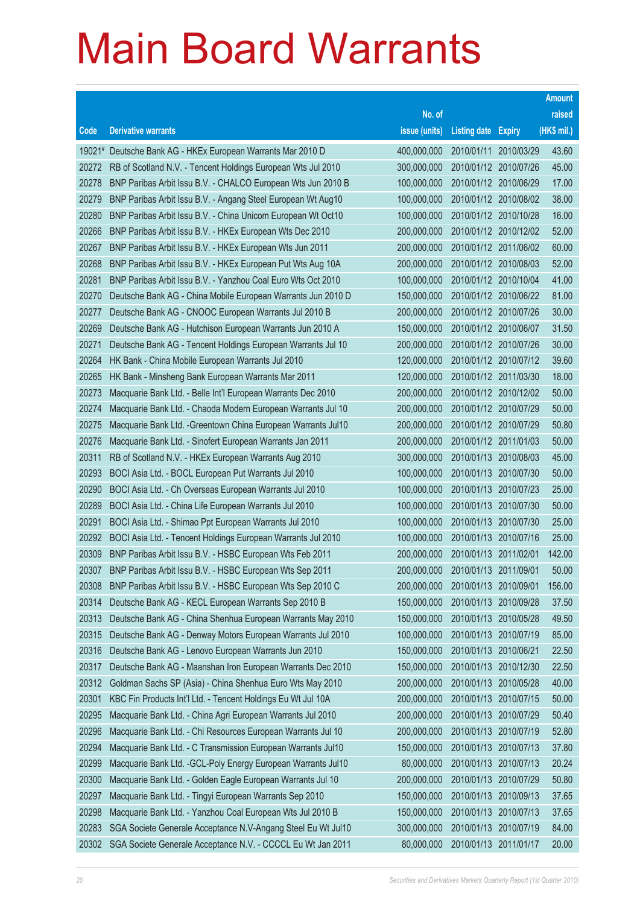# Main Board Warrants

| Code | Derivative warrants | No. of issue (units) | Listing date | Expiry | Amount raised (HK$ mil.) |
|---|---|---|---|---|---|
| 19021# | Deutsche Bank AG - HKEx European Warrants Mar 2010 D | 400,000,000 | 2010/01/11 | 2010/03/29 | 43.60 |
| 20272 | RB of Scotland N.V. - Tencent Holdings European Wts Jul 2010 | 300,000,000 | 2010/01/12 | 2010/07/26 | 45.00 |
| 20278 | BNP Paribas Arbit Issu B.V. - CHALCO European Wts Jun 2010 B | 100,000,000 | 2010/01/12 | 2010/06/29 | 17.00 |
| 20279 | BNP Paribas Arbit Issu B.V. - Angang Steel European Wt Aug10 | 100,000,000 | 2010/01/12 | 2010/08/02 | 38.00 |
| 20280 | BNP Paribas Arbit Issu B.V. - China Unicom European Wt Oct10 | 100,000,000 | 2010/01/12 | 2010/10/28 | 16.00 |
| 20266 | BNP Paribas Arbit Issu B.V. - HKEx European Wts Dec 2010 | 200,000,000 | 2010/01/12 | 2010/12/02 | 52.00 |
| 20267 | BNP Paribas Arbit Issu B.V. - HKEx European Wts Jun 2011 | 200,000,000 | 2010/01/12 | 2011/06/02 | 60.00 |
| 20268 | BNP Paribas Arbit Issu B.V. - HKEx European Put Wts Aug 10A | 200,000,000 | 2010/01/12 | 2010/08/03 | 52.00 |
| 20281 | BNP Paribas Arbit Issu B.V. - Yanzhou Coal Euro Wts Oct 2010 | 100,000,000 | 2010/01/12 | 2010/10/04 | 41.00 |
| 20270 | Deutsche Bank AG - China Mobile European Warrants Jun 2010 D | 150,000,000 | 2010/01/12 | 2010/06/22 | 81.00 |
| 20277 | Deutsche Bank AG - CNOOC European Warrants Jul 2010 B | 200,000,000 | 2010/01/12 | 2010/07/26 | 30.00 |
| 20269 | Deutsche Bank AG - Hutchison European Warrants Jun 2010 A | 150,000,000 | 2010/01/12 | 2010/06/07 | 31.50 |
| 20271 | Deutsche Bank AG - Tencent Holdings European Warrants Jul 10 | 200,000,000 | 2010/01/12 | 2010/07/26 | 30.00 |
| 20264 | HK Bank - China Mobile European Warrants Jul 2010 | 120,000,000 | 2010/01/12 | 2010/07/12 | 39.60 |
| 20265 | HK Bank - Minsheng Bank European Warrants Mar 2011 | 120,000,000 | 2010/01/12 | 2011/03/30 | 18.00 |
| 20273 | Macquarie Bank Ltd. - Belle Int'l European Warrants Dec 2010 | 200,000,000 | 2010/01/12 | 2010/12/02 | 50.00 |
| 20274 | Macquarie Bank Ltd. - Chaoda Modern European Warrants Jul 10 | 200,000,000 | 2010/01/12 | 2010/07/29 | 50.00 |
| 20275 | Macquarie Bank Ltd. -Greentown China European Warrants Jul10 | 200,000,000 | 2010/01/12 | 2010/07/29 | 50.80 |
| 20276 | Macquarie Bank Ltd. - Sinofert European Warrants Jan 2011 | 200,000,000 | 2010/01/12 | 2011/01/03 | 50.00 |
| 20311 | RB of Scotland N.V. - HKEx European Warrants Aug 2010 | 300,000,000 | 2010/01/13 | 2010/08/03 | 45.00 |
| 20293 | BOCI Asia Ltd. - BOCL European Put Warrants Jul 2010 | 100,000,000 | 2010/01/13 | 2010/07/30 | 50.00 |
| 20290 | BOCI Asia Ltd. - Ch Overseas European Warrants Jul 2010 | 100,000,000 | 2010/01/13 | 2010/07/23 | 25.00 |
| 20289 | BOCI Asia Ltd. - China Life European Warrants Jul 2010 | 100,000,000 | 2010/01/13 | 2010/07/30 | 50.00 |
| 20291 | BOCI Asia Ltd. - Shimao Ppt European Warrants Jul 2010 | 100,000,000 | 2010/01/13 | 2010/07/30 | 25.00 |
| 20292 | BOCI Asia Ltd. - Tencent Holdings European Warrants Jul 2010 | 100,000,000 | 2010/01/13 | 2010/07/16 | 25.00 |
| 20309 | BNP Paribas Arbit Issu B.V. - HSBC European Wts Feb 2011 | 200,000,000 | 2010/01/13 | 2011/02/01 | 142.00 |
| 20307 | BNP Paribas Arbit Issu B.V. - HSBC European Wts Sep 2011 | 200,000,000 | 2010/01/13 | 2011/09/01 | 50.00 |
| 20308 | BNP Paribas Arbit Issu B.V. - HSBC European Wts Sep 2010 C | 200,000,000 | 2010/01/13 | 2010/09/01 | 156.00 |
| 20314 | Deutsche Bank AG - KECL European Warrants Sep 2010 B | 150,000,000 | 2010/01/13 | 2010/09/28 | 37.50 |
| 20313 | Deutsche Bank AG - China Shenhua European Warrants May 2010 | 150,000,000 | 2010/01/13 | 2010/05/28 | 49.50 |
| 20315 | Deutsche Bank AG - Denway Motors European Warrants Jul 2010 | 100,000,000 | 2010/01/13 | 2010/07/19 | 85.00 |
| 20316 | Deutsche Bank AG - Lenovo European Warrants Jun 2010 | 150,000,000 | 2010/01/13 | 2010/06/21 | 22.50 |
| 20317 | Deutsche Bank AG - Maanshan Iron European Warrants Dec 2010 | 150,000,000 | 2010/01/13 | 2010/12/30 | 22.50 |
| 20312 | Goldman Sachs SP (Asia) - China Shenhua Euro Wts May 2010 | 200,000,000 | 2010/01/13 | 2010/05/28 | 40.00 |
| 20301 | KBC Fin Products Int'l Ltd. - Tencent Holdings Eu Wt Jul 10A | 200,000,000 | 2010/01/13 | 2010/07/15 | 50.00 |
| 20295 | Macquarie Bank Ltd. - China Agri European Warrants Jul 2010 | 200,000,000 | 2010/01/13 | 2010/07/29 | 50.40 |
| 20296 | Macquarie Bank Ltd. - Chi Resources European Warrants Jul 10 | 200,000,000 | 2010/01/13 | 2010/07/19 | 52.80 |
| 20294 | Macquarie Bank Ltd. - C Transmission European Warrants Jul10 | 150,000,000 | 2010/01/13 | 2010/07/13 | 37.80 |
| 20299 | Macquarie Bank Ltd. -GCL-Poly Energy European Warrants Jul10 | 80,000,000 | 2010/01/13 | 2010/07/13 | 20.24 |
| 20300 | Macquarie Bank Ltd. - Golden Eagle European Warrants Jul 10 | 200,000,000 | 2010/01/13 | 2010/07/29 | 50.80 |
| 20297 | Macquarie Bank Ltd. - Tingyi European Warrants Sep 2010 | 150,000,000 | 2010/01/13 | 2010/09/13 | 37.65 |
| 20298 | Macquarie Bank Ltd. - Yanzhou Coal European Wts Jul 2010 B | 150,000,000 | 2010/01/13 | 2010/07/13 | 37.65 |
| 20283 | SGA Societe Generale Acceptance N.V-Angang Steel Eu Wt Jul10 | 300,000,000 | 2010/01/13 | 2010/07/19 | 84.00 |
| 20302 | SGA Societe Generale Acceptance N.V. - CCCCL Eu Wt Jan 2011 | 80,000,000 | 2010/01/13 | 2011/01/17 | 20.00 |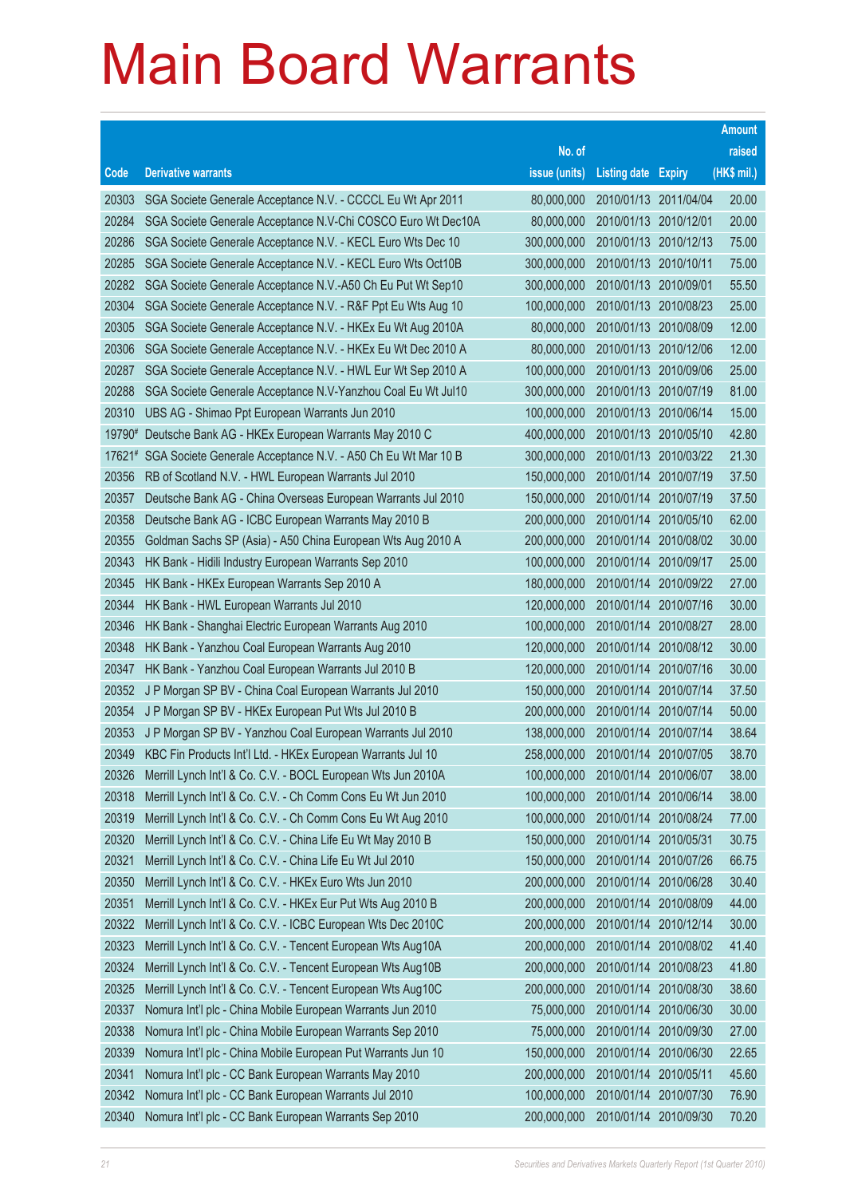# Main Board Warrants

| Code | Derivative warrants | No. of issue (units) | Listing date | Expiry | Amount raised (HK$ mil.) |
|---|---|---|---|---|---|
| 20303 | SGA Societe Generale Acceptance N.V. - CCCCL Eu Wt Apr 2011 | 80,000,000 | 2010/01/13 | 2011/04/04 | 20.00 |
| 20284 | SGA Societe Generale Acceptance N.V-Chi COSCO Euro Wt Dec10A | 80,000,000 | 2010/01/13 | 2010/12/01 | 20.00 |
| 20286 | SGA Societe Generale Acceptance N.V. - KECL Euro Wts Dec 10 | 300,000,000 | 2010/01/13 | 2010/12/13 | 75.00 |
| 20285 | SGA Societe Generale Acceptance N.V. - KECL Euro Wts Oct10B | 300,000,000 | 2010/01/13 | 2010/10/11 | 75.00 |
| 20282 | SGA Societe Generale Acceptance N.V.-A50 Ch Eu Put Wt Sep10 | 300,000,000 | 2010/01/13 | 2010/09/01 | 55.50 |
| 20304 | SGA Societe Generale Acceptance N.V. - R&F Ppt Eu Wts Aug 10 | 100,000,000 | 2010/01/13 | 2010/08/23 | 25.00 |
| 20305 | SGA Societe Generale Acceptance N.V. - HKEx Eu Wt Aug 2010A | 80,000,000 | 2010/01/13 | 2010/08/09 | 12.00 |
| 20306 | SGA Societe Generale Acceptance N.V. - HKEx Eu Wt Dec 2010 A | 80,000,000 | 2010/01/13 | 2010/12/06 | 12.00 |
| 20287 | SGA Societe Generale Acceptance N.V. - HWL Eur Wt Sep 2010 A | 100,000,000 | 2010/01/13 | 2010/09/06 | 25.00 |
| 20288 | SGA Societe Generale Acceptance N.V-Yanzhou Coal Eu Wt Jul10 | 300,000,000 | 2010/01/13 | 2010/07/19 | 81.00 |
| 20310 | UBS AG - Shimao Ppt European Warrants Jun 2010 | 100,000,000 | 2010/01/13 | 2010/06/14 | 15.00 |
| 19790# | Deutsche Bank AG - HKEx European Warrants May 2010 C | 400,000,000 | 2010/01/13 | 2010/05/10 | 42.80 |
| 17621# | SGA Societe Generale Acceptance N.V. - A50 Ch Eu Wt Mar 10 B | 300,000,000 | 2010/01/13 | 2010/03/22 | 21.30 |
| 20356 | RB of Scotland N.V. - HWL European Warrants Jul 2010 | 150,000,000 | 2010/01/14 | 2010/07/19 | 37.50 |
| 20357 | Deutsche Bank AG - China Overseas European Warrants Jul 2010 | 150,000,000 | 2010/01/14 | 2010/07/19 | 37.50 |
| 20358 | Deutsche Bank AG - ICBC European Warrants May 2010 B | 200,000,000 | 2010/01/14 | 2010/05/10 | 62.00 |
| 20355 | Goldman Sachs SP (Asia) - A50 China European Wts Aug 2010 A | 200,000,000 | 2010/01/14 | 2010/08/02 | 30.00 |
| 20343 | HK Bank - Hidili Industry European Warrants Sep 2010 | 100,000,000 | 2010/01/14 | 2010/09/17 | 25.00 |
| 20345 | HK Bank - HKEx European Warrants Sep 2010 A | 180,000,000 | 2010/01/14 | 2010/09/22 | 27.00 |
| 20344 | HK Bank - HWL European Warrants Jul 2010 | 120,000,000 | 2010/01/14 | 2010/07/16 | 30.00 |
| 20346 | HK Bank - Shanghai Electric European Warrants Aug 2010 | 100,000,000 | 2010/01/14 | 2010/08/27 | 28.00 |
| 20348 | HK Bank - Yanzhou Coal European Warrants Aug 2010 | 120,000,000 | 2010/01/14 | 2010/08/12 | 30.00 |
| 20347 | HK Bank - Yanzhou Coal European Warrants Jul 2010 B | 120,000,000 | 2010/01/14 | 2010/07/16 | 30.00 |
| 20352 | J P Morgan SP BV - China Coal European Warrants Jul 2010 | 150,000,000 | 2010/01/14 | 2010/07/14 | 37.50 |
| 20354 | J P Morgan SP BV - HKEx European Put Wts Jul 2010 B | 200,000,000 | 2010/01/14 | 2010/07/14 | 50.00 |
| 20353 | J P Morgan SP BV - Yanzhou Coal European Warrants Jul 2010 | 138,000,000 | 2010/01/14 | 2010/07/14 | 38.64 |
| 20349 | KBC Fin Products Int'l Ltd. - HKEx European Warrants Jul 10 | 258,000,000 | 2010/01/14 | 2010/07/05 | 38.70 |
| 20326 | Merrill Lynch Int'l & Co. C.V. - BOCL European Wts Jun 2010A | 100,000,000 | 2010/01/14 | 2010/06/07 | 38.00 |
| 20318 | Merrill Lynch Int'l & Co. C.V. - Ch Comm Cons Eu Wt Jun 2010 | 100,000,000 | 2010/01/14 | 2010/06/14 | 38.00 |
| 20319 | Merrill Lynch Int'l & Co. C.V. - Ch Comm Cons Eu Wt Aug 2010 | 100,000,000 | 2010/01/14 | 2010/08/24 | 77.00 |
| 20320 | Merrill Lynch Int'l & Co. C.V. - China Life Eu Wt May 2010 B | 150,000,000 | 2010/01/14 | 2010/05/31 | 30.75 |
| 20321 | Merrill Lynch Int'l & Co. C.V. - China Life Eu Wt Jul 2010 | 150,000,000 | 2010/01/14 | 2010/07/26 | 66.75 |
| 20350 | Merrill Lynch Int'l & Co. C.V. - HKEx Euro Wts Jun 2010 | 200,000,000 | 2010/01/14 | 2010/06/28 | 30.40 |
| 20351 | Merrill Lynch Int'l & Co. C.V. - HKEx Eur Put Wts Aug 2010 B | 200,000,000 | 2010/01/14 | 2010/08/09 | 44.00 |
| 20322 | Merrill Lynch Int'l & Co. C.V. - ICBC European Wts Dec 2010C | 200,000,000 | 2010/01/14 | 2010/12/14 | 30.00 |
| 20323 | Merrill Lynch Int'l & Co. C.V. - Tencent European Wts Aug10A | 200,000,000 | 2010/01/14 | 2010/08/02 | 41.40 |
| 20324 | Merrill Lynch Int'l & Co. C.V. - Tencent European Wts Aug10B | 200,000,000 | 2010/01/14 | 2010/08/23 | 41.80 |
| 20325 | Merrill Lynch Int'l & Co. C.V. - Tencent European Wts Aug10C | 200,000,000 | 2010/01/14 | 2010/08/30 | 38.60 |
| 20337 | Nomura Int'l plc - China Mobile European Warrants Jun 2010 | 75,000,000 | 2010/01/14 | 2010/06/30 | 30.00 |
| 20338 | Nomura Int'l plc - China Mobile European Warrants Sep 2010 | 75,000,000 | 2010/01/14 | 2010/09/30 | 27.00 |
| 20339 | Nomura Int'l plc - China Mobile European Put Warrants Jun 10 | 150,000,000 | 2010/01/14 | 2010/06/30 | 22.65 |
| 20341 | Nomura Int'l plc - CC Bank European Warrants May 2010 | 200,000,000 | 2010/01/14 | 2010/05/11 | 45.60 |
| 20342 | Nomura Int'l plc - CC Bank European Warrants Jul 2010 | 100,000,000 | 2010/01/14 | 2010/07/30 | 76.90 |
| 20340 | Nomura Int'l plc - CC Bank European Warrants Sep 2010 | 200,000,000 | 2010/01/14 | 2010/09/30 | 70.20 |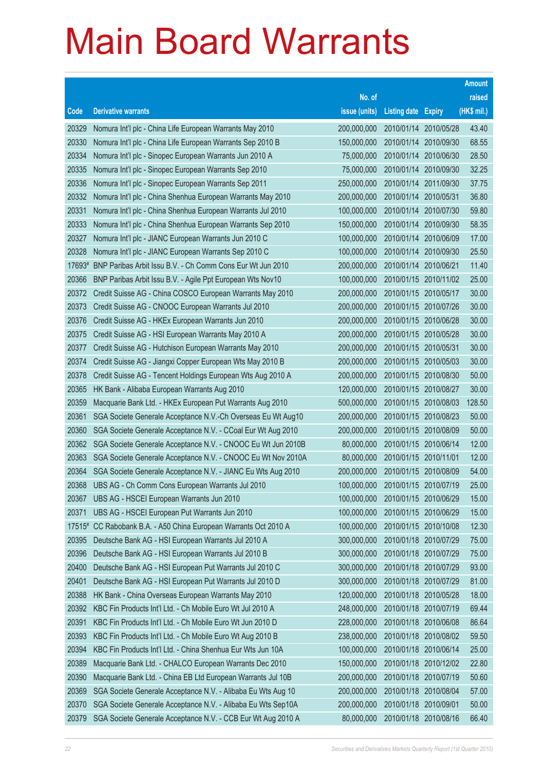# Main Board Warrants

| Code | Derivative warrants | No. of issue (units) | Listing date | Expiry | Amount raised (HK$ mil.) |
|---|---|---|---|---|---|
| 20329 | Nomura Int'l plc - China Life European Warrants May 2010 | 200,000,000 | 2010/01/14 | 2010/05/28 | 43.40 |
| 20330 | Nomura Int'l plc - China Life European Warrants Sep 2010 B | 150,000,000 | 2010/01/14 | 2010/09/30 | 68.55 |
| 20334 | Nomura Int'l plc - Sinopec European Warrants Jun 2010 A | 75,000,000 | 2010/01/14 | 2010/06/30 | 28.50 |
| 20335 | Nomura Int'l plc - Sinopec European Warrants Sep 2010 | 75,000,000 | 2010/01/14 | 2010/09/30 | 32.25 |
| 20336 | Nomura Int'l plc - Sinopec European Warrants Sep 2011 | 250,000,000 | 2010/01/14 | 2011/09/30 | 37.75 |
| 20332 | Nomura Int'l plc - China Shenhua European Warrants May 2010 | 200,000,000 | 2010/01/14 | 2010/05/31 | 36.80 |
| 20331 | Nomura Int'l plc - China Shenhua European Warrants Jul 2010 | 100,000,000 | 2010/01/14 | 2010/07/30 | 59.80 |
| 20333 | Nomura Int'l plc - China Shenhua European Warrants Sep 2010 | 150,000,000 | 2010/01/14 | 2010/09/30 | 58.35 |
| 20327 | Nomura Int'l plc - JIANC European Warrants Jun 2010 C | 100,000,000 | 2010/01/14 | 2010/06/09 | 17.00 |
| 20328 | Nomura Int'l plc - JIANC European Warrants Sep 2010 C | 100,000,000 | 2010/01/14 | 2010/09/30 | 25.50 |
| 17693# | BNP Paribas Arbit Issu B.V. - Ch Comm Cons Eur Wt Jun 2010 | 200,000,000 | 2010/01/14 | 2010/06/21 | 11.40 |
| 20366 | BNP Paribas Arbit Issu B.V. - Agile Ppt European Wts Nov10 | 100,000,000 | 2010/01/15 | 2010/11/02 | 25.00 |
| 20372 | Credit Suisse AG - China COSCO European Warrants May 2010 | 200,000,000 | 2010/01/15 | 2010/05/17 | 30.00 |
| 20373 | Credit Suisse AG - CNOOC European Warrants Jul 2010 | 200,000,000 | 2010/01/15 | 2010/07/26 | 30.00 |
| 20376 | Credit Suisse AG - HKEx European Warrants Jun 2010 | 200,000,000 | 2010/01/15 | 2010/06/28 | 30.00 |
| 20375 | Credit Suisse AG - HSI European Warrants May 2010 A | 200,000,000 | 2010/01/15 | 2010/05/28 | 30.00 |
| 20377 | Credit Suisse AG - Hutchison European Warrants May 2010 | 200,000,000 | 2010/01/15 | 2010/05/31 | 30.00 |
| 20374 | Credit Suisse AG - Jiangxi Copper European Wts May 2010 B | 200,000,000 | 2010/01/15 | 2010/05/03 | 30.00 |
| 20378 | Credit Suisse AG - Tencent Holdings European Wts Aug 2010 A | 200,000,000 | 2010/01/15 | 2010/08/30 | 50.00 |
| 20365 | HK Bank - Alibaba European Warrants Aug 2010 | 120,000,000 | 2010/01/15 | 2010/08/27 | 30.00 |
| 20359 | Macquarie Bank Ltd. - HKEx European Put Warrants Aug 2010 | 500,000,000 | 2010/01/15 | 2010/08/03 | 128.50 |
| 20361 | SGA Societe Generale Acceptance N.V.-Ch Overseas Eu Wt Aug10 | 200,000,000 | 2010/01/15 | 2010/08/23 | 50.00 |
| 20360 | SGA Societe Generale Acceptance N.V. - CCoal Eur Wt Aug 2010 | 200,000,000 | 2010/01/15 | 2010/08/09 | 50.00 |
| 20362 | SGA Societe Generale Acceptance N.V. - CNOOC Eu Wt Jun 2010B | 80,000,000 | 2010/01/15 | 2010/06/14 | 12.00 |
| 20363 | SGA Societe Generale Acceptance N.V. - CNOOC Eu Wt Nov 2010A | 80,000,000 | 2010/01/15 | 2010/11/01 | 12.00 |
| 20364 | SGA Societe Generale Acceptance N.V. - JIANC Eu Wts Aug 2010 | 200,000,000 | 2010/01/15 | 2010/08/09 | 54.00 |
| 20368 | UBS AG - Ch Comm Cons European Warrants Jul 2010 | 100,000,000 | 2010/01/15 | 2010/07/19 | 25.00 |
| 20367 | UBS AG - HSCEI European Warrants Jun 2010 | 100,000,000 | 2010/01/15 | 2010/06/29 | 15.00 |
| 20371 | UBS AG - HSCEI European Put Warrants Jun 2010 | 100,000,000 | 2010/01/15 | 2010/06/29 | 15.00 |
| 17515# | CC Rabobank B.A. - A50 China European Warrants Oct 2010 A | 100,000,000 | 2010/01/15 | 2010/10/08 | 12.30 |
| 20395 | Deutsche Bank AG - HSI European Warrants Jul 2010 A | 300,000,000 | 2010/01/18 | 2010/07/29 | 75.00 |
| 20396 | Deutsche Bank AG - HSI European Warrants Jul 2010 B | 300,000,000 | 2010/01/18 | 2010/07/29 | 75.00 |
| 20400 | Deutsche Bank AG - HSI European Put Warrants Jul 2010 C | 300,000,000 | 2010/01/18 | 2010/07/29 | 93.00 |
| 20401 | Deutsche Bank AG - HSI European Put Warrants Jul 2010 D | 300,000,000 | 2010/01/18 | 2010/07/29 | 81.00 |
| 20388 | HK Bank - China Overseas European Warrants May 2010 | 120,000,000 | 2010/01/18 | 2010/05/28 | 18.00 |
| 20392 | KBC Fin Products Int'l Ltd. - Ch Mobile Euro Wt Jul 2010 A | 248,000,000 | 2010/01/18 | 2010/07/19 | 69.44 |
| 20391 | KBC Fin Products Int'l Ltd. - Ch Mobile Euro Wt Jun 2010 D | 228,000,000 | 2010/01/18 | 2010/06/08 | 86.64 |
| 20393 | KBC Fin Products Int'l Ltd. - Ch Mobile Euro Wt Aug 2010 B | 238,000,000 | 2010/01/18 | 2010/08/02 | 59.50 |
| 20394 | KBC Fin Products Int'l Ltd. - China Shenhua Eur Wts Jun 10A | 100,000,000 | 2010/01/18 | 2010/06/14 | 25.00 |
| 20389 | Macquarie Bank Ltd. - CHALCO European Warrants Dec 2010 | 150,000,000 | 2010/01/18 | 2010/12/02 | 22.80 |
| 20390 | Macquarie Bank Ltd. - China EB Ltd European Warrants Jul 10B | 200,000,000 | 2010/01/18 | 2010/07/19 | 50.60 |
| 20369 | SGA Societe Generale Acceptance N.V. - Alibaba Eu Wts Aug 10 | 200,000,000 | 2010/01/18 | 2010/08/04 | 57.00 |
| 20370 | SGA Societe Generale Acceptance N.V. - Alibaba Eu Wts Sep10A | 200,000,000 | 2010/01/18 | 2010/09/01 | 50.00 |
| 20379 | SGA Societe Generale Acceptance N.V. - CCB Eur Wt Aug 2010 A | 80,000,000 | 2010/01/18 | 2010/08/16 | 66.40 |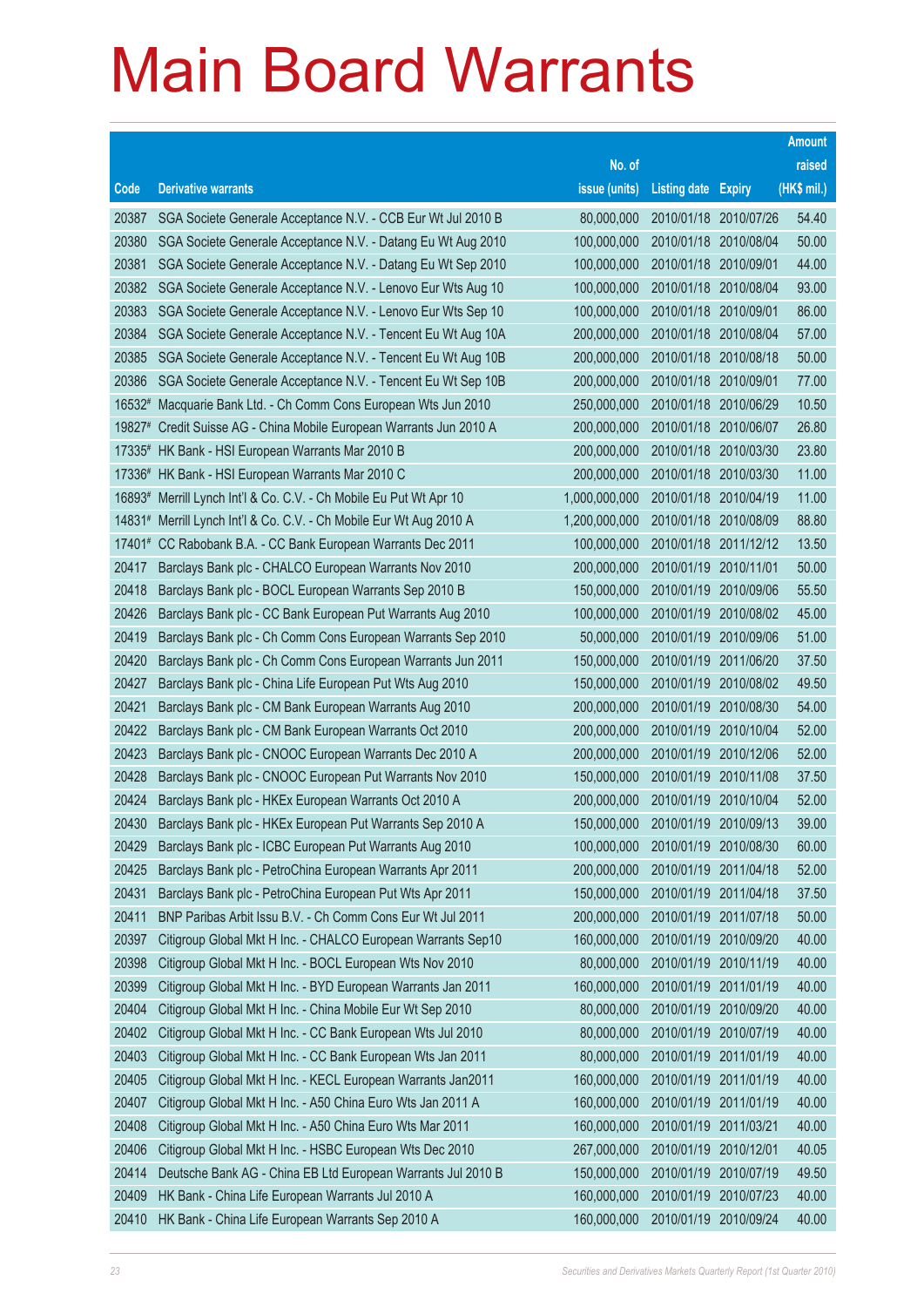# Main Board Warrants

| Code | Derivative warrants | No. of issue (units) | Listing date | Expiry | Amount raised (HK$ mil.) |
|---|---|---|---|---|---|
| 20387 | SGA Societe Generale Acceptance N.V. - CCB Eur Wt Jul 2010 B | 80,000,000 | 2010/01/18 | 2010/07/26 | 54.40 |
| 20380 | SGA Societe Generale Acceptance N.V. - Datang Eu Wt Aug 2010 | 100,000,000 | 2010/01/18 | 2010/08/04 | 50.00 |
| 20381 | SGA Societe Generale Acceptance N.V. - Datang Eu Wt Sep 2010 | 100,000,000 | 2010/01/18 | 2010/09/01 | 44.00 |
| 20382 | SGA Societe Generale Acceptance N.V. - Lenovo Eur Wts Aug 10 | 100,000,000 | 2010/01/18 | 2010/08/04 | 93.00 |
| 20383 | SGA Societe Generale Acceptance N.V. - Lenovo Eur Wts Sep 10 | 100,000,000 | 2010/01/18 | 2010/09/01 | 86.00 |
| 20384 | SGA Societe Generale Acceptance N.V. - Tencent Eu Wt Aug 10A | 200,000,000 | 2010/01/18 | 2010/08/04 | 57.00 |
| 20385 | SGA Societe Generale Acceptance N.V. - Tencent Eu Wt Aug 10B | 200,000,000 | 2010/01/18 | 2010/08/18 | 50.00 |
| 20386 | SGA Societe Generale Acceptance N.V. - Tencent Eu Wt Sep 10B | 200,000,000 | 2010/01/18 | 2010/09/01 | 77.00 |
| 16532# | Macquarie Bank Ltd. - Ch Comm Cons European Wts Jun 2010 | 250,000,000 | 2010/01/18 | 2010/06/29 | 10.50 |
| 19827# | Credit Suisse AG - China Mobile European Warrants Jun 2010 A | 200,000,000 | 2010/01/18 | 2010/06/07 | 26.80 |
| 17335# | HK Bank - HSI European Warrants Mar 2010 B | 200,000,000 | 2010/01/18 | 2010/03/30 | 23.80 |
| 17336# | HK Bank - HSI European Warrants Mar 2010 C | 200,000,000 | 2010/01/18 | 2010/03/30 | 11.00 |
| 16893# | Merrill Lynch Int'l & Co. C.V. - Ch Mobile Eu Put Wt Apr 10 | 1,000,000,000 | 2010/01/18 | 2010/04/19 | 11.00 |
| 14831# | Merrill Lynch Int'l & Co. C.V. - Ch Mobile Eur Wt Aug 2010 A | 1,200,000,000 | 2010/01/18 | 2010/08/09 | 88.80 |
| 17401# | CC Rabobank B.A. - CC Bank European Warrants Dec 2011 | 100,000,000 | 2010/01/18 | 2011/12/12 | 13.50 |
| 20417 | Barclays Bank plc - CHALCO European Warrants Nov 2010 | 200,000,000 | 2010/01/19 | 2010/11/01 | 50.00 |
| 20418 | Barclays Bank plc - BOCL European Warrants Sep 2010 B | 150,000,000 | 2010/01/19 | 2010/09/06 | 55.50 |
| 20426 | Barclays Bank plc - CC Bank European Put Warrants Aug 2010 | 100,000,000 | 2010/01/19 | 2010/08/02 | 45.00 |
| 20419 | Barclays Bank plc - Ch Comm Cons European Warrants Sep 2010 | 50,000,000 | 2010/01/19 | 2010/09/06 | 51.00 |
| 20420 | Barclays Bank plc - Ch Comm Cons European Warrants Jun 2011 | 150,000,000 | 2010/01/19 | 2011/06/20 | 37.50 |
| 20427 | Barclays Bank plc - China Life European Put Wts Aug 2010 | 150,000,000 | 2010/01/19 | 2010/08/02 | 49.50 |
| 20421 | Barclays Bank plc - CM Bank European Warrants Aug 2010 | 200,000,000 | 2010/01/19 | 2010/08/30 | 54.00 |
| 20422 | Barclays Bank plc - CM Bank European Warrants Oct 2010 | 200,000,000 | 2010/01/19 | 2010/10/04 | 52.00 |
| 20423 | Barclays Bank plc - CNOOC European Warrants Dec 2010 A | 200,000,000 | 2010/01/19 | 2010/12/06 | 52.00 |
| 20428 | Barclays Bank plc - CNOOC European Put Warrants Nov 2010 | 150,000,000 | 2010/01/19 | 2010/11/08 | 37.50 |
| 20424 | Barclays Bank plc - HKEx European Warrants Oct 2010 A | 200,000,000 | 2010/01/19 | 2010/10/04 | 52.00 |
| 20430 | Barclays Bank plc - HKEx European Put Warrants Sep 2010 A | 150,000,000 | 2010/01/19 | 2010/09/13 | 39.00 |
| 20429 | Barclays Bank plc - ICBC European Put Warrants Aug 2010 | 100,000,000 | 2010/01/19 | 2010/08/30 | 60.00 |
| 20425 | Barclays Bank plc - PetroChina European Warrants Apr 2011 | 200,000,000 | 2010/01/19 | 2011/04/18 | 52.00 |
| 20431 | Barclays Bank plc - PetroChina European Put Wts Apr 2011 | 150,000,000 | 2010/01/19 | 2011/04/18 | 37.50 |
| 20411 | BNP Paribas Arbit Issu B.V. - Ch Comm Cons Eur Wt Jul 2011 | 200,000,000 | 2010/01/19 | 2011/07/18 | 50.00 |
| 20397 | Citigroup Global Mkt H Inc. - CHALCO European Warrants Sep10 | 160,000,000 | 2010/01/19 | 2010/09/20 | 40.00 |
| 20398 | Citigroup Global Mkt H Inc. - BOCL European Wts Nov 2010 | 80,000,000 | 2010/01/19 | 2010/11/19 | 40.00 |
| 20399 | Citigroup Global Mkt H Inc. - BYD European Warrants Jan 2011 | 160,000,000 | 2010/01/19 | 2011/01/19 | 40.00 |
| 20404 | Citigroup Global Mkt H Inc. - China Mobile Eur Wt Sep 2010 | 80,000,000 | 2010/01/19 | 2010/09/20 | 40.00 |
| 20402 | Citigroup Global Mkt H Inc. - CC Bank European Wts Jul 2010 | 80,000,000 | 2010/01/19 | 2010/07/19 | 40.00 |
| 20403 | Citigroup Global Mkt H Inc. - CC Bank European Wts Jan 2011 | 80,000,000 | 2010/01/19 | 2011/01/19 | 40.00 |
| 20405 | Citigroup Global Mkt H Inc. - KECL European Warrants Jan2011 | 160,000,000 | 2010/01/19 | 2011/01/19 | 40.00 |
| 20407 | Citigroup Global Mkt H Inc. - A50 China Euro Wts Jan 2011 A | 160,000,000 | 2010/01/19 | 2011/01/19 | 40.00 |
| 20408 | Citigroup Global Mkt H Inc. - A50 China Euro Wts Mar 2011 | 160,000,000 | 2010/01/19 | 2011/03/21 | 40.00 |
| 20406 | Citigroup Global Mkt H Inc. - HSBC European Wts Dec 2010 | 267,000,000 | 2010/01/19 | 2010/12/01 | 40.05 |
| 20414 | Deutsche Bank AG - China EB Ltd European Warrants Jul 2010 B | 150,000,000 | 2010/01/19 | 2010/07/19 | 49.50 |
| 20409 | HK Bank - China Life European Warrants Jul 2010 A | 160,000,000 | 2010/01/19 | 2010/07/23 | 40.00 |
| 20410 | HK Bank - China Life European Warrants Sep 2010 A | 160,000,000 | 2010/01/19 | 2010/09/24 | 40.00 |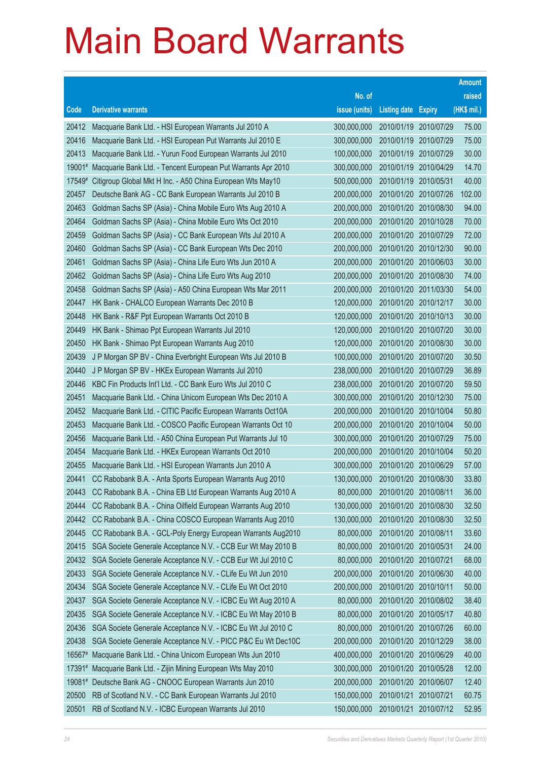# Main Board Warrants

| Code | Derivative warrants | No. of issue (units) | Listing date | Expiry | Amount raised (HK$ mil.) |
|---|---|---|---|---|---|
| 20412 | Macquarie Bank Ltd. - HSI European Warrants Jul 2010 A | 300,000,000 | 2010/01/19 | 2010/07/29 | 75.00 |
| 20416 | Macquarie Bank Ltd. - HSI European Put Warrants Jul 2010 E | 300,000,000 | 2010/01/19 | 2010/07/29 | 75.00 |
| 20413 | Macquarie Bank Ltd. - Yurun Food European Warrants Jul 2010 | 100,000,000 | 2010/01/19 | 2010/07/29 | 30.00 |
| 19001# | Macquarie Bank Ltd. - Tencent European Put Warrants Apr 2010 | 300,000,000 | 2010/01/19 | 2010/04/29 | 14.70 |
| 17549# | Citigroup Global Mkt H Inc. - A50 China European Wts May10 | 500,000,000 | 2010/01/19 | 2010/05/31 | 40.00 |
| 20457 | Deutsche Bank AG - CC Bank European Warrants Jul 2010 B | 200,000,000 | 2010/01/20 | 2010/07/26 | 102.00 |
| 20463 | Goldman Sachs SP (Asia) - China Mobile Euro Wts Aug 2010 A | 200,000,000 | 2010/01/20 | 2010/08/30 | 94.00 |
| 20464 | Goldman Sachs SP (Asia) - China Mobile Euro Wts Oct 2010 | 200,000,000 | 2010/01/20 | 2010/10/28 | 70.00 |
| 20459 | Goldman Sachs SP (Asia) - CC Bank European Wts Jul 2010 A | 200,000,000 | 2010/01/20 | 2010/07/29 | 72.00 |
| 20460 | Goldman Sachs SP (Asia) - CC Bank European Wts Dec 2010 | 200,000,000 | 2010/01/20 | 2010/12/30 | 90.00 |
| 20461 | Goldman Sachs SP (Asia) - China Life Euro Wts Jun 2010 A | 200,000,000 | 2010/01/20 | 2010/06/03 | 30.00 |
| 20462 | Goldman Sachs SP (Asia) - China Life Euro Wts Aug 2010 | 200,000,000 | 2010/01/20 | 2010/08/30 | 74.00 |
| 20458 | Goldman Sachs SP (Asia) - A50 China European Wts Mar 2011 | 200,000,000 | 2010/01/20 | 2011/03/30 | 54.00 |
| 20447 | HK Bank - CHALCO European Warrants Dec 2010 B | 120,000,000 | 2010/01/20 | 2010/12/17 | 30.00 |
| 20448 | HK Bank - R&F Ppt European Warrants Oct 2010 B | 120,000,000 | 2010/01/20 | 2010/10/13 | 30.00 |
| 20449 | HK Bank - Shimao Ppt European Warrants Jul 2010 | 120,000,000 | 2010/01/20 | 2010/07/20 | 30.00 |
| 20450 | HK Bank - Shimao Ppt European Warrants Aug 2010 | 120,000,000 | 2010/01/20 | 2010/08/30 | 30.00 |
| 20439 | J P Morgan SP BV - China Everbright European Wts Jul 2010 B | 100,000,000 | 2010/01/20 | 2010/07/20 | 30.50 |
| 20440 | J P Morgan SP BV - HKEx European Warrants Jul 2010 | 238,000,000 | 2010/01/20 | 2010/07/29 | 36.89 |
| 20446 | KBC Fin Products Int'l Ltd. - CC Bank Euro Wts Jul 2010 C | 238,000,000 | 2010/01/20 | 2010/07/20 | 59.50 |
| 20451 | Macquarie Bank Ltd. - China Unicom European Wts Dec 2010 A | 300,000,000 | 2010/01/20 | 2010/12/30 | 75.00 |
| 20452 | Macquarie Bank Ltd. - CITIC Pacific European Warrants Oct10A | 200,000,000 | 2010/01/20 | 2010/10/04 | 50.80 |
| 20453 | Macquarie Bank Ltd. - COSCO Pacific European Warrants Oct 10 | 200,000,000 | 2010/01/20 | 2010/10/04 | 50.00 |
| 20456 | Macquarie Bank Ltd. - A50 China European Put Warrants Jul 10 | 300,000,000 | 2010/01/20 | 2010/07/29 | 75.00 |
| 20454 | Macquarie Bank Ltd. - HKEx European Warrants Oct 2010 | 200,000,000 | 2010/01/20 | 2010/10/04 | 50.20 |
| 20455 | Macquarie Bank Ltd. - HSI European Warrants Jun 2010 A | 300,000,000 | 2010/01/20 | 2010/06/29 | 57.00 |
| 20441 | CC Rabobank B.A. - Anta Sports European Warrants Aug 2010 | 130,000,000 | 2010/01/20 | 2010/08/30 | 33.80 |
| 20443 | CC Rabobank B.A. - China EB Ltd European Warrants Aug 2010 A | 80,000,000 | 2010/01/20 | 2010/08/11 | 36.00 |
| 20444 | CC Rabobank B.A. - China Oilfield European Warrants Aug 2010 | 130,000,000 | 2010/01/20 | 2010/08/30 | 32.50 |
| 20442 | CC Rabobank B.A. - China COSCO European Warrants Aug 2010 | 130,000,000 | 2010/01/20 | 2010/08/30 | 32.50 |
| 20445 | CC Rabobank B.A. - GCL-Poly Energy European Warrants Aug2010 | 80,000,000 | 2010/01/20 | 2010/08/11 | 33.60 |
| 20415 | SGA Societe Generale Acceptance N.V. - CCB Eur Wt May 2010 B | 80,000,000 | 2010/01/20 | 2010/05/31 | 24.00 |
| 20432 | SGA Societe Generale Acceptance N.V. - CCB Eur Wt Jul 2010 C | 80,000,000 | 2010/01/20 | 2010/07/21 | 68.00 |
| 20433 | SGA Societe Generale Acceptance N.V. - CLife Eu Wt Jun 2010 | 200,000,000 | 2010/01/20 | 2010/06/30 | 40.00 |
| 20434 | SGA Societe Generale Acceptance N.V. - CLife Eu Wt Oct 2010 | 200,000,000 | 2010/01/20 | 2010/10/11 | 50.00 |
| 20437 | SGA Societe Generale Acceptance N.V. - ICBC Eu Wt Aug 2010 A | 80,000,000 | 2010/01/20 | 2010/08/02 | 38.40 |
| 20435 | SGA Societe Generale Acceptance N.V. - ICBC Eu Wt May 2010 B | 80,000,000 | 2010/01/20 | 2010/05/17 | 40.80 |
| 20436 | SGA Societe Generale Acceptance N.V. - ICBC Eu Wt Jul 2010 C | 80,000,000 | 2010/01/20 | 2010/07/26 | 60.00 |
| 20438 | SGA Societe Generale Acceptance N.V. - PICC P&C Eu Wt Dec10C | 200,000,000 | 2010/01/20 | 2010/12/29 | 38.00 |
| 16567# | Macquarie Bank Ltd. - China Unicom European Wts Jun 2010 | 400,000,000 | 2010/01/20 | 2010/06/29 | 40.00 |
| 17391# | Macquarie Bank Ltd. - Zijin Mining European Wts May 2010 | 300,000,000 | 2010/01/20 | 2010/05/28 | 12.00 |
| 19081# | Deutsche Bank AG - CNOOC European Warrants Jun 2010 | 200,000,000 | 2010/01/20 | 2010/06/07 | 12.40 |
| 20500 | RB of Scotland N.V. - CC Bank European Warrants Jul 2010 | 150,000,000 | 2010/01/21 | 2010/07/21 | 60.75 |
| 20501 | RB of Scotland N.V. - ICBC European Warrants Jul 2010 | 150,000,000 | 2010/01/21 | 2010/07/12 | 52.95 |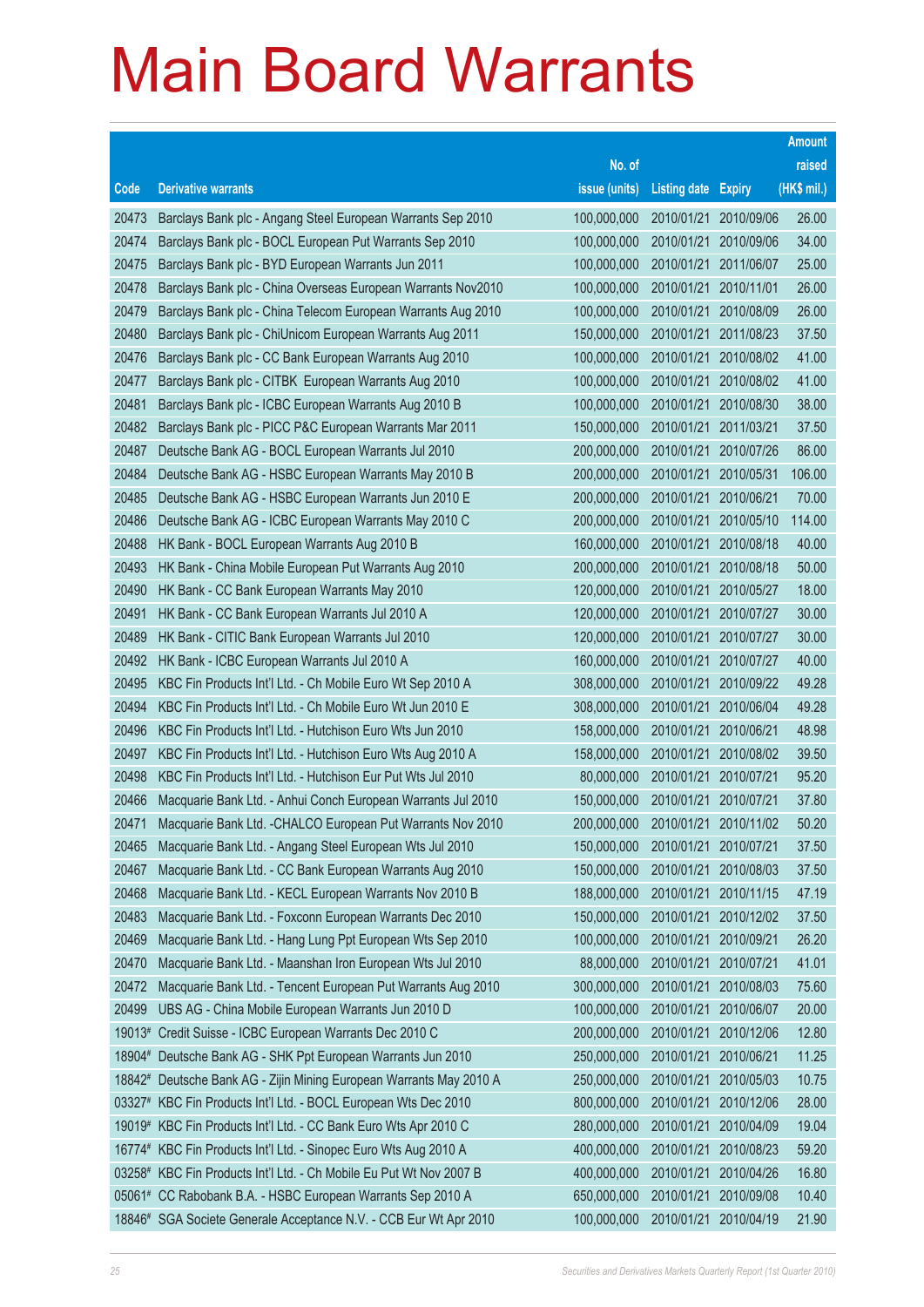# Main Board Warrants

| Code | Derivative warrants | No. of issue (units) | Listing date | Expiry | Amount raised (HK$ mil.) |
|---|---|---|---|---|---|
| 20473 | Barclays Bank plc - Angang Steel European Warrants Sep 2010 | 100,000,000 | 2010/01/21 | 2010/09/06 | 26.00 |
| 20474 | Barclays Bank plc - BOCL European Put Warrants Sep 2010 | 100,000,000 | 2010/01/21 | 2010/09/06 | 34.00 |
| 20475 | Barclays Bank plc - BYD European Warrants Jun 2011 | 100,000,000 | 2010/01/21 | 2011/06/07 | 25.00 |
| 20478 | Barclays Bank plc - China Overseas European Warrants Nov2010 | 100,000,000 | 2010/01/21 | 2010/11/01 | 26.00 |
| 20479 | Barclays Bank plc - China Telecom European Warrants Aug 2010 | 100,000,000 | 2010/01/21 | 2010/08/09 | 26.00 |
| 20480 | Barclays Bank plc - ChiUnicom European Warrants Aug 2011 | 150,000,000 | 2010/01/21 | 2011/08/23 | 37.50 |
| 20476 | Barclays Bank plc - CC Bank European Warrants Aug 2010 | 100,000,000 | 2010/01/21 | 2010/08/02 | 41.00 |
| 20477 | Barclays Bank plc - CITBK European Warrants Aug 2010 | 100,000,000 | 2010/01/21 | 2010/08/02 | 41.00 |
| 20481 | Barclays Bank plc - ICBC European Warrants Aug 2010 B | 100,000,000 | 2010/01/21 | 2010/08/30 | 38.00 |
| 20482 | Barclays Bank plc - PICC P&C European Warrants Mar 2011 | 150,000,000 | 2010/01/21 | 2011/03/21 | 37.50 |
| 20487 | Deutsche Bank AG - BOCL European Warrants Jul 2010 | 200,000,000 | 2010/01/21 | 2010/07/26 | 86.00 |
| 20484 | Deutsche Bank AG - HSBC European Warrants May 2010 B | 200,000,000 | 2010/01/21 | 2010/05/31 | 106.00 |
| 20485 | Deutsche Bank AG - HSBC European Warrants Jun 2010 E | 200,000,000 | 2010/01/21 | 2010/06/21 | 70.00 |
| 20486 | Deutsche Bank AG - ICBC European Warrants May 2010 C | 200,000,000 | 2010/01/21 | 2010/05/10 | 114.00 |
| 20488 | HK Bank - BOCL European Warrants Aug 2010 B | 160,000,000 | 2010/01/21 | 2010/08/18 | 40.00 |
| 20493 | HK Bank - China Mobile European Put Warrants Aug 2010 | 200,000,000 | 2010/01/21 | 2010/08/18 | 50.00 |
| 20490 | HK Bank - CC Bank European Warrants May 2010 | 120,000,000 | 2010/01/21 | 2010/05/27 | 18.00 |
| 20491 | HK Bank - CC Bank European Warrants Jul 2010 A | 120,000,000 | 2010/01/21 | 2010/07/27 | 30.00 |
| 20489 | HK Bank - CITIC Bank European Warrants Jul 2010 | 120,000,000 | 2010/01/21 | 2010/07/27 | 30.00 |
| 20492 | HK Bank - ICBC European Warrants Jul 2010 A | 160,000,000 | 2010/01/21 | 2010/07/27 | 40.00 |
| 20495 | KBC Fin Products Int'l Ltd. - Ch Mobile Euro Wt Sep 2010 A | 308,000,000 | 2010/01/21 | 2010/09/22 | 49.28 |
| 20494 | KBC Fin Products Int'l Ltd. - Ch Mobile Euro Wt Jun 2010 E | 308,000,000 | 2010/01/21 | 2010/06/04 | 49.28 |
| 20496 | KBC Fin Products Int'l Ltd. - Hutchison Euro Wts Jun 2010 | 158,000,000 | 2010/01/21 | 2010/06/21 | 48.98 |
| 20497 | KBC Fin Products Int'l Ltd. - Hutchison Euro Wts Aug 2010 A | 158,000,000 | 2010/01/21 | 2010/08/02 | 39.50 |
| 20498 | KBC Fin Products Int'l Ltd. - Hutchison Eur Put Wts Jul 2010 | 80,000,000 | 2010/01/21 | 2010/07/21 | 95.20 |
| 20466 | Macquarie Bank Ltd. - Anhui Conch European Warrants Jul 2010 | 150,000,000 | 2010/01/21 | 2010/07/21 | 37.80 |
| 20471 | Macquarie Bank Ltd. -CHALCO European Put Warrants Nov 2010 | 200,000,000 | 2010/01/21 | 2010/11/02 | 50.20 |
| 20465 | Macquarie Bank Ltd. - Angang Steel European Wts Jul 2010 | 150,000,000 | 2010/01/21 | 2010/07/21 | 37.50 |
| 20467 | Macquarie Bank Ltd. - CC Bank European Warrants Aug 2010 | 150,000,000 | 2010/01/21 | 2010/08/03 | 37.50 |
| 20468 | Macquarie Bank Ltd. - KECL European Warrants Nov 2010 B | 188,000,000 | 2010/01/21 | 2010/11/15 | 47.19 |
| 20483 | Macquarie Bank Ltd. - Foxconn European Warrants Dec 2010 | 150,000,000 | 2010/01/21 | 2010/12/02 | 37.50 |
| 20469 | Macquarie Bank Ltd. - Hang Lung Ppt European Wts Sep 2010 | 100,000,000 | 2010/01/21 | 2010/09/21 | 26.20 |
| 20470 | Macquarie Bank Ltd. - Maanshan Iron European Wts Jul 2010 | 88,000,000 | 2010/01/21 | 2010/07/21 | 41.01 |
| 20472 | Macquarie Bank Ltd. - Tencent European Put Warrants Aug 2010 | 300,000,000 | 2010/01/21 | 2010/08/03 | 75.60 |
| 20499 | UBS AG - China Mobile European Warrants Jun 2010 D | 100,000,000 | 2010/01/21 | 2010/06/07 | 20.00 |
| 19013# | Credit Suisse - ICBC European Warrants Dec 2010 C | 200,000,000 | 2010/01/21 | 2010/12/06 | 12.80 |
| 18904# | Deutsche Bank AG - SHK Ppt European Warrants Jun 2010 | 250,000,000 | 2010/01/21 | 2010/06/21 | 11.25 |
| 18842# | Deutsche Bank AG - Zijin Mining European Warrants May 2010 A | 250,000,000 | 2010/01/21 | 2010/05/03 | 10.75 |
| 03327# | KBC Fin Products Int'l Ltd. - BOCL European Wts Dec 2010 | 800,000,000 | 2010/01/21 | 2010/12/06 | 28.00 |
| 19019# | KBC Fin Products Int'l Ltd. - CC Bank Euro Wts Apr 2010 C | 280,000,000 | 2010/01/21 | 2010/04/09 | 19.04 |
| 16774# | KBC Fin Products Int'l Ltd. - Sinopec Euro Wts Aug 2010 A | 400,000,000 | 2010/01/21 | 2010/08/23 | 59.20 |
| 03258# | KBC Fin Products Int'l Ltd. - Ch Mobile Eu Put Wt Nov 2007 B | 400,000,000 | 2010/01/21 | 2010/04/26 | 16.80 |
| 05061# | CC Rabobank B.A. - HSBC European Warrants Sep 2010 A | 650,000,000 | 2010/01/21 | 2010/09/08 | 10.40 |
| 18846# | SGA Societe Generale Acceptance N.V. - CCB Eur Wt Apr 2010 | 100,000,000 | 2010/01/21 | 2010/04/19 | 21.90 |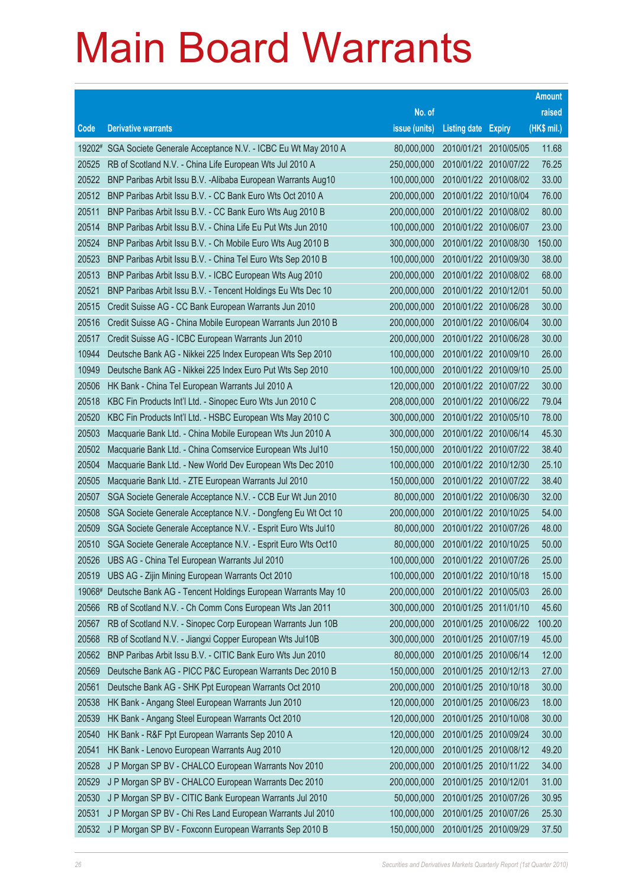# Main Board Warrants

| Code | Derivative warrants | No. of issue (units) | Listing date | Expiry | Amount raised (HK$ mil.) |
|---|---|---|---|---|---|
| 19202# | SGA Societe Generale Acceptance N.V. - ICBC Eu Wt May 2010 A | 80,000,000 | 2010/01/21 | 2010/05/05 | 11.68 |
| 20525 | RB of Scotland N.V. - China Life European Wts Jul 2010 A | 250,000,000 | 2010/01/22 | 2010/07/22 | 76.25 |
| 20522 | BNP Paribas Arbit Issu B.V. -Alibaba European Warrants Aug10 | 100,000,000 | 2010/01/22 | 2010/08/02 | 33.00 |
| 20512 | BNP Paribas Arbit Issu B.V. - CC Bank Euro Wts Oct 2010 A | 200,000,000 | 2010/01/22 | 2010/10/04 | 76.00 |
| 20511 | BNP Paribas Arbit Issu B.V. - CC Bank Euro Wts Aug 2010 B | 200,000,000 | 2010/01/22 | 2010/08/02 | 80.00 |
| 20514 | BNP Paribas Arbit Issu B.V. - China Life Eu Put Wts Jun 2010 | 100,000,000 | 2010/01/22 | 2010/06/07 | 23.00 |
| 20524 | BNP Paribas Arbit Issu B.V. - Ch Mobile Euro Wts Aug 2010 B | 300,000,000 | 2010/01/22 | 2010/08/30 | 150.00 |
| 20523 | BNP Paribas Arbit Issu B.V. - China Tel Euro Wts Sep 2010 B | 100,000,000 | 2010/01/22 | 2010/09/30 | 38.00 |
| 20513 | BNP Paribas Arbit Issu B.V. - ICBC European Wts Aug 2010 | 200,000,000 | 2010/01/22 | 2010/08/02 | 68.00 |
| 20521 | BNP Paribas Arbit Issu B.V. - Tencent Holdings Eu Wts Dec 10 | 200,000,000 | 2010/01/22 | 2010/12/01 | 50.00 |
| 20515 | Credit Suisse AG - CC Bank European Warrants Jun 2010 | 200,000,000 | 2010/01/22 | 2010/06/28 | 30.00 |
| 20516 | Credit Suisse AG - China Mobile European Warrants Jun 2010 B | 200,000,000 | 2010/01/22 | 2010/06/04 | 30.00 |
| 20517 | Credit Suisse AG - ICBC European Warrants Jun 2010 | 200,000,000 | 2010/01/22 | 2010/06/28 | 30.00 |
| 10944 | Deutsche Bank AG - Nikkei 225 Index European Wts Sep 2010 | 100,000,000 | 2010/01/22 | 2010/09/10 | 26.00 |
| 10949 | Deutsche Bank AG - Nikkei 225 Index Euro Put Wts Sep 2010 | 100,000,000 | 2010/01/22 | 2010/09/10 | 25.00 |
| 20506 | HK Bank - China Tel European Warrants Jul 2010 A | 120,000,000 | 2010/01/22 | 2010/07/22 | 30.00 |
| 20518 | KBC Fin Products Int'l Ltd. - Sinopec Euro Wts Jul 2010 C | 208,000,000 | 2010/01/22 | 2010/06/22 | 79.04 |
| 20520 | KBC Fin Products Int'l Ltd. - HSBC European Wts May 2010 C | 300,000,000 | 2010/01/22 | 2010/05/10 | 78.00 |
| 20503 | Macquarie Bank Ltd. - China Mobile European Wts Jun 2010 A | 300,000,000 | 2010/01/22 | 2010/06/14 | 45.30 |
| 20502 | Macquarie Bank Ltd. - China Comservice European Wts Jul10 | 150,000,000 | 2010/01/22 | 2010/07/22 | 38.40 |
| 20504 | Macquarie Bank Ltd. - New World Dev European Wts Dec 2010 | 100,000,000 | 2010/01/22 | 2010/12/30 | 25.10 |
| 20505 | Macquarie Bank Ltd. - ZTE European Warrants Jul 2010 | 150,000,000 | 2010/01/22 | 2010/07/22 | 38.40 |
| 20507 | SGA Societe Generale Acceptance N.V. - CCB Eur Wt Jun 2010 | 80,000,000 | 2010/01/22 | 2010/06/30 | 32.00 |
| 20508 | SGA Societe Generale Acceptance N.V. - Dongfeng Eu Wt Oct 10 | 200,000,000 | 2010/01/22 | 2010/10/25 | 54.00 |
| 20509 | SGA Societe Generale Acceptance N.V. - Esprit Euro Wts Jul10 | 80,000,000 | 2010/01/22 | 2010/07/26 | 48.00 |
| 20510 | SGA Societe Generale Acceptance N.V. - Esprit Euro Wts Oct10 | 80,000,000 | 2010/01/22 | 2010/10/25 | 50.00 |
| 20526 | UBS AG - China Tel European Warrants Jul 2010 | 100,000,000 | 2010/01/22 | 2010/07/26 | 25.00 |
| 20519 | UBS AG - Zijin Mining European Warrants Oct 2010 | 100,000,000 | 2010/01/22 | 2010/10/18 | 15.00 |
| 19068# | Deutsche Bank AG - Tencent Holdings European Warrants May 10 | 200,000,000 | 2010/01/22 | 2010/05/03 | 26.00 |
| 20566 | RB of Scotland N.V. - Ch Comm Cons European Wts Jan 2011 | 300,000,000 | 2010/01/25 | 2011/01/10 | 45.60 |
| 20567 | RB of Scotland N.V. - Sinopec Corp European Warrants Jun 10B | 200,000,000 | 2010/01/25 | 2010/06/22 | 100.20 |
| 20568 | RB of Scotland N.V. - Jiangxi Copper European Wts Jul10B | 300,000,000 | 2010/01/25 | 2010/07/19 | 45.00 |
| 20562 | BNP Paribas Arbit Issu B.V. - CITIC Bank Euro Wts Jun 2010 | 80,000,000 | 2010/01/25 | 2010/06/14 | 12.00 |
| 20569 | Deutsche Bank AG - PICC P&C European Warrants Dec 2010 B | 150,000,000 | 2010/01/25 | 2010/12/13 | 27.00 |
| 20561 | Deutsche Bank AG - SHK Ppt European Warrants Oct 2010 | 200,000,000 | 2010/01/25 | 2010/10/18 | 30.00 |
| 20538 | HK Bank - Angang Steel European Warrants Jun 2010 | 120,000,000 | 2010/01/25 | 2010/06/23 | 18.00 |
| 20539 | HK Bank - Angang Steel European Warrants Oct 2010 | 120,000,000 | 2010/01/25 | 2010/10/08 | 30.00 |
| 20540 | HK Bank - R&F Ppt European Warrants Sep 2010 A | 120,000,000 | 2010/01/25 | 2010/09/24 | 30.00 |
| 20541 | HK Bank - Lenovo European Warrants Aug 2010 | 120,000,000 | 2010/01/25 | 2010/08/12 | 49.20 |
| 20528 | J P Morgan SP BV - CHALCO European Warrants Nov 2010 | 200,000,000 | 2010/01/25 | 2010/11/22 | 34.00 |
| 20529 | J P Morgan SP BV - CHALCO European Warrants Dec 2010 | 200,000,000 | 2010/01/25 | 2010/12/01 | 31.00 |
| 20530 | J P Morgan SP BV - CITIC Bank European Warrants Jul 2010 | 50,000,000 | 2010/01/25 | 2010/07/26 | 30.95 |
| 20531 | J P Morgan SP BV - Chi Res Land European Warrants Jul 2010 | 100,000,000 | 2010/01/25 | 2010/07/26 | 25.30 |
| 20532 | J P Morgan SP BV - Foxconn European Warrants Sep 2010 B | 150,000,000 | 2010/01/25 | 2010/09/29 | 37.50 |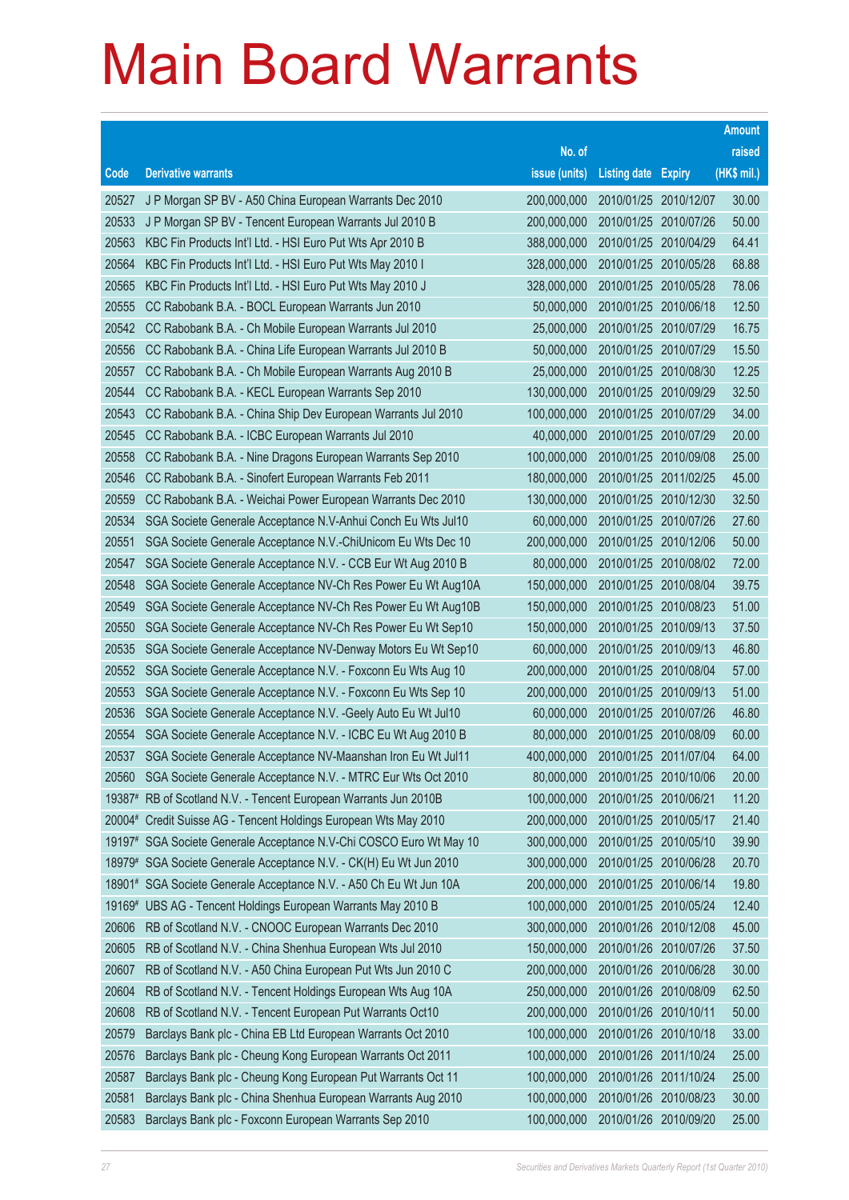# Main Board Warrants

| Code | Derivative warrants | No. of issue (units) | Listing date | Expiry | Amount raised (HK$ mil.) |
|---|---|---|---|---|---|
| 20527 | J P Morgan SP BV - A50 China European Warrants Dec 2010 | 200,000,000 | 2010/01/25 | 2010/12/07 | 30.00 |
| 20533 | J P Morgan SP BV - Tencent European Warrants Jul 2010 B | 200,000,000 | 2010/01/25 | 2010/07/26 | 50.00 |
| 20563 | KBC Fin Products Int'l Ltd. - HSI Euro Put Wts Apr 2010 B | 388,000,000 | 2010/01/25 | 2010/04/29 | 64.41 |
| 20564 | KBC Fin Products Int'l Ltd. - HSI Euro Put Wts May 2010 I | 328,000,000 | 2010/01/25 | 2010/05/28 | 68.88 |
| 20565 | KBC Fin Products Int'l Ltd. - HSI Euro Put Wts May 2010 J | 328,000,000 | 2010/01/25 | 2010/05/28 | 78.06 |
| 20555 | CC Rabobank B.A. - BOCL European Warrants Jun 2010 | 50,000,000 | 2010/01/25 | 2010/06/18 | 12.50 |
| 20542 | CC Rabobank B.A. - Ch Mobile European Warrants Jul 2010 | 25,000,000 | 2010/01/25 | 2010/07/29 | 16.75 |
| 20556 | CC Rabobank B.A. - China Life European Warrants Jul 2010 B | 50,000,000 | 2010/01/25 | 2010/07/29 | 15.50 |
| 20557 | CC Rabobank B.A. - Ch Mobile European Warrants Aug 2010 B | 25,000,000 | 2010/01/25 | 2010/08/30 | 12.25 |
| 20544 | CC Rabobank B.A. - KECL European Warrants Sep 2010 | 130,000,000 | 2010/01/25 | 2010/09/29 | 32.50 |
| 20543 | CC Rabobank B.A. - China Ship Dev European Warrants Jul 2010 | 100,000,000 | 2010/01/25 | 2010/07/29 | 34.00 |
| 20545 | CC Rabobank B.A. - ICBC European Warrants Jul 2010 | 40,000,000 | 2010/01/25 | 2010/07/29 | 20.00 |
| 20558 | CC Rabobank B.A. - Nine Dragons European Warrants Sep 2010 | 100,000,000 | 2010/01/25 | 2010/09/08 | 25.00 |
| 20546 | CC Rabobank B.A. - Sinofert European Warrants Feb 2011 | 180,000,000 | 2010/01/25 | 2011/02/25 | 45.00 |
| 20559 | CC Rabobank B.A. - Weichai Power European Warrants Dec 2010 | 130,000,000 | 2010/01/25 | 2010/12/30 | 32.50 |
| 20534 | SGA Societe Generale Acceptance N.V-Anhui Conch Eu Wts Jul10 | 60,000,000 | 2010/01/25 | 2010/07/26 | 27.60 |
| 20551 | SGA Societe Generale Acceptance N.V.-ChiUnicom Eu Wts Dec 10 | 200,000,000 | 2010/01/25 | 2010/12/06 | 50.00 |
| 20547 | SGA Societe Generale Acceptance N.V. - CCB Eur Wt Aug 2010 B | 80,000,000 | 2010/01/25 | 2010/08/02 | 72.00 |
| 20548 | SGA Societe Generale Acceptance NV-Ch Res Power Eu Wt Aug10A | 150,000,000 | 2010/01/25 | 2010/08/04 | 39.75 |
| 20549 | SGA Societe Generale Acceptance NV-Ch Res Power Eu Wt Aug10B | 150,000,000 | 2010/01/25 | 2010/08/23 | 51.00 |
| 20550 | SGA Societe Generale Acceptance NV-Ch Res Power Eu Wt Sep10 | 150,000,000 | 2010/01/25 | 2010/09/13 | 37.50 |
| 20535 | SGA Societe Generale Acceptance NV-Denway Motors Eu Wt Sep10 | 60,000,000 | 2010/01/25 | 2010/09/13 | 46.80 |
| 20552 | SGA Societe Generale Acceptance N.V. - Foxconn Eu Wts Aug 10 | 200,000,000 | 2010/01/25 | 2010/08/04 | 57.00 |
| 20553 | SGA Societe Generale Acceptance N.V. - Foxconn Eu Wts Sep 10 | 200,000,000 | 2010/01/25 | 2010/09/13 | 51.00 |
| 20536 | SGA Societe Generale Acceptance N.V. -Geely Auto Eu Wt Jul10 | 60,000,000 | 2010/01/25 | 2010/07/26 | 46.80 |
| 20554 | SGA Societe Generale Acceptance N.V. - ICBC Eu Wt Aug 2010 B | 80,000,000 | 2010/01/25 | 2010/08/09 | 60.00 |
| 20537 | SGA Societe Generale Acceptance NV-Maanshan Iron Eu Wt Jul11 | 400,000,000 | 2010/01/25 | 2011/07/04 | 64.00 |
| 20560 | SGA Societe Generale Acceptance N.V. - MTRC Eur Wts Oct 2010 | 80,000,000 | 2010/01/25 | 2010/10/06 | 20.00 |
| 19387# | RB of Scotland N.V. - Tencent European Warrants Jun 2010B | 100,000,000 | 2010/01/25 | 2010/06/21 | 11.20 |
| 20004# | Credit Suisse AG - Tencent Holdings European Wts May 2010 | 200,000,000 | 2010/01/25 | 2010/05/17 | 21.40 |
| 19197# | SGA Societe Generale Acceptance N.V-Chi COSCO Euro Wt May 10 | 300,000,000 | 2010/01/25 | 2010/05/10 | 39.90 |
| 18979# | SGA Societe Generale Acceptance N.V. - CK(H) Eu Wt Jun 2010 | 300,000,000 | 2010/01/25 | 2010/06/28 | 20.70 |
| 18901# | SGA Societe Generale Acceptance N.V. - A50 Ch Eu Wt Jun 10A | 200,000,000 | 2010/01/25 | 2010/06/14 | 19.80 |
| 19169# | UBS AG - Tencent Holdings European Warrants May 2010 B | 100,000,000 | 2010/01/25 | 2010/05/24 | 12.40 |
| 20606 | RB of Scotland N.V. - CNOOC European Warrants Dec 2010 | 300,000,000 | 2010/01/26 | 2010/12/08 | 45.00 |
| 20605 | RB of Scotland N.V. - China Shenhua European Wts Jul 2010 | 150,000,000 | 2010/01/26 | 2010/07/26 | 37.50 |
| 20607 | RB of Scotland N.V. - A50 China European Put Wts Jun 2010 C | 200,000,000 | 2010/01/26 | 2010/06/28 | 30.00 |
| 20604 | RB of Scotland N.V. - Tencent Holdings European Wts Aug 10A | 250,000,000 | 2010/01/26 | 2010/08/09 | 62.50 |
| 20608 | RB of Scotland N.V. - Tencent European Put Warrants Oct10 | 200,000,000 | 2010/01/26 | 2010/10/11 | 50.00 |
| 20579 | Barclays Bank plc - China EB Ltd European Warrants Oct 2010 | 100,000,000 | 2010/01/26 | 2010/10/18 | 33.00 |
| 20576 | Barclays Bank plc - Cheung Kong European Warrants Oct 2011 | 100,000,000 | 2010/01/26 | 2011/10/24 | 25.00 |
| 20587 | Barclays Bank plc - Cheung Kong European Put Warrants Oct 11 | 100,000,000 | 2010/01/26 | 2011/10/24 | 25.00 |
| 20581 | Barclays Bank plc - China Shenhua European Warrants Aug 2010 | 100,000,000 | 2010/01/26 | 2010/08/23 | 30.00 |
| 20583 | Barclays Bank plc - Foxconn European Warrants Sep 2010 | 100,000,000 | 2010/01/26 | 2010/09/20 | 25.00 |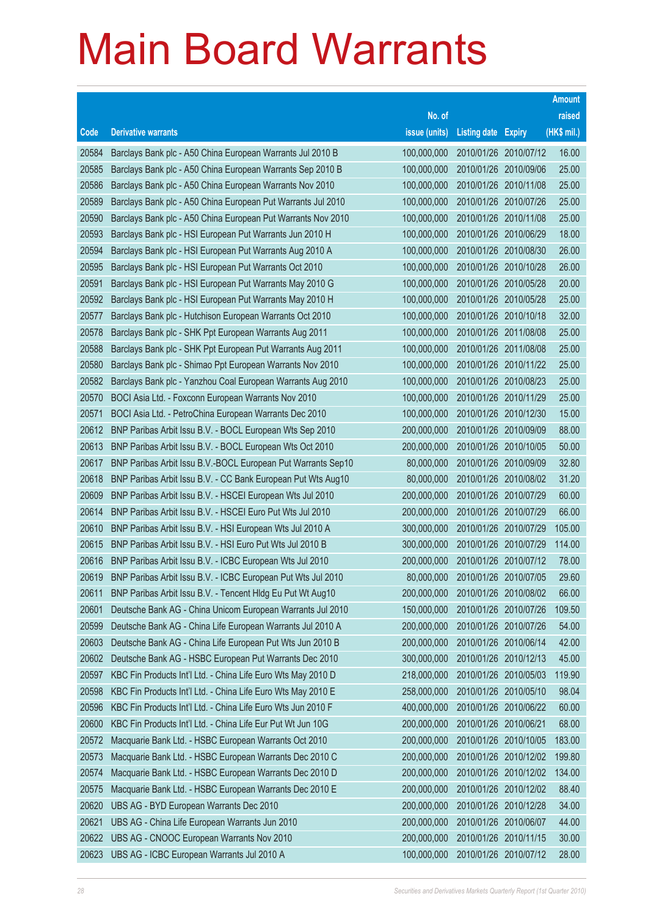# Main Board Warrants

| Code | Derivative warrants | No. of issue (units) | Listing date | Expiry | Amount raised (HK$ mil.) |
|---|---|---|---|---|---|
| 20584 | Barclays Bank plc - A50 China European Warrants Jul 2010 B | 100,000,000 | 2010/01/26 | 2010/07/12 | 16.00 |
| 20585 | Barclays Bank plc - A50 China European Warrants Sep 2010 B | 100,000,000 | 2010/01/26 | 2010/09/06 | 25.00 |
| 20586 | Barclays Bank plc - A50 China European Warrants Nov 2010 | 100,000,000 | 2010/01/26 | 2010/11/08 | 25.00 |
| 20589 | Barclays Bank plc - A50 China European Put Warrants Jul 2010 | 100,000,000 | 2010/01/26 | 2010/07/26 | 25.00 |
| 20590 | Barclays Bank plc - A50 China European Put Warrants Nov 2010 | 100,000,000 | 2010/01/26 | 2010/11/08 | 25.00 |
| 20593 | Barclays Bank plc - HSI European Put Warrants Jun 2010 H | 100,000,000 | 2010/01/26 | 2010/06/29 | 18.00 |
| 20594 | Barclays Bank plc - HSI European Put Warrants Aug 2010 A | 100,000,000 | 2010/01/26 | 2010/08/30 | 26.00 |
| 20595 | Barclays Bank plc - HSI European Put Warrants Oct 2010 | 100,000,000 | 2010/01/26 | 2010/10/28 | 26.00 |
| 20591 | Barclays Bank plc - HSI European Put Warrants May 2010 G | 100,000,000 | 2010/01/26 | 2010/05/28 | 20.00 |
| 20592 | Barclays Bank plc - HSI European Put Warrants May 2010 H | 100,000,000 | 2010/01/26 | 2010/05/28 | 25.00 |
| 20577 | Barclays Bank plc - Hutchison European Warrants Oct 2010 | 100,000,000 | 2010/01/26 | 2010/10/18 | 32.00 |
| 20578 | Barclays Bank plc - SHK Ppt European Warrants Aug 2011 | 100,000,000 | 2010/01/26 | 2011/08/08 | 25.00 |
| 20588 | Barclays Bank plc - SHK Ppt European Put Warrants Aug 2011 | 100,000,000 | 2010/01/26 | 2011/08/08 | 25.00 |
| 20580 | Barclays Bank plc - Shimao Ppt European Warrants Nov 2010 | 100,000,000 | 2010/01/26 | 2010/11/22 | 25.00 |
| 20582 | Barclays Bank plc - Yanzhou Coal European Warrants Aug 2010 | 100,000,000 | 2010/01/26 | 2010/08/23 | 25.00 |
| 20570 | BOCI Asia Ltd. - Foxconn European Warrants Nov 2010 | 100,000,000 | 2010/01/26 | 2010/11/29 | 25.00 |
| 20571 | BOCI Asia Ltd. - PetroChina European Warrants Dec 2010 | 100,000,000 | 2010/01/26 | 2010/12/30 | 15.00 |
| 20612 | BNP Paribas Arbit Issu B.V. - BOCL European Wts Sep 2010 | 200,000,000 | 2010/01/26 | 2010/09/09 | 88.00 |
| 20613 | BNP Paribas Arbit Issu B.V. - BOCL European Wts Oct 2010 | 200,000,000 | 2010/01/26 | 2010/10/05 | 50.00 |
| 20617 | BNP Paribas Arbit Issu B.V.-BOCL European Put Warrants Sep10 | 80,000,000 | 2010/01/26 | 2010/09/09 | 32.80 |
| 20618 | BNP Paribas Arbit Issu B.V. - CC Bank European Put Wts Aug10 | 80,000,000 | 2010/01/26 | 2010/08/02 | 31.20 |
| 20609 | BNP Paribas Arbit Issu B.V. - HSCEI European Wts Jul 2010 | 200,000,000 | 2010/01/26 | 2010/07/29 | 60.00 |
| 20614 | BNP Paribas Arbit Issu B.V. - HSCEI Euro Put Wts Jul 2010 | 200,000,000 | 2010/01/26 | 2010/07/29 | 66.00 |
| 20610 | BNP Paribas Arbit Issu B.V. - HSI European Wts Jul 2010 A | 300,000,000 | 2010/01/26 | 2010/07/29 | 105.00 |
| 20615 | BNP Paribas Arbit Issu B.V. - HSI Euro Put Wts Jul 2010 B | 300,000,000 | 2010/01/26 | 2010/07/29 | 114.00 |
| 20616 | BNP Paribas Arbit Issu B.V. - ICBC European Wts Jul 2010 | 200,000,000 | 2010/01/26 | 2010/07/12 | 78.00 |
| 20619 | BNP Paribas Arbit Issu B.V. - ICBC European Put Wts Jul 2010 | 80,000,000 | 2010/01/26 | 2010/07/05 | 29.60 |
| 20611 | BNP Paribas Arbit Issu B.V. - Tencent Hldg Eu Put Wt Aug10 | 200,000,000 | 2010/01/26 | 2010/08/02 | 66.00 |
| 20601 | Deutsche Bank AG - China Unicom European Warrants Jul 2010 | 150,000,000 | 2010/01/26 | 2010/07/26 | 109.50 |
| 20599 | Deutsche Bank AG - China Life European Warrants Jul 2010 A | 200,000,000 | 2010/01/26 | 2010/07/26 | 54.00 |
| 20603 | Deutsche Bank AG - China Life European Put Wts Jun 2010 B | 200,000,000 | 2010/01/26 | 2010/06/14 | 42.00 |
| 20602 | Deutsche Bank AG - HSBC European Put Warrants Dec 2010 | 300,000,000 | 2010/01/26 | 2010/12/13 | 45.00 |
| 20597 | KBC Fin Products Int'l Ltd. - China Life Euro Wts May 2010 D | 218,000,000 | 2010/01/26 | 2010/05/03 | 119.90 |
| 20598 | KBC Fin Products Int'l Ltd. - China Life Euro Wts May 2010 E | 258,000,000 | 2010/01/26 | 2010/05/10 | 98.04 |
| 20596 | KBC Fin Products Int'l Ltd. - China Life Euro Wts Jun 2010 F | 400,000,000 | 2010/01/26 | 2010/06/22 | 60.00 |
| 20600 | KBC Fin Products Int'l Ltd. - China Life Eur Put Wt Jun 10G | 200,000,000 | 2010/01/26 | 2010/06/21 | 68.00 |
| 20572 | Macquarie Bank Ltd. - HSBC European Warrants Oct 2010 | 200,000,000 | 2010/01/26 | 2010/10/05 | 183.00 |
| 20573 | Macquarie Bank Ltd. - HSBC European Warrants Dec 2010 C | 200,000,000 | 2010/01/26 | 2010/12/02 | 199.80 |
| 20574 | Macquarie Bank Ltd. - HSBC European Warrants Dec 2010 D | 200,000,000 | 2010/01/26 | 2010/12/02 | 134.00 |
| 20575 | Macquarie Bank Ltd. - HSBC European Warrants Dec 2010 E | 200,000,000 | 2010/01/26 | 2010/12/02 | 88.40 |
| 20620 | UBS AG - BYD European Warrants Dec 2010 | 200,000,000 | 2010/01/26 | 2010/12/28 | 34.00 |
| 20621 | UBS AG - China Life European Warrants Jun 2010 | 200,000,000 | 2010/01/26 | 2010/06/07 | 44.00 |
| 20622 | UBS AG - CNOOC European Warrants Nov 2010 | 200,000,000 | 2010/01/26 | 2010/11/15 | 30.00 |
| 20623 | UBS AG - ICBC European Warrants Jul 2010 A | 100,000,000 | 2010/01/26 | 2010/07/12 | 28.00 |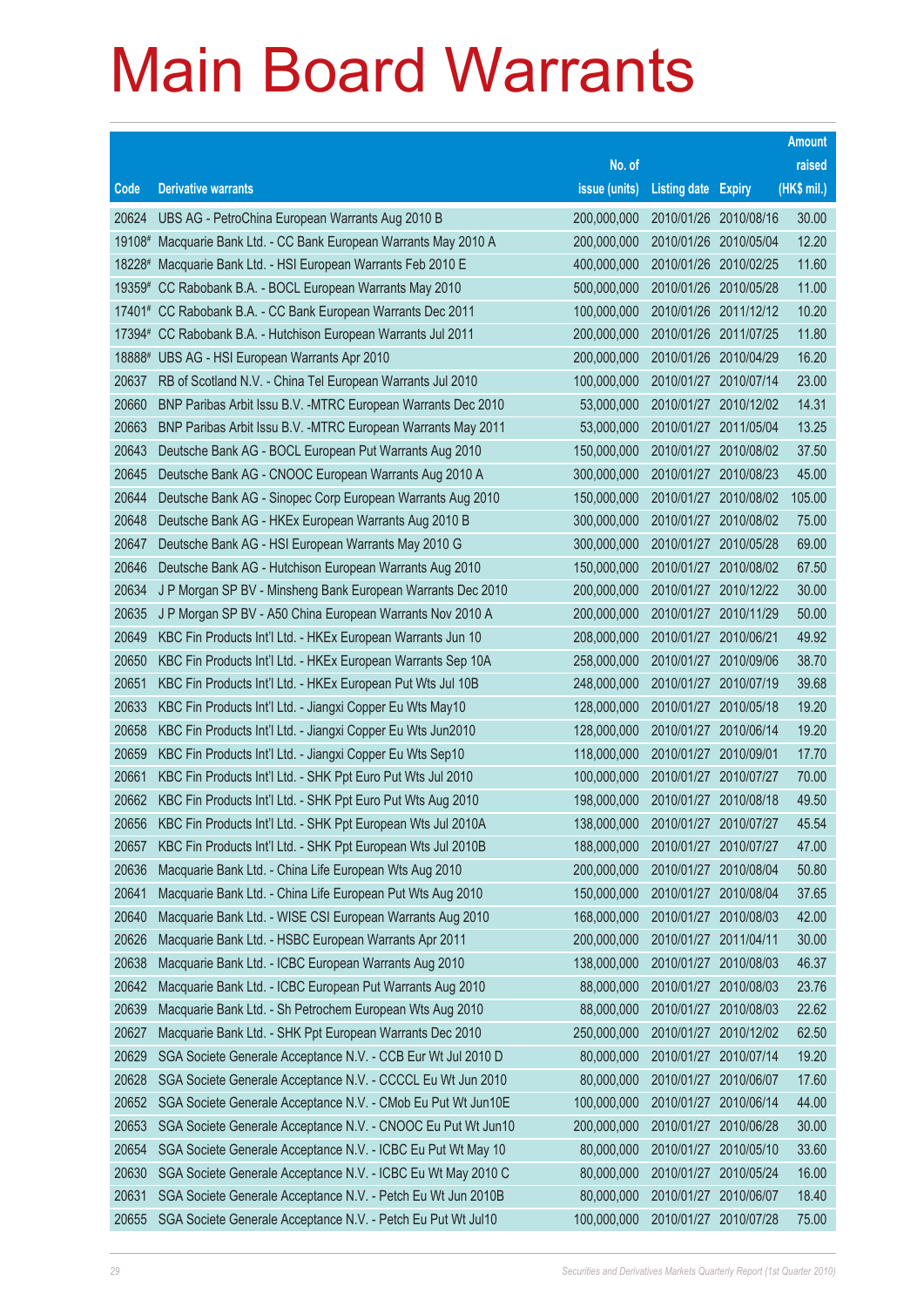# Main Board Warrants

| Code | Derivative warrants | No. of issue (units) | Listing date | Expiry | Amount raised (HK$ mil.) |
|---|---|---|---|---|---|
| 20624 | UBS AG - PetroChina European Warrants Aug 2010 B | 200,000,000 | 2010/01/26 | 2010/08/16 | 30.00 |
| 19108# | Macquarie Bank Ltd. - CC Bank European Warrants May 2010 A | 200,000,000 | 2010/01/26 | 2010/05/04 | 12.20 |
| 18228# | Macquarie Bank Ltd. - HSI European Warrants Feb 2010 E | 400,000,000 | 2010/01/26 | 2010/02/25 | 11.60 |
| 19359# | CC Rabobank B.A. - BOCL European Warrants May 2010 | 500,000,000 | 2010/01/26 | 2010/05/28 | 11.00 |
| 17401# | CC Rabobank B.A. - CC Bank European Warrants Dec 2011 | 100,000,000 | 2010/01/26 | 2011/12/12 | 10.20 |
| 17394# | CC Rabobank B.A. - Hutchison European Warrants Jul 2011 | 200,000,000 | 2010/01/26 | 2011/07/25 | 11.80 |
| 18888# | UBS AG - HSI European Warrants Apr 2010 | 200,000,000 | 2010/01/26 | 2010/04/29 | 16.20 |
| 20637 | RB of Scotland N.V. - China Tel European Warrants Jul 2010 | 100,000,000 | 2010/01/27 | 2010/07/14 | 23.00 |
| 20660 | BNP Paribas Arbit Issu B.V. -MTRC European Warrants Dec 2010 | 53,000,000 | 2010/01/27 | 2010/12/02 | 14.31 |
| 20663 | BNP Paribas Arbit Issu B.V. -MTRC European Warrants May 2011 | 53,000,000 | 2010/01/27 | 2011/05/04 | 13.25 |
| 20643 | Deutsche Bank AG - BOCL European Put Warrants Aug 2010 | 150,000,000 | 2010/01/27 | 2010/08/02 | 37.50 |
| 20645 | Deutsche Bank AG - CNOOC European Warrants Aug 2010 A | 300,000,000 | 2010/01/27 | 2010/08/23 | 45.00 |
| 20644 | Deutsche Bank AG - Sinopec Corp European Warrants Aug 2010 | 150,000,000 | 2010/01/27 | 2010/08/02 | 105.00 |
| 20648 | Deutsche Bank AG - HKEx European Warrants Aug 2010 B | 300,000,000 | 2010/01/27 | 2010/08/02 | 75.00 |
| 20647 | Deutsche Bank AG - HSI European Warrants May 2010 G | 300,000,000 | 2010/01/27 | 2010/05/28 | 69.00 |
| 20646 | Deutsche Bank AG - Hutchison European Warrants Aug 2010 | 150,000,000 | 2010/01/27 | 2010/08/02 | 67.50 |
| 20634 | J P Morgan SP BV - Minsheng Bank European Warrants Dec 2010 | 200,000,000 | 2010/01/27 | 2010/12/22 | 30.00 |
| 20635 | J P Morgan SP BV - A50 China European Warrants Nov 2010 A | 200,000,000 | 2010/01/27 | 2010/11/29 | 50.00 |
| 20649 | KBC Fin Products Int'l Ltd. - HKEx European Warrants Jun 10 | 208,000,000 | 2010/01/27 | 2010/06/21 | 49.92 |
| 20650 | KBC Fin Products Int'l Ltd. - HKEx European Warrants Sep 10A | 258,000,000 | 2010/01/27 | 2010/09/06 | 38.70 |
| 20651 | KBC Fin Products Int'l Ltd. - HKEx European Put Wts Jul 10B | 248,000,000 | 2010/01/27 | 2010/07/19 | 39.68 |
| 20633 | KBC Fin Products Int'l Ltd. - Jiangxi Copper Eu Wts May10 | 128,000,000 | 2010/01/27 | 2010/05/18 | 19.20 |
| 20658 | KBC Fin Products Int'l Ltd. - Jiangxi Copper Eu Wts Jun2010 | 128,000,000 | 2010/01/27 | 2010/06/14 | 19.20 |
| 20659 | KBC Fin Products Int'l Ltd. - Jiangxi Copper Eu Wts Sep10 | 118,000,000 | 2010/01/27 | 2010/09/01 | 17.70 |
| 20661 | KBC Fin Products Int'l Ltd. - SHK Ppt Euro Put Wts Jul 2010 | 100,000,000 | 2010/01/27 | 2010/07/27 | 70.00 |
| 20662 | KBC Fin Products Int'l Ltd. - SHK Ppt Euro Put Wts Aug 2010 | 198,000,000 | 2010/01/27 | 2010/08/18 | 49.50 |
| 20656 | KBC Fin Products Int'l Ltd. - SHK Ppt European Wts Jul 2010A | 138,000,000 | 2010/01/27 | 2010/07/27 | 45.54 |
| 20657 | KBC Fin Products Int'l Ltd. - SHK Ppt European Wts Jul 2010B | 188,000,000 | 2010/01/27 | 2010/07/27 | 47.00 |
| 20636 | Macquarie Bank Ltd. - China Life European Wts Aug 2010 | 200,000,000 | 2010/01/27 | 2010/08/04 | 50.80 |
| 20641 | Macquarie Bank Ltd. - China Life European Put Wts Aug 2010 | 150,000,000 | 2010/01/27 | 2010/08/04 | 37.65 |
| 20640 | Macquarie Bank Ltd. - WISE CSI European Warrants Aug 2010 | 168,000,000 | 2010/01/27 | 2010/08/03 | 42.00 |
| 20626 | Macquarie Bank Ltd. - HSBC European Warrants Apr 2011 | 200,000,000 | 2010/01/27 | 2011/04/11 | 30.00 |
| 20638 | Macquarie Bank Ltd. - ICBC European Warrants Aug 2010 | 138,000,000 | 2010/01/27 | 2010/08/03 | 46.37 |
| 20642 | Macquarie Bank Ltd. - ICBC European Put Warrants Aug 2010 | 88,000,000 | 2010/01/27 | 2010/08/03 | 23.76 |
| 20639 | Macquarie Bank Ltd. - Sh Petrochem European Wts Aug 2010 | 88,000,000 | 2010/01/27 | 2010/08/03 | 22.62 |
| 20627 | Macquarie Bank Ltd. - SHK Ppt European Warrants Dec 2010 | 250,000,000 | 2010/01/27 | 2010/12/02 | 62.50 |
| 20629 | SGA Societe Generale Acceptance N.V. - CCB Eur Wt Jul 2010 D | 80,000,000 | 2010/01/27 | 2010/07/14 | 19.20 |
| 20628 | SGA Societe Generale Acceptance N.V. - CCCCL Eu Wt Jun 2010 | 80,000,000 | 2010/01/27 | 2010/06/07 | 17.60 |
| 20652 | SGA Societe Generale Acceptance N.V. - CMob Eu Put Wt Jun10E | 100,000,000 | 2010/01/27 | 2010/06/14 | 44.00 |
| 20653 | SGA Societe Generale Acceptance N.V. - CNOOC Eu Put Wt Jun10 | 200,000,000 | 2010/01/27 | 2010/06/28 | 30.00 |
| 20654 | SGA Societe Generale Acceptance N.V. - ICBC Eu Put Wt May 10 | 80,000,000 | 2010/01/27 | 2010/05/10 | 33.60 |
| 20630 | SGA Societe Generale Acceptance N.V. - ICBC Eu Wt May 2010 C | 80,000,000 | 2010/01/27 | 2010/05/24 | 16.00 |
| 20631 | SGA Societe Generale Acceptance N.V. - Petch Eu Wt Jun 2010B | 80,000,000 | 2010/01/27 | 2010/06/07 | 18.40 |
| 20655 | SGA Societe Generale Acceptance N.V. - Petch Eu Put Wt Jul10 | 100,000,000 | 2010/01/27 | 2010/07/28 | 75.00 |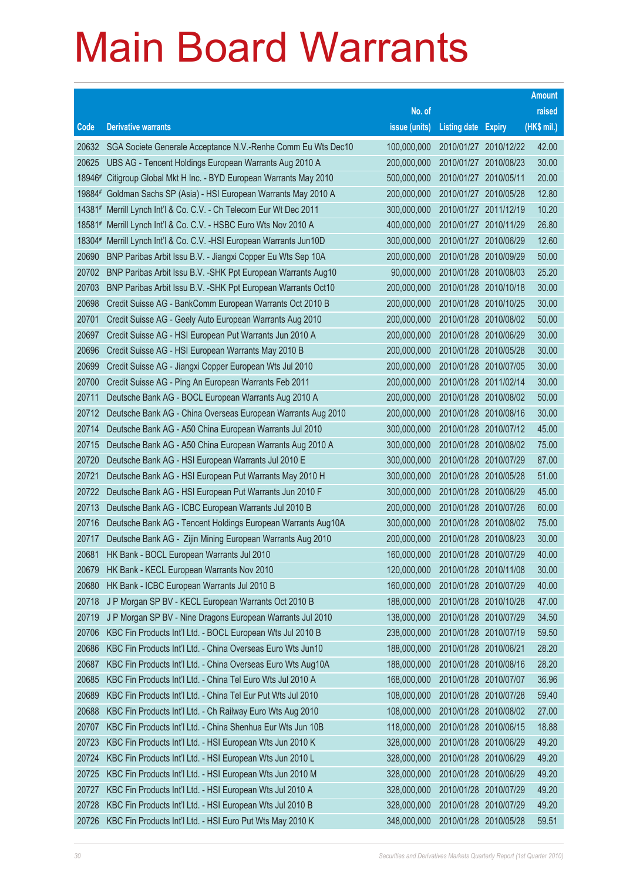# Main Board Warrants

| Code | Derivative warrants | No. of issue (units) | Listing date | Expiry | Amount raised (HK$ mil.) |
|---|---|---|---|---|---|
| 20632 | SGA Societe Generale Acceptance N.V.-Renhe Comm Eu Wts Dec10 | 100,000,000 | 2010/01/27 | 2010/12/22 | 42.00 |
| 20625 | UBS AG - Tencent Holdings European Warrants Aug 2010 A | 200,000,000 | 2010/01/27 | 2010/08/23 | 30.00 |
| 18946# | Citigroup Global Mkt H Inc. - BYD European Warrants May 2010 | 500,000,000 | 2010/01/27 | 2010/05/11 | 20.00 |
| 19884# | Goldman Sachs SP (Asia) - HSI European Warrants May 2010 A | 200,000,000 | 2010/01/27 | 2010/05/28 | 12.80 |
| 14381# | Merrill Lynch Int'l & Co. C.V. - Ch Telecom Eur Wt Dec 2011 | 300,000,000 | 2010/01/27 | 2011/12/19 | 10.20 |
| 18581# | Merrill Lynch Int'l & Co. C.V. - HSBC Euro Wts Nov 2010 A | 400,000,000 | 2010/01/27 | 2010/11/29 | 26.80 |
| 18304# | Merrill Lynch Int'l & Co. C.V. -HSI European Warrants Jun10D | 300,000,000 | 2010/01/27 | 2010/06/29 | 12.60 |
| 20690 | BNP Paribas Arbit Issu B.V. - Jiangxi Copper Eu Wts Sep 10A | 200,000,000 | 2010/01/28 | 2010/09/29 | 50.00 |
| 20702 | BNP Paribas Arbit Issu B.V. -SHK Ppt European Warrants Aug10 | 90,000,000 | 2010/01/28 | 2010/08/03 | 25.20 |
| 20703 | BNP Paribas Arbit Issu B.V. -SHK Ppt European Warrants Oct10 | 200,000,000 | 2010/01/28 | 2010/10/18 | 30.00 |
| 20698 | Credit Suisse AG - BankComm European Warrants Oct 2010 B | 200,000,000 | 2010/01/28 | 2010/10/25 | 30.00 |
| 20701 | Credit Suisse AG - Geely Auto European Warrants Aug 2010 | 200,000,000 | 2010/01/28 | 2010/08/02 | 50.00 |
| 20697 | Credit Suisse AG - HSI European Put Warrants Jun 2010 A | 200,000,000 | 2010/01/28 | 2010/06/29 | 30.00 |
| 20696 | Credit Suisse AG - HSI European Warrants May 2010 B | 200,000,000 | 2010/01/28 | 2010/05/28 | 30.00 |
| 20699 | Credit Suisse AG - Jiangxi Copper European Wts Jul 2010 | 200,000,000 | 2010/01/28 | 2010/07/05 | 30.00 |
| 20700 | Credit Suisse AG - Ping An European Warrants Feb 2011 | 200,000,000 | 2010/01/28 | 2011/02/14 | 30.00 |
| 20711 | Deutsche Bank AG - BOCL European Warrants Aug 2010 A | 200,000,000 | 2010/01/28 | 2010/08/02 | 50.00 |
| 20712 | Deutsche Bank AG - China Overseas European Warrants Aug 2010 | 200,000,000 | 2010/01/28 | 2010/08/16 | 30.00 |
| 20714 | Deutsche Bank AG - A50 China European Warrants Jul 2010 | 300,000,000 | 2010/01/28 | 2010/07/12 | 45.00 |
| 20715 | Deutsche Bank AG - A50 China European Warrants Aug 2010 A | 300,000,000 | 2010/01/28 | 2010/08/02 | 75.00 |
| 20720 | Deutsche Bank AG - HSI European Warrants Jul 2010 E | 300,000,000 | 2010/01/28 | 2010/07/29 | 87.00 |
| 20721 | Deutsche Bank AG - HSI European Put Warrants May 2010 H | 300,000,000 | 2010/01/28 | 2010/05/28 | 51.00 |
| 20722 | Deutsche Bank AG - HSI European Put Warrants Jun 2010 F | 300,000,000 | 2010/01/28 | 2010/06/29 | 45.00 |
| 20713 | Deutsche Bank AG - ICBC European Warrants Jul 2010 B | 200,000,000 | 2010/01/28 | 2010/07/26 | 60.00 |
| 20716 | Deutsche Bank AG - Tencent Holdings European Warrants Aug10A | 300,000,000 | 2010/01/28 | 2010/08/02 | 75.00 |
| 20717 | Deutsche Bank AG - Zijin Mining European Warrants Aug 2010 | 200,000,000 | 2010/01/28 | 2010/08/23 | 30.00 |
| 20681 | HK Bank - BOCL European Warrants Jul 2010 | 160,000,000 | 2010/01/28 | 2010/07/29 | 40.00 |
| 20679 | HK Bank - KECL European Warrants Nov 2010 | 120,000,000 | 2010/01/28 | 2010/11/08 | 30.00 |
| 20680 | HK Bank - ICBC European Warrants Jul 2010 B | 160,000,000 | 2010/01/28 | 2010/07/29 | 40.00 |
| 20718 | J P Morgan SP BV - KECL European Warrants Oct 2010 B | 188,000,000 | 2010/01/28 | 2010/10/28 | 47.00 |
| 20719 | J P Morgan SP BV - Nine Dragons European Warrants Jul 2010 | 138,000,000 | 2010/01/28 | 2010/07/29 | 34.50 |
| 20706 | KBC Fin Products Int'l Ltd. - BOCL European Wts Jul 2010 B | 238,000,000 | 2010/01/28 | 2010/07/19 | 59.50 |
| 20686 | KBC Fin Products Int'l Ltd. - China Overseas Euro Wts Jun10 | 188,000,000 | 2010/01/28 | 2010/06/21 | 28.20 |
| 20687 | KBC Fin Products Int'l Ltd. - China Overseas Euro Wts Aug10A | 188,000,000 | 2010/01/28 | 2010/08/16 | 28.20 |
| 20685 | KBC Fin Products Int'l Ltd. - China Tel Euro Wts Jul 2010 A | 168,000,000 | 2010/01/28 | 2010/07/07 | 36.96 |
| 20689 | KBC Fin Products Int'l Ltd. - China Tel Eur Put Wts Jul 2010 | 108,000,000 | 2010/01/28 | 2010/07/28 | 59.40 |
| 20688 | KBC Fin Products Int'l Ltd. - Ch Railway Euro Wts Aug 2010 | 108,000,000 | 2010/01/28 | 2010/08/02 | 27.00 |
| 20707 | KBC Fin Products Int'l Ltd. - China Shenhua Eur Wts Jun 10B | 118,000,000 | 2010/01/28 | 2010/06/15 | 18.88 |
| 20723 | KBC Fin Products Int'l Ltd. - HSI European Wts Jun 2010 K | 328,000,000 | 2010/01/28 | 2010/06/29 | 49.20 |
| 20724 | KBC Fin Products Int'l Ltd. - HSI European Wts Jun 2010 L | 328,000,000 | 2010/01/28 | 2010/06/29 | 49.20 |
| 20725 | KBC Fin Products Int'l Ltd. - HSI European Wts Jun 2010 M | 328,000,000 | 2010/01/28 | 2010/06/29 | 49.20 |
| 20727 | KBC Fin Products Int'l Ltd. - HSI European Wts Jul 2010 A | 328,000,000 | 2010/01/28 | 2010/07/29 | 49.20 |
| 20728 | KBC Fin Products Int'l Ltd. - HSI European Wts Jul 2010 B | 328,000,000 | 2010/01/28 | 2010/07/29 | 49.20 |
| 20726 | KBC Fin Products Int'l Ltd. - HSI Euro Put Wts May 2010 K | 348,000,000 | 2010/01/28 | 2010/05/28 | 59.51 |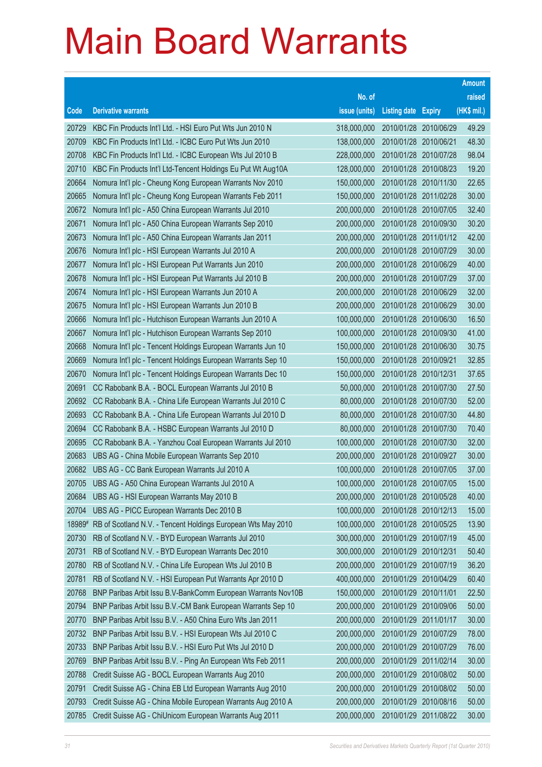# Main Board Warrants

| Code | Derivative warrants | No. of issue (units) | Listing date | Expiry | Amount raised (HK$ mil.) |
|---|---|---|---|---|---|
| 20729 | KBC Fin Products Int'l Ltd. - HSI Euro Put Wts Jun 2010 N | 318,000,000 | 2010/01/28 | 2010/06/29 | 49.29 |
| 20709 | KBC Fin Products Int'l Ltd. - ICBC Euro Put Wts Jun 2010 | 138,000,000 | 2010/01/28 | 2010/06/21 | 48.30 |
| 20708 | KBC Fin Products Int'l Ltd. - ICBC European Wts Jul 2010 B | 228,000,000 | 2010/01/28 | 2010/07/28 | 98.04 |
| 20710 | KBC Fin Products Int'l Ltd-Tencent Holdings Eu Put Wt Aug10A | 128,000,000 | 2010/01/28 | 2010/08/23 | 19.20 |
| 20664 | Nomura Int'l plc - Cheung Kong European Warrants Nov 2010 | 150,000,000 | 2010/01/28 | 2010/11/30 | 22.65 |
| 20665 | Nomura Int'l plc - Cheung Kong European Warrants Feb 2011 | 150,000,000 | 2010/01/28 | 2011/02/28 | 30.00 |
| 20672 | Nomura Int'l plc - A50 China European Warrants Jul 2010 | 200,000,000 | 2010/01/28 | 2010/07/05 | 32.40 |
| 20671 | Nomura Int'l plc - A50 China European Warrants Sep 2010 | 200,000,000 | 2010/01/28 | 2010/09/30 | 30.20 |
| 20673 | Nomura Int'l plc - A50 China European Warrants Jan 2011 | 200,000,000 | 2010/01/28 | 2011/01/12 | 42.00 |
| 20676 | Nomura Int'l plc - HSI European Warrants Jul 2010 A | 200,000,000 | 2010/01/28 | 2010/07/29 | 30.00 |
| 20677 | Nomura Int'l plc - HSI European Put Warrants Jun 2010 | 200,000,000 | 2010/01/28 | 2010/06/29 | 40.00 |
| 20678 | Nomura Int'l plc - HSI European Put Warrants Jul 2010 B | 200,000,000 | 2010/01/28 | 2010/07/29 | 37.00 |
| 20674 | Nomura Int'l plc - HSI European Warrants Jun 2010 A | 200,000,000 | 2010/01/28 | 2010/06/29 | 32.00 |
| 20675 | Nomura Int'l plc - HSI European Warrants Jun 2010 B | 200,000,000 | 2010/01/28 | 2010/06/29 | 30.00 |
| 20666 | Nomura Int'l plc - Hutchison European Warrants Jun 2010 A | 100,000,000 | 2010/01/28 | 2010/06/30 | 16.50 |
| 20667 | Nomura Int'l plc - Hutchison European Warrants Sep 2010 | 100,000,000 | 2010/01/28 | 2010/09/30 | 41.00 |
| 20668 | Nomura Int'l plc - Tencent Holdings European Warrants Jun 10 | 150,000,000 | 2010/01/28 | 2010/06/30 | 30.75 |
| 20669 | Nomura Int'l plc - Tencent Holdings European Warrants Sep 10 | 150,000,000 | 2010/01/28 | 2010/09/21 | 32.85 |
| 20670 | Nomura Int'l plc - Tencent Holdings European Warrants Dec 10 | 150,000,000 | 2010/01/28 | 2010/12/31 | 37.65 |
| 20691 | CC Rabobank B.A. - BOCL European Warrants Jul 2010 B | 50,000,000 | 2010/01/28 | 2010/07/30 | 27.50 |
| 20692 | CC Rabobank B.A. - China Life European Warrants Jul 2010 C | 80,000,000 | 2010/01/28 | 2010/07/30 | 52.00 |
| 20693 | CC Rabobank B.A. - China Life European Warrants Jul 2010 D | 80,000,000 | 2010/01/28 | 2010/07/30 | 44.80 |
| 20694 | CC Rabobank B.A. - HSBC European Warrants Jul 2010 D | 80,000,000 | 2010/01/28 | 2010/07/30 | 70.40 |
| 20695 | CC Rabobank B.A. - Yanzhou Coal European Warrants Jul 2010 | 100,000,000 | 2010/01/28 | 2010/07/30 | 32.00 |
| 20683 | UBS AG - China Mobile European Warrants Sep 2010 | 200,000,000 | 2010/01/28 | 2010/09/27 | 30.00 |
| 20682 | UBS AG - CC Bank European Warrants Jul 2010 A | 100,000,000 | 2010/01/28 | 2010/07/05 | 37.00 |
| 20705 | UBS AG - A50 China European Warrants Jul 2010 A | 100,000,000 | 2010/01/28 | 2010/07/05 | 15.00 |
| 20684 | UBS AG - HSI European Warrants May 2010 B | 200,000,000 | 2010/01/28 | 2010/05/28 | 40.00 |
| 20704 | UBS AG - PICC European Warrants Dec 2010 B | 100,000,000 | 2010/01/28 | 2010/12/13 | 15.00 |
| 18989# | RB of Scotland N.V. - Tencent Holdings European Wts May 2010 | 100,000,000 | 2010/01/28 | 2010/05/25 | 13.90 |
| 20730 | RB of Scotland N.V. - BYD European Warrants Jul 2010 | 300,000,000 | 2010/01/29 | 2010/07/19 | 45.00 |
| 20731 | RB of Scotland N.V. - BYD European Warrants Dec 2010 | 300,000,000 | 2010/01/29 | 2010/12/31 | 50.40 |
| 20780 | RB of Scotland N.V. - China Life European Wts Jul 2010 B | 200,000,000 | 2010/01/29 | 2010/07/19 | 36.20 |
| 20781 | RB of Scotland N.V. - HSI European Put Warrants Apr 2010 D | 400,000,000 | 2010/01/29 | 2010/04/29 | 60.40 |
| 20768 | BNP Paribas Arbit Issu B.V-BankComm European Warrants Nov10B | 150,000,000 | 2010/01/29 | 2010/11/01 | 22.50 |
| 20794 | BNP Paribas Arbit Issu B.V.-CM Bank European Warrants Sep 10 | 200,000,000 | 2010/01/29 | 2010/09/06 | 50.00 |
| 20770 | BNP Paribas Arbit Issu B.V. - A50 China Euro Wts Jan 2011 | 200,000,000 | 2010/01/29 | 2011/01/17 | 30.00 |
| 20732 | BNP Paribas Arbit Issu B.V. - HSI European Wts Jul 2010 C | 200,000,000 | 2010/01/29 | 2010/07/29 | 78.00 |
| 20733 | BNP Paribas Arbit Issu B.V. - HSI Euro Put Wts Jul 2010 D | 200,000,000 | 2010/01/29 | 2010/07/29 | 76.00 |
| 20769 | BNP Paribas Arbit Issu B.V. - Ping An European Wts Feb 2011 | 200,000,000 | 2010/01/29 | 2011/02/14 | 30.00 |
| 20788 | Credit Suisse AG - BOCL European Warrants Aug 2010 | 200,000,000 | 2010/01/29 | 2010/08/02 | 50.00 |
| 20791 | Credit Suisse AG - China EB Ltd European Warrants Aug 2010 | 200,000,000 | 2010/01/29 | 2010/08/02 | 50.00 |
| 20793 | Credit Suisse AG - China Mobile European Warrants Aug 2010 A | 200,000,000 | 2010/01/29 | 2010/08/16 | 50.00 |
| 20785 | Credit Suisse AG - ChiUnicom European Warrants Aug 2011 | 200,000,000 | 2010/01/29 | 2011/08/22 | 30.00 |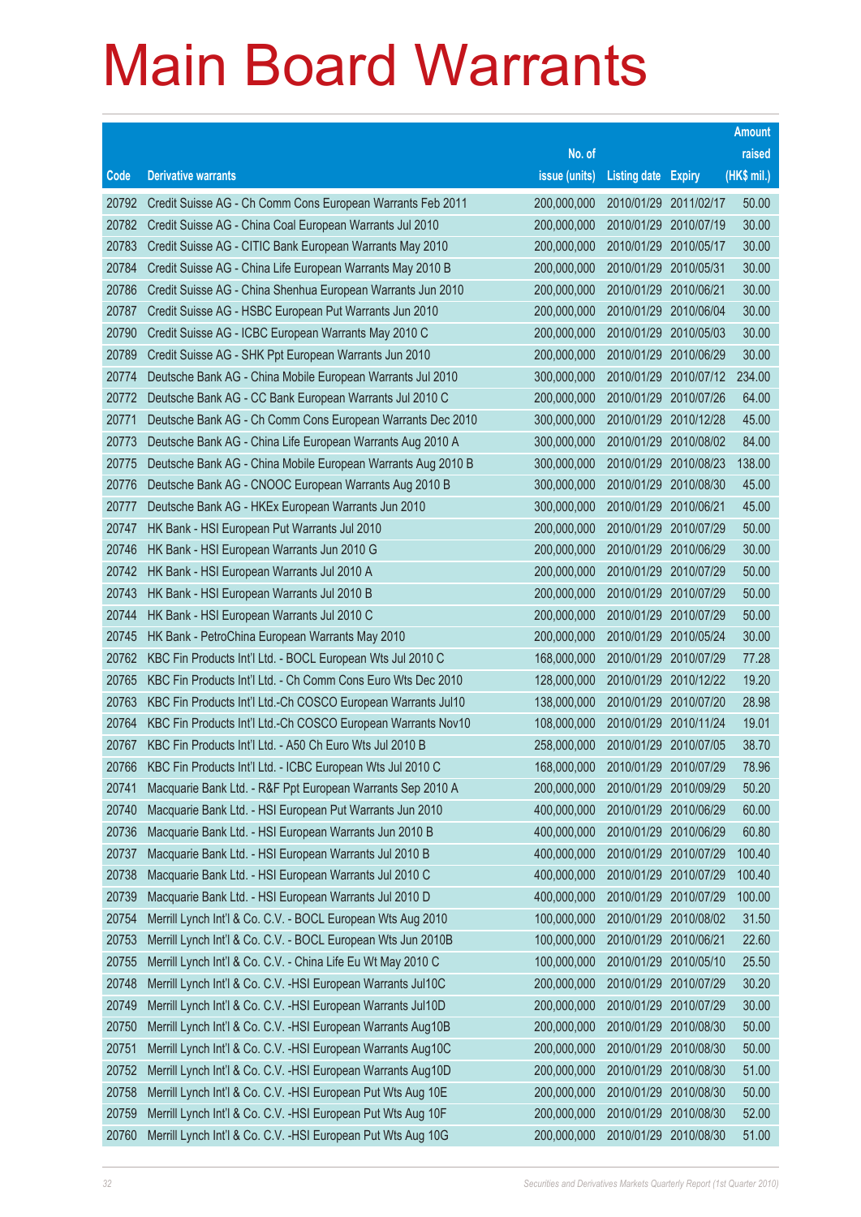# Main Board Warrants

| Code | Derivative warrants | No. of issue (units) | Listing date | Expiry | Amount raised (HK$ mil.) |
|---|---|---|---|---|---|
| 20792 | Credit Suisse AG - Ch Comm Cons European Warrants Feb 2011 | 200,000,000 | 2010/01/29 | 2011/02/17 | 50.00 |
| 20782 | Credit Suisse AG - China Coal European Warrants Jul 2010 | 200,000,000 | 2010/01/29 | 2010/07/19 | 30.00 |
| 20783 | Credit Suisse AG - CITIC Bank European Warrants May 2010 | 200,000,000 | 2010/01/29 | 2010/05/17 | 30.00 |
| 20784 | Credit Suisse AG - China Life European Warrants May 2010 B | 200,000,000 | 2010/01/29 | 2010/05/31 | 30.00 |
| 20786 | Credit Suisse AG - China Shenhua European Warrants Jun 2010 | 200,000,000 | 2010/01/29 | 2010/06/21 | 30.00 |
| 20787 | Credit Suisse AG - HSBC European Put Warrants Jun 2010 | 200,000,000 | 2010/01/29 | 2010/06/04 | 30.00 |
| 20790 | Credit Suisse AG - ICBC European Warrants May 2010 C | 200,000,000 | 2010/01/29 | 2010/05/03 | 30.00 |
| 20789 | Credit Suisse AG - SHK Ppt European Warrants Jun 2010 | 200,000,000 | 2010/01/29 | 2010/06/29 | 30.00 |
| 20774 | Deutsche Bank AG - China Mobile European Warrants Jul 2010 | 300,000,000 | 2010/01/29 | 2010/07/12 | 234.00 |
| 20772 | Deutsche Bank AG - CC Bank European Warrants Jul 2010 C | 200,000,000 | 2010/01/29 | 2010/07/26 | 64.00 |
| 20771 | Deutsche Bank AG - Ch Comm Cons European Warrants Dec 2010 | 300,000,000 | 2010/01/29 | 2010/12/28 | 45.00 |
| 20773 | Deutsche Bank AG - China Life European Warrants Aug 2010 A | 300,000,000 | 2010/01/29 | 2010/08/02 | 84.00 |
| 20775 | Deutsche Bank AG - China Mobile European Warrants Aug 2010 B | 300,000,000 | 2010/01/29 | 2010/08/23 | 138.00 |
| 20776 | Deutsche Bank AG - CNOOC European Warrants Aug 2010 B | 300,000,000 | 2010/01/29 | 2010/08/30 | 45.00 |
| 20777 | Deutsche Bank AG - HKEx European Warrants Jun 2010 | 300,000,000 | 2010/01/29 | 2010/06/21 | 45.00 |
| 20747 | HK Bank - HSI European Put Warrants Jul 2010 | 200,000,000 | 2010/01/29 | 2010/07/29 | 50.00 |
| 20746 | HK Bank - HSI European Warrants Jun 2010 G | 200,000,000 | 2010/01/29 | 2010/06/29 | 30.00 |
| 20742 | HK Bank - HSI European Warrants Jul 2010 A | 200,000,000 | 2010/01/29 | 2010/07/29 | 50.00 |
| 20743 | HK Bank - HSI European Warrants Jul 2010 B | 200,000,000 | 2010/01/29 | 2010/07/29 | 50.00 |
| 20744 | HK Bank - HSI European Warrants Jul 2010 C | 200,000,000 | 2010/01/29 | 2010/07/29 | 50.00 |
| 20745 | HK Bank - PetroChina European Warrants May 2010 | 200,000,000 | 2010/01/29 | 2010/05/24 | 30.00 |
| 20762 | KBC Fin Products Int'l Ltd. - BOCL European Wts Jul 2010 C | 168,000,000 | 2010/01/29 | 2010/07/29 | 77.28 |
| 20765 | KBC Fin Products Int'l Ltd. - Ch Comm Cons Euro Wts Dec 2010 | 128,000,000 | 2010/01/29 | 2010/12/22 | 19.20 |
| 20763 | KBC Fin Products Int'l Ltd.-Ch COSCO European Warrants Jul10 | 138,000,000 | 2010/01/29 | 2010/07/20 | 28.98 |
| 20764 | KBC Fin Products Int'l Ltd.-Ch COSCO European Warrants Nov10 | 108,000,000 | 2010/01/29 | 2010/11/24 | 19.01 |
| 20767 | KBC Fin Products Int'l Ltd. - A50 Ch Euro Wts Jul 2010 B | 258,000,000 | 2010/01/29 | 2010/07/05 | 38.70 |
| 20766 | KBC Fin Products Int'l Ltd. - ICBC European Wts Jul 2010 C | 168,000,000 | 2010/01/29 | 2010/07/29 | 78.96 |
| 20741 | Macquarie Bank Ltd. - R&F Ppt European Warrants Sep 2010 A | 200,000,000 | 2010/01/29 | 2010/09/29 | 50.20 |
| 20740 | Macquarie Bank Ltd. - HSI European Put Warrants Jun 2010 | 400,000,000 | 2010/01/29 | 2010/06/29 | 60.00 |
| 20736 | Macquarie Bank Ltd. - HSI European Warrants Jun 2010 B | 400,000,000 | 2010/01/29 | 2010/06/29 | 60.80 |
| 20737 | Macquarie Bank Ltd. - HSI European Warrants Jul 2010 B | 400,000,000 | 2010/01/29 | 2010/07/29 | 100.40 |
| 20738 | Macquarie Bank Ltd. - HSI European Warrants Jul 2010 C | 400,000,000 | 2010/01/29 | 2010/07/29 | 100.40 |
| 20739 | Macquarie Bank Ltd. - HSI European Warrants Jul 2010 D | 400,000,000 | 2010/01/29 | 2010/07/29 | 100.00 |
| 20754 | Merrill Lynch Int'l & Co. C.V. - BOCL European Wts Aug 2010 | 100,000,000 | 2010/01/29 | 2010/08/02 | 31.50 |
| 20753 | Merrill Lynch Int'l & Co. C.V. - BOCL European Wts Jun 2010B | 100,000,000 | 2010/01/29 | 2010/06/21 | 22.60 |
| 20755 | Merrill Lynch Int'l & Co. C.V. - China Life Eu Wt May 2010 C | 100,000,000 | 2010/01/29 | 2010/05/10 | 25.50 |
| 20748 | Merrill Lynch Int'l & Co. C.V. -HSI European Warrants Jul10C | 200,000,000 | 2010/01/29 | 2010/07/29 | 30.20 |
| 20749 | Merrill Lynch Int'l & Co. C.V. -HSI European Warrants Jul10D | 200,000,000 | 2010/01/29 | 2010/07/29 | 30.00 |
| 20750 | Merrill Lynch Int'l & Co. C.V. -HSI European Warrants Aug10B | 200,000,000 | 2010/01/29 | 2010/08/30 | 50.00 |
| 20751 | Merrill Lynch Int'l & Co. C.V. -HSI European Warrants Aug10C | 200,000,000 | 2010/01/29 | 2010/08/30 | 50.00 |
| 20752 | Merrill Lynch Int'l & Co. C.V. -HSI European Warrants Aug10D | 200,000,000 | 2010/01/29 | 2010/08/30 | 51.00 |
| 20758 | Merrill Lynch Int'l & Co. C.V. -HSI European Put Wts Aug 10E | 200,000,000 | 2010/01/29 | 2010/08/30 | 50.00 |
| 20759 | Merrill Lynch Int'l & Co. C.V. -HSI European Put Wts Aug 10F | 200,000,000 | 2010/01/29 | 2010/08/30 | 52.00 |
| 20760 | Merrill Lynch Int'l & Co. C.V. -HSI European Put Wts Aug 10G | 200,000,000 | 2010/01/29 | 2010/08/30 | 51.00 |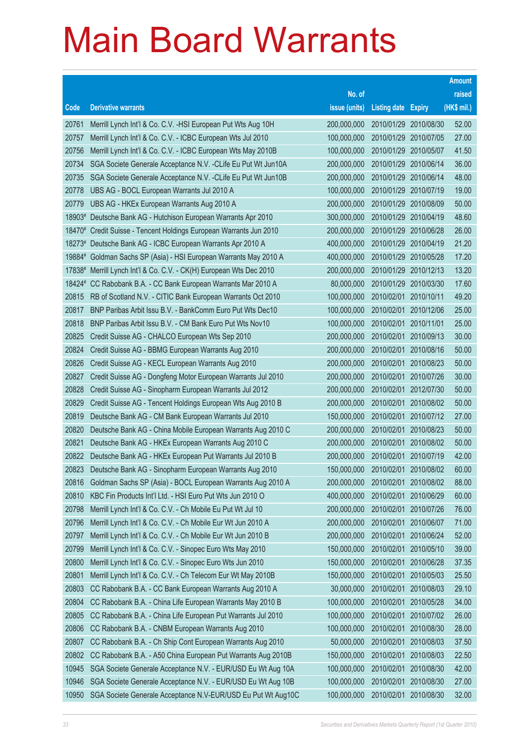# Main Board Warrants

| Code | Derivative warrants | No. of issue (units) | Listing date | Expiry | Amount raised (HK$ mil.) |
|---|---|---|---|---|---|
| 20761 | Merrill Lynch Int'l & Co. C.V. -HSI European Put Wts Aug 10H | 200,000,000 | 2010/01/29 | 2010/08/30 | 52.00 |
| 20757 | Merrill Lynch Int'l & Co. C.V. - ICBC European Wts Jul 2010 | 100,000,000 | 2010/01/29 | 2010/07/05 | 27.00 |
| 20756 | Merrill Lynch Int'l & Co. C.V. - ICBC European Wts May 2010B | 100,000,000 | 2010/01/29 | 2010/05/07 | 41.50 |
| 20734 | SGA Societe Generale Acceptance N.V. -CLife Eu Put Wt Jun10A | 200,000,000 | 2010/01/29 | 2010/06/14 | 36.00 |
| 20735 | SGA Societe Generale Acceptance N.V. -CLife Eu Put Wt Jun10B | 200,000,000 | 2010/01/29 | 2010/06/14 | 48.00 |
| 20778 | UBS AG - BOCL European Warrants Jul 2010 A | 100,000,000 | 2010/01/29 | 2010/07/19 | 19.00 |
| 20779 | UBS AG - HKEx European Warrants Aug 2010 A | 200,000,000 | 2010/01/29 | 2010/08/09 | 50.00 |
| 18903# | Deutsche Bank AG - Hutchison European Warrants Apr 2010 | 300,000,000 | 2010/01/29 | 2010/04/19 | 48.60 |
| 18470# | Credit Suisse - Tencent Holdings European Warrants Jun 2010 | 200,000,000 | 2010/01/29 | 2010/06/28 | 26.00 |
| 18273# | Deutsche Bank AG - ICBC European Warrants Apr 2010 A | 400,000,000 | 2010/01/29 | 2010/04/19 | 21.20 |
| 19884# | Goldman Sachs SP (Asia) - HSI European Warrants May 2010 A | 400,000,000 | 2010/01/29 | 2010/05/28 | 17.20 |
| 17838# | Merrill Lynch Int'l & Co. C.V. - CK(H) European Wts Dec 2010 | 200,000,000 | 2010/01/29 | 2010/12/13 | 13.20 |
| 18424# | CC Rabobank B.A. - CC Bank European Warrants Mar 2010 A | 80,000,000 | 2010/01/29 | 2010/03/30 | 17.60 |
| 20815 | RB of Scotland N.V. - CITIC Bank European Warrants Oct 2010 | 100,000,000 | 2010/02/01 | 2010/10/11 | 49.20 |
| 20817 | BNP Paribas Arbit Issu B.V. - BankComm Euro Put Wts Dec10 | 100,000,000 | 2010/02/01 | 2010/12/06 | 25.00 |
| 20818 | BNP Paribas Arbit Issu B.V. - CM Bank Euro Put Wts Nov10 | 100,000,000 | 2010/02/01 | 2010/11/01 | 25.00 |
| 20825 | Credit Suisse AG - CHALCO European Wts Sep 2010 | 200,000,000 | 2010/02/01 | 2010/09/13 | 30.00 |
| 20824 | Credit Suisse AG - BBMG European Warrants Aug 2010 | 200,000,000 | 2010/02/01 | 2010/08/16 | 50.00 |
| 20826 | Credit Suisse AG - KECL European Warrants Aug 2010 | 200,000,000 | 2010/02/01 | 2010/08/23 | 50.00 |
| 20827 | Credit Suisse AG - Dongfeng Motor European Warrants Jul 2010 | 200,000,000 | 2010/02/01 | 2010/07/26 | 30.00 |
| 20828 | Credit Suisse AG - Sinopharm European Warrants Jul 2012 | 200,000,000 | 2010/02/01 | 2012/07/30 | 50.00 |
| 20829 | Credit Suisse AG - Tencent Holdings European Wts Aug 2010 B | 200,000,000 | 2010/02/01 | 2010/08/02 | 50.00 |
| 20819 | Deutsche Bank AG - CM Bank European Warrants Jul 2010 | 150,000,000 | 2010/02/01 | 2010/07/12 | 27.00 |
| 20820 | Deutsche Bank AG - China Mobile European Warrants Aug 2010 C | 200,000,000 | 2010/02/01 | 2010/08/23 | 50.00 |
| 20821 | Deutsche Bank AG - HKEx European Warrants Aug 2010 C | 200,000,000 | 2010/02/01 | 2010/08/02 | 50.00 |
| 20822 | Deutsche Bank AG - HKEx European Put Warrants Jul 2010 B | 200,000,000 | 2010/02/01 | 2010/07/19 | 42.00 |
| 20823 | Deutsche Bank AG - Sinopharm European Warrants Aug 2010 | 150,000,000 | 2010/02/01 | 2010/08/02 | 60.00 |
| 20816 | Goldman Sachs SP (Asia) - BOCL European Warrants Aug 2010 A | 200,000,000 | 2010/02/01 | 2010/08/02 | 88.00 |
| 20810 | KBC Fin Products Int'l Ltd. - HSI Euro Put Wts Jun 2010 O | 400,000,000 | 2010/02/01 | 2010/06/29 | 60.00 |
| 20798 | Merrill Lynch Int'l & Co. C.V. - Ch Mobile Eu Put Wt Jul 10 | 200,000,000 | 2010/02/01 | 2010/07/26 | 76.00 |
| 20796 | Merrill Lynch Int'l & Co. C.V. - Ch Mobile Eur Wt Jun 2010 A | 200,000,000 | 2010/02/01 | 2010/06/07 | 71.00 |
| 20797 | Merrill Lynch Int'l & Co. C.V. - Ch Mobile Eur Wt Jun 2010 B | 200,000,000 | 2010/02/01 | 2010/06/24 | 52.00 |
| 20799 | Merrill Lynch Int'l & Co. C.V. - Sinopec Euro Wts May 2010 | 150,000,000 | 2010/02/01 | 2010/05/10 | 39.00 |
| 20800 | Merrill Lynch Int'l & Co. C.V. - Sinopec Euro Wts Jun 2010 | 150,000,000 | 2010/02/01 | 2010/06/28 | 37.35 |
| 20801 | Merrill Lynch Int'l & Co. C.V. - Ch Telecom Eur Wt May 2010B | 150,000,000 | 2010/02/01 | 2010/05/03 | 25.50 |
| 20803 | CC Rabobank B.A. - CC Bank European Warrants Aug 2010 A | 30,000,000 | 2010/02/01 | 2010/08/03 | 29.10 |
| 20804 | CC Rabobank B.A. - China Life European Warrants May 2010 B | 100,000,000 | 2010/02/01 | 2010/05/28 | 34.00 |
| 20805 | CC Rabobank B.A. - China Life European Put Warrants Jul 2010 | 100,000,000 | 2010/02/01 | 2010/07/02 | 26.00 |
| 20806 | CC Rabobank B.A. - CNBM European Warrants Aug 2010 | 100,000,000 | 2010/02/01 | 2010/08/30 | 28.00 |
| 20807 | CC Rabobank B.A. - Ch Ship Cont European Warrants Aug 2010 | 50,000,000 | 2010/02/01 | 2010/08/03 | 37.50 |
| 20802 | CC Rabobank B.A. - A50 China European Put Warrants Aug 2010B | 150,000,000 | 2010/02/01 | 2010/08/03 | 22.50 |
| 10945 | SGA Societe Generale Acceptance N.V. - EUR/USD Eu Wt Aug 10A | 100,000,000 | 2010/02/01 | 2010/08/30 | 42.00 |
| 10946 | SGA Societe Generale Acceptance N.V. - EUR/USD Eu Wt Aug 10B | 100,000,000 | 2010/02/01 | 2010/08/30 | 27.00 |
| 10950 | SGA Societe Generale Acceptance N.V-EUR/USD Eu Put Wt Aug10C | 100,000,000 | 2010/02/01 | 2010/08/30 | 32.00 |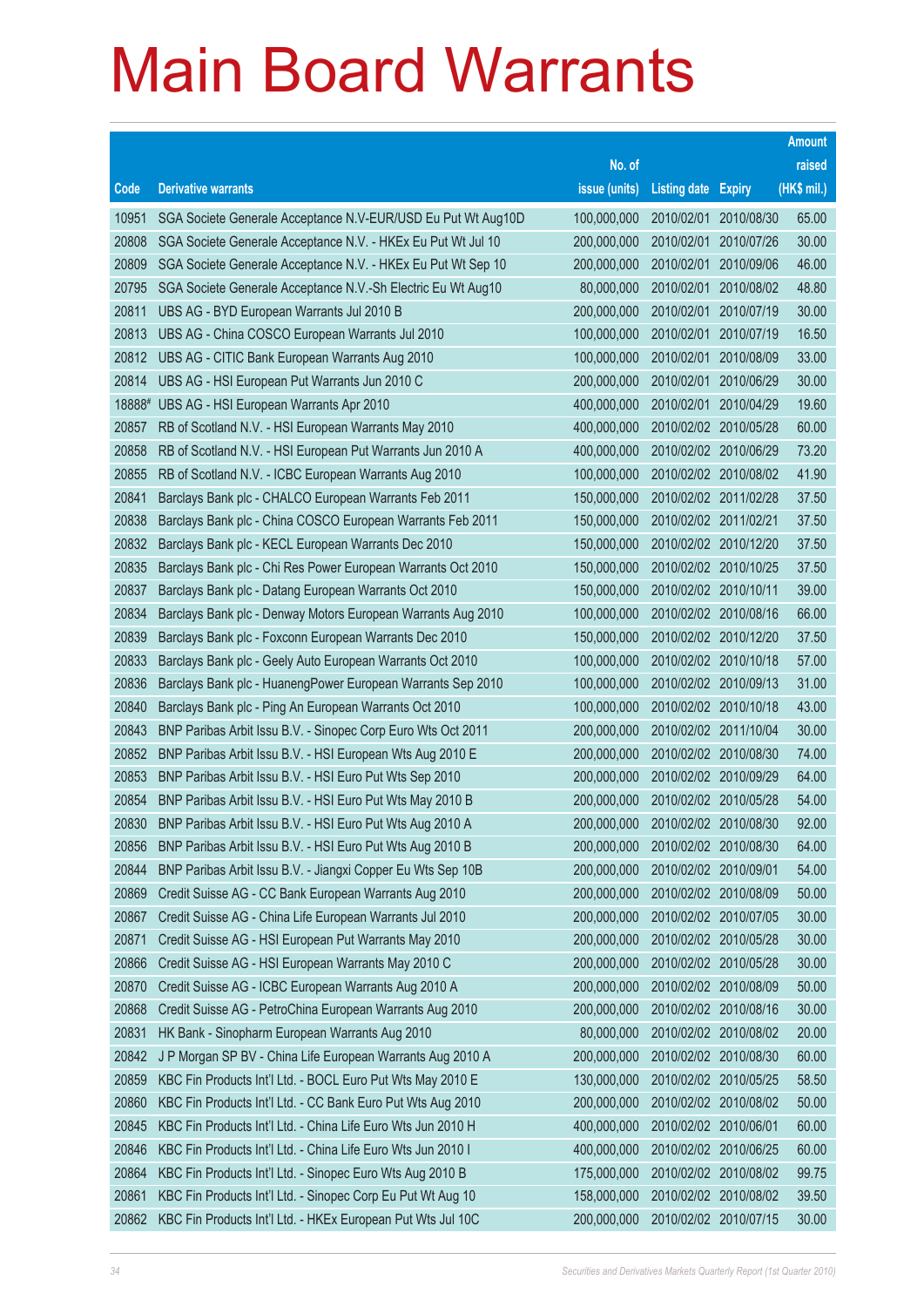# Main Board Warrants

| Code | Derivative warrants | No. of issue (units) | Listing date | Expiry | Amount raised (HK$ mil.) |
|---|---|---|---|---|---|
| 10951 | SGA Societe Generale Acceptance N.V-EUR/USD Eu Put Wt Aug10D | 100,000,000 | 2010/02/01 | 2010/08/30 | 65.00 |
| 20808 | SGA Societe Generale Acceptance N.V. - HKEx Eu Put Wt Jul 10 | 200,000,000 | 2010/02/01 | 2010/07/26 | 30.00 |
| 20809 | SGA Societe Generale Acceptance N.V. - HKEx Eu Put Wt Sep 10 | 200,000,000 | 2010/02/01 | 2010/09/06 | 46.00 |
| 20795 | SGA Societe Generale Acceptance N.V.-Sh Electric Eu Wt Aug10 | 80,000,000 | 2010/02/01 | 2010/08/02 | 48.80 |
| 20811 | UBS AG - BYD European Warrants Jul 2010 B | 200,000,000 | 2010/02/01 | 2010/07/19 | 30.00 |
| 20813 | UBS AG - China COSCO European Warrants Jul 2010 | 100,000,000 | 2010/02/01 | 2010/07/19 | 16.50 |
| 20812 | UBS AG - CITIC Bank European Warrants Aug 2010 | 100,000,000 | 2010/02/01 | 2010/08/09 | 33.00 |
| 20814 | UBS AG - HSI European Put Warrants Jun 2010 C | 200,000,000 | 2010/02/01 | 2010/06/29 | 30.00 |
| 18888# | UBS AG - HSI European Warrants Apr 2010 | 400,000,000 | 2010/02/01 | 2010/04/29 | 19.60 |
| 20857 | RB of Scotland N.V. - HSI European Warrants May 2010 | 400,000,000 | 2010/02/02 | 2010/05/28 | 60.00 |
| 20858 | RB of Scotland N.V. - HSI European Put Warrants Jun 2010 A | 400,000,000 | 2010/02/02 | 2010/06/29 | 73.20 |
| 20855 | RB of Scotland N.V. - ICBC European Warrants Aug 2010 | 100,000,000 | 2010/02/02 | 2010/08/02 | 41.90 |
| 20841 | Barclays Bank plc - CHALCO European Warrants Feb 2011 | 150,000,000 | 2010/02/02 | 2011/02/28 | 37.50 |
| 20838 | Barclays Bank plc - China COSCO European Warrants Feb 2011 | 150,000,000 | 2010/02/02 | 2011/02/21 | 37.50 |
| 20832 | Barclays Bank plc - KECL European Warrants Dec 2010 | 150,000,000 | 2010/02/02 | 2010/12/20 | 37.50 |
| 20835 | Barclays Bank plc - Chi Res Power European Warrants Oct 2010 | 150,000,000 | 2010/02/02 | 2010/10/25 | 37.50 |
| 20837 | Barclays Bank plc - Datang European Warrants Oct 2010 | 150,000,000 | 2010/02/02 | 2010/10/11 | 39.00 |
| 20834 | Barclays Bank plc - Denway Motors European Warrants Aug 2010 | 100,000,000 | 2010/02/02 | 2010/08/16 | 66.00 |
| 20839 | Barclays Bank plc - Foxconn European Warrants Dec 2010 | 150,000,000 | 2010/02/02 | 2010/12/20 | 37.50 |
| 20833 | Barclays Bank plc - Geely Auto European Warrants Oct 2010 | 100,000,000 | 2010/02/02 | 2010/10/18 | 57.00 |
| 20836 | Barclays Bank plc - HuanengPower European Warrants Sep 2010 | 100,000,000 | 2010/02/02 | 2010/09/13 | 31.00 |
| 20840 | Barclays Bank plc - Ping An European Warrants Oct 2010 | 100,000,000 | 2010/02/02 | 2010/10/18 | 43.00 |
| 20843 | BNP Paribas Arbit Issu B.V. - Sinopec Corp Euro Wts Oct 2011 | 200,000,000 | 2010/02/02 | 2011/10/04 | 30.00 |
| 20852 | BNP Paribas Arbit Issu B.V. - HSI European Wts Aug 2010 E | 200,000,000 | 2010/02/02 | 2010/08/30 | 74.00 |
| 20853 | BNP Paribas Arbit Issu B.V. - HSI Euro Put Wts Sep 2010 | 200,000,000 | 2010/02/02 | 2010/09/29 | 64.00 |
| 20854 | BNP Paribas Arbit Issu B.V. - HSI Euro Put Wts May 2010 B | 200,000,000 | 2010/02/02 | 2010/05/28 | 54.00 |
| 20830 | BNP Paribas Arbit Issu B.V. - HSI Euro Put Wts Aug 2010 A | 200,000,000 | 2010/02/02 | 2010/08/30 | 92.00 |
| 20856 | BNP Paribas Arbit Issu B.V. - HSI Euro Put Wts Aug 2010 B | 200,000,000 | 2010/02/02 | 2010/08/30 | 64.00 |
| 20844 | BNP Paribas Arbit Issu B.V. - Jiangxi Copper Eu Wts Sep 10B | 200,000,000 | 2010/02/02 | 2010/09/01 | 54.00 |
| 20869 | Credit Suisse AG - CC Bank European Warrants Aug 2010 | 200,000,000 | 2010/02/02 | 2010/08/09 | 50.00 |
| 20867 | Credit Suisse AG - China Life European Warrants Jul 2010 | 200,000,000 | 2010/02/02 | 2010/07/05 | 30.00 |
| 20871 | Credit Suisse AG - HSI European Put Warrants May 2010 | 200,000,000 | 2010/02/02 | 2010/05/28 | 30.00 |
| 20866 | Credit Suisse AG - HSI European Warrants May 2010 C | 200,000,000 | 2010/02/02 | 2010/05/28 | 30.00 |
| 20870 | Credit Suisse AG - ICBC European Warrants Aug 2010 A | 200,000,000 | 2010/02/02 | 2010/08/09 | 50.00 |
| 20868 | Credit Suisse AG - PetroChina European Warrants Aug 2010 | 200,000,000 | 2010/02/02 | 2010/08/16 | 30.00 |
| 20831 | HK Bank - Sinopharm European Warrants Aug 2010 | 80,000,000 | 2010/02/02 | 2010/08/02 | 20.00 |
| 20842 | J P Morgan SP BV - China Life European Warrants Aug 2010 A | 200,000,000 | 2010/02/02 | 2010/08/30 | 60.00 |
| 20859 | KBC Fin Products Int'l Ltd. - BOCL Euro Put Wts May 2010 E | 130,000,000 | 2010/02/02 | 2010/05/25 | 58.50 |
| 20860 | KBC Fin Products Int'l Ltd. - CC Bank Euro Put Wts Aug 2010 | 200,000,000 | 2010/02/02 | 2010/08/02 | 50.00 |
| 20845 | KBC Fin Products Int'l Ltd. - China Life Euro Wts Jun 2010 H | 400,000,000 | 2010/02/02 | 2010/06/01 | 60.00 |
| 20846 | KBC Fin Products Int'l Ltd. - China Life Euro Wts Jun 2010 I | 400,000,000 | 2010/02/02 | 2010/06/25 | 60.00 |
| 20864 | KBC Fin Products Int'l Ltd. - Sinopec Euro Wts Aug 2010 B | 175,000,000 | 2010/02/02 | 2010/08/02 | 99.75 |
| 20861 | KBC Fin Products Int'l Ltd. - Sinopec Corp Eu Put Wt Aug 10 | 158,000,000 | 2010/02/02 | 2010/08/02 | 39.50 |
| 20862 | KBC Fin Products Int'l Ltd. - HKEx European Put Wts Jul 10C | 200,000,000 | 2010/02/02 | 2010/07/15 | 30.00 |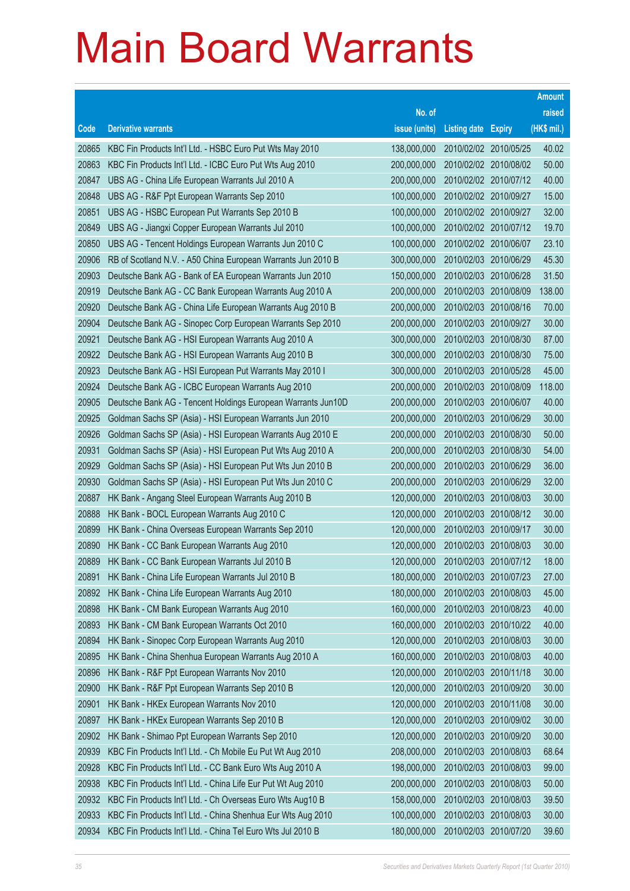# Main Board Warrants

| Code | Derivative warrants | No. of issue (units) | Listing date | Expiry | Amount raised (HK$ mil.) |
|---|---|---|---|---|---|
| 20865 | KBC Fin Products Int'l Ltd. - HSBC Euro Put Wts May 2010 | 138,000,000 | 2010/02/02 | 2010/05/25 | 40.02 |
| 20863 | KBC Fin Products Int'l Ltd. - ICBC Euro Put Wts Aug 2010 | 200,000,000 | 2010/02/02 | 2010/08/02 | 50.00 |
| 20847 | UBS AG - China Life European Warrants Jul 2010 A | 200,000,000 | 2010/02/02 | 2010/07/12 | 40.00 |
| 20848 | UBS AG - R&F Ppt European Warrants Sep 2010 | 100,000,000 | 2010/02/02 | 2010/09/27 | 15.00 |
| 20851 | UBS AG - HSBC European Put Warrants Sep 2010 B | 100,000,000 | 2010/02/02 | 2010/09/27 | 32.00 |
| 20849 | UBS AG - Jiangxi Copper European Warrants Jul 2010 | 100,000,000 | 2010/02/02 | 2010/07/12 | 19.70 |
| 20850 | UBS AG - Tencent Holdings European Warrants Jun 2010 C | 100,000,000 | 2010/02/02 | 2010/06/07 | 23.10 |
| 20906 | RB of Scotland N.V. - A50 China European Warrants Jun 2010 B | 300,000,000 | 2010/02/03 | 2010/06/29 | 45.30 |
| 20903 | Deutsche Bank AG - Bank of EA European Warrants Jun 2010 | 150,000,000 | 2010/02/03 | 2010/06/28 | 31.50 |
| 20919 | Deutsche Bank AG - CC Bank European Warrants Aug 2010 A | 200,000,000 | 2010/02/03 | 2010/08/09 | 138.00 |
| 20920 | Deutsche Bank AG - China Life European Warrants Aug 2010 B | 200,000,000 | 2010/02/03 | 2010/08/16 | 70.00 |
| 20904 | Deutsche Bank AG - Sinopec Corp European Warrants Sep 2010 | 200,000,000 | 2010/02/03 | 2010/09/27 | 30.00 |
| 20921 | Deutsche Bank AG - HSI European Warrants Aug 2010 A | 300,000,000 | 2010/02/03 | 2010/08/30 | 87.00 |
| 20922 | Deutsche Bank AG - HSI European Warrants Aug 2010 B | 300,000,000 | 2010/02/03 | 2010/08/30 | 75.00 |
| 20923 | Deutsche Bank AG - HSI European Put Warrants May 2010 I | 300,000,000 | 2010/02/03 | 2010/05/28 | 45.00 |
| 20924 | Deutsche Bank AG - ICBC European Warrants Aug 2010 | 200,000,000 | 2010/02/03 | 2010/08/09 | 118.00 |
| 20905 | Deutsche Bank AG - Tencent Holdings European Warrants Jun10D | 200,000,000 | 2010/02/03 | 2010/06/07 | 40.00 |
| 20925 | Goldman Sachs SP (Asia) - HSI European Warrants Jun 2010 | 200,000,000 | 2010/02/03 | 2010/06/29 | 30.00 |
| 20926 | Goldman Sachs SP (Asia) - HSI European Warrants Aug 2010 E | 200,000,000 | 2010/02/03 | 2010/08/30 | 50.00 |
| 20931 | Goldman Sachs SP (Asia) - HSI European Put Wts Aug 2010 A | 200,000,000 | 2010/02/03 | 2010/08/30 | 54.00 |
| 20929 | Goldman Sachs SP (Asia) - HSI European Put Wts Jun 2010 B | 200,000,000 | 2010/02/03 | 2010/06/29 | 36.00 |
| 20930 | Goldman Sachs SP (Asia) - HSI European Put Wts Jun 2010 C | 200,000,000 | 2010/02/03 | 2010/06/29 | 32.00 |
| 20887 | HK Bank - Angang Steel European Warrants Aug 2010 B | 120,000,000 | 2010/02/03 | 2010/08/03 | 30.00 |
| 20888 | HK Bank - BOCL European Warrants Aug 2010 C | 120,000,000 | 2010/02/03 | 2010/08/12 | 30.00 |
| 20899 | HK Bank - China Overseas European Warrants Sep 2010 | 120,000,000 | 2010/02/03 | 2010/09/17 | 30.00 |
| 20890 | HK Bank - CC Bank European Warrants Aug 2010 | 120,000,000 | 2010/02/03 | 2010/08/03 | 30.00 |
| 20889 | HK Bank - CC Bank European Warrants Jul 2010 B | 120,000,000 | 2010/02/03 | 2010/07/12 | 18.00 |
| 20891 | HK Bank - China Life European Warrants Jul 2010 B | 180,000,000 | 2010/02/03 | 2010/07/23 | 27.00 |
| 20892 | HK Bank - China Life European Warrants Aug 2010 | 180,000,000 | 2010/02/03 | 2010/08/03 | 45.00 |
| 20898 | HK Bank - CM Bank European Warrants Aug 2010 | 160,000,000 | 2010/02/03 | 2010/08/23 | 40.00 |
| 20893 | HK Bank - CM Bank European Warrants Oct 2010 | 160,000,000 | 2010/02/03 | 2010/10/22 | 40.00 |
| 20894 | HK Bank - Sinopec Corp European Warrants Aug 2010 | 120,000,000 | 2010/02/03 | 2010/08/03 | 30.00 |
| 20895 | HK Bank - China Shenhua European Warrants Aug 2010 A | 160,000,000 | 2010/02/03 | 2010/08/03 | 40.00 |
| 20896 | HK Bank - R&F Ppt European Warrants Nov 2010 | 120,000,000 | 2010/02/03 | 2010/11/18 | 30.00 |
| 20900 | HK Bank - R&F Ppt European Warrants Sep 2010 B | 120,000,000 | 2010/02/03 | 2010/09/20 | 30.00 |
| 20901 | HK Bank - HKEx European Warrants Nov 2010 | 120,000,000 | 2010/02/03 | 2010/11/08 | 30.00 |
| 20897 | HK Bank - HKEx European Warrants Sep 2010 B | 120,000,000 | 2010/02/03 | 2010/09/02 | 30.00 |
| 20902 | HK Bank - Shimao Ppt European Warrants Sep 2010 | 120,000,000 | 2010/02/03 | 2010/09/20 | 30.00 |
| 20939 | KBC Fin Products Int'l Ltd. - Ch Mobile Eu Put Wt Aug 2010 | 208,000,000 | 2010/02/03 | 2010/08/03 | 68.64 |
| 20928 | KBC Fin Products Int'l Ltd. - CC Bank Euro Wts Aug 2010 A | 198,000,000 | 2010/02/03 | 2010/08/03 | 99.00 |
| 20938 | KBC Fin Products Int'l Ltd. - China Life Eur Put Wt Aug 2010 | 200,000,000 | 2010/02/03 | 2010/08/03 | 50.00 |
| 20932 | KBC Fin Products Int'l Ltd. - Ch Overseas Euro Wts Aug10 B | 158,000,000 | 2010/02/03 | 2010/08/03 | 39.50 |
| 20933 | KBC Fin Products Int'l Ltd. - China Shenhua Eur Wts Aug 2010 | 100,000,000 | 2010/02/03 | 2010/08/03 | 30.00 |
| 20934 | KBC Fin Products Int'l Ltd. - China Tel Euro Wts Jul 2010 B | 180,000,000 | 2010/02/03 | 2010/07/20 | 39.60 |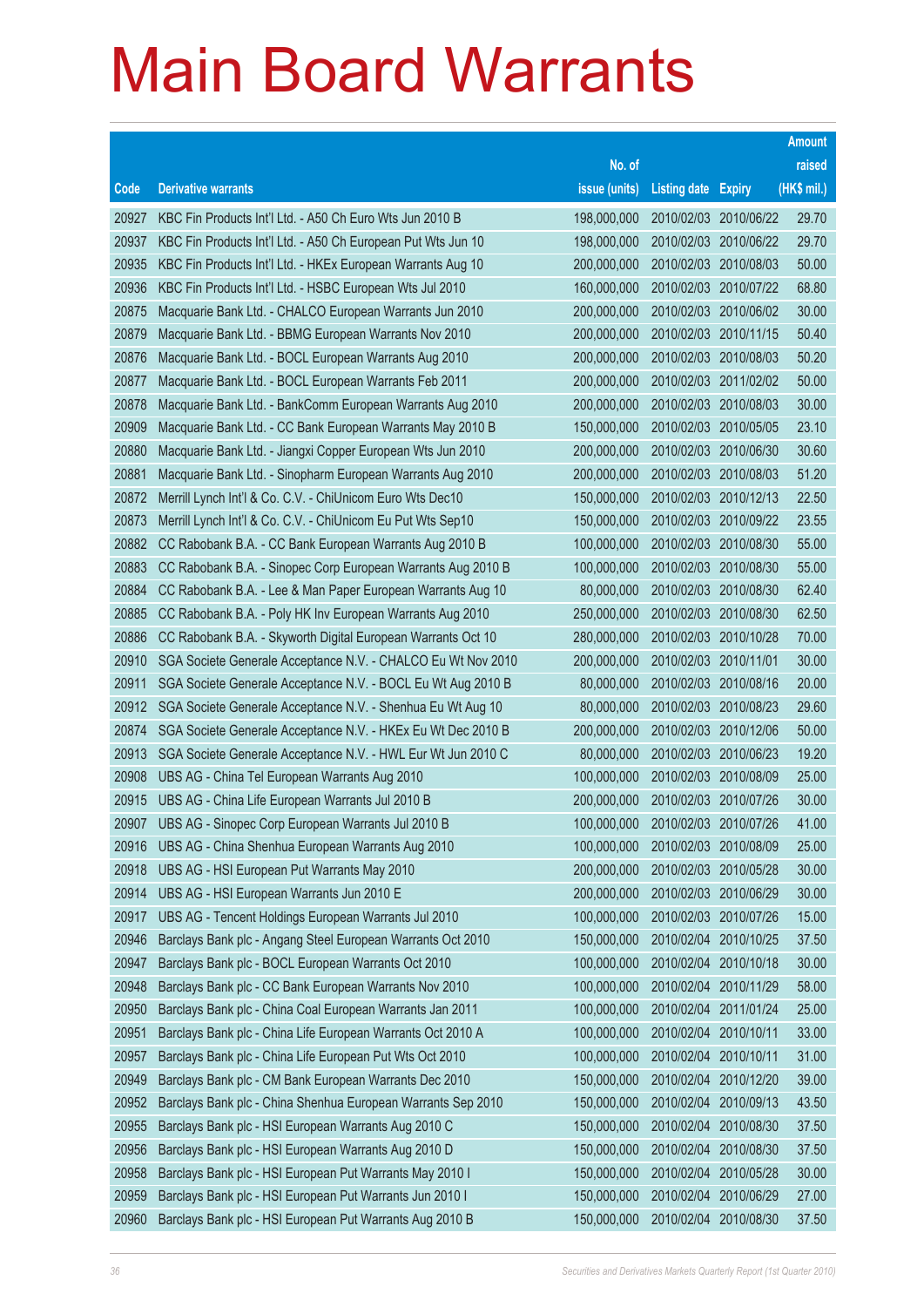# Main Board Warrants

| Code | Derivative warrants | No. of issue (units) | Listing date | Expiry | Amount raised (HK$ mil.) |
|---|---|---|---|---|---|
| 20927 | KBC Fin Products Int'l Ltd. - A50 Ch Euro Wts Jun 2010 B | 198,000,000 | 2010/02/03 | 2010/06/22 | 29.70 |
| 20937 | KBC Fin Products Int'l Ltd. - A50 Ch European Put Wts Jun 10 | 198,000,000 | 2010/02/03 | 2010/06/22 | 29.70 |
| 20935 | KBC Fin Products Int'l Ltd. - HKEx European Warrants Aug 10 | 200,000,000 | 2010/02/03 | 2010/08/03 | 50.00 |
| 20936 | KBC Fin Products Int'l Ltd. - HSBC European Wts Jul 2010 | 160,000,000 | 2010/02/03 | 2010/07/22 | 68.80 |
| 20875 | Macquarie Bank Ltd. - CHALCO European Warrants Jun 2010 | 200,000,000 | 2010/02/03 | 2010/06/02 | 30.00 |
| 20879 | Macquarie Bank Ltd. - BBMG European Warrants Nov 2010 | 200,000,000 | 2010/02/03 | 2010/11/15 | 50.40 |
| 20876 | Macquarie Bank Ltd. - BOCL European Warrants Aug 2010 | 200,000,000 | 2010/02/03 | 2010/08/03 | 50.20 |
| 20877 | Macquarie Bank Ltd. - BOCL European Warrants Feb 2011 | 200,000,000 | 2010/02/03 | 2011/02/02 | 50.00 |
| 20878 | Macquarie Bank Ltd. - BankComm European Warrants Aug 2010 | 200,000,000 | 2010/02/03 | 2010/08/03 | 30.00 |
| 20909 | Macquarie Bank Ltd. - CC Bank European Warrants May 2010 B | 150,000,000 | 2010/02/03 | 2010/05/05 | 23.10 |
| 20880 | Macquarie Bank Ltd. - Jiangxi Copper European Wts Jun 2010 | 200,000,000 | 2010/02/03 | 2010/06/30 | 30.60 |
| 20881 | Macquarie Bank Ltd. - Sinopharm European Warrants Aug 2010 | 200,000,000 | 2010/02/03 | 2010/08/03 | 51.20 |
| 20872 | Merrill Lynch Int'l & Co. C.V. - ChiUnicom Euro Wts Dec10 | 150,000,000 | 2010/02/03 | 2010/12/13 | 22.50 |
| 20873 | Merrill Lynch Int'l & Co. C.V. - ChiUnicom Eu Put Wts Sep10 | 150,000,000 | 2010/02/03 | 2010/09/22 | 23.55 |
| 20882 | CC Rabobank B.A. - CC Bank European Warrants Aug 2010 B | 100,000,000 | 2010/02/03 | 2010/08/30 | 55.00 |
| 20883 | CC Rabobank B.A. - Sinopec Corp European Warrants Aug 2010 B | 100,000,000 | 2010/02/03 | 2010/08/30 | 55.00 |
| 20884 | CC Rabobank B.A. - Lee & Man Paper European Warrants Aug 10 | 80,000,000 | 2010/02/03 | 2010/08/30 | 62.40 |
| 20885 | CC Rabobank B.A. - Poly HK Inv European Warrants Aug 2010 | 250,000,000 | 2010/02/03 | 2010/08/30 | 62.50 |
| 20886 | CC Rabobank B.A. - Skyworth Digital European Warrants Oct 10 | 280,000,000 | 2010/02/03 | 2010/10/28 | 70.00 |
| 20910 | SGA Societe Generale Acceptance N.V. - CHALCO Eu Wt Nov 2010 | 200,000,000 | 2010/02/03 | 2010/11/01 | 30.00 |
| 20911 | SGA Societe Generale Acceptance N.V. - BOCL Eu Wt Aug 2010 B | 80,000,000 | 2010/02/03 | 2010/08/16 | 20.00 |
| 20912 | SGA Societe Generale Acceptance N.V. - Shenhua Eu Wt Aug 10 | 80,000,000 | 2010/02/03 | 2010/08/23 | 29.60 |
| 20874 | SGA Societe Generale Acceptance N.V. - HKEx Eu Wt Dec 2010 B | 200,000,000 | 2010/02/03 | 2010/12/06 | 50.00 |
| 20913 | SGA Societe Generale Acceptance N.V. - HWL Eur Wt Jun 2010 C | 80,000,000 | 2010/02/03 | 2010/06/23 | 19.20 |
| 20908 | UBS AG - China Tel European Warrants Aug 2010 | 100,000,000 | 2010/02/03 | 2010/08/09 | 25.00 |
| 20915 | UBS AG - China Life European Warrants Jul 2010 B | 200,000,000 | 2010/02/03 | 2010/07/26 | 30.00 |
| 20907 | UBS AG - Sinopec Corp European Warrants Jul 2010 B | 100,000,000 | 2010/02/03 | 2010/07/26 | 41.00 |
| 20916 | UBS AG - China Shenhua European Warrants Aug 2010 | 100,000,000 | 2010/02/03 | 2010/08/09 | 25.00 |
| 20918 | UBS AG - HSI European Put Warrants May 2010 | 200,000,000 | 2010/02/03 | 2010/05/28 | 30.00 |
| 20914 | UBS AG - HSI European Warrants Jun 2010 E | 200,000,000 | 2010/02/03 | 2010/06/29 | 30.00 |
| 20917 | UBS AG - Tencent Holdings European Warrants Jul 2010 | 100,000,000 | 2010/02/03 | 2010/07/26 | 15.00 |
| 20946 | Barclays Bank plc - Angang Steel European Warrants Oct 2010 | 150,000,000 | 2010/02/04 | 2010/10/25 | 37.50 |
| 20947 | Barclays Bank plc - BOCL European Warrants Oct 2010 | 100,000,000 | 2010/02/04 | 2010/10/18 | 30.00 |
| 20948 | Barclays Bank plc - CC Bank European Warrants Nov 2010 | 100,000,000 | 2010/02/04 | 2010/11/29 | 58.00 |
| 20950 | Barclays Bank plc - China Coal European Warrants Jan 2011 | 100,000,000 | 2010/02/04 | 2011/01/24 | 25.00 |
| 20951 | Barclays Bank plc - China Life European Warrants Oct 2010 A | 100,000,000 | 2010/02/04 | 2010/10/11 | 33.00 |
| 20957 | Barclays Bank plc - China Life European Put Wts Oct 2010 | 100,000,000 | 2010/02/04 | 2010/10/11 | 31.00 |
| 20949 | Barclays Bank plc - CM Bank European Warrants Dec 2010 | 150,000,000 | 2010/02/04 | 2010/12/20 | 39.00 |
| 20952 | Barclays Bank plc - China Shenhua European Warrants Sep 2010 | 150,000,000 | 2010/02/04 | 2010/09/13 | 43.50 |
| 20955 | Barclays Bank plc - HSI European Warrants Aug 2010 C | 150,000,000 | 2010/02/04 | 2010/08/30 | 37.50 |
| 20956 | Barclays Bank plc - HSI European Warrants Aug 2010 D | 150,000,000 | 2010/02/04 | 2010/08/30 | 37.50 |
| 20958 | Barclays Bank plc - HSI European Put Warrants May 2010 I | 150,000,000 | 2010/02/04 | 2010/05/28 | 30.00 |
| 20959 | Barclays Bank plc - HSI European Put Warrants Jun 2010 I | 150,000,000 | 2010/02/04 | 2010/06/29 | 27.00 |
| 20960 | Barclays Bank plc - HSI European Put Warrants Aug 2010 B | 150,000,000 | 2010/02/04 | 2010/08/30 | 37.50 |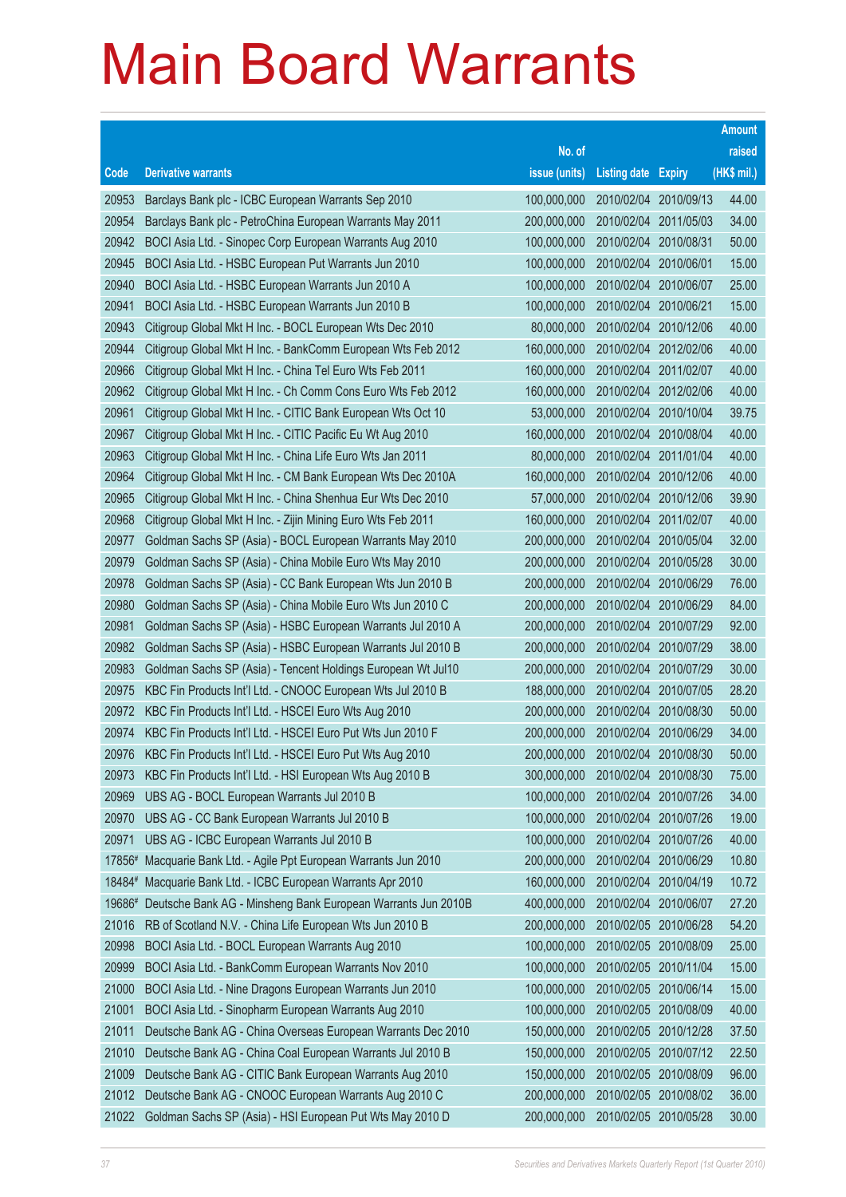# Main Board Warrants

| Code | Derivative warrants | No. of issue (units) | Listing date | Expiry | Amount raised (HK$ mil.) |
|---|---|---|---|---|---|
| 20953 | Barclays Bank plc - ICBC European Warrants Sep 2010 | 100,000,000 | 2010/02/04 | 2010/09/13 | 44.00 |
| 20954 | Barclays Bank plc - PetroChina European Warrants May 2011 | 200,000,000 | 2010/02/04 | 2011/05/03 | 34.00 |
| 20942 | BOCI Asia Ltd. - Sinopec Corp European Warrants Aug 2010 | 100,000,000 | 2010/02/04 | 2010/08/31 | 50.00 |
| 20945 | BOCI Asia Ltd. - HSBC European Put Warrants Jun 2010 | 100,000,000 | 2010/02/04 | 2010/06/01 | 15.00 |
| 20940 | BOCI Asia Ltd. - HSBC European Warrants Jun 2010 A | 100,000,000 | 2010/02/04 | 2010/06/07 | 25.00 |
| 20941 | BOCI Asia Ltd. - HSBC European Warrants Jun 2010 B | 100,000,000 | 2010/02/04 | 2010/06/21 | 15.00 |
| 20943 | Citigroup Global Mkt H Inc. - BOCL European Wts Dec 2010 | 80,000,000 | 2010/02/04 | 2010/12/06 | 40.00 |
| 20944 | Citigroup Global Mkt H Inc. - BankComm European Wts Feb 2012 | 160,000,000 | 2010/02/04 | 2012/02/06 | 40.00 |
| 20966 | Citigroup Global Mkt H Inc. - China Tel Euro Wts Feb 2011 | 160,000,000 | 2010/02/04 | 2011/02/07 | 40.00 |
| 20962 | Citigroup Global Mkt H Inc. - Ch Comm Cons Euro Wts Feb 2012 | 160,000,000 | 2010/02/04 | 2012/02/06 | 40.00 |
| 20961 | Citigroup Global Mkt H Inc. - CITIC Bank European Wts Oct 10 | 53,000,000 | 2010/02/04 | 2010/10/04 | 39.75 |
| 20967 | Citigroup Global Mkt H Inc. - CITIC Pacific Eu Wt Aug 2010 | 160,000,000 | 2010/02/04 | 2010/08/04 | 40.00 |
| 20963 | Citigroup Global Mkt H Inc. - China Life Euro Wts Jan 2011 | 80,000,000 | 2010/02/04 | 2011/01/04 | 40.00 |
| 20964 | Citigroup Global Mkt H Inc. - CM Bank European Wts Dec 2010A | 160,000,000 | 2010/02/04 | 2010/12/06 | 40.00 |
| 20965 | Citigroup Global Mkt H Inc. - China Shenhua Eur Wts Dec 2010 | 57,000,000 | 2010/02/04 | 2010/12/06 | 39.90 |
| 20968 | Citigroup Global Mkt H Inc. - Zijin Mining Euro Wts Feb 2011 | 160,000,000 | 2010/02/04 | 2011/02/07 | 40.00 |
| 20977 | Goldman Sachs SP (Asia) - BOCL European Warrants May 2010 | 200,000,000 | 2010/02/04 | 2010/05/04 | 32.00 |
| 20979 | Goldman Sachs SP (Asia) - China Mobile Euro Wts May 2010 | 200,000,000 | 2010/02/04 | 2010/05/28 | 30.00 |
| 20978 | Goldman Sachs SP (Asia) - CC Bank European Wts Jun 2010 B | 200,000,000 | 2010/02/04 | 2010/06/29 | 76.00 |
| 20980 | Goldman Sachs SP (Asia) - China Mobile Euro Wts Jun 2010 C | 200,000,000 | 2010/02/04 | 2010/06/29 | 84.00 |
| 20981 | Goldman Sachs SP (Asia) - HSBC European Warrants Jul 2010 A | 200,000,000 | 2010/02/04 | 2010/07/29 | 92.00 |
| 20982 | Goldman Sachs SP (Asia) - HSBC European Warrants Jul 2010 B | 200,000,000 | 2010/02/04 | 2010/07/29 | 38.00 |
| 20983 | Goldman Sachs SP (Asia) - Tencent Holdings European Wt Jul10 | 200,000,000 | 2010/02/04 | 2010/07/29 | 30.00 |
| 20975 | KBC Fin Products Int'l Ltd. - CNOOC European Wts Jul 2010 B | 188,000,000 | 2010/02/04 | 2010/07/05 | 28.20 |
| 20972 | KBC Fin Products Int'l Ltd. - HSCEI Euro Wts Aug 2010 | 200,000,000 | 2010/02/04 | 2010/08/30 | 50.00 |
| 20974 | KBC Fin Products Int'l Ltd. - HSCEI Euro Put Wts Jun 2010 F | 200,000,000 | 2010/02/04 | 2010/06/29 | 34.00 |
| 20976 | KBC Fin Products Int'l Ltd. - HSCEI Euro Put Wts Aug 2010 | 200,000,000 | 2010/02/04 | 2010/08/30 | 50.00 |
| 20973 | KBC Fin Products Int'l Ltd. - HSI European Wts Aug 2010 B | 300,000,000 | 2010/02/04 | 2010/08/30 | 75.00 |
| 20969 | UBS AG - BOCL European Warrants Jul 2010 B | 100,000,000 | 2010/02/04 | 2010/07/26 | 34.00 |
| 20970 | UBS AG - CC Bank European Warrants Jul 2010 B | 100,000,000 | 2010/02/04 | 2010/07/26 | 19.00 |
| 20971 | UBS AG - ICBC European Warrants Jul 2010 B | 100,000,000 | 2010/02/04 | 2010/07/26 | 40.00 |
| 17856# | Macquarie Bank Ltd. - Agile Ppt European Warrants Jun 2010 | 200,000,000 | 2010/02/04 | 2010/06/29 | 10.80 |
| 18484# | Macquarie Bank Ltd. - ICBC European Warrants Apr 2010 | 160,000,000 | 2010/02/04 | 2010/04/19 | 10.72 |
| 19686# | Deutsche Bank AG - Minsheng Bank European Warrants Jun 2010B | 400,000,000 | 2010/02/04 | 2010/06/07 | 27.20 |
| 21016 | RB of Scotland N.V. - China Life European Wts Jun 2010 B | 200,000,000 | 2010/02/05 | 2010/06/28 | 54.20 |
| 20998 | BOCI Asia Ltd. - BOCL European Warrants Aug 2010 | 100,000,000 | 2010/02/05 | 2010/08/09 | 25.00 |
| 20999 | BOCI Asia Ltd. - BankComm European Warrants Nov 2010 | 100,000,000 | 2010/02/05 | 2010/11/04 | 15.00 |
| 21000 | BOCI Asia Ltd. - Nine Dragons European Warrants Jun 2010 | 100,000,000 | 2010/02/05 | 2010/06/14 | 15.00 |
| 21001 | BOCI Asia Ltd. - Sinopharm European Warrants Aug 2010 | 100,000,000 | 2010/02/05 | 2010/08/09 | 40.00 |
| 21011 | Deutsche Bank AG - China Overseas European Warrants Dec 2010 | 150,000,000 | 2010/02/05 | 2010/12/28 | 37.50 |
| 21010 | Deutsche Bank AG - China Coal European Warrants Jul 2010 B | 150,000,000 | 2010/02/05 | 2010/07/12 | 22.50 |
| 21009 | Deutsche Bank AG - CITIC Bank European Warrants Aug 2010 | 150,000,000 | 2010/02/05 | 2010/08/09 | 96.00 |
| 21012 | Deutsche Bank AG - CNOOC European Warrants Aug 2010 C | 200,000,000 | 2010/02/05 | 2010/08/02 | 36.00 |
| 21022 | Goldman Sachs SP (Asia) - HSI European Put Wts May 2010 D | 200,000,000 | 2010/02/05 | 2010/05/28 | 30.00 |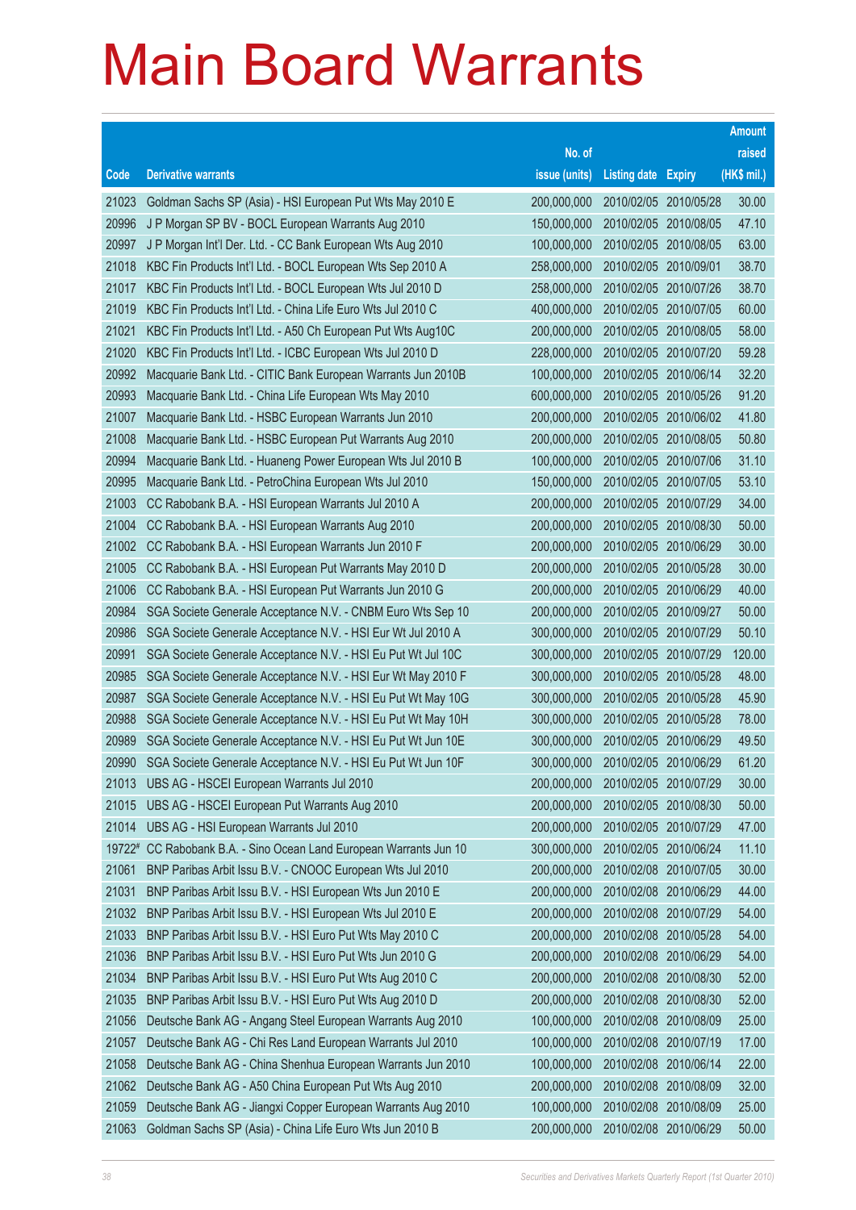# Main Board Warrants

| Code | Derivative warrants | No. of issue (units) | Listing date | Expiry | Amount raised (HK$ mil.) |
|---|---|---|---|---|---|
| 21023 | Goldman Sachs SP (Asia) - HSI European Put Wts May 2010 E | 200,000,000 | 2010/02/05 | 2010/05/28 | 30.00 |
| 20996 | J P Morgan SP BV - BOCL European Warrants Aug 2010 | 150,000,000 | 2010/02/05 | 2010/08/05 | 47.10 |
| 20997 | J P Morgan Int'l Der. Ltd. - CC Bank European Wts Aug 2010 | 100,000,000 | 2010/02/05 | 2010/08/05 | 63.00 |
| 21018 | KBC Fin Products Int'l Ltd. - BOCL European Wts Sep 2010 A | 258,000,000 | 2010/02/05 | 2010/09/01 | 38.70 |
| 21017 | KBC Fin Products Int'l Ltd. - BOCL European Wts Jul 2010 D | 258,000,000 | 2010/02/05 | 2010/07/26 | 38.70 |
| 21019 | KBC Fin Products Int'l Ltd. - China Life Euro Wts Jul 2010 C | 400,000,000 | 2010/02/05 | 2010/07/05 | 60.00 |
| 21021 | KBC Fin Products Int'l Ltd. - A50 Ch European Put Wts Aug10C | 200,000,000 | 2010/02/05 | 2010/08/05 | 58.00 |
| 21020 | KBC Fin Products Int'l Ltd. - ICBC European Wts Jul 2010 D | 228,000,000 | 2010/02/05 | 2010/07/20 | 59.28 |
| 20992 | Macquarie Bank Ltd. - CITIC Bank European Warrants Jun 2010B | 100,000,000 | 2010/02/05 | 2010/06/14 | 32.20 |
| 20993 | Macquarie Bank Ltd. - China Life European Wts May 2010 | 600,000,000 | 2010/02/05 | 2010/05/26 | 91.20 |
| 21007 | Macquarie Bank Ltd. - HSBC European Warrants Jun 2010 | 200,000,000 | 2010/02/05 | 2010/06/02 | 41.80 |
| 21008 | Macquarie Bank Ltd. - HSBC European Put Warrants Aug 2010 | 200,000,000 | 2010/02/05 | 2010/08/05 | 50.80 |
| 20994 | Macquarie Bank Ltd. - Huaneng Power European Wts Jul 2010 B | 100,000,000 | 2010/02/05 | 2010/07/06 | 31.10 |
| 20995 | Macquarie Bank Ltd. - PetroChina European Wts Jul 2010 | 150,000,000 | 2010/02/05 | 2010/07/05 | 53.10 |
| 21003 | CC Rabobank B.A. - HSI European Warrants Jul 2010 A | 200,000,000 | 2010/02/05 | 2010/07/29 | 34.00 |
| 21004 | CC Rabobank B.A. - HSI European Warrants Aug 2010 | 200,000,000 | 2010/02/05 | 2010/08/30 | 50.00 |
| 21002 | CC Rabobank B.A. - HSI European Warrants Jun 2010 F | 200,000,000 | 2010/02/05 | 2010/06/29 | 30.00 |
| 21005 | CC Rabobank B.A. - HSI European Put Warrants May 2010 D | 200,000,000 | 2010/02/05 | 2010/05/28 | 30.00 |
| 21006 | CC Rabobank B.A. - HSI European Put Warrants Jun 2010 G | 200,000,000 | 2010/02/05 | 2010/06/29 | 40.00 |
| 20984 | SGA Societe Generale Acceptance N.V. - CNBM Euro Wts Sep 10 | 200,000,000 | 2010/02/05 | 2010/09/27 | 50.00 |
| 20986 | SGA Societe Generale Acceptance N.V. - HSI Eur Wt Jul 2010 A | 300,000,000 | 2010/02/05 | 2010/07/29 | 50.10 |
| 20991 | SGA Societe Generale Acceptance N.V. - HSI Eu Put Wt Jul 10C | 300,000,000 | 2010/02/05 | 2010/07/29 | 120.00 |
| 20985 | SGA Societe Generale Acceptance N.V. - HSI Eur Wt May 2010 F | 300,000,000 | 2010/02/05 | 2010/05/28 | 48.00 |
| 20987 | SGA Societe Generale Acceptance N.V. - HSI Eu Put Wt May 10G | 300,000,000 | 2010/02/05 | 2010/05/28 | 45.90 |
| 20988 | SGA Societe Generale Acceptance N.V. - HSI Eu Put Wt May 10H | 300,000,000 | 2010/02/05 | 2010/05/28 | 78.00 |
| 20989 | SGA Societe Generale Acceptance N.V. - HSI Eu Put Wt Jun 10E | 300,000,000 | 2010/02/05 | 2010/06/29 | 49.50 |
| 20990 | SGA Societe Generale Acceptance N.V. - HSI Eu Put Wt Jun 10F | 300,000,000 | 2010/02/05 | 2010/06/29 | 61.20 |
| 21013 | UBS AG - HSCEI European Warrants Jul 2010 | 200,000,000 | 2010/02/05 | 2010/07/29 | 30.00 |
| 21015 | UBS AG - HSCEI European Put Warrants Aug 2010 | 200,000,000 | 2010/02/05 | 2010/08/30 | 50.00 |
| 21014 | UBS AG - HSI European Warrants Jul 2010 | 200,000,000 | 2010/02/05 | 2010/07/29 | 47.00 |
| 19722# | CC Rabobank B.A. - Sino Ocean Land European Warrants Jun 10 | 300,000,000 | 2010/02/05 | 2010/06/24 | 11.10 |
| 21061 | BNP Paribas Arbit Issu B.V. - CNOOC European Wts Jul 2010 | 200,000,000 | 2010/02/08 | 2010/07/05 | 30.00 |
| 21031 | BNP Paribas Arbit Issu B.V. - HSI European Wts Jun 2010 E | 200,000,000 | 2010/02/08 | 2010/06/29 | 44.00 |
| 21032 | BNP Paribas Arbit Issu B.V. - HSI European Wts Jul 2010 E | 200,000,000 | 2010/02/08 | 2010/07/29 | 54.00 |
| 21033 | BNP Paribas Arbit Issu B.V. - HSI Euro Put Wts May 2010 C | 200,000,000 | 2010/02/08 | 2010/05/28 | 54.00 |
| 21036 | BNP Paribas Arbit Issu B.V. - HSI Euro Put Wts Jun 2010 G | 200,000,000 | 2010/02/08 | 2010/06/29 | 54.00 |
| 21034 | BNP Paribas Arbit Issu B.V. - HSI Euro Put Wts Aug 2010 C | 200,000,000 | 2010/02/08 | 2010/08/30 | 52.00 |
| 21035 | BNP Paribas Arbit Issu B.V. - HSI Euro Put Wts Aug 2010 D | 200,000,000 | 2010/02/08 | 2010/08/30 | 52.00 |
| 21056 | Deutsche Bank AG - Angang Steel European Warrants Aug 2010 | 100,000,000 | 2010/02/08 | 2010/08/09 | 25.00 |
| 21057 | Deutsche Bank AG - Chi Res Land European Warrants Jul 2010 | 100,000,000 | 2010/02/08 | 2010/07/19 | 17.00 |
| 21058 | Deutsche Bank AG - China Shenhua European Warrants Jun 2010 | 100,000,000 | 2010/02/08 | 2010/06/14 | 22.00 |
| 21062 | Deutsche Bank AG - A50 China European Put Wts Aug 2010 | 200,000,000 | 2010/02/08 | 2010/08/09 | 32.00 |
| 21059 | Deutsche Bank AG - Jiangxi Copper European Warrants Aug 2010 | 100,000,000 | 2010/02/08 | 2010/08/09 | 25.00 |
| 21063 | Goldman Sachs SP (Asia) - China Life Euro Wts Jun 2010 B | 200,000,000 | 2010/02/08 | 2010/06/29 | 50.00 |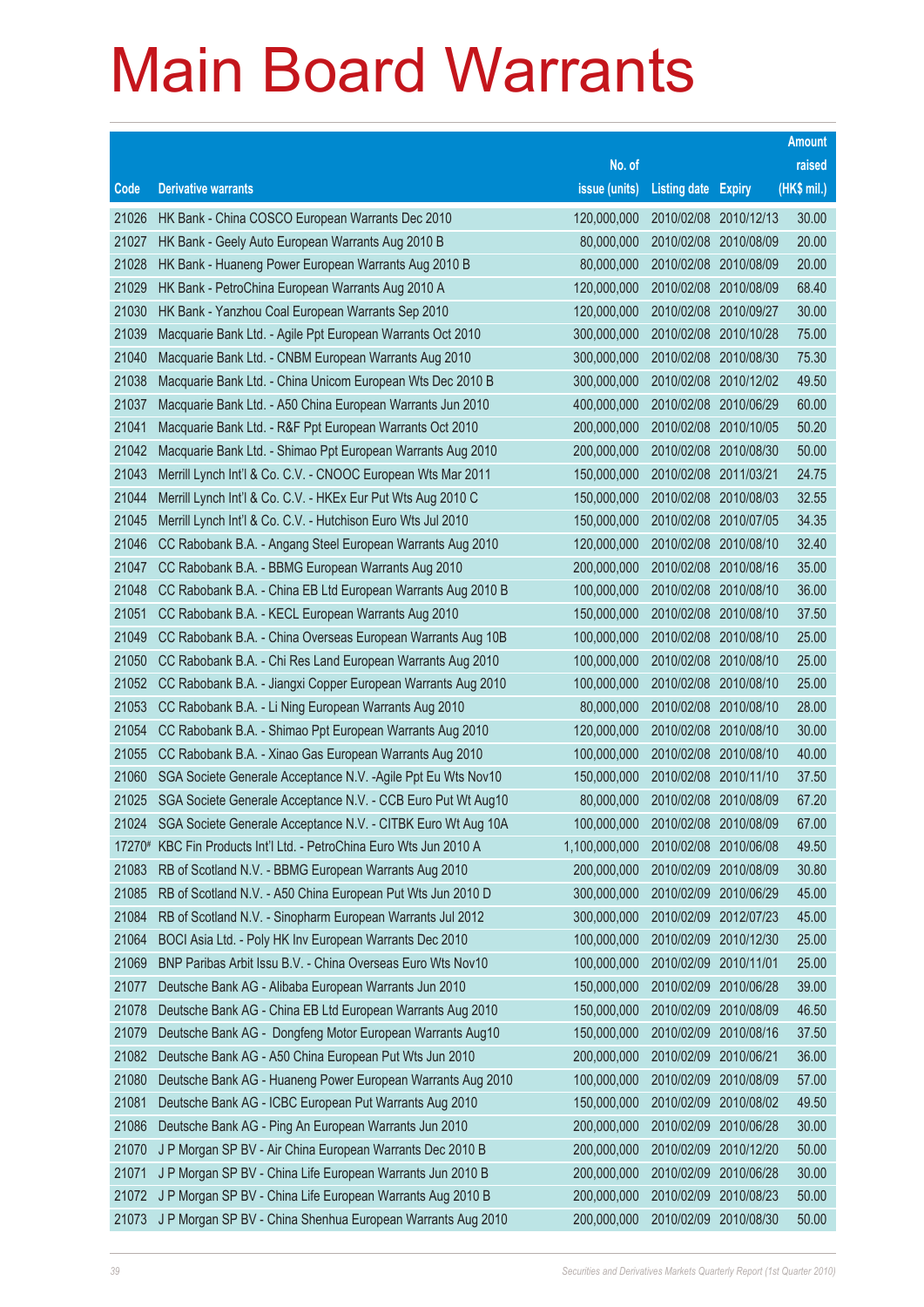# Main Board Warrants

| Code | Derivative warrants | No. of issue (units) | Listing date | Expiry | Amount raised (HK$ mil.) |
|---|---|---|---|---|---|
| 21026 | HK Bank - China COSCO European Warrants Dec 2010 | 120,000,000 | 2010/02/08 | 2010/12/13 | 30.00 |
| 21027 | HK Bank - Geely Auto European Warrants Aug 2010 B | 80,000,000 | 2010/02/08 | 2010/08/09 | 20.00 |
| 21028 | HK Bank - Huaneng Power European Warrants Aug 2010 B | 80,000,000 | 2010/02/08 | 2010/08/09 | 20.00 |
| 21029 | HK Bank - PetroChina European Warrants Aug 2010 A | 120,000,000 | 2010/02/08 | 2010/08/09 | 68.40 |
| 21030 | HK Bank - Yanzhou Coal European Warrants Sep 2010 | 120,000,000 | 2010/02/08 | 2010/09/27 | 30.00 |
| 21039 | Macquarie Bank Ltd. - Agile Ppt European Warrants Oct 2010 | 300,000,000 | 2010/02/08 | 2010/10/28 | 75.00 |
| 21040 | Macquarie Bank Ltd. - CNBM European Warrants Aug 2010 | 300,000,000 | 2010/02/08 | 2010/08/30 | 75.30 |
| 21038 | Macquarie Bank Ltd. - China Unicom European Wts Dec 2010 B | 300,000,000 | 2010/02/08 | 2010/12/02 | 49.50 |
| 21037 | Macquarie Bank Ltd. - A50 China European Warrants Jun 2010 | 400,000,000 | 2010/02/08 | 2010/06/29 | 60.00 |
| 21041 | Macquarie Bank Ltd. - R&F Ppt European Warrants Oct 2010 | 200,000,000 | 2010/02/08 | 2010/10/05 | 50.20 |
| 21042 | Macquarie Bank Ltd. - Shimao Ppt European Warrants Aug 2010 | 200,000,000 | 2010/02/08 | 2010/08/30 | 50.00 |
| 21043 | Merrill Lynch Int'l & Co. C.V. - CNOOC European Wts Mar 2011 | 150,000,000 | 2010/02/08 | 2011/03/21 | 24.75 |
| 21044 | Merrill Lynch Int'l & Co. C.V. - HKEx Eur Put Wts Aug 2010 C | 150,000,000 | 2010/02/08 | 2010/08/03 | 32.55 |
| 21045 | Merrill Lynch Int'l & Co. C.V. - Hutchison Euro Wts Jul 2010 | 150,000,000 | 2010/02/08 | 2010/07/05 | 34.35 |
| 21046 | CC Rabobank B.A. - Angang Steel European Warrants Aug 2010 | 120,000,000 | 2010/02/08 | 2010/08/10 | 32.40 |
| 21047 | CC Rabobank B.A. - BBMG European Warrants Aug 2010 | 200,000,000 | 2010/02/08 | 2010/08/16 | 35.00 |
| 21048 | CC Rabobank B.A. - China EB Ltd European Warrants Aug 2010 B | 100,000,000 | 2010/02/08 | 2010/08/10 | 36.00 |
| 21051 | CC Rabobank B.A. - KECL European Warrants Aug 2010 | 150,000,000 | 2010/02/08 | 2010/08/10 | 37.50 |
| 21049 | CC Rabobank B.A. - China Overseas European Warrants Aug 10B | 100,000,000 | 2010/02/08 | 2010/08/10 | 25.00 |
| 21050 | CC Rabobank B.A. - Chi Res Land European Warrants Aug 2010 | 100,000,000 | 2010/02/08 | 2010/08/10 | 25.00 |
| 21052 | CC Rabobank B.A. - Jiangxi Copper European Warrants Aug 2010 | 100,000,000 | 2010/02/08 | 2010/08/10 | 25.00 |
| 21053 | CC Rabobank B.A. - Li Ning European Warrants Aug 2010 | 80,000,000 | 2010/02/08 | 2010/08/10 | 28.00 |
| 21054 | CC Rabobank B.A. - Shimao Ppt European Warrants Aug 2010 | 120,000,000 | 2010/02/08 | 2010/08/10 | 30.00 |
| 21055 | CC Rabobank B.A. - Xinao Gas European Warrants Aug 2010 | 100,000,000 | 2010/02/08 | 2010/08/10 | 40.00 |
| 21060 | SGA Societe Generale Acceptance N.V. -Agile Ppt Eu Wts Nov10 | 150,000,000 | 2010/02/08 | 2010/11/10 | 37.50 |
| 21025 | SGA Societe Generale Acceptance N.V. - CCB Euro Put Wt Aug10 | 80,000,000 | 2010/02/08 | 2010/08/09 | 67.20 |
| 21024 | SGA Societe Generale Acceptance N.V. - CITBK Euro Wt Aug 10A | 100,000,000 | 2010/02/08 | 2010/08/09 | 67.00 |
| 17270# | KBC Fin Products Int'l Ltd. - PetroChina Euro Wts Jun 2010 A | 1,100,000,000 | 2010/02/08 | 2010/06/08 | 49.50 |
| 21083 | RB of Scotland N.V. - BBMG European Warrants Aug 2010 | 200,000,000 | 2010/02/09 | 2010/08/09 | 30.80 |
| 21085 | RB of Scotland N.V. - A50 China European Put Wts Jun 2010 D | 300,000,000 | 2010/02/09 | 2010/06/29 | 45.00 |
| 21084 | RB of Scotland N.V. - Sinopharm European Warrants Jul 2012 | 300,000,000 | 2010/02/09 | 2012/07/23 | 45.00 |
| 21064 | BOCI Asia Ltd. - Poly HK Inv European Warrants Dec 2010 | 100,000,000 | 2010/02/09 | 2010/12/30 | 25.00 |
| 21069 | BNP Paribas Arbit Issu B.V. - China Overseas Euro Wts Nov10 | 100,000,000 | 2010/02/09 | 2010/11/01 | 25.00 |
| 21077 | Deutsche Bank AG - Alibaba European Warrants Jun 2010 | 150,000,000 | 2010/02/09 | 2010/06/28 | 39.00 |
| 21078 | Deutsche Bank AG - China EB Ltd European Warrants Aug 2010 | 150,000,000 | 2010/02/09 | 2010/08/09 | 46.50 |
| 21079 | Deutsche Bank AG - Dongfeng Motor European Warrants Aug10 | 150,000,000 | 2010/02/09 | 2010/08/16 | 37.50 |
| 21082 | Deutsche Bank AG - A50 China European Put Wts Jun 2010 | 200,000,000 | 2010/02/09 | 2010/06/21 | 36.00 |
| 21080 | Deutsche Bank AG - Huaneng Power European Warrants Aug 2010 | 100,000,000 | 2010/02/09 | 2010/08/09 | 57.00 |
| 21081 | Deutsche Bank AG - ICBC European Put Warrants Aug 2010 | 150,000,000 | 2010/02/09 | 2010/08/02 | 49.50 |
| 21086 | Deutsche Bank AG - Ping An European Warrants Jun 2010 | 200,000,000 | 2010/02/09 | 2010/06/28 | 30.00 |
| 21070 | J P Morgan SP BV - Air China European Warrants Dec 2010 B | 200,000,000 | 2010/02/09 | 2010/12/20 | 50.00 |
| 21071 | J P Morgan SP BV - China Life European Warrants Jun 2010 B | 200,000,000 | 2010/02/09 | 2010/06/28 | 30.00 |
| 21072 | J P Morgan SP BV - China Life European Warrants Aug 2010 B | 200,000,000 | 2010/02/09 | 2010/08/23 | 50.00 |
| 21073 | J P Morgan SP BV - China Shenhua European Warrants Aug 2010 | 200,000,000 | 2010/02/09 | 2010/08/30 | 50.00 |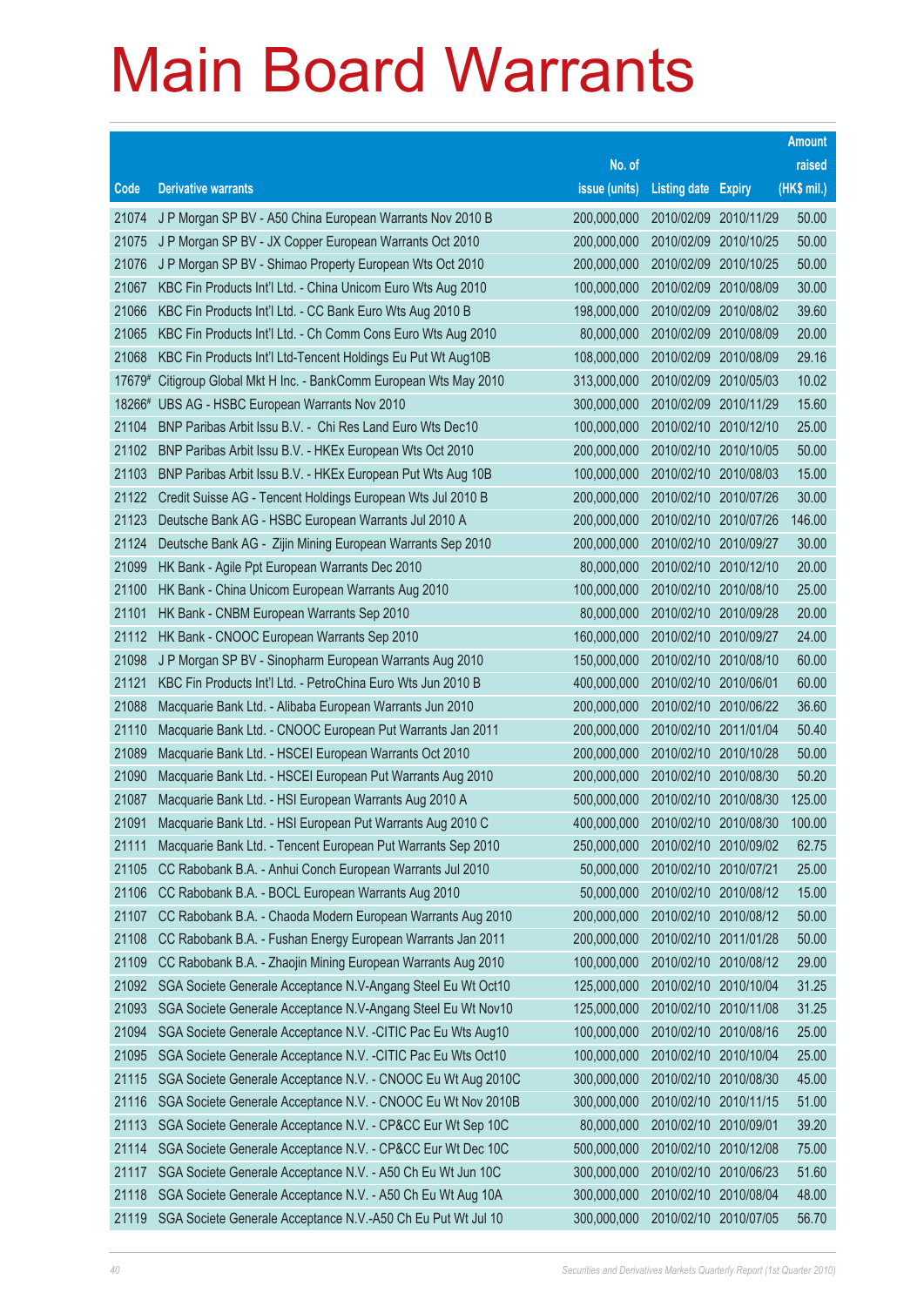# Main Board Warrants

| Code | Derivative warrants | No. of issue (units) | Listing date | Expiry | Amount raised (HK$ mil.) |
|---|---|---|---|---|---|
| 21074 | J P Morgan SP BV - A50 China European Warrants Nov 2010 B | 200,000,000 | 2010/02/09 | 2010/11/29 | 50.00 |
| 21075 | J P Morgan SP BV - JX Copper European Warrants Oct 2010 | 200,000,000 | 2010/02/09 | 2010/10/25 | 50.00 |
| 21076 | J P Morgan SP BV - Shimao Property European Wts Oct 2010 | 200,000,000 | 2010/02/09 | 2010/10/25 | 50.00 |
| 21067 | KBC Fin Products Int'l Ltd. - China Unicom Euro Wts Aug 2010 | 100,000,000 | 2010/02/09 | 2010/08/09 | 30.00 |
| 21066 | KBC Fin Products Int'l Ltd. - CC Bank Euro Wts Aug 2010 B | 198,000,000 | 2010/02/09 | 2010/08/02 | 39.60 |
| 21065 | KBC Fin Products Int'l Ltd. - Ch Comm Cons Euro Wts Aug 2010 | 80,000,000 | 2010/02/09 | 2010/08/09 | 20.00 |
| 21068 | KBC Fin Products Int'l Ltd-Tencent Holdings Eu Put Wt Aug10B | 108,000,000 | 2010/02/09 | 2010/08/09 | 29.16 |
| 17679# | Citigroup Global Mkt H Inc. - BankComm European Wts May 2010 | 313,000,000 | 2010/02/09 | 2010/05/03 | 10.02 |
| 18266# | UBS AG - HSBC European Warrants Nov 2010 | 300,000,000 | 2010/02/09 | 2010/11/29 | 15.60 |
| 21104 | BNP Paribas Arbit Issu B.V. - Chi Res Land Euro Wts Dec10 | 100,000,000 | 2010/02/10 | 2010/12/10 | 25.00 |
| 21102 | BNP Paribas Arbit Issu B.V. - HKEx European Wts Oct 2010 | 200,000,000 | 2010/02/10 | 2010/10/05 | 50.00 |
| 21103 | BNP Paribas Arbit Issu B.V. - HKEx European Put Wts Aug 10B | 100,000,000 | 2010/02/10 | 2010/08/03 | 15.00 |
| 21122 | Credit Suisse AG - Tencent Holdings European Wts Jul 2010 B | 200,000,000 | 2010/02/10 | 2010/07/26 | 30.00 |
| 21123 | Deutsche Bank AG - HSBC European Warrants Jul 2010 A | 200,000,000 | 2010/02/10 | 2010/07/26 | 146.00 |
| 21124 | Deutsche Bank AG - Zijin Mining European Warrants Sep 2010 | 200,000,000 | 2010/02/10 | 2010/09/27 | 30.00 |
| 21099 | HK Bank - Agile Ppt European Warrants Dec 2010 | 80,000,000 | 2010/02/10 | 2010/12/10 | 20.00 |
| 21100 | HK Bank - China Unicom European Warrants Aug 2010 | 100,000,000 | 2010/02/10 | 2010/08/10 | 25.00 |
| 21101 | HK Bank - CNBM European Warrants Sep 2010 | 80,000,000 | 2010/02/10 | 2010/09/28 | 20.00 |
| 21112 | HK Bank - CNOOC European Warrants Sep 2010 | 160,000,000 | 2010/02/10 | 2010/09/27 | 24.00 |
| 21098 | J P Morgan SP BV - Sinopharm European Warrants Aug 2010 | 150,000,000 | 2010/02/10 | 2010/08/10 | 60.00 |
| 21121 | KBC Fin Products Int'l Ltd. - PetroChina Euro Wts Jun 2010 B | 400,000,000 | 2010/02/10 | 2010/06/01 | 60.00 |
| 21088 | Macquarie Bank Ltd. - Alibaba European Warrants Jun 2010 | 200,000,000 | 2010/02/10 | 2010/06/22 | 36.60 |
| 21110 | Macquarie Bank Ltd. - CNOOC European Put Warrants Jan 2011 | 200,000,000 | 2010/02/10 | 2011/01/04 | 50.40 |
| 21089 | Macquarie Bank Ltd. - HSCEI European Warrants Oct 2010 | 200,000,000 | 2010/02/10 | 2010/10/28 | 50.00 |
| 21090 | Macquarie Bank Ltd. - HSCEI European Put Warrants Aug 2010 | 200,000,000 | 2010/02/10 | 2010/08/30 | 50.20 |
| 21087 | Macquarie Bank Ltd. - HSI European Warrants Aug 2010 A | 500,000,000 | 2010/02/10 | 2010/08/30 | 125.00 |
| 21091 | Macquarie Bank Ltd. - HSI European Put Warrants Aug 2010 C | 400,000,000 | 2010/02/10 | 2010/08/30 | 100.00 |
| 21111 | Macquarie Bank Ltd. - Tencent European Put Warrants Sep 2010 | 250,000,000 | 2010/02/10 | 2010/09/02 | 62.75 |
| 21105 | CC Rabobank B.A. - Anhui Conch European Warrants Jul 2010 | 50,000,000 | 2010/02/10 | 2010/07/21 | 25.00 |
| 21106 | CC Rabobank B.A. - BOCL European Warrants Aug 2010 | 50,000,000 | 2010/02/10 | 2010/08/12 | 15.00 |
| 21107 | CC Rabobank B.A. - Chaoda Modern European Warrants Aug 2010 | 200,000,000 | 2010/02/10 | 2010/08/12 | 50.00 |
| 21108 | CC Rabobank B.A. - Fushan Energy European Warrants Jan 2011 | 200,000,000 | 2010/02/10 | 2011/01/28 | 50.00 |
| 21109 | CC Rabobank B.A. - Zhaojin Mining European Warrants Aug 2010 | 100,000,000 | 2010/02/10 | 2010/08/12 | 29.00 |
| 21092 | SGA Societe Generale Acceptance N.V-Angang Steel Eu Wt Oct10 | 125,000,000 | 2010/02/10 | 2010/10/04 | 31.25 |
| 21093 | SGA Societe Generale Acceptance N.V-Angang Steel Eu Wt Nov10 | 125,000,000 | 2010/02/10 | 2010/11/08 | 31.25 |
| 21094 | SGA Societe Generale Acceptance N.V. -CITIC Pac Eu Wts Aug10 | 100,000,000 | 2010/02/10 | 2010/08/16 | 25.00 |
| 21095 | SGA Societe Generale Acceptance N.V. -CITIC Pac Eu Wts Oct10 | 100,000,000 | 2010/02/10 | 2010/10/04 | 25.00 |
| 21115 | SGA Societe Generale Acceptance N.V. - CNOOC Eu Wt Aug 2010C | 300,000,000 | 2010/02/10 | 2010/08/30 | 45.00 |
| 21116 | SGA Societe Generale Acceptance N.V. - CNOOC Eu Wt Nov 2010B | 300,000,000 | 2010/02/10 | 2010/11/15 | 51.00 |
| 21113 | SGA Societe Generale Acceptance N.V. - CP&CC Eur Wt Sep 10C | 80,000,000 | 2010/02/10 | 2010/09/01 | 39.20 |
| 21114 | SGA Societe Generale Acceptance N.V. - CP&CC Eur Wt Dec 10C | 500,000,000 | 2010/02/10 | 2010/12/08 | 75.00 |
| 21117 | SGA Societe Generale Acceptance N.V. - A50 Ch Eu Wt Jun 10C | 300,000,000 | 2010/02/10 | 2010/06/23 | 51.60 |
| 21118 | SGA Societe Generale Acceptance N.V. - A50 Ch Eu Wt Aug 10A | 300,000,000 | 2010/02/10 | 2010/08/04 | 48.00 |
| 21119 | SGA Societe Generale Acceptance N.V.-A50 Ch Eu Put Wt Jul 10 | 300,000,000 | 2010/02/10 | 2010/07/05 | 56.70 |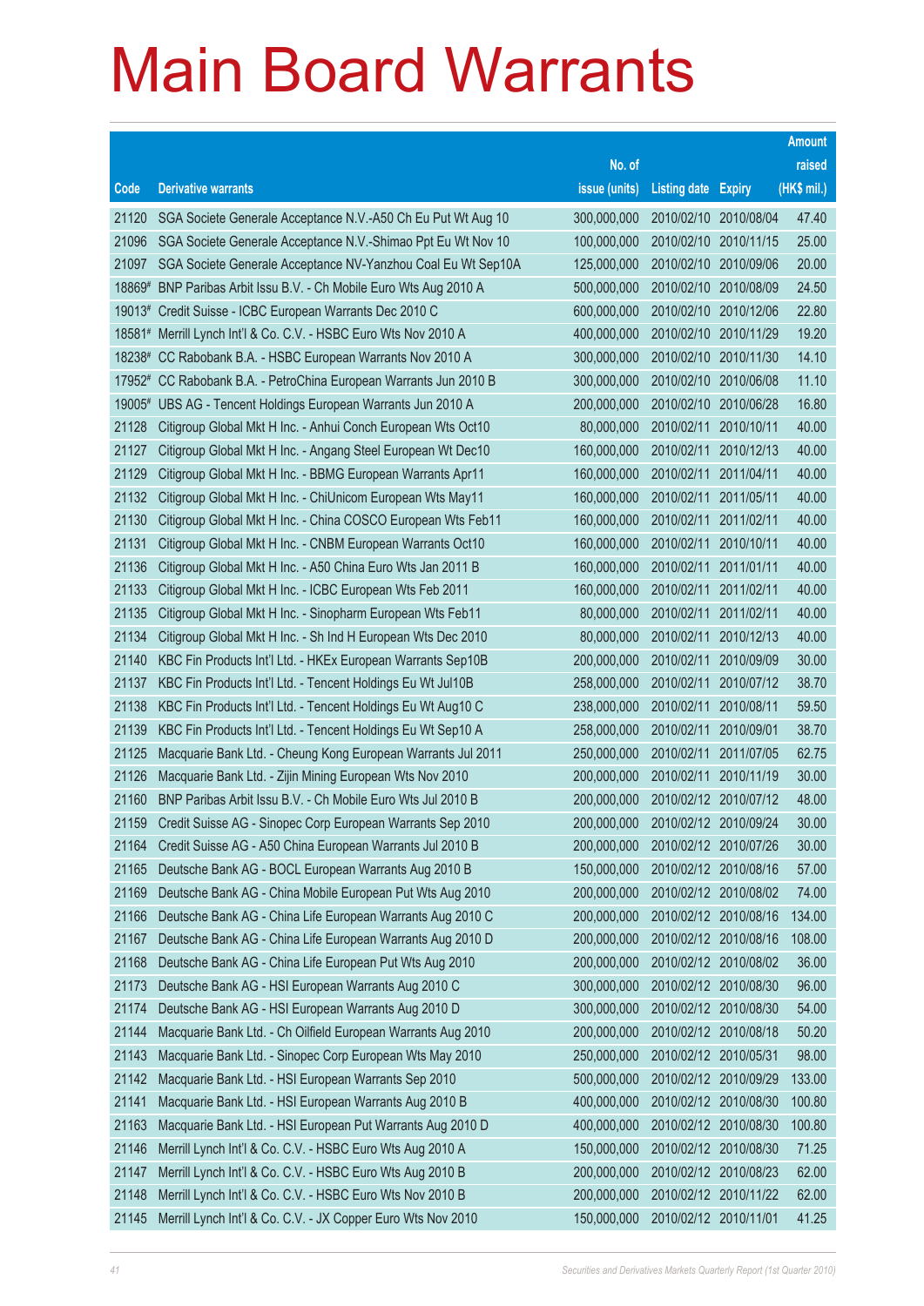# Main Board Warrants

| Code | Derivative warrants | No. of issue (units) | Listing date | Expiry | Amount raised (HK$ mil.) |
|---|---|---|---|---|---|
| 21120 | SGA Societe Generale Acceptance N.V.-A50 Ch Eu Put Wt Aug 10 | 300,000,000 | 2010/02/10 | 2010/08/04 | 47.40 |
| 21096 | SGA Societe Generale Acceptance N.V.-Shimao Ppt Eu Wt Nov 10 | 100,000,000 | 2010/02/10 | 2010/11/15 | 25.00 |
| 21097 | SGA Societe Generale Acceptance NV-Yanzhou Coal Eu Wt Sep10A | 125,000,000 | 2010/02/10 | 2010/09/06 | 20.00 |
| 18869# | BNP Paribas Arbit Issu B.V. - Ch Mobile Euro Wts Aug 2010 A | 500,000,000 | 2010/02/10 | 2010/08/09 | 24.50 |
| 19013# | Credit Suisse - ICBC European Warrants Dec 2010 C | 600,000,000 | 2010/02/10 | 2010/12/06 | 22.80 |
| 18581# | Merrill Lynch Int'l & Co. C.V. - HSBC Euro Wts Nov 2010 A | 400,000,000 | 2010/02/10 | 2010/11/29 | 19.20 |
| 18238# | CC Rabobank B.A. - HSBC European Warrants Nov 2010 A | 300,000,000 | 2010/02/10 | 2010/11/30 | 14.10 |
| 17952# | CC Rabobank B.A. - PetroChina European Warrants Jun 2010 B | 300,000,000 | 2010/02/10 | 2010/06/08 | 11.10 |
| 19005# | UBS AG - Tencent Holdings European Warrants Jun 2010 A | 200,000,000 | 2010/02/10 | 2010/06/28 | 16.80 |
| 21128 | Citigroup Global Mkt H Inc. - Anhui Conch European Wts Oct10 | 80,000,000 | 2010/02/11 | 2010/10/11 | 40.00 |
| 21127 | Citigroup Global Mkt H Inc. - Angang Steel European Wt Dec10 | 160,000,000 | 2010/02/11 | 2010/12/13 | 40.00 |
| 21129 | Citigroup Global Mkt H Inc. - BBMG European Warrants Apr11 | 160,000,000 | 2010/02/11 | 2011/04/11 | 40.00 |
| 21132 | Citigroup Global Mkt H Inc. - ChiUnicom European Wts May11 | 160,000,000 | 2010/02/11 | 2011/05/11 | 40.00 |
| 21130 | Citigroup Global Mkt H Inc. - China COSCO European Wts Feb11 | 160,000,000 | 2010/02/11 | 2011/02/11 | 40.00 |
| 21131 | Citigroup Global Mkt H Inc. - CNBM European Warrants Oct10 | 160,000,000 | 2010/02/11 | 2010/10/11 | 40.00 |
| 21136 | Citigroup Global Mkt H Inc. - A50 China Euro Wts Jan 2011 B | 160,000,000 | 2010/02/11 | 2011/01/11 | 40.00 |
| 21133 | Citigroup Global Mkt H Inc. - ICBC European Wts Feb 2011 | 160,000,000 | 2010/02/11 | 2011/02/11 | 40.00 |
| 21135 | Citigroup Global Mkt H Inc. - Sinopharm European Wts Feb11 | 80,000,000 | 2010/02/11 | 2011/02/11 | 40.00 |
| 21134 | Citigroup Global Mkt H Inc. - Sh Ind H European Wts Dec 2010 | 80,000,000 | 2010/02/11 | 2010/12/13 | 40.00 |
| 21140 | KBC Fin Products Int'l Ltd. - HKEx European Warrants Sep10B | 200,000,000 | 2010/02/11 | 2010/09/09 | 30.00 |
| 21137 | KBC Fin Products Int'l Ltd. - Tencent Holdings Eu Wt Jul10B | 258,000,000 | 2010/02/11 | 2010/07/12 | 38.70 |
| 21138 | KBC Fin Products Int'l Ltd. - Tencent Holdings Eu Wt Aug10 C | 238,000,000 | 2010/02/11 | 2010/08/11 | 59.50 |
| 21139 | KBC Fin Products Int'l Ltd. - Tencent Holdings Eu Wt Sep10 A | 258,000,000 | 2010/02/11 | 2010/09/01 | 38.70 |
| 21125 | Macquarie Bank Ltd. - Cheung Kong European Warrants Jul 2011 | 250,000,000 | 2010/02/11 | 2011/07/05 | 62.75 |
| 21126 | Macquarie Bank Ltd. - Zijin Mining European Wts Nov 2010 | 200,000,000 | 2010/02/11 | 2010/11/19 | 30.00 |
| 21160 | BNP Paribas Arbit Issu B.V. - Ch Mobile Euro Wts Jul 2010 B | 200,000,000 | 2010/02/12 | 2010/07/12 | 48.00 |
| 21159 | Credit Suisse AG - Sinopec Corp European Warrants Sep 2010 | 200,000,000 | 2010/02/12 | 2010/09/24 | 30.00 |
| 21164 | Credit Suisse AG - A50 China European Warrants Jul 2010 B | 200,000,000 | 2010/02/12 | 2010/07/26 | 30.00 |
| 21165 | Deutsche Bank AG - BOCL European Warrants Aug 2010 B | 150,000,000 | 2010/02/12 | 2010/08/16 | 57.00 |
| 21169 | Deutsche Bank AG - China Mobile European Put Wts Aug 2010 | 200,000,000 | 2010/02/12 | 2010/08/02 | 74.00 |
| 21166 | Deutsche Bank AG - China Life European Warrants Aug 2010 C | 200,000,000 | 2010/02/12 | 2010/08/16 | 134.00 |
| 21167 | Deutsche Bank AG - China Life European Warrants Aug 2010 D | 200,000,000 | 2010/02/12 | 2010/08/16 | 108.00 |
| 21168 | Deutsche Bank AG - China Life European Put Wts Aug 2010 | 200,000,000 | 2010/02/12 | 2010/08/02 | 36.00 |
| 21173 | Deutsche Bank AG - HSI European Warrants Aug 2010 C | 300,000,000 | 2010/02/12 | 2010/08/30 | 96.00 |
| 21174 | Deutsche Bank AG - HSI European Warrants Aug 2010 D | 300,000,000 | 2010/02/12 | 2010/08/30 | 54.00 |
| 21144 | Macquarie Bank Ltd. - Ch Oilfield European Warrants Aug 2010 | 200,000,000 | 2010/02/12 | 2010/08/18 | 50.20 |
| 21143 | Macquarie Bank Ltd. - Sinopec Corp European Wts May 2010 | 250,000,000 | 2010/02/12 | 2010/05/31 | 98.00 |
| 21142 | Macquarie Bank Ltd. - HSI European Warrants Sep 2010 | 500,000,000 | 2010/02/12 | 2010/09/29 | 133.00 |
| 21141 | Macquarie Bank Ltd. - HSI European Warrants Aug 2010 B | 400,000,000 | 2010/02/12 | 2010/08/30 | 100.80 |
| 21163 | Macquarie Bank Ltd. - HSI European Put Warrants Aug 2010 D | 400,000,000 | 2010/02/12 | 2010/08/30 | 100.80 |
| 21146 | Merrill Lynch Int'l & Co. C.V. - HSBC Euro Wts Aug 2010 A | 150,000,000 | 2010/02/12 | 2010/08/30 | 71.25 |
| 21147 | Merrill Lynch Int'l & Co. C.V. - HSBC Euro Wts Aug 2010 B | 200,000,000 | 2010/02/12 | 2010/08/23 | 62.00 |
| 21148 | Merrill Lynch Int'l & Co. C.V. - HSBC Euro Wts Nov 2010 B | 200,000,000 | 2010/02/12 | 2010/11/22 | 62.00 |
| 21145 | Merrill Lynch Int'l & Co. C.V. - JX Copper Euro Wts Nov 2010 | 150,000,000 | 2010/02/12 | 2010/11/01 | 41.25 |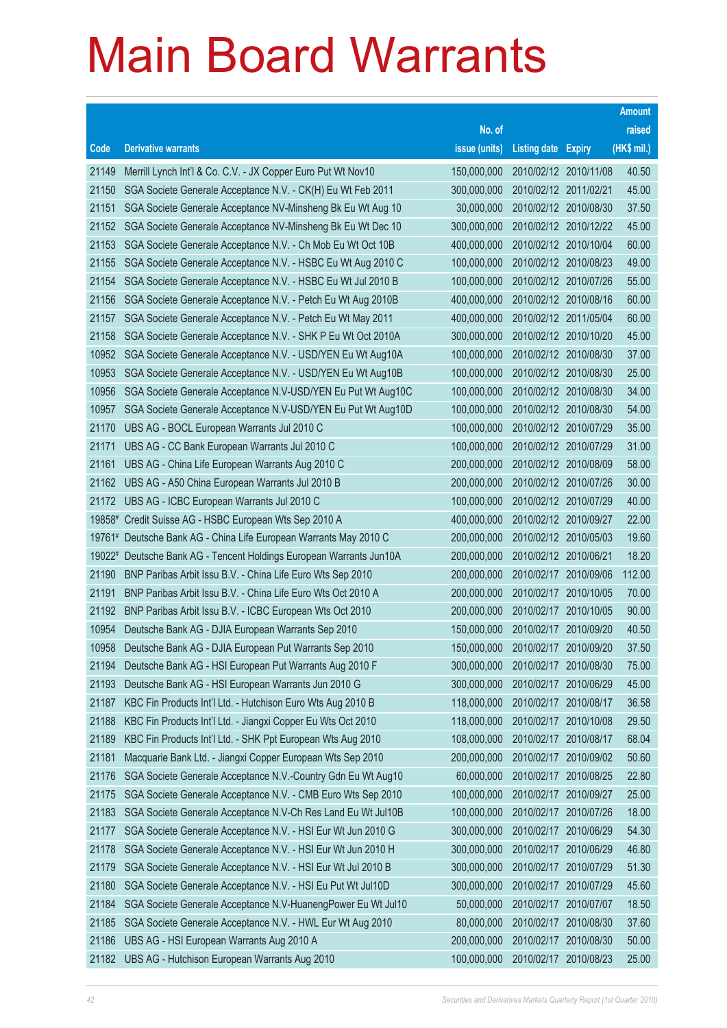# Main Board Warrants

| Code | Derivative warrants | No. of issue (units) | Listing date | Expiry | Amount raised (HK$ mil.) |
|---|---|---|---|---|---|
| 21149 | Merrill Lynch Int'l & Co. C.V. - JX Copper Euro Put Wt Nov10 | 150,000,000 | 2010/02/12 | 2010/11/08 | 40.50 |
| 21150 | SGA Societe Generale Acceptance N.V. - CK(H) Eu Wt Feb 2011 | 300,000,000 | 2010/02/12 | 2011/02/21 | 45.00 |
| 21151 | SGA Societe Generale Acceptance NV-Minsheng Bk Eu Wt Aug 10 | 30,000,000 | 2010/02/12 | 2010/08/30 | 37.50 |
| 21152 | SGA Societe Generale Acceptance NV-Minsheng Bk Eu Wt Dec 10 | 300,000,000 | 2010/02/12 | 2010/12/22 | 45.00 |
| 21153 | SGA Societe Generale Acceptance N.V. - Ch Mob Eu Wt Oct 10B | 400,000,000 | 2010/02/12 | 2010/10/04 | 60.00 |
| 21155 | SGA Societe Generale Acceptance N.V. - HSBC Eu Wt Aug 2010 C | 100,000,000 | 2010/02/12 | 2010/08/23 | 49.00 |
| 21154 | SGA Societe Generale Acceptance N.V. - HSBC Eu Wt Jul 2010 B | 100,000,000 | 2010/02/12 | 2010/07/26 | 55.00 |
| 21156 | SGA Societe Generale Acceptance N.V. - Petch Eu Wt Aug 2010B | 400,000,000 | 2010/02/12 | 2010/08/16 | 60.00 |
| 21157 | SGA Societe Generale Acceptance N.V. - Petch Eu Wt May 2011 | 400,000,000 | 2010/02/12 | 2011/05/04 | 60.00 |
| 21158 | SGA Societe Generale Acceptance N.V. - SHK P Eu Wt Oct 2010A | 300,000,000 | 2010/02/12 | 2010/10/20 | 45.00 |
| 10952 | SGA Societe Generale Acceptance N.V. - USD/YEN Eu Wt Aug10A | 100,000,000 | 2010/02/12 | 2010/08/30 | 37.00 |
| 10953 | SGA Societe Generale Acceptance N.V. - USD/YEN Eu Wt Aug10B | 100,000,000 | 2010/02/12 | 2010/08/30 | 25.00 |
| 10956 | SGA Societe Generale Acceptance N.V-USD/YEN Eu Put Wt Aug10C | 100,000,000 | 2010/02/12 | 2010/08/30 | 34.00 |
| 10957 | SGA Societe Generale Acceptance N.V-USD/YEN Eu Put Wt Aug10D | 100,000,000 | 2010/02/12 | 2010/08/30 | 54.00 |
| 21170 | UBS AG - BOCL European Warrants Jul 2010 C | 100,000,000 | 2010/02/12 | 2010/07/29 | 35.00 |
| 21171 | UBS AG - CC Bank European Warrants Jul 2010 C | 100,000,000 | 2010/02/12 | 2010/07/29 | 31.00 |
| 21161 | UBS AG - China Life European Warrants Aug 2010 C | 200,000,000 | 2010/02/12 | 2010/08/09 | 58.00 |
| 21162 | UBS AG - A50 China European Warrants Jul 2010 B | 200,000,000 | 2010/02/12 | 2010/07/26 | 30.00 |
| 21172 | UBS AG - ICBC European Warrants Jul 2010 C | 100,000,000 | 2010/02/12 | 2010/07/29 | 40.00 |
| 19858# | Credit Suisse AG - HSBC European Wts Sep 2010 A | 400,000,000 | 2010/02/12 | 2010/09/27 | 22.00 |
| 19761# | Deutsche Bank AG - China Life European Warrants May 2010 C | 200,000,000 | 2010/02/12 | 2010/05/03 | 19.60 |
| 19022# | Deutsche Bank AG - Tencent Holdings European Warrants Jun10A | 200,000,000 | 2010/02/12 | 2010/06/21 | 18.20 |
| 21190 | BNP Paribas Arbit Issu B.V. - China Life Euro Wts Sep 2010 | 200,000,000 | 2010/02/17 | 2010/09/06 | 112.00 |
| 21191 | BNP Paribas Arbit Issu B.V. - China Life Euro Wts Oct 2010 A | 200,000,000 | 2010/02/17 | 2010/10/05 | 70.00 |
| 21192 | BNP Paribas Arbit Issu B.V. - ICBC European Wts Oct 2010 | 200,000,000 | 2010/02/17 | 2010/10/05 | 90.00 |
| 10954 | Deutsche Bank AG - DJIA European Warrants Sep 2010 | 150,000,000 | 2010/02/17 | 2010/09/20 | 40.50 |
| 10958 | Deutsche Bank AG - DJIA European Put Warrants Sep 2010 | 150,000,000 | 2010/02/17 | 2010/09/20 | 37.50 |
| 21194 | Deutsche Bank AG - HSI European Put Warrants Aug 2010 F | 300,000,000 | 2010/02/17 | 2010/08/30 | 75.00 |
| 21193 | Deutsche Bank AG - HSI European Warrants Jun 2010 G | 300,000,000 | 2010/02/17 | 2010/06/29 | 45.00 |
| 21187 | KBC Fin Products Int'l Ltd. - Hutchison Euro Wts Aug 2010 B | 118,000,000 | 2010/02/17 | 2010/08/17 | 36.58 |
| 21188 | KBC Fin Products Int'l Ltd. - Jiangxi Copper Eu Wts Oct 2010 | 118,000,000 | 2010/02/17 | 2010/10/08 | 29.50 |
| 21189 | KBC Fin Products Int'l Ltd. - SHK Ppt European Wts Aug 2010 | 108,000,000 | 2010/02/17 | 2010/08/17 | 68.04 |
| 21181 | Macquarie Bank Ltd. - Jiangxi Copper European Wts Sep 2010 | 200,000,000 | 2010/02/17 | 2010/09/02 | 50.60 |
| 21176 | SGA Societe Generale Acceptance N.V.-Country Gdn Eu Wt Aug10 | 60,000,000 | 2010/02/17 | 2010/08/25 | 22.80 |
| 21175 | SGA Societe Generale Acceptance N.V. - CMB Euro Wts Sep 2010 | 100,000,000 | 2010/02/17 | 2010/09/27 | 25.00 |
| 21183 | SGA Societe Generale Acceptance N.V-Ch Res Land Eu Wt Jul10B | 100,000,000 | 2010/02/17 | 2010/07/26 | 18.00 |
| 21177 | SGA Societe Generale Acceptance N.V. - HSI Eur Wt Jun 2010 G | 300,000,000 | 2010/02/17 | 2010/06/29 | 54.30 |
| 21178 | SGA Societe Generale Acceptance N.V. - HSI Eur Wt Jun 2010 H | 300,000,000 | 2010/02/17 | 2010/06/29 | 46.80 |
| 21179 | SGA Societe Generale Acceptance N.V. - HSI Eur Wt Jul 2010 B | 300,000,000 | 2010/02/17 | 2010/07/29 | 51.30 |
| 21180 | SGA Societe Generale Acceptance N.V. - HSI Eu Put Wt Jul10D | 300,000,000 | 2010/02/17 | 2010/07/29 | 45.60 |
| 21184 | SGA Societe Generale Acceptance N.V-HuanengPower Eu Wt Jul10 | 50,000,000 | 2010/02/17 | 2010/07/07 | 18.50 |
| 21185 | SGA Societe Generale Acceptance N.V. - HWL Eur Wt Aug 2010 | 80,000,000 | 2010/02/17 | 2010/08/30 | 37.60 |
| 21186 | UBS AG - HSI European Warrants Aug 2010 A | 200,000,000 | 2010/02/17 | 2010/08/30 | 50.00 |
| 21182 | UBS AG - Hutchison European Warrants Aug 2010 | 100,000,000 | 2010/02/17 | 2010/08/23 | 25.00 |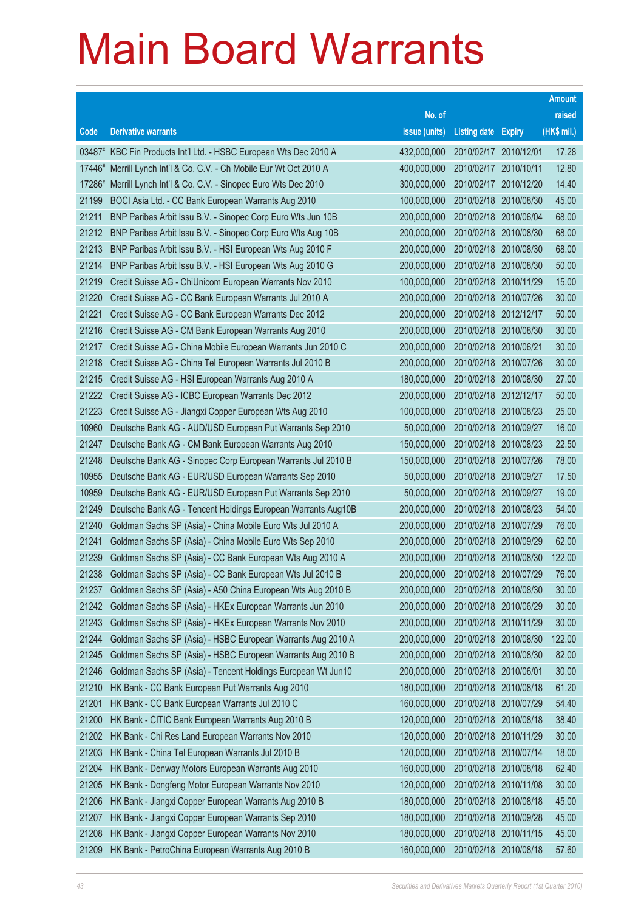# Main Board Warrants

| Code | Derivative warrants | No. of issue (units) | Listing date | Expiry | Amount raised (HK$ mil.) |
|---|---|---|---|---|---|
| 03487# | KBC Fin Products Int'l Ltd. - HSBC European Wts Dec 2010 A | 432,000,000 | 2010/02/17 | 2010/12/01 | 17.28 |
| 17446# | Merrill Lynch Int'l & Co. C.V. - Ch Mobile Eur Wt Oct 2010 A | 400,000,000 | 2010/02/17 | 2010/10/11 | 12.80 |
| 17286# | Merrill Lynch Int'l & Co. C.V. - Sinopec Euro Wts Dec 2010 | 300,000,000 | 2010/02/17 | 2010/12/20 | 14.40 |
| 21199 | BOCI Asia Ltd. - CC Bank European Warrants Aug 2010 | 100,000,000 | 2010/02/18 | 2010/08/30 | 45.00 |
| 21211 | BNP Paribas Arbit Issu B.V. - Sinopec Corp Euro Wts Jun 10B | 200,000,000 | 2010/02/18 | 2010/06/04 | 68.00 |
| 21212 | BNP Paribas Arbit Issu B.V. - Sinopec Corp Euro Wts Aug 10B | 200,000,000 | 2010/02/18 | 2010/08/30 | 68.00 |
| 21213 | BNP Paribas Arbit Issu B.V. - HSI European Wts Aug 2010 F | 200,000,000 | 2010/02/18 | 2010/08/30 | 68.00 |
| 21214 | BNP Paribas Arbit Issu B.V. - HSI European Wts Aug 2010 G | 200,000,000 | 2010/02/18 | 2010/08/30 | 50.00 |
| 21219 | Credit Suisse AG - ChiUnicom European Warrants Nov 2010 | 100,000,000 | 2010/02/18 | 2010/11/29 | 15.00 |
| 21220 | Credit Suisse AG - CC Bank European Warrants Jul 2010 A | 200,000,000 | 2010/02/18 | 2010/07/26 | 30.00 |
| 21221 | Credit Suisse AG - CC Bank European Warrants Dec 2012 | 200,000,000 | 2010/02/18 | 2012/12/17 | 50.00 |
| 21216 | Credit Suisse AG - CM Bank European Warrants Aug 2010 | 200,000,000 | 2010/02/18 | 2010/08/30 | 30.00 |
| 21217 | Credit Suisse AG - China Mobile European Warrants Jun 2010 C | 200,000,000 | 2010/02/18 | 2010/06/21 | 30.00 |
| 21218 | Credit Suisse AG - China Tel European Warrants Jul 2010 B | 200,000,000 | 2010/02/18 | 2010/07/26 | 30.00 |
| 21215 | Credit Suisse AG - HSI European Warrants Aug 2010 A | 180,000,000 | 2010/02/18 | 2010/08/30 | 27.00 |
| 21222 | Credit Suisse AG - ICBC European Warrants Dec 2012 | 200,000,000 | 2010/02/18 | 2012/12/17 | 50.00 |
| 21223 | Credit Suisse AG - Jiangxi Copper European Wts Aug 2010 | 100,000,000 | 2010/02/18 | 2010/08/23 | 25.00 |
| 10960 | Deutsche Bank AG - AUD/USD European Put Warrants Sep 2010 | 50,000,000 | 2010/02/18 | 2010/09/27 | 16.00 |
| 21247 | Deutsche Bank AG - CM Bank European Warrants Aug 2010 | 150,000,000 | 2010/02/18 | 2010/08/23 | 22.50 |
| 21248 | Deutsche Bank AG - Sinopec Corp European Warrants Jul 2010 B | 150,000,000 | 2010/02/18 | 2010/07/26 | 78.00 |
| 10955 | Deutsche Bank AG - EUR/USD European Warrants Sep 2010 | 50,000,000 | 2010/02/18 | 2010/09/27 | 17.50 |
| 10959 | Deutsche Bank AG - EUR/USD European Put Warrants Sep 2010 | 50,000,000 | 2010/02/18 | 2010/09/27 | 19.00 |
| 21249 | Deutsche Bank AG - Tencent Holdings European Warrants Aug10B | 200,000,000 | 2010/02/18 | 2010/08/23 | 54.00 |
| 21240 | Goldman Sachs SP (Asia) - China Mobile Euro Wts Jul 2010 A | 200,000,000 | 2010/02/18 | 2010/07/29 | 76.00 |
| 21241 | Goldman Sachs SP (Asia) - China Mobile Euro Wts Sep 2010 | 200,000,000 | 2010/02/18 | 2010/09/29 | 62.00 |
| 21239 | Goldman Sachs SP (Asia) - CC Bank European Wts Aug 2010 A | 200,000,000 | 2010/02/18 | 2010/08/30 | 122.00 |
| 21238 | Goldman Sachs SP (Asia) - CC Bank European Wts Jul 2010 B | 200,000,000 | 2010/02/18 | 2010/07/29 | 76.00 |
| 21237 | Goldman Sachs SP (Asia) - A50 China European Wts Aug 2010 B | 200,000,000 | 2010/02/18 | 2010/08/30 | 30.00 |
| 21242 | Goldman Sachs SP (Asia) - HKEx European Warrants Jun 2010 | 200,000,000 | 2010/02/18 | 2010/06/29 | 30.00 |
| 21243 | Goldman Sachs SP (Asia) - HKEx European Warrants Nov 2010 | 200,000,000 | 2010/02/18 | 2010/11/29 | 30.00 |
| 21244 | Goldman Sachs SP (Asia) - HSBC European Warrants Aug 2010 A | 200,000,000 | 2010/02/18 | 2010/08/30 | 122.00 |
| 21245 | Goldman Sachs SP (Asia) - HSBC European Warrants Aug 2010 B | 200,000,000 | 2010/02/18 | 2010/08/30 | 82.00 |
| 21246 | Goldman Sachs SP (Asia) - Tencent Holdings European Wt Jun10 | 200,000,000 | 2010/02/18 | 2010/06/01 | 30.00 |
| 21210 | HK Bank - CC Bank European Put Warrants Aug 2010 | 180,000,000 | 2010/02/18 | 2010/08/18 | 61.20 |
| 21201 | HK Bank - CC Bank European Warrants Jul 2010 C | 160,000,000 | 2010/02/18 | 2010/07/29 | 54.40 |
| 21200 | HK Bank - CITIC Bank European Warrants Aug 2010 B | 120,000,000 | 2010/02/18 | 2010/08/18 | 38.40 |
| 21202 | HK Bank - Chi Res Land European Warrants Nov 2010 | 120,000,000 | 2010/02/18 | 2010/11/29 | 30.00 |
| 21203 | HK Bank - China Tel European Warrants Jul 2010 B | 120,000,000 | 2010/02/18 | 2010/07/14 | 18.00 |
| 21204 | HK Bank - Denway Motors European Warrants Aug 2010 | 160,000,000 | 2010/02/18 | 2010/08/18 | 62.40 |
| 21205 | HK Bank - Dongfeng Motor European Warrants Nov 2010 | 120,000,000 | 2010/02/18 | 2010/11/08 | 30.00 |
| 21206 | HK Bank - Jiangxi Copper European Warrants Aug 2010 B | 180,000,000 | 2010/02/18 | 2010/08/18 | 45.00 |
| 21207 | HK Bank - Jiangxi Copper European Warrants Sep 2010 | 180,000,000 | 2010/02/18 | 2010/09/28 | 45.00 |
| 21208 | HK Bank - Jiangxi Copper European Warrants Nov 2010 | 180,000,000 | 2010/02/18 | 2010/11/15 | 45.00 |
| 21209 | HK Bank - PetroChina European Warrants Aug 2010 B | 160,000,000 | 2010/02/18 | 2010/08/18 | 57.60 |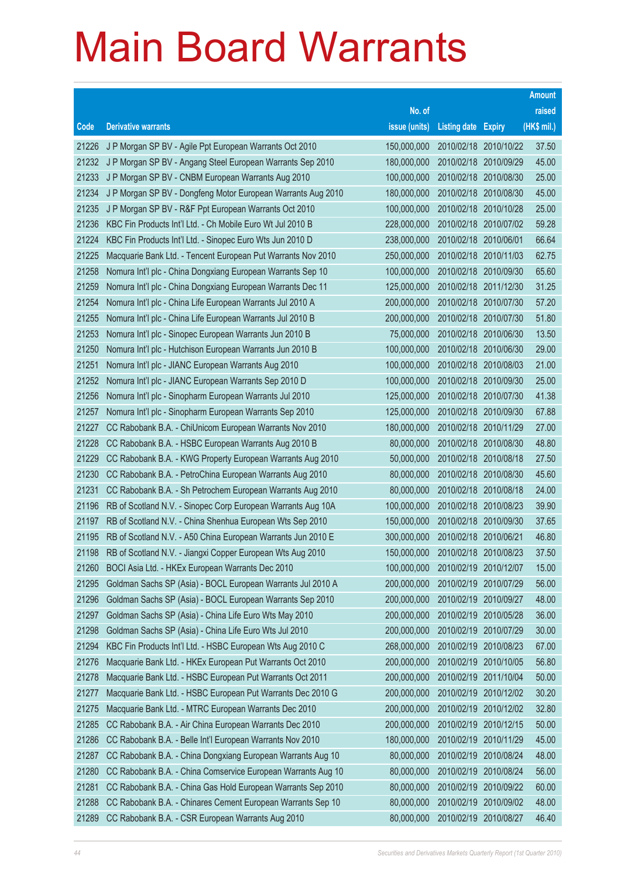# Main Board Warrants

| Code | Derivative warrants | No. of issue (units) | Listing date | Expiry | Amount raised (HK$ mil.) |
|---|---|---|---|---|---|
| 21226 | J P Morgan SP BV - Agile Ppt European Warrants Oct 2010 | 150,000,000 | 2010/02/18 | 2010/10/22 | 37.50 |
| 21232 | J P Morgan SP BV - Angang Steel European Warrants Sep 2010 | 180,000,000 | 2010/02/18 | 2010/09/29 | 45.00 |
| 21233 | J P Morgan SP BV - CNBM European Warrants Aug 2010 | 100,000,000 | 2010/02/18 | 2010/08/30 | 25.00 |
| 21234 | J P Morgan SP BV - Dongfeng Motor European Warrants Aug 2010 | 180,000,000 | 2010/02/18 | 2010/08/30 | 45.00 |
| 21235 | J P Morgan SP BV - R&F Ppt European Warrants Oct 2010 | 100,000,000 | 2010/02/18 | 2010/10/28 | 25.00 |
| 21236 | KBC Fin Products Int'l Ltd. - Ch Mobile Euro Wt Jul 2010 B | 228,000,000 | 2010/02/18 | 2010/07/02 | 59.28 |
| 21224 | KBC Fin Products Int'l Ltd. - Sinopec Euro Wts Jun 2010 D | 238,000,000 | 2010/02/18 | 2010/06/01 | 66.64 |
| 21225 | Macquarie Bank Ltd. - Tencent European Put Warrants Nov 2010 | 250,000,000 | 2010/02/18 | 2010/11/03 | 62.75 |
| 21258 | Nomura Int'l plc - China Dongxiang European Warrants Sep 10 | 100,000,000 | 2010/02/18 | 2010/09/30 | 65.60 |
| 21259 | Nomura Int'l plc - China Dongxiang European Warrants Dec 11 | 125,000,000 | 2010/02/18 | 2011/12/30 | 31.25 |
| 21254 | Nomura Int'l plc - China Life European Warrants Jul 2010 A | 200,000,000 | 2010/02/18 | 2010/07/30 | 57.20 |
| 21255 | Nomura Int'l plc - China Life European Warrants Jul 2010 B | 200,000,000 | 2010/02/18 | 2010/07/30 | 51.80 |
| 21253 | Nomura Int'l plc - Sinopec European Warrants Jun 2010 B | 75,000,000 | 2010/02/18 | 2010/06/30 | 13.50 |
| 21250 | Nomura Int'l plc - Hutchison European Warrants Jun 2010 B | 100,000,000 | 2010/02/18 | 2010/06/30 | 29.00 |
| 21251 | Nomura Int'l plc - JIANC European Warrants Aug 2010 | 100,000,000 | 2010/02/18 | 2010/08/03 | 21.00 |
| 21252 | Nomura Int'l plc - JIANC European Warrants Sep 2010 D | 100,000,000 | 2010/02/18 | 2010/09/30 | 25.00 |
| 21256 | Nomura Int'l plc - Sinopharm European Warrants Jul 2010 | 125,000,000 | 2010/02/18 | 2010/07/30 | 41.38 |
| 21257 | Nomura Int'l plc - Sinopharm European Warrants Sep 2010 | 125,000,000 | 2010/02/18 | 2010/09/30 | 67.88 |
| 21227 | CC Rabobank B.A. - ChiUnicom European Warrants Nov 2010 | 180,000,000 | 2010/02/18 | 2010/11/29 | 27.00 |
| 21228 | CC Rabobank B.A. - HSBC European Warrants Aug 2010 B | 80,000,000 | 2010/02/18 | 2010/08/30 | 48.80 |
| 21229 | CC Rabobank B.A. - KWG Property European Warrants Aug 2010 | 50,000,000 | 2010/02/18 | 2010/08/18 | 27.50 |
| 21230 | CC Rabobank B.A. - PetroChina European Warrants Aug 2010 | 80,000,000 | 2010/02/18 | 2010/08/30 | 45.60 |
| 21231 | CC Rabobank B.A. - Sh Petrochem European Warrants Aug 2010 | 80,000,000 | 2010/02/18 | 2010/08/18 | 24.00 |
| 21196 | RB of Scotland N.V. - Sinopec Corp European Warrants Aug 10A | 100,000,000 | 2010/02/18 | 2010/08/23 | 39.90 |
| 21197 | RB of Scotland N.V. - China Shenhua European Wts Sep 2010 | 150,000,000 | 2010/02/18 | 2010/09/30 | 37.65 |
| 21195 | RB of Scotland N.V. - A50 China European Warrants Jun 2010 E | 300,000,000 | 2010/02/18 | 2010/06/21 | 46.80 |
| 21198 | RB of Scotland N.V. - Jiangxi Copper European Wts Aug 2010 | 150,000,000 | 2010/02/18 | 2010/08/23 | 37.50 |
| 21260 | BOCI Asia Ltd. - HKEx European Warrants Dec 2010 | 100,000,000 | 2010/02/19 | 2010/12/07 | 15.00 |
| 21295 | Goldman Sachs SP (Asia) - BOCL European Warrants Jul 2010 A | 200,000,000 | 2010/02/19 | 2010/07/29 | 56.00 |
| 21296 | Goldman Sachs SP (Asia) - BOCL European Warrants Sep 2010 | 200,000,000 | 2010/02/19 | 2010/09/27 | 48.00 |
| 21297 | Goldman Sachs SP (Asia) - China Life Euro Wts May 2010 | 200,000,000 | 2010/02/19 | 2010/05/28 | 36.00 |
| 21298 | Goldman Sachs SP (Asia) - China Life Euro Wts Jul 2010 | 200,000,000 | 2010/02/19 | 2010/07/29 | 30.00 |
| 21294 | KBC Fin Products Int'l Ltd. - HSBC European Wts Aug 2010 C | 268,000,000 | 2010/02/19 | 2010/08/23 | 67.00 |
| 21276 | Macquarie Bank Ltd. - HKEx European Put Warrants Oct 2010 | 200,000,000 | 2010/02/19 | 2010/10/05 | 56.80 |
| 21278 | Macquarie Bank Ltd. - HSBC European Put Warrants Oct 2011 | 200,000,000 | 2010/02/19 | 2011/10/04 | 50.00 |
| 21277 | Macquarie Bank Ltd. - HSBC European Put Warrants Dec 2010 G | 200,000,000 | 2010/02/19 | 2010/12/02 | 30.20 |
| 21275 | Macquarie Bank Ltd. - MTRC European Warrants Dec 2010 | 200,000,000 | 2010/02/19 | 2010/12/02 | 32.80 |
| 21285 | CC Rabobank B.A. - Air China European Warrants Dec 2010 | 200,000,000 | 2010/02/19 | 2010/12/15 | 50.00 |
| 21286 | CC Rabobank B.A. - Belle Int'l European Warrants Nov 2010 | 180,000,000 | 2010/02/19 | 2010/11/29 | 45.00 |
| 21287 | CC Rabobank B.A. - China Dongxiang European Warrants Aug 10 | 80,000,000 | 2010/02/19 | 2010/08/24 | 48.00 |
| 21280 | CC Rabobank B.A. - China Comservice European Warrants Aug 10 | 80,000,000 | 2010/02/19 | 2010/08/24 | 56.00 |
| 21281 | CC Rabobank B.A. - China Gas Hold European Warrants Sep 2010 | 80,000,000 | 2010/02/19 | 2010/09/22 | 60.00 |
| 21288 | CC Rabobank B.A. - Chinares Cement European Warrants Sep 10 | 80,000,000 | 2010/02/19 | 2010/09/02 | 48.00 |
| 21289 | CC Rabobank B.A. - CSR European Warrants Aug 2010 | 80,000,000 | 2010/02/19 | 2010/08/27 | 46.40 |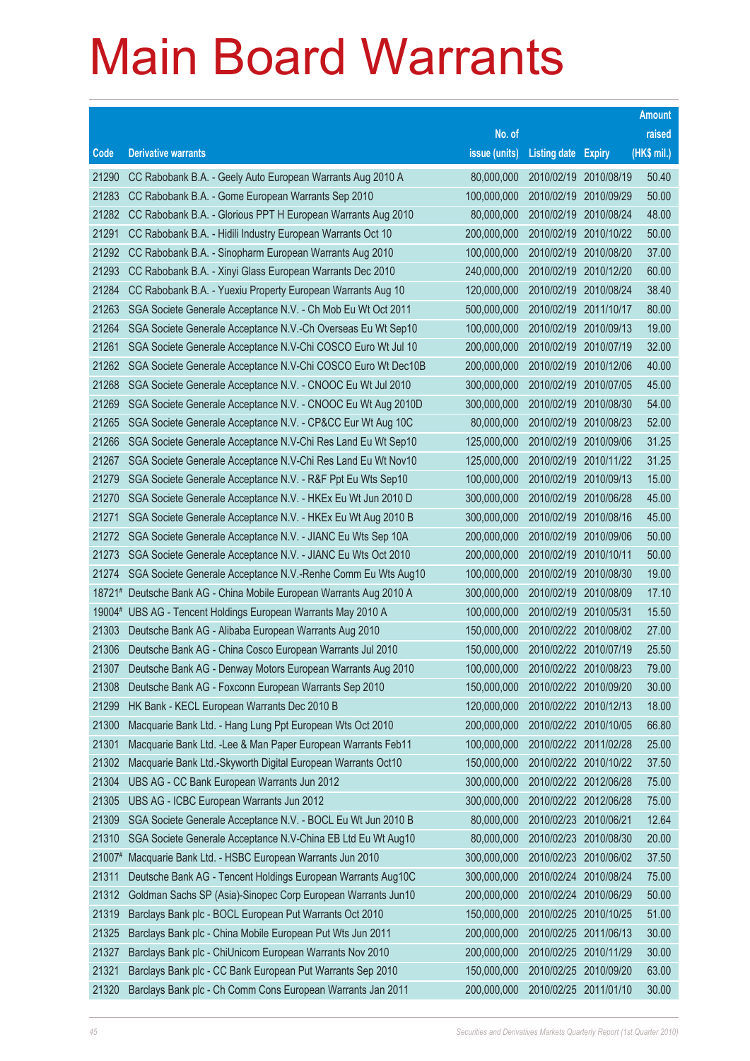# Main Board Warrants

| Code | Derivative warrants | No. of issue (units) | Listing date | Expiry | Amount raised (HK$ mil.) |
|---|---|---|---|---|---|
| 21290 | CC Rabobank B.A. - Geely Auto European Warrants Aug 2010 A | 80,000,000 | 2010/02/19 | 2010/08/19 | 50.40 |
| 21283 | CC Rabobank B.A. - Gome European Warrants Sep 2010 | 100,000,000 | 2010/02/19 | 2010/09/29 | 50.00 |
| 21282 | CC Rabobank B.A. - Glorious PPT H European Warrants Aug 2010 | 80,000,000 | 2010/02/19 | 2010/08/24 | 48.00 |
| 21291 | CC Rabobank B.A. - Hidili Industry European Warrants Oct 10 | 200,000,000 | 2010/02/19 | 2010/10/22 | 50.00 |
| 21292 | CC Rabobank B.A. - Sinopharm European Warrants Aug 2010 | 100,000,000 | 2010/02/19 | 2010/08/20 | 37.00 |
| 21293 | CC Rabobank B.A. - Xinyi Glass European Warrants Dec 2010 | 240,000,000 | 2010/02/19 | 2010/12/20 | 60.00 |
| 21284 | CC Rabobank B.A. - Yuexiu Property European Warrants Aug 10 | 120,000,000 | 2010/02/19 | 2010/08/24 | 38.40 |
| 21263 | SGA Societe Generale Acceptance N.V. - Ch Mob Eu Wt Oct 2011 | 500,000,000 | 2010/02/19 | 2011/10/17 | 80.00 |
| 21264 | SGA Societe Generale Acceptance N.V.-Ch Overseas Eu Wt Sep10 | 100,000,000 | 2010/02/19 | 2010/09/13 | 19.00 |
| 21261 | SGA Societe Generale Acceptance N.V-Chi COSCO Euro Wt Jul 10 | 200,000,000 | 2010/02/19 | 2010/07/19 | 32.00 |
| 21262 | SGA Societe Generale Acceptance N.V-Chi COSCO Euro Wt Dec10B | 200,000,000 | 2010/02/19 | 2010/12/06 | 40.00 |
| 21268 | SGA Societe Generale Acceptance N.V. - CNOOC Eu Wt Jul 2010 | 300,000,000 | 2010/02/19 | 2010/07/05 | 45.00 |
| 21269 | SGA Societe Generale Acceptance N.V. - CNOOC Eu Wt Aug 2010D | 300,000,000 | 2010/02/19 | 2010/08/30 | 54.00 |
| 21265 | SGA Societe Generale Acceptance N.V. - CP&CC Eur Wt Aug 10C | 80,000,000 | 2010/02/19 | 2010/08/23 | 52.00 |
| 21266 | SGA Societe Generale Acceptance N.V-Chi Res Land Eu Wt Sep10 | 125,000,000 | 2010/02/19 | 2010/09/06 | 31.25 |
| 21267 | SGA Societe Generale Acceptance N.V-Chi Res Land Eu Wt Nov10 | 125,000,000 | 2010/02/19 | 2010/11/22 | 31.25 |
| 21279 | SGA Societe Generale Acceptance N.V. - R&F Ppt Eu Wts Sep10 | 100,000,000 | 2010/02/19 | 2010/09/13 | 15.00 |
| 21270 | SGA Societe Generale Acceptance N.V. - HKEx Eu Wt Jun 2010 D | 300,000,000 | 2010/02/19 | 2010/06/28 | 45.00 |
| 21271 | SGA Societe Generale Acceptance N.V. - HKEx Eu Wt Aug 2010 B | 300,000,000 | 2010/02/19 | 2010/08/16 | 45.00 |
| 21272 | SGA Societe Generale Acceptance N.V. - JIANC Eu Wts Sep 10A | 200,000,000 | 2010/02/19 | 2010/09/06 | 50.00 |
| 21273 | SGA Societe Generale Acceptance N.V. - JIANC Eu Wts Oct 2010 | 200,000,000 | 2010/02/19 | 2010/10/11 | 50.00 |
| 21274 | SGA Societe Generale Acceptance N.V.-Renhe Comm Eu Wts Aug10 | 100,000,000 | 2010/02/19 | 2010/08/30 | 19.00 |
| 18721# | Deutsche Bank AG - China Mobile European Warrants Aug 2010 A | 300,000,000 | 2010/02/19 | 2010/08/09 | 17.10 |
| 19004# | UBS AG - Tencent Holdings European Warrants May 2010 A | 100,000,000 | 2010/02/19 | 2010/05/31 | 15.50 |
| 21303 | Deutsche Bank AG - Alibaba European Warrants Aug 2010 | 150,000,000 | 2010/02/22 | 2010/08/02 | 27.00 |
| 21306 | Deutsche Bank AG - China Cosco European Warrants Jul 2010 | 150,000,000 | 2010/02/22 | 2010/07/19 | 25.50 |
| 21307 | Deutsche Bank AG - Denway Motors European Warrants Aug 2010 | 100,000,000 | 2010/02/22 | 2010/08/23 | 79.00 |
| 21308 | Deutsche Bank AG - Foxconn European Warrants Sep 2010 | 150,000,000 | 2010/02/22 | 2010/09/20 | 30.00 |
| 21299 | HK Bank - KECL European Warrants Dec 2010 B | 120,000,000 | 2010/02/22 | 2010/12/13 | 18.00 |
| 21300 | Macquarie Bank Ltd. - Hang Lung Ppt European Wts Oct 2010 | 200,000,000 | 2010/02/22 | 2010/10/05 | 66.80 |
| 21301 | Macquarie Bank Ltd. -Lee & Man Paper European Warrants Feb11 | 100,000,000 | 2010/02/22 | 2011/02/28 | 25.00 |
| 21302 | Macquarie Bank Ltd.-Skyworth Digital European Warrants Oct10 | 150,000,000 | 2010/02/22 | 2010/10/22 | 37.50 |
| 21304 | UBS AG - CC Bank European Warrants Jun 2012 | 300,000,000 | 2010/02/22 | 2012/06/28 | 75.00 |
| 21305 | UBS AG - ICBC European Warrants Jun 2012 | 300,000,000 | 2010/02/22 | 2012/06/28 | 75.00 |
| 21309 | SGA Societe Generale Acceptance N.V. - BOCL Eu Wt Jun 2010 B | 80,000,000 | 2010/02/23 | 2010/06/21 | 12.64 |
| 21310 | SGA Societe Generale Acceptance N.V-China EB Ltd Eu Wt Aug10 | 80,000,000 | 2010/02/23 | 2010/08/30 | 20.00 |
| 21007# | Macquarie Bank Ltd. - HSBC European Warrants Jun 2010 | 300,000,000 | 2010/02/23 | 2010/06/02 | 37.50 |
| 21311 | Deutsche Bank AG - Tencent Holdings European Warrants Aug10C | 300,000,000 | 2010/02/24 | 2010/08/24 | 75.00 |
| 21312 | Goldman Sachs SP (Asia)-Sinopec Corp European Warrants Jun10 | 200,000,000 | 2010/02/24 | 2010/06/29 | 50.00 |
| 21319 | Barclays Bank plc - BOCL European Put Warrants Oct 2010 | 150,000,000 | 2010/02/25 | 2010/10/25 | 51.00 |
| 21325 | Barclays Bank plc - China Mobile European Put Wts Jun 2011 | 200,000,000 | 2010/02/25 | 2011/06/13 | 30.00 |
| 21327 | Barclays Bank plc - ChiUnicom European Warrants Nov 2010 | 200,000,000 | 2010/02/25 | 2010/11/29 | 30.00 |
| 21321 | Barclays Bank plc - CC Bank European Put Warrants Sep 2010 | 150,000,000 | 2010/02/25 | 2010/09/20 | 63.00 |
| 21320 | Barclays Bank plc - Ch Comm Cons European Warrants Jan 2011 | 200,000,000 | 2010/02/25 | 2011/01/10 | 30.00 |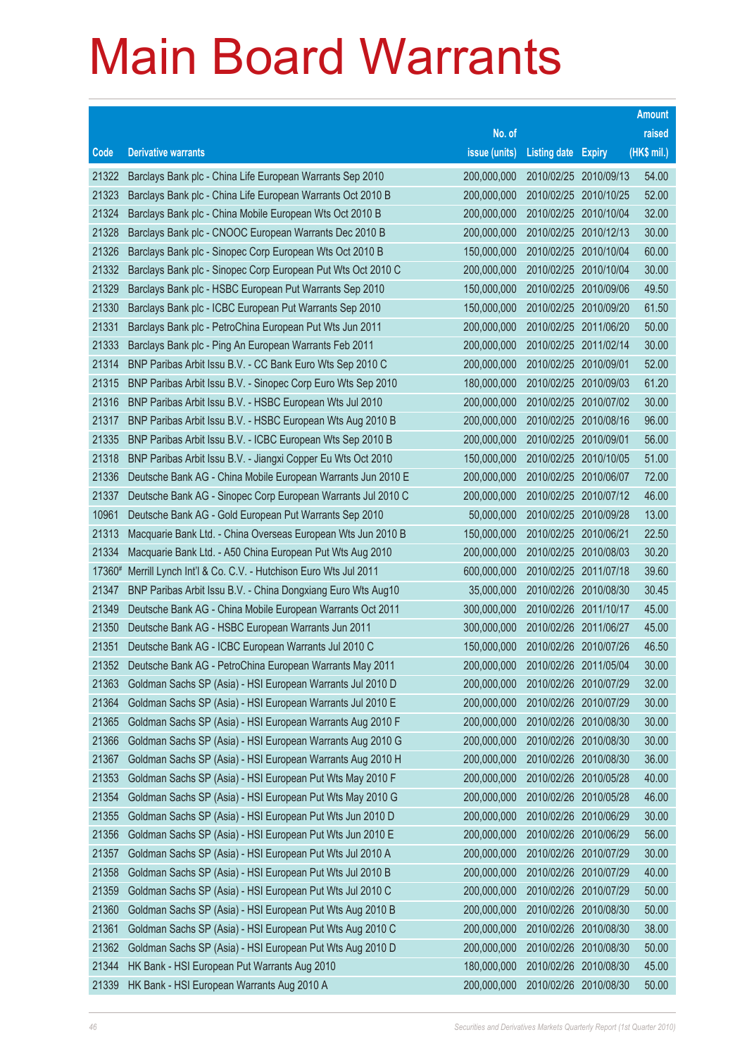# Main Board Warrants

| Code | Derivative warrants | No. of issue (units) | Listing date | Expiry | Amount raised (HK$ mil.) |
|---|---|---|---|---|---|
| 21322 | Barclays Bank plc - China Life European Warrants Sep 2010 | 200,000,000 | 2010/02/25 | 2010/09/13 | 54.00 |
| 21323 | Barclays Bank plc - China Life European Warrants Oct 2010 B | 200,000,000 | 2010/02/25 | 2010/10/25 | 52.00 |
| 21324 | Barclays Bank plc - China Mobile European Wts Oct 2010 B | 200,000,000 | 2010/02/25 | 2010/10/04 | 32.00 |
| 21328 | Barclays Bank plc - CNOOC European Warrants Dec 2010 B | 200,000,000 | 2010/02/25 | 2010/12/13 | 30.00 |
| 21326 | Barclays Bank plc - Sinopec Corp European Wts Oct 2010 B | 150,000,000 | 2010/02/25 | 2010/10/04 | 60.00 |
| 21332 | Barclays Bank plc - Sinopec Corp European Put Wts Oct 2010 C | 200,000,000 | 2010/02/25 | 2010/10/04 | 30.00 |
| 21329 | Barclays Bank plc - HSBC European Put Warrants Sep 2010 | 150,000,000 | 2010/02/25 | 2010/09/06 | 49.50 |
| 21330 | Barclays Bank plc - ICBC European Put Warrants Sep 2010 | 150,000,000 | 2010/02/25 | 2010/09/20 | 61.50 |
| 21331 | Barclays Bank plc - PetroChina European Put Wts Jun 2011 | 200,000,000 | 2010/02/25 | 2011/06/20 | 50.00 |
| 21333 | Barclays Bank plc - Ping An European Warrants Feb 2011 | 200,000,000 | 2010/02/25 | 2011/02/14 | 30.00 |
| 21314 | BNP Paribas Arbit Issu B.V. - CC Bank Euro Wts Sep 2010 C | 200,000,000 | 2010/02/25 | 2010/09/01 | 52.00 |
| 21315 | BNP Paribas Arbit Issu B.V. - Sinopec Corp Euro Wts Sep 2010 | 180,000,000 | 2010/02/25 | 2010/09/03 | 61.20 |
| 21316 | BNP Paribas Arbit Issu B.V. - HSBC European Wts Jul 2010 | 200,000,000 | 2010/02/25 | 2010/07/02 | 30.00 |
| 21317 | BNP Paribas Arbit Issu B.V. - HSBC European Wts Aug 2010 B | 200,000,000 | 2010/02/25 | 2010/08/16 | 96.00 |
| 21335 | BNP Paribas Arbit Issu B.V. - ICBC European Wts Sep 2010 B | 200,000,000 | 2010/02/25 | 2010/09/01 | 56.00 |
| 21318 | BNP Paribas Arbit Issu B.V. - Jiangxi Copper Eu Wts Oct 2010 | 150,000,000 | 2010/02/25 | 2010/10/05 | 51.00 |
| 21336 | Deutsche Bank AG - China Mobile European Warrants Jun 2010 E | 200,000,000 | 2010/02/25 | 2010/06/07 | 72.00 |
| 21337 | Deutsche Bank AG - Sinopec Corp European Warrants Jul 2010 C | 200,000,000 | 2010/02/25 | 2010/07/12 | 46.00 |
| 10961 | Deutsche Bank AG - Gold European Put Warrants Sep 2010 | 50,000,000 | 2010/02/25 | 2010/09/28 | 13.00 |
| 21313 | Macquarie Bank Ltd. - China Overseas European Wts Jun 2010 B | 150,000,000 | 2010/02/25 | 2010/06/21 | 22.50 |
| 21334 | Macquarie Bank Ltd. - A50 China European Put Wts Aug 2010 | 200,000,000 | 2010/02/25 | 2010/08/03 | 30.20 |
| 17360# | Merrill Lynch Int'l & Co. C.V. - Hutchison Euro Wts Jul 2011 | 600,000,000 | 2010/02/25 | 2011/07/18 | 39.60 |
| 21347 | BNP Paribas Arbit Issu B.V. - China Dongxiang Euro Wts Aug10 | 35,000,000 | 2010/02/26 | 2010/08/30 | 30.45 |
| 21349 | Deutsche Bank AG - China Mobile European Warrants Oct 2011 | 300,000,000 | 2010/02/26 | 2011/10/17 | 45.00 |
| 21350 | Deutsche Bank AG - HSBC European Warrants Jun 2011 | 300,000,000 | 2010/02/26 | 2011/06/27 | 45.00 |
| 21351 | Deutsche Bank AG - ICBC European Warrants Jul 2010 C | 150,000,000 | 2010/02/26 | 2010/07/26 | 46.50 |
| 21352 | Deutsche Bank AG - PetroChina European Warrants May 2011 | 200,000,000 | 2010/02/26 | 2011/05/04 | 30.00 |
| 21363 | Goldman Sachs SP (Asia) - HSI European Warrants Jul 2010 D | 200,000,000 | 2010/02/26 | 2010/07/29 | 32.00 |
| 21364 | Goldman Sachs SP (Asia) - HSI European Warrants Jul 2010 E | 200,000,000 | 2010/02/26 | 2010/07/29 | 30.00 |
| 21365 | Goldman Sachs SP (Asia) - HSI European Warrants Aug 2010 F | 200,000,000 | 2010/02/26 | 2010/08/30 | 30.00 |
| 21366 | Goldman Sachs SP (Asia) - HSI European Warrants Aug 2010 G | 200,000,000 | 2010/02/26 | 2010/08/30 | 30.00 |
| 21367 | Goldman Sachs SP (Asia) - HSI European Warrants Aug 2010 H | 200,000,000 | 2010/02/26 | 2010/08/30 | 36.00 |
| 21353 | Goldman Sachs SP (Asia) - HSI European Put Wts May 2010 F | 200,000,000 | 2010/02/26 | 2010/05/28 | 40.00 |
| 21354 | Goldman Sachs SP (Asia) - HSI European Put Wts May 2010 G | 200,000,000 | 2010/02/26 | 2010/05/28 | 46.00 |
| 21355 | Goldman Sachs SP (Asia) - HSI European Put Wts Jun 2010 D | 200,000,000 | 2010/02/26 | 2010/06/29 | 30.00 |
| 21356 | Goldman Sachs SP (Asia) - HSI European Put Wts Jun 2010 E | 200,000,000 | 2010/02/26 | 2010/06/29 | 56.00 |
| 21357 | Goldman Sachs SP (Asia) - HSI European Put Wts Jul 2010 A | 200,000,000 | 2010/02/26 | 2010/07/29 | 30.00 |
| 21358 | Goldman Sachs SP (Asia) - HSI European Put Wts Jul 2010 B | 200,000,000 | 2010/02/26 | 2010/07/29 | 40.00 |
| 21359 | Goldman Sachs SP (Asia) - HSI European Put Wts Jul 2010 C | 200,000,000 | 2010/02/26 | 2010/07/29 | 50.00 |
| 21360 | Goldman Sachs SP (Asia) - HSI European Put Wts Aug 2010 B | 200,000,000 | 2010/02/26 | 2010/08/30 | 50.00 |
| 21361 | Goldman Sachs SP (Asia) - HSI European Put Wts Aug 2010 C | 200,000,000 | 2010/02/26 | 2010/08/30 | 38.00 |
| 21362 | Goldman Sachs SP (Asia) - HSI European Put Wts Aug 2010 D | 200,000,000 | 2010/02/26 | 2010/08/30 | 50.00 |
| 21344 | HK Bank - HSI European Put Warrants Aug 2010 | 180,000,000 | 2010/02/26 | 2010/08/30 | 45.00 |
| 21339 | HK Bank - HSI European Warrants Aug 2010 A | 200,000,000 | 2010/02/26 | 2010/08/30 | 50.00 |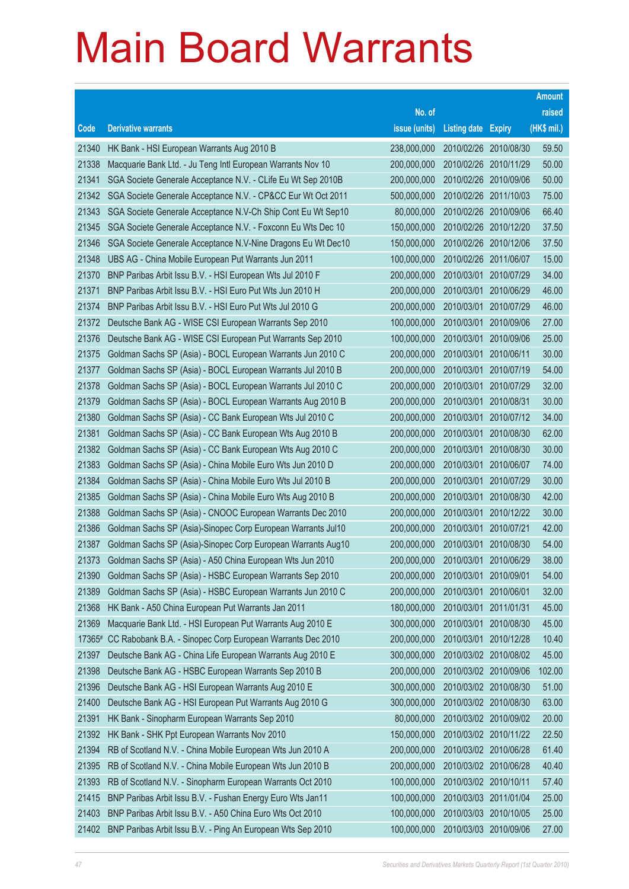# Main Board Warrants

| Code | Derivative warrants | No. of issue (units) | Listing date | Expiry | Amount raised (HK$ mil.) |
|---|---|---|---|---|---|
| 21340 | HK Bank - HSI European Warrants Aug 2010 B | 238,000,000 | 2010/02/26 | 2010/08/30 | 59.50 |
| 21338 | Macquarie Bank Ltd. - Ju Teng Intl European Warrants Nov 10 | 200,000,000 | 2010/02/26 | 2010/11/29 | 50.00 |
| 21341 | SGA Societe Generale Acceptance N.V. - CLife Eu Wt Sep 2010B | 200,000,000 | 2010/02/26 | 2010/09/06 | 50.00 |
| 21342 | SGA Societe Generale Acceptance N.V. - CP&CC Eur Wt Oct 2011 | 500,000,000 | 2010/02/26 | 2011/10/03 | 75.00 |
| 21343 | SGA Societe Generale Acceptance N.V-Ch Ship Cont Eu Wt Sep10 | 80,000,000 | 2010/02/26 | 2010/09/06 | 66.40 |
| 21345 | SGA Societe Generale Acceptance N.V. - Foxconn Eu Wts Dec 10 | 150,000,000 | 2010/02/26 | 2010/12/20 | 37.50 |
| 21346 | SGA Societe Generale Acceptance N.V-Nine Dragons Eu Wt Dec10 | 150,000,000 | 2010/02/26 | 2010/12/06 | 37.50 |
| 21348 | UBS AG - China Mobile European Put Warrants Jun 2011 | 100,000,000 | 2010/02/26 | 2011/06/07 | 15.00 |
| 21370 | BNP Paribas Arbit Issu B.V. - HSI European Wts Jul 2010 F | 200,000,000 | 2010/03/01 | 2010/07/29 | 34.00 |
| 21371 | BNP Paribas Arbit Issu B.V. - HSI Euro Put Wts Jun 2010 H | 200,000,000 | 2010/03/01 | 2010/06/29 | 46.00 |
| 21374 | BNP Paribas Arbit Issu B.V. - HSI Euro Put Wts Jul 2010 G | 200,000,000 | 2010/03/01 | 2010/07/29 | 46.00 |
| 21372 | Deutsche Bank AG - WISE CSI European Warrants Sep 2010 | 100,000,000 | 2010/03/01 | 2010/09/06 | 27.00 |
| 21376 | Deutsche Bank AG - WISE CSI European Put Warrants Sep 2010 | 100,000,000 | 2010/03/01 | 2010/09/06 | 25.00 |
| 21375 | Goldman Sachs SP (Asia) - BOCL European Warrants Jun 2010 C | 200,000,000 | 2010/03/01 | 2010/06/11 | 30.00 |
| 21377 | Goldman Sachs SP (Asia) - BOCL European Warrants Jul 2010 B | 200,000,000 | 2010/03/01 | 2010/07/19 | 54.00 |
| 21378 | Goldman Sachs SP (Asia) - BOCL European Warrants Jul 2010 C | 200,000,000 | 2010/03/01 | 2010/07/29 | 32.00 |
| 21379 | Goldman Sachs SP (Asia) - BOCL European Warrants Aug 2010 B | 200,000,000 | 2010/03/01 | 2010/08/31 | 30.00 |
| 21380 | Goldman Sachs SP (Asia) - CC Bank European Wts Jul 2010 C | 200,000,000 | 2010/03/01 | 2010/07/12 | 34.00 |
| 21381 | Goldman Sachs SP (Asia) - CC Bank European Wts Aug 2010 B | 200,000,000 | 2010/03/01 | 2010/08/30 | 62.00 |
| 21382 | Goldman Sachs SP (Asia) - CC Bank European Wts Aug 2010 C | 200,000,000 | 2010/03/01 | 2010/08/30 | 30.00 |
| 21383 | Goldman Sachs SP (Asia) - China Mobile Euro Wts Jun 2010 D | 200,000,000 | 2010/03/01 | 2010/06/07 | 74.00 |
| 21384 | Goldman Sachs SP (Asia) - China Mobile Euro Wts Jul 2010 B | 200,000,000 | 2010/03/01 | 2010/07/29 | 30.00 |
| 21385 | Goldman Sachs SP (Asia) - China Mobile Euro Wts Aug 2010 B | 200,000,000 | 2010/03/01 | 2010/08/30 | 42.00 |
| 21388 | Goldman Sachs SP (Asia) - CNOOC European Warrants Dec 2010 | 200,000,000 | 2010/03/01 | 2010/12/22 | 30.00 |
| 21386 | Goldman Sachs SP (Asia)-Sinopec Corp European Warrants Jul10 | 200,000,000 | 2010/03/01 | 2010/07/21 | 42.00 |
| 21387 | Goldman Sachs SP (Asia)-Sinopec Corp European Warrants Aug10 | 200,000,000 | 2010/03/01 | 2010/08/30 | 54.00 |
| 21373 | Goldman Sachs SP (Asia) - A50 China European Wts Jun 2010 | 200,000,000 | 2010/03/01 | 2010/06/29 | 38.00 |
| 21390 | Goldman Sachs SP (Asia) - HSBC European Warrants Sep 2010 | 200,000,000 | 2010/03/01 | 2010/09/01 | 54.00 |
| 21389 | Goldman Sachs SP (Asia) - HSBC European Warrants Jun 2010 C | 200,000,000 | 2010/03/01 | 2010/06/01 | 32.00 |
| 21368 | HK Bank - A50 China European Put Warrants Jan 2011 | 180,000,000 | 2010/03/01 | 2011/01/31 | 45.00 |
| 21369 | Macquarie Bank Ltd. - HSI European Put Warrants Aug 2010 E | 300,000,000 | 2010/03/01 | 2010/08/30 | 45.00 |
| 17365# | CC Rabobank B.A. - Sinopec Corp European Warrants Dec 2010 | 200,000,000 | 2010/03/01 | 2010/12/28 | 10.40 |
| 21397 | Deutsche Bank AG - China Life European Warrants Aug 2010 E | 300,000,000 | 2010/03/02 | 2010/08/02 | 45.00 |
| 21398 | Deutsche Bank AG - HSBC European Warrants Sep 2010 B | 200,000,000 | 2010/03/02 | 2010/09/06 | 102.00 |
| 21396 | Deutsche Bank AG - HSI European Warrants Aug 2010 E | 300,000,000 | 2010/03/02 | 2010/08/30 | 51.00 |
| 21400 | Deutsche Bank AG - HSI European Put Warrants Aug 2010 G | 300,000,000 | 2010/03/02 | 2010/08/30 | 63.00 |
| 21391 | HK Bank - Sinopharm European Warrants Sep 2010 | 80,000,000 | 2010/03/02 | 2010/09/02 | 20.00 |
| 21392 | HK Bank - SHK Ppt European Warrants Nov 2010 | 150,000,000 | 2010/03/02 | 2010/11/22 | 22.50 |
| 21394 | RB of Scotland N.V. - China Mobile European Wts Jun 2010 A | 200,000,000 | 2010/03/02 | 2010/06/28 | 61.40 |
| 21395 | RB of Scotland N.V. - China Mobile European Wts Jun 2010 B | 200,000,000 | 2010/03/02 | 2010/06/28 | 40.40 |
| 21393 | RB of Scotland N.V. - Sinopharm European Warrants Oct 2010 | 100,000,000 | 2010/03/02 | 2010/10/11 | 57.40 |
| 21415 | BNP Paribas Arbit Issu B.V. - Fushan Energy Euro Wts Jan11 | 100,000,000 | 2010/03/03 | 2011/01/04 | 25.00 |
| 21403 | BNP Paribas Arbit Issu B.V. - A50 China Euro Wts Oct 2010 | 100,000,000 | 2010/03/03 | 2010/10/05 | 25.00 |
| 21402 | BNP Paribas Arbit Issu B.V. - Ping An European Wts Sep 2010 | 100,000,000 | 2010/03/03 | 2010/09/06 | 27.00 |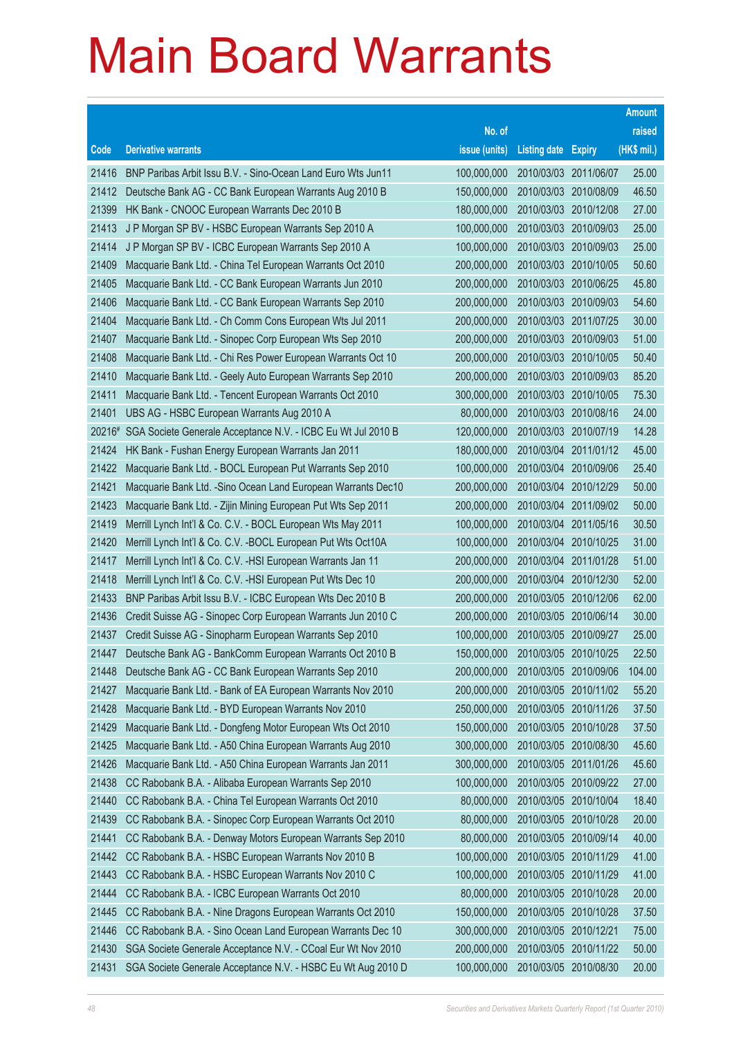# Main Board Warrants

| Code | Derivative warrants | No. of issue (units) | Listing date | Expiry | Amount raised (HK$ mil.) |
|---|---|---|---|---|---|
| 21416 | BNP Paribas Arbit Issu B.V. - Sino-Ocean Land Euro Wts Jun11 | 100,000,000 | 2010/03/03 | 2011/06/07 | 25.00 |
| 21412 | Deutsche Bank AG - CC Bank European Warrants Aug 2010 B | 150,000,000 | 2010/03/03 | 2010/08/09 | 46.50 |
| 21399 | HK Bank - CNOOC European Warrants Dec 2010 B | 180,000,000 | 2010/03/03 | 2010/12/08 | 27.00 |
| 21413 | J P Morgan SP BV - HSBC European Warrants Sep 2010 A | 100,000,000 | 2010/03/03 | 2010/09/03 | 25.00 |
| 21414 | J P Morgan SP BV - ICBC European Warrants Sep 2010 A | 100,000,000 | 2010/03/03 | 2010/09/03 | 25.00 |
| 21409 | Macquarie Bank Ltd. - China Tel European Warrants Oct 2010 | 200,000,000 | 2010/03/03 | 2010/10/05 | 50.60 |
| 21405 | Macquarie Bank Ltd. - CC Bank European Warrants Jun 2010 | 200,000,000 | 2010/03/03 | 2010/06/25 | 45.80 |
| 21406 | Macquarie Bank Ltd. - CC Bank European Warrants Sep 2010 | 200,000,000 | 2010/03/03 | 2010/09/03 | 54.60 |
| 21404 | Macquarie Bank Ltd. - Ch Comm Cons European Wts Jul 2011 | 200,000,000 | 2010/03/03 | 2011/07/25 | 30.00 |
| 21407 | Macquarie Bank Ltd. - Sinopec Corp European Wts Sep 2010 | 200,000,000 | 2010/03/03 | 2010/09/03 | 51.00 |
| 21408 | Macquarie Bank Ltd. - Chi Res Power European Warrants Oct 10 | 200,000,000 | 2010/03/03 | 2010/10/05 | 50.40 |
| 21410 | Macquarie Bank Ltd. - Geely Auto European Warrants Sep 2010 | 200,000,000 | 2010/03/03 | 2010/09/03 | 85.20 |
| 21411 | Macquarie Bank Ltd. - Tencent European Warrants Oct 2010 | 300,000,000 | 2010/03/03 | 2010/10/05 | 75.30 |
| 21401 | UBS AG - HSBC European Warrants Aug 2010 A | 80,000,000 | 2010/03/03 | 2010/08/16 | 24.00 |
| 20216# | SGA Societe Generale Acceptance N.V. - ICBC Eu Wt Jul 2010 B | 120,000,000 | 2010/03/03 | 2010/07/19 | 14.28 |
| 21424 | HK Bank - Fushan Energy European Warrants Jan 2011 | 180,000,000 | 2010/03/04 | 2011/01/12 | 45.00 |
| 21422 | Macquarie Bank Ltd. - BOCL European Put Warrants Sep 2010 | 100,000,000 | 2010/03/04 | 2010/09/06 | 25.40 |
| 21421 | Macquarie Bank Ltd. -Sino Ocean Land European Warrants Dec10 | 200,000,000 | 2010/03/04 | 2010/12/29 | 50.00 |
| 21423 | Macquarie Bank Ltd. - Zijin Mining European Put Wts Sep 2011 | 200,000,000 | 2010/03/04 | 2011/09/02 | 50.00 |
| 21419 | Merrill Lynch Int'l & Co. C.V. - BOCL European Wts May 2011 | 100,000,000 | 2010/03/04 | 2011/05/16 | 30.50 |
| 21420 | Merrill Lynch Int'l & Co. C.V. -BOCL European Put Wts Oct10A | 100,000,000 | 2010/03/04 | 2010/10/25 | 31.00 |
| 21417 | Merrill Lynch Int'l & Co. C.V. -HSI European Warrants Jan 11 | 200,000,000 | 2010/03/04 | 2011/01/28 | 51.00 |
| 21418 | Merrill Lynch Int'l & Co. C.V. -HSI European Put Wts Dec 10 | 200,000,000 | 2010/03/04 | 2010/12/30 | 52.00 |
| 21433 | BNP Paribas Arbit Issu B.V. - ICBC European Wts Dec 2010 B | 200,000,000 | 2010/03/05 | 2010/12/06 | 62.00 |
| 21436 | Credit Suisse AG - Sinopec Corp European Warrants Jun 2010 C | 200,000,000 | 2010/03/05 | 2010/06/14 | 30.00 |
| 21437 | Credit Suisse AG - Sinopharm European Warrants Sep 2010 | 100,000,000 | 2010/03/05 | 2010/09/27 | 25.00 |
| 21447 | Deutsche Bank AG - BankComm European Warrants Oct 2010 B | 150,000,000 | 2010/03/05 | 2010/10/25 | 22.50 |
| 21448 | Deutsche Bank AG - CC Bank European Warrants Sep 2010 | 200,000,000 | 2010/03/05 | 2010/09/06 | 104.00 |
| 21427 | Macquarie Bank Ltd. - Bank of EA European Warrants Nov 2010 | 200,000,000 | 2010/03/05 | 2010/11/02 | 55.20 |
| 21428 | Macquarie Bank Ltd. - BYD European Warrants Nov 2010 | 250,000,000 | 2010/03/05 | 2010/11/26 | 37.50 |
| 21429 | Macquarie Bank Ltd. - Dongfeng Motor European Wts Oct 2010 | 150,000,000 | 2010/03/05 | 2010/10/28 | 37.50 |
| 21425 | Macquarie Bank Ltd. - A50 China European Warrants Aug 2010 | 300,000,000 | 2010/03/05 | 2010/08/30 | 45.60 |
| 21426 | Macquarie Bank Ltd. - A50 China European Warrants Jan 2011 | 300,000,000 | 2010/03/05 | 2011/01/26 | 45.60 |
| 21438 | CC Rabobank B.A. - Alibaba European Warrants Sep 2010 | 100,000,000 | 2010/03/05 | 2010/09/22 | 27.00 |
| 21440 | CC Rabobank B.A. - China Tel European Warrants Oct 2010 | 80,000,000 | 2010/03/05 | 2010/10/04 | 18.40 |
| 21439 | CC Rabobank B.A. - Sinopec Corp European Warrants Oct 2010 | 80,000,000 | 2010/03/05 | 2010/10/28 | 20.00 |
| 21441 | CC Rabobank B.A. - Denway Motors European Warrants Sep 2010 | 80,000,000 | 2010/03/05 | 2010/09/14 | 40.00 |
| 21442 | CC Rabobank B.A. - HSBC European Warrants Nov 2010 B | 100,000,000 | 2010/03/05 | 2010/11/29 | 41.00 |
| 21443 | CC Rabobank B.A. - HSBC European Warrants Nov 2010 C | 100,000,000 | 2010/03/05 | 2010/11/29 | 41.00 |
| 21444 | CC Rabobank B.A. - ICBC European Warrants Oct 2010 | 80,000,000 | 2010/03/05 | 2010/10/28 | 20.00 |
| 21445 | CC Rabobank B.A. - Nine Dragons European Warrants Oct 2010 | 150,000,000 | 2010/03/05 | 2010/10/28 | 37.50 |
| 21446 | CC Rabobank B.A. - Sino Ocean Land European Warrants Dec 10 | 300,000,000 | 2010/03/05 | 2010/12/21 | 75.00 |
| 21430 | SGA Societe Generale Acceptance N.V. - CCoal Eur Wt Nov 2010 | 200,000,000 | 2010/03/05 | 2010/11/22 | 50.00 |
| 21431 | SGA Societe Generale Acceptance N.V. - HSBC Eu Wt Aug 2010 D | 100,000,000 | 2010/03/05 | 2010/08/30 | 20.00 |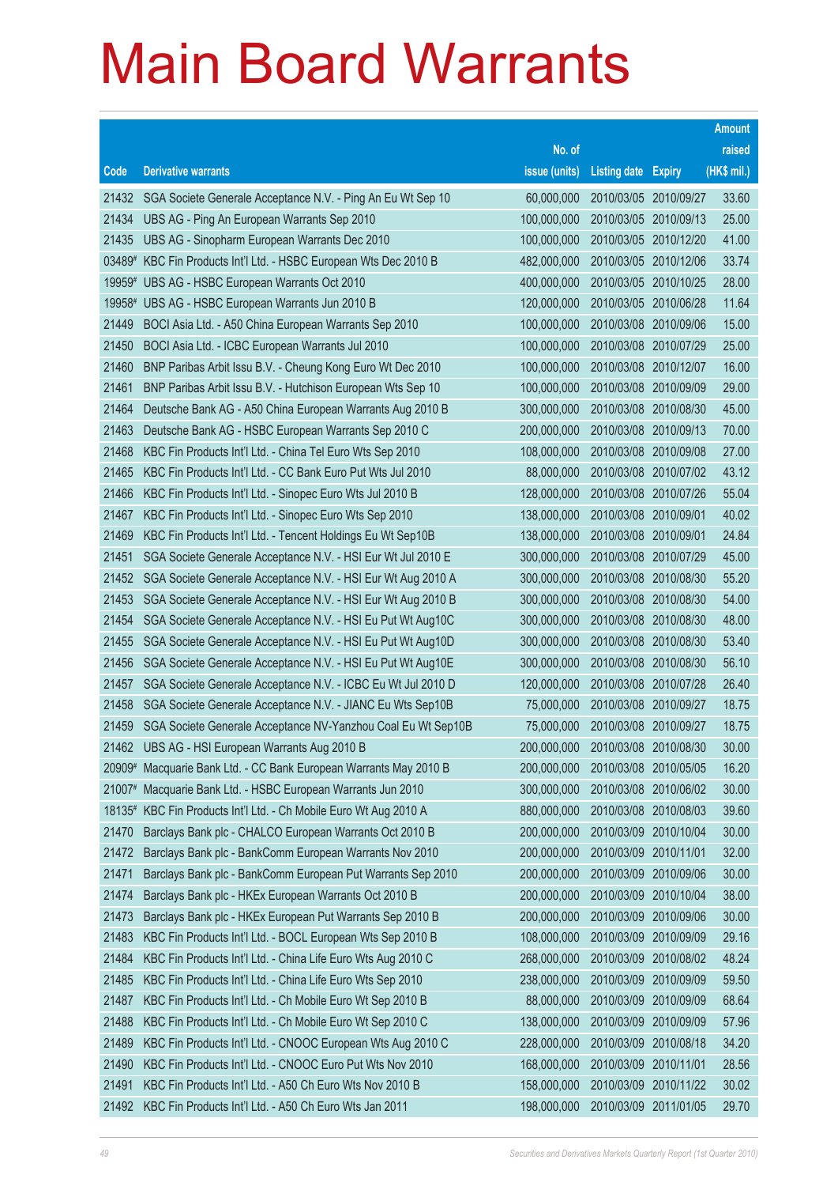# Main Board Warrants

| Code | Derivative warrants | No. of issue (units) | Listing date | Expiry | Amount raised (HK$ mil.) |
|---|---|---|---|---|---|
| 21432 | SGA Societe Generale Acceptance N.V. - Ping An Eu Wt Sep 10 | 60,000,000 | 2010/03/05 | 2010/09/27 | 33.60 |
| 21434 | UBS AG - Ping An European Warrants Sep 2010 | 100,000,000 | 2010/03/05 | 2010/09/13 | 25.00 |
| 21435 | UBS AG - Sinopharm European Warrants Dec 2010 | 100,000,000 | 2010/03/05 | 2010/12/20 | 41.00 |
| 03489# | KBC Fin Products Int'l Ltd. - HSBC European Wts Dec 2010 B | 482,000,000 | 2010/03/05 | 2010/12/06 | 33.74 |
| 19959# | UBS AG - HSBC European Warrants Oct 2010 | 400,000,000 | 2010/03/05 | 2010/10/25 | 28.00 |
| 19958# | UBS AG - HSBC European Warrants Jun 2010 B | 120,000,000 | 2010/03/05 | 2010/06/28 | 11.64 |
| 21449 | BOCI Asia Ltd. - A50 China European Warrants Sep 2010 | 100,000,000 | 2010/03/08 | 2010/09/06 | 15.00 |
| 21450 | BOCI Asia Ltd. - ICBC European Warrants Jul 2010 | 100,000,000 | 2010/03/08 | 2010/07/29 | 25.00 |
| 21460 | BNP Paribas Arbit Issu B.V. - Cheung Kong Euro Wt Dec 2010 | 100,000,000 | 2010/03/08 | 2010/12/07 | 16.00 |
| 21461 | BNP Paribas Arbit Issu B.V. - Hutchison European Wts Sep 10 | 100,000,000 | 2010/03/08 | 2010/09/09 | 29.00 |
| 21464 | Deutsche Bank AG - A50 China European Warrants Aug 2010 B | 300,000,000 | 2010/03/08 | 2010/08/30 | 45.00 |
| 21463 | Deutsche Bank AG - HSBC European Warrants Sep 2010 C | 200,000,000 | 2010/03/08 | 2010/09/13 | 70.00 |
| 21468 | KBC Fin Products Int'l Ltd. - China Tel Euro Wts Sep 2010 | 108,000,000 | 2010/03/08 | 2010/09/08 | 27.00 |
| 21465 | KBC Fin Products Int'l Ltd. - CC Bank Euro Put Wts Jul 2010 | 88,000,000 | 2010/03/08 | 2010/07/02 | 43.12 |
| 21466 | KBC Fin Products Int'l Ltd. - Sinopec Euro Wts Jul 2010 B | 128,000,000 | 2010/03/08 | 2010/07/26 | 55.04 |
| 21467 | KBC Fin Products Int'l Ltd. - Sinopec Euro Wts Sep 2010 | 138,000,000 | 2010/03/08 | 2010/09/01 | 40.02 |
| 21469 | KBC Fin Products Int'l Ltd. - Tencent Holdings Eu Wt Sep10B | 138,000,000 | 2010/03/08 | 2010/09/01 | 24.84 |
| 21451 | SGA Societe Generale Acceptance N.V. - HSI Eur Wt Jul 2010 E | 300,000,000 | 2010/03/08 | 2010/07/29 | 45.00 |
| 21452 | SGA Societe Generale Acceptance N.V. - HSI Eur Wt Aug 2010 A | 300,000,000 | 2010/03/08 | 2010/08/30 | 55.20 |
| 21453 | SGA Societe Generale Acceptance N.V. - HSI Eur Wt Aug 2010 B | 300,000,000 | 2010/03/08 | 2010/08/30 | 54.00 |
| 21454 | SGA Societe Generale Acceptance N.V. - HSI Eu Put Wt Aug10C | 300,000,000 | 2010/03/08 | 2010/08/30 | 48.00 |
| 21455 | SGA Societe Generale Acceptance N.V. - HSI Eu Put Wt Aug10D | 300,000,000 | 2010/03/08 | 2010/08/30 | 53.40 |
| 21456 | SGA Societe Generale Acceptance N.V. - HSI Eu Put Wt Aug10E | 300,000,000 | 2010/03/08 | 2010/08/30 | 56.10 |
| 21457 | SGA Societe Generale Acceptance N.V. - ICBC Eu Wt Jul 2010 D | 120,000,000 | 2010/03/08 | 2010/07/28 | 26.40 |
| 21458 | SGA Societe Generale Acceptance N.V. - JIANC Eu Wts Sep10B | 75,000,000 | 2010/03/08 | 2010/09/27 | 18.75 |
| 21459 | SGA Societe Generale Acceptance NV-Yanzhou Coal Eu Wt Sep10B | 75,000,000 | 2010/03/08 | 2010/09/27 | 18.75 |
| 21462 | UBS AG - HSI European Warrants Aug 2010 B | 200,000,000 | 2010/03/08 | 2010/08/30 | 30.00 |
| 20909# | Macquarie Bank Ltd. - CC Bank European Warrants May 2010 B | 200,000,000 | 2010/03/08 | 2010/05/05 | 16.20 |
| 21007# | Macquarie Bank Ltd. - HSBC European Warrants Jun 2010 | 300,000,000 | 2010/03/08 | 2010/06/02 | 30.00 |
| 18135# | KBC Fin Products Int'l Ltd. - Ch Mobile Euro Wt Aug 2010 A | 880,000,000 | 2010/03/08 | 2010/08/03 | 39.60 |
| 21470 | Barclays Bank plc - CHALCO European Warrants Oct 2010 B | 200,000,000 | 2010/03/09 | 2010/10/04 | 30.00 |
| 21472 | Barclays Bank plc - BankComm European Warrants Nov 2010 | 200,000,000 | 2010/03/09 | 2010/11/01 | 32.00 |
| 21471 | Barclays Bank plc - BankComm European Put Warrants Sep 2010 | 200,000,000 | 2010/03/09 | 2010/09/06 | 30.00 |
| 21474 | Barclays Bank plc - HKEx European Warrants Oct 2010 B | 200,000,000 | 2010/03/09 | 2010/10/04 | 38.00 |
| 21473 | Barclays Bank plc - HKEx European Put Warrants Sep 2010 B | 200,000,000 | 2010/03/09 | 2010/09/06 | 30.00 |
| 21483 | KBC Fin Products Int'l Ltd. - BOCL European Wts Sep 2010 B | 108,000,000 | 2010/03/09 | 2010/09/09 | 29.16 |
| 21484 | KBC Fin Products Int'l Ltd. - China Life Euro Wts Aug 2010 C | 268,000,000 | 2010/03/09 | 2010/08/02 | 48.24 |
| 21485 | KBC Fin Products Int'l Ltd. - China Life Euro Wts Sep 2010 | 238,000,000 | 2010/03/09 | 2010/09/09 | 59.50 |
| 21487 | KBC Fin Products Int'l Ltd. - Ch Mobile Euro Wt Sep 2010 B | 88,000,000 | 2010/03/09 | 2010/09/09 | 68.64 |
| 21488 | KBC Fin Products Int'l Ltd. - Ch Mobile Euro Wt Sep 2010 C | 138,000,000 | 2010/03/09 | 2010/09/09 | 57.96 |
| 21489 | KBC Fin Products Int'l Ltd. - CNOOC European Wts Aug 2010 C | 228,000,000 | 2010/03/09 | 2010/08/18 | 34.20 |
| 21490 | KBC Fin Products Int'l Ltd. - CNOOC Euro Put Wts Nov 2010 | 168,000,000 | 2010/03/09 | 2010/11/01 | 28.56 |
| 21491 | KBC Fin Products Int'l Ltd. - A50 Ch Euro Wts Nov 2010 B | 158,000,000 | 2010/03/09 | 2010/11/22 | 30.02 |
| 21492 | KBC Fin Products Int'l Ltd. - A50 Ch Euro Wts Jan 2011 | 198,000,000 | 2010/03/09 | 2011/01/05 | 29.70 |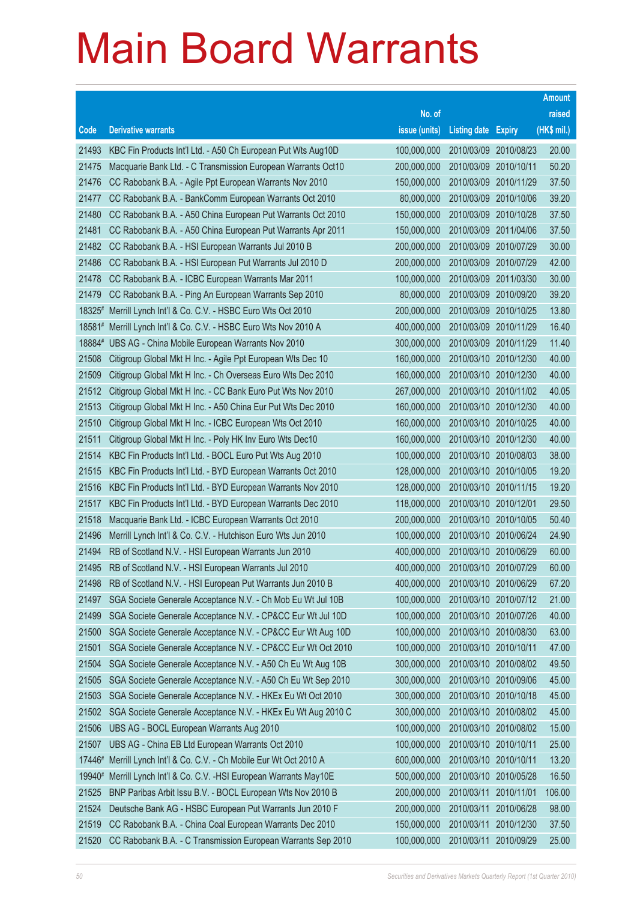# Main Board Warrants

| Code | Derivative warrants | No. of issue (units) | Listing date | Expiry | Amount raised (HK$ mil.) |
|---|---|---|---|---|---|
| 21493 | KBC Fin Products Int'l Ltd. - A50 Ch European Put Wts Aug10D | 100,000,000 | 2010/03/09 | 2010/08/23 | 20.00 |
| 21475 | Macquarie Bank Ltd. - C Transmission European Warrants Oct10 | 200,000,000 | 2010/03/09 | 2010/10/11 | 50.20 |
| 21476 | CC Rabobank B.A. - Agile Ppt European Warrants Nov 2010 | 150,000,000 | 2010/03/09 | 2010/11/29 | 37.50 |
| 21477 | CC Rabobank B.A. - BankComm European Warrants Oct 2010 | 80,000,000 | 2010/03/09 | 2010/10/06 | 39.20 |
| 21480 | CC Rabobank B.A. - A50 China European Put Warrants Oct 2010 | 150,000,000 | 2010/03/09 | 2010/10/28 | 37.50 |
| 21481 | CC Rabobank B.A. - A50 China European Put Warrants Apr 2011 | 150,000,000 | 2010/03/09 | 2011/04/06 | 37.50 |
| 21482 | CC Rabobank B.A. - HSI European Warrants Jul 2010 B | 200,000,000 | 2010/03/09 | 2010/07/29 | 30.00 |
| 21486 | CC Rabobank B.A. - HSI European Put Warrants Jul 2010 D | 200,000,000 | 2010/03/09 | 2010/07/29 | 42.00 |
| 21478 | CC Rabobank B.A. - ICBC European Warrants Mar 2011 | 100,000,000 | 2010/03/09 | 2011/03/30 | 30.00 |
| 21479 | CC Rabobank B.A. - Ping An European Warrants Sep 2010 | 80,000,000 | 2010/03/09 | 2010/09/20 | 39.20 |
| 18325# | Merrill Lynch Int'l & Co. C.V. - HSBC Euro Wts Oct 2010 | 200,000,000 | 2010/03/09 | 2010/10/25 | 13.80 |
| 18581# | Merrill Lynch Int'l & Co. C.V. - HSBC Euro Wts Nov 2010 A | 400,000,000 | 2010/03/09 | 2010/11/29 | 16.40 |
| 18884# | UBS AG - China Mobile European Warrants Nov 2010 | 300,000,000 | 2010/03/09 | 2010/11/29 | 11.40 |
| 21508 | Citigroup Global Mkt H Inc. - Agile Ppt European Wts Dec 10 | 160,000,000 | 2010/03/10 | 2010/12/30 | 40.00 |
| 21509 | Citigroup Global Mkt H Inc. - Ch Overseas Euro Wts Dec 2010 | 160,000,000 | 2010/03/10 | 2010/12/30 | 40.00 |
| 21512 | Citigroup Global Mkt H Inc. - CC Bank Euro Put Wts Nov 2010 | 267,000,000 | 2010/03/10 | 2010/11/02 | 40.05 |
| 21513 | Citigroup Global Mkt H Inc. - A50 China Eur Put Wts Dec 2010 | 160,000,000 | 2010/03/10 | 2010/12/30 | 40.00 |
| 21510 | Citigroup Global Mkt H Inc. - ICBC European Wts Oct 2010 | 160,000,000 | 2010/03/10 | 2010/10/25 | 40.00 |
| 21511 | Citigroup Global Mkt H Inc. - Poly HK Inv Euro Wts Dec10 | 160,000,000 | 2010/03/10 | 2010/12/30 | 40.00 |
| 21514 | KBC Fin Products Int'l Ltd. - BOCL Euro Put Wts Aug 2010 | 100,000,000 | 2010/03/10 | 2010/08/03 | 38.00 |
| 21515 | KBC Fin Products Int'l Ltd. - BYD European Warrants Oct 2010 | 128,000,000 | 2010/03/10 | 2010/10/05 | 19.20 |
| 21516 | KBC Fin Products Int'l Ltd. - BYD European Warrants Nov 2010 | 128,000,000 | 2010/03/10 | 2010/11/15 | 19.20 |
| 21517 | KBC Fin Products Int'l Ltd. - BYD European Warrants Dec 2010 | 118,000,000 | 2010/03/10 | 2010/12/01 | 29.50 |
| 21518 | Macquarie Bank Ltd. - ICBC European Warrants Oct 2010 | 200,000,000 | 2010/03/10 | 2010/10/05 | 50.40 |
| 21496 | Merrill Lynch Int'l & Co. C.V. - Hutchison Euro Wts Jun 2010 | 100,000,000 | 2010/03/10 | 2010/06/24 | 24.90 |
| 21494 | RB of Scotland N.V. - HSI European Warrants Jun 2010 | 400,000,000 | 2010/03/10 | 2010/06/29 | 60.00 |
| 21495 | RB of Scotland N.V. - HSI European Warrants Jul 2010 | 400,000,000 | 2010/03/10 | 2010/07/29 | 60.00 |
| 21498 | RB of Scotland N.V. - HSI European Put Warrants Jun 2010 B | 400,000,000 | 2010/03/10 | 2010/06/29 | 67.20 |
| 21497 | SGA Societe Generale Acceptance N.V. - Ch Mob Eu Wt Jul 10B | 100,000,000 | 2010/03/10 | 2010/07/12 | 21.00 |
| 21499 | SGA Societe Generale Acceptance N.V. - CP&CC Eur Wt Jul 10D | 100,000,000 | 2010/03/10 | 2010/07/26 | 40.00 |
| 21500 | SGA Societe Generale Acceptance N.V. - CP&CC Eur Wt Aug 10D | 100,000,000 | 2010/03/10 | 2010/08/30 | 63.00 |
| 21501 | SGA Societe Generale Acceptance N.V. - CP&CC Eur Wt Oct 2010 | 100,000,000 | 2010/03/10 | 2010/10/11 | 47.00 |
| 21504 | SGA Societe Generale Acceptance N.V. - A50 Ch Eu Wt Aug 10B | 300,000,000 | 2010/03/10 | 2010/08/02 | 49.50 |
| 21505 | SGA Societe Generale Acceptance N.V. - A50 Ch Eu Wt Sep 2010 | 300,000,000 | 2010/03/10 | 2010/09/06 | 45.00 |
| 21503 | SGA Societe Generale Acceptance N.V. - HKEx Eu Wt Oct 2010 | 300,000,000 | 2010/03/10 | 2010/10/18 | 45.00 |
| 21502 | SGA Societe Generale Acceptance N.V. - HKEx Eu Wt Aug 2010 C | 300,000,000 | 2010/03/10 | 2010/08/02 | 45.00 |
| 21506 | UBS AG - BOCL European Warrants Aug 2010 | 100,000,000 | 2010/03/10 | 2010/08/02 | 15.00 |
| 21507 | UBS AG - China EB Ltd European Warrants Oct 2010 | 100,000,000 | 2010/03/10 | 2010/10/11 | 25.00 |
| 17446# | Merrill Lynch Int'l & Co. C.V. - Ch Mobile Eur Wt Oct 2010 A | 600,000,000 | 2010/03/10 | 2010/10/11 | 13.20 |
| 19940# | Merrill Lynch Int'l & Co. C.V. -HSI European Warrants May10E | 500,000,000 | 2010/03/10 | 2010/05/28 | 16.50 |
| 21525 | BNP Paribas Arbit Issu B.V. - BOCL European Wts Nov 2010 B | 200,000,000 | 2010/03/11 | 2010/11/01 | 106.00 |
| 21524 | Deutsche Bank AG - HSBC European Put Warrants Jun 2010 F | 200,000,000 | 2010/03/11 | 2010/06/28 | 98.00 |
| 21519 | CC Rabobank B.A. - China Coal European Warrants Dec 2010 | 150,000,000 | 2010/03/11 | 2010/12/30 | 37.50 |
| 21520 | CC Rabobank B.A. - C Transmission European Warrants Sep 2010 | 100,000,000 | 2010/03/11 | 2010/09/29 | 25.00 |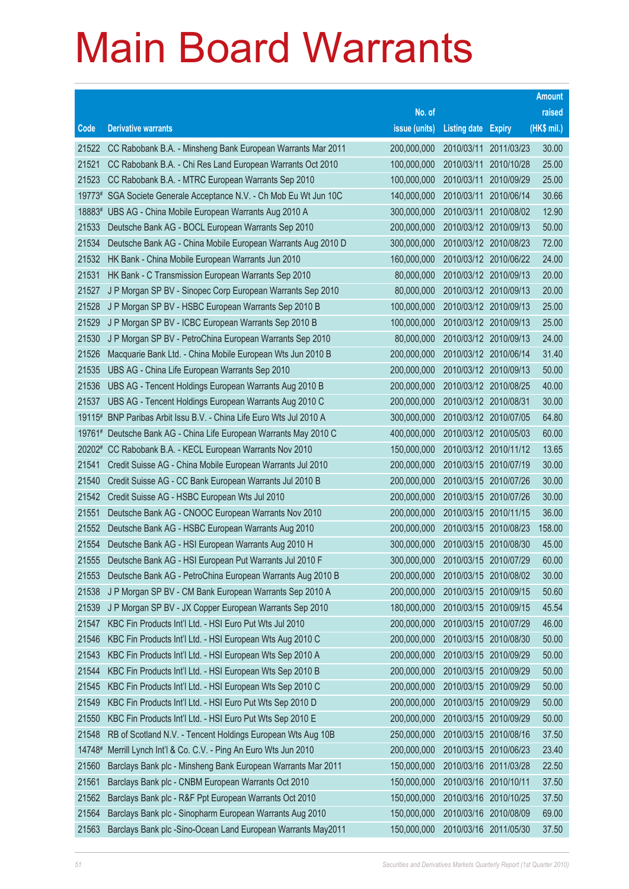# Main Board Warrants

| Code | Derivative warrants | No. of issue (units) | Listing date | Expiry | Amount raised (HK$ mil.) |
|---|---|---|---|---|---|
| 21522 | CC Rabobank B.A. - Minsheng Bank European Warrants Mar 2011 | 200,000,000 | 2010/03/11 | 2011/03/23 | 30.00 |
| 21521 | CC Rabobank B.A. - Chi Res Land European Warrants Oct 2010 | 100,000,000 | 2010/03/11 | 2010/10/28 | 25.00 |
| 21523 | CC Rabobank B.A. - MTRC European Warrants Sep 2010 | 100,000,000 | 2010/03/11 | 2010/09/29 | 25.00 |
| 19773# | SGA Societe Generale Acceptance N.V. - Ch Mob Eu Wt Jun 10C | 140,000,000 | 2010/03/11 | 2010/06/14 | 30.66 |
| 18883# | UBS AG - China Mobile European Warrants Aug 2010 A | 300,000,000 | 2010/03/11 | 2010/08/02 | 12.90 |
| 21533 | Deutsche Bank AG - BOCL European Warrants Sep 2010 | 200,000,000 | 2010/03/12 | 2010/09/13 | 50.00 |
| 21534 | Deutsche Bank AG - China Mobile European Warrants Aug 2010 D | 300,000,000 | 2010/03/12 | 2010/08/23 | 72.00 |
| 21532 | HK Bank - China Mobile European Warrants Jun 2010 | 160,000,000 | 2010/03/12 | 2010/06/22 | 24.00 |
| 21531 | HK Bank - C Transmission European Warrants Sep 2010 | 80,000,000 | 2010/03/12 | 2010/09/13 | 20.00 |
| 21527 | J P Morgan SP BV - Sinopec Corp European Warrants Sep 2010 | 80,000,000 | 2010/03/12 | 2010/09/13 | 20.00 |
| 21528 | J P Morgan SP BV - HSBC European Warrants Sep 2010 B | 100,000,000 | 2010/03/12 | 2010/09/13 | 25.00 |
| 21529 | J P Morgan SP BV - ICBC European Warrants Sep 2010 B | 100,000,000 | 2010/03/12 | 2010/09/13 | 25.00 |
| 21530 | J P Morgan SP BV - PetroChina European Warrants Sep 2010 | 80,000,000 | 2010/03/12 | 2010/09/13 | 24.00 |
| 21526 | Macquarie Bank Ltd. - China Mobile European Wts Jun 2010 B | 200,000,000 | 2010/03/12 | 2010/06/14 | 31.40 |
| 21535 | UBS AG - China Life European Warrants Sep 2010 | 200,000,000 | 2010/03/12 | 2010/09/13 | 50.00 |
| 21536 | UBS AG - Tencent Holdings European Warrants Aug 2010 B | 200,000,000 | 2010/03/12 | 2010/08/25 | 40.00 |
| 21537 | UBS AG - Tencent Holdings European Warrants Aug 2010 C | 200,000,000 | 2010/03/12 | 2010/08/31 | 30.00 |
| 19115# | BNP Paribas Arbit Issu B.V. - China Life Euro Wts Jul 2010 A | 300,000,000 | 2010/03/12 | 2010/07/05 | 64.80 |
| 19761# | Deutsche Bank AG - China Life European Warrants May 2010 C | 400,000,000 | 2010/03/12 | 2010/05/03 | 60.00 |
| 20202# | CC Rabobank B.A. - KECL European Warrants Nov 2010 | 150,000,000 | 2010/03/12 | 2010/11/12 | 13.65 |
| 21541 | Credit Suisse AG - China Mobile European Warrants Jul 2010 | 200,000,000 | 2010/03/15 | 2010/07/19 | 30.00 |
| 21540 | Credit Suisse AG - CC Bank European Warrants Jul 2010 B | 200,000,000 | 2010/03/15 | 2010/07/26 | 30.00 |
| 21542 | Credit Suisse AG - HSBC European Wts Jul 2010 | 200,000,000 | 2010/03/15 | 2010/07/26 | 30.00 |
| 21551 | Deutsche Bank AG - CNOOC European Warrants Nov 2010 | 200,000,000 | 2010/03/15 | 2010/11/15 | 36.00 |
| 21552 | Deutsche Bank AG - HSBC European Warrants Aug 2010 | 200,000,000 | 2010/03/15 | 2010/08/23 | 158.00 |
| 21554 | Deutsche Bank AG - HSI European Warrants Aug 2010 H | 300,000,000 | 2010/03/15 | 2010/08/30 | 45.00 |
| 21555 | Deutsche Bank AG - HSI European Put Warrants Jul 2010 F | 300,000,000 | 2010/03/15 | 2010/07/29 | 60.00 |
| 21553 | Deutsche Bank AG - PetroChina European Warrants Aug 2010 B | 200,000,000 | 2010/03/15 | 2010/08/02 | 30.00 |
| 21538 | J P Morgan SP BV - CM Bank European Warrants Sep 2010 A | 200,000,000 | 2010/03/15 | 2010/09/15 | 50.60 |
| 21539 | J P Morgan SP BV - JX Copper European Warrants Sep 2010 | 180,000,000 | 2010/03/15 | 2010/09/15 | 45.54 |
| 21547 | KBC Fin Products Int'l Ltd. - HSI Euro Put Wts Jul 2010 | 200,000,000 | 2010/03/15 | 2010/07/29 | 46.00 |
| 21546 | KBC Fin Products Int'l Ltd. - HSI European Wts Aug 2010 C | 200,000,000 | 2010/03/15 | 2010/08/30 | 50.00 |
| 21543 | KBC Fin Products Int'l Ltd. - HSI European Wts Sep 2010 A | 200,000,000 | 2010/03/15 | 2010/09/29 | 50.00 |
| 21544 | KBC Fin Products Int'l Ltd. - HSI European Wts Sep 2010 B | 200,000,000 | 2010/03/15 | 2010/09/29 | 50.00 |
| 21545 | KBC Fin Products Int'l Ltd. - HSI European Wts Sep 2010 C | 200,000,000 | 2010/03/15 | 2010/09/29 | 50.00 |
| 21549 | KBC Fin Products Int'l Ltd. - HSI Euro Put Wts Sep 2010 D | 200,000,000 | 2010/03/15 | 2010/09/29 | 50.00 |
| 21550 | KBC Fin Products Int'l Ltd. - HSI Euro Put Wts Sep 2010 E | 200,000,000 | 2010/03/15 | 2010/09/29 | 50.00 |
| 21548 | RB of Scotland N.V. - Tencent Holdings European Wts Aug 10B | 250,000,000 | 2010/03/15 | 2010/08/16 | 37.50 |
| 14748# | Merrill Lynch Int'l & Co. C.V. - Ping An Euro Wts Jun 2010 | 200,000,000 | 2010/03/15 | 2010/06/23 | 23.40 |
| 21560 | Barclays Bank plc - Minsheng Bank European Warrants Mar 2011 | 150,000,000 | 2010/03/16 | 2011/03/28 | 22.50 |
| 21561 | Barclays Bank plc - CNBM European Warrants Oct 2010 | 150,000,000 | 2010/03/16 | 2010/10/11 | 37.50 |
| 21562 | Barclays Bank plc - R&F Ppt European Warrants Oct 2010 | 150,000,000 | 2010/03/16 | 2010/10/25 | 37.50 |
| 21564 | Barclays Bank plc - Sinopharm European Warrants Aug 2010 | 150,000,000 | 2010/03/16 | 2010/08/09 | 69.00 |
| 21563 | Barclays Bank plc -Sino-Ocean Land European Warrants May2011 | 150,000,000 | 2010/03/16 | 2011/05/30 | 37.50 |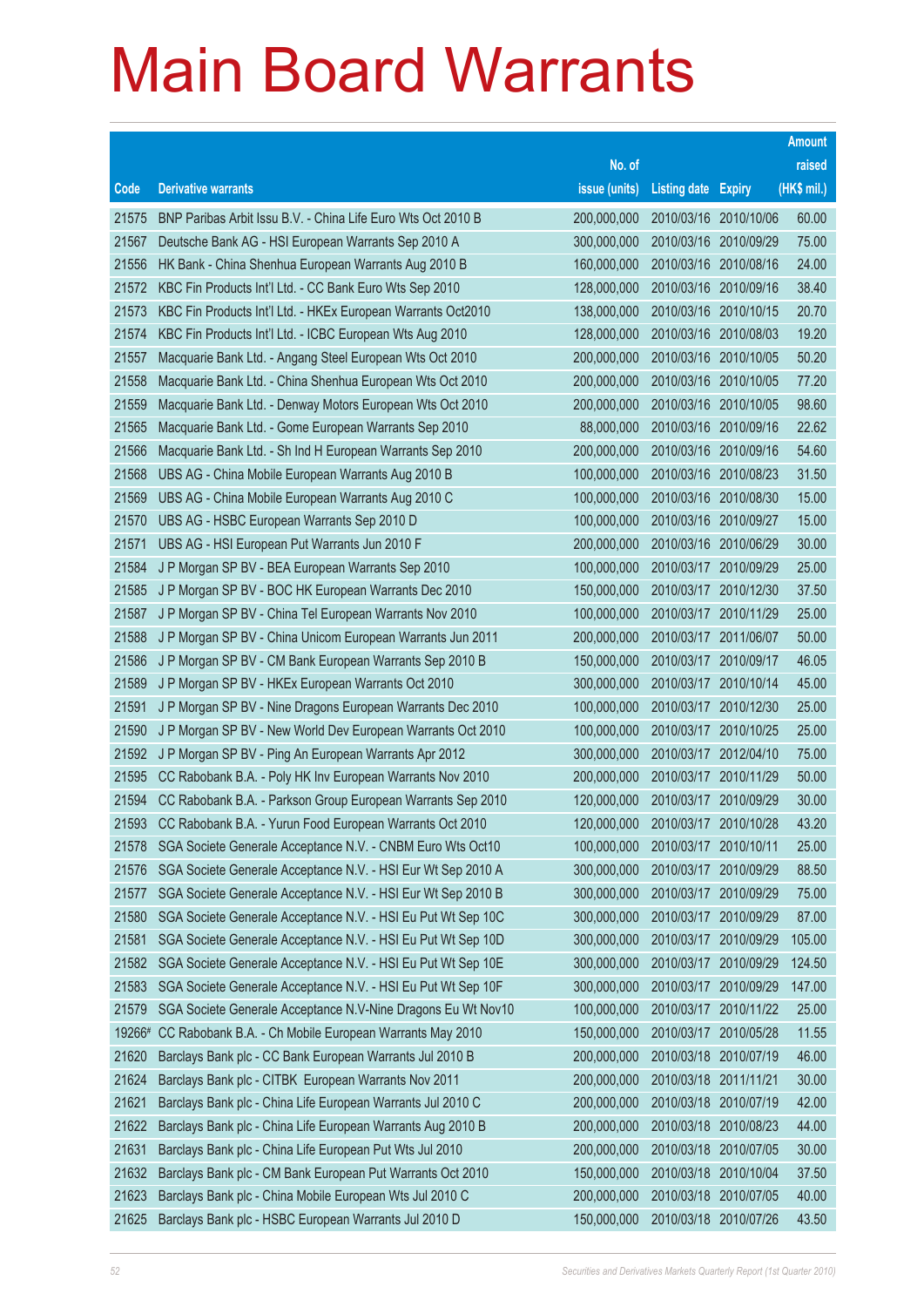# Main Board Warrants

| Code | Derivative warrants | No. of issue (units) | Listing date | Expiry | Amount raised (HK$ mil.) |
|---|---|---|---|---|---|
| 21575 | BNP Paribas Arbit Issu B.V. - China Life Euro Wts Oct 2010 B | 200,000,000 | 2010/03/16 | 2010/10/06 | 60.00 |
| 21567 | Deutsche Bank AG - HSI European Warrants Sep 2010 A | 300,000,000 | 2010/03/16 | 2010/09/29 | 75.00 |
| 21556 | HK Bank - China Shenhua European Warrants Aug 2010 B | 160,000,000 | 2010/03/16 | 2010/08/16 | 24.00 |
| 21572 | KBC Fin Products Int'l Ltd. - CC Bank Euro Wts Sep 2010 | 128,000,000 | 2010/03/16 | 2010/09/16 | 38.40 |
| 21573 | KBC Fin Products Int'l Ltd. - HKEx European Warrants Oct2010 | 138,000,000 | 2010/03/16 | 2010/10/15 | 20.70 |
| 21574 | KBC Fin Products Int'l Ltd. - ICBC European Wts Aug 2010 | 128,000,000 | 2010/03/16 | 2010/08/03 | 19.20 |
| 21557 | Macquarie Bank Ltd. - Angang Steel European Wts Oct 2010 | 200,000,000 | 2010/03/16 | 2010/10/05 | 50.20 |
| 21558 | Macquarie Bank Ltd. - China Shenhua European Wts Oct 2010 | 200,000,000 | 2010/03/16 | 2010/10/05 | 77.20 |
| 21559 | Macquarie Bank Ltd. - Denway Motors European Wts Oct 2010 | 200,000,000 | 2010/03/16 | 2010/10/05 | 98.60 |
| 21565 | Macquarie Bank Ltd. - Gome European Warrants Sep 2010 | 88,000,000 | 2010/03/16 | 2010/09/16 | 22.62 |
| 21566 | Macquarie Bank Ltd. - Sh Ind H European Warrants Sep 2010 | 200,000,000 | 2010/03/16 | 2010/09/16 | 54.60 |
| 21568 | UBS AG - China Mobile European Warrants Aug 2010 B | 100,000,000 | 2010/03/16 | 2010/08/23 | 31.50 |
| 21569 | UBS AG - China Mobile European Warrants Aug 2010 C | 100,000,000 | 2010/03/16 | 2010/08/30 | 15.00 |
| 21570 | UBS AG - HSBC European Warrants Sep 2010 D | 100,000,000 | 2010/03/16 | 2010/09/27 | 15.00 |
| 21571 | UBS AG - HSI European Put Warrants Jun 2010 F | 200,000,000 | 2010/03/16 | 2010/06/29 | 30.00 |
| 21584 | J P Morgan SP BV - BEA European Warrants Sep 2010 | 100,000,000 | 2010/03/17 | 2010/09/29 | 25.00 |
| 21585 | J P Morgan SP BV - BOC HK European Warrants Dec 2010 | 150,000,000 | 2010/03/17 | 2010/12/30 | 37.50 |
| 21587 | J P Morgan SP BV - China Tel European Warrants Nov 2010 | 100,000,000 | 2010/03/17 | 2010/11/29 | 25.00 |
| 21588 | J P Morgan SP BV - China Unicom European Warrants Jun 2011 | 200,000,000 | 2010/03/17 | 2011/06/07 | 50.00 |
| 21586 | J P Morgan SP BV - CM Bank European Warrants Sep 2010 B | 150,000,000 | 2010/03/17 | 2010/09/17 | 46.05 |
| 21589 | J P Morgan SP BV - HKEx European Warrants Oct 2010 | 300,000,000 | 2010/03/17 | 2010/10/14 | 45.00 |
| 21591 | J P Morgan SP BV - Nine Dragons European Warrants Dec 2010 | 100,000,000 | 2010/03/17 | 2010/12/30 | 25.00 |
| 21590 | J P Morgan SP BV - New World Dev European Warrants Oct 2010 | 100,000,000 | 2010/03/17 | 2010/10/25 | 25.00 |
| 21592 | J P Morgan SP BV - Ping An European Warrants Apr 2012 | 300,000,000 | 2010/03/17 | 2012/04/10 | 75.00 |
| 21595 | CC Rabobank B.A. - Poly HK Inv European Warrants Nov 2010 | 200,000,000 | 2010/03/17 | 2010/11/29 | 50.00 |
| 21594 | CC Rabobank B.A. - Parkson Group European Warrants Sep 2010 | 120,000,000 | 2010/03/17 | 2010/09/29 | 30.00 |
| 21593 | CC Rabobank B.A. - Yurun Food European Warrants Oct 2010 | 120,000,000 | 2010/03/17 | 2010/10/28 | 43.20 |
| 21578 | SGA Societe Generale Acceptance N.V. - CNBM Euro Wts Oct10 | 100,000,000 | 2010/03/17 | 2010/10/11 | 25.00 |
| 21576 | SGA Societe Generale Acceptance N.V. - HSI Eur Wt Sep 2010 A | 300,000,000 | 2010/03/17 | 2010/09/29 | 88.50 |
| 21577 | SGA Societe Generale Acceptance N.V. - HSI Eur Wt Sep 2010 B | 300,000,000 | 2010/03/17 | 2010/09/29 | 75.00 |
| 21580 | SGA Societe Generale Acceptance N.V. - HSI Eu Put Wt Sep 10C | 300,000,000 | 2010/03/17 | 2010/09/29 | 87.00 |
| 21581 | SGA Societe Generale Acceptance N.V. - HSI Eu Put Wt Sep 10D | 300,000,000 | 2010/03/17 | 2010/09/29 | 105.00 |
| 21582 | SGA Societe Generale Acceptance N.V. - HSI Eu Put Wt Sep 10E | 300,000,000 | 2010/03/17 | 2010/09/29 | 124.50 |
| 21583 | SGA Societe Generale Acceptance N.V. - HSI Eu Put Wt Sep 10F | 300,000,000 | 2010/03/17 | 2010/09/29 | 147.00 |
| 21579 | SGA Societe Generale Acceptance N.V-Nine Dragons Eu Wt Nov10 | 100,000,000 | 2010/03/17 | 2010/11/22 | 25.00 |
| 19266# | CC Rabobank B.A. - Ch Mobile European Warrants May 2010 | 150,000,000 | 2010/03/17 | 2010/05/28 | 11.55 |
| 21620 | Barclays Bank plc - CC Bank European Warrants Jul 2010 B | 200,000,000 | 2010/03/18 | 2010/07/19 | 46.00 |
| 21624 | Barclays Bank plc - CITBK European Warrants Nov 2011 | 200,000,000 | 2010/03/18 | 2011/11/21 | 30.00 |
| 21621 | Barclays Bank plc - China Life European Warrants Jul 2010 C | 200,000,000 | 2010/03/18 | 2010/07/19 | 42.00 |
| 21622 | Barclays Bank plc - China Life European Warrants Aug 2010 B | 200,000,000 | 2010/03/18 | 2010/08/23 | 44.00 |
| 21631 | Barclays Bank plc - China Life European Put Wts Jul 2010 | 200,000,000 | 2010/03/18 | 2010/07/05 | 30.00 |
| 21632 | Barclays Bank plc - CM Bank European Put Warrants Oct 2010 | 150,000,000 | 2010/03/18 | 2010/10/04 | 37.50 |
| 21623 | Barclays Bank plc - China Mobile European Wts Jul 2010 C | 200,000,000 | 2010/03/18 | 2010/07/05 | 40.00 |
| 21625 | Barclays Bank plc - HSBC European Warrants Jul 2010 D | 150,000,000 | 2010/03/18 | 2010/07/26 | 43.50 |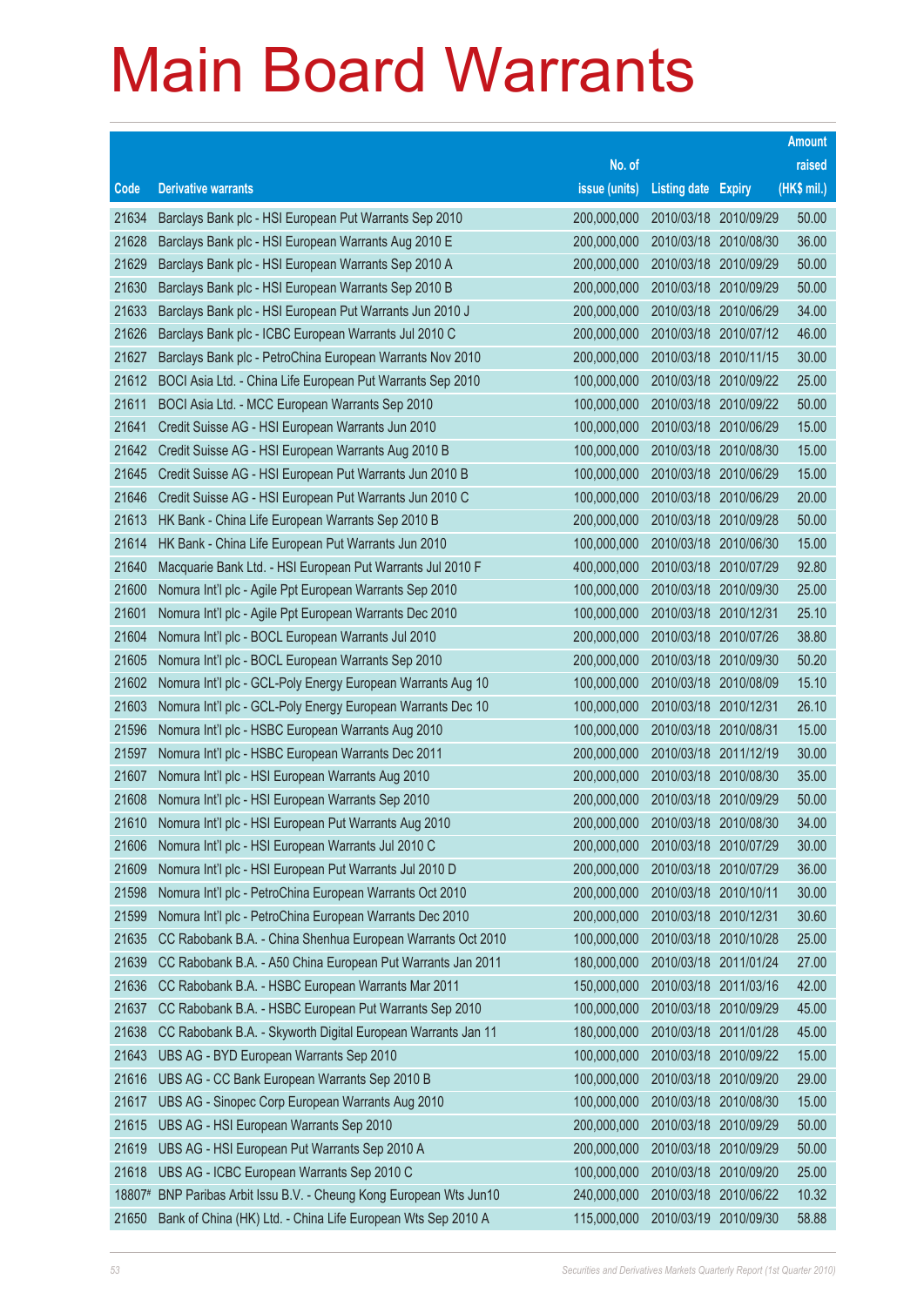# Main Board Warrants

| Code | Derivative warrants | No. of issue (units) | Listing date | Expiry | Amount raised (HK$ mil.) |
|---|---|---|---|---|---|
| 21634 | Barclays Bank plc - HSI European Put Warrants Sep 2010 | 200,000,000 | 2010/03/18 | 2010/09/29 | 50.00 |
| 21628 | Barclays Bank plc - HSI European Warrants Aug 2010 E | 200,000,000 | 2010/03/18 | 2010/08/30 | 36.00 |
| 21629 | Barclays Bank plc - HSI European Warrants Sep 2010 A | 200,000,000 | 2010/03/18 | 2010/09/29 | 50.00 |
| 21630 | Barclays Bank plc - HSI European Warrants Sep 2010 B | 200,000,000 | 2010/03/18 | 2010/09/29 | 50.00 |
| 21633 | Barclays Bank plc - HSI European Put Warrants Jun 2010 J | 200,000,000 | 2010/03/18 | 2010/06/29 | 34.00 |
| 21626 | Barclays Bank plc - ICBC European Warrants Jul 2010 C | 200,000,000 | 2010/03/18 | 2010/07/12 | 46.00 |
| 21627 | Barclays Bank plc - PetroChina European Warrants Nov 2010 | 200,000,000 | 2010/03/18 | 2010/11/15 | 30.00 |
| 21612 | BOCI Asia Ltd. - China Life European Put Warrants Sep 2010 | 100,000,000 | 2010/03/18 | 2010/09/22 | 25.00 |
| 21611 | BOCI Asia Ltd. - MCC European Warrants Sep 2010 | 100,000,000 | 2010/03/18 | 2010/09/22 | 50.00 |
| 21641 | Credit Suisse AG - HSI European Warrants Jun 2010 | 100,000,000 | 2010/03/18 | 2010/06/29 | 15.00 |
| 21642 | Credit Suisse AG - HSI European Warrants Aug 2010 B | 100,000,000 | 2010/03/18 | 2010/08/30 | 15.00 |
| 21645 | Credit Suisse AG - HSI European Put Warrants Jun 2010 B | 100,000,000 | 2010/03/18 | 2010/06/29 | 15.00 |
| 21646 | Credit Suisse AG - HSI European Put Warrants Jun 2010 C | 100,000,000 | 2010/03/18 | 2010/06/29 | 20.00 |
| 21613 | HK Bank - China Life European Warrants Sep 2010 B | 200,000,000 | 2010/03/18 | 2010/09/28 | 50.00 |
| 21614 | HK Bank - China Life European Put Warrants Jun 2010 | 100,000,000 | 2010/03/18 | 2010/06/30 | 15.00 |
| 21640 | Macquarie Bank Ltd. - HSI European Put Warrants Jul 2010 F | 400,000,000 | 2010/03/18 | 2010/07/29 | 92.80 |
| 21600 | Nomura Int'l plc - Agile Ppt European Warrants Sep 2010 | 100,000,000 | 2010/03/18 | 2010/09/30 | 25.00 |
| 21601 | Nomura Int'l plc - Agile Ppt European Warrants Dec 2010 | 100,000,000 | 2010/03/18 | 2010/12/31 | 25.10 |
| 21604 | Nomura Int'l plc - BOCL European Warrants Jul 2010 | 200,000,000 | 2010/03/18 | 2010/07/26 | 38.80 |
| 21605 | Nomura Int'l plc - BOCL European Warrants Sep 2010 | 200,000,000 | 2010/03/18 | 2010/09/30 | 50.20 |
| 21602 | Nomura Int'l plc - GCL-Poly Energy European Warrants Aug 10 | 100,000,000 | 2010/03/18 | 2010/08/09 | 15.10 |
| 21603 | Nomura Int'l plc - GCL-Poly Energy European Warrants Dec 10 | 100,000,000 | 2010/03/18 | 2010/12/31 | 26.10 |
| 21596 | Nomura Int'l plc - HSBC European Warrants Aug 2010 | 100,000,000 | 2010/03/18 | 2010/08/31 | 15.00 |
| 21597 | Nomura Int'l plc - HSBC European Warrants Dec 2011 | 200,000,000 | 2010/03/18 | 2011/12/19 | 30.00 |
| 21607 | Nomura Int'l plc - HSI European Warrants Aug 2010 | 200,000,000 | 2010/03/18 | 2010/08/30 | 35.00 |
| 21608 | Nomura Int'l plc - HSI European Warrants Sep 2010 | 200,000,000 | 2010/03/18 | 2010/09/29 | 50.00 |
| 21610 | Nomura Int'l plc - HSI European Put Warrants Aug 2010 | 200,000,000 | 2010/03/18 | 2010/08/30 | 34.00 |
| 21606 | Nomura Int'l plc - HSI European Warrants Jul 2010 C | 200,000,000 | 2010/03/18 | 2010/07/29 | 30.00 |
| 21609 | Nomura Int'l plc - HSI European Put Warrants Jul 2010 D | 200,000,000 | 2010/03/18 | 2010/07/29 | 36.00 |
| 21598 | Nomura Int'l plc - PetroChina European Warrants Oct 2010 | 200,000,000 | 2010/03/18 | 2010/10/11 | 30.00 |
| 21599 | Nomura Int'l plc - PetroChina European Warrants Dec 2010 | 200,000,000 | 2010/03/18 | 2010/12/31 | 30.60 |
| 21635 | CC Rabobank B.A. - China Shenhua European Warrants Oct 2010 | 100,000,000 | 2010/03/18 | 2010/10/28 | 25.00 |
| 21639 | CC Rabobank B.A. - A50 China European Put Warrants Jan 2011 | 180,000,000 | 2010/03/18 | 2011/01/24 | 27.00 |
| 21636 | CC Rabobank B.A. - HSBC European Warrants Mar 2011 | 150,000,000 | 2010/03/18 | 2011/03/16 | 42.00 |
| 21637 | CC Rabobank B.A. - HSBC European Put Warrants Sep 2010 | 100,000,000 | 2010/03/18 | 2010/09/29 | 45.00 |
| 21638 | CC Rabobank B.A. - Skyworth Digital European Warrants Jan 11 | 180,000,000 | 2010/03/18 | 2011/01/28 | 45.00 |
| 21643 | UBS AG - BYD European Warrants Sep 2010 | 100,000,000 | 2010/03/18 | 2010/09/22 | 15.00 |
| 21616 | UBS AG - CC Bank European Warrants Sep 2010 B | 100,000,000 | 2010/03/18 | 2010/09/20 | 29.00 |
| 21617 | UBS AG - Sinopec Corp European Warrants Aug 2010 | 100,000,000 | 2010/03/18 | 2010/08/30 | 15.00 |
| 21615 | UBS AG - HSI European Warrants Sep 2010 | 200,000,000 | 2010/03/18 | 2010/09/29 | 50.00 |
| 21619 | UBS AG - HSI European Put Warrants Sep 2010 A | 200,000,000 | 2010/03/18 | 2010/09/29 | 50.00 |
| 21618 | UBS AG - ICBC European Warrants Sep 2010 C | 100,000,000 | 2010/03/18 | 2010/09/20 | 25.00 |
| 18807# | BNP Paribas Arbit Issu B.V. - Cheung Kong European Wts Jun10 | 240,000,000 | 2010/03/18 | 2010/06/22 | 10.32 |
| 21650 | Bank of China (HK) Ltd. - China Life European Wts Sep 2010 A | 115,000,000 | 2010/03/19 | 2010/09/30 | 58.88 |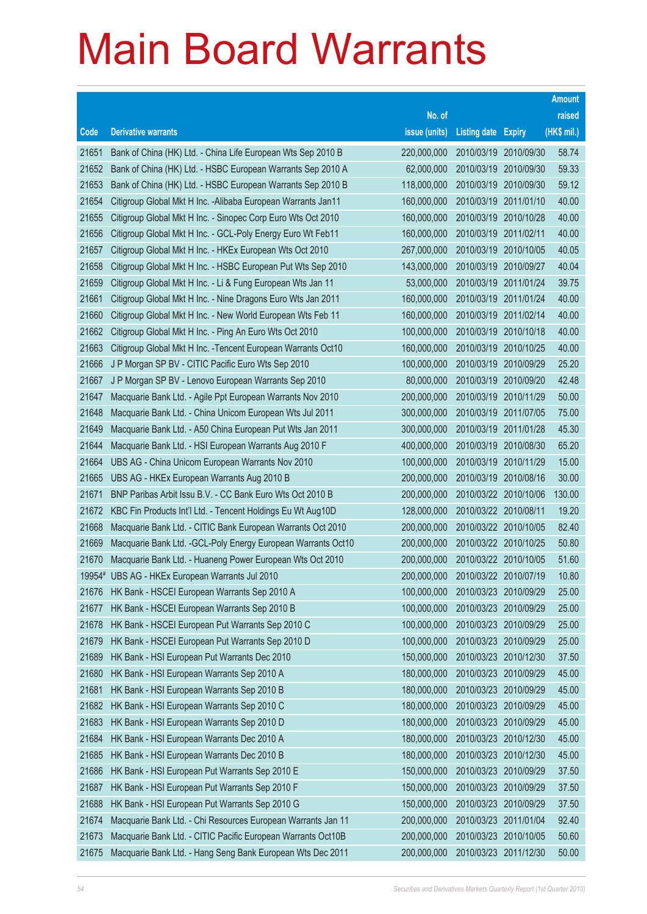# Main Board Warrants

| Code | Derivative warrants | No. of issue (units) | Listing date | Expiry | Amount raised (HK$ mil.) |
|---|---|---|---|---|---|
| 21651 | Bank of China (HK) Ltd. - China Life European Wts Sep 2010 B | 220,000,000 | 2010/03/19 | 2010/09/30 | 58.74 |
| 21652 | Bank of China (HK) Ltd. - HSBC European Warrants Sep 2010 A | 62,000,000 | 2010/03/19 | 2010/09/30 | 59.33 |
| 21653 | Bank of China (HK) Ltd. - HSBC European Warrants Sep 2010 B | 118,000,000 | 2010/03/19 | 2010/09/30 | 59.12 |
| 21654 | Citigroup Global Mkt H Inc. -Alibaba European Warrants Jan11 | 160,000,000 | 2010/03/19 | 2011/01/10 | 40.00 |
| 21655 | Citigroup Global Mkt H Inc. - Sinopec Corp Euro Wts Oct 2010 | 160,000,000 | 2010/03/19 | 2010/10/28 | 40.00 |
| 21656 | Citigroup Global Mkt H Inc. - GCL-Poly Energy Euro Wt Feb11 | 160,000,000 | 2010/03/19 | 2011/02/11 | 40.00 |
| 21657 | Citigroup Global Mkt H Inc. - HKEx European Wts Oct 2010 | 267,000,000 | 2010/03/19 | 2010/10/05 | 40.05 |
| 21658 | Citigroup Global Mkt H Inc. - HSBC European Put Wts Sep 2010 | 143,000,000 | 2010/03/19 | 2010/09/27 | 40.04 |
| 21659 | Citigroup Global Mkt H Inc. - Li & Fung European Wts Jan 11 | 53,000,000 | 2010/03/19 | 2011/01/24 | 39.75 |
| 21661 | Citigroup Global Mkt H Inc. - Nine Dragons Euro Wts Jan 2011 | 160,000,000 | 2010/03/19 | 2011/01/24 | 40.00 |
| 21660 | Citigroup Global Mkt H Inc. - New World European Wts Feb 11 | 160,000,000 | 2010/03/19 | 2011/02/14 | 40.00 |
| 21662 | Citigroup Global Mkt H Inc. - Ping An Euro Wts Oct 2010 | 100,000,000 | 2010/03/19 | 2010/10/18 | 40.00 |
| 21663 | Citigroup Global Mkt H Inc. -Tencent European Warrants Oct10 | 160,000,000 | 2010/03/19 | 2010/10/25 | 40.00 |
| 21666 | J P Morgan SP BV - CITIC Pacific Euro Wts Sep 2010 | 100,000,000 | 2010/03/19 | 2010/09/29 | 25.20 |
| 21667 | J P Morgan SP BV - Lenovo European Warrants Sep 2010 | 80,000,000 | 2010/03/19 | 2010/09/20 | 42.48 |
| 21647 | Macquarie Bank Ltd. - Agile Ppt European Warrants Nov 2010 | 200,000,000 | 2010/03/19 | 2010/11/29 | 50.00 |
| 21648 | Macquarie Bank Ltd. - China Unicom European Wts Jul 2011 | 300,000,000 | 2010/03/19 | 2011/07/05 | 75.00 |
| 21649 | Macquarie Bank Ltd. - A50 China European Put Wts Jan 2011 | 300,000,000 | 2010/03/19 | 2011/01/28 | 45.30 |
| 21644 | Macquarie Bank Ltd. - HSI European Warrants Aug 2010 F | 400,000,000 | 2010/03/19 | 2010/08/30 | 65.20 |
| 21664 | UBS AG - China Unicom European Warrants Nov 2010 | 100,000,000 | 2010/03/19 | 2010/11/29 | 15.00 |
| 21665 | UBS AG - HKEx European Warrants Aug 2010 B | 200,000,000 | 2010/03/19 | 2010/08/16 | 30.00 |
| 21671 | BNP Paribas Arbit Issu B.V. - CC Bank Euro Wts Oct 2010 B | 200,000,000 | 2010/03/22 | 2010/10/06 | 130.00 |
| 21672 | KBC Fin Products Int'l Ltd. - Tencent Holdings Eu Wt Aug10D | 128,000,000 | 2010/03/22 | 2010/08/11 | 19.20 |
| 21668 | Macquarie Bank Ltd. - CITIC Bank European Warrants Oct 2010 | 200,000,000 | 2010/03/22 | 2010/10/05 | 82.40 |
| 21669 | Macquarie Bank Ltd. -GCL-Poly Energy European Warrants Oct10 | 200,000,000 | 2010/03/22 | 2010/10/25 | 50.80 |
| 21670 | Macquarie Bank Ltd. - Huaneng Power European Wts Oct 2010 | 200,000,000 | 2010/03/22 | 2010/10/05 | 51.60 |
| 19954# | UBS AG - HKEx European Warrants Jul 2010 | 200,000,000 | 2010/03/22 | 2010/07/19 | 10.80 |
| 21676 | HK Bank - HSCEI European Warrants Sep 2010 A | 100,000,000 | 2010/03/23 | 2010/09/29 | 25.00 |
| 21677 | HK Bank - HSCEI European Warrants Sep 2010 B | 100,000,000 | 2010/03/23 | 2010/09/29 | 25.00 |
| 21678 | HK Bank - HSCEI European Put Warrants Sep 2010 C | 100,000,000 | 2010/03/23 | 2010/09/29 | 25.00 |
| 21679 | HK Bank - HSCEI European Put Warrants Sep 2010 D | 100,000,000 | 2010/03/23 | 2010/09/29 | 25.00 |
| 21689 | HK Bank - HSI European Put Warrants Dec 2010 | 150,000,000 | 2010/03/23 | 2010/12/30 | 37.50 |
| 21680 | HK Bank - HSI European Warrants Sep 2010 A | 180,000,000 | 2010/03/23 | 2010/09/29 | 45.00 |
| 21681 | HK Bank - HSI European Warrants Sep 2010 B | 180,000,000 | 2010/03/23 | 2010/09/29 | 45.00 |
| 21682 | HK Bank - HSI European Warrants Sep 2010 C | 180,000,000 | 2010/03/23 | 2010/09/29 | 45.00 |
| 21683 | HK Bank - HSI European Warrants Sep 2010 D | 180,000,000 | 2010/03/23 | 2010/09/29 | 45.00 |
| 21684 | HK Bank - HSI European Warrants Dec 2010 A | 180,000,000 | 2010/03/23 | 2010/12/30 | 45.00 |
| 21685 | HK Bank - HSI European Warrants Dec 2010 B | 180,000,000 | 2010/03/23 | 2010/12/30 | 45.00 |
| 21686 | HK Bank - HSI European Put Warrants Sep 2010 E | 150,000,000 | 2010/03/23 | 2010/09/29 | 37.50 |
| 21687 | HK Bank - HSI European Put Warrants Sep 2010 F | 150,000,000 | 2010/03/23 | 2010/09/29 | 37.50 |
| 21688 | HK Bank - HSI European Put Warrants Sep 2010 G | 150,000,000 | 2010/03/23 | 2010/09/29 | 37.50 |
| 21674 | Macquarie Bank Ltd. - Chi Resources European Warrants Jan 11 | 200,000,000 | 2010/03/23 | 2011/01/04 | 92.40 |
| 21673 | Macquarie Bank Ltd. - CITIC Pacific European Warrants Oct10B | 200,000,000 | 2010/03/23 | 2010/10/05 | 50.60 |
| 21675 | Macquarie Bank Ltd. - Hang Seng Bank European Wts Dec 2011 | 200,000,000 | 2010/03/23 | 2011/12/30 | 50.00 |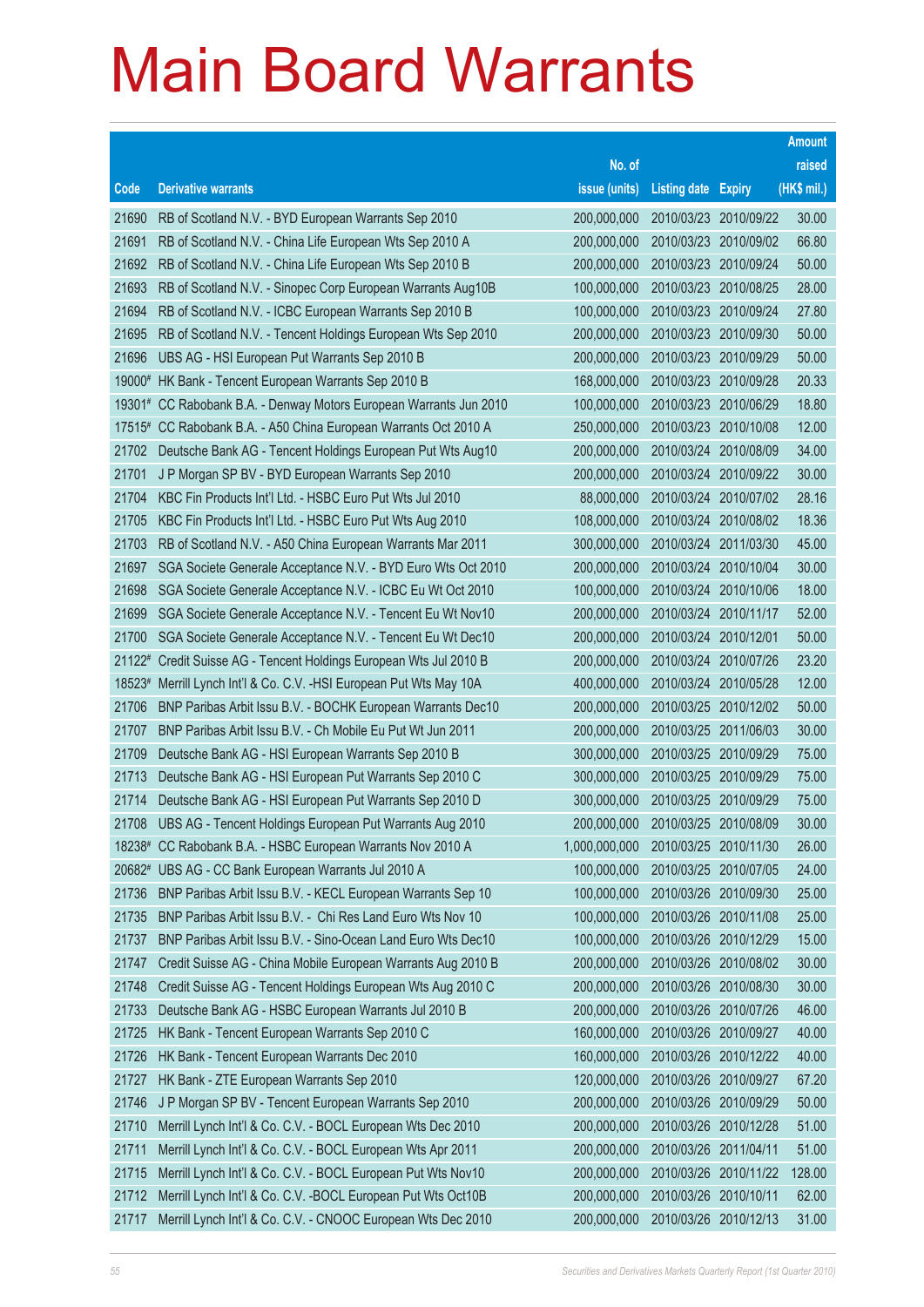# Main Board Warrants

| Code | Derivative warrants | No. of issue (units) | Listing date | Expiry | Amount raised (HK$ mil.) |
|---|---|---|---|---|---|
| 21690 | RB of Scotland N.V. - BYD European Warrants Sep 2010 | 200,000,000 | 2010/03/23 | 2010/09/22 | 30.00 |
| 21691 | RB of Scotland N.V. - China Life European Wts Sep 2010 A | 200,000,000 | 2010/03/23 | 2010/09/02 | 66.80 |
| 21692 | RB of Scotland N.V. - China Life European Wts Sep 2010 B | 200,000,000 | 2010/03/23 | 2010/09/24 | 50.00 |
| 21693 | RB of Scotland N.V. - Sinopec Corp European Warrants Aug10B | 100,000,000 | 2010/03/23 | 2010/08/25 | 28.00 |
| 21694 | RB of Scotland N.V. - ICBC European Warrants Sep 2010 B | 100,000,000 | 2010/03/23 | 2010/09/24 | 27.80 |
| 21695 | RB of Scotland N.V. - Tencent Holdings European Wts Sep 2010 | 200,000,000 | 2010/03/23 | 2010/09/30 | 50.00 |
| 21696 | UBS AG - HSI European Put Warrants Sep 2010 B | 200,000,000 | 2010/03/23 | 2010/09/29 | 50.00 |
| 19000# | HK Bank - Tencent European Warrants Sep 2010 B | 168,000,000 | 2010/03/23 | 2010/09/28 | 20.33 |
| 19301# | CC Rabobank B.A. - Denway Motors European Warrants Jun 2010 | 100,000,000 | 2010/03/23 | 2010/06/29 | 18.80 |
| 17515# | CC Rabobank B.A. - A50 China European Warrants Oct 2010 A | 250,000,000 | 2010/03/23 | 2010/10/08 | 12.00 |
| 21702 | Deutsche Bank AG - Tencent Holdings European Put Wts Aug10 | 200,000,000 | 2010/03/24 | 2010/08/09 | 34.00 |
| 21701 | J P Morgan SP BV - BYD European Warrants Sep 2010 | 200,000,000 | 2010/03/24 | 2010/09/22 | 30.00 |
| 21704 | KBC Fin Products Int'l Ltd. - HSBC Euro Put Wts Jul 2010 | 88,000,000 | 2010/03/24 | 2010/07/02 | 28.16 |
| 21705 | KBC Fin Products Int'l Ltd. - HSBC Euro Put Wts Aug 2010 | 108,000,000 | 2010/03/24 | 2010/08/02 | 18.36 |
| 21703 | RB of Scotland N.V. - A50 China European Warrants Mar 2011 | 300,000,000 | 2010/03/24 | 2011/03/30 | 45.00 |
| 21697 | SGA Societe Generale Acceptance N.V. - BYD Euro Wts Oct 2010 | 200,000,000 | 2010/03/24 | 2010/10/04 | 30.00 |
| 21698 | SGA Societe Generale Acceptance N.V. - ICBC Eu Wt Oct 2010 | 100,000,000 | 2010/03/24 | 2010/10/06 | 18.00 |
| 21699 | SGA Societe Generale Acceptance N.V. - Tencent Eu Wt Nov10 | 200,000,000 | 2010/03/24 | 2010/11/17 | 52.00 |
| 21700 | SGA Societe Generale Acceptance N.V. - Tencent Eu Wt Dec10 | 200,000,000 | 2010/03/24 | 2010/12/01 | 50.00 |
| 21122# | Credit Suisse AG - Tencent Holdings European Wts Jul 2010 B | 200,000,000 | 2010/03/24 | 2010/07/26 | 23.20 |
| 18523# | Merrill Lynch Int'l & Co. C.V. -HSI European Put Wts May 10A | 400,000,000 | 2010/03/24 | 2010/05/28 | 12.00 |
| 21706 | BNP Paribas Arbit Issu B.V. - BOCHK European Warrants Dec10 | 200,000,000 | 2010/03/25 | 2010/12/02 | 50.00 |
| 21707 | BNP Paribas Arbit Issu B.V. - Ch Mobile Eu Put Wt Jun 2011 | 200,000,000 | 2010/03/25 | 2011/06/03 | 30.00 |
| 21709 | Deutsche Bank AG - HSI European Warrants Sep 2010 B | 300,000,000 | 2010/03/25 | 2010/09/29 | 75.00 |
| 21713 | Deutsche Bank AG - HSI European Put Warrants Sep 2010 C | 300,000,000 | 2010/03/25 | 2010/09/29 | 75.00 |
| 21714 | Deutsche Bank AG - HSI European Put Warrants Sep 2010 D | 300,000,000 | 2010/03/25 | 2010/09/29 | 75.00 |
| 21708 | UBS AG - Tencent Holdings European Put Warrants Aug 2010 | 200,000,000 | 2010/03/25 | 2010/08/09 | 30.00 |
| 18238# | CC Rabobank B.A. - HSBC European Warrants Nov 2010 A | 1,000,000,000 | 2010/03/25 | 2010/11/30 | 26.00 |
| 20682# | UBS AG - CC Bank European Warrants Jul 2010 A | 100,000,000 | 2010/03/25 | 2010/07/05 | 24.00 |
| 21736 | BNP Paribas Arbit Issu B.V. - KECL European Warrants Sep 10 | 100,000,000 | 2010/03/26 | 2010/09/30 | 25.00 |
| 21735 | BNP Paribas Arbit Issu B.V. - Chi Res Land Euro Wts Nov 10 | 100,000,000 | 2010/03/26 | 2010/11/08 | 25.00 |
| 21737 | BNP Paribas Arbit Issu B.V. - Sino-Ocean Land Euro Wts Dec10 | 100,000,000 | 2010/03/26 | 2010/12/29 | 15.00 |
| 21747 | Credit Suisse AG - China Mobile European Warrants Aug 2010 B | 200,000,000 | 2010/03/26 | 2010/08/02 | 30.00 |
| 21748 | Credit Suisse AG - Tencent Holdings European Wts Aug 2010 C | 200,000,000 | 2010/03/26 | 2010/08/30 | 30.00 |
| 21733 | Deutsche Bank AG - HSBC European Warrants Jul 2010 B | 200,000,000 | 2010/03/26 | 2010/07/26 | 46.00 |
| 21725 | HK Bank - Tencent European Warrants Sep 2010 C | 160,000,000 | 2010/03/26 | 2010/09/27 | 40.00 |
| 21726 | HK Bank - Tencent European Warrants Dec 2010 | 160,000,000 | 2010/03/26 | 2010/12/22 | 40.00 |
| 21727 | HK Bank - ZTE European Warrants Sep 2010 | 120,000,000 | 2010/03/26 | 2010/09/27 | 67.20 |
| 21746 | J P Morgan SP BV - Tencent European Warrants Sep 2010 | 200,000,000 | 2010/03/26 | 2010/09/29 | 50.00 |
| 21710 | Merrill Lynch Int'l & Co. C.V. - BOCL European Wts Dec 2010 | 200,000,000 | 2010/03/26 | 2010/12/28 | 51.00 |
| 21711 | Merrill Lynch Int'l & Co. C.V. - BOCL European Wts Apr 2011 | 200,000,000 | 2010/03/26 | 2011/04/11 | 51.00 |
| 21715 | Merrill Lynch Int'l & Co. C.V. - BOCL European Put Wts Nov10 | 200,000,000 | 2010/03/26 | 2010/11/22 | 128.00 |
| 21712 | Merrill Lynch Int'l & Co. C.V. -BOCL European Put Wts Oct10B | 200,000,000 | 2010/03/26 | 2010/10/11 | 62.00 |
| 21717 | Merrill Lynch Int'l & Co. C.V. - CNOOC European Wts Dec 2010 | 200,000,000 | 2010/03/26 | 2010/12/13 | 31.00 |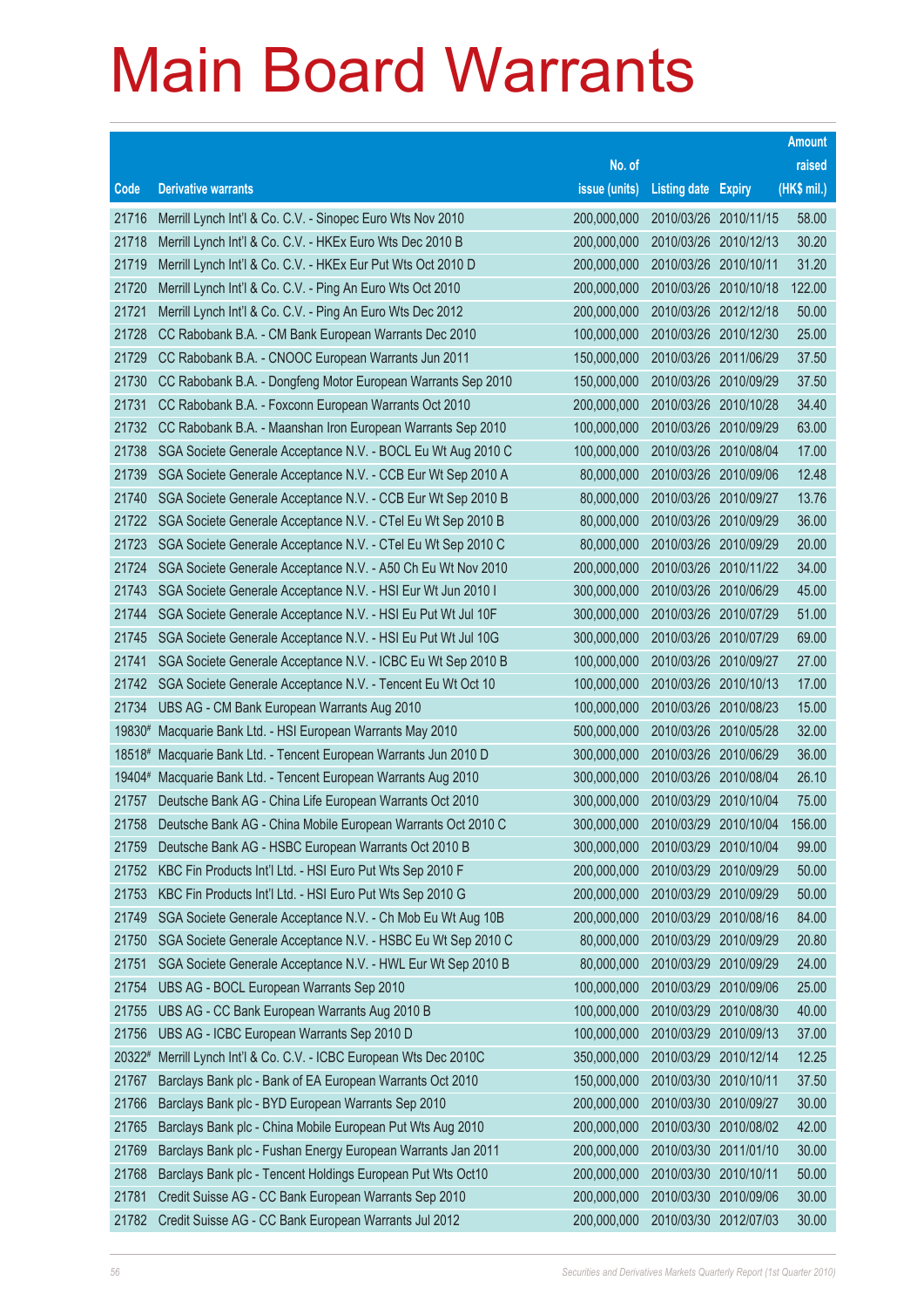# Main Board Warrants

| Code | Derivative warrants | No. of issue (units) | Listing date | Expiry | Amount raised (HK$ mil.) |
|---|---|---|---|---|---|
| 21716 | Merrill Lynch Int'l & Co. C.V. - Sinopec Euro Wts Nov 2010 | 200,000,000 | 2010/03/26 | 2010/11/15 | 58.00 |
| 21718 | Merrill Lynch Int'l & Co. C.V. - HKEx Euro Wts Dec 2010 B | 200,000,000 | 2010/03/26 | 2010/12/13 | 30.20 |
| 21719 | Merrill Lynch Int'l & Co. C.V. - HKEx Eur Put Wts Oct 2010 D | 200,000,000 | 2010/03/26 | 2010/10/11 | 31.20 |
| 21720 | Merrill Lynch Int'l & Co. C.V. - Ping An Euro Wts Oct 2010 | 200,000,000 | 2010/03/26 | 2010/10/18 | 122.00 |
| 21721 | Merrill Lynch Int'l & Co. C.V. - Ping An Euro Wts Dec 2012 | 200,000,000 | 2010/03/26 | 2012/12/18 | 50.00 |
| 21728 | CC Rabobank B.A. - CM Bank European Warrants Dec 2010 | 100,000,000 | 2010/03/26 | 2010/12/30 | 25.00 |
| 21729 | CC Rabobank B.A. - CNOOC European Warrants Jun 2011 | 150,000,000 | 2010/03/26 | 2011/06/29 | 37.50 |
| 21730 | CC Rabobank B.A. - Dongfeng Motor European Warrants Sep 2010 | 150,000,000 | 2010/03/26 | 2010/09/29 | 37.50 |
| 21731 | CC Rabobank B.A. - Foxconn European Warrants Oct 2010 | 200,000,000 | 2010/03/26 | 2010/10/28 | 34.40 |
| 21732 | CC Rabobank B.A. - Maanshan Iron European Warrants Sep 2010 | 100,000,000 | 2010/03/26 | 2010/09/29 | 63.00 |
| 21738 | SGA Societe Generale Acceptance N.V. - BOCL Eu Wt Aug 2010 C | 100,000,000 | 2010/03/26 | 2010/08/04 | 17.00 |
| 21739 | SGA Societe Generale Acceptance N.V. - CCB Eur Wt Sep 2010 A | 80,000,000 | 2010/03/26 | 2010/09/06 | 12.48 |
| 21740 | SGA Societe Generale Acceptance N.V. - CCB Eur Wt Sep 2010 B | 80,000,000 | 2010/03/26 | 2010/09/27 | 13.76 |
| 21722 | SGA Societe Generale Acceptance N.V. - CTel Eu Wt Sep 2010 B | 80,000,000 | 2010/03/26 | 2010/09/29 | 36.00 |
| 21723 | SGA Societe Generale Acceptance N.V. - CTel Eu Wt Sep 2010 C | 80,000,000 | 2010/03/26 | 2010/09/29 | 20.00 |
| 21724 | SGA Societe Generale Acceptance N.V. - A50 Ch Eu Wt Nov 2010 | 200,000,000 | 2010/03/26 | 2010/11/22 | 34.00 |
| 21743 | SGA Societe Generale Acceptance N.V. - HSI Eur Wt Jun 2010 I | 300,000,000 | 2010/03/26 | 2010/06/29 | 45.00 |
| 21744 | SGA Societe Generale Acceptance N.V. - HSI Eu Put Wt Jul 10F | 300,000,000 | 2010/03/26 | 2010/07/29 | 51.00 |
| 21745 | SGA Societe Generale Acceptance N.V. - HSI Eu Put Wt Jul 10G | 300,000,000 | 2010/03/26 | 2010/07/29 | 69.00 |
| 21741 | SGA Societe Generale Acceptance N.V. - ICBC Eu Wt Sep 2010 B | 100,000,000 | 2010/03/26 | 2010/09/27 | 27.00 |
| 21742 | SGA Societe Generale Acceptance N.V. - Tencent Eu Wt Oct 10 | 100,000,000 | 2010/03/26 | 2010/10/13 | 17.00 |
| 21734 | UBS AG - CM Bank European Warrants Aug 2010 | 100,000,000 | 2010/03/26 | 2010/08/23 | 15.00 |
| 19830# | Macquarie Bank Ltd. - HSI European Warrants May 2010 | 500,000,000 | 2010/03/26 | 2010/05/28 | 32.00 |
| 18518# | Macquarie Bank Ltd. - Tencent European Warrants Jun 2010 D | 300,000,000 | 2010/03/26 | 2010/06/29 | 36.00 |
| 19404# | Macquarie Bank Ltd. - Tencent European Warrants Aug 2010 | 300,000,000 | 2010/03/26 | 2010/08/04 | 26.10 |
| 21757 | Deutsche Bank AG - China Life European Warrants Oct 2010 | 300,000,000 | 2010/03/29 | 2010/10/04 | 75.00 |
| 21758 | Deutsche Bank AG - China Mobile European Warrants Oct 2010 C | 300,000,000 | 2010/03/29 | 2010/10/04 | 156.00 |
| 21759 | Deutsche Bank AG - HSBC European Warrants Oct 2010 B | 300,000,000 | 2010/03/29 | 2010/10/04 | 99.00 |
| 21752 | KBC Fin Products Int'l Ltd. - HSI Euro Put Wts Sep 2010 F | 200,000,000 | 2010/03/29 | 2010/09/29 | 50.00 |
| 21753 | KBC Fin Products Int'l Ltd. - HSI Euro Put Wts Sep 2010 G | 200,000,000 | 2010/03/29 | 2010/09/29 | 50.00 |
| 21749 | SGA Societe Generale Acceptance N.V. - Ch Mob Eu Wt Aug 10B | 200,000,000 | 2010/03/29 | 2010/08/16 | 84.00 |
| 21750 | SGA Societe Generale Acceptance N.V. - HSBC Eu Wt Sep 2010 C | 80,000,000 | 2010/03/29 | 2010/09/29 | 20.80 |
| 21751 | SGA Societe Generale Acceptance N.V. - HWL Eur Wt Sep 2010 B | 80,000,000 | 2010/03/29 | 2010/09/29 | 24.00 |
| 21754 | UBS AG - BOCL European Warrants Sep 2010 | 100,000,000 | 2010/03/29 | 2010/09/06 | 25.00 |
| 21755 | UBS AG - CC Bank European Warrants Aug 2010 B | 100,000,000 | 2010/03/29 | 2010/08/30 | 40.00 |
| 21756 | UBS AG - ICBC European Warrants Sep 2010 D | 100,000,000 | 2010/03/29 | 2010/09/13 | 37.00 |
| 20322# | Merrill Lynch Int'l & Co. C.V. - ICBC European Wts Dec 2010C | 350,000,000 | 2010/03/29 | 2010/12/14 | 12.25 |
| 21767 | Barclays Bank plc - Bank of EA European Warrants Oct 2010 | 150,000,000 | 2010/03/30 | 2010/10/11 | 37.50 |
| 21766 | Barclays Bank plc - BYD European Warrants Sep 2010 | 200,000,000 | 2010/03/30 | 2010/09/27 | 30.00 |
| 21765 | Barclays Bank plc - China Mobile European Put Wts Aug 2010 | 200,000,000 | 2010/03/30 | 2010/08/02 | 42.00 |
| 21769 | Barclays Bank plc - Fushan Energy European Warrants Jan 2011 | 200,000,000 | 2010/03/30 | 2011/01/10 | 30.00 |
| 21768 | Barclays Bank plc - Tencent Holdings European Put Wts Oct10 | 200,000,000 | 2010/03/30 | 2010/10/11 | 50.00 |
| 21781 | Credit Suisse AG - CC Bank European Warrants Sep 2010 | 200,000,000 | 2010/03/30 | 2010/09/06 | 30.00 |
| 21782 | Credit Suisse AG - CC Bank European Warrants Jul 2012 | 200,000,000 | 2010/03/30 | 2012/07/03 | 30.00 |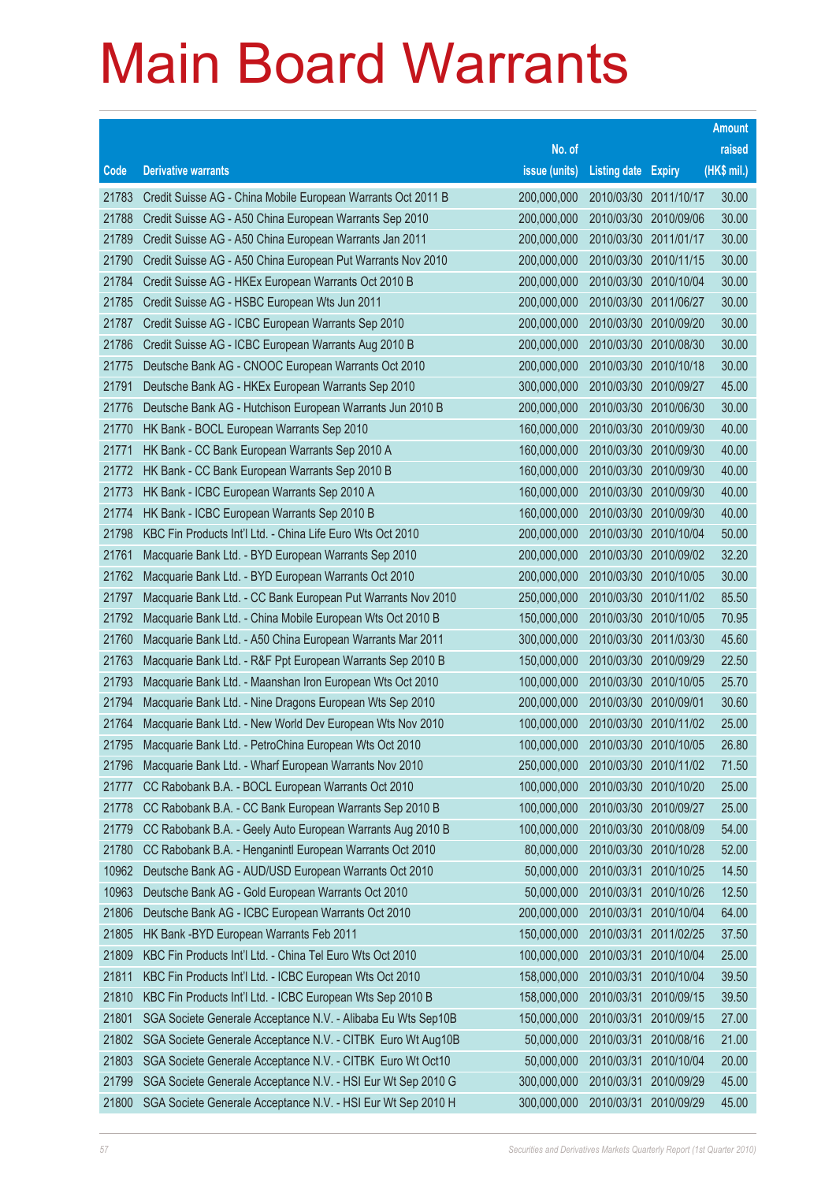# Main Board Warrants

| Code | Derivative warrants | No. of issue (units) | Listing date | Expiry | Amount raised (HK$ mil.) |
|---|---|---|---|---|---|
| 21783 | Credit Suisse AG - China Mobile European Warrants Oct 2011 B | 200,000,000 | 2010/03/30 | 2011/10/17 | 30.00 |
| 21788 | Credit Suisse AG - A50 China European Warrants Sep 2010 | 200,000,000 | 2010/03/30 | 2010/09/06 | 30.00 |
| 21789 | Credit Suisse AG - A50 China European Warrants Jan 2011 | 200,000,000 | 2010/03/30 | 2011/01/17 | 30.00 |
| 21790 | Credit Suisse AG - A50 China European Put Warrants Nov 2010 | 200,000,000 | 2010/03/30 | 2010/11/15 | 30.00 |
| 21784 | Credit Suisse AG - HKEx European Warrants Oct 2010 B | 200,000,000 | 2010/03/30 | 2010/10/04 | 30.00 |
| 21785 | Credit Suisse AG - HSBC European Wts Jun 2011 | 200,000,000 | 2010/03/30 | 2011/06/27 | 30.00 |
| 21787 | Credit Suisse AG - ICBC European Warrants Sep 2010 | 200,000,000 | 2010/03/30 | 2010/09/20 | 30.00 |
| 21786 | Credit Suisse AG - ICBC European Warrants Aug 2010 B | 200,000,000 | 2010/03/30 | 2010/08/30 | 30.00 |
| 21775 | Deutsche Bank AG - CNOOC European Warrants Oct 2010 | 200,000,000 | 2010/03/30 | 2010/10/18 | 30.00 |
| 21791 | Deutsche Bank AG - HKEx European Warrants Sep 2010 | 300,000,000 | 2010/03/30 | 2010/09/27 | 45.00 |
| 21776 | Deutsche Bank AG - Hutchison European Warrants Jun 2010 B | 200,000,000 | 2010/03/30 | 2010/06/30 | 30.00 |
| 21770 | HK Bank - BOCL European Warrants Sep 2010 | 160,000,000 | 2010/03/30 | 2010/09/30 | 40.00 |
| 21771 | HK Bank - CC Bank European Warrants Sep 2010 A | 160,000,000 | 2010/03/30 | 2010/09/30 | 40.00 |
| 21772 | HK Bank - CC Bank European Warrants Sep 2010 B | 160,000,000 | 2010/03/30 | 2010/09/30 | 40.00 |
| 21773 | HK Bank - ICBC European Warrants Sep 2010 A | 160,000,000 | 2010/03/30 | 2010/09/30 | 40.00 |
| 21774 | HK Bank - ICBC European Warrants Sep 2010 B | 160,000,000 | 2010/03/30 | 2010/09/30 | 40.00 |
| 21798 | KBC Fin Products Int'l Ltd. - China Life Euro Wts Oct 2010 | 200,000,000 | 2010/03/30 | 2010/10/04 | 50.00 |
| 21761 | Macquarie Bank Ltd. - BYD European Warrants Sep 2010 | 200,000,000 | 2010/03/30 | 2010/09/02 | 32.20 |
| 21762 | Macquarie Bank Ltd. - BYD European Warrants Oct 2010 | 200,000,000 | 2010/03/30 | 2010/10/05 | 30.00 |
| 21797 | Macquarie Bank Ltd. - CC Bank European Put Warrants Nov 2010 | 250,000,000 | 2010/03/30 | 2010/11/02 | 85.50 |
| 21792 | Macquarie Bank Ltd. - China Mobile European Wts Oct 2010 B | 150,000,000 | 2010/03/30 | 2010/10/05 | 70.95 |
| 21760 | Macquarie Bank Ltd. - A50 China European Warrants Mar 2011 | 300,000,000 | 2010/03/30 | 2011/03/30 | 45.60 |
| 21763 | Macquarie Bank Ltd. - R&F Ppt European Warrants Sep 2010 B | 150,000,000 | 2010/03/30 | 2010/09/29 | 22.50 |
| 21793 | Macquarie Bank Ltd. - Maanshan Iron European Wts Oct 2010 | 100,000,000 | 2010/03/30 | 2010/10/05 | 25.70 |
| 21794 | Macquarie Bank Ltd. - Nine Dragons European Wts Sep 2010 | 200,000,000 | 2010/03/30 | 2010/09/01 | 30.60 |
| 21764 | Macquarie Bank Ltd. - New World Dev European Wts Nov 2010 | 100,000,000 | 2010/03/30 | 2010/11/02 | 25.00 |
| 21795 | Macquarie Bank Ltd. - PetroChina European Wts Oct 2010 | 100,000,000 | 2010/03/30 | 2010/10/05 | 26.80 |
| 21796 | Macquarie Bank Ltd. - Wharf European Warrants Nov 2010 | 250,000,000 | 2010/03/30 | 2010/11/02 | 71.50 |
| 21777 | CC Rabobank B.A. - BOCL European Warrants Oct 2010 | 100,000,000 | 2010/03/30 | 2010/10/20 | 25.00 |
| 21778 | CC Rabobank B.A. - CC Bank European Warrants Sep 2010 B | 100,000,000 | 2010/03/30 | 2010/09/27 | 25.00 |
| 21779 | CC Rabobank B.A. - Geely Auto European Warrants Aug 2010 B | 100,000,000 | 2010/03/30 | 2010/08/09 | 54.00 |
| 21780 | CC Rabobank B.A. - Henganintl European Warrants Oct 2010 | 80,000,000 | 2010/03/30 | 2010/10/28 | 52.00 |
| 10962 | Deutsche Bank AG - AUD/USD European Warrants Oct 2010 | 50,000,000 | 2010/03/31 | 2010/10/25 | 14.50 |
| 10963 | Deutsche Bank AG - Gold European Warrants Oct 2010 | 50,000,000 | 2010/03/31 | 2010/10/26 | 12.50 |
| 21806 | Deutsche Bank AG - ICBC European Warrants Oct 2010 | 200,000,000 | 2010/03/31 | 2010/10/04 | 64.00 |
| 21805 | HK Bank -BYD European Warrants Feb 2011 | 150,000,000 | 2010/03/31 | 2011/02/25 | 37.50 |
| 21809 | KBC Fin Products Int'l Ltd. - China Tel Euro Wts Oct 2010 | 100,000,000 | 2010/03/31 | 2010/10/04 | 25.00 |
| 21811 | KBC Fin Products Int'l Ltd. - ICBC European Wts Oct 2010 | 158,000,000 | 2010/03/31 | 2010/10/04 | 39.50 |
| 21810 | KBC Fin Products Int'l Ltd. - ICBC European Wts Sep 2010 B | 158,000,000 | 2010/03/31 | 2010/09/15 | 39.50 |
| 21801 | SGA Societe Generale Acceptance N.V. - Alibaba Eu Wts Sep10B | 150,000,000 | 2010/03/31 | 2010/09/15 | 27.00 |
| 21802 | SGA Societe Generale Acceptance N.V. - CITBK Euro Wt Aug10B | 50,000,000 | 2010/03/31 | 2010/08/16 | 21.00 |
| 21803 | SGA Societe Generale Acceptance N.V. - CITBK Euro Wt Oct10 | 50,000,000 | 2010/03/31 | 2010/10/04 | 20.00 |
| 21799 | SGA Societe Generale Acceptance N.V. - HSI Eur Wt Sep 2010 G | 300,000,000 | 2010/03/31 | 2010/09/29 | 45.00 |
| 21800 | SGA Societe Generale Acceptance N.V. - HSI Eur Wt Sep 2010 H | 300,000,000 | 2010/03/31 | 2010/09/29 | 45.00 |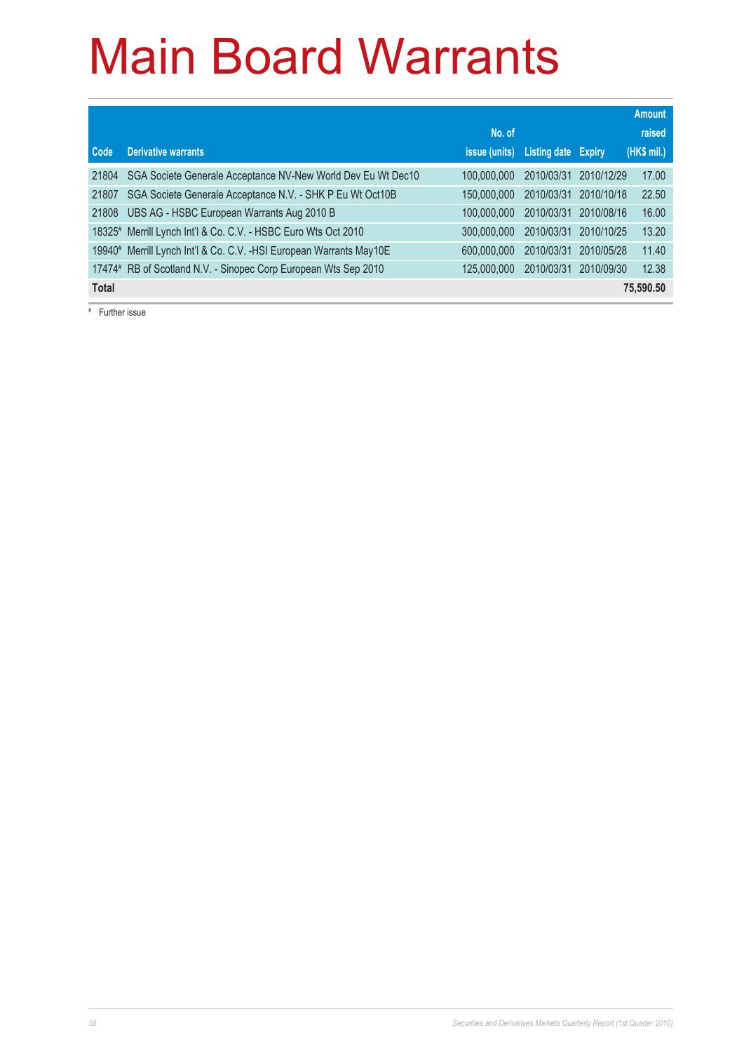# Main Board Warrants

| Code | Derivative warrants | No. of issue (units) | Listing date | Expiry | Amount raised (HK$ mil.) |
|---|---|---|---|---|---|
| 21804 | SGA Societe Generale Acceptance NV-New World Dev Eu Wt Dec10 | 100,000,000 | 2010/03/31 | 2010/12/29 | 17.00 |
| 21807 | SGA Societe Generale Acceptance N.V. - SHK P Eu Wt Oct10B | 150,000,000 | 2010/03/31 | 2010/10/18 | 22.50 |
| 21808 | UBS AG - HSBC European Warrants Aug 2010 B | 100,000,000 | 2010/03/31 | 2010/08/16 | 16.00 |
| 18325# | Merrill Lynch Int'l & Co. C.V. - HSBC Euro Wts Oct 2010 | 300,000,000 | 2010/03/31 | 2010/10/25 | 13.20 |
| 19940# | Merrill Lynch Int'l & Co. C.V. -HSI European Warrants May10E | 600,000,000 | 2010/03/31 | 2010/05/28 | 11.40 |
| 17474# | RB of Scotland N.V. - Sinopec Corp European Wts Sep 2010 | 125,000,000 | 2010/03/31 | 2010/09/30 | 12.38 |
| **Total** | | | | | **75,590.50** |

# Further issue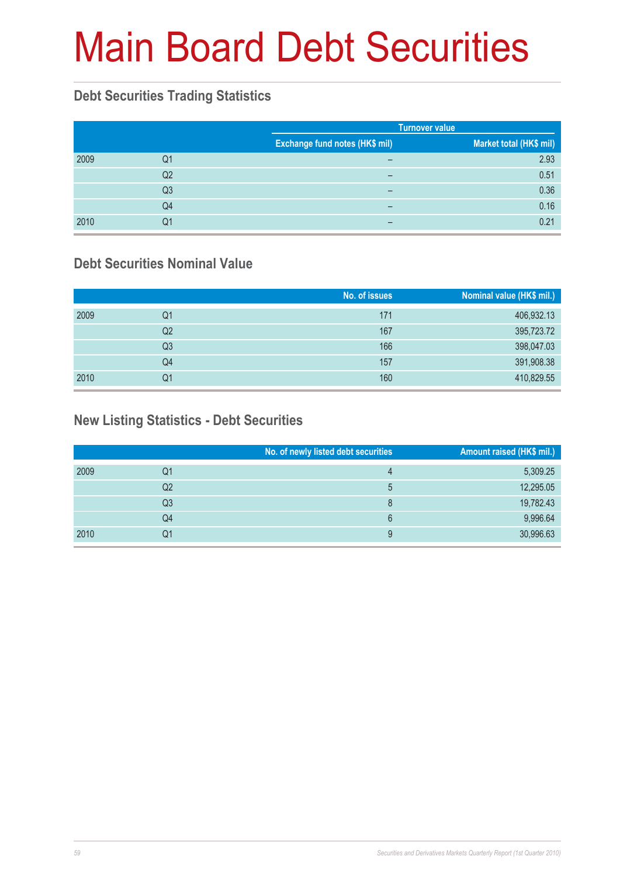# Main Board Debt Securities

## Debt Securities Trading Statistics

| | | Turnover value | |
|---|---|---|---|
| | | Exchange fund notes (HK$ mil) | Market total (HK$ mil) |
| 2009 | Q1 | – | 2.93 |
| | Q2 | – | 0.51 |
| | Q3 | – | 0.36 |
| | Q4 | – | 0.16 |
| 2010 | Q1 | – | 0.21 |

## Debt Securities Nominal Value

| | | No. of issues | Nominal value (HK$ mil.) |
|---|---|---|---|
| 2009 | Q1 | 171 | 406,932.13 |
| | Q2 | 167 | 395,723.72 |
| | Q3 | 166 | 398,047.03 |
| | Q4 | 157 | 391,908.38 |
| 2010 | Q1 | 160 | 410,829.55 |

## New Listing Statistics - Debt Securities

| | | No. of newly listed debt securities | Amount raised (HK$ mil.) |
|---|---|---|---|
| 2009 | Q1 | 4 | 5,309.25 |
| | Q2 | 5 | 12,295.05 |
| | Q3 | 8 | 19,782.43 |
| | Q4 | 6 | 9,996.64 |
| 2010 | Q1 | 9 | 30,996.63 |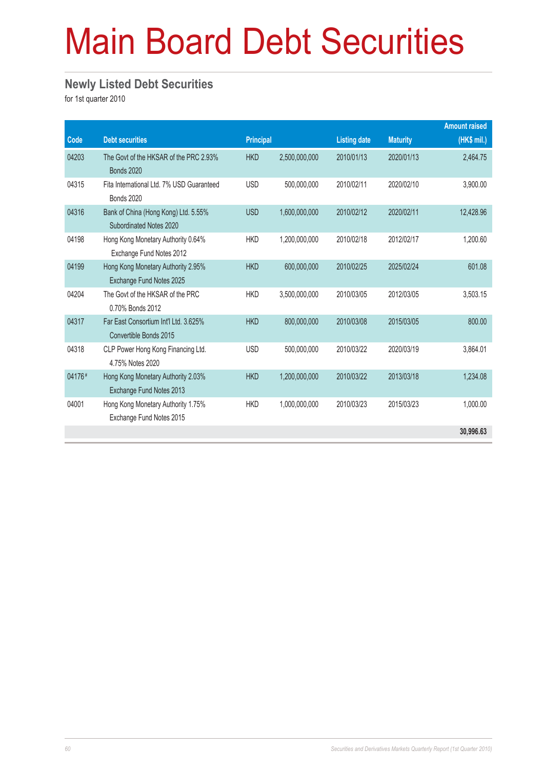# Main Board Debt Securities

## Newly Listed Debt Securities

for 1st quarter 2010

| Code | Debt securities | Principal | | Listing date | Maturity | Amount raised (HK$ mil.) |
|---|---|---|---|---|---|---|
| 04203 | The Govt of the HKSAR of the PRC 2.93% Bonds 2020 | HKD | 2,500,000,000 | 2010/01/13 | 2020/01/13 | 2,464.75 |
| 04315 | Fita International Ltd. 7% USD Guaranteed Bonds 2020 | USD | 500,000,000 | 2010/02/11 | 2020/02/10 | 3,900.00 |
| 04316 | Bank of China (Hong Kong) Ltd. 5.55% Subordinated Notes 2020 | USD | 1,600,000,000 | 2010/02/12 | 2020/02/11 | 12,428.96 |
| 04198 | Hong Kong Monetary Authority 0.64% Exchange Fund Notes 2012 | HKD | 1,200,000,000 | 2010/02/18 | 2012/02/17 | 1,200.60 |
| 04199 | Hong Kong Monetary Authority 2.95% Exchange Fund Notes 2025 | HKD | 600,000,000 | 2010/02/25 | 2025/02/24 | 601.08 |
| 04204 | The Govt of the HKSAR of the PRC 0.70% Bonds 2012 | HKD | 3,500,000,000 | 2010/03/05 | 2012/03/05 | 3,503.15 |
| 04317 | Far East Consortium Int'l Ltd. 3.625% Convertible Bonds 2015 | HKD | 800,000,000 | 2010/03/08 | 2015/03/05 | 800.00 |
| 04318 | CLP Power Hong Kong Financing Ltd. 4.75% Notes 2020 | USD | 500,000,000 | 2010/03/22 | 2020/03/19 | 3,864.01 |
| 04176# | Hong Kong Monetary Authority 2.03% Exchange Fund Notes 2013 | HKD | 1,200,000,000 | 2010/03/22 | 2013/03/18 | 1,234.08 |
| 04001 | Hong Kong Monetary Authority 1.75% Exchange Fund Notes 2015 | HKD | 1,000,000,000 | 2010/03/23 | 2015/03/23 | 1,000.00 |
| | | | | | | **30,996.63** |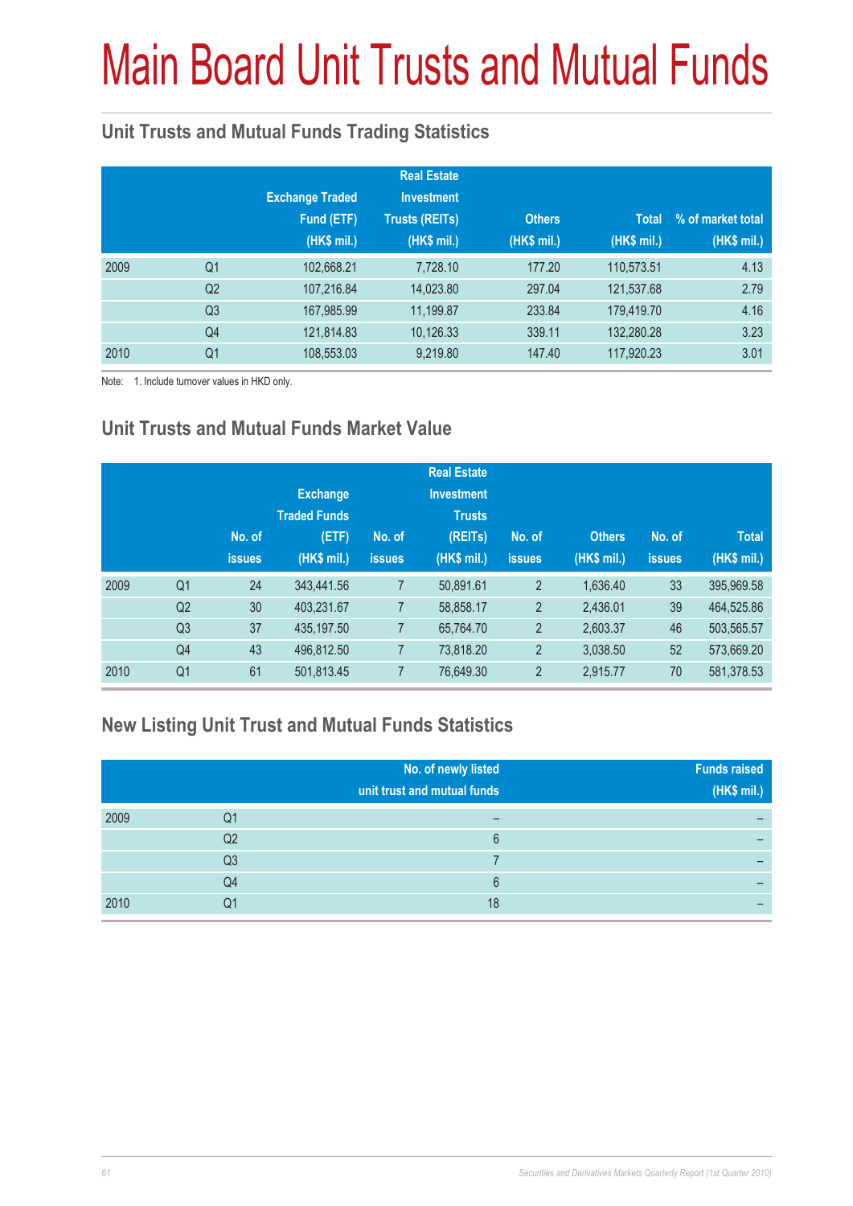# Main Board Unit Trusts and Mutual Funds

## Unit Trusts and Mutual Funds Trading Statistics

| | | Exchange Traded Fund (ETF) (HK$ mil.) | Real Estate Investment Trusts (REITs) (HK$ mil.) | Others (HK$ mil.) | Total (HK$ mil.) | % of market total (HK$ mil.) |
|---|---|---|---|---|---|---|
| 2009 | Q1 | 102,668.21 | 7,728.10 | 177.20 | 110,573.51 | 4.13 |
| | Q2 | 107,216.84 | 14,023.80 | 297.04 | 121,537.68 | 2.79 |
| | Q3 | 167,985.99 | 11,199.87 | 233.84 | 179,419.70 | 4.16 |
| | Q4 | 121,814.83 | 10,126.33 | 339.11 | 132,280.28 | 3.23 |
| 2010 | Q1 | 108,553.03 | 9,219.80 | 147.40 | 117,920.23 | 3.01 |

Note: 1. Include turnover values in HKD only.

## Unit Trusts and Mutual Funds Market Value

| | | No. of issues | Exchange Traded Funds (ETF) (HK$ mil.) | No. of issues | Real Estate Investment Trusts (REITs) (HK$ mil.) | No. of issues | Others (HK$ mil.) | No. of issues | Total (HK$ mil.) |
|---|---|---|---|---|---|---|---|---|---|
| 2009 | Q1 | 24 | 343,441.56 | 7 | 50,891.61 | 2 | 1,636.40 | 33 | 395,969.58 |
| | Q2 | 30 | 403,231.67 | 7 | 58,858.17 | 2 | 2,436.01 | 39 | 464,525.86 |
| | Q3 | 37 | 435,197.50 | 7 | 65,764.70 | 2 | 2,603.37 | 46 | 503,565.57 |
| | Q4 | 43 | 496,812.50 | 7 | 73,818.20 | 2 | 3,038.50 | 52 | 573,669.20 |
| 2010 | Q1 | 61 | 501,813.45 | 7 | 76,649.30 | 2 | 2,915.77 | 70 | 581,378.53 |

## New Listing Unit Trust and Mutual Funds Statistics

| | | No. of newly listed unit trust and mutual funds | Funds raised (HK$ mil.) |
|---|---|---|---|
| 2009 | Q1 | – | – |
| | Q2 | 6 | – |
| | Q3 | 7 | – |
| | Q4 | 6 | – |
| 2010 | Q1 | 18 | – |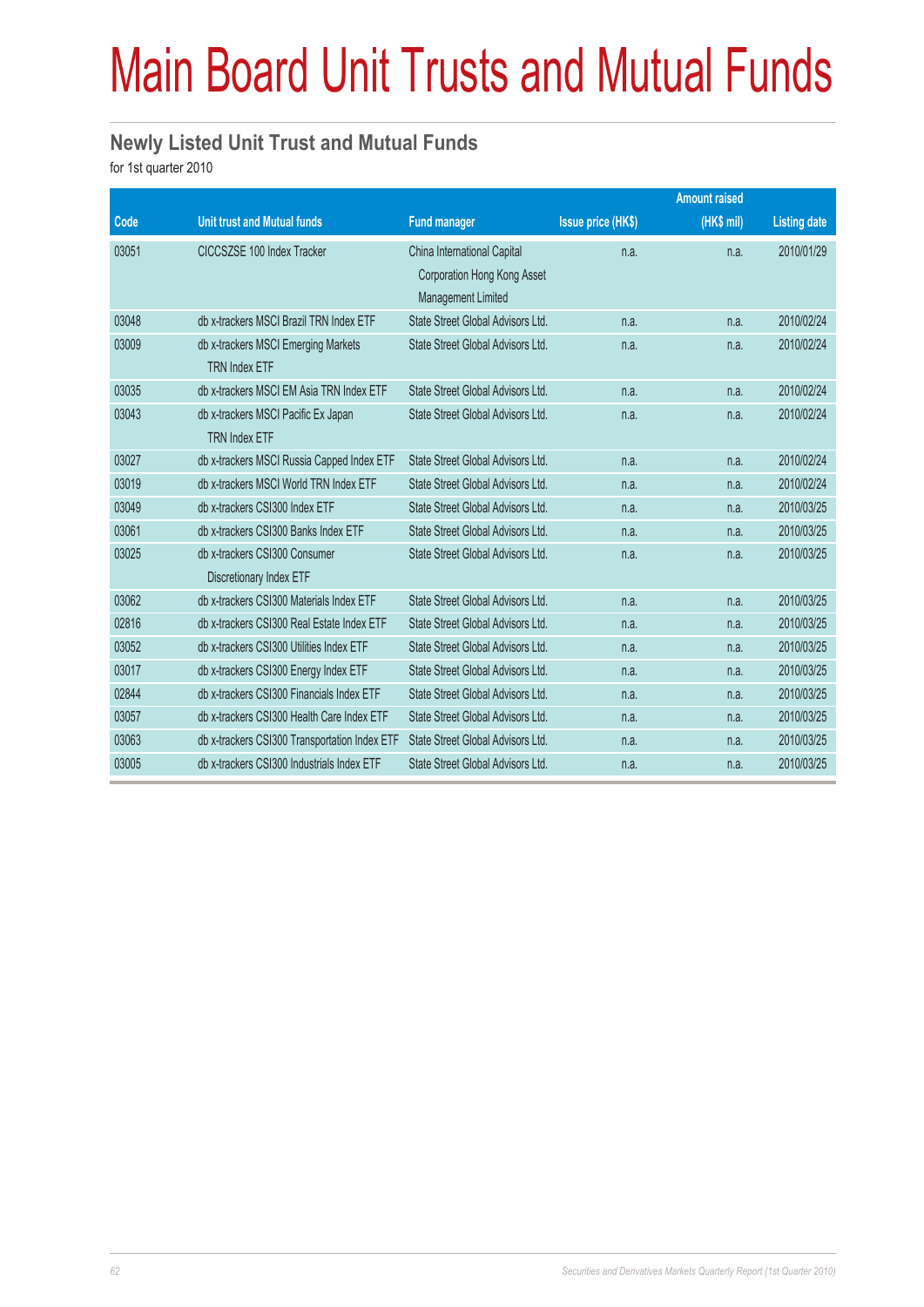# Main Board Unit Trusts and Mutual Funds

## Newly Listed Unit Trust and Mutual Funds

for 1st quarter 2010

| Code | Unit trust and Mutual funds | Fund manager | Issue price (HK$) | Amount raised (HK$ mil) | Listing date |
|---|---|---|---|---|---|
| 03051 | CICCSZSE 100 Index Tracker | China International Capital Corporation Hong Kong Asset Management Limited | n.a. | n.a. | 2010/01/29 |
| 03048 | db x-trackers MSCI Brazil TRN Index ETF | State Street Global Advisors Ltd. | n.a. | n.a. | 2010/02/24 |
| 03009 | db x-trackers MSCI Emerging Markets TRN Index ETF | State Street Global Advisors Ltd. | n.a. | n.a. | 2010/02/24 |
| 03035 | db x-trackers MSCI EM Asia TRN Index ETF | State Street Global Advisors Ltd. | n.a. | n.a. | 2010/02/24 |
| 03043 | db x-trackers MSCI Pacific Ex Japan TRN Index ETF | State Street Global Advisors Ltd. | n.a. | n.a. | 2010/02/24 |
| 03027 | db x-trackers MSCI Russia Capped Index ETF | State Street Global Advisors Ltd. | n.a. | n.a. | 2010/02/24 |
| 03019 | db x-trackers MSCI World TRN Index ETF | State Street Global Advisors Ltd. | n.a. | n.a. | 2010/02/24 |
| 03049 | db x-trackers CSI300 Index ETF | State Street Global Advisors Ltd. | n.a. | n.a. | 2010/03/25 |
| 03061 | db x-trackers CSI300 Banks Index ETF | State Street Global Advisors Ltd. | n.a. | n.a. | 2010/03/25 |
| 03025 | db x-trackers CSI300 Consumer Discretionary Index ETF | State Street Global Advisors Ltd. | n.a. | n.a. | 2010/03/25 |
| 03062 | db x-trackers CSI300 Materials Index ETF | State Street Global Advisors Ltd. | n.a. | n.a. | 2010/03/25 |
| 02816 | db x-trackers CSI300 Real Estate Index ETF | State Street Global Advisors Ltd. | n.a. | n.a. | 2010/03/25 |
| 03052 | db x-trackers CSI300 Utilities Index ETF | State Street Global Advisors Ltd. | n.a. | n.a. | 2010/03/25 |
| 03017 | db x-trackers CSI300 Energy Index ETF | State Street Global Advisors Ltd. | n.a. | n.a. | 2010/03/25 |
| 02844 | db x-trackers CSI300 Financials Index ETF | State Street Global Advisors Ltd. | n.a. | n.a. | 2010/03/25 |
| 03057 | db x-trackers CSI300 Health Care Index ETF | State Street Global Advisors Ltd. | n.a. | n.a. | 2010/03/25 |
| 03063 | db x-trackers CSI300 Transportation Index ETF | State Street Global Advisors Ltd. | n.a. | n.a. | 2010/03/25 |
| 03005 | db x-trackers CSI300 Industrials Index ETF | State Street Global Advisors Ltd. | n.a. | n.a. | 2010/03/25 |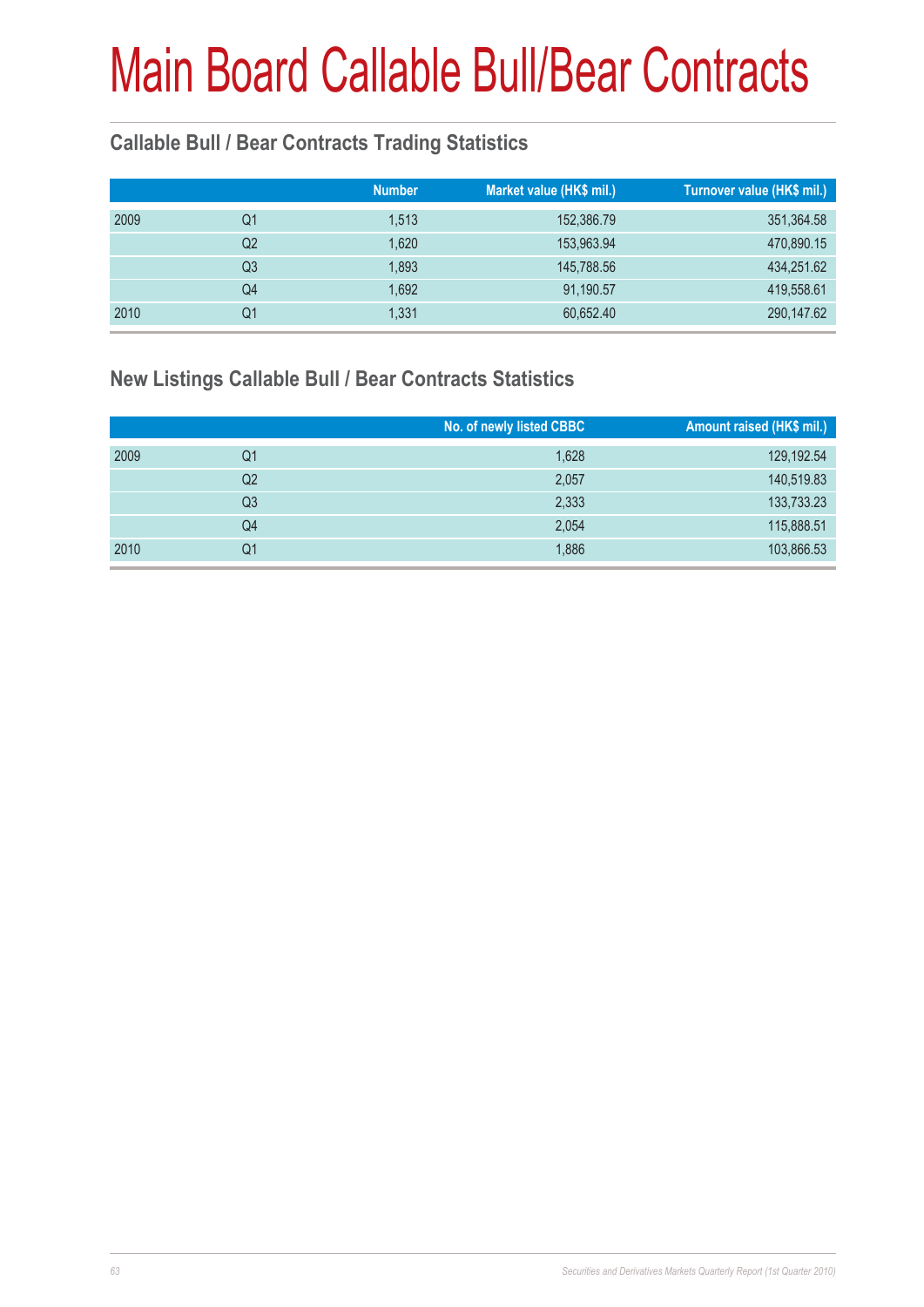# Main Board Callable Bull/Bear Contracts

## Callable Bull / Bear Contracts Trading Statistics

| | | Number | Market value (HK$ mil.) | Turnover value (HK$ mil.) |
|---|---|---|---|---|
| 2009 | Q1 | 1,513 | 152,386.79 | 351,364.58 |
| | Q2 | 1,620 | 153,963.94 | 470,890.15 |
| | Q3 | 1,893 | 145,788.56 | 434,251.62 |
| | Q4 | 1,692 | 91,190.57 | 419,558.61 |
| 2010 | Q1 | 1,331 | 60,652.40 | 290,147.62 |

## New Listings Callable Bull / Bear Contracts Statistics

| | | No. of newly listed CBBC | Amount raised (HK$ mil.) |
|---|---|---|---|
| 2009 | Q1 | 1,628 | 129,192.54 |
| | Q2 | 2,057 | 140,519.83 |
| | Q3 | 2,333 | 133,733.23 |
| | Q4 | 2,054 | 115,888.51 |
| 2010 | Q1 | 1,886 | 103,866.53 |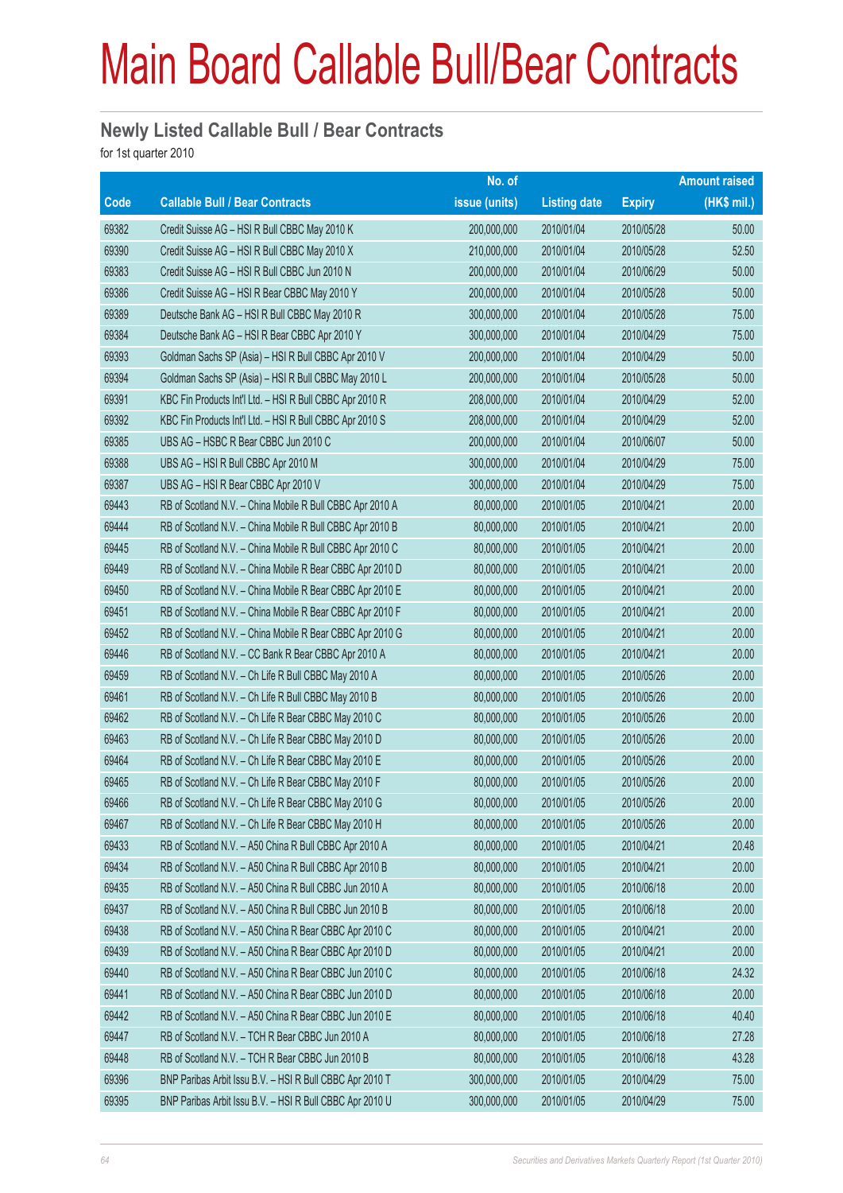# Main Board Callable Bull/Bear Contracts

## Newly Listed Callable Bull / Bear Contracts

for 1st quarter 2010

| Code | Callable Bull / Bear Contracts | No. of issue (units) | Listing date | Expiry | Amount raised (HK$ mil.) |
|---|---|---|---|---|---|
| 69382 | Credit Suisse AG – HSI R Bull CBBC May 2010 K | 200,000,000 | 2010/01/04 | 2010/05/28 | 50.00 |
| 69390 | Credit Suisse AG – HSI R Bull CBBC May 2010 X | 210,000,000 | 2010/01/04 | 2010/05/28 | 52.50 |
| 69383 | Credit Suisse AG – HSI R Bull CBBC Jun 2010 N | 200,000,000 | 2010/01/04 | 2010/06/29 | 50.00 |
| 69386 | Credit Suisse AG – HSI R Bear CBBC May 2010 Y | 200,000,000 | 2010/01/04 | 2010/05/28 | 50.00 |
| 69389 | Deutsche Bank AG – HSI R Bull CBBC May 2010 R | 300,000,000 | 2010/01/04 | 2010/05/28 | 75.00 |
| 69384 | Deutsche Bank AG – HSI R Bear CBBC Apr 2010 Y | 300,000,000 | 2010/01/04 | 2010/04/29 | 75.00 |
| 69393 | Goldman Sachs SP (Asia) – HSI R Bull CBBC Apr 2010 V | 200,000,000 | 2010/01/04 | 2010/04/29 | 50.00 |
| 69394 | Goldman Sachs SP (Asia) – HSI R Bull CBBC May 2010 L | 200,000,000 | 2010/01/04 | 2010/05/28 | 50.00 |
| 69391 | KBC Fin Products Int'l Ltd. – HSI R Bull CBBC Apr 2010 R | 208,000,000 | 2010/01/04 | 2010/04/29 | 52.00 |
| 69392 | KBC Fin Products Int'l Ltd. – HSI R Bull CBBC Apr 2010 S | 208,000,000 | 2010/01/04 | 2010/04/29 | 52.00 |
| 69385 | UBS AG – HSBC R Bear CBBC Jun 2010 C | 200,000,000 | 2010/01/04 | 2010/06/07 | 50.00 |
| 69388 | UBS AG – HSI R Bull CBBC Apr 2010 M | 300,000,000 | 2010/01/04 | 2010/04/29 | 75.00 |
| 69387 | UBS AG – HSI R Bear CBBC Apr 2010 V | 300,000,000 | 2010/01/04 | 2010/04/29 | 75.00 |
| 69443 | RB of Scotland N.V. – China Mobile R Bull CBBC Apr 2010 A | 80,000,000 | 2010/01/05 | 2010/04/21 | 20.00 |
| 69444 | RB of Scotland N.V. – China Mobile R Bull CBBC Apr 2010 B | 80,000,000 | 2010/01/05 | 2010/04/21 | 20.00 |
| 69445 | RB of Scotland N.V. – China Mobile R Bull CBBC Apr 2010 C | 80,000,000 | 2010/01/05 | 2010/04/21 | 20.00 |
| 69449 | RB of Scotland N.V. – China Mobile R Bear CBBC Apr 2010 D | 80,000,000 | 2010/01/05 | 2010/04/21 | 20.00 |
| 69450 | RB of Scotland N.V. – China Mobile R Bear CBBC Apr 2010 E | 80,000,000 | 2010/01/05 | 2010/04/21 | 20.00 |
| 69451 | RB of Scotland N.V. – China Mobile R Bear CBBC Apr 2010 F | 80,000,000 | 2010/01/05 | 2010/04/21 | 20.00 |
| 69452 | RB of Scotland N.V. – China Mobile R Bear CBBC Apr 2010 G | 80,000,000 | 2010/01/05 | 2010/04/21 | 20.00 |
| 69446 | RB of Scotland N.V. – CC Bank R Bear CBBC Apr 2010 A | 80,000,000 | 2010/01/05 | 2010/04/21 | 20.00 |
| 69459 | RB of Scotland N.V. – Ch Life R Bull CBBC May 2010 A | 80,000,000 | 2010/01/05 | 2010/05/26 | 20.00 |
| 69461 | RB of Scotland N.V. – Ch Life R Bull CBBC May 2010 B | 80,000,000 | 2010/01/05 | 2010/05/26 | 20.00 |
| 69462 | RB of Scotland N.V. – Ch Life R Bear CBBC May 2010 C | 80,000,000 | 2010/01/05 | 2010/05/26 | 20.00 |
| 69463 | RB of Scotland N.V. – Ch Life R Bear CBBC May 2010 D | 80,000,000 | 2010/01/05 | 2010/05/26 | 20.00 |
| 69464 | RB of Scotland N.V. – Ch Life R Bear CBBC May 2010 E | 80,000,000 | 2010/01/05 | 2010/05/26 | 20.00 |
| 69465 | RB of Scotland N.V. – Ch Life R Bear CBBC May 2010 F | 80,000,000 | 2010/01/05 | 2010/05/26 | 20.00 |
| 69466 | RB of Scotland N.V. – Ch Life R Bear CBBC May 2010 G | 80,000,000 | 2010/01/05 | 2010/05/26 | 20.00 |
| 69467 | RB of Scotland N.V. – Ch Life R Bear CBBC May 2010 H | 80,000,000 | 2010/01/05 | 2010/05/26 | 20.00 |
| 69433 | RB of Scotland N.V. – A50 China R Bull CBBC Apr 2010 A | 80,000,000 | 2010/01/05 | 2010/04/21 | 20.48 |
| 69434 | RB of Scotland N.V. – A50 China R Bull CBBC Apr 2010 B | 80,000,000 | 2010/01/05 | 2010/04/21 | 20.00 |
| 69435 | RB of Scotland N.V. – A50 China R Bull CBBC Jun 2010 A | 80,000,000 | 2010/01/05 | 2010/06/18 | 20.00 |
| 69437 | RB of Scotland N.V. – A50 China R Bull CBBC Jun 2010 B | 80,000,000 | 2010/01/05 | 2010/06/18 | 20.00 |
| 69438 | RB of Scotland N.V. – A50 China R Bear CBBC Apr 2010 C | 80,000,000 | 2010/01/05 | 2010/04/21 | 20.00 |
| 69439 | RB of Scotland N.V. – A50 China R Bear CBBC Apr 2010 D | 80,000,000 | 2010/01/05 | 2010/04/21 | 20.00 |
| 69440 | RB of Scotland N.V. – A50 China R Bear CBBC Jun 2010 C | 80,000,000 | 2010/01/05 | 2010/06/18 | 24.32 |
| 69441 | RB of Scotland N.V. – A50 China R Bear CBBC Jun 2010 D | 80,000,000 | 2010/01/05 | 2010/06/18 | 20.00 |
| 69442 | RB of Scotland N.V. – A50 China R Bear CBBC Jun 2010 E | 80,000,000 | 2010/01/05 | 2010/06/18 | 40.40 |
| 69447 | RB of Scotland N.V. – TCH R Bear CBBC Jun 2010 A | 80,000,000 | 2010/01/05 | 2010/06/18 | 27.28 |
| 69448 | RB of Scotland N.V. – TCH R Bear CBBC Jun 2010 B | 80,000,000 | 2010/01/05 | 2010/06/18 | 43.28 |
| 69396 | BNP Paribas Arbit Issu B.V. – HSI R Bull CBBC Apr 2010 T | 300,000,000 | 2010/01/05 | 2010/04/29 | 75.00 |
| 69395 | BNP Paribas Arbit Issu B.V. – HSI R Bull CBBC Apr 2010 U | 300,000,000 | 2010/01/05 | 2010/04/29 | 75.00 |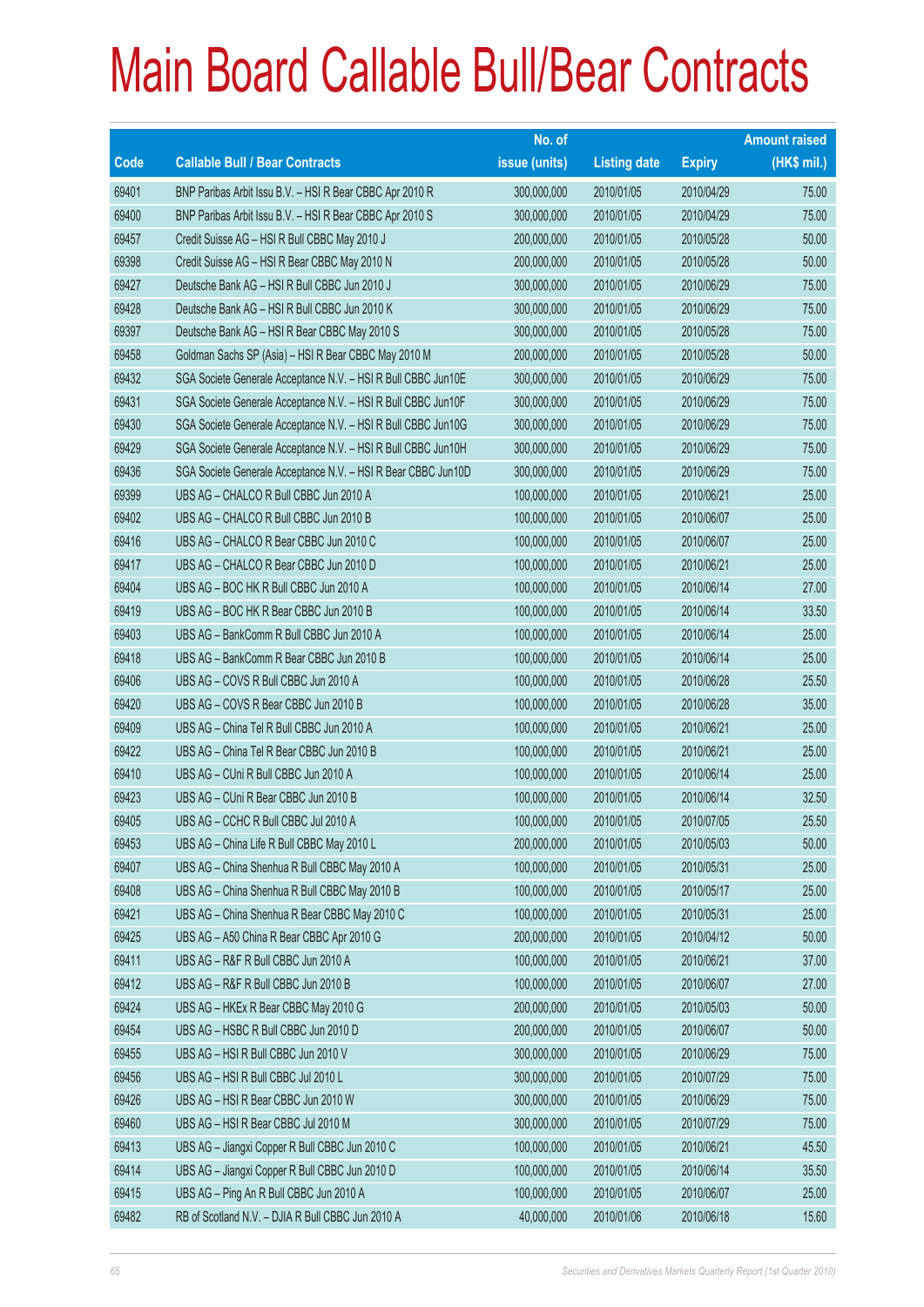# Main Board Callable Bull/Bear Contracts

| Code | Callable Bull / Bear Contracts | No. of issue (units) | Listing date | Expiry | Amount raised (HK$ mil.) |
|---|---|---|---|---|---|
| 69401 | BNP Paribas Arbit Issu B.V. – HSI R Bear CBBC Apr 2010 R | 300,000,000 | 2010/01/05 | 2010/04/29 | 75.00 |
| 69400 | BNP Paribas Arbit Issu B.V. – HSI R Bear CBBC Apr 2010 S | 300,000,000 | 2010/01/05 | 2010/04/29 | 75.00 |
| 69457 | Credit Suisse AG – HSI R Bull CBBC May 2010 J | 200,000,000 | 2010/01/05 | 2010/05/28 | 50.00 |
| 69398 | Credit Suisse AG – HSI R Bear CBBC May 2010 N | 200,000,000 | 2010/01/05 | 2010/05/28 | 50.00 |
| 69427 | Deutsche Bank AG – HSI R Bull CBBC Jun 2010 J | 300,000,000 | 2010/01/05 | 2010/06/29 | 75.00 |
| 69428 | Deutsche Bank AG – HSI R Bull CBBC Jun 2010 K | 300,000,000 | 2010/01/05 | 2010/06/29 | 75.00 |
| 69397 | Deutsche Bank AG – HSI R Bear CBBC May 2010 S | 300,000,000 | 2010/01/05 | 2010/05/28 | 75.00 |
| 69458 | Goldman Sachs SP (Asia) – HSI R Bear CBBC May 2010 M | 200,000,000 | 2010/01/05 | 2010/05/28 | 50.00 |
| 69432 | SGA Societe Generale Acceptance N.V. – HSI R Bull CBBC Jun10E | 300,000,000 | 2010/01/05 | 2010/06/29 | 75.00 |
| 69431 | SGA Societe Generale Acceptance N.V. – HSI R Bull CBBC Jun10F | 300,000,000 | 2010/01/05 | 2010/06/29 | 75.00 |
| 69430 | SGA Societe Generale Acceptance N.V. – HSI R Bull CBBC Jun10G | 300,000,000 | 2010/01/05 | 2010/06/29 | 75.00 |
| 69429 | SGA Societe Generale Acceptance N.V. – HSI R Bull CBBC Jun10H | 300,000,000 | 2010/01/05 | 2010/06/29 | 75.00 |
| 69436 | SGA Societe Generale Acceptance N.V. – HSI R Bear CBBC Jun10D | 300,000,000 | 2010/01/05 | 2010/06/29 | 75.00 |
| 69399 | UBS AG – CHALCO R Bull CBBC Jun 2010 A | 100,000,000 | 2010/01/05 | 2010/06/21 | 25.00 |
| 69402 | UBS AG – CHALCO R Bull CBBC Jun 2010 B | 100,000,000 | 2010/01/05 | 2010/06/07 | 25.00 |
| 69416 | UBS AG – CHALCO R Bear CBBC Jun 2010 C | 100,000,000 | 2010/01/05 | 2010/06/07 | 25.00 |
| 69417 | UBS AG – CHALCO R Bear CBBC Jun 2010 D | 100,000,000 | 2010/01/05 | 2010/06/21 | 25.00 |
| 69404 | UBS AG – BOC HK R Bull CBBC Jun 2010 A | 100,000,000 | 2010/01/05 | 2010/06/14 | 27.00 |
| 69419 | UBS AG – BOC HK R Bear CBBC Jun 2010 B | 100,000,000 | 2010/01/05 | 2010/06/14 | 33.50 |
| 69403 | UBS AG – BankComm R Bull CBBC Jun 2010 A | 100,000,000 | 2010/01/05 | 2010/06/14 | 25.00 |
| 69418 | UBS AG – BankComm R Bear CBBC Jun 2010 B | 100,000,000 | 2010/01/05 | 2010/06/14 | 25.00 |
| 69406 | UBS AG – COVS R Bull CBBC Jun 2010 A | 100,000,000 | 2010/01/05 | 2010/06/28 | 25.50 |
| 69420 | UBS AG – COVS R Bear CBBC Jun 2010 B | 100,000,000 | 2010/01/05 | 2010/06/28 | 35.00 |
| 69409 | UBS AG – China Tel R Bull CBBC Jun 2010 A | 100,000,000 | 2010/01/05 | 2010/06/21 | 25.00 |
| 69422 | UBS AG – China Tel R Bear CBBC Jun 2010 B | 100,000,000 | 2010/01/05 | 2010/06/21 | 25.00 |
| 69410 | UBS AG – CUni R Bull CBBC Jun 2010 A | 100,000,000 | 2010/01/05 | 2010/06/14 | 25.00 |
| 69423 | UBS AG – CUni R Bear CBBC Jun 2010 B | 100,000,000 | 2010/01/05 | 2010/06/14 | 32.50 |
| 69405 | UBS AG – CCHC R Bull CBBC Jul 2010 A | 100,000,000 | 2010/01/05 | 2010/07/05 | 25.50 |
| 69453 | UBS AG – China Life R Bull CBBC May 2010 L | 200,000,000 | 2010/01/05 | 2010/05/03 | 50.00 |
| 69407 | UBS AG – China Shenhua R Bull CBBC May 2010 A | 100,000,000 | 2010/01/05 | 2010/05/31 | 25.00 |
| 69408 | UBS AG – China Shenhua R Bull CBBC May 2010 B | 100,000,000 | 2010/01/05 | 2010/05/17 | 25.00 |
| 69421 | UBS AG – China Shenhua R Bear CBBC May 2010 C | 100,000,000 | 2010/01/05 | 2010/05/31 | 25.00 |
| 69425 | UBS AG – A50 China R Bear CBBC Apr 2010 G | 200,000,000 | 2010/01/05 | 2010/04/12 | 50.00 |
| 69411 | UBS AG – R&F R Bull CBBC Jun 2010 A | 100,000,000 | 2010/01/05 | 2010/06/21 | 37.00 |
| 69412 | UBS AG – R&F R Bull CBBC Jun 2010 B | 100,000,000 | 2010/01/05 | 2010/06/07 | 27.00 |
| 69424 | UBS AG – HKEx R Bear CBBC May 2010 G | 200,000,000 | 2010/01/05 | 2010/05/03 | 50.00 |
| 69454 | UBS AG – HSBC R Bull CBBC Jun 2010 D | 200,000,000 | 2010/01/05 | 2010/06/07 | 50.00 |
| 69455 | UBS AG – HSI R Bull CBBC Jun 2010 V | 300,000,000 | 2010/01/05 | 2010/06/29 | 75.00 |
| 69456 | UBS AG – HSI R Bull CBBC Jul 2010 L | 300,000,000 | 2010/01/05 | 2010/07/29 | 75.00 |
| 69426 | UBS AG – HSI R Bear CBBC Jun 2010 W | 300,000,000 | 2010/01/05 | 2010/06/29 | 75.00 |
| 69460 | UBS AG – HSI R Bear CBBC Jul 2010 M | 300,000,000 | 2010/01/05 | 2010/07/29 | 75.00 |
| 69413 | UBS AG – Jiangxi Copper R Bull CBBC Jun 2010 C | 100,000,000 | 2010/01/05 | 2010/06/21 | 45.50 |
| 69414 | UBS AG – Jiangxi Copper R Bull CBBC Jun 2010 D | 100,000,000 | 2010/01/05 | 2010/06/14 | 35.50 |
| 69415 | UBS AG – Ping An R Bull CBBC Jun 2010 A | 100,000,000 | 2010/01/05 | 2010/06/07 | 25.00 |
| 69482 | RB of Scotland N.V. – DJIA R Bull CBBC Jun 2010 A | 40,000,000 | 2010/01/06 | 2010/06/18 | 15.60 |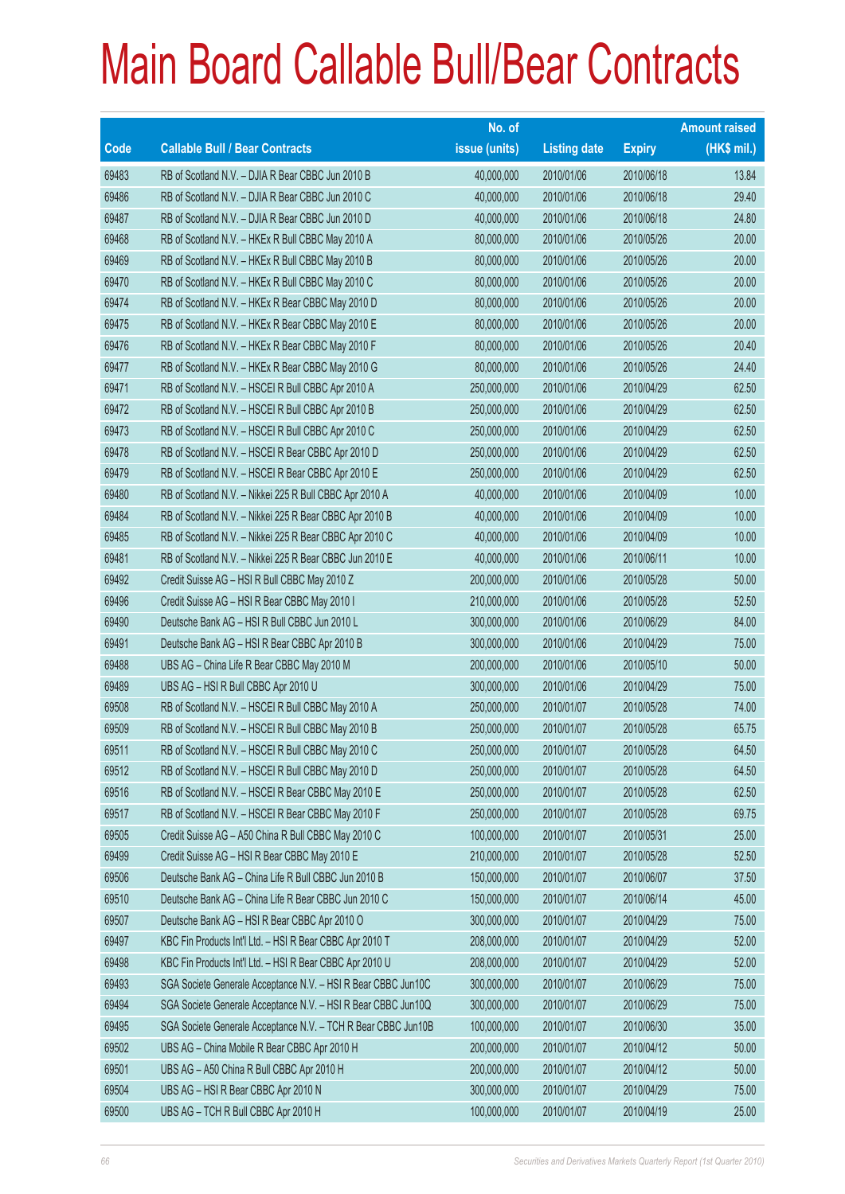# Main Board Callable Bull/Bear Contracts

| Code | Callable Bull / Bear Contracts | No. of issue (units) | Listing date | Expiry | Amount raised (HK$ mil.) |
|---|---|---|---|---|---|
| 69483 | RB of Scotland N.V. – DJIA R Bear CBBC Jun 2010 B | 40,000,000 | 2010/01/06 | 2010/06/18 | 13.84 |
| 69486 | RB of Scotland N.V. – DJIA R Bear CBBC Jun 2010 C | 40,000,000 | 2010/01/06 | 2010/06/18 | 29.40 |
| 69487 | RB of Scotland N.V. – DJIA R Bear CBBC Jun 2010 D | 40,000,000 | 2010/01/06 | 2010/06/18 | 24.80 |
| 69468 | RB of Scotland N.V. – HKEx R Bull CBBC May 2010 A | 80,000,000 | 2010/01/06 | 2010/05/26 | 20.00 |
| 69469 | RB of Scotland N.V. – HKEx R Bull CBBC May 2010 B | 80,000,000 | 2010/01/06 | 2010/05/26 | 20.00 |
| 69470 | RB of Scotland N.V. – HKEx R Bull CBBC May 2010 C | 80,000,000 | 2010/01/06 | 2010/05/26 | 20.00 |
| 69474 | RB of Scotland N.V. – HKEx R Bear CBBC May 2010 D | 80,000,000 | 2010/01/06 | 2010/05/26 | 20.00 |
| 69475 | RB of Scotland N.V. – HKEx R Bear CBBC May 2010 E | 80,000,000 | 2010/01/06 | 2010/05/26 | 20.00 |
| 69476 | RB of Scotland N.V. – HKEx R Bear CBBC May 2010 F | 80,000,000 | 2010/01/06 | 2010/05/26 | 20.40 |
| 69477 | RB of Scotland N.V. – HKEx R Bear CBBC May 2010 G | 80,000,000 | 2010/01/06 | 2010/05/26 | 24.40 |
| 69471 | RB of Scotland N.V. – HSCEI R Bull CBBC Apr 2010 A | 250,000,000 | 2010/01/06 | 2010/04/29 | 62.50 |
| 69472 | RB of Scotland N.V. – HSCEI R Bull CBBC Apr 2010 B | 250,000,000 | 2010/01/06 | 2010/04/29 | 62.50 |
| 69473 | RB of Scotland N.V. – HSCEI R Bull CBBC Apr 2010 C | 250,000,000 | 2010/01/06 | 2010/04/29 | 62.50 |
| 69478 | RB of Scotland N.V. – HSCEI R Bear CBBC Apr 2010 D | 250,000,000 | 2010/01/06 | 2010/04/29 | 62.50 |
| 69479 | RB of Scotland N.V. – HSCEI R Bear CBBC Apr 2010 E | 250,000,000 | 2010/01/06 | 2010/04/29 | 62.50 |
| 69480 | RB of Scotland N.V. – Nikkei 225 R Bull CBBC Apr 2010 A | 40,000,000 | 2010/01/06 | 2010/04/09 | 10.00 |
| 69484 | RB of Scotland N.V. – Nikkei 225 R Bear CBBC Apr 2010 B | 40,000,000 | 2010/01/06 | 2010/04/09 | 10.00 |
| 69485 | RB of Scotland N.V. – Nikkei 225 R Bear CBBC Apr 2010 C | 40,000,000 | 2010/01/06 | 2010/04/09 | 10.00 |
| 69481 | RB of Scotland N.V. – Nikkei 225 R Bear CBBC Jun 2010 E | 40,000,000 | 2010/01/06 | 2010/06/11 | 10.00 |
| 69492 | Credit Suisse AG – HSI R Bull CBBC May 2010 Z | 200,000,000 | 2010/01/06 | 2010/05/28 | 50.00 |
| 69496 | Credit Suisse AG – HSI R Bear CBBC May 2010 I | 210,000,000 | 2010/01/06 | 2010/05/28 | 52.50 |
| 69490 | Deutsche Bank AG – HSI R Bull CBBC Jun 2010 L | 300,000,000 | 2010/01/06 | 2010/06/29 | 84.00 |
| 69491 | Deutsche Bank AG – HSI R Bear CBBC Apr 2010 B | 300,000,000 | 2010/01/06 | 2010/04/29 | 75.00 |
| 69488 | UBS AG – China Life R Bear CBBC May 2010 M | 200,000,000 | 2010/01/06 | 2010/05/10 | 50.00 |
| 69489 | UBS AG – HSI R Bull CBBC Apr 2010 U | 300,000,000 | 2010/01/06 | 2010/04/29 | 75.00 |
| 69508 | RB of Scotland N.V. – HSCEI R Bull CBBC May 2010 A | 250,000,000 | 2010/01/07 | 2010/05/28 | 74.00 |
| 69509 | RB of Scotland N.V. – HSCEI R Bull CBBC May 2010 B | 250,000,000 | 2010/01/07 | 2010/05/28 | 65.75 |
| 69511 | RB of Scotland N.V. – HSCEI R Bull CBBC May 2010 C | 250,000,000 | 2010/01/07 | 2010/05/28 | 64.50 |
| 69512 | RB of Scotland N.V. – HSCEI R Bull CBBC May 2010 D | 250,000,000 | 2010/01/07 | 2010/05/28 | 64.50 |
| 69516 | RB of Scotland N.V. – HSCEI R Bear CBBC May 2010 E | 250,000,000 | 2010/01/07 | 2010/05/28 | 62.50 |
| 69517 | RB of Scotland N.V. – HSCEI R Bear CBBC May 2010 F | 250,000,000 | 2010/01/07 | 2010/05/28 | 69.75 |
| 69505 | Credit Suisse AG – A50 China R Bull CBBC May 2010 C | 100,000,000 | 2010/01/07 | 2010/05/31 | 25.00 |
| 69499 | Credit Suisse AG – HSI R Bear CBBC May 2010 E | 210,000,000 | 2010/01/07 | 2010/05/28 | 52.50 |
| 69506 | Deutsche Bank AG – China Life R Bull CBBC Jun 2010 B | 150,000,000 | 2010/01/07 | 2010/06/07 | 37.50 |
| 69510 | Deutsche Bank AG – China Life R Bear CBBC Jun 2010 C | 150,000,000 | 2010/01/07 | 2010/06/14 | 45.00 |
| 69507 | Deutsche Bank AG – HSI R Bear CBBC Apr 2010 O | 300,000,000 | 2010/01/07 | 2010/04/29 | 75.00 |
| 69497 | KBC Fin Products Int'l Ltd. – HSI R Bear CBBC Apr 2010 T | 208,000,000 | 2010/01/07 | 2010/04/29 | 52.00 |
| 69498 | KBC Fin Products Int'l Ltd. – HSI R Bear CBBC Apr 2010 U | 208,000,000 | 2010/01/07 | 2010/04/29 | 52.00 |
| 69493 | SGA Societe Generale Acceptance N.V. – HSI R Bear CBBC Jun10C | 300,000,000 | 2010/01/07 | 2010/06/29 | 75.00 |
| 69494 | SGA Societe Generale Acceptance N.V. – HSI R Bear CBBC Jun10Q | 300,000,000 | 2010/01/07 | 2010/06/29 | 75.00 |
| 69495 | SGA Societe Generale Acceptance N.V. – TCH R Bear CBBC Jun10B | 100,000,000 | 2010/01/07 | 2010/06/30 | 35.00 |
| 69502 | UBS AG – China Mobile R Bear CBBC Apr 2010 H | 200,000,000 | 2010/01/07 | 2010/04/12 | 50.00 |
| 69501 | UBS AG – A50 China R Bull CBBC Apr 2010 H | 200,000,000 | 2010/01/07 | 2010/04/12 | 50.00 |
| 69504 | UBS AG – HSI R Bear CBBC Apr 2010 N | 300,000,000 | 2010/01/07 | 2010/04/29 | 75.00 |
| 69500 | UBS AG – TCH R Bull CBBC Apr 2010 H | 100,000,000 | 2010/01/07 | 2010/04/19 | 25.00 |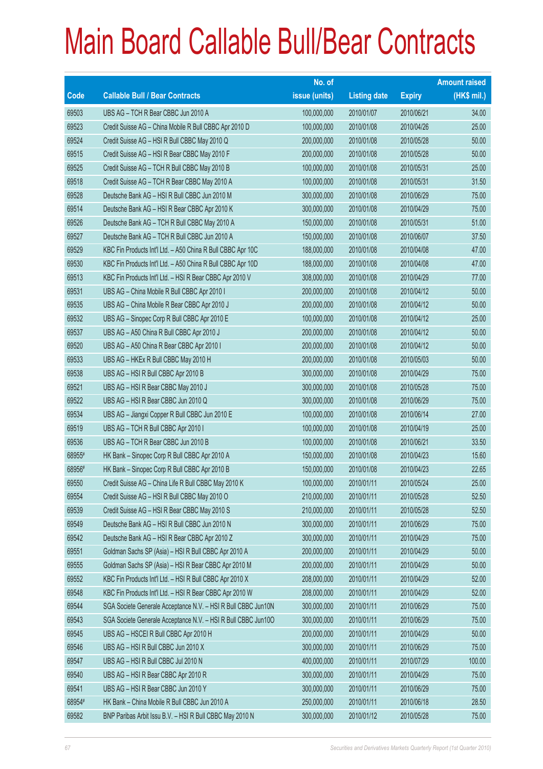# Main Board Callable Bull/Bear Contracts

| Code | Callable Bull / Bear Contracts | No. of issue (units) | Listing date | Expiry | Amount raised (HK$ mil.) |
|---|---|---|---|---|---|
| 69503 | UBS AG – TCH R Bear CBBC Jun 2010 A | 100,000,000 | 2010/01/07 | 2010/06/21 | 34.00 |
| 69523 | Credit Suisse AG – China Mobile R Bull CBBC Apr 2010 D | 100,000,000 | 2010/01/08 | 2010/04/26 | 25.00 |
| 69524 | Credit Suisse AG – HSI R Bull CBBC May 2010 Q | 200,000,000 | 2010/01/08 | 2010/05/28 | 50.00 |
| 69515 | Credit Suisse AG – HSI R Bear CBBC May 2010 F | 200,000,000 | 2010/01/08 | 2010/05/28 | 50.00 |
| 69525 | Credit Suisse AG – TCH R Bull CBBC May 2010 B | 100,000,000 | 2010/01/08 | 2010/05/31 | 25.00 |
| 69518 | Credit Suisse AG – TCH R Bear CBBC May 2010 A | 100,000,000 | 2010/01/08 | 2010/05/31 | 31.50 |
| 69528 | Deutsche Bank AG – HSI R Bull CBBC Jun 2010 M | 300,000,000 | 2010/01/08 | 2010/06/29 | 75.00 |
| 69514 | Deutsche Bank AG – HSI R Bear CBBC Apr 2010 K | 300,000,000 | 2010/01/08 | 2010/04/29 | 75.00 |
| 69526 | Deutsche Bank AG – TCH R Bull CBBC May 2010 A | 150,000,000 | 2010/01/08 | 2010/05/31 | 51.00 |
| 69527 | Deutsche Bank AG – TCH R Bull CBBC Jun 2010 A | 150,000,000 | 2010/01/08 | 2010/06/07 | 37.50 |
| 69529 | KBC Fin Products Int'l Ltd. – A50 China R Bull CBBC Apr 10C | 188,000,000 | 2010/01/08 | 2010/04/08 | 47.00 |
| 69530 | KBC Fin Products Int'l Ltd. – A50 China R Bull CBBC Apr 10D | 188,000,000 | 2010/01/08 | 2010/04/08 | 47.00 |
| 69513 | KBC Fin Products Int'l Ltd. – HSI R Bear CBBC Apr 2010 V | 308,000,000 | 2010/01/08 | 2010/04/29 | 77.00 |
| 69531 | UBS AG – China Mobile R Bull CBBC Apr 2010 I | 200,000,000 | 2010/01/08 | 2010/04/12 | 50.00 |
| 69535 | UBS AG – China Mobile R Bear CBBC Apr 2010 J | 200,000,000 | 2010/01/08 | 2010/04/12 | 50.00 |
| 69532 | UBS AG – Sinopec Corp R Bull CBBC Apr 2010 E | 100,000,000 | 2010/01/08 | 2010/04/12 | 25.00 |
| 69537 | UBS AG – A50 China R Bull CBBC Apr 2010 J | 200,000,000 | 2010/01/08 | 2010/04/12 | 50.00 |
| 69520 | UBS AG – A50 China R Bear CBBC Apr 2010 I | 200,000,000 | 2010/01/08 | 2010/04/12 | 50.00 |
| 69533 | UBS AG – HKEx R Bull CBBC May 2010 H | 200,000,000 | 2010/01/08 | 2010/05/03 | 50.00 |
| 69538 | UBS AG – HSI R Bull CBBC Apr 2010 B | 300,000,000 | 2010/01/08 | 2010/04/29 | 75.00 |
| 69521 | UBS AG – HSI R Bear CBBC May 2010 J | 300,000,000 | 2010/01/08 | 2010/05/28 | 75.00 |
| 69522 | UBS AG – HSI R Bear CBBC Jun 2010 Q | 300,000,000 | 2010/01/08 | 2010/06/29 | 75.00 |
| 69534 | UBS AG – Jiangxi Copper R Bull CBBC Jun 2010 E | 100,000,000 | 2010/01/08 | 2010/06/14 | 27.00 |
| 69519 | UBS AG – TCH R Bull CBBC Apr 2010 I | 100,000,000 | 2010/01/08 | 2010/04/19 | 25.00 |
| 69536 | UBS AG – TCH R Bear CBBC Jun 2010 B | 100,000,000 | 2010/01/08 | 2010/06/21 | 33.50 |
| 68955# | HK Bank – Sinopec Corp R Bull CBBC Apr 2010 A | 150,000,000 | 2010/01/08 | 2010/04/23 | 15.60 |
| 68956# | HK Bank – Sinopec Corp R Bull CBBC Apr 2010 B | 150,000,000 | 2010/01/08 | 2010/04/23 | 22.65 |
| 69550 | Credit Suisse AG – China Life R Bull CBBC May 2010 K | 100,000,000 | 2010/01/11 | 2010/05/24 | 25.00 |
| 69554 | Credit Suisse AG – HSI R Bull CBBC May 2010 O | 210,000,000 | 2010/01/11 | 2010/05/28 | 52.50 |
| 69539 | Credit Suisse AG – HSI R Bear CBBC May 2010 S | 210,000,000 | 2010/01/11 | 2010/05/28 | 52.50 |
| 69549 | Deutsche Bank AG – HSI R Bull CBBC Jun 2010 N | 300,000,000 | 2010/01/11 | 2010/06/29 | 75.00 |
| 69542 | Deutsche Bank AG – HSI R Bear CBBC Apr 2010 Z | 300,000,000 | 2010/01/11 | 2010/04/29 | 75.00 |
| 69551 | Goldman Sachs SP (Asia) – HSI R Bull CBBC Apr 2010 A | 200,000,000 | 2010/01/11 | 2010/04/29 | 50.00 |
| 69555 | Goldman Sachs SP (Asia) – HSI R Bear CBBC Apr 2010 M | 200,000,000 | 2010/01/11 | 2010/04/29 | 50.00 |
| 69552 | KBC Fin Products Int'l Ltd. – HSI R Bull CBBC Apr 2010 X | 208,000,000 | 2010/01/11 | 2010/04/29 | 52.00 |
| 69548 | KBC Fin Products Int'l Ltd. – HSI R Bear CBBC Apr 2010 W | 208,000,000 | 2010/01/11 | 2010/04/29 | 52.00 |
| 69544 | SGA Societe Generale Acceptance N.V. – HSI R Bull CBBC Jun10N | 300,000,000 | 2010/01/11 | 2010/06/29 | 75.00 |
| 69543 | SGA Societe Generale Acceptance N.V. – HSI R Bull CBBC Jun10O | 300,000,000 | 2010/01/11 | 2010/06/29 | 75.00 |
| 69545 | UBS AG – HSCEI R Bull CBBC Apr 2010 H | 200,000,000 | 2010/01/11 | 2010/04/29 | 50.00 |
| 69546 | UBS AG – HSI R Bull CBBC Jun 2010 X | 300,000,000 | 2010/01/11 | 2010/06/29 | 75.00 |
| 69547 | UBS AG – HSI R Bull CBBC Jul 2010 N | 400,000,000 | 2010/01/11 | 2010/07/29 | 100.00 |
| 69540 | UBS AG – HSI R Bear CBBC Apr 2010 R | 300,000,000 | 2010/01/11 | 2010/04/29 | 75.00 |
| 69541 | UBS AG – HSI R Bear CBBC Jun 2010 Y | 300,000,000 | 2010/01/11 | 2010/06/29 | 75.00 |
| 68954# | HK Bank – China Mobile R Bull CBBC Jun 2010 A | 250,000,000 | 2010/01/11 | 2010/06/18 | 28.50 |
| 69582 | BNP Paribas Arbit Issu B.V. – HSI R Bull CBBC May 2010 N | 300,000,000 | 2010/01/12 | 2010/05/28 | 75.00 |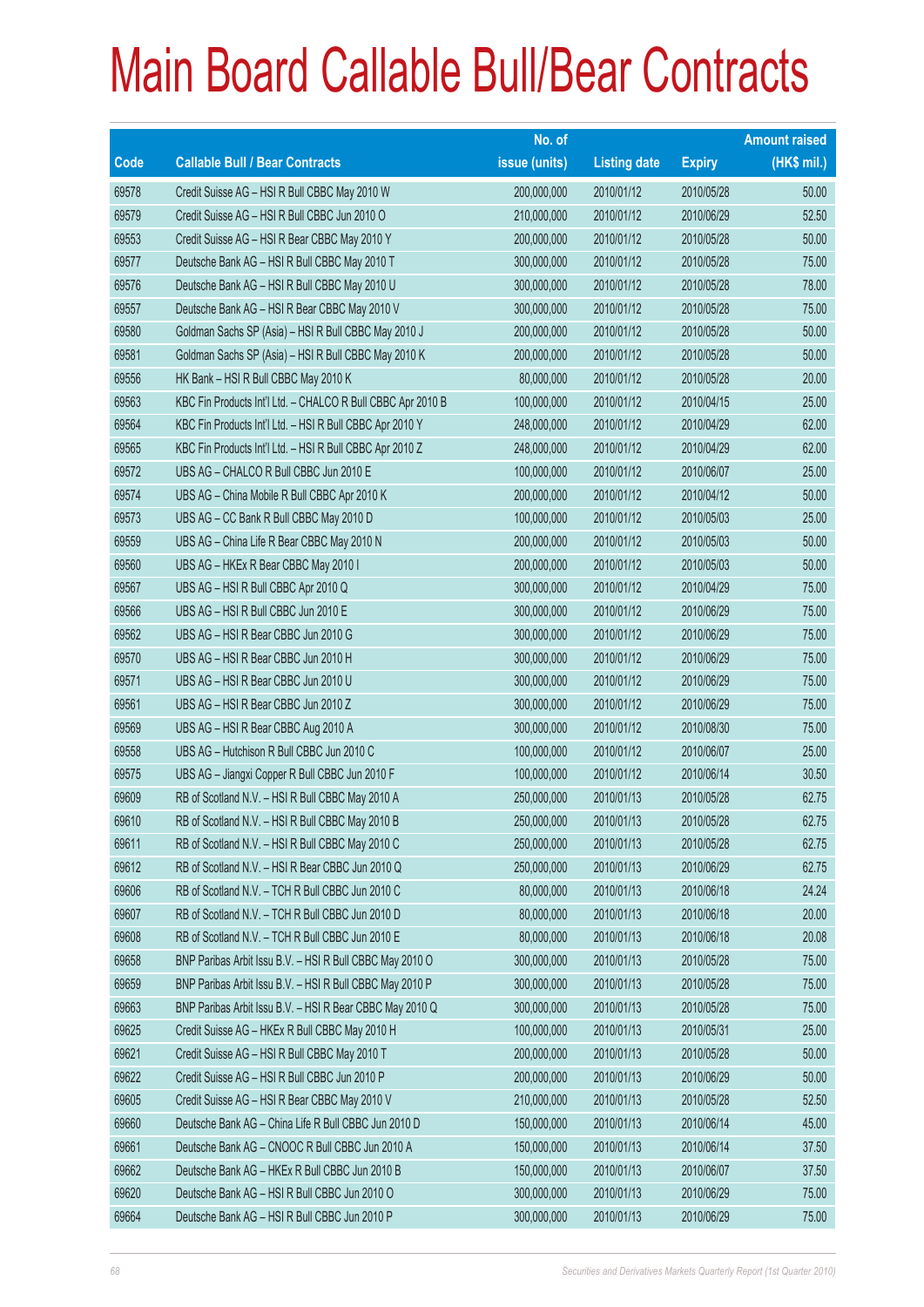# Main Board Callable Bull/Bear Contracts

| Code | Callable Bull / Bear Contracts | No. of issue (units) | Listing date | Expiry | Amount raised (HK$ mil.) |
|---|---|---|---|---|---|
| 69578 | Credit Suisse AG – HSI R Bull CBBC May 2010 W | 200,000,000 | 2010/01/12 | 2010/05/28 | 50.00 |
| 69579 | Credit Suisse AG – HSI R Bull CBBC Jun 2010 O | 210,000,000 | 2010/01/12 | 2010/06/29 | 52.50 |
| 69553 | Credit Suisse AG – HSI R Bear CBBC May 2010 Y | 200,000,000 | 2010/01/12 | 2010/05/28 | 50.00 |
| 69577 | Deutsche Bank AG – HSI R Bull CBBC May 2010 T | 300,000,000 | 2010/01/12 | 2010/05/28 | 75.00 |
| 69576 | Deutsche Bank AG – HSI R Bull CBBC May 2010 U | 300,000,000 | 2010/01/12 | 2010/05/28 | 78.00 |
| 69557 | Deutsche Bank AG – HSI R Bear CBBC May 2010 V | 300,000,000 | 2010/01/12 | 2010/05/28 | 75.00 |
| 69580 | Goldman Sachs SP (Asia) – HSI R Bull CBBC May 2010 J | 200,000,000 | 2010/01/12 | 2010/05/28 | 50.00 |
| 69581 | Goldman Sachs SP (Asia) – HSI R Bull CBBC May 2010 K | 200,000,000 | 2010/01/12 | 2010/05/28 | 50.00 |
| 69556 | HK Bank – HSI R Bull CBBC May 2010 K | 80,000,000 | 2010/01/12 | 2010/05/28 | 20.00 |
| 69563 | KBC Fin Products Int'l Ltd. – CHALCO R Bull CBBC Apr 2010 B | 100,000,000 | 2010/01/12 | 2010/04/15 | 25.00 |
| 69564 | KBC Fin Products Int'l Ltd. – HSI R Bull CBBC Apr 2010 Y | 248,000,000 | 2010/01/12 | 2010/04/29 | 62.00 |
| 69565 | KBC Fin Products Int'l Ltd. – HSI R Bull CBBC Apr 2010 Z | 248,000,000 | 2010/01/12 | 2010/04/29 | 62.00 |
| 69572 | UBS AG – CHALCO R Bull CBBC Jun 2010 E | 100,000,000 | 2010/01/12 | 2010/06/07 | 25.00 |
| 69574 | UBS AG – China Mobile R Bull CBBC Apr 2010 K | 200,000,000 | 2010/01/12 | 2010/04/12 | 50.00 |
| 69573 | UBS AG – CC Bank R Bull CBBC May 2010 D | 100,000,000 | 2010/01/12 | 2010/05/03 | 25.00 |
| 69559 | UBS AG – China Life R Bear CBBC May 2010 N | 200,000,000 | 2010/01/12 | 2010/05/03 | 50.00 |
| 69560 | UBS AG – HKEx R Bear CBBC May 2010 I | 200,000,000 | 2010/01/12 | 2010/05/03 | 50.00 |
| 69567 | UBS AG – HSI R Bull CBBC Apr 2010 Q | 300,000,000 | 2010/01/12 | 2010/04/29 | 75.00 |
| 69566 | UBS AG – HSI R Bull CBBC Jun 2010 E | 300,000,000 | 2010/01/12 | 2010/06/29 | 75.00 |
| 69562 | UBS AG – HSI R Bear CBBC Jun 2010 G | 300,000,000 | 2010/01/12 | 2010/06/29 | 75.00 |
| 69570 | UBS AG – HSI R Bear CBBC Jun 2010 H | 300,000,000 | 2010/01/12 | 2010/06/29 | 75.00 |
| 69571 | UBS AG – HSI R Bear CBBC Jun 2010 U | 300,000,000 | 2010/01/12 | 2010/06/29 | 75.00 |
| 69561 | UBS AG – HSI R Bear CBBC Jun 2010 Z | 300,000,000 | 2010/01/12 | 2010/06/29 | 75.00 |
| 69569 | UBS AG – HSI R Bear CBBC Aug 2010 A | 300,000,000 | 2010/01/12 | 2010/08/30 | 75.00 |
| 69558 | UBS AG – Hutchison R Bull CBBC Jun 2010 C | 100,000,000 | 2010/01/12 | 2010/06/07 | 25.00 |
| 69575 | UBS AG – Jiangxi Copper R Bull CBBC Jun 2010 F | 100,000,000 | 2010/01/12 | 2010/06/14 | 30.50 |
| 69609 | RB of Scotland N.V. – HSI R Bull CBBC May 2010 A | 250,000,000 | 2010/01/13 | 2010/05/28 | 62.75 |
| 69610 | RB of Scotland N.V. – HSI R Bull CBBC May 2010 B | 250,000,000 | 2010/01/13 | 2010/05/28 | 62.75 |
| 69611 | RB of Scotland N.V. – HSI R Bull CBBC May 2010 C | 250,000,000 | 2010/01/13 | 2010/05/28 | 62.75 |
| 69612 | RB of Scotland N.V. – HSI R Bear CBBC Jun 2010 Q | 250,000,000 | 2010/01/13 | 2010/06/29 | 62.75 |
| 69606 | RB of Scotland N.V. – TCH R Bull CBBC Jun 2010 C | 80,000,000 | 2010/01/13 | 2010/06/18 | 24.24 |
| 69607 | RB of Scotland N.V. – TCH R Bull CBBC Jun 2010 D | 80,000,000 | 2010/01/13 | 2010/06/18 | 20.00 |
| 69608 | RB of Scotland N.V. – TCH R Bull CBBC Jun 2010 E | 80,000,000 | 2010/01/13 | 2010/06/18 | 20.08 |
| 69658 | BNP Paribas Arbit Issu B.V. – HSI R Bull CBBC May 2010 O | 300,000,000 | 2010/01/13 | 2010/05/28 | 75.00 |
| 69659 | BNP Paribas Arbit Issu B.V. – HSI R Bull CBBC May 2010 P | 300,000,000 | 2010/01/13 | 2010/05/28 | 75.00 |
| 69663 | BNP Paribas Arbit Issu B.V. – HSI R Bear CBBC May 2010 Q | 300,000,000 | 2010/01/13 | 2010/05/28 | 75.00 |
| 69625 | Credit Suisse AG – HKEx R Bull CBBC May 2010 H | 100,000,000 | 2010/01/13 | 2010/05/31 | 25.00 |
| 69621 | Credit Suisse AG – HSI R Bull CBBC May 2010 T | 200,000,000 | 2010/01/13 | 2010/05/28 | 50.00 |
| 69622 | Credit Suisse AG – HSI R Bull CBBC Jun 2010 P | 200,000,000 | 2010/01/13 | 2010/06/29 | 50.00 |
| 69605 | Credit Suisse AG – HSI R Bear CBBC May 2010 V | 210,000,000 | 2010/01/13 | 2010/05/28 | 52.50 |
| 69660 | Deutsche Bank AG – China Life R Bull CBBC Jun 2010 D | 150,000,000 | 2010/01/13 | 2010/06/14 | 45.00 |
| 69661 | Deutsche Bank AG – CNOOC R Bull CBBC Jun 2010 A | 150,000,000 | 2010/01/13 | 2010/06/14 | 37.50 |
| 69662 | Deutsche Bank AG – HKEx R Bull CBBC Jun 2010 B | 150,000,000 | 2010/01/13 | 2010/06/07 | 37.50 |
| 69620 | Deutsche Bank AG – HSI R Bull CBBC Jun 2010 O | 300,000,000 | 2010/01/13 | 2010/06/29 | 75.00 |
| 69664 | Deutsche Bank AG – HSI R Bull CBBC Jun 2010 P | 300,000,000 | 2010/01/13 | 2010/06/29 | 75.00 |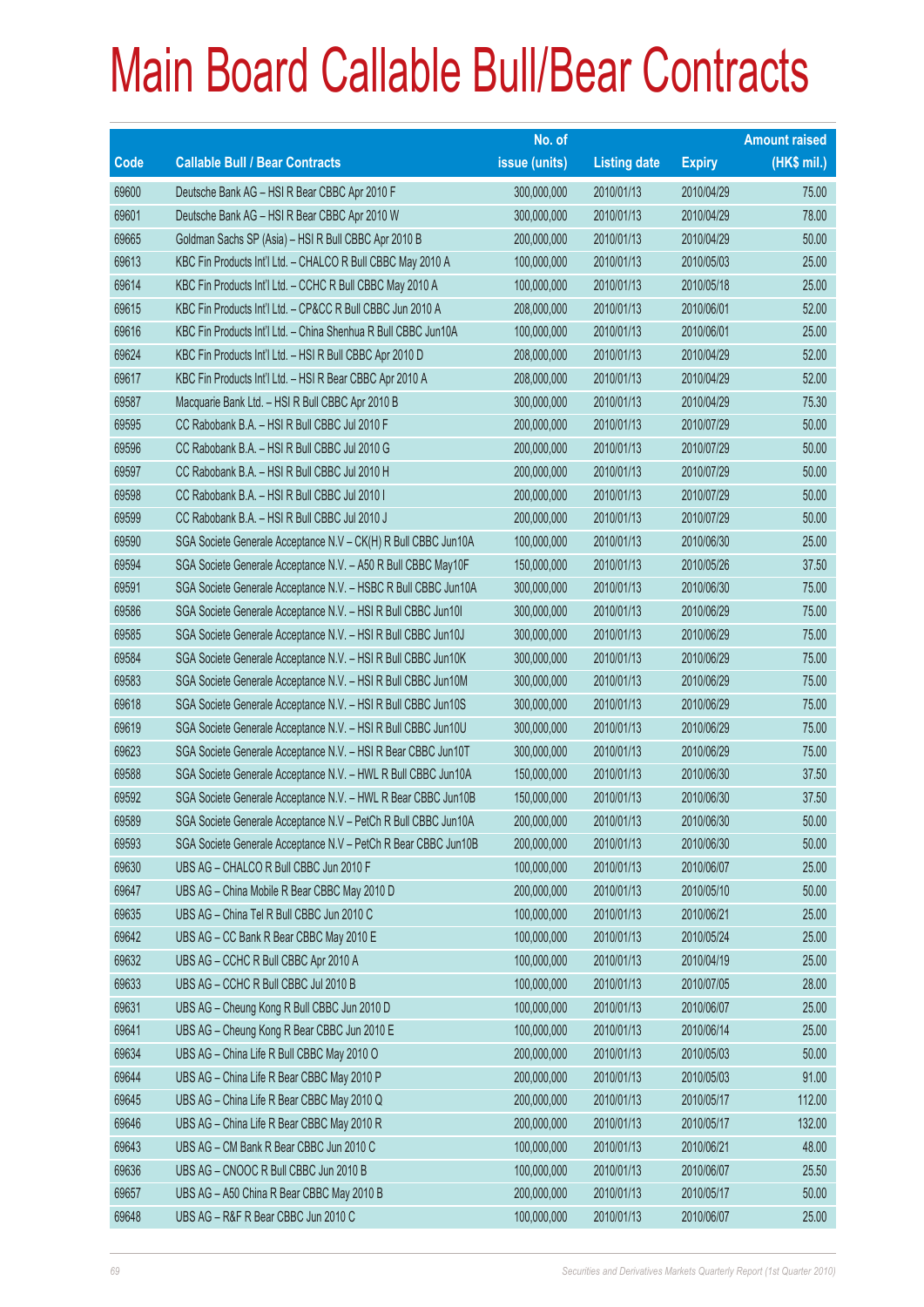# Main Board Callable Bull/Bear Contracts

| Code | Callable Bull / Bear Contracts | No. of issue (units) | Listing date | Expiry | Amount raised (HK$ mil.) |
|---|---|---|---|---|---|
| 69600 | Deutsche Bank AG – HSI R Bear CBBC Apr 2010 F | 300,000,000 | 2010/01/13 | 2010/04/29 | 75.00 |
| 69601 | Deutsche Bank AG – HSI R Bear CBBC Apr 2010 W | 300,000,000 | 2010/01/13 | 2010/04/29 | 78.00 |
| 69665 | Goldman Sachs SP (Asia) – HSI R Bull CBBC Apr 2010 B | 200,000,000 | 2010/01/13 | 2010/04/29 | 50.00 |
| 69613 | KBC Fin Products Int'l Ltd. – CHALCO R Bull CBBC May 2010 A | 100,000,000 | 2010/01/13 | 2010/05/03 | 25.00 |
| 69614 | KBC Fin Products Int'l Ltd. – CCHC R Bull CBBC May 2010 A | 100,000,000 | 2010/01/13 | 2010/05/18 | 25.00 |
| 69615 | KBC Fin Products Int'l Ltd. – CP&CC R Bull CBBC Jun 2010 A | 208,000,000 | 2010/01/13 | 2010/06/01 | 52.00 |
| 69616 | KBC Fin Products Int'l Ltd. – China Shenhua R Bull CBBC Jun10A | 100,000,000 | 2010/01/13 | 2010/06/01 | 25.00 |
| 69624 | KBC Fin Products Int'l Ltd. – HSI R Bull CBBC Apr 2010 D | 208,000,000 | 2010/01/13 | 2010/04/29 | 52.00 |
| 69617 | KBC Fin Products Int'l Ltd. – HSI R Bear CBBC Apr 2010 A | 208,000,000 | 2010/01/13 | 2010/04/29 | 52.00 |
| 69587 | Macquarie Bank Ltd. – HSI R Bull CBBC Apr 2010 B | 300,000,000 | 2010/01/13 | 2010/04/29 | 75.30 |
| 69595 | CC Rabobank B.A. – HSI R Bull CBBC Jul 2010 F | 200,000,000 | 2010/01/13 | 2010/07/29 | 50.00 |
| 69596 | CC Rabobank B.A. – HSI R Bull CBBC Jul 2010 G | 200,000,000 | 2010/01/13 | 2010/07/29 | 50.00 |
| 69597 | CC Rabobank B.A. – HSI R Bull CBBC Jul 2010 H | 200,000,000 | 2010/01/13 | 2010/07/29 | 50.00 |
| 69598 | CC Rabobank B.A. – HSI R Bull CBBC Jul 2010 I | 200,000,000 | 2010/01/13 | 2010/07/29 | 50.00 |
| 69599 | CC Rabobank B.A. – HSI R Bull CBBC Jul 2010 J | 200,000,000 | 2010/01/13 | 2010/07/29 | 50.00 |
| 69590 | SGA Societe Generale Acceptance N.V – CK(H) R Bull CBBC Jun10A | 100,000,000 | 2010/01/13 | 2010/06/30 | 25.00 |
| 69594 | SGA Societe Generale Acceptance N.V. – A50 R Bull CBBC May10F | 150,000,000 | 2010/01/13 | 2010/05/26 | 37.50 |
| 69591 | SGA Societe Generale Acceptance N.V. – HSBC R Bull CBBC Jun10A | 300,000,000 | 2010/01/13 | 2010/06/30 | 75.00 |
| 69586 | SGA Societe Generale Acceptance N.V. – HSI R Bull CBBC Jun10I | 300,000,000 | 2010/01/13 | 2010/06/29 | 75.00 |
| 69585 | SGA Societe Generale Acceptance N.V. – HSI R Bull CBBC Jun10J | 300,000,000 | 2010/01/13 | 2010/06/29 | 75.00 |
| 69584 | SGA Societe Generale Acceptance N.V. – HSI R Bull CBBC Jun10K | 300,000,000 | 2010/01/13 | 2010/06/29 | 75.00 |
| 69583 | SGA Societe Generale Acceptance N.V. – HSI R Bull CBBC Jun10M | 300,000,000 | 2010/01/13 | 2010/06/29 | 75.00 |
| 69618 | SGA Societe Generale Acceptance N.V. – HSI R Bull CBBC Jun10S | 300,000,000 | 2010/01/13 | 2010/06/29 | 75.00 |
| 69619 | SGA Societe Generale Acceptance N.V. – HSI R Bull CBBC Jun10U | 300,000,000 | 2010/01/13 | 2010/06/29 | 75.00 |
| 69623 | SGA Societe Generale Acceptance N.V. – HSI R Bear CBBC Jun10T | 300,000,000 | 2010/01/13 | 2010/06/29 | 75.00 |
| 69588 | SGA Societe Generale Acceptance N.V. – HWL R Bull CBBC Jun10A | 150,000,000 | 2010/01/13 | 2010/06/30 | 37.50 |
| 69592 | SGA Societe Generale Acceptance N.V. – HWL R Bear CBBC Jun10B | 150,000,000 | 2010/01/13 | 2010/06/30 | 37.50 |
| 69589 | SGA Societe Generale Acceptance N.V – PetCh R Bull CBBC Jun10A | 200,000,000 | 2010/01/13 | 2010/06/30 | 50.00 |
| 69593 | SGA Societe Generale Acceptance N.V – PetCh R Bear CBBC Jun10B | 200,000,000 | 2010/01/13 | 2010/06/30 | 50.00 |
| 69630 | UBS AG – CHALCO R Bull CBBC Jun 2010 F | 100,000,000 | 2010/01/13 | 2010/06/07 | 25.00 |
| 69647 | UBS AG – China Mobile R Bear CBBC May 2010 D | 200,000,000 | 2010/01/13 | 2010/05/10 | 50.00 |
| 69635 | UBS AG – China Tel R Bull CBBC Jun 2010 C | 100,000,000 | 2010/01/13 | 2010/06/21 | 25.00 |
| 69642 | UBS AG – CC Bank R Bear CBBC May 2010 E | 100,000,000 | 2010/01/13 | 2010/05/24 | 25.00 |
| 69632 | UBS AG – CCHC R Bull CBBC Apr 2010 A | 100,000,000 | 2010/01/13 | 2010/04/19 | 25.00 |
| 69633 | UBS AG – CCHC R Bull CBBC Jul 2010 B | 100,000,000 | 2010/01/13 | 2010/07/05 | 28.00 |
| 69631 | UBS AG – Cheung Kong R Bull CBBC Jun 2010 D | 100,000,000 | 2010/01/13 | 2010/06/07 | 25.00 |
| 69641 | UBS AG – Cheung Kong R Bear CBBC Jun 2010 E | 100,000,000 | 2010/01/13 | 2010/06/14 | 25.00 |
| 69634 | UBS AG – China Life R Bull CBBC May 2010 O | 200,000,000 | 2010/01/13 | 2010/05/03 | 50.00 |
| 69644 | UBS AG – China Life R Bear CBBC May 2010 P | 200,000,000 | 2010/01/13 | 2010/05/03 | 91.00 |
| 69645 | UBS AG – China Life R Bear CBBC May 2010 Q | 200,000,000 | 2010/01/13 | 2010/05/17 | 112.00 |
| 69646 | UBS AG – China Life R Bear CBBC May 2010 R | 200,000,000 | 2010/01/13 | 2010/05/17 | 132.00 |
| 69643 | UBS AG – CM Bank R Bear CBBC Jun 2010 C | 100,000,000 | 2010/01/13 | 2010/06/21 | 48.00 |
| 69636 | UBS AG – CNOOC R Bull CBBC Jun 2010 B | 100,000,000 | 2010/01/13 | 2010/06/07 | 25.50 |
| 69657 | UBS AG – A50 China R Bear CBBC May 2010 B | 200,000,000 | 2010/01/13 | 2010/05/17 | 50.00 |
| 69648 | UBS AG – R&F R Bear CBBC Jun 2010 C | 100,000,000 | 2010/01/13 | 2010/06/07 | 25.00 |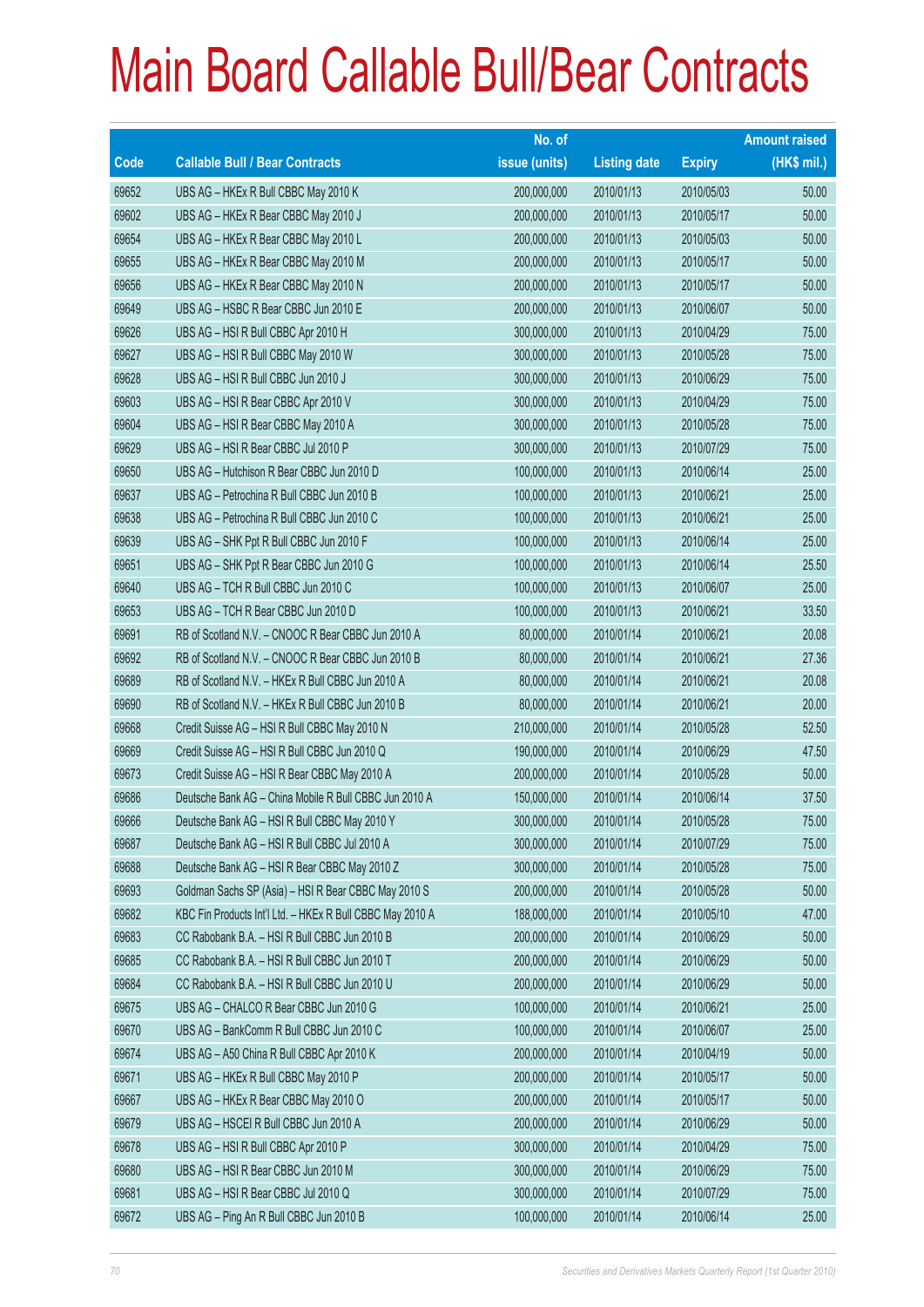# Main Board Callable Bull/Bear Contracts

| Code | Callable Bull / Bear Contracts | No. of issue (units) | Listing date | Expiry | Amount raised (HK$ mil.) |
|---|---|---|---|---|---|
| 69652 | UBS AG – HKEx R Bull CBBC May 2010 K | 200,000,000 | 2010/01/13 | 2010/05/03 | 50.00 |
| 69602 | UBS AG – HKEx R Bear CBBC May 2010 J | 200,000,000 | 2010/01/13 | 2010/05/17 | 50.00 |
| 69654 | UBS AG – HKEx R Bear CBBC May 2010 L | 200,000,000 | 2010/01/13 | 2010/05/03 | 50.00 |
| 69655 | UBS AG – HKEx R Bear CBBC May 2010 M | 200,000,000 | 2010/01/13 | 2010/05/17 | 50.00 |
| 69656 | UBS AG – HKEx R Bear CBBC May 2010 N | 200,000,000 | 2010/01/13 | 2010/05/17 | 50.00 |
| 69649 | UBS AG – HSBC R Bear CBBC Jun 2010 E | 200,000,000 | 2010/01/13 | 2010/06/07 | 50.00 |
| 69626 | UBS AG – HSI R Bull CBBC Apr 2010 H | 300,000,000 | 2010/01/13 | 2010/04/29 | 75.00 |
| 69627 | UBS AG – HSI R Bull CBBC May 2010 W | 300,000,000 | 2010/01/13 | 2010/05/28 | 75.00 |
| 69628 | UBS AG – HSI R Bull CBBC Jun 2010 J | 300,000,000 | 2010/01/13 | 2010/06/29 | 75.00 |
| 69603 | UBS AG – HSI R Bear CBBC Apr 2010 V | 300,000,000 | 2010/01/13 | 2010/04/29 | 75.00 |
| 69604 | UBS AG – HSI R Bear CBBC May 2010 A | 300,000,000 | 2010/01/13 | 2010/05/28 | 75.00 |
| 69629 | UBS AG – HSI R Bear CBBC Jul 2010 P | 300,000,000 | 2010/01/13 | 2010/07/29 | 75.00 |
| 69650 | UBS AG – Hutchison R Bear CBBC Jun 2010 D | 100,000,000 | 2010/01/13 | 2010/06/14 | 25.00 |
| 69637 | UBS AG – Petrochina R Bull CBBC Jun 2010 B | 100,000,000 | 2010/01/13 | 2010/06/21 | 25.00 |
| 69638 | UBS AG – Petrochina R Bull CBBC Jun 2010 C | 100,000,000 | 2010/01/13 | 2010/06/21 | 25.00 |
| 69639 | UBS AG – SHK Ppt R Bull CBBC Jun 2010 F | 100,000,000 | 2010/01/13 | 2010/06/14 | 25.00 |
| 69651 | UBS AG – SHK Ppt R Bear CBBC Jun 2010 G | 100,000,000 | 2010/01/13 | 2010/06/14 | 25.50 |
| 69640 | UBS AG – TCH R Bull CBBC Jun 2010 C | 100,000,000 | 2010/01/13 | 2010/06/07 | 25.00 |
| 69653 | UBS AG – TCH R Bear CBBC Jun 2010 D | 100,000,000 | 2010/01/13 | 2010/06/21 | 33.50 |
| 69691 | RB of Scotland N.V. – CNOOC R Bear CBBC Jun 2010 A | 80,000,000 | 2010/01/14 | 2010/06/21 | 20.08 |
| 69692 | RB of Scotland N.V. – CNOOC R Bear CBBC Jun 2010 B | 80,000,000 | 2010/01/14 | 2010/06/21 | 27.36 |
| 69689 | RB of Scotland N.V. – HKEx R Bull CBBC Jun 2010 A | 80,000,000 | 2010/01/14 | 2010/06/21 | 20.08 |
| 69690 | RB of Scotland N.V. – HKEx R Bull CBBC Jun 2010 B | 80,000,000 | 2010/01/14 | 2010/06/21 | 20.00 |
| 69668 | Credit Suisse AG – HSI R Bull CBBC May 2010 N | 210,000,000 | 2010/01/14 | 2010/05/28 | 52.50 |
| 69669 | Credit Suisse AG – HSI R Bull CBBC Jun 2010 Q | 190,000,000 | 2010/01/14 | 2010/06/29 | 47.50 |
| 69673 | Credit Suisse AG – HSI R Bear CBBC May 2010 A | 200,000,000 | 2010/01/14 | 2010/05/28 | 50.00 |
| 69686 | Deutsche Bank AG – China Mobile R Bull CBBC Jun 2010 A | 150,000,000 | 2010/01/14 | 2010/06/14 | 37.50 |
| 69666 | Deutsche Bank AG – HSI R Bull CBBC May 2010 Y | 300,000,000 | 2010/01/14 | 2010/05/28 | 75.00 |
| 69687 | Deutsche Bank AG – HSI R Bull CBBC Jul 2010 A | 300,000,000 | 2010/01/14 | 2010/07/29 | 75.00 |
| 69688 | Deutsche Bank AG – HSI R Bear CBBC May 2010 Z | 300,000,000 | 2010/01/14 | 2010/05/28 | 75.00 |
| 69693 | Goldman Sachs SP (Asia) – HSI R Bear CBBC May 2010 S | 200,000,000 | 2010/01/14 | 2010/05/28 | 50.00 |
| 69682 | KBC Fin Products Int'l Ltd. – HKEx R Bull CBBC May 2010 A | 188,000,000 | 2010/01/14 | 2010/05/10 | 47.00 |
| 69683 | CC Rabobank B.A. – HSI R Bull CBBC Jun 2010 B | 200,000,000 | 2010/01/14 | 2010/06/29 | 50.00 |
| 69685 | CC Rabobank B.A. – HSI R Bull CBBC Jun 2010 T | 200,000,000 | 2010/01/14 | 2010/06/29 | 50.00 |
| 69684 | CC Rabobank B.A. – HSI R Bull CBBC Jun 2010 U | 200,000,000 | 2010/01/14 | 2010/06/29 | 50.00 |
| 69675 | UBS AG – CHALCO R Bear CBBC Jun 2010 G | 100,000,000 | 2010/01/14 | 2010/06/21 | 25.00 |
| 69670 | UBS AG – BankComm R Bull CBBC Jun 2010 C | 100,000,000 | 2010/01/14 | 2010/06/07 | 25.00 |
| 69674 | UBS AG – A50 China R Bull CBBC Apr 2010 K | 200,000,000 | 2010/01/14 | 2010/04/19 | 50.00 |
| 69671 | UBS AG – HKEx R Bull CBBC May 2010 P | 200,000,000 | 2010/01/14 | 2010/05/17 | 50.00 |
| 69667 | UBS AG – HKEx R Bear CBBC May 2010 O | 200,000,000 | 2010/01/14 | 2010/05/17 | 50.00 |
| 69679 | UBS AG – HSCEI R Bull CBBC Jun 2010 A | 200,000,000 | 2010/01/14 | 2010/06/29 | 50.00 |
| 69678 | UBS AG – HSI R Bull CBBC Apr 2010 P | 300,000,000 | 2010/01/14 | 2010/04/29 | 75.00 |
| 69680 | UBS AG – HSI R Bear CBBC Jun 2010 M | 300,000,000 | 2010/01/14 | 2010/06/29 | 75.00 |
| 69681 | UBS AG – HSI R Bear CBBC Jul 2010 Q | 300,000,000 | 2010/01/14 | 2010/07/29 | 75.00 |
| 69672 | UBS AG – Ping An R Bull CBBC Jun 2010 B | 100,000,000 | 2010/01/14 | 2010/06/14 | 25.00 |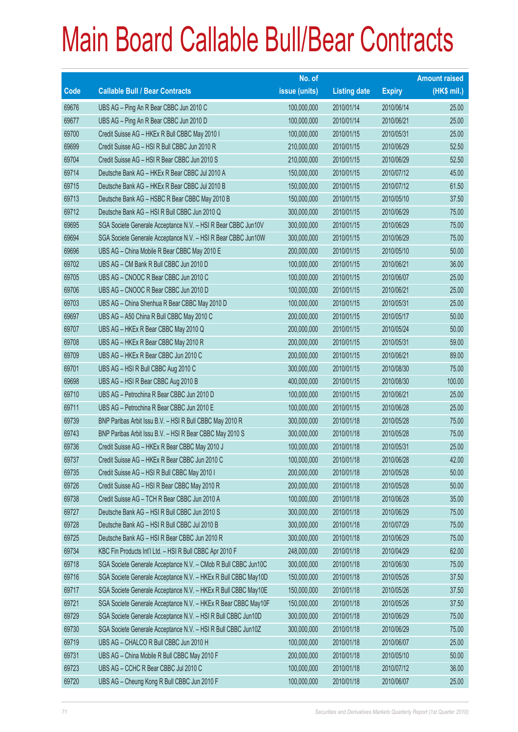# Main Board Callable Bull/Bear Contracts

| Code | Callable Bull / Bear Contracts | No. of issue (units) | Listing date | Expiry | Amount raised (HK$ mil.) |
|---|---|---|---|---|---|
| 69676 | UBS AG – Ping An R Bear CBBC Jun 2010 C | 100,000,000 | 2010/01/14 | 2010/06/14 | 25.00 |
| 69677 | UBS AG – Ping An R Bear CBBC Jun 2010 D | 100,000,000 | 2010/01/14 | 2010/06/21 | 25.00 |
| 69700 | Credit Suisse AG – HKEx R Bull CBBC May 2010 I | 100,000,000 | 2010/01/15 | 2010/05/31 | 25.00 |
| 69699 | Credit Suisse AG – HSI R Bull CBBC Jun 2010 R | 210,000,000 | 2010/01/15 | 2010/06/29 | 52.50 |
| 69704 | Credit Suisse AG – HSI R Bear CBBC Jun 2010 S | 210,000,000 | 2010/01/15 | 2010/06/29 | 52.50 |
| 69714 | Deutsche Bank AG – HKEx R Bear CBBC Jul 2010 A | 150,000,000 | 2010/01/15 | 2010/07/12 | 45.00 |
| 69715 | Deutsche Bank AG – HKEx R Bear CBBC Jul 2010 B | 150,000,000 | 2010/01/15 | 2010/07/12 | 61.50 |
| 69713 | Deutsche Bank AG – HSBC R Bear CBBC May 2010 B | 150,000,000 | 2010/01/15 | 2010/05/10 | 37.50 |
| 69712 | Deutsche Bank AG – HSI R Bull CBBC Jun 2010 Q | 300,000,000 | 2010/01/15 | 2010/06/29 | 75.00 |
| 69695 | SGA Societe Generale Acceptance N.V. – HSI R Bear CBBC Jun10V | 300,000,000 | 2010/01/15 | 2010/06/29 | 75.00 |
| 69694 | SGA Societe Generale Acceptance N.V. – HSI R Bear CBBC Jun10W | 300,000,000 | 2010/01/15 | 2010/06/29 | 75.00 |
| 69696 | UBS AG – China Mobile R Bear CBBC May 2010 E | 200,000,000 | 2010/01/15 | 2010/05/10 | 50.00 |
| 69702 | UBS AG – CM Bank R Bull CBBC Jun 2010 D | 100,000,000 | 2010/01/15 | 2010/06/21 | 36.00 |
| 69705 | UBS AG – CNOOC R Bear CBBC Jun 2010 C | 100,000,000 | 2010/01/15 | 2010/06/07 | 25.00 |
| 69706 | UBS AG – CNOOC R Bear CBBC Jun 2010 D | 100,000,000 | 2010/01/15 | 2010/06/21 | 25.00 |
| 69703 | UBS AG – China Shenhua R Bear CBBC May 2010 D | 100,000,000 | 2010/01/15 | 2010/05/31 | 25.00 |
| 69697 | UBS AG – A50 China R Bull CBBC May 2010 C | 200,000,000 | 2010/01/15 | 2010/05/17 | 50.00 |
| 69707 | UBS AG – HKEx R Bear CBBC May 2010 Q | 200,000,000 | 2010/01/15 | 2010/05/24 | 50.00 |
| 69708 | UBS AG – HKEx R Bear CBBC May 2010 R | 200,000,000 | 2010/01/15 | 2010/05/31 | 59.00 |
| 69709 | UBS AG – HKEx R Bear CBBC Jun 2010 C | 200,000,000 | 2010/01/15 | 2010/06/21 | 89.00 |
| 69701 | UBS AG – HSI R Bull CBBC Aug 2010 C | 300,000,000 | 2010/01/15 | 2010/08/30 | 75.00 |
| 69698 | UBS AG – HSI R Bear CBBC Aug 2010 B | 400,000,000 | 2010/01/15 | 2010/08/30 | 100.00 |
| 69710 | UBS AG – Petrochina R Bear CBBC Jun 2010 D | 100,000,000 | 2010/01/15 | 2010/06/21 | 25.00 |
| 69711 | UBS AG – Petrochina R Bear CBBC Jun 2010 E | 100,000,000 | 2010/01/15 | 2010/06/28 | 25.00 |
| 69739 | BNP Paribas Arbit Issu B.V. – HSI R Bull CBBC May 2010 R | 300,000,000 | 2010/01/18 | 2010/05/28 | 75.00 |
| 69743 | BNP Paribas Arbit Issu B.V. – HSI R Bear CBBC May 2010 S | 300,000,000 | 2010/01/18 | 2010/05/28 | 75.00 |
| 69736 | Credit Suisse AG – HKEx R Bear CBBC May 2010 J | 100,000,000 | 2010/01/18 | 2010/05/31 | 25.00 |
| 69737 | Credit Suisse AG – HKEx R Bear CBBC Jun 2010 C | 100,000,000 | 2010/01/18 | 2010/06/28 | 42.00 |
| 69735 | Credit Suisse AG – HSI R Bull CBBC May 2010 I | 200,000,000 | 2010/01/18 | 2010/05/28 | 50.00 |
| 69726 | Credit Suisse AG – HSI R Bear CBBC May 2010 R | 200,000,000 | 2010/01/18 | 2010/05/28 | 50.00 |
| 69738 | Credit Suisse AG – TCH R Bear CBBC Jun 2010 A | 100,000,000 | 2010/01/18 | 2010/06/28 | 35.00 |
| 69727 | Deutsche Bank AG – HSI R Bull CBBC Jun 2010 S | 300,000,000 | 2010/01/18 | 2010/06/29 | 75.00 |
| 69728 | Deutsche Bank AG – HSI R Bull CBBC Jul 2010 B | 300,000,000 | 2010/01/18 | 2010/07/29 | 75.00 |
| 69725 | Deutsche Bank AG – HSI R Bear CBBC Jun 2010 R | 300,000,000 | 2010/01/18 | 2010/06/29 | 75.00 |
| 69734 | KBC Fin Products Int'l Ltd. – HSI R Bull CBBC Apr 2010 F | 248,000,000 | 2010/01/18 | 2010/04/29 | 62.00 |
| 69718 | SGA Societe Generale Acceptance N.V. – CMob R Bull CBBC Jun10C | 300,000,000 | 2010/01/18 | 2010/06/30 | 75.00 |
| 69716 | SGA Societe Generale Acceptance N.V. – HKEx R Bull CBBC May10D | 150,000,000 | 2010/01/18 | 2010/05/26 | 37.50 |
| 69717 | SGA Societe Generale Acceptance N.V. – HKEx R Bull CBBC May10E | 150,000,000 | 2010/01/18 | 2010/05/26 | 37.50 |
| 69721 | SGA Societe Generale Acceptance N.V. – HKEx R Bear CBBC May10F | 150,000,000 | 2010/01/18 | 2010/05/26 | 37.50 |
| 69729 | SGA Societe Generale Acceptance N.V. – HSI R Bull CBBC Jun10D | 300,000,000 | 2010/01/18 | 2010/06/29 | 75.00 |
| 69730 | SGA Societe Generale Acceptance N.V. – HSI R Bull CBBC Jun10Z | 300,000,000 | 2010/01/18 | 2010/06/29 | 75.00 |
| 69719 | UBS AG – CHALCO R Bull CBBC Jun 2010 H | 100,000,000 | 2010/01/18 | 2010/06/07 | 25.00 |
| 69731 | UBS AG – China Mobile R Bull CBBC May 2010 F | 200,000,000 | 2010/01/18 | 2010/05/10 | 50.00 |
| 69723 | UBS AG – CCHC R Bear CBBC Jul 2010 C | 100,000,000 | 2010/01/18 | 2010/07/12 | 36.00 |
| 69720 | UBS AG – Cheung Kong R Bull CBBC Jun 2010 F | 100,000,000 | 2010/01/18 | 2010/06/07 | 25.00 |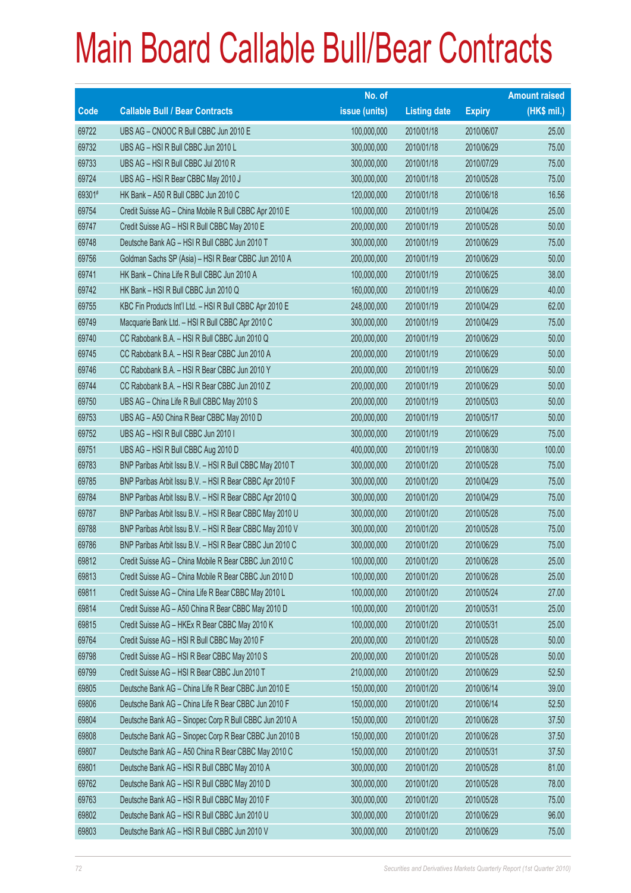# Main Board Callable Bull/Bear Contracts

| Code | Callable Bull / Bear Contracts | No. of issue (units) | Listing date | Expiry | Amount raised (HK$ mil.) |
|---|---|---|---|---|---|
| 69722 | UBS AG – CNOOC R Bull CBBC Jun 2010 E | 100,000,000 | 2010/01/18 | 2010/06/07 | 25.00 |
| 69732 | UBS AG – HSI R Bull CBBC Jun 2010 L | 300,000,000 | 2010/01/18 | 2010/06/29 | 75.00 |
| 69733 | UBS AG – HSI R Bull CBBC Jul 2010 R | 300,000,000 | 2010/01/18 | 2010/07/29 | 75.00 |
| 69724 | UBS AG – HSI R Bear CBBC May 2010 J | 300,000,000 | 2010/01/18 | 2010/05/28 | 75.00 |
| 69301# | HK Bank – A50 R Bull CBBC Jun 2010 C | 120,000,000 | 2010/01/18 | 2010/06/18 | 16.56 |
| 69754 | Credit Suisse AG – China Mobile R Bull CBBC Apr 2010 E | 100,000,000 | 2010/01/19 | 2010/04/26 | 25.00 |
| 69747 | Credit Suisse AG – HSI R Bull CBBC May 2010 E | 200,000,000 | 2010/01/19 | 2010/05/28 | 50.00 |
| 69748 | Deutsche Bank AG – HSI R Bull CBBC Jun 2010 T | 300,000,000 | 2010/01/19 | 2010/06/29 | 75.00 |
| 69756 | Goldman Sachs SP (Asia) – HSI R Bear CBBC Jun 2010 A | 200,000,000 | 2010/01/19 | 2010/06/29 | 50.00 |
| 69741 | HK Bank – China Life R Bull CBBC Jun 2010 A | 100,000,000 | 2010/01/19 | 2010/06/25 | 38.00 |
| 69742 | HK Bank – HSI R Bull CBBC Jun 2010 Q | 160,000,000 | 2010/01/19 | 2010/06/29 | 40.00 |
| 69755 | KBC Fin Products Int'l Ltd. – HSI R Bull CBBC Apr 2010 E | 248,000,000 | 2010/01/19 | 2010/04/29 | 62.00 |
| 69749 | Macquarie Bank Ltd. – HSI R Bull CBBC Apr 2010 C | 300,000,000 | 2010/01/19 | 2010/04/29 | 75.00 |
| 69740 | CC Rabobank B.A. – HSI R Bull CBBC Jun 2010 Q | 200,000,000 | 2010/01/19 | 2010/06/29 | 50.00 |
| 69745 | CC Rabobank B.A. – HSI R Bear CBBC Jun 2010 A | 200,000,000 | 2010/01/19 | 2010/06/29 | 50.00 |
| 69746 | CC Rabobank B.A. – HSI R Bear CBBC Jun 2010 Y | 200,000,000 | 2010/01/19 | 2010/06/29 | 50.00 |
| 69744 | CC Rabobank B.A. – HSI R Bear CBBC Jun 2010 Z | 200,000,000 | 2010/01/19 | 2010/06/29 | 50.00 |
| 69750 | UBS AG – China Life R Bull CBBC May 2010 S | 200,000,000 | 2010/01/19 | 2010/05/03 | 50.00 |
| 69753 | UBS AG – A50 China R Bear CBBC May 2010 D | 200,000,000 | 2010/01/19 | 2010/05/17 | 50.00 |
| 69752 | UBS AG – HSI R Bull CBBC Jun 2010 I | 300,000,000 | 2010/01/19 | 2010/06/29 | 75.00 |
| 69751 | UBS AG – HSI R Bull CBBC Aug 2010 D | 400,000,000 | 2010/01/19 | 2010/08/30 | 100.00 |
| 69783 | BNP Paribas Arbit Issu B.V. – HSI R Bull CBBC May 2010 T | 300,000,000 | 2010/01/20 | 2010/05/28 | 75.00 |
| 69785 | BNP Paribas Arbit Issu B.V. – HSI R Bear CBBC Apr 2010 F | 300,000,000 | 2010/01/20 | 2010/04/29 | 75.00 |
| 69784 | BNP Paribas Arbit Issu B.V. – HSI R Bear CBBC Apr 2010 Q | 300,000,000 | 2010/01/20 | 2010/04/29 | 75.00 |
| 69787 | BNP Paribas Arbit Issu B.V. – HSI R Bear CBBC May 2010 U | 300,000,000 | 2010/01/20 | 2010/05/28 | 75.00 |
| 69788 | BNP Paribas Arbit Issu B.V. – HSI R Bear CBBC May 2010 V | 300,000,000 | 2010/01/20 | 2010/05/28 | 75.00 |
| 69786 | BNP Paribas Arbit Issu B.V. – HSI R Bear CBBC Jun 2010 C | 300,000,000 | 2010/01/20 | 2010/06/29 | 75.00 |
| 69812 | Credit Suisse AG – China Mobile R Bear CBBC Jun 2010 C | 100,000,000 | 2010/01/20 | 2010/06/28 | 25.00 |
| 69813 | Credit Suisse AG – China Mobile R Bear CBBC Jun 2010 D | 100,000,000 | 2010/01/20 | 2010/06/28 | 25.00 |
| 69811 | Credit Suisse AG – China Life R Bear CBBC May 2010 L | 100,000,000 | 2010/01/20 | 2010/05/24 | 27.00 |
| 69814 | Credit Suisse AG – A50 China R Bear CBBC May 2010 D | 100,000,000 | 2010/01/20 | 2010/05/31 | 25.00 |
| 69815 | Credit Suisse AG – HKEx R Bear CBBC May 2010 K | 100,000,000 | 2010/01/20 | 2010/05/31 | 25.00 |
| 69764 | Credit Suisse AG – HSI R Bull CBBC May 2010 F | 200,000,000 | 2010/01/20 | 2010/05/28 | 50.00 |
| 69798 | Credit Suisse AG – HSI R Bear CBBC May 2010 S | 200,000,000 | 2010/01/20 | 2010/05/28 | 50.00 |
| 69799 | Credit Suisse AG – HSI R Bear CBBC Jun 2010 T | 210,000,000 | 2010/01/20 | 2010/06/29 | 52.50 |
| 69805 | Deutsche Bank AG – China Life R Bear CBBC Jun 2010 E | 150,000,000 | 2010/01/20 | 2010/06/14 | 39.00 |
| 69806 | Deutsche Bank AG – China Life R Bear CBBC Jun 2010 F | 150,000,000 | 2010/01/20 | 2010/06/14 | 52.50 |
| 69804 | Deutsche Bank AG – Sinopec Corp R Bull CBBC Jun 2010 A | 150,000,000 | 2010/01/20 | 2010/06/28 | 37.50 |
| 69808 | Deutsche Bank AG – Sinopec Corp R Bear CBBC Jun 2010 B | 150,000,000 | 2010/01/20 | 2010/06/28 | 37.50 |
| 69807 | Deutsche Bank AG – A50 China R Bear CBBC May 2010 C | 150,000,000 | 2010/01/20 | 2010/05/31 | 37.50 |
| 69801 | Deutsche Bank AG – HSI R Bull CBBC May 2010 A | 300,000,000 | 2010/01/20 | 2010/05/28 | 81.00 |
| 69762 | Deutsche Bank AG – HSI R Bull CBBC May 2010 D | 300,000,000 | 2010/01/20 | 2010/05/28 | 78.00 |
| 69763 | Deutsche Bank AG – HSI R Bull CBBC May 2010 F | 300,000,000 | 2010/01/20 | 2010/05/28 | 75.00 |
| 69802 | Deutsche Bank AG – HSI R Bull CBBC Jun 2010 U | 300,000,000 | 2010/01/20 | 2010/06/29 | 96.00 |
| 69803 | Deutsche Bank AG – HSI R Bull CBBC Jun 2010 V | 300,000,000 | 2010/01/20 | 2010/06/29 | 75.00 |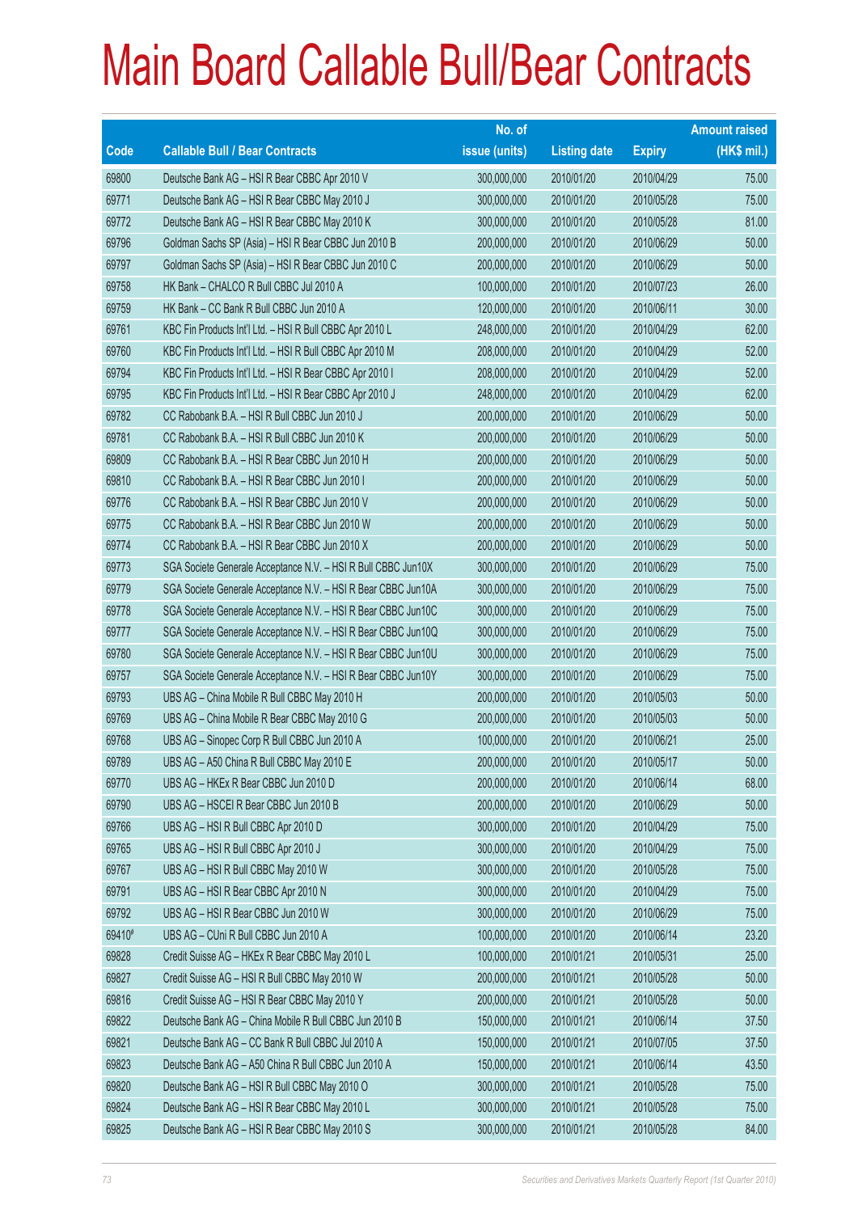# Main Board Callable Bull/Bear Contracts

| Code | Callable Bull / Bear Contracts | No. of issue (units) | Listing date | Expiry | Amount raised (HK$ mil.) |
|---|---|---|---|---|---|
| 69800 | Deutsche Bank AG – HSI R Bear CBBC Apr 2010 V | 300,000,000 | 2010/01/20 | 2010/04/29 | 75.00 |
| 69771 | Deutsche Bank AG – HSI R Bear CBBC May 2010 J | 300,000,000 | 2010/01/20 | 2010/05/28 | 75.00 |
| 69772 | Deutsche Bank AG – HSI R Bear CBBC May 2010 K | 300,000,000 | 2010/01/20 | 2010/05/28 | 81.00 |
| 69796 | Goldman Sachs SP (Asia) – HSI R Bear CBBC Jun 2010 B | 200,000,000 | 2010/01/20 | 2010/06/29 | 50.00 |
| 69797 | Goldman Sachs SP (Asia) – HSI R Bear CBBC Jun 2010 C | 200,000,000 | 2010/01/20 | 2010/06/29 | 50.00 |
| 69758 | HK Bank – CHALCO R Bull CBBC Jul 2010 A | 100,000,000 | 2010/01/20 | 2010/07/23 | 26.00 |
| 69759 | HK Bank – CC Bank R Bull CBBC Jun 2010 A | 120,000,000 | 2010/01/20 | 2010/06/11 | 30.00 |
| 69761 | KBC Fin Products Int'l Ltd. – HSI R Bull CBBC Apr 2010 L | 248,000,000 | 2010/01/20 | 2010/04/29 | 62.00 |
| 69760 | KBC Fin Products Int'l Ltd. – HSI R Bull CBBC Apr 2010 M | 208,000,000 | 2010/01/20 | 2010/04/29 | 52.00 |
| 69794 | KBC Fin Products Int'l Ltd. – HSI R Bear CBBC Apr 2010 I | 208,000,000 | 2010/01/20 | 2010/04/29 | 52.00 |
| 69795 | KBC Fin Products Int'l Ltd. – HSI R Bear CBBC Apr 2010 J | 248,000,000 | 2010/01/20 | 2010/04/29 | 62.00 |
| 69782 | CC Rabobank B.A. – HSI R Bull CBBC Jun 2010 J | 200,000,000 | 2010/01/20 | 2010/06/29 | 50.00 |
| 69781 | CC Rabobank B.A. – HSI R Bull CBBC Jun 2010 K | 200,000,000 | 2010/01/20 | 2010/06/29 | 50.00 |
| 69809 | CC Rabobank B.A. – HSI R Bear CBBC Jun 2010 H | 200,000,000 | 2010/01/20 | 2010/06/29 | 50.00 |
| 69810 | CC Rabobank B.A. – HSI R Bear CBBC Jun 2010 I | 200,000,000 | 2010/01/20 | 2010/06/29 | 50.00 |
| 69776 | CC Rabobank B.A. – HSI R Bear CBBC Jun 2010 V | 200,000,000 | 2010/01/20 | 2010/06/29 | 50.00 |
| 69775 | CC Rabobank B.A. – HSI R Bear CBBC Jun 2010 W | 200,000,000 | 2010/01/20 | 2010/06/29 | 50.00 |
| 69774 | CC Rabobank B.A. – HSI R Bear CBBC Jun 2010 X | 200,000,000 | 2010/01/20 | 2010/06/29 | 50.00 |
| 69773 | SGA Societe Generale Acceptance N.V. – HSI R Bull CBBC Jun10X | 300,000,000 | 2010/01/20 | 2010/06/29 | 75.00 |
| 69779 | SGA Societe Generale Acceptance N.V. – HSI R Bear CBBC Jun10A | 300,000,000 | 2010/01/20 | 2010/06/29 | 75.00 |
| 69778 | SGA Societe Generale Acceptance N.V. – HSI R Bear CBBC Jun10C | 300,000,000 | 2010/01/20 | 2010/06/29 | 75.00 |
| 69777 | SGA Societe Generale Acceptance N.V. – HSI R Bear CBBC Jun10Q | 300,000,000 | 2010/01/20 | 2010/06/29 | 75.00 |
| 69780 | SGA Societe Generale Acceptance N.V. – HSI R Bear CBBC Jun10U | 300,000,000 | 2010/01/20 | 2010/06/29 | 75.00 |
| 69757 | SGA Societe Generale Acceptance N.V. – HSI R Bear CBBC Jun10Y | 300,000,000 | 2010/01/20 | 2010/06/29 | 75.00 |
| 69793 | UBS AG – China Mobile R Bull CBBC May 2010 H | 200,000,000 | 2010/01/20 | 2010/05/03 | 50.00 |
| 69769 | UBS AG – China Mobile R Bear CBBC May 2010 G | 200,000,000 | 2010/01/20 | 2010/05/03 | 50.00 |
| 69768 | UBS AG – Sinopec Corp R Bull CBBC Jun 2010 A | 100,000,000 | 2010/01/20 | 2010/06/21 | 25.00 |
| 69789 | UBS AG – A50 China R Bull CBBC May 2010 E | 200,000,000 | 2010/01/20 | 2010/05/17 | 50.00 |
| 69770 | UBS AG – HKEx R Bear CBBC Jun 2010 D | 200,000,000 | 2010/01/20 | 2010/06/14 | 68.00 |
| 69790 | UBS AG – HSCEI R Bear CBBC Jun 2010 B | 200,000,000 | 2010/01/20 | 2010/06/29 | 50.00 |
| 69766 | UBS AG – HSI R Bull CBBC Apr 2010 D | 300,000,000 | 2010/01/20 | 2010/04/29 | 75.00 |
| 69765 | UBS AG – HSI R Bull CBBC Apr 2010 J | 300,000,000 | 2010/01/20 | 2010/04/29 | 75.00 |
| 69767 | UBS AG – HSI R Bull CBBC May 2010 W | 300,000,000 | 2010/01/20 | 2010/05/28 | 75.00 |
| 69791 | UBS AG – HSI R Bear CBBC Apr 2010 N | 300,000,000 | 2010/01/20 | 2010/04/29 | 75.00 |
| 69792 | UBS AG – HSI R Bear CBBC Jun 2010 W | 300,000,000 | 2010/01/20 | 2010/06/29 | 75.00 |
| 69410# | UBS AG – CUni R Bull CBBC Jun 2010 A | 100,000,000 | 2010/01/20 | 2010/06/14 | 23.20 |
| 69828 | Credit Suisse AG – HKEx R Bear CBBC May 2010 L | 100,000,000 | 2010/01/21 | 2010/05/31 | 25.00 |
| 69827 | Credit Suisse AG – HSI R Bull CBBC May 2010 W | 200,000,000 | 2010/01/21 | 2010/05/28 | 50.00 |
| 69816 | Credit Suisse AG – HSI R Bear CBBC May 2010 Y | 200,000,000 | 2010/01/21 | 2010/05/28 | 50.00 |
| 69822 | Deutsche Bank AG – China Mobile R Bull CBBC Jun 2010 B | 150,000,000 | 2010/01/21 | 2010/06/14 | 37.50 |
| 69821 | Deutsche Bank AG – CC Bank R Bull CBBC Jul 2010 A | 150,000,000 | 2010/01/21 | 2010/07/05 | 37.50 |
| 69823 | Deutsche Bank AG – A50 China R Bull CBBC Jun 2010 A | 150,000,000 | 2010/01/21 | 2010/06/14 | 43.50 |
| 69820 | Deutsche Bank AG – HSI R Bull CBBC May 2010 O | 300,000,000 | 2010/01/21 | 2010/05/28 | 75.00 |
| 69824 | Deutsche Bank AG – HSI R Bear CBBC May 2010 L | 300,000,000 | 2010/01/21 | 2010/05/28 | 75.00 |
| 69825 | Deutsche Bank AG – HSI R Bear CBBC May 2010 S | 300,000,000 | 2010/01/21 | 2010/05/28 | 84.00 |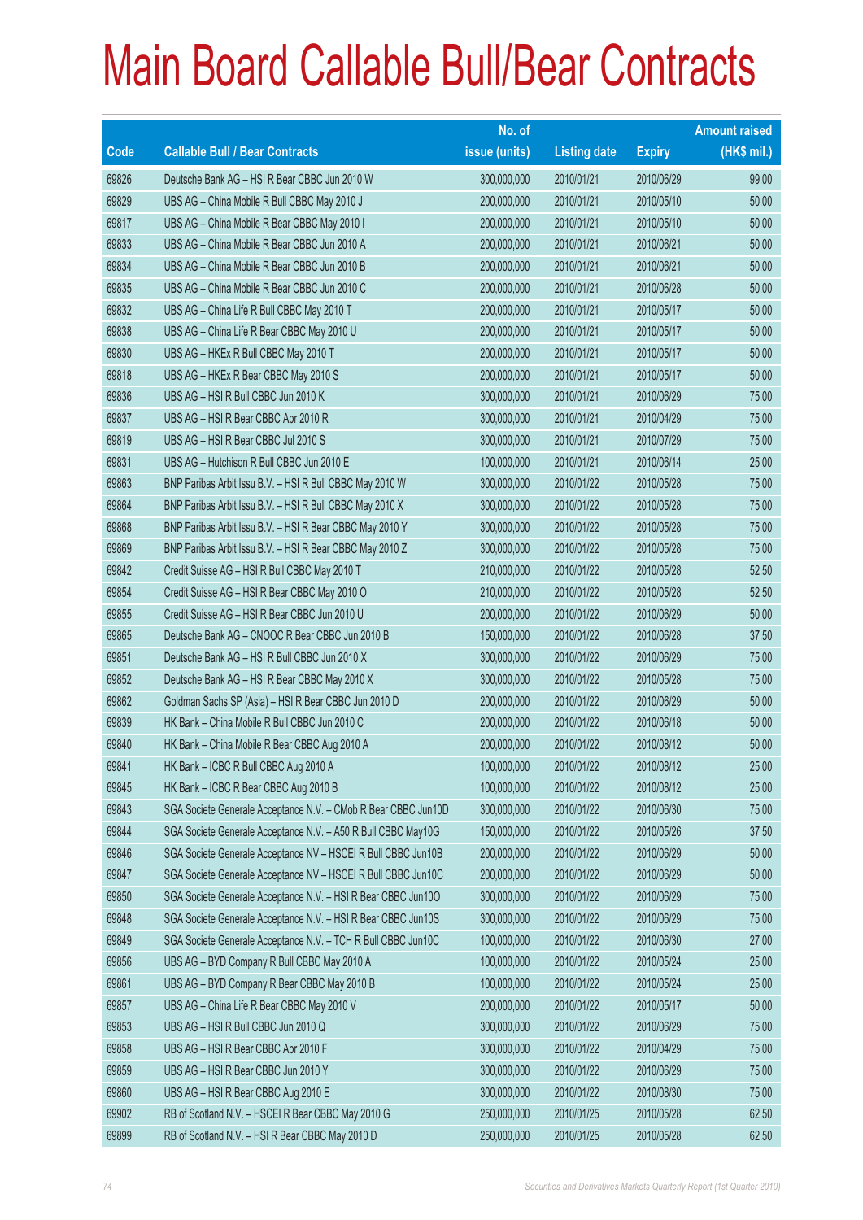# Main Board Callable Bull/Bear Contracts

| Code | Callable Bull / Bear Contracts | No. of issue (units) | Listing date | Expiry | Amount raised (HK$ mil.) |
|---|---|---|---|---|---|
| 69826 | Deutsche Bank AG – HSI R Bear CBBC Jun 2010 W | 300,000,000 | 2010/01/21 | 2010/06/29 | 99.00 |
| 69829 | UBS AG – China Mobile R Bull CBBC May 2010 J | 200,000,000 | 2010/01/21 | 2010/05/10 | 50.00 |
| 69817 | UBS AG – China Mobile R Bear CBBC May 2010 I | 200,000,000 | 2010/01/21 | 2010/05/10 | 50.00 |
| 69833 | UBS AG – China Mobile R Bear CBBC Jun 2010 A | 200,000,000 | 2010/01/21 | 2010/06/21 | 50.00 |
| 69834 | UBS AG – China Mobile R Bear CBBC Jun 2010 B | 200,000,000 | 2010/01/21 | 2010/06/21 | 50.00 |
| 69835 | UBS AG – China Mobile R Bear CBBC Jun 2010 C | 200,000,000 | 2010/01/21 | 2010/06/28 | 50.00 |
| 69832 | UBS AG – China Life R Bull CBBC May 2010 T | 200,000,000 | 2010/01/21 | 2010/05/17 | 50.00 |
| 69838 | UBS AG – China Life R Bear CBBC May 2010 U | 200,000,000 | 2010/01/21 | 2010/05/17 | 50.00 |
| 69830 | UBS AG – HKEx R Bull CBBC May 2010 T | 200,000,000 | 2010/01/21 | 2010/05/17 | 50.00 |
| 69818 | UBS AG – HKEx R Bear CBBC May 2010 S | 200,000,000 | 2010/01/21 | 2010/05/17 | 50.00 |
| 69836 | UBS AG – HSI R Bull CBBC Jun 2010 K | 300,000,000 | 2010/01/21 | 2010/06/29 | 75.00 |
| 69837 | UBS AG – HSI R Bear CBBC Apr 2010 R | 300,000,000 | 2010/01/21 | 2010/04/29 | 75.00 |
| 69819 | UBS AG – HSI R Bear CBBC Jul 2010 S | 300,000,000 | 2010/01/21 | 2010/07/29 | 75.00 |
| 69831 | UBS AG – Hutchison R Bull CBBC Jun 2010 E | 100,000,000 | 2010/01/21 | 2010/06/14 | 25.00 |
| 69863 | BNP Paribas Arbit Issu B.V. – HSI R Bull CBBC May 2010 W | 300,000,000 | 2010/01/22 | 2010/05/28 | 75.00 |
| 69864 | BNP Paribas Arbit Issu B.V. – HSI R Bull CBBC May 2010 X | 300,000,000 | 2010/01/22 | 2010/05/28 | 75.00 |
| 69868 | BNP Paribas Arbit Issu B.V. – HSI R Bear CBBC May 2010 Y | 300,000,000 | 2010/01/22 | 2010/05/28 | 75.00 |
| 69869 | BNP Paribas Arbit Issu B.V. – HSI R Bear CBBC May 2010 Z | 300,000,000 | 2010/01/22 | 2010/05/28 | 75.00 |
| 69842 | Credit Suisse AG – HSI R Bull CBBC May 2010 T | 210,000,000 | 2010/01/22 | 2010/05/28 | 52.50 |
| 69854 | Credit Suisse AG – HSI R Bear CBBC May 2010 O | 210,000,000 | 2010/01/22 | 2010/05/28 | 52.50 |
| 69855 | Credit Suisse AG – HSI R Bear CBBC Jun 2010 U | 200,000,000 | 2010/01/22 | 2010/06/29 | 50.00 |
| 69865 | Deutsche Bank AG – CNOOC R Bear CBBC Jun 2010 B | 150,000,000 | 2010/01/22 | 2010/06/28 | 37.50 |
| 69851 | Deutsche Bank AG – HSI R Bull CBBC Jun 2010 X | 300,000,000 | 2010/01/22 | 2010/06/29 | 75.00 |
| 69852 | Deutsche Bank AG – HSI R Bear CBBC May 2010 X | 300,000,000 | 2010/01/22 | 2010/05/28 | 75.00 |
| 69862 | Goldman Sachs SP (Asia) – HSI R Bear CBBC Jun 2010 D | 200,000,000 | 2010/01/22 | 2010/06/29 | 50.00 |
| 69839 | HK Bank – China Mobile R Bull CBBC Jun 2010 C | 200,000,000 | 2010/01/22 | 2010/06/18 | 50.00 |
| 69840 | HK Bank – China Mobile R Bear CBBC Aug 2010 A | 200,000,000 | 2010/01/22 | 2010/08/12 | 50.00 |
| 69841 | HK Bank – ICBC R Bull CBBC Aug 2010 A | 100,000,000 | 2010/01/22 | 2010/08/12 | 25.00 |
| 69845 | HK Bank – ICBC R Bear CBBC Aug 2010 B | 100,000,000 | 2010/01/22 | 2010/08/12 | 25.00 |
| 69843 | SGA Societe Generale Acceptance N.V. – CMob R Bear CBBC Jun10D | 300,000,000 | 2010/01/22 | 2010/06/30 | 75.00 |
| 69844 | SGA Societe Generale Acceptance N.V. – A50 R Bull CBBC May10G | 150,000,000 | 2010/01/22 | 2010/05/26 | 37.50 |
| 69846 | SGA Societe Generale Acceptance NV – HSCEI R Bull CBBC Jun10B | 200,000,000 | 2010/01/22 | 2010/06/29 | 50.00 |
| 69847 | SGA Societe Generale Acceptance NV – HSCEI R Bull CBBC Jun10C | 200,000,000 | 2010/01/22 | 2010/06/29 | 50.00 |
| 69850 | SGA Societe Generale Acceptance N.V. – HSI R Bear CBBC Jun10O | 300,000,000 | 2010/01/22 | 2010/06/29 | 75.00 |
| 69848 | SGA Societe Generale Acceptance N.V. – HSI R Bear CBBC Jun10S | 300,000,000 | 2010/01/22 | 2010/06/29 | 75.00 |
| 69849 | SGA Societe Generale Acceptance N.V. – TCH R Bull CBBC Jun10C | 100,000,000 | 2010/01/22 | 2010/06/30 | 27.00 |
| 69856 | UBS AG – BYD Company R Bull CBBC May 2010 A | 100,000,000 | 2010/01/22 | 2010/05/24 | 25.00 |
| 69861 | UBS AG – BYD Company R Bear CBBC May 2010 B | 100,000,000 | 2010/01/22 | 2010/05/24 | 25.00 |
| 69857 | UBS AG – China Life R Bear CBBC May 2010 V | 200,000,000 | 2010/01/22 | 2010/05/17 | 50.00 |
| 69853 | UBS AG – HSI R Bull CBBC Jun 2010 Q | 300,000,000 | 2010/01/22 | 2010/06/29 | 75.00 |
| 69858 | UBS AG – HSI R Bear CBBC Apr 2010 F | 300,000,000 | 2010/01/22 | 2010/04/29 | 75.00 |
| 69859 | UBS AG – HSI R Bear CBBC Jun 2010 Y | 300,000,000 | 2010/01/22 | 2010/06/29 | 75.00 |
| 69860 | UBS AG – HSI R Bear CBBC Aug 2010 E | 300,000,000 | 2010/01/22 | 2010/08/30 | 75.00 |
| 69902 | RB of Scotland N.V. – HSCEI R Bear CBBC May 2010 G | 250,000,000 | 2010/01/25 | 2010/05/28 | 62.50 |
| 69899 | RB of Scotland N.V. – HSI R Bear CBBC May 2010 D | 250,000,000 | 2010/01/25 | 2010/05/28 | 62.50 |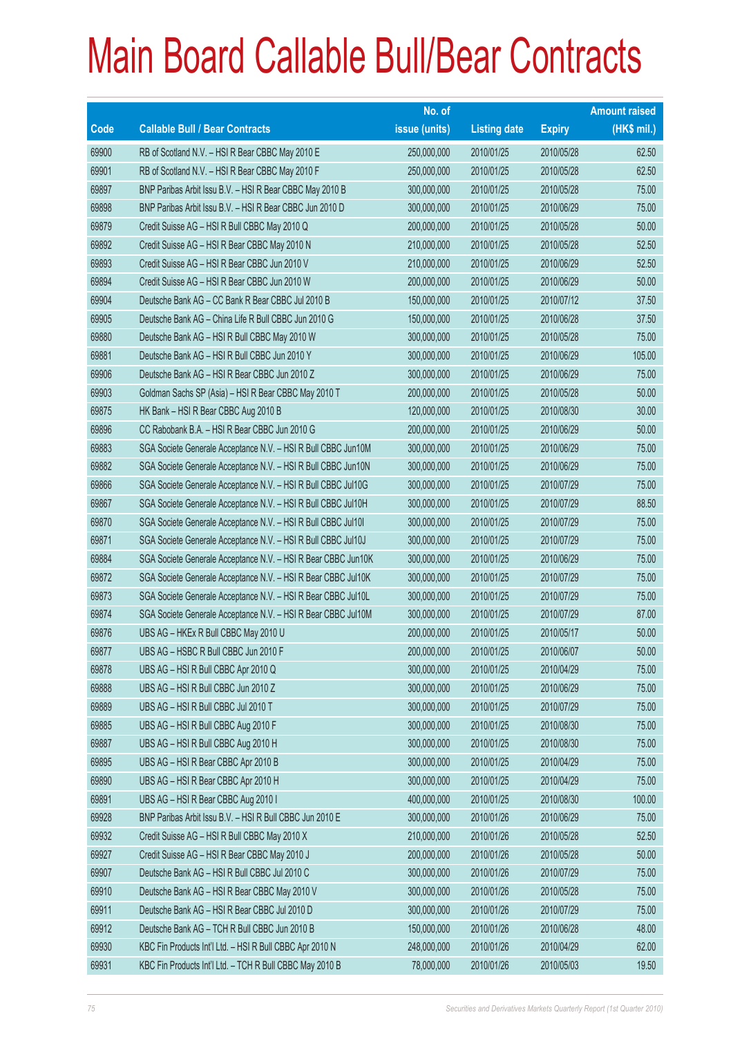# Main Board Callable Bull/Bear Contracts

| Code | Callable Bull / Bear Contracts | No. of issue (units) | Listing date | Expiry | Amount raised (HK$ mil.) |
|---|---|---|---|---|---|
| 69900 | RB of Scotland N.V. – HSI R Bear CBBC May 2010 E | 250,000,000 | 2010/01/25 | 2010/05/28 | 62.50 |
| 69901 | RB of Scotland N.V. – HSI R Bear CBBC May 2010 F | 250,000,000 | 2010/01/25 | 2010/05/28 | 62.50 |
| 69897 | BNP Paribas Arbit Issu B.V. – HSI R Bear CBBC May 2010 B | 300,000,000 | 2010/01/25 | 2010/05/28 | 75.00 |
| 69898 | BNP Paribas Arbit Issu B.V. – HSI R Bear CBBC Jun 2010 D | 300,000,000 | 2010/01/25 | 2010/06/29 | 75.00 |
| 69879 | Credit Suisse AG – HSI R Bull CBBC May 2010 Q | 200,000,000 | 2010/01/25 | 2010/05/28 | 50.00 |
| 69892 | Credit Suisse AG – HSI R Bear CBBC May 2010 N | 210,000,000 | 2010/01/25 | 2010/05/28 | 52.50 |
| 69893 | Credit Suisse AG – HSI R Bear CBBC Jun 2010 V | 210,000,000 | 2010/01/25 | 2010/06/29 | 52.50 |
| 69894 | Credit Suisse AG – HSI R Bear CBBC Jun 2010 W | 200,000,000 | 2010/01/25 | 2010/06/29 | 50.00 |
| 69904 | Deutsche Bank AG – CC Bank R Bear CBBC Jul 2010 B | 150,000,000 | 2010/01/25 | 2010/07/12 | 37.50 |
| 69905 | Deutsche Bank AG – China Life R Bull CBBC Jun 2010 G | 150,000,000 | 2010/01/25 | 2010/06/28 | 37.50 |
| 69880 | Deutsche Bank AG – HSI R Bull CBBC May 2010 W | 300,000,000 | 2010/01/25 | 2010/05/28 | 75.00 |
| 69881 | Deutsche Bank AG – HSI R Bull CBBC Jun 2010 Y | 300,000,000 | 2010/01/25 | 2010/06/29 | 105.00 |
| 69906 | Deutsche Bank AG – HSI R Bear CBBC Jun 2010 Z | 300,000,000 | 2010/01/25 | 2010/06/29 | 75.00 |
| 69903 | Goldman Sachs SP (Asia) – HSI R Bear CBBC May 2010 T | 200,000,000 | 2010/01/25 | 2010/05/28 | 50.00 |
| 69875 | HK Bank – HSI R Bear CBBC Aug 2010 B | 120,000,000 | 2010/01/25 | 2010/08/30 | 30.00 |
| 69896 | CC Rabobank B.A. – HSI R Bear CBBC Jun 2010 G | 200,000,000 | 2010/01/25 | 2010/06/29 | 50.00 |
| 69883 | SGA Societe Generale Acceptance N.V. – HSI R Bull CBBC Jun10M | 300,000,000 | 2010/01/25 | 2010/06/29 | 75.00 |
| 69882 | SGA Societe Generale Acceptance N.V. – HSI R Bull CBBC Jun10N | 300,000,000 | 2010/01/25 | 2010/06/29 | 75.00 |
| 69866 | SGA Societe Generale Acceptance N.V. – HSI R Bull CBBC Jul10G | 300,000,000 | 2010/01/25 | 2010/07/29 | 75.00 |
| 69867 | SGA Societe Generale Acceptance N.V. – HSI R Bull CBBC Jul10H | 300,000,000 | 2010/01/25 | 2010/07/29 | 88.50 |
| 69870 | SGA Societe Generale Acceptance N.V. – HSI R Bull CBBC Jul10I | 300,000,000 | 2010/01/25 | 2010/07/29 | 75.00 |
| 69871 | SGA Societe Generale Acceptance N.V. – HSI R Bull CBBC Jul10J | 300,000,000 | 2010/01/25 | 2010/07/29 | 75.00 |
| 69884 | SGA Societe Generale Acceptance N.V. – HSI R Bear CBBC Jun10K | 300,000,000 | 2010/01/25 | 2010/06/29 | 75.00 |
| 69872 | SGA Societe Generale Acceptance N.V. – HSI R Bear CBBC Jul10K | 300,000,000 | 2010/01/25 | 2010/07/29 | 75.00 |
| 69873 | SGA Societe Generale Acceptance N.V. – HSI R Bear CBBC Jul10L | 300,000,000 | 2010/01/25 | 2010/07/29 | 75.00 |
| 69874 | SGA Societe Generale Acceptance N.V. – HSI R Bear CBBC Jul10M | 300,000,000 | 2010/01/25 | 2010/07/29 | 87.00 |
| 69876 | UBS AG – HKEx R Bull CBBC May 2010 U | 200,000,000 | 2010/01/25 | 2010/05/17 | 50.00 |
| 69877 | UBS AG – HSBC R Bull CBBC Jun 2010 F | 200,000,000 | 2010/01/25 | 2010/06/07 | 50.00 |
| 69878 | UBS AG – HSI R Bull CBBC Apr 2010 Q | 300,000,000 | 2010/01/25 | 2010/04/29 | 75.00 |
| 69888 | UBS AG – HSI R Bull CBBC Jun 2010 Z | 300,000,000 | 2010/01/25 | 2010/06/29 | 75.00 |
| 69889 | UBS AG – HSI R Bull CBBC Jul 2010 T | 300,000,000 | 2010/01/25 | 2010/07/29 | 75.00 |
| 69885 | UBS AG – HSI R Bull CBBC Aug 2010 F | 300,000,000 | 2010/01/25 | 2010/08/30 | 75.00 |
| 69887 | UBS AG – HSI R Bull CBBC Aug 2010 H | 300,000,000 | 2010/01/25 | 2010/08/30 | 75.00 |
| 69895 | UBS AG – HSI R Bear CBBC Apr 2010 B | 300,000,000 | 2010/01/25 | 2010/04/29 | 75.00 |
| 69890 | UBS AG – HSI R Bear CBBC Apr 2010 H | 300,000,000 | 2010/01/25 | 2010/04/29 | 75.00 |
| 69891 | UBS AG – HSI R Bear CBBC Aug 2010 I | 400,000,000 | 2010/01/25 | 2010/08/30 | 100.00 |
| 69928 | BNP Paribas Arbit Issu B.V. – HSI R Bull CBBC Jun 2010 E | 300,000,000 | 2010/01/26 | 2010/06/29 | 75.00 |
| 69932 | Credit Suisse AG – HSI R Bull CBBC May 2010 X | 210,000,000 | 2010/01/26 | 2010/05/28 | 52.50 |
| 69927 | Credit Suisse AG – HSI R Bear CBBC May 2010 J | 200,000,000 | 2010/01/26 | 2010/05/28 | 50.00 |
| 69907 | Deutsche Bank AG – HSI R Bull CBBC Jul 2010 C | 300,000,000 | 2010/01/26 | 2010/07/29 | 75.00 |
| 69910 | Deutsche Bank AG – HSI R Bear CBBC May 2010 V | 300,000,000 | 2010/01/26 | 2010/05/28 | 75.00 |
| 69911 | Deutsche Bank AG – HSI R Bear CBBC Jul 2010 D | 300,000,000 | 2010/01/26 | 2010/07/29 | 75.00 |
| 69912 | Deutsche Bank AG – TCH R Bull CBBC Jun 2010 B | 150,000,000 | 2010/01/26 | 2010/06/28 | 48.00 |
| 69930 | KBC Fin Products Int'l Ltd. – HSI R Bull CBBC Apr 2010 N | 248,000,000 | 2010/01/26 | 2010/04/29 | 62.00 |
| 69931 | KBC Fin Products Int'l Ltd. – TCH R Bull CBBC May 2010 B | 78,000,000 | 2010/01/26 | 2010/05/03 | 19.50 |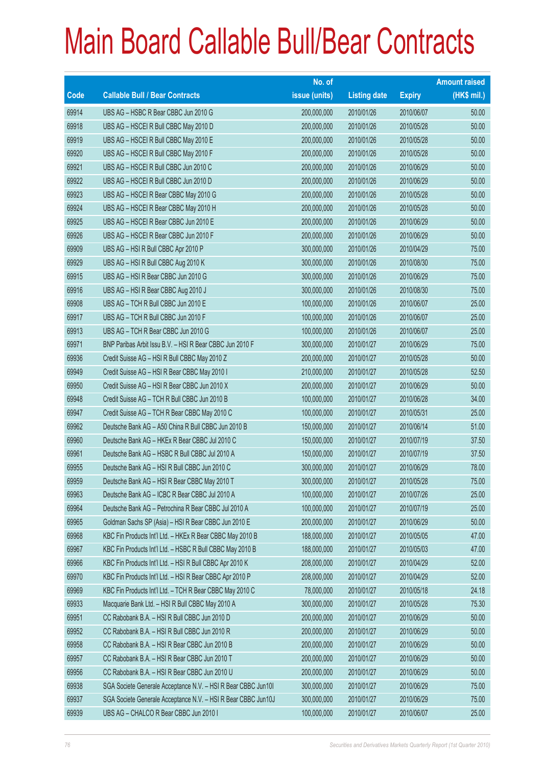# Main Board Callable Bull/Bear Contracts

| Code | Callable Bull / Bear Contracts | No. of issue (units) | Listing date | Expiry | Amount raised (HK$ mil.) |
|---|---|---|---|---|---|
| 69914 | UBS AG – HSBC R Bear CBBC Jun 2010 G | 200,000,000 | 2010/01/26 | 2010/06/07 | 50.00 |
| 69918 | UBS AG – HSCEI R Bull CBBC May 2010 D | 200,000,000 | 2010/01/26 | 2010/05/28 | 50.00 |
| 69919 | UBS AG – HSCEI R Bull CBBC May 2010 E | 200,000,000 | 2010/01/26 | 2010/05/28 | 50.00 |
| 69920 | UBS AG – HSCEI R Bull CBBC May 2010 F | 200,000,000 | 2010/01/26 | 2010/05/28 | 50.00 |
| 69921 | UBS AG – HSCEI R Bull CBBC Jun 2010 C | 200,000,000 | 2010/01/26 | 2010/06/29 | 50.00 |
| 69922 | UBS AG – HSCEI R Bull CBBC Jun 2010 D | 200,000,000 | 2010/01/26 | 2010/06/29 | 50.00 |
| 69923 | UBS AG – HSCEI R Bear CBBC May 2010 G | 200,000,000 | 2010/01/26 | 2010/05/28 | 50.00 |
| 69924 | UBS AG – HSCEI R Bear CBBC May 2010 H | 200,000,000 | 2010/01/26 | 2010/05/28 | 50.00 |
| 69925 | UBS AG – HSCEI R Bear CBBC Jun 2010 E | 200,000,000 | 2010/01/26 | 2010/06/29 | 50.00 |
| 69926 | UBS AG – HSCEI R Bear CBBC Jun 2010 F | 200,000,000 | 2010/01/26 | 2010/06/29 | 50.00 |
| 69909 | UBS AG – HSI R Bull CBBC Apr 2010 P | 300,000,000 | 2010/01/26 | 2010/04/29 | 75.00 |
| 69929 | UBS AG – HSI R Bull CBBC Aug 2010 K | 300,000,000 | 2010/01/26 | 2010/08/30 | 75.00 |
| 69915 | UBS AG – HSI R Bear CBBC Jun 2010 G | 300,000,000 | 2010/01/26 | 2010/06/29 | 75.00 |
| 69916 | UBS AG – HSI R Bear CBBC Aug 2010 J | 300,000,000 | 2010/01/26 | 2010/08/30 | 75.00 |
| 69908 | UBS AG – TCH R Bull CBBC Jun 2010 E | 100,000,000 | 2010/01/26 | 2010/06/07 | 25.00 |
| 69917 | UBS AG – TCH R Bull CBBC Jun 2010 F | 100,000,000 | 2010/01/26 | 2010/06/07 | 25.00 |
| 69913 | UBS AG – TCH R Bear CBBC Jun 2010 G | 100,000,000 | 2010/01/26 | 2010/06/07 | 25.00 |
| 69971 | BNP Paribas Arbit Issu B.V. – HSI R Bear CBBC Jun 2010 F | 300,000,000 | 2010/01/27 | 2010/06/29 | 75.00 |
| 69936 | Credit Suisse AG – HSI R Bull CBBC May 2010 Z | 200,000,000 | 2010/01/27 | 2010/05/28 | 50.00 |
| 69949 | Credit Suisse AG – HSI R Bear CBBC May 2010 I | 210,000,000 | 2010/01/27 | 2010/05/28 | 52.50 |
| 69950 | Credit Suisse AG – HSI R Bear CBBC Jun 2010 X | 200,000,000 | 2010/01/27 | 2010/06/29 | 50.00 |
| 69948 | Credit Suisse AG – TCH R Bull CBBC Jun 2010 B | 100,000,000 | 2010/01/27 | 2010/06/28 | 34.00 |
| 69947 | Credit Suisse AG – TCH R Bear CBBC May 2010 C | 100,000,000 | 2010/01/27 | 2010/05/31 | 25.00 |
| 69962 | Deutsche Bank AG – A50 China R Bull CBBC Jun 2010 B | 150,000,000 | 2010/01/27 | 2010/06/14 | 51.00 |
| 69960 | Deutsche Bank AG – HKEx R Bear CBBC Jul 2010 C | 150,000,000 | 2010/01/27 | 2010/07/19 | 37.50 |
| 69961 | Deutsche Bank AG – HSBC R Bull CBBC Jul 2010 A | 150,000,000 | 2010/01/27 | 2010/07/19 | 37.50 |
| 69955 | Deutsche Bank AG – HSI R Bull CBBC Jun 2010 C | 300,000,000 | 2010/01/27 | 2010/06/29 | 78.00 |
| 69959 | Deutsche Bank AG – HSI R Bear CBBC May 2010 T | 300,000,000 | 2010/01/27 | 2010/05/28 | 75.00 |
| 69963 | Deutsche Bank AG – ICBC R Bear CBBC Jul 2010 A | 100,000,000 | 2010/01/27 | 2010/07/26 | 25.00 |
| 69964 | Deutsche Bank AG – Petrochina R Bear CBBC Jul 2010 A | 100,000,000 | 2010/01/27 | 2010/07/19 | 25.00 |
| 69965 | Goldman Sachs SP (Asia) – HSI R Bear CBBC Jun 2010 E | 200,000,000 | 2010/01/27 | 2010/06/29 | 50.00 |
| 69968 | KBC Fin Products Int'l Ltd. – HKEx R Bear CBBC May 2010 B | 188,000,000 | 2010/01/27 | 2010/05/05 | 47.00 |
| 69967 | KBC Fin Products Int'l Ltd. – HSBC R Bull CBBC May 2010 B | 188,000,000 | 2010/01/27 | 2010/05/03 | 47.00 |
| 69966 | KBC Fin Products Int'l Ltd. – HSI R Bull CBBC Apr 2010 K | 208,000,000 | 2010/01/27 | 2010/04/29 | 52.00 |
| 69970 | KBC Fin Products Int'l Ltd. – HSI R Bear CBBC Apr 2010 P | 208,000,000 | 2010/01/27 | 2010/04/29 | 52.00 |
| 69969 | KBC Fin Products Int'l Ltd. – TCH R Bear CBBC May 2010 C | 78,000,000 | 2010/01/27 | 2010/05/18 | 24.18 |
| 69933 | Macquarie Bank Ltd. – HSI R Bull CBBC May 2010 A | 300,000,000 | 2010/01/27 | 2010/05/28 | 75.30 |
| 69951 | CC Rabobank B.A. – HSI R Bull CBBC Jun 2010 D | 200,000,000 | 2010/01/27 | 2010/06/29 | 50.00 |
| 69952 | CC Rabobank B.A. – HSI R Bull CBBC Jun 2010 R | 200,000,000 | 2010/01/27 | 2010/06/29 | 50.00 |
| 69958 | CC Rabobank B.A. – HSI R Bear CBBC Jun 2010 B | 200,000,000 | 2010/01/27 | 2010/06/29 | 50.00 |
| 69957 | CC Rabobank B.A. – HSI R Bear CBBC Jun 2010 T | 200,000,000 | 2010/01/27 | 2010/06/29 | 50.00 |
| 69956 | CC Rabobank B.A. – HSI R Bear CBBC Jun 2010 U | 200,000,000 | 2010/01/27 | 2010/06/29 | 50.00 |
| 69938 | SGA Societe Generale Acceptance N.V. – HSI R Bear CBBC Jun10I | 300,000,000 | 2010/01/27 | 2010/06/29 | 75.00 |
| 69937 | SGA Societe Generale Acceptance N.V. – HSI R Bear CBBC Jun10J | 300,000,000 | 2010/01/27 | 2010/06/29 | 75.00 |
| 69939 | UBS AG – CHALCO R Bear CBBC Jun 2010 I | 100,000,000 | 2010/01/27 | 2010/06/07 | 25.00 |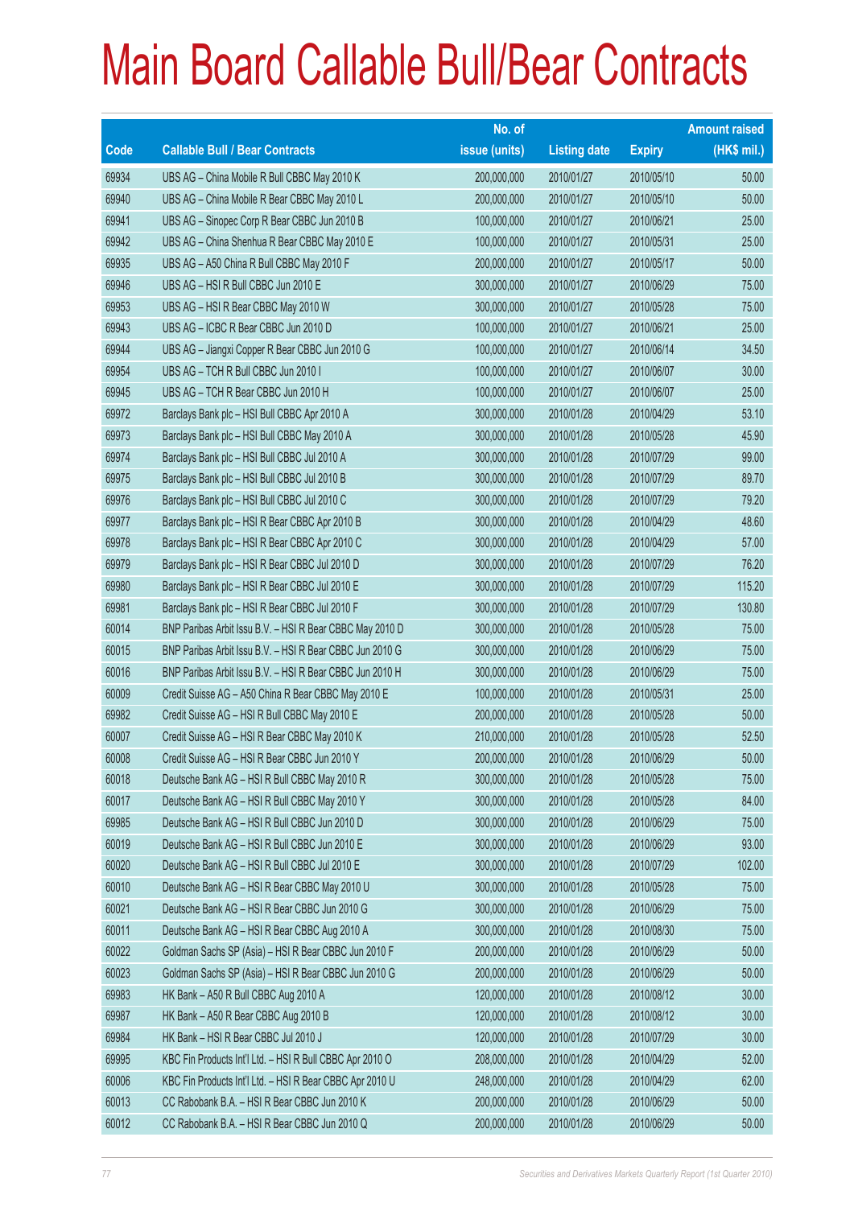# Main Board Callable Bull/Bear Contracts

| Code | Callable Bull / Bear Contracts | No. of issue (units) | Listing date | Expiry | Amount raised (HK$ mil.) |
|---|---|---|---|---|---|
| 69934 | UBS AG – China Mobile R Bull CBBC May 2010 K | 200,000,000 | 2010/01/27 | 2010/05/10 | 50.00 |
| 69940 | UBS AG – China Mobile R Bear CBBC May 2010 L | 200,000,000 | 2010/01/27 | 2010/05/10 | 50.00 |
| 69941 | UBS AG – Sinopec Corp R Bear CBBC Jun 2010 B | 100,000,000 | 2010/01/27 | 2010/06/21 | 25.00 |
| 69942 | UBS AG – China Shenhua R Bear CBBC May 2010 E | 100,000,000 | 2010/01/27 | 2010/05/31 | 25.00 |
| 69935 | UBS AG – A50 China R Bull CBBC May 2010 F | 200,000,000 | 2010/01/27 | 2010/05/17 | 50.00 |
| 69946 | UBS AG – HSI R Bull CBBC Jun 2010 E | 300,000,000 | 2010/01/27 | 2010/06/29 | 75.00 |
| 69953 | UBS AG – HSI R Bear CBBC May 2010 W | 300,000,000 | 2010/01/27 | 2010/05/28 | 75.00 |
| 69943 | UBS AG – ICBC R Bear CBBC Jun 2010 D | 100,000,000 | 2010/01/27 | 2010/06/21 | 25.00 |
| 69944 | UBS AG – Jiangxi Copper R Bear CBBC Jun 2010 G | 100,000,000 | 2010/01/27 | 2010/06/14 | 34.50 |
| 69954 | UBS AG – TCH R Bull CBBC Jun 2010 I | 100,000,000 | 2010/01/27 | 2010/06/07 | 30.00 |
| 69945 | UBS AG – TCH R Bear CBBC Jun 2010 H | 100,000,000 | 2010/01/27 | 2010/06/07 | 25.00 |
| 69972 | Barclays Bank plc – HSI Bull CBBC Apr 2010 A | 300,000,000 | 2010/01/28 | 2010/04/29 | 53.10 |
| 69973 | Barclays Bank plc – HSI Bull CBBC May 2010 A | 300,000,000 | 2010/01/28 | 2010/05/28 | 45.90 |
| 69974 | Barclays Bank plc – HSI Bull CBBC Jul 2010 A | 300,000,000 | 2010/01/28 | 2010/07/29 | 99.00 |
| 69975 | Barclays Bank plc – HSI Bull CBBC Jul 2010 B | 300,000,000 | 2010/01/28 | 2010/07/29 | 89.70 |
| 69976 | Barclays Bank plc – HSI Bull CBBC Jul 2010 C | 300,000,000 | 2010/01/28 | 2010/07/29 | 79.20 |
| 69977 | Barclays Bank plc – HSI R Bear CBBC Apr 2010 B | 300,000,000 | 2010/01/28 | 2010/04/29 | 48.60 |
| 69978 | Barclays Bank plc – HSI R Bear CBBC Apr 2010 C | 300,000,000 | 2010/01/28 | 2010/04/29 | 57.00 |
| 69979 | Barclays Bank plc – HSI R Bear CBBC Jul 2010 D | 300,000,000 | 2010/01/28 | 2010/07/29 | 76.20 |
| 69980 | Barclays Bank plc – HSI R Bear CBBC Jul 2010 E | 300,000,000 | 2010/01/28 | 2010/07/29 | 115.20 |
| 69981 | Barclays Bank plc – HSI R Bear CBBC Jul 2010 F | 300,000,000 | 2010/01/28 | 2010/07/29 | 130.80 |
| 60014 | BNP Paribas Arbit Issu B.V. – HSI R Bear CBBC May 2010 D | 300,000,000 | 2010/01/28 | 2010/05/28 | 75.00 |
| 60015 | BNP Paribas Arbit Issu B.V. – HSI R Bear CBBC Jun 2010 G | 300,000,000 | 2010/01/28 | 2010/06/29 | 75.00 |
| 60016 | BNP Paribas Arbit Issu B.V. – HSI R Bear CBBC Jun 2010 H | 300,000,000 | 2010/01/28 | 2010/06/29 | 75.00 |
| 60009 | Credit Suisse AG – A50 China R Bear CBBC May 2010 E | 100,000,000 | 2010/01/28 | 2010/05/31 | 25.00 |
| 69982 | Credit Suisse AG – HSI R Bull CBBC May 2010 E | 200,000,000 | 2010/01/28 | 2010/05/28 | 50.00 |
| 60007 | Credit Suisse AG – HSI R Bear CBBC May 2010 K | 210,000,000 | 2010/01/28 | 2010/05/28 | 52.50 |
| 60008 | Credit Suisse AG – HSI R Bear CBBC Jun 2010 Y | 200,000,000 | 2010/01/28 | 2010/06/29 | 50.00 |
| 60018 | Deutsche Bank AG – HSI R Bull CBBC May 2010 R | 300,000,000 | 2010/01/28 | 2010/05/28 | 75.00 |
| 60017 | Deutsche Bank AG – HSI R Bull CBBC May 2010 Y | 300,000,000 | 2010/01/28 | 2010/05/28 | 84.00 |
| 69985 | Deutsche Bank AG – HSI R Bull CBBC Jun 2010 D | 300,000,000 | 2010/01/28 | 2010/06/29 | 75.00 |
| 60019 | Deutsche Bank AG – HSI R Bull CBBC Jun 2010 E | 300,000,000 | 2010/01/28 | 2010/06/29 | 93.00 |
| 60020 | Deutsche Bank AG – HSI R Bull CBBC Jul 2010 E | 300,000,000 | 2010/01/28 | 2010/07/29 | 102.00 |
| 60010 | Deutsche Bank AG – HSI R Bear CBBC May 2010 U | 300,000,000 | 2010/01/28 | 2010/05/28 | 75.00 |
| 60021 | Deutsche Bank AG – HSI R Bear CBBC Jun 2010 G | 300,000,000 | 2010/01/28 | 2010/06/29 | 75.00 |
| 60011 | Deutsche Bank AG – HSI R Bear CBBC Aug 2010 A | 300,000,000 | 2010/01/28 | 2010/08/30 | 75.00 |
| 60022 | Goldman Sachs SP (Asia) – HSI R Bear CBBC Jun 2010 F | 200,000,000 | 2010/01/28 | 2010/06/29 | 50.00 |
| 60023 | Goldman Sachs SP (Asia) – HSI R Bear CBBC Jun 2010 G | 200,000,000 | 2010/01/28 | 2010/06/29 | 50.00 |
| 69983 | HK Bank – A50 R Bull CBBC Aug 2010 A | 120,000,000 | 2010/01/28 | 2010/08/12 | 30.00 |
| 69987 | HK Bank – A50 R Bear CBBC Aug 2010 B | 120,000,000 | 2010/01/28 | 2010/08/12 | 30.00 |
| 69984 | HK Bank – HSI R Bear CBBC Jul 2010 J | 120,000,000 | 2010/01/28 | 2010/07/29 | 30.00 |
| 69995 | KBC Fin Products Int'l Ltd. – HSI R Bull CBBC Apr 2010 O | 208,000,000 | 2010/01/28 | 2010/04/29 | 52.00 |
| 60006 | KBC Fin Products Int'l Ltd. – HSI R Bear CBBC Apr 2010 U | 248,000,000 | 2010/01/28 | 2010/04/29 | 62.00 |
| 60013 | CC Rabobank B.A. – HSI R Bear CBBC Jun 2010 K | 200,000,000 | 2010/01/28 | 2010/06/29 | 50.00 |
| 60012 | CC Rabobank B.A. – HSI R Bear CBBC Jun 2010 Q | 200,000,000 | 2010/01/28 | 2010/06/29 | 50.00 |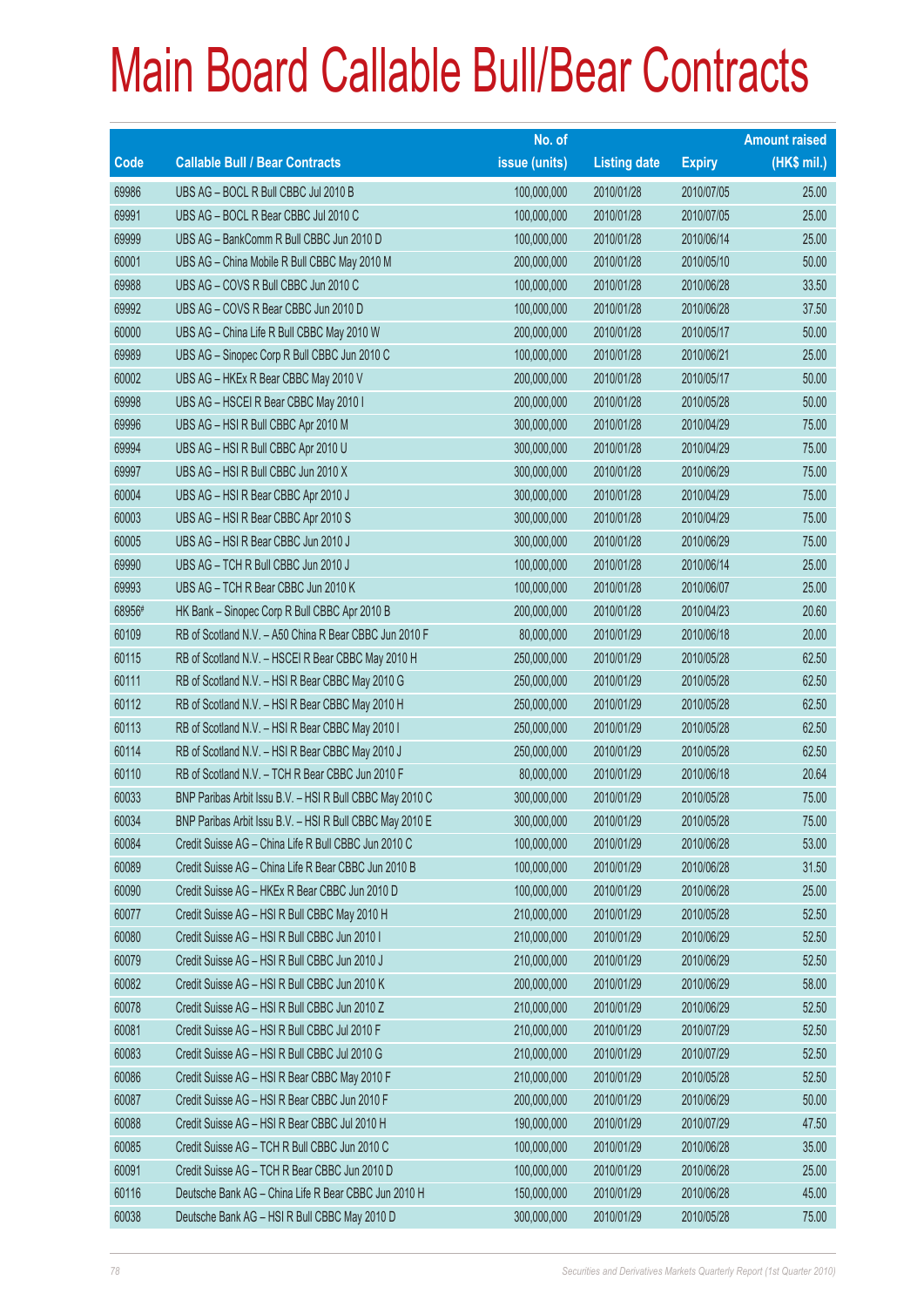# Main Board Callable Bull/Bear Contracts

| Code | Callable Bull / Bear Contracts | No. of issue (units) | Listing date | Expiry | Amount raised (HK$ mil.) |
|---|---|---|---|---|---|
| 69986 | UBS AG – BOCL R Bull CBBC Jul 2010 B | 100,000,000 | 2010/01/28 | 2010/07/05 | 25.00 |
| 69991 | UBS AG – BOCL R Bear CBBC Jul 2010 C | 100,000,000 | 2010/01/28 | 2010/07/05 | 25.00 |
| 69999 | UBS AG – BankComm R Bull CBBC Jun 2010 D | 100,000,000 | 2010/01/28 | 2010/06/14 | 25.00 |
| 60001 | UBS AG – China Mobile R Bull CBBC May 2010 M | 200,000,000 | 2010/01/28 | 2010/05/10 | 50.00 |
| 69988 | UBS AG – COVS R Bull CBBC Jun 2010 C | 100,000,000 | 2010/01/28 | 2010/06/28 | 33.50 |
| 69992 | UBS AG – COVS R Bear CBBC Jun 2010 D | 100,000,000 | 2010/01/28 | 2010/06/28 | 37.50 |
| 60000 | UBS AG – China Life R Bull CBBC May 2010 W | 200,000,000 | 2010/01/28 | 2010/05/17 | 50.00 |
| 69989 | UBS AG – Sinopec Corp R Bull CBBC Jun 2010 C | 100,000,000 | 2010/01/28 | 2010/06/21 | 25.00 |
| 60002 | UBS AG – HKEx R Bear CBBC May 2010 V | 200,000,000 | 2010/01/28 | 2010/05/17 | 50.00 |
| 69998 | UBS AG – HSCEI R Bear CBBC May 2010 I | 200,000,000 | 2010/01/28 | 2010/05/28 | 50.00 |
| 69996 | UBS AG – HSI R Bull CBBC Apr 2010 M | 300,000,000 | 2010/01/28 | 2010/04/29 | 75.00 |
| 69994 | UBS AG – HSI R Bull CBBC Apr 2010 U | 300,000,000 | 2010/01/28 | 2010/04/29 | 75.00 |
| 69997 | UBS AG – HSI R Bull CBBC Jun 2010 X | 300,000,000 | 2010/01/28 | 2010/06/29 | 75.00 |
| 60004 | UBS AG – HSI R Bear CBBC Apr 2010 J | 300,000,000 | 2010/01/28 | 2010/04/29 | 75.00 |
| 60003 | UBS AG – HSI R Bear CBBC Apr 2010 S | 300,000,000 | 2010/01/28 | 2010/04/29 | 75.00 |
| 60005 | UBS AG – HSI R Bear CBBC Jun 2010 J | 300,000,000 | 2010/01/28 | 2010/06/29 | 75.00 |
| 69990 | UBS AG – TCH R Bull CBBC Jun 2010 J | 100,000,000 | 2010/01/28 | 2010/06/14 | 25.00 |
| 69993 | UBS AG – TCH R Bear CBBC Jun 2010 K | 100,000,000 | 2010/01/28 | 2010/06/07 | 25.00 |
| 68956# | HK Bank – Sinopec Corp R Bull CBBC Apr 2010 B | 200,000,000 | 2010/01/28 | 2010/04/23 | 20.60 |
| 60109 | RB of Scotland N.V. – A50 China R Bear CBBC Jun 2010 F | 80,000,000 | 2010/01/29 | 2010/06/18 | 20.00 |
| 60115 | RB of Scotland N.V. – HSCEI R Bear CBBC May 2010 H | 250,000,000 | 2010/01/29 | 2010/05/28 | 62.50 |
| 60111 | RB of Scotland N.V. – HSI R Bear CBBC May 2010 G | 250,000,000 | 2010/01/29 | 2010/05/28 | 62.50 |
| 60112 | RB of Scotland N.V. – HSI R Bear CBBC May 2010 H | 250,000,000 | 2010/01/29 | 2010/05/28 | 62.50 |
| 60113 | RB of Scotland N.V. – HSI R Bear CBBC May 2010 I | 250,000,000 | 2010/01/29 | 2010/05/28 | 62.50 |
| 60114 | RB of Scotland N.V. – HSI R Bear CBBC May 2010 J | 250,000,000 | 2010/01/29 | 2010/05/28 | 62.50 |
| 60110 | RB of Scotland N.V. – TCH R Bear CBBC Jun 2010 F | 80,000,000 | 2010/01/29 | 2010/06/18 | 20.64 |
| 60033 | BNP Paribas Arbit Issu B.V. – HSI R Bull CBBC May 2010 C | 300,000,000 | 2010/01/29 | 2010/05/28 | 75.00 |
| 60034 | BNP Paribas Arbit Issu B.V. – HSI R Bull CBBC May 2010 E | 300,000,000 | 2010/01/29 | 2010/05/28 | 75.00 |
| 60084 | Credit Suisse AG – China Life R Bull CBBC Jun 2010 C | 100,000,000 | 2010/01/29 | 2010/06/28 | 53.00 |
| 60089 | Credit Suisse AG – China Life R Bear CBBC Jun 2010 B | 100,000,000 | 2010/01/29 | 2010/06/28 | 31.50 |
| 60090 | Credit Suisse AG – HKEx R Bear CBBC Jun 2010 D | 100,000,000 | 2010/01/29 | 2010/06/28 | 25.00 |
| 60077 | Credit Suisse AG – HSI R Bull CBBC May 2010 H | 210,000,000 | 2010/01/29 | 2010/05/28 | 52.50 |
| 60080 | Credit Suisse AG – HSI R Bull CBBC Jun 2010 I | 210,000,000 | 2010/01/29 | 2010/06/29 | 52.50 |
| 60079 | Credit Suisse AG – HSI R Bull CBBC Jun 2010 J | 210,000,000 | 2010/01/29 | 2010/06/29 | 52.50 |
| 60082 | Credit Suisse AG – HSI R Bull CBBC Jun 2010 K | 200,000,000 | 2010/01/29 | 2010/06/29 | 58.00 |
| 60078 | Credit Suisse AG – HSI R Bull CBBC Jun 2010 Z | 210,000,000 | 2010/01/29 | 2010/06/29 | 52.50 |
| 60081 | Credit Suisse AG – HSI R Bull CBBC Jul 2010 F | 210,000,000 | 2010/01/29 | 2010/07/29 | 52.50 |
| 60083 | Credit Suisse AG – HSI R Bull CBBC Jul 2010 G | 210,000,000 | 2010/01/29 | 2010/07/29 | 52.50 |
| 60086 | Credit Suisse AG – HSI R Bear CBBC May 2010 F | 210,000,000 | 2010/01/29 | 2010/05/28 | 52.50 |
| 60087 | Credit Suisse AG – HSI R Bear CBBC Jun 2010 F | 200,000,000 | 2010/01/29 | 2010/06/29 | 50.00 |
| 60088 | Credit Suisse AG – HSI R Bear CBBC Jul 2010 H | 190,000,000 | 2010/01/29 | 2010/07/29 | 47.50 |
| 60085 | Credit Suisse AG – TCH R Bull CBBC Jun 2010 C | 100,000,000 | 2010/01/29 | 2010/06/28 | 35.00 |
| 60091 | Credit Suisse AG – TCH R Bear CBBC Jun 2010 D | 100,000,000 | 2010/01/29 | 2010/06/28 | 25.00 |
| 60116 | Deutsche Bank AG – China Life R Bear CBBC Jun 2010 H | 150,000,000 | 2010/01/29 | 2010/06/28 | 45.00 |
| 60038 | Deutsche Bank AG – HSI R Bull CBBC May 2010 D | 300,000,000 | 2010/01/29 | 2010/05/28 | 75.00 |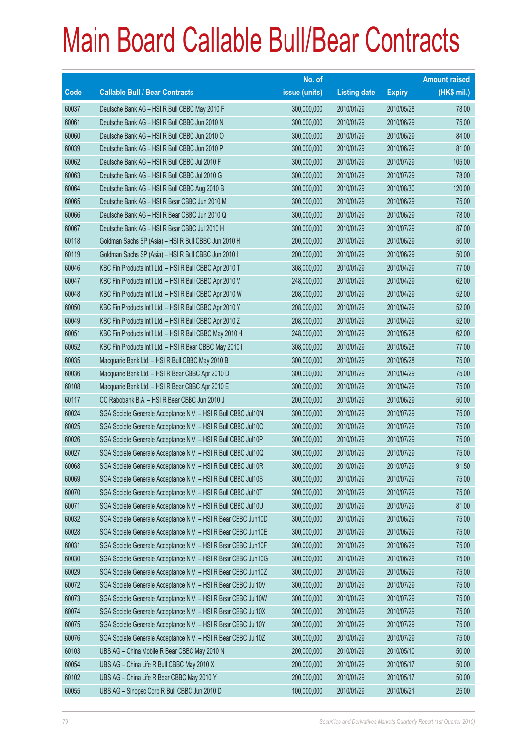# Main Board Callable Bull/Bear Contracts

| Code | Callable Bull / Bear Contracts | No. of issue (units) | Listing date | Expiry | Amount raised (HK$ mil.) |
|---|---|---|---|---|---|
| 60037 | Deutsche Bank AG – HSI R Bull CBBC May 2010 F | 300,000,000 | 2010/01/29 | 2010/05/28 | 78.00 |
| 60061 | Deutsche Bank AG – HSI R Bull CBBC Jun 2010 N | 300,000,000 | 2010/01/29 | 2010/06/29 | 75.00 |
| 60060 | Deutsche Bank AG – HSI R Bull CBBC Jun 2010 O | 300,000,000 | 2010/01/29 | 2010/06/29 | 84.00 |
| 60039 | Deutsche Bank AG – HSI R Bull CBBC Jun 2010 P | 300,000,000 | 2010/01/29 | 2010/06/29 | 81.00 |
| 60062 | Deutsche Bank AG – HSI R Bull CBBC Jul 2010 F | 300,000,000 | 2010/01/29 | 2010/07/29 | 105.00 |
| 60063 | Deutsche Bank AG – HSI R Bull CBBC Jul 2010 G | 300,000,000 | 2010/01/29 | 2010/07/29 | 78.00 |
| 60064 | Deutsche Bank AG – HSI R Bull CBBC Aug 2010 B | 300,000,000 | 2010/01/29 | 2010/08/30 | 120.00 |
| 60065 | Deutsche Bank AG – HSI R Bear CBBC Jun 2010 M | 300,000,000 | 2010/01/29 | 2010/06/29 | 75.00 |
| 60066 | Deutsche Bank AG – HSI R Bear CBBC Jun 2010 Q | 300,000,000 | 2010/01/29 | 2010/06/29 | 78.00 |
| 60067 | Deutsche Bank AG – HSI R Bear CBBC Jul 2010 H | 300,000,000 | 2010/01/29 | 2010/07/29 | 87.00 |
| 60118 | Goldman Sachs SP (Asia) – HSI R Bull CBBC Jun 2010 H | 200,000,000 | 2010/01/29 | 2010/06/29 | 50.00 |
| 60119 | Goldman Sachs SP (Asia) – HSI R Bull CBBC Jun 2010 I | 200,000,000 | 2010/01/29 | 2010/06/29 | 50.00 |
| 60046 | KBC Fin Products Int'l Ltd. – HSI R Bull CBBC Apr 2010 T | 308,000,000 | 2010/01/29 | 2010/04/29 | 77.00 |
| 60047 | KBC Fin Products Int'l Ltd. – HSI R Bull CBBC Apr 2010 V | 248,000,000 | 2010/01/29 | 2010/04/29 | 62.00 |
| 60048 | KBC Fin Products Int'l Ltd. – HSI R Bull CBBC Apr 2010 W | 208,000,000 | 2010/01/29 | 2010/04/29 | 52.00 |
| 60050 | KBC Fin Products Int'l Ltd. – HSI R Bull CBBC Apr 2010 Y | 208,000,000 | 2010/01/29 | 2010/04/29 | 52.00 |
| 60049 | KBC Fin Products Int'l Ltd. – HSI R Bull CBBC Apr 2010 Z | 208,000,000 | 2010/01/29 | 2010/04/29 | 52.00 |
| 60051 | KBC Fin Products Int'l Ltd. – HSI R Bull CBBC May 2010 H | 248,000,000 | 2010/01/29 | 2010/05/28 | 62.00 |
| 60052 | KBC Fin Products Int'l Ltd. – HSI R Bear CBBC May 2010 I | 308,000,000 | 2010/01/29 | 2010/05/28 | 77.00 |
| 60035 | Macquarie Bank Ltd. – HSI R Bull CBBC May 2010 B | 300,000,000 | 2010/01/29 | 2010/05/28 | 75.00 |
| 60036 | Macquarie Bank Ltd. – HSI R Bear CBBC Apr 2010 D | 300,000,000 | 2010/01/29 | 2010/04/29 | 75.00 |
| 60108 | Macquarie Bank Ltd. – HSI R Bear CBBC Apr 2010 E | 300,000,000 | 2010/01/29 | 2010/04/29 | 75.00 |
| 60117 | CC Rabobank B.A. – HSI R Bear CBBC Jun 2010 J | 200,000,000 | 2010/01/29 | 2010/06/29 | 50.00 |
| 60024 | SGA Societe Generale Acceptance N.V. – HSI R Bull CBBC Jul10N | 300,000,000 | 2010/01/29 | 2010/07/29 | 75.00 |
| 60025 | SGA Societe Generale Acceptance N.V. – HSI R Bull CBBC Jul10O | 300,000,000 | 2010/01/29 | 2010/07/29 | 75.00 |
| 60026 | SGA Societe Generale Acceptance N.V. – HSI R Bull CBBC Jul10P | 300,000,000 | 2010/01/29 | 2010/07/29 | 75.00 |
| 60027 | SGA Societe Generale Acceptance N.V. – HSI R Bull CBBC Jul10Q | 300,000,000 | 2010/01/29 | 2010/07/29 | 75.00 |
| 60068 | SGA Societe Generale Acceptance N.V. – HSI R Bull CBBC Jul10R | 300,000,000 | 2010/01/29 | 2010/07/29 | 91.50 |
| 60069 | SGA Societe Generale Acceptance N.V. – HSI R Bull CBBC Jul10S | 300,000,000 | 2010/01/29 | 2010/07/29 | 75.00 |
| 60070 | SGA Societe Generale Acceptance N.V. – HSI R Bull CBBC Jul10T | 300,000,000 | 2010/01/29 | 2010/07/29 | 75.00 |
| 60071 | SGA Societe Generale Acceptance N.V. – HSI R Bull CBBC Jul10U | 300,000,000 | 2010/01/29 | 2010/07/29 | 81.00 |
| 60032 | SGA Societe Generale Acceptance N.V. – HSI R Bear CBBC Jun10D | 300,000,000 | 2010/01/29 | 2010/06/29 | 75.00 |
| 60028 | SGA Societe Generale Acceptance N.V. – HSI R Bear CBBC Jun10E | 300,000,000 | 2010/01/29 | 2010/06/29 | 75.00 |
| 60031 | SGA Societe Generale Acceptance N.V. – HSI R Bear CBBC Jun10F | 300,000,000 | 2010/01/29 | 2010/06/29 | 75.00 |
| 60030 | SGA Societe Generale Acceptance N.V. – HSI R Bear CBBC Jun10G | 300,000,000 | 2010/01/29 | 2010/06/29 | 75.00 |
| 60029 | SGA Societe Generale Acceptance N.V. – HSI R Bear CBBC Jun10Z | 300,000,000 | 2010/01/29 | 2010/06/29 | 75.00 |
| 60072 | SGA Societe Generale Acceptance N.V. – HSI R Bear CBBC Jul10V | 300,000,000 | 2010/01/29 | 2010/07/29 | 75.00 |
| 60073 | SGA Societe Generale Acceptance N.V. – HSI R Bear CBBC Jul10W | 300,000,000 | 2010/01/29 | 2010/07/29 | 75.00 |
| 60074 | SGA Societe Generale Acceptance N.V. – HSI R Bear CBBC Jul10X | 300,000,000 | 2010/01/29 | 2010/07/29 | 75.00 |
| 60075 | SGA Societe Generale Acceptance N.V. – HSI R Bear CBBC Jul10Y | 300,000,000 | 2010/01/29 | 2010/07/29 | 75.00 |
| 60076 | SGA Societe Generale Acceptance N.V. – HSI R Bear CBBC Jul10Z | 300,000,000 | 2010/01/29 | 2010/07/29 | 75.00 |
| 60103 | UBS AG – China Mobile R Bear CBBC May 2010 N | 200,000,000 | 2010/01/29 | 2010/05/10 | 50.00 |
| 60054 | UBS AG – China Life R Bull CBBC May 2010 X | 200,000,000 | 2010/01/29 | 2010/05/17 | 50.00 |
| 60102 | UBS AG – China Life R Bear CBBC May 2010 Y | 200,000,000 | 2010/01/29 | 2010/05/17 | 50.00 |
| 60055 | UBS AG – Sinopec Corp R Bull CBBC Jun 2010 D | 100,000,000 | 2010/01/29 | 2010/06/21 | 25.00 |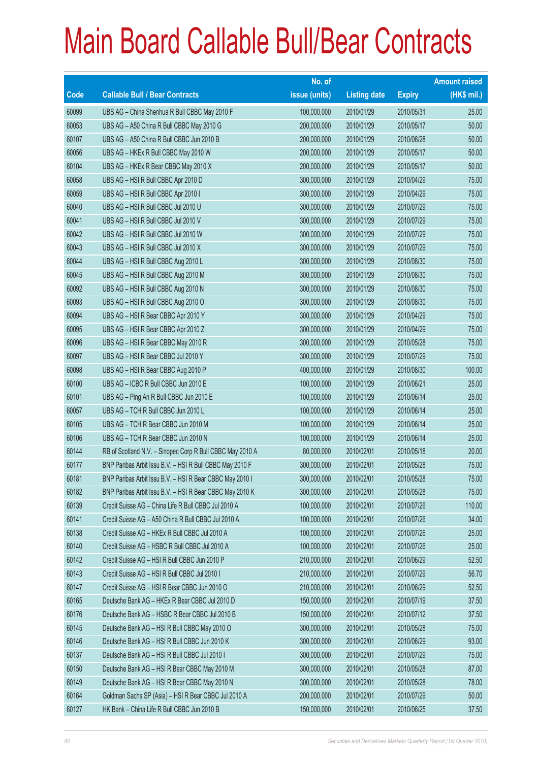# Main Board Callable Bull/Bear Contracts

| Code | Callable Bull / Bear Contracts | No. of issue (units) | Listing date | Expiry | Amount raised (HK$ mil.) |
|---|---|---|---|---|---|
| 60099 | UBS AG – China Shenhua R Bull CBBC May 2010 F | 100,000,000 | 2010/01/29 | 2010/05/31 | 25.00 |
| 60053 | UBS AG – A50 China R Bull CBBC May 2010 G | 200,000,000 | 2010/01/29 | 2010/05/17 | 50.00 |
| 60107 | UBS AG – A50 China R Bull CBBC Jun 2010 B | 200,000,000 | 2010/01/29 | 2010/06/28 | 50.00 |
| 60056 | UBS AG – HKEx R Bull CBBC May 2010 W | 200,000,000 | 2010/01/29 | 2010/05/17 | 50.00 |
| 60104 | UBS AG – HKEx R Bear CBBC May 2010 X | 200,000,000 | 2010/01/29 | 2010/05/17 | 50.00 |
| 60058 | UBS AG – HSI R Bull CBBC Apr 2010 D | 300,000,000 | 2010/01/29 | 2010/04/29 | 75.00 |
| 60059 | UBS AG – HSI R Bull CBBC Apr 2010 I | 300,000,000 | 2010/01/29 | 2010/04/29 | 75.00 |
| 60040 | UBS AG – HSI R Bull CBBC Jul 2010 U | 300,000,000 | 2010/01/29 | 2010/07/29 | 75.00 |
| 60041 | UBS AG – HSI R Bull CBBC Jul 2010 V | 300,000,000 | 2010/01/29 | 2010/07/29 | 75.00 |
| 60042 | UBS AG – HSI R Bull CBBC Jul 2010 W | 300,000,000 | 2010/01/29 | 2010/07/29 | 75.00 |
| 60043 | UBS AG – HSI R Bull CBBC Jul 2010 X | 300,000,000 | 2010/01/29 | 2010/07/29 | 75.00 |
| 60044 | UBS AG – HSI R Bull CBBC Aug 2010 L | 300,000,000 | 2010/01/29 | 2010/08/30 | 75.00 |
| 60045 | UBS AG – HSI R Bull CBBC Aug 2010 M | 300,000,000 | 2010/01/29 | 2010/08/30 | 75.00 |
| 60092 | UBS AG – HSI R Bull CBBC Aug 2010 N | 300,000,000 | 2010/01/29 | 2010/08/30 | 75.00 |
| 60093 | UBS AG – HSI R Bull CBBC Aug 2010 O | 300,000,000 | 2010/01/29 | 2010/08/30 | 75.00 |
| 60094 | UBS AG – HSI R Bear CBBC Apr 2010 Y | 300,000,000 | 2010/01/29 | 2010/04/29 | 75.00 |
| 60095 | UBS AG – HSI R Bear CBBC Apr 2010 Z | 300,000,000 | 2010/01/29 | 2010/04/29 | 75.00 |
| 60096 | UBS AG – HSI R Bear CBBC May 2010 R | 300,000,000 | 2010/01/29 | 2010/05/28 | 75.00 |
| 60097 | UBS AG – HSI R Bear CBBC Jul 2010 Y | 300,000,000 | 2010/01/29 | 2010/07/29 | 75.00 |
| 60098 | UBS AG – HSI R Bear CBBC Aug 2010 P | 400,000,000 | 2010/01/29 | 2010/08/30 | 100.00 |
| 60100 | UBS AG – ICBC R Bull CBBC Jun 2010 E | 100,000,000 | 2010/01/29 | 2010/06/21 | 25.00 |
| 60101 | UBS AG – Ping An R Bull CBBC Jun 2010 E | 100,000,000 | 2010/01/29 | 2010/06/14 | 25.00 |
| 60057 | UBS AG – TCH R Bull CBBC Jun 2010 L | 100,000,000 | 2010/01/29 | 2010/06/14 | 25.00 |
| 60105 | UBS AG – TCH R Bear CBBC Jun 2010 M | 100,000,000 | 2010/01/29 | 2010/06/14 | 25.00 |
| 60106 | UBS AG – TCH R Bear CBBC Jun 2010 N | 100,000,000 | 2010/01/29 | 2010/06/14 | 25.00 |
| 60144 | RB of Scotland N.V. – Sinopec Corp R Bull CBBC May 2010 A | 80,000,000 | 2010/02/01 | 2010/05/18 | 20.00 |
| 60177 | BNP Paribas Arbit Issu B.V. – HSI R Bull CBBC May 2010 F | 300,000,000 | 2010/02/01 | 2010/05/28 | 75.00 |
| 60181 | BNP Paribas Arbit Issu B.V. – HSI R Bear CBBC May 2010 I | 300,000,000 | 2010/02/01 | 2010/05/28 | 75.00 |
| 60182 | BNP Paribas Arbit Issu B.V. – HSI R Bear CBBC May 2010 K | 300,000,000 | 2010/02/01 | 2010/05/28 | 75.00 |
| 60139 | Credit Suisse AG – China Life R Bull CBBC Jul 2010 A | 100,000,000 | 2010/02/01 | 2010/07/26 | 110.00 |
| 60141 | Credit Suisse AG – A50 China R Bull CBBC Jul 2010 A | 100,000,000 | 2010/02/01 | 2010/07/26 | 34.00 |
| 60138 | Credit Suisse AG – HKEx R Bull CBBC Jul 2010 A | 100,000,000 | 2010/02/01 | 2010/07/26 | 25.00 |
| 60140 | Credit Suisse AG – HSBC R Bull CBBC Jul 2010 A | 100,000,000 | 2010/02/01 | 2010/07/26 | 25.00 |
| 60142 | Credit Suisse AG – HSI R Bull CBBC Jun 2010 P | 210,000,000 | 2010/02/01 | 2010/06/29 | 52.50 |
| 60143 | Credit Suisse AG – HSI R Bull CBBC Jul 2010 I | 210,000,000 | 2010/02/01 | 2010/07/29 | 56.70 |
| 60147 | Credit Suisse AG – HSI R Bear CBBC Jun 2010 O | 210,000,000 | 2010/02/01 | 2010/06/29 | 52.50 |
| 60165 | Deutsche Bank AG – HKEx R Bear CBBC Jul 2010 D | 150,000,000 | 2010/02/01 | 2010/07/19 | 37.50 |
| 60176 | Deutsche Bank AG – HSBC R Bear CBBC Jul 2010 B | 150,000,000 | 2010/02/01 | 2010/07/12 | 37.50 |
| 60145 | Deutsche Bank AG – HSI R Bull CBBC May 2010 O | 300,000,000 | 2010/02/01 | 2010/05/28 | 75.00 |
| 60146 | Deutsche Bank AG – HSI R Bull CBBC Jun 2010 K | 300,000,000 | 2010/02/01 | 2010/06/29 | 93.00 |
| 60137 | Deutsche Bank AG – HSI R Bull CBBC Jul 2010 I | 300,000,000 | 2010/02/01 | 2010/07/29 | 75.00 |
| 60150 | Deutsche Bank AG – HSI R Bear CBBC May 2010 M | 300,000,000 | 2010/02/01 | 2010/05/28 | 87.00 |
| 60149 | Deutsche Bank AG – HSI R Bear CBBC May 2010 N | 300,000,000 | 2010/02/01 | 2010/05/28 | 78.00 |
| 60164 | Goldman Sachs SP (Asia) – HSI R Bear CBBC Jul 2010 A | 200,000,000 | 2010/02/01 | 2010/07/29 | 50.00 |
| 60127 | HK Bank – China Life R Bull CBBC Jun 2010 B | 150,000,000 | 2010/02/01 | 2010/06/25 | 37.50 |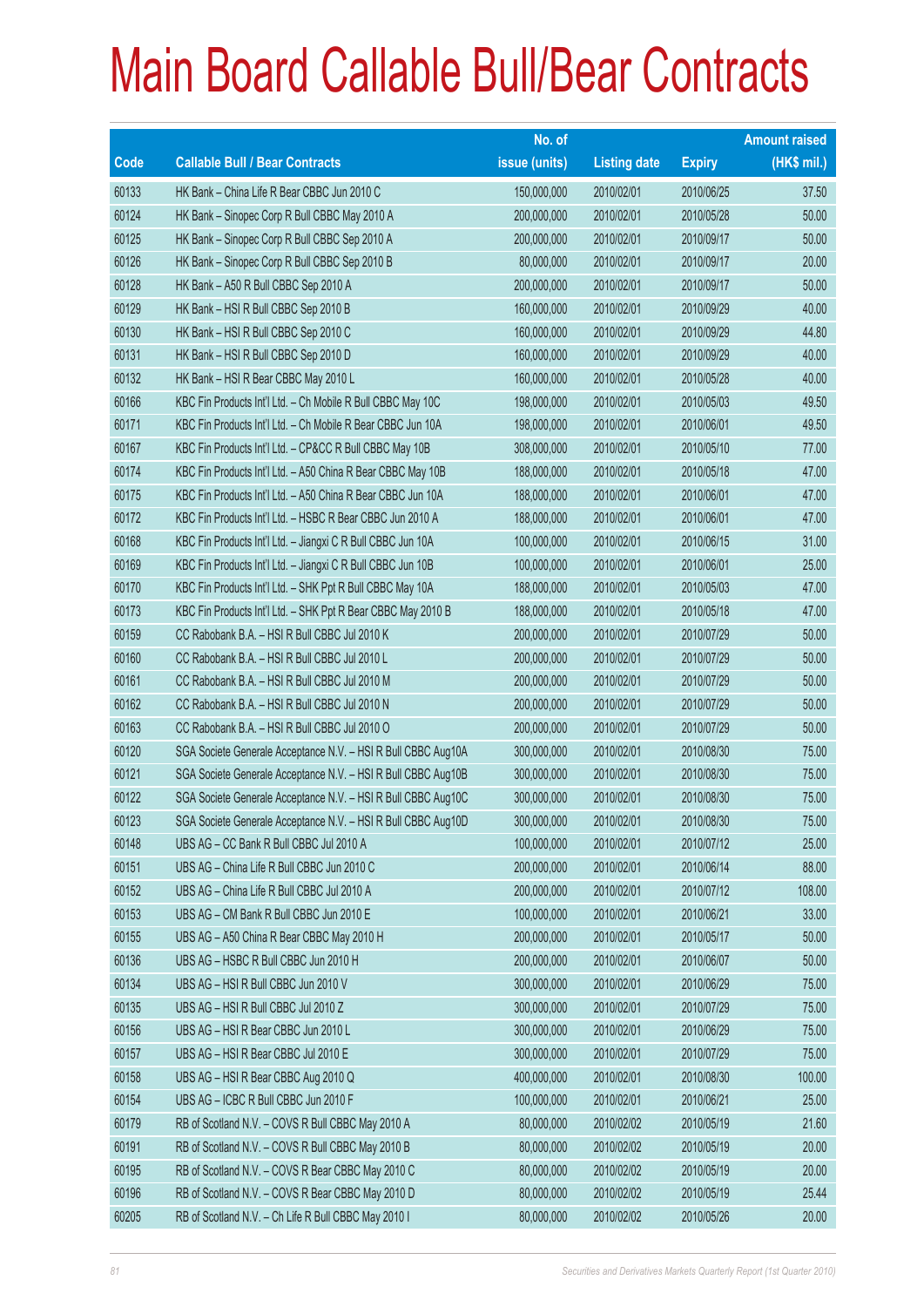# Main Board Callable Bull/Bear Contracts

| Code | Callable Bull / Bear Contracts | No. of issue (units) | Listing date | Expiry | Amount raised (HK$ mil.) |
|---|---|---|---|---|---|
| 60133 | HK Bank – China Life R Bear CBBC Jun 2010 C | 150,000,000 | 2010/02/01 | 2010/06/25 | 37.50 |
| 60124 | HK Bank – Sinopec Corp R Bull CBBC May 2010 A | 200,000,000 | 2010/02/01 | 2010/05/28 | 50.00 |
| 60125 | HK Bank – Sinopec Corp R Bull CBBC Sep 2010 A | 200,000,000 | 2010/02/01 | 2010/09/17 | 50.00 |
| 60126 | HK Bank – Sinopec Corp R Bull CBBC Sep 2010 B | 80,000,000 | 2010/02/01 | 2010/09/17 | 20.00 |
| 60128 | HK Bank – A50 R Bull CBBC Sep 2010 A | 200,000,000 | 2010/02/01 | 2010/09/17 | 50.00 |
| 60129 | HK Bank – HSI R Bull CBBC Sep 2010 B | 160,000,000 | 2010/02/01 | 2010/09/29 | 40.00 |
| 60130 | HK Bank – HSI R Bull CBBC Sep 2010 C | 160,000,000 | 2010/02/01 | 2010/09/29 | 44.80 |
| 60131 | HK Bank – HSI R Bull CBBC Sep 2010 D | 160,000,000 | 2010/02/01 | 2010/09/29 | 40.00 |
| 60132 | HK Bank – HSI R Bear CBBC May 2010 L | 160,000,000 | 2010/02/01 | 2010/05/28 | 40.00 |
| 60166 | KBC Fin Products Int'l Ltd. – Ch Mobile R Bull CBBC May 10C | 198,000,000 | 2010/02/01 | 2010/05/03 | 49.50 |
| 60171 | KBC Fin Products Int'l Ltd. – Ch Mobile R Bear CBBC Jun 10A | 198,000,000 | 2010/02/01 | 2010/06/01 | 49.50 |
| 60167 | KBC Fin Products Int'l Ltd. – CP&CC R Bull CBBC May 10B | 308,000,000 | 2010/02/01 | 2010/05/10 | 77.00 |
| 60174 | KBC Fin Products Int'l Ltd. – A50 China R Bear CBBC May 10B | 188,000,000 | 2010/02/01 | 2010/05/18 | 47.00 |
| 60175 | KBC Fin Products Int'l Ltd. – A50 China R Bear CBBC Jun 10A | 188,000,000 | 2010/02/01 | 2010/06/01 | 47.00 |
| 60172 | KBC Fin Products Int'l Ltd. – HSBC R Bear CBBC Jun 2010 A | 188,000,000 | 2010/02/01 | 2010/06/01 | 47.00 |
| 60168 | KBC Fin Products Int'l Ltd. – Jiangxi C R Bull CBBC Jun 10A | 100,000,000 | 2010/02/01 | 2010/06/15 | 31.00 |
| 60169 | KBC Fin Products Int'l Ltd. – Jiangxi C R Bull CBBC Jun 10B | 100,000,000 | 2010/02/01 | 2010/06/01 | 25.00 |
| 60170 | KBC Fin Products Int'l Ltd. – SHK Ppt R Bull CBBC May 10A | 188,000,000 | 2010/02/01 | 2010/05/03 | 47.00 |
| 60173 | KBC Fin Products Int'l Ltd. – SHK Ppt R Bear CBBC May 2010 B | 188,000,000 | 2010/02/01 | 2010/05/18 | 47.00 |
| 60159 | CC Rabobank B.A. – HSI R Bull CBBC Jul 2010 K | 200,000,000 | 2010/02/01 | 2010/07/29 | 50.00 |
| 60160 | CC Rabobank B.A. – HSI R Bull CBBC Jul 2010 L | 200,000,000 | 2010/02/01 | 2010/07/29 | 50.00 |
| 60161 | CC Rabobank B.A. – HSI R Bull CBBC Jul 2010 M | 200,000,000 | 2010/02/01 | 2010/07/29 | 50.00 |
| 60162 | CC Rabobank B.A. – HSI R Bull CBBC Jul 2010 N | 200,000,000 | 2010/02/01 | 2010/07/29 | 50.00 |
| 60163 | CC Rabobank B.A. – HSI R Bull CBBC Jul 2010 O | 200,000,000 | 2010/02/01 | 2010/07/29 | 50.00 |
| 60120 | SGA Societe Generale Acceptance N.V. – HSI R Bull CBBC Aug10A | 300,000,000 | 2010/02/01 | 2010/08/30 | 75.00 |
| 60121 | SGA Societe Generale Acceptance N.V. – HSI R Bull CBBC Aug10B | 300,000,000 | 2010/02/01 | 2010/08/30 | 75.00 |
| 60122 | SGA Societe Generale Acceptance N.V. – HSI R Bull CBBC Aug10C | 300,000,000 | 2010/02/01 | 2010/08/30 | 75.00 |
| 60123 | SGA Societe Generale Acceptance N.V. – HSI R Bull CBBC Aug10D | 300,000,000 | 2010/02/01 | 2010/08/30 | 75.00 |
| 60148 | UBS AG – CC Bank R Bull CBBC Jul 2010 A | 100,000,000 | 2010/02/01 | 2010/07/12 | 25.00 |
| 60151 | UBS AG – China Life R Bull CBBC Jun 2010 C | 200,000,000 | 2010/02/01 | 2010/06/14 | 88.00 |
| 60152 | UBS AG – China Life R Bull CBBC Jul 2010 A | 200,000,000 | 2010/02/01 | 2010/07/12 | 108.00 |
| 60153 | UBS AG – CM Bank R Bull CBBC Jun 2010 E | 100,000,000 | 2010/02/01 | 2010/06/21 | 33.00 |
| 60155 | UBS AG – A50 China R Bear CBBC May 2010 H | 200,000,000 | 2010/02/01 | 2010/05/17 | 50.00 |
| 60136 | UBS AG – HSBC R Bull CBBC Jun 2010 H | 200,000,000 | 2010/02/01 | 2010/06/07 | 50.00 |
| 60134 | UBS AG – HSI R Bull CBBC Jun 2010 V | 300,000,000 | 2010/02/01 | 2010/06/29 | 75.00 |
| 60135 | UBS AG – HSI R Bull CBBC Jul 2010 Z | 300,000,000 | 2010/02/01 | 2010/07/29 | 75.00 |
| 60156 | UBS AG – HSI R Bear CBBC Jun 2010 L | 300,000,000 | 2010/02/01 | 2010/06/29 | 75.00 |
| 60157 | UBS AG – HSI R Bear CBBC Jul 2010 E | 300,000,000 | 2010/02/01 | 2010/07/29 | 75.00 |
| 60158 | UBS AG – HSI R Bear CBBC Aug 2010 Q | 400,000,000 | 2010/02/01 | 2010/08/30 | 100.00 |
| 60154 | UBS AG – ICBC R Bull CBBC Jun 2010 F | 100,000,000 | 2010/02/01 | 2010/06/21 | 25.00 |
| 60179 | RB of Scotland N.V. – COVS R Bull CBBC May 2010 A | 80,000,000 | 2010/02/02 | 2010/05/19 | 21.60 |
| 60191 | RB of Scotland N.V. – COVS R Bull CBBC May 2010 B | 80,000,000 | 2010/02/02 | 2010/05/19 | 20.00 |
| 60195 | RB of Scotland N.V. – COVS R Bear CBBC May 2010 C | 80,000,000 | 2010/02/02 | 2010/05/19 | 20.00 |
| 60196 | RB of Scotland N.V. – COVS R Bear CBBC May 2010 D | 80,000,000 | 2010/02/02 | 2010/05/19 | 25.44 |
| 60205 | RB of Scotland N.V. – Ch Life R Bull CBBC May 2010 I | 80,000,000 | 2010/02/02 | 2010/05/26 | 20.00 |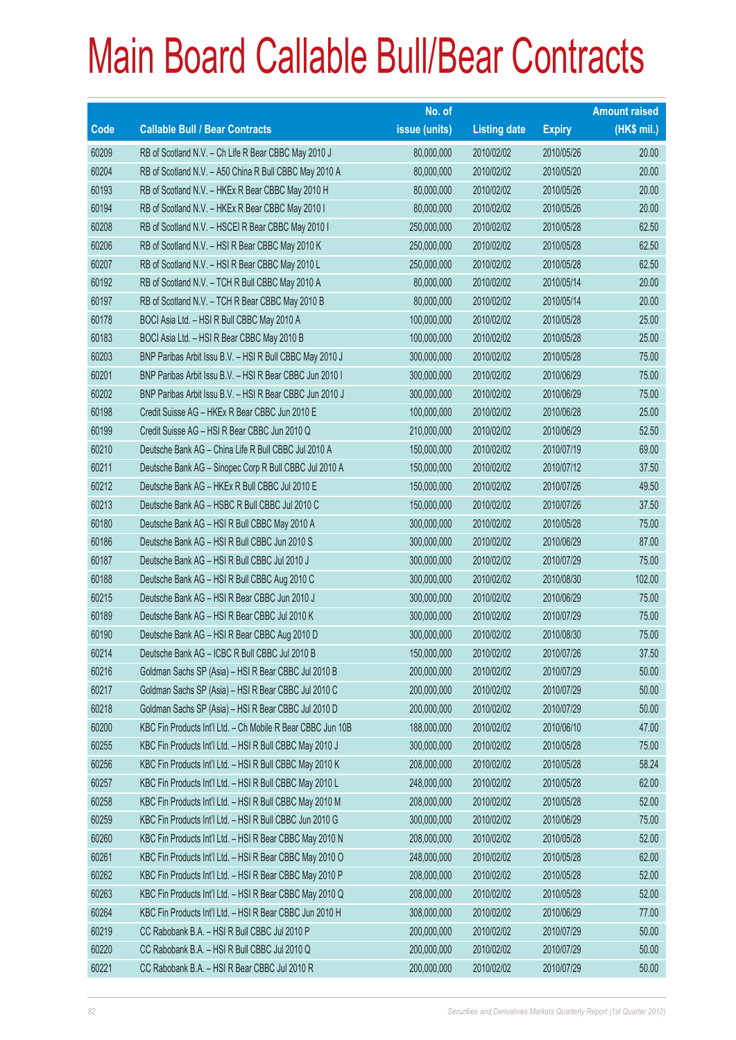# Main Board Callable Bull/Bear Contracts

| Code | Callable Bull / Bear Contracts | No. of issue (units) | Listing date | Expiry | Amount raised (HK$ mil.) |
|---|---|---|---|---|---|
| 60209 | RB of Scotland N.V. – Ch Life R Bear CBBC May 2010 J | 80,000,000 | 2010/02/02 | 2010/05/26 | 20.00 |
| 60204 | RB of Scotland N.V. – A50 China R Bull CBBC May 2010 A | 80,000,000 | 2010/02/02 | 2010/05/20 | 20.00 |
| 60193 | RB of Scotland N.V. – HKEx R Bear CBBC May 2010 H | 80,000,000 | 2010/02/02 | 2010/05/26 | 20.00 |
| 60194 | RB of Scotland N.V. – HKEx R Bear CBBC May 2010 I | 80,000,000 | 2010/02/02 | 2010/05/26 | 20.00 |
| 60208 | RB of Scotland N.V. – HSCEI R Bear CBBC May 2010 I | 250,000,000 | 2010/02/02 | 2010/05/28 | 62.50 |
| 60206 | RB of Scotland N.V. – HSI R Bear CBBC May 2010 K | 250,000,000 | 2010/02/02 | 2010/05/28 | 62.50 |
| 60207 | RB of Scotland N.V. – HSI R Bear CBBC May 2010 L | 250,000,000 | 2010/02/02 | 2010/05/28 | 62.50 |
| 60192 | RB of Scotland N.V. – TCH R Bull CBBC May 2010 A | 80,000,000 | 2010/02/02 | 2010/05/14 | 20.00 |
| 60197 | RB of Scotland N.V. – TCH R Bear CBBC May 2010 B | 80,000,000 | 2010/02/02 | 2010/05/14 | 20.00 |
| 60178 | BOCI Asia Ltd. – HSI R Bull CBBC May 2010 A | 100,000,000 | 2010/02/02 | 2010/05/28 | 25.00 |
| 60183 | BOCI Asia Ltd. – HSI R Bear CBBC May 2010 B | 100,000,000 | 2010/02/02 | 2010/05/28 | 25.00 |
| 60203 | BNP Paribas Arbit Issu B.V. – HSI R Bull CBBC May 2010 J | 300,000,000 | 2010/02/02 | 2010/05/28 | 75.00 |
| 60201 | BNP Paribas Arbit Issu B.V. – HSI R Bear CBBC Jun 2010 I | 300,000,000 | 2010/02/02 | 2010/06/29 | 75.00 |
| 60202 | BNP Paribas Arbit Issu B.V. – HSI R Bear CBBC Jun 2010 J | 300,000,000 | 2010/02/02 | 2010/06/29 | 75.00 |
| 60198 | Credit Suisse AG – HKEx R Bear CBBC Jun 2010 E | 100,000,000 | 2010/02/02 | 2010/06/28 | 25.00 |
| 60199 | Credit Suisse AG – HSI R Bear CBBC Jun 2010 Q | 210,000,000 | 2010/02/02 | 2010/06/29 | 52.50 |
| 60210 | Deutsche Bank AG – China Life R Bull CBBC Jul 2010 A | 150,000,000 | 2010/02/02 | 2010/07/19 | 69.00 |
| 60211 | Deutsche Bank AG – Sinopec Corp R Bull CBBC Jul 2010 A | 150,000,000 | 2010/02/02 | 2010/07/12 | 37.50 |
| 60212 | Deutsche Bank AG – HKEx R Bull CBBC Jul 2010 E | 150,000,000 | 2010/02/02 | 2010/07/26 | 49.50 |
| 60213 | Deutsche Bank AG – HSBC R Bull CBBC Jul 2010 C | 150,000,000 | 2010/02/02 | 2010/07/26 | 37.50 |
| 60180 | Deutsche Bank AG – HSI R Bull CBBC May 2010 A | 300,000,000 | 2010/02/02 | 2010/05/28 | 75.00 |
| 60186 | Deutsche Bank AG – HSI R Bull CBBC Jun 2010 S | 300,000,000 | 2010/02/02 | 2010/06/29 | 87.00 |
| 60187 | Deutsche Bank AG – HSI R Bull CBBC Jul 2010 J | 300,000,000 | 2010/02/02 | 2010/07/29 | 75.00 |
| 60188 | Deutsche Bank AG – HSI R Bull CBBC Aug 2010 C | 300,000,000 | 2010/02/02 | 2010/08/30 | 102.00 |
| 60215 | Deutsche Bank AG – HSI R Bear CBBC Jun 2010 J | 300,000,000 | 2010/02/02 | 2010/06/29 | 75.00 |
| 60189 | Deutsche Bank AG – HSI R Bear CBBC Jul 2010 K | 300,000,000 | 2010/02/02 | 2010/07/29 | 75.00 |
| 60190 | Deutsche Bank AG – HSI R Bear CBBC Aug 2010 D | 300,000,000 | 2010/02/02 | 2010/08/30 | 75.00 |
| 60214 | Deutsche Bank AG – ICBC R Bull CBBC Jul 2010 B | 150,000,000 | 2010/02/02 | 2010/07/26 | 37.50 |
| 60216 | Goldman Sachs SP (Asia) – HSI R Bear CBBC Jul 2010 B | 200,000,000 | 2010/02/02 | 2010/07/29 | 50.00 |
| 60217 | Goldman Sachs SP (Asia) – HSI R Bear CBBC Jul 2010 C | 200,000,000 | 2010/02/02 | 2010/07/29 | 50.00 |
| 60218 | Goldman Sachs SP (Asia) – HSI R Bear CBBC Jul 2010 D | 200,000,000 | 2010/02/02 | 2010/07/29 | 50.00 |
| 60200 | KBC Fin Products Int'l Ltd. – Ch Mobile R Bear CBBC Jun 10B | 188,000,000 | 2010/02/02 | 2010/06/10 | 47.00 |
| 60255 | KBC Fin Products Int'l Ltd. – HSI R Bull CBBC May 2010 J | 300,000,000 | 2010/02/02 | 2010/05/28 | 75.00 |
| 60256 | KBC Fin Products Int'l Ltd. – HSI R Bull CBBC May 2010 K | 208,000,000 | 2010/02/02 | 2010/05/28 | 58.24 |
| 60257 | KBC Fin Products Int'l Ltd. – HSI R Bull CBBC May 2010 L | 248,000,000 | 2010/02/02 | 2010/05/28 | 62.00 |
| 60258 | KBC Fin Products Int'l Ltd. – HSI R Bull CBBC May 2010 M | 208,000,000 | 2010/02/02 | 2010/05/28 | 52.00 |
| 60259 | KBC Fin Products Int'l Ltd. – HSI R Bull CBBC Jun 2010 G | 300,000,000 | 2010/02/02 | 2010/06/29 | 75.00 |
| 60260 | KBC Fin Products Int'l Ltd. – HSI R Bear CBBC May 2010 N | 208,000,000 | 2010/02/02 | 2010/05/28 | 52.00 |
| 60261 | KBC Fin Products Int'l Ltd. – HSI R Bear CBBC May 2010 O | 248,000,000 | 2010/02/02 | 2010/05/28 | 62.00 |
| 60262 | KBC Fin Products Int'l Ltd. – HSI R Bear CBBC May 2010 P | 208,000,000 | 2010/02/02 | 2010/05/28 | 52.00 |
| 60263 | KBC Fin Products Int'l Ltd. – HSI R Bear CBBC May 2010 Q | 208,000,000 | 2010/02/02 | 2010/05/28 | 52.00 |
| 60264 | KBC Fin Products Int'l Ltd. – HSI R Bear CBBC Jun 2010 H | 308,000,000 | 2010/02/02 | 2010/06/29 | 77.00 |
| 60219 | CC Rabobank B.A. – HSI R Bull CBBC Jul 2010 P | 200,000,000 | 2010/02/02 | 2010/07/29 | 50.00 |
| 60220 | CC Rabobank B.A. – HSI R Bull CBBC Jul 2010 Q | 200,000,000 | 2010/02/02 | 2010/07/29 | 50.00 |
| 60221 | CC Rabobank B.A. – HSI R Bear CBBC Jul 2010 R | 200,000,000 | 2010/02/02 | 2010/07/29 | 50.00 |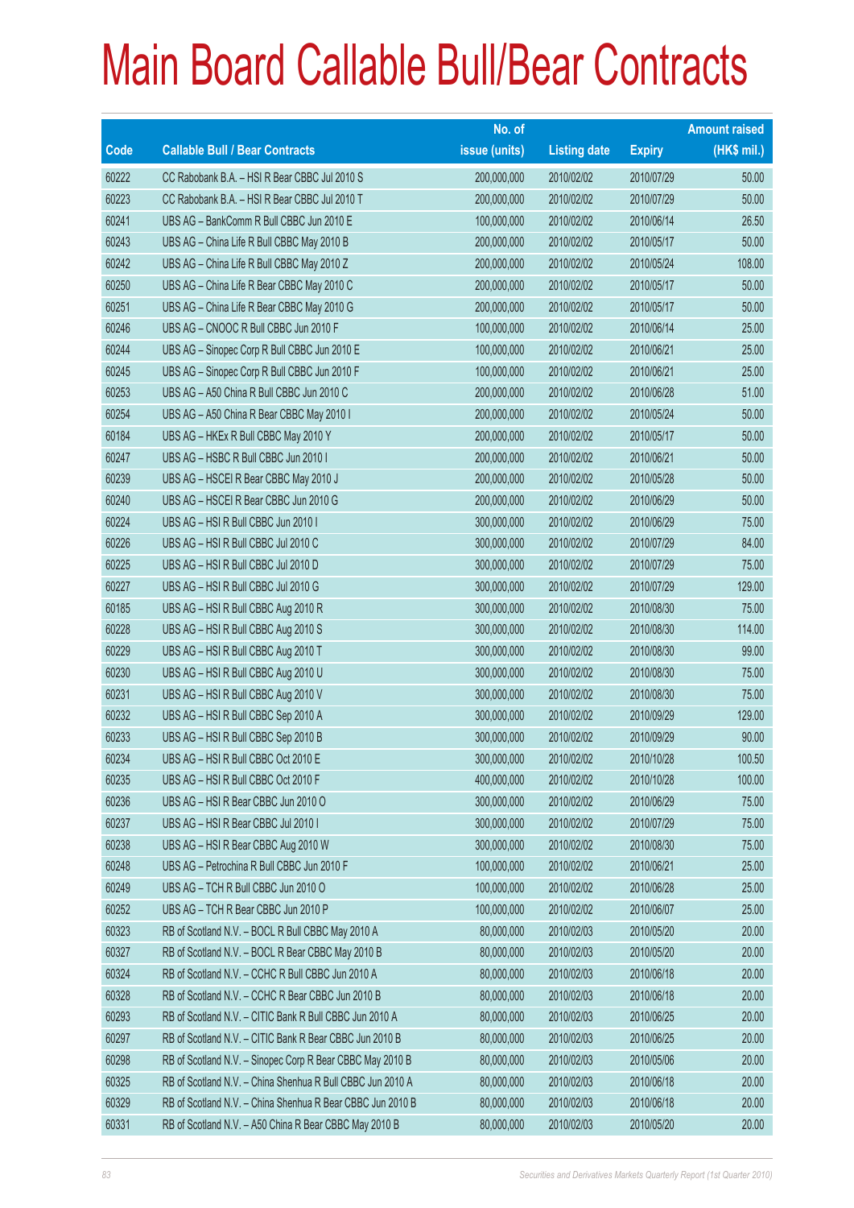# Main Board Callable Bull/Bear Contracts

| Code | Callable Bull / Bear Contracts | No. of issue (units) | Listing date | Expiry | Amount raised (HK$ mil.) |
|---|---|---|---|---|---|
| 60222 | CC Rabobank B.A. – HSI R Bear CBBC Jul 2010 S | 200,000,000 | 2010/02/02 | 2010/07/29 | 50.00 |
| 60223 | CC Rabobank B.A. – HSI R Bear CBBC Jul 2010 T | 200,000,000 | 2010/02/02 | 2010/07/29 | 50.00 |
| 60241 | UBS AG – BankComm R Bull CBBC Jun 2010 E | 100,000,000 | 2010/02/02 | 2010/06/14 | 26.50 |
| 60243 | UBS AG – China Life R Bull CBBC May 2010 B | 200,000,000 | 2010/02/02 | 2010/05/17 | 50.00 |
| 60242 | UBS AG – China Life R Bull CBBC May 2010 Z | 200,000,000 | 2010/02/02 | 2010/05/24 | 108.00 |
| 60250 | UBS AG – China Life R Bear CBBC May 2010 C | 200,000,000 | 2010/02/02 | 2010/05/17 | 50.00 |
| 60251 | UBS AG – China Life R Bear CBBC May 2010 G | 200,000,000 | 2010/02/02 | 2010/05/17 | 50.00 |
| 60246 | UBS AG – CNOOC R Bull CBBC Jun 2010 F | 100,000,000 | 2010/02/02 | 2010/06/14 | 25.00 |
| 60244 | UBS AG – Sinopec Corp R Bull CBBC Jun 2010 E | 100,000,000 | 2010/02/02 | 2010/06/21 | 25.00 |
| 60245 | UBS AG – Sinopec Corp R Bull CBBC Jun 2010 F | 100,000,000 | 2010/02/02 | 2010/06/21 | 25.00 |
| 60253 | UBS AG – A50 China R Bull CBBC Jun 2010 C | 200,000,000 | 2010/02/02 | 2010/06/28 | 51.00 |
| 60254 | UBS AG – A50 China R Bear CBBC May 2010 I | 200,000,000 | 2010/02/02 | 2010/05/24 | 50.00 |
| 60184 | UBS AG – HKEx R Bull CBBC May 2010 Y | 200,000,000 | 2010/02/02 | 2010/05/17 | 50.00 |
| 60247 | UBS AG – HSBC R Bull CBBC Jun 2010 I | 200,000,000 | 2010/02/02 | 2010/06/21 | 50.00 |
| 60239 | UBS AG – HSCEI R Bear CBBC May 2010 J | 200,000,000 | 2010/02/02 | 2010/05/28 | 50.00 |
| 60240 | UBS AG – HSCEI R Bear CBBC Jun 2010 G | 200,000,000 | 2010/02/02 | 2010/06/29 | 50.00 |
| 60224 | UBS AG – HSI R Bull CBBC Jun 2010 I | 300,000,000 | 2010/02/02 | 2010/06/29 | 75.00 |
| 60226 | UBS AG – HSI R Bull CBBC Jul 2010 C | 300,000,000 | 2010/02/02 | 2010/07/29 | 84.00 |
| 60225 | UBS AG – HSI R Bull CBBC Jul 2010 D | 300,000,000 | 2010/02/02 | 2010/07/29 | 75.00 |
| 60227 | UBS AG – HSI R Bull CBBC Jul 2010 G | 300,000,000 | 2010/02/02 | 2010/07/29 | 129.00 |
| 60185 | UBS AG – HSI R Bull CBBC Aug 2010 R | 300,000,000 | 2010/02/02 | 2010/08/30 | 75.00 |
| 60228 | UBS AG – HSI R Bull CBBC Aug 2010 S | 300,000,000 | 2010/02/02 | 2010/08/30 | 114.00 |
| 60229 | UBS AG – HSI R Bull CBBC Aug 2010 T | 300,000,000 | 2010/02/02 | 2010/08/30 | 99.00 |
| 60230 | UBS AG – HSI R Bull CBBC Aug 2010 U | 300,000,000 | 2010/02/02 | 2010/08/30 | 75.00 |
| 60231 | UBS AG – HSI R Bull CBBC Aug 2010 V | 300,000,000 | 2010/02/02 | 2010/08/30 | 75.00 |
| 60232 | UBS AG – HSI R Bull CBBC Sep 2010 A | 300,000,000 | 2010/02/02 | 2010/09/29 | 129.00 |
| 60233 | UBS AG – HSI R Bull CBBC Sep 2010 B | 300,000,000 | 2010/02/02 | 2010/09/29 | 90.00 |
| 60234 | UBS AG – HSI R Bull CBBC Oct 2010 E | 300,000,000 | 2010/02/02 | 2010/10/28 | 100.50 |
| 60235 | UBS AG – HSI R Bull CBBC Oct 2010 F | 400,000,000 | 2010/02/02 | 2010/10/28 | 100.00 |
| 60236 | UBS AG – HSI R Bear CBBC Jun 2010 O | 300,000,000 | 2010/02/02 | 2010/06/29 | 75.00 |
| 60237 | UBS AG – HSI R Bear CBBC Jul 2010 I | 300,000,000 | 2010/02/02 | 2010/07/29 | 75.00 |
| 60238 | UBS AG – HSI R Bear CBBC Aug 2010 W | 300,000,000 | 2010/02/02 | 2010/08/30 | 75.00 |
| 60248 | UBS AG – Petrochina R Bull CBBC Jun 2010 F | 100,000,000 | 2010/02/02 | 2010/06/21 | 25.00 |
| 60249 | UBS AG – TCH R Bull CBBC Jun 2010 O | 100,000,000 | 2010/02/02 | 2010/06/28 | 25.00 |
| 60252 | UBS AG – TCH R Bear CBBC Jun 2010 P | 100,000,000 | 2010/02/02 | 2010/06/07 | 25.00 |
| 60323 | RB of Scotland N.V. – BOCL R Bull CBBC May 2010 A | 80,000,000 | 2010/02/03 | 2010/05/20 | 20.00 |
| 60327 | RB of Scotland N.V. – BOCL R Bear CBBC May 2010 B | 80,000,000 | 2010/02/03 | 2010/05/20 | 20.00 |
| 60324 | RB of Scotland N.V. – CCHC R Bull CBBC Jun 2010 A | 80,000,000 | 2010/02/03 | 2010/06/18 | 20.00 |
| 60328 | RB of Scotland N.V. – CCHC R Bear CBBC Jun 2010 B | 80,000,000 | 2010/02/03 | 2010/06/18 | 20.00 |
| 60293 | RB of Scotland N.V. – CITIC Bank R Bull CBBC Jun 2010 A | 80,000,000 | 2010/02/03 | 2010/06/25 | 20.00 |
| 60297 | RB of Scotland N.V. – CITIC Bank R Bear CBBC Jun 2010 B | 80,000,000 | 2010/02/03 | 2010/06/25 | 20.00 |
| 60298 | RB of Scotland N.V. – Sinopec Corp R Bear CBBC May 2010 B | 80,000,000 | 2010/02/03 | 2010/05/06 | 20.00 |
| 60325 | RB of Scotland N.V. – China Shenhua R Bull CBBC Jun 2010 A | 80,000,000 | 2010/02/03 | 2010/06/18 | 20.00 |
| 60329 | RB of Scotland N.V. – China Shenhua R Bear CBBC Jun 2010 B | 80,000,000 | 2010/02/03 | 2010/06/18 | 20.00 |
| 60331 | RB of Scotland N.V. – A50 China R Bear CBBC May 2010 B | 80,000,000 | 2010/02/03 | 2010/05/20 | 20.00 |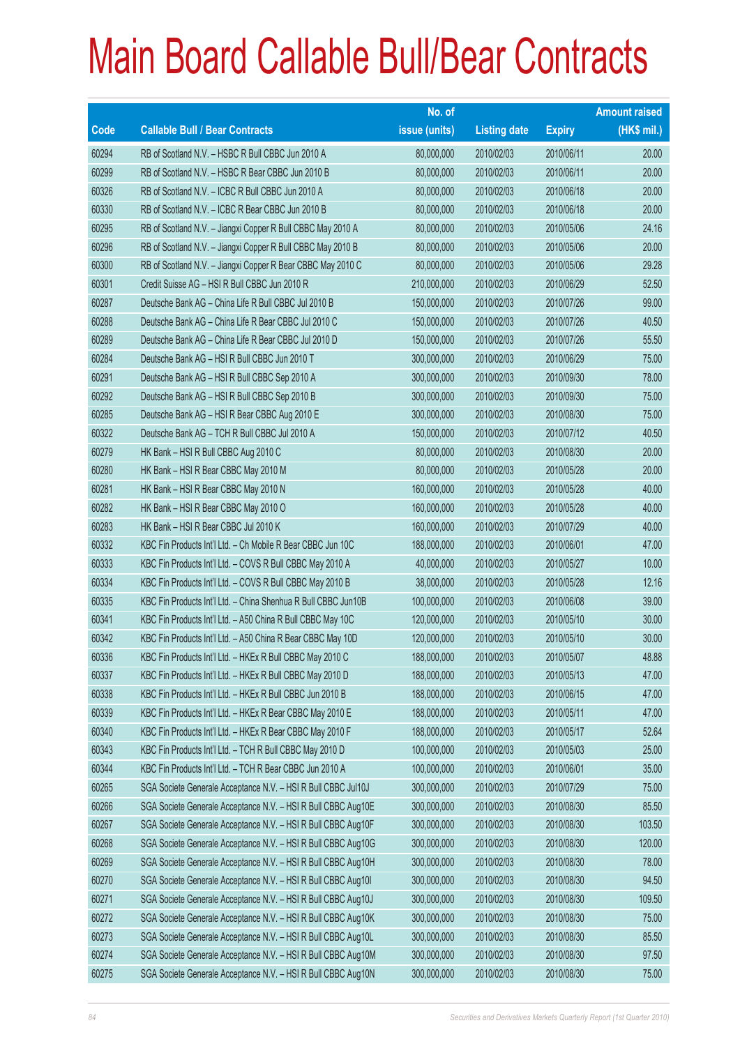# Main Board Callable Bull/Bear Contracts

| Code | Callable Bull / Bear Contracts | No. of issue (units) | Listing date | Expiry | Amount raised (HK$ mil.) |
|---|---|---|---|---|---|
| 60294 | RB of Scotland N.V. – HSBC R Bull CBBC Jun 2010 A | 80,000,000 | 2010/02/03 | 2010/06/11 | 20.00 |
| 60299 | RB of Scotland N.V. – HSBC R Bear CBBC Jun 2010 B | 80,000,000 | 2010/02/03 | 2010/06/11 | 20.00 |
| 60326 | RB of Scotland N.V. – ICBC R Bull CBBC Jun 2010 A | 80,000,000 | 2010/02/03 | 2010/06/18 | 20.00 |
| 60330 | RB of Scotland N.V. – ICBC R Bear CBBC Jun 2010 B | 80,000,000 | 2010/02/03 | 2010/06/18 | 20.00 |
| 60295 | RB of Scotland N.V. – Jiangxi Copper R Bull CBBC May 2010 A | 80,000,000 | 2010/02/03 | 2010/05/06 | 24.16 |
| 60296 | RB of Scotland N.V. – Jiangxi Copper R Bull CBBC May 2010 B | 80,000,000 | 2010/02/03 | 2010/05/06 | 20.00 |
| 60300 | RB of Scotland N.V. – Jiangxi Copper R Bear CBBC May 2010 C | 80,000,000 | 2010/02/03 | 2010/05/06 | 29.28 |
| 60301 | Credit Suisse AG – HSI R Bull CBBC Jun 2010 R | 210,000,000 | 2010/02/03 | 2010/06/29 | 52.50 |
| 60287 | Deutsche Bank AG – China Life R Bull CBBC Jul 2010 B | 150,000,000 | 2010/02/03 | 2010/07/26 | 99.00 |
| 60288 | Deutsche Bank AG – China Life R Bear CBBC Jul 2010 C | 150,000,000 | 2010/02/03 | 2010/07/26 | 40.50 |
| 60289 | Deutsche Bank AG – China Life R Bear CBBC Jul 2010 D | 150,000,000 | 2010/02/03 | 2010/07/26 | 55.50 |
| 60284 | Deutsche Bank AG – HSI R Bull CBBC Jun 2010 T | 300,000,000 | 2010/02/03 | 2010/06/29 | 75.00 |
| 60291 | Deutsche Bank AG – HSI R Bull CBBC Sep 2010 A | 300,000,000 | 2010/02/03 | 2010/09/30 | 78.00 |
| 60292 | Deutsche Bank AG – HSI R Bull CBBC Sep 2010 B | 300,000,000 | 2010/02/03 | 2010/09/30 | 75.00 |
| 60285 | Deutsche Bank AG – HSI R Bear CBBC Aug 2010 E | 300,000,000 | 2010/02/03 | 2010/08/30 | 75.00 |
| 60322 | Deutsche Bank AG – TCH R Bull CBBC Jul 2010 A | 150,000,000 | 2010/02/03 | 2010/07/12 | 40.50 |
| 60279 | HK Bank – HSI R Bull CBBC Aug 2010 C | 80,000,000 | 2010/02/03 | 2010/08/30 | 20.00 |
| 60280 | HK Bank – HSI R Bear CBBC May 2010 M | 80,000,000 | 2010/02/03 | 2010/05/28 | 20.00 |
| 60281 | HK Bank – HSI R Bear CBBC May 2010 N | 160,000,000 | 2010/02/03 | 2010/05/28 | 40.00 |
| 60282 | HK Bank – HSI R Bear CBBC May 2010 O | 160,000,000 | 2010/02/03 | 2010/05/28 | 40.00 |
| 60283 | HK Bank – HSI R Bear CBBC Jul 2010 K | 160,000,000 | 2010/02/03 | 2010/07/29 | 40.00 |
| 60332 | KBC Fin Products Int'l Ltd. – Ch Mobile R Bear CBBC Jun 10C | 188,000,000 | 2010/02/03 | 2010/06/01 | 47.00 |
| 60333 | KBC Fin Products Int'l Ltd. – COVS R Bull CBBC May 2010 A | 40,000,000 | 2010/02/03 | 2010/05/27 | 10.00 |
| 60334 | KBC Fin Products Int'l Ltd. – COVS R Bull CBBC May 2010 B | 38,000,000 | 2010/02/03 | 2010/05/28 | 12.16 |
| 60335 | KBC Fin Products Int'l Ltd. – China Shenhua R Bull CBBC Jun10B | 100,000,000 | 2010/02/03 | 2010/06/08 | 39.00 |
| 60341 | KBC Fin Products Int'l Ltd. – A50 China R Bull CBBC May 10C | 120,000,000 | 2010/02/03 | 2010/05/10 | 30.00 |
| 60342 | KBC Fin Products Int'l Ltd. – A50 China R Bear CBBC May 10D | 120,000,000 | 2010/02/03 | 2010/05/10 | 30.00 |
| 60336 | KBC Fin Products Int'l Ltd. – HKEx R Bull CBBC May 2010 C | 188,000,000 | 2010/02/03 | 2010/05/07 | 48.88 |
| 60337 | KBC Fin Products Int'l Ltd. – HKEx R Bull CBBC May 2010 D | 188,000,000 | 2010/02/03 | 2010/05/13 | 47.00 |
| 60338 | KBC Fin Products Int'l Ltd. – HKEx R Bull CBBC Jun 2010 B | 188,000,000 | 2010/02/03 | 2010/06/15 | 47.00 |
| 60339 | KBC Fin Products Int'l Ltd. – HKEx R Bear CBBC May 2010 E | 188,000,000 | 2010/02/03 | 2010/05/11 | 47.00 |
| 60340 | KBC Fin Products Int'l Ltd. – HKEx R Bear CBBC May 2010 F | 188,000,000 | 2010/02/03 | 2010/05/17 | 52.64 |
| 60343 | KBC Fin Products Int'l Ltd. – TCH R Bull CBBC May 2010 D | 100,000,000 | 2010/02/03 | 2010/05/03 | 25.00 |
| 60344 | KBC Fin Products Int'l Ltd. – TCH R Bear CBBC Jun 2010 A | 100,000,000 | 2010/02/03 | 2010/06/01 | 35.00 |
| 60265 | SGA Societe Generale Acceptance N.V. – HSI R Bull CBBC Jul10J | 300,000,000 | 2010/02/03 | 2010/07/29 | 75.00 |
| 60266 | SGA Societe Generale Acceptance N.V. – HSI R Bull CBBC Aug10E | 300,000,000 | 2010/02/03 | 2010/08/30 | 85.50 |
| 60267 | SGA Societe Generale Acceptance N.V. – HSI R Bull CBBC Aug10F | 300,000,000 | 2010/02/03 | 2010/08/30 | 103.50 |
| 60268 | SGA Societe Generale Acceptance N.V. – HSI R Bull CBBC Aug10G | 300,000,000 | 2010/02/03 | 2010/08/30 | 120.00 |
| 60269 | SGA Societe Generale Acceptance N.V. – HSI R Bull CBBC Aug10H | 300,000,000 | 2010/02/03 | 2010/08/30 | 78.00 |
| 60270 | SGA Societe Generale Acceptance N.V. – HSI R Bull CBBC Aug10I | 300,000,000 | 2010/02/03 | 2010/08/30 | 94.50 |
| 60271 | SGA Societe Generale Acceptance N.V. – HSI R Bull CBBC Aug10J | 300,000,000 | 2010/02/03 | 2010/08/30 | 109.50 |
| 60272 | SGA Societe Generale Acceptance N.V. – HSI R Bull CBBC Aug10K | 300,000,000 | 2010/02/03 | 2010/08/30 | 75.00 |
| 60273 | SGA Societe Generale Acceptance N.V. – HSI R Bull CBBC Aug10L | 300,000,000 | 2010/02/03 | 2010/08/30 | 85.50 |
| 60274 | SGA Societe Generale Acceptance N.V. – HSI R Bull CBBC Aug10M | 300,000,000 | 2010/02/03 | 2010/08/30 | 97.50 |
| 60275 | SGA Societe Generale Acceptance N.V. – HSI R Bull CBBC Aug10N | 300,000,000 | 2010/02/03 | 2010/08/30 | 75.00 |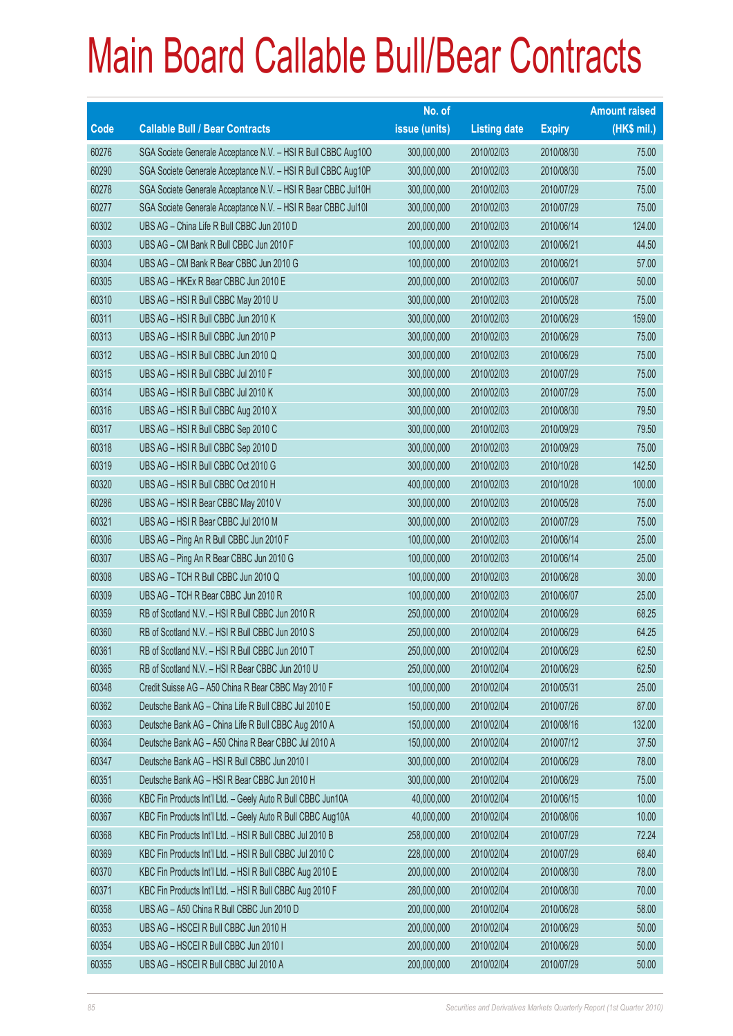# Main Board Callable Bull/Bear Contracts

| Code | Callable Bull / Bear Contracts | No. of issue (units) | Listing date | Expiry | Amount raised (HK$ mil.) |
|---|---|---|---|---|---|
| 60276 | SGA Societe Generale Acceptance N.V. – HSI R Bull CBBC Aug10O | 300,000,000 | 2010/02/03 | 2010/08/30 | 75.00 |
| 60290 | SGA Societe Generale Acceptance N.V. – HSI R Bull CBBC Aug10P | 300,000,000 | 2010/02/03 | 2010/08/30 | 75.00 |
| 60278 | SGA Societe Generale Acceptance N.V. – HSI R Bear CBBC Jul10H | 300,000,000 | 2010/02/03 | 2010/07/29 | 75.00 |
| 60277 | SGA Societe Generale Acceptance N.V. – HSI R Bear CBBC Jul10I | 300,000,000 | 2010/02/03 | 2010/07/29 | 75.00 |
| 60302 | UBS AG – China Life R Bull CBBC Jun 2010 D | 200,000,000 | 2010/02/03 | 2010/06/14 | 124.00 |
| 60303 | UBS AG – CM Bank R Bull CBBC Jun 2010 F | 100,000,000 | 2010/02/03 | 2010/06/21 | 44.50 |
| 60304 | UBS AG – CM Bank R Bear CBBC Jun 2010 G | 100,000,000 | 2010/02/03 | 2010/06/21 | 57.00 |
| 60305 | UBS AG – HKEx R Bear CBBC Jun 2010 E | 200,000,000 | 2010/02/03 | 2010/06/07 | 50.00 |
| 60310 | UBS AG – HSI R Bull CBBC May 2010 U | 300,000,000 | 2010/02/03 | 2010/05/28 | 75.00 |
| 60311 | UBS AG – HSI R Bull CBBC Jun 2010 K | 300,000,000 | 2010/02/03 | 2010/06/29 | 159.00 |
| 60313 | UBS AG – HSI R Bull CBBC Jun 2010 P | 300,000,000 | 2010/02/03 | 2010/06/29 | 75.00 |
| 60312 | UBS AG – HSI R Bull CBBC Jun 2010 Q | 300,000,000 | 2010/02/03 | 2010/06/29 | 75.00 |
| 60315 | UBS AG – HSI R Bull CBBC Jul 2010 F | 300,000,000 | 2010/02/03 | 2010/07/29 | 75.00 |
| 60314 | UBS AG – HSI R Bull CBBC Jul 2010 K | 300,000,000 | 2010/02/03 | 2010/07/29 | 75.00 |
| 60316 | UBS AG – HSI R Bull CBBC Aug 2010 X | 300,000,000 | 2010/02/03 | 2010/08/30 | 79.50 |
| 60317 | UBS AG – HSI R Bull CBBC Sep 2010 C | 300,000,000 | 2010/02/03 | 2010/09/29 | 79.50 |
| 60318 | UBS AG – HSI R Bull CBBC Sep 2010 D | 300,000,000 | 2010/02/03 | 2010/09/29 | 75.00 |
| 60319 | UBS AG – HSI R Bull CBBC Oct 2010 G | 300,000,000 | 2010/02/03 | 2010/10/28 | 142.50 |
| 60320 | UBS AG – HSI R Bull CBBC Oct 2010 H | 400,000,000 | 2010/02/03 | 2010/10/28 | 100.00 |
| 60286 | UBS AG – HSI R Bear CBBC May 2010 V | 300,000,000 | 2010/02/03 | 2010/05/28 | 75.00 |
| 60321 | UBS AG – HSI R Bear CBBC Jul 2010 M | 300,000,000 | 2010/02/03 | 2010/07/29 | 75.00 |
| 60306 | UBS AG – Ping An R Bull CBBC Jun 2010 F | 100,000,000 | 2010/02/03 | 2010/06/14 | 25.00 |
| 60307 | UBS AG – Ping An R Bear CBBC Jun 2010 G | 100,000,000 | 2010/02/03 | 2010/06/14 | 25.00 |
| 60308 | UBS AG – TCH R Bull CBBC Jun 2010 Q | 100,000,000 | 2010/02/03 | 2010/06/28 | 30.00 |
| 60309 | UBS AG – TCH R Bear CBBC Jun 2010 R | 100,000,000 | 2010/02/03 | 2010/06/07 | 25.00 |
| 60359 | RB of Scotland N.V. – HSI R Bull CBBC Jun 2010 R | 250,000,000 | 2010/02/04 | 2010/06/29 | 68.25 |
| 60360 | RB of Scotland N.V. – HSI R Bull CBBC Jun 2010 S | 250,000,000 | 2010/02/04 | 2010/06/29 | 64.25 |
| 60361 | RB of Scotland N.V. – HSI R Bull CBBC Jun 2010 T | 250,000,000 | 2010/02/04 | 2010/06/29 | 62.50 |
| 60365 | RB of Scotland N.V. – HSI R Bear CBBC Jun 2010 U | 250,000,000 | 2010/02/04 | 2010/06/29 | 62.50 |
| 60348 | Credit Suisse AG – A50 China R Bear CBBC May 2010 F | 100,000,000 | 2010/02/04 | 2010/05/31 | 25.00 |
| 60362 | Deutsche Bank AG – China Life R Bull CBBC Jul 2010 E | 150,000,000 | 2010/02/04 | 2010/07/26 | 87.00 |
| 60363 | Deutsche Bank AG – China Life R Bull CBBC Aug 2010 A | 150,000,000 | 2010/02/04 | 2010/08/16 | 132.00 |
| 60364 | Deutsche Bank AG – A50 China R Bear CBBC Jul 2010 A | 150,000,000 | 2010/02/04 | 2010/07/12 | 37.50 |
| 60347 | Deutsche Bank AG – HSI R Bull CBBC Jun 2010 I | 300,000,000 | 2010/02/04 | 2010/06/29 | 78.00 |
| 60351 | Deutsche Bank AG – HSI R Bear CBBC Jun 2010 H | 300,000,000 | 2010/02/04 | 2010/06/29 | 75.00 |
| 60366 | KBC Fin Products Int'l Ltd. – Geely Auto R Bull CBBC Jun10A | 40,000,000 | 2010/02/04 | 2010/06/15 | 10.00 |
| 60367 | KBC Fin Products Int'l Ltd. – Geely Auto R Bull CBBC Aug10A | 40,000,000 | 2010/02/04 | 2010/08/06 | 10.00 |
| 60368 | KBC Fin Products Int'l Ltd. – HSI R Bull CBBC Jul 2010 B | 258,000,000 | 2010/02/04 | 2010/07/29 | 72.24 |
| 60369 | KBC Fin Products Int'l Ltd. – HSI R Bull CBBC Jul 2010 C | 228,000,000 | 2010/02/04 | 2010/07/29 | 68.40 |
| 60370 | KBC Fin Products Int'l Ltd. – HSI R Bull CBBC Aug 2010 E | 200,000,000 | 2010/02/04 | 2010/08/30 | 78.00 |
| 60371 | KBC Fin Products Int'l Ltd. – HSI R Bull CBBC Aug 2010 F | 280,000,000 | 2010/02/04 | 2010/08/30 | 70.00 |
| 60358 | UBS AG – A50 China R Bull CBBC Jun 2010 D | 200,000,000 | 2010/02/04 | 2010/06/28 | 58.00 |
| 60353 | UBS AG – HSCEI R Bull CBBC Jun 2010 H | 200,000,000 | 2010/02/04 | 2010/06/29 | 50.00 |
| 60354 | UBS AG – HSCEI R Bull CBBC Jun 2010 I | 200,000,000 | 2010/02/04 | 2010/06/29 | 50.00 |
| 60355 | UBS AG – HSCEI R Bull CBBC Jul 2010 A | 200,000,000 | 2010/02/04 | 2010/07/29 | 50.00 |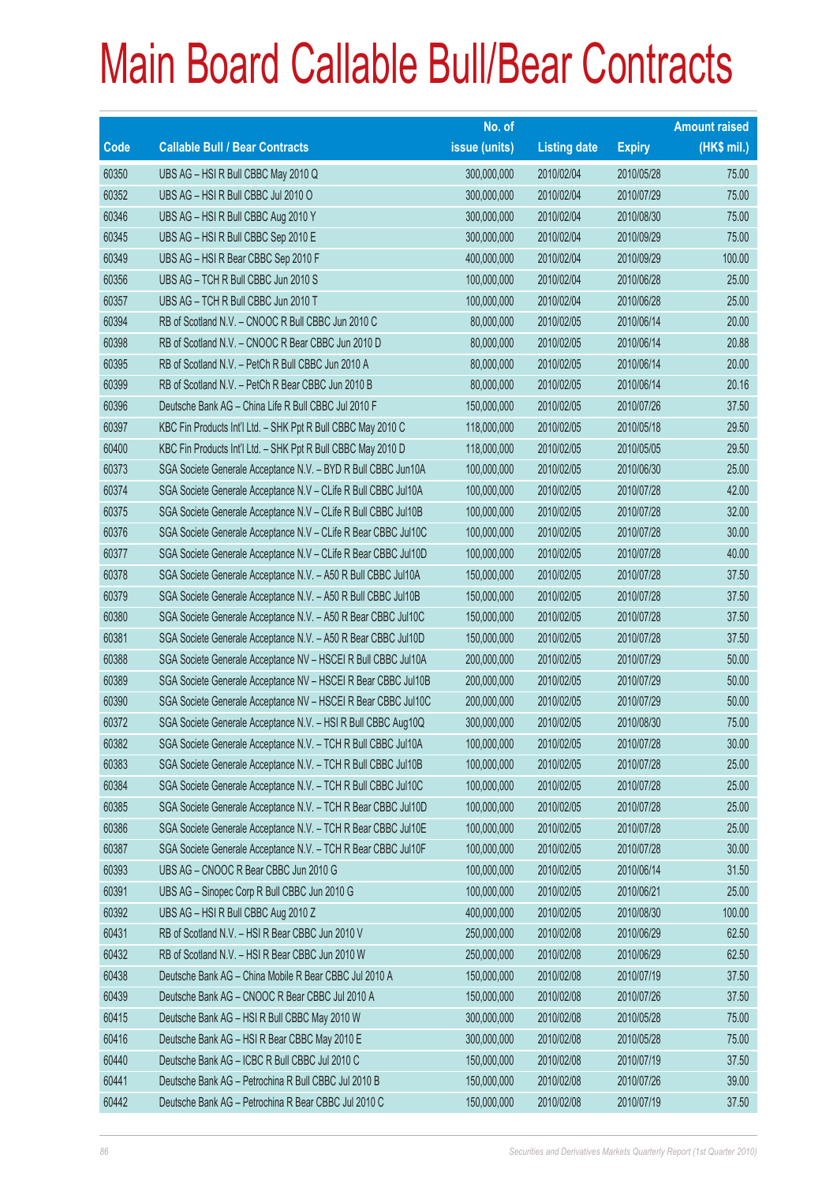# Main Board Callable Bull/Bear Contracts

| Code | Callable Bull / Bear Contracts | No. of issue (units) | Listing date | Expiry | Amount raised (HK$ mil.) |
|---|---|---|---|---|---|
| 60350 | UBS AG – HSI R Bull CBBC May 2010 Q | 300,000,000 | 2010/02/04 | 2010/05/28 | 75.00 |
| 60352 | UBS AG – HSI R Bull CBBC Jul 2010 O | 300,000,000 | 2010/02/04 | 2010/07/29 | 75.00 |
| 60346 | UBS AG – HSI R Bull CBBC Aug 2010 Y | 300,000,000 | 2010/02/04 | 2010/08/30 | 75.00 |
| 60345 | UBS AG – HSI R Bull CBBC Sep 2010 E | 300,000,000 | 2010/02/04 | 2010/09/29 | 75.00 |
| 60349 | UBS AG – HSI R Bear CBBC Sep 2010 F | 400,000,000 | 2010/02/04 | 2010/09/29 | 100.00 |
| 60356 | UBS AG – TCH R Bull CBBC Jun 2010 S | 100,000,000 | 2010/02/04 | 2010/06/28 | 25.00 |
| 60357 | UBS AG – TCH R Bull CBBC Jun 2010 T | 100,000,000 | 2010/02/04 | 2010/06/28 | 25.00 |
| 60394 | RB of Scotland N.V. – CNOOC R Bull CBBC Jun 2010 C | 80,000,000 | 2010/02/05 | 2010/06/14 | 20.00 |
| 60398 | RB of Scotland N.V. – CNOOC R Bear CBBC Jun 2010 D | 80,000,000 | 2010/02/05 | 2010/06/14 | 20.88 |
| 60395 | RB of Scotland N.V. – PetCh R Bull CBBC Jun 2010 A | 80,000,000 | 2010/02/05 | 2010/06/14 | 20.00 |
| 60399 | RB of Scotland N.V. – PetCh R Bear CBBC Jun 2010 B | 80,000,000 | 2010/02/05 | 2010/06/14 | 20.16 |
| 60396 | Deutsche Bank AG – China Life R Bull CBBC Jul 2010 F | 150,000,000 | 2010/02/05 | 2010/07/26 | 37.50 |
| 60397 | KBC Fin Products Int'l Ltd. – SHK Ppt R Bull CBBC May 2010 C | 118,000,000 | 2010/02/05 | 2010/05/18 | 29.50 |
| 60400 | KBC Fin Products Int'l Ltd. – SHK Ppt R Bull CBBC May 2010 D | 118,000,000 | 2010/02/05 | 2010/05/05 | 29.50 |
| 60373 | SGA Societe Generale Acceptance N.V. – BYD R Bull CBBC Jun10A | 100,000,000 | 2010/02/05 | 2010/06/30 | 25.00 |
| 60374 | SGA Societe Generale Acceptance N.V – CLife R Bull CBBC Jul10A | 100,000,000 | 2010/02/05 | 2010/07/28 | 42.00 |
| 60375 | SGA Societe Generale Acceptance N.V – CLife R Bull CBBC Jul10B | 100,000,000 | 2010/02/05 | 2010/07/28 | 32.00 |
| 60376 | SGA Societe Generale Acceptance N.V – CLife R Bear CBBC Jul10C | 100,000,000 | 2010/02/05 | 2010/07/28 | 30.00 |
| 60377 | SGA Societe Generale Acceptance N.V – CLife R Bear CBBC Jul10D | 100,000,000 | 2010/02/05 | 2010/07/28 | 40.00 |
| 60378 | SGA Societe Generale Acceptance N.V. – A50 R Bull CBBC Jul10A | 150,000,000 | 2010/02/05 | 2010/07/28 | 37.50 |
| 60379 | SGA Societe Generale Acceptance N.V. – A50 R Bull CBBC Jul10B | 150,000,000 | 2010/02/05 | 2010/07/28 | 37.50 |
| 60380 | SGA Societe Generale Acceptance N.V. – A50 R Bear CBBC Jul10C | 150,000,000 | 2010/02/05 | 2010/07/28 | 37.50 |
| 60381 | SGA Societe Generale Acceptance N.V. – A50 R Bear CBBC Jul10D | 150,000,000 | 2010/02/05 | 2010/07/28 | 37.50 |
| 60388 | SGA Societe Generale Acceptance NV – HSCEI R Bull CBBC Jul10A | 200,000,000 | 2010/02/05 | 2010/07/29 | 50.00 |
| 60389 | SGA Societe Generale Acceptance NV – HSCEI R Bear CBBC Jul10B | 200,000,000 | 2010/02/05 | 2010/07/29 | 50.00 |
| 60390 | SGA Societe Generale Acceptance NV – HSCEI R Bear CBBC Jul10C | 200,000,000 | 2010/02/05 | 2010/07/29 | 50.00 |
| 60372 | SGA Societe Generale Acceptance N.V. – HSI R Bull CBBC Aug10Q | 300,000,000 | 2010/02/05 | 2010/08/30 | 75.00 |
| 60382 | SGA Societe Generale Acceptance N.V. – TCH R Bull CBBC Jul10A | 100,000,000 | 2010/02/05 | 2010/07/28 | 30.00 |
| 60383 | SGA Societe Generale Acceptance N.V. – TCH R Bull CBBC Jul10B | 100,000,000 | 2010/02/05 | 2010/07/28 | 25.00 |
| 60384 | SGA Societe Generale Acceptance N.V. – TCH R Bull CBBC Jul10C | 100,000,000 | 2010/02/05 | 2010/07/28 | 25.00 |
| 60385 | SGA Societe Generale Acceptance N.V. – TCH R Bear CBBC Jul10D | 100,000,000 | 2010/02/05 | 2010/07/28 | 25.00 |
| 60386 | SGA Societe Generale Acceptance N.V. – TCH R Bear CBBC Jul10E | 100,000,000 | 2010/02/05 | 2010/07/28 | 25.00 |
| 60387 | SGA Societe Generale Acceptance N.V. – TCH R Bear CBBC Jul10F | 100,000,000 | 2010/02/05 | 2010/07/28 | 30.00 |
| 60393 | UBS AG – CNOOC R Bear CBBC Jun 2010 G | 100,000,000 | 2010/02/05 | 2010/06/14 | 31.50 |
| 60391 | UBS AG – Sinopec Corp R Bull CBBC Jun 2010 G | 100,000,000 | 2010/02/05 | 2010/06/21 | 25.00 |
| 60392 | UBS AG – HSI R Bull CBBC Aug 2010 Z | 400,000,000 | 2010/02/05 | 2010/08/30 | 100.00 |
| 60431 | RB of Scotland N.V. – HSI R Bear CBBC Jun 2010 V | 250,000,000 | 2010/02/08 | 2010/06/29 | 62.50 |
| 60432 | RB of Scotland N.V. – HSI R Bear CBBC Jun 2010 W | 250,000,000 | 2010/02/08 | 2010/06/29 | 62.50 |
| 60438 | Deutsche Bank AG – China Mobile R Bear CBBC Jul 2010 A | 150,000,000 | 2010/02/08 | 2010/07/19 | 37.50 |
| 60439 | Deutsche Bank AG – CNOOC R Bear CBBC Jul 2010 A | 150,000,000 | 2010/02/08 | 2010/07/26 | 37.50 |
| 60415 | Deutsche Bank AG – HSI R Bull CBBC May 2010 W | 300,000,000 | 2010/02/08 | 2010/05/28 | 75.00 |
| 60416 | Deutsche Bank AG – HSI R Bear CBBC May 2010 E | 300,000,000 | 2010/02/08 | 2010/05/28 | 75.00 |
| 60440 | Deutsche Bank AG – ICBC R Bull CBBC Jul 2010 C | 150,000,000 | 2010/02/08 | 2010/07/19 | 37.50 |
| 60441 | Deutsche Bank AG – Petrochina R Bull CBBC Jul 2010 B | 150,000,000 | 2010/02/08 | 2010/07/26 | 39.00 |
| 60442 | Deutsche Bank AG – Petrochina R Bear CBBC Jul 2010 C | 150,000,000 | 2010/02/08 | 2010/07/19 | 37.50 |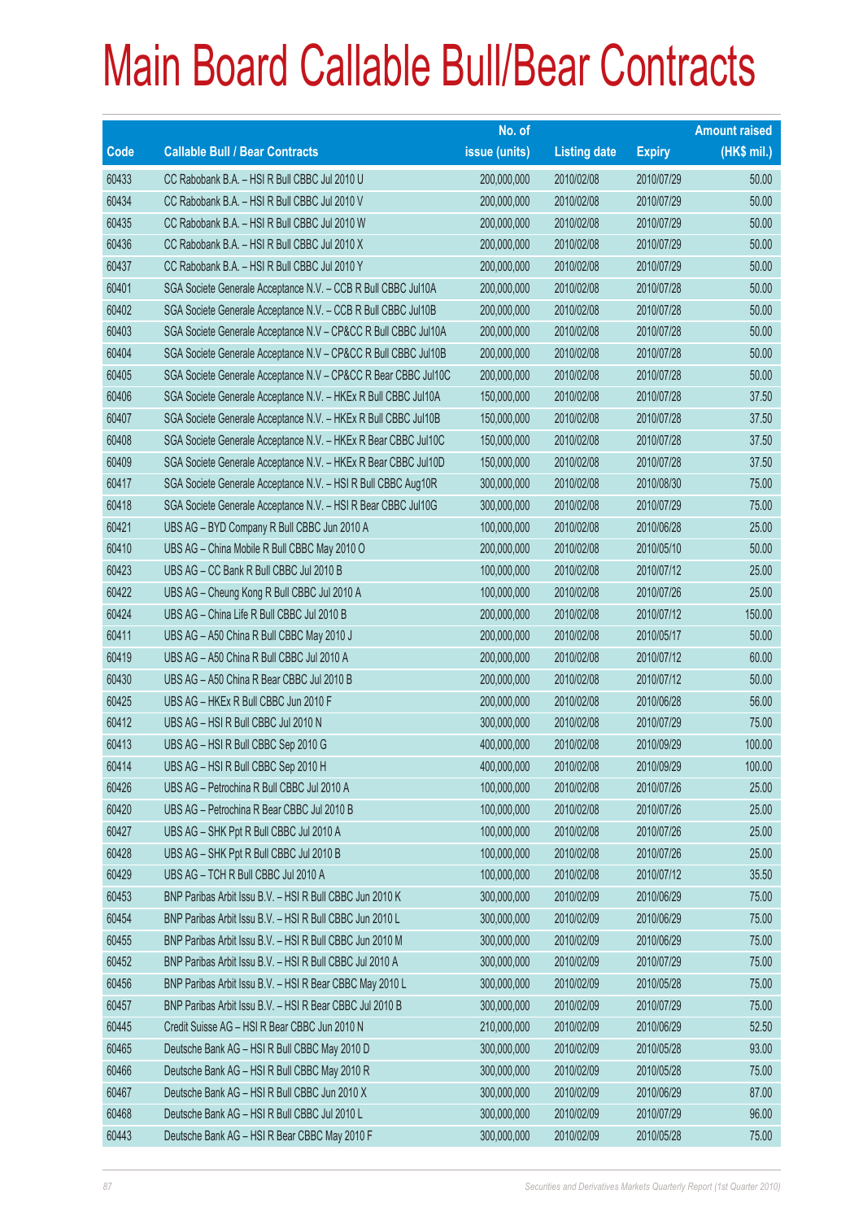# Main Board Callable Bull/Bear Contracts

| Code | Callable Bull / Bear Contracts | No. of issue (units) | Listing date | Expiry | Amount raised (HK$ mil.) |
|---|---|---|---|---|---|
| 60433 | CC Rabobank B.A. – HSI R Bull CBBC Jul 2010 U | 200,000,000 | 2010/02/08 | 2010/07/29 | 50.00 |
| 60434 | CC Rabobank B.A. – HSI R Bull CBBC Jul 2010 V | 200,000,000 | 2010/02/08 | 2010/07/29 | 50.00 |
| 60435 | CC Rabobank B.A. – HSI R Bull CBBC Jul 2010 W | 200,000,000 | 2010/02/08 | 2010/07/29 | 50.00 |
| 60436 | CC Rabobank B.A. – HSI R Bull CBBC Jul 2010 X | 200,000,000 | 2010/02/08 | 2010/07/29 | 50.00 |
| 60437 | CC Rabobank B.A. – HSI R Bull CBBC Jul 2010 Y | 200,000,000 | 2010/02/08 | 2010/07/29 | 50.00 |
| 60401 | SGA Societe Generale Acceptance N.V. – CCB R Bull CBBC Jul10A | 200,000,000 | 2010/02/08 | 2010/07/28 | 50.00 |
| 60402 | SGA Societe Generale Acceptance N.V. – CCB R Bull CBBC Jul10B | 200,000,000 | 2010/02/08 | 2010/07/28 | 50.00 |
| 60403 | SGA Societe Generale Acceptance N.V – CP&CC R Bull CBBC Jul10A | 200,000,000 | 2010/02/08 | 2010/07/28 | 50.00 |
| 60404 | SGA Societe Generale Acceptance N.V – CP&CC R Bull CBBC Jul10B | 200,000,000 | 2010/02/08 | 2010/07/28 | 50.00 |
| 60405 | SGA Societe Generale Acceptance N.V – CP&CC R Bear CBBC Jul10C | 200,000,000 | 2010/02/08 | 2010/07/28 | 50.00 |
| 60406 | SGA Societe Generale Acceptance N.V. – HKEx R Bull CBBC Jul10A | 150,000,000 | 2010/02/08 | 2010/07/28 | 37.50 |
| 60407 | SGA Societe Generale Acceptance N.V. – HKEx R Bull CBBC Jul10B | 150,000,000 | 2010/02/08 | 2010/07/28 | 37.50 |
| 60408 | SGA Societe Generale Acceptance N.V. – HKEx R Bear CBBC Jul10C | 150,000,000 | 2010/02/08 | 2010/07/28 | 37.50 |
| 60409 | SGA Societe Generale Acceptance N.V. – HKEx R Bear CBBC Jul10D | 150,000,000 | 2010/02/08 | 2010/07/28 | 37.50 |
| 60417 | SGA Societe Generale Acceptance N.V. – HSI R Bull CBBC Aug10R | 300,000,000 | 2010/02/08 | 2010/08/30 | 75.00 |
| 60418 | SGA Societe Generale Acceptance N.V. – HSI R Bear CBBC Jul10G | 300,000,000 | 2010/02/08 | 2010/07/29 | 75.00 |
| 60421 | UBS AG – BYD Company R Bull CBBC Jun 2010 A | 100,000,000 | 2010/02/08 | 2010/06/28 | 25.00 |
| 60410 | UBS AG – China Mobile R Bull CBBC May 2010 O | 200,000,000 | 2010/02/08 | 2010/05/10 | 50.00 |
| 60423 | UBS AG – CC Bank R Bull CBBC Jul 2010 B | 100,000,000 | 2010/02/08 | 2010/07/12 | 25.00 |
| 60422 | UBS AG – Cheung Kong R Bull CBBC Jul 2010 A | 100,000,000 | 2010/02/08 | 2010/07/26 | 25.00 |
| 60424 | UBS AG – China Life R Bull CBBC Jul 2010 B | 200,000,000 | 2010/02/08 | 2010/07/12 | 150.00 |
| 60411 | UBS AG – A50 China R Bull CBBC May 2010 J | 200,000,000 | 2010/02/08 | 2010/05/17 | 50.00 |
| 60419 | UBS AG – A50 China R Bull CBBC Jul 2010 A | 200,000,000 | 2010/02/08 | 2010/07/12 | 60.00 |
| 60430 | UBS AG – A50 China R Bear CBBC Jul 2010 B | 200,000,000 | 2010/02/08 | 2010/07/12 | 50.00 |
| 60425 | UBS AG – HKEx R Bull CBBC Jun 2010 F | 200,000,000 | 2010/02/08 | 2010/06/28 | 56.00 |
| 60412 | UBS AG – HSI R Bull CBBC Jul 2010 N | 300,000,000 | 2010/02/08 | 2010/07/29 | 75.00 |
| 60413 | UBS AG – HSI R Bull CBBC Sep 2010 G | 400,000,000 | 2010/02/08 | 2010/09/29 | 100.00 |
| 60414 | UBS AG – HSI R Bull CBBC Sep 2010 H | 400,000,000 | 2010/02/08 | 2010/09/29 | 100.00 |
| 60426 | UBS AG – Petrochina R Bull CBBC Jul 2010 A | 100,000,000 | 2010/02/08 | 2010/07/26 | 25.00 |
| 60420 | UBS AG – Petrochina R Bear CBBC Jul 2010 B | 100,000,000 | 2010/02/08 | 2010/07/26 | 25.00 |
| 60427 | UBS AG – SHK Ppt R Bull CBBC Jul 2010 A | 100,000,000 | 2010/02/08 | 2010/07/26 | 25.00 |
| 60428 | UBS AG – SHK Ppt R Bull CBBC Jul 2010 B | 100,000,000 | 2010/02/08 | 2010/07/26 | 25.00 |
| 60429 | UBS AG – TCH R Bull CBBC Jul 2010 A | 100,000,000 | 2010/02/08 | 2010/07/12 | 35.50 |
| 60453 | BNP Paribas Arbit Issu B.V. – HSI R Bull CBBC Jun 2010 K | 300,000,000 | 2010/02/09 | 2010/06/29 | 75.00 |
| 60454 | BNP Paribas Arbit Issu B.V. – HSI R Bull CBBC Jun 2010 L | 300,000,000 | 2010/02/09 | 2010/06/29 | 75.00 |
| 60455 | BNP Paribas Arbit Issu B.V. – HSI R Bull CBBC Jun 2010 M | 300,000,000 | 2010/02/09 | 2010/06/29 | 75.00 |
| 60452 | BNP Paribas Arbit Issu B.V. – HSI R Bull CBBC Jul 2010 A | 300,000,000 | 2010/02/09 | 2010/07/29 | 75.00 |
| 60456 | BNP Paribas Arbit Issu B.V. – HSI R Bear CBBC May 2010 L | 300,000,000 | 2010/02/09 | 2010/05/28 | 75.00 |
| 60457 | BNP Paribas Arbit Issu B.V. – HSI R Bear CBBC Jul 2010 B | 300,000,000 | 2010/02/09 | 2010/07/29 | 75.00 |
| 60445 | Credit Suisse AG – HSI R Bear CBBC Jun 2010 N | 210,000,000 | 2010/02/09 | 2010/06/29 | 52.50 |
| 60465 | Deutsche Bank AG – HSI R Bull CBBC May 2010 D | 300,000,000 | 2010/02/09 | 2010/05/28 | 93.00 |
| 60466 | Deutsche Bank AG – HSI R Bull CBBC May 2010 R | 300,000,000 | 2010/02/09 | 2010/05/28 | 75.00 |
| 60467 | Deutsche Bank AG – HSI R Bull CBBC Jun 2010 X | 300,000,000 | 2010/02/09 | 2010/06/29 | 87.00 |
| 60468 | Deutsche Bank AG – HSI R Bull CBBC Jul 2010 L | 300,000,000 | 2010/02/09 | 2010/07/29 | 96.00 |
| 60443 | Deutsche Bank AG – HSI R Bear CBBC May 2010 F | 300,000,000 | 2010/02/09 | 2010/05/28 | 75.00 |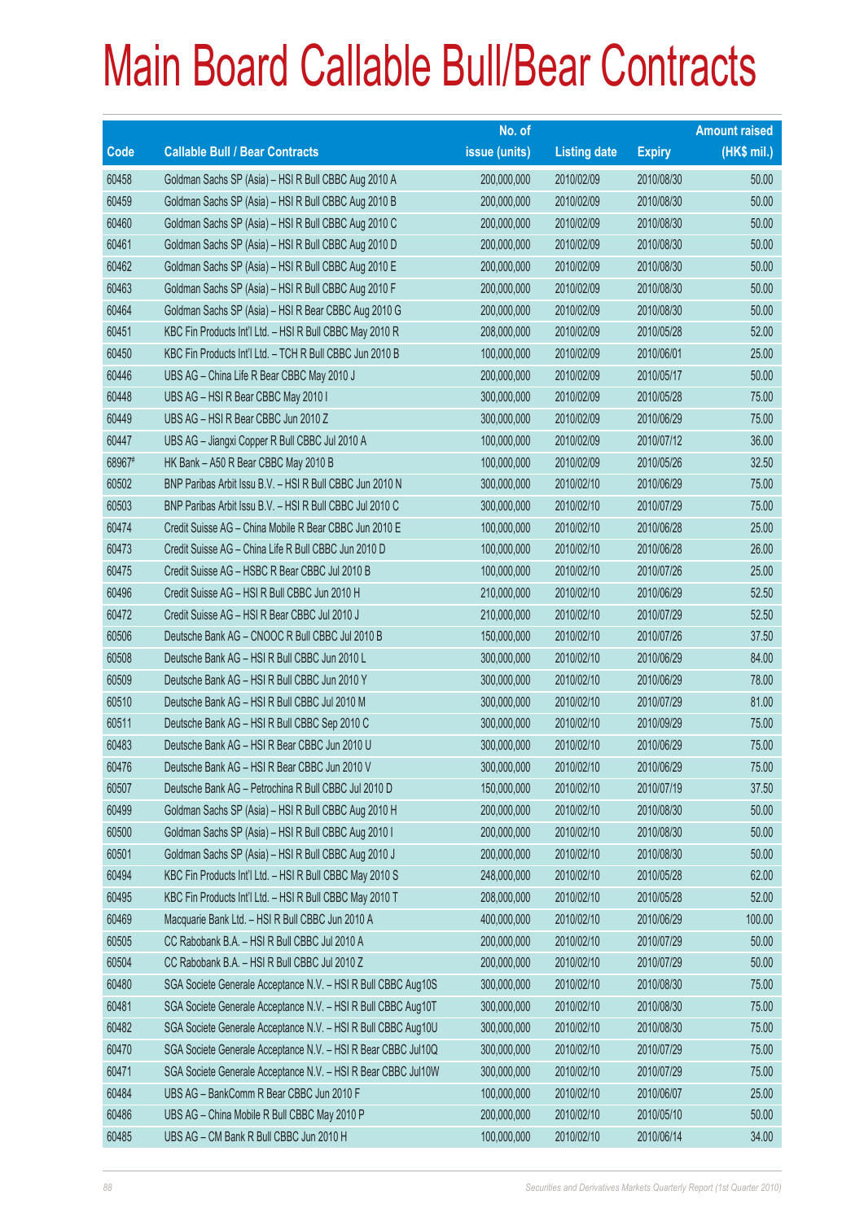# Main Board Callable Bull/Bear Contracts

| Code | Callable Bull / Bear Contracts | No. of issue (units) | Listing date | Expiry | Amount raised (HK$ mil.) |
|---|---|---|---|---|---|
| 60458 | Goldman Sachs SP (Asia) – HSI R Bull CBBC Aug 2010 A | 200,000,000 | 2010/02/09 | 2010/08/30 | 50.00 |
| 60459 | Goldman Sachs SP (Asia) – HSI R Bull CBBC Aug 2010 B | 200,000,000 | 2010/02/09 | 2010/08/30 | 50.00 |
| 60460 | Goldman Sachs SP (Asia) – HSI R Bull CBBC Aug 2010 C | 200,000,000 | 2010/02/09 | 2010/08/30 | 50.00 |
| 60461 | Goldman Sachs SP (Asia) – HSI R Bull CBBC Aug 2010 D | 200,000,000 | 2010/02/09 | 2010/08/30 | 50.00 |
| 60462 | Goldman Sachs SP (Asia) – HSI R Bull CBBC Aug 2010 E | 200,000,000 | 2010/02/09 | 2010/08/30 | 50.00 |
| 60463 | Goldman Sachs SP (Asia) – HSI R Bull CBBC Aug 2010 F | 200,000,000 | 2010/02/09 | 2010/08/30 | 50.00 |
| 60464 | Goldman Sachs SP (Asia) – HSI R Bear CBBC Aug 2010 G | 200,000,000 | 2010/02/09 | 2010/08/30 | 50.00 |
| 60451 | KBC Fin Products Int'l Ltd. – HSI R Bull CBBC May 2010 R | 208,000,000 | 2010/02/09 | 2010/05/28 | 52.00 |
| 60450 | KBC Fin Products Int'l Ltd. – TCH R Bull CBBC Jun 2010 B | 100,000,000 | 2010/02/09 | 2010/06/01 | 25.00 |
| 60446 | UBS AG – China Life R Bear CBBC May 2010 J | 200,000,000 | 2010/02/09 | 2010/05/17 | 50.00 |
| 60448 | UBS AG – HSI R Bear CBBC May 2010 I | 300,000,000 | 2010/02/09 | 2010/05/28 | 75.00 |
| 60449 | UBS AG – HSI R Bear CBBC Jun 2010 Z | 300,000,000 | 2010/02/09 | 2010/06/29 | 75.00 |
| 60447 | UBS AG – Jiangxi Copper R Bull CBBC Jul 2010 A | 100,000,000 | 2010/02/09 | 2010/07/12 | 36.00 |
| 68967# | HK Bank – A50 R Bear CBBC May 2010 B | 100,000,000 | 2010/02/09 | 2010/05/26 | 32.50 |
| 60502 | BNP Paribas Arbit Issu B.V. – HSI R Bull CBBC Jun 2010 N | 300,000,000 | 2010/02/10 | 2010/06/29 | 75.00 |
| 60503 | BNP Paribas Arbit Issu B.V. – HSI R Bull CBBC Jul 2010 C | 300,000,000 | 2010/02/10 | 2010/07/29 | 75.00 |
| 60474 | Credit Suisse AG – China Mobile R Bear CBBC Jun 2010 E | 100,000,000 | 2010/02/10 | 2010/06/28 | 25.00 |
| 60473 | Credit Suisse AG – China Life R Bull CBBC Jun 2010 D | 100,000,000 | 2010/02/10 | 2010/06/28 | 26.00 |
| 60475 | Credit Suisse AG – HSBC R Bear CBBC Jul 2010 B | 100,000,000 | 2010/02/10 | 2010/07/26 | 25.00 |
| 60496 | Credit Suisse AG – HSI R Bull CBBC Jun 2010 H | 210,000,000 | 2010/02/10 | 2010/06/29 | 52.50 |
| 60472 | Credit Suisse AG – HSI R Bear CBBC Jul 2010 J | 210,000,000 | 2010/02/10 | 2010/07/29 | 52.50 |
| 60506 | Deutsche Bank AG – CNOOC R Bull CBBC Jul 2010 B | 150,000,000 | 2010/02/10 | 2010/07/26 | 37.50 |
| 60508 | Deutsche Bank AG – HSI R Bull CBBC Jun 2010 L | 300,000,000 | 2010/02/10 | 2010/06/29 | 84.00 |
| 60509 | Deutsche Bank AG – HSI R Bull CBBC Jun 2010 Y | 300,000,000 | 2010/02/10 | 2010/06/29 | 78.00 |
| 60510 | Deutsche Bank AG – HSI R Bull CBBC Jul 2010 M | 300,000,000 | 2010/02/10 | 2010/07/29 | 81.00 |
| 60511 | Deutsche Bank AG – HSI R Bull CBBC Sep 2010 C | 300,000,000 | 2010/02/10 | 2010/09/29 | 75.00 |
| 60483 | Deutsche Bank AG – HSI R Bear CBBC Jun 2010 U | 300,000,000 | 2010/02/10 | 2010/06/29 | 75.00 |
| 60476 | Deutsche Bank AG – HSI R Bear CBBC Jun 2010 V | 300,000,000 | 2010/02/10 | 2010/06/29 | 75.00 |
| 60507 | Deutsche Bank AG – Petrochina R Bull CBBC Jul 2010 D | 150,000,000 | 2010/02/10 | 2010/07/19 | 37.50 |
| 60499 | Goldman Sachs SP (Asia) – HSI R Bull CBBC Aug 2010 H | 200,000,000 | 2010/02/10 | 2010/08/30 | 50.00 |
| 60500 | Goldman Sachs SP (Asia) – HSI R Bull CBBC Aug 2010 I | 200,000,000 | 2010/02/10 | 2010/08/30 | 50.00 |
| 60501 | Goldman Sachs SP (Asia) – HSI R Bull CBBC Aug 2010 J | 200,000,000 | 2010/02/10 | 2010/08/30 | 50.00 |
| 60494 | KBC Fin Products Int'l Ltd. – HSI R Bull CBBC May 2010 S | 248,000,000 | 2010/02/10 | 2010/05/28 | 62.00 |
| 60495 | KBC Fin Products Int'l Ltd. – HSI R Bull CBBC May 2010 T | 208,000,000 | 2010/02/10 | 2010/05/28 | 52.00 |
| 60469 | Macquarie Bank Ltd. – HSI R Bull CBBC Jun 2010 A | 400,000,000 | 2010/02/10 | 2010/06/29 | 100.00 |
| 60505 | CC Rabobank B.A. – HSI R Bull CBBC Jul 2010 A | 200,000,000 | 2010/02/10 | 2010/07/29 | 50.00 |
| 60504 | CC Rabobank B.A. – HSI R Bull CBBC Jul 2010 Z | 200,000,000 | 2010/02/10 | 2010/07/29 | 50.00 |
| 60480 | SGA Societe Generale Acceptance N.V. – HSI R Bull CBBC Aug10S | 300,000,000 | 2010/02/10 | 2010/08/30 | 75.00 |
| 60481 | SGA Societe Generale Acceptance N.V. – HSI R Bull CBBC Aug10T | 300,000,000 | 2010/02/10 | 2010/08/30 | 75.00 |
| 60482 | SGA Societe Generale Acceptance N.V. – HSI R Bull CBBC Aug10U | 300,000,000 | 2010/02/10 | 2010/08/30 | 75.00 |
| 60470 | SGA Societe Generale Acceptance N.V. – HSI R Bear CBBC Jul10Q | 300,000,000 | 2010/02/10 | 2010/07/29 | 75.00 |
| 60471 | SGA Societe Generale Acceptance N.V. – HSI R Bear CBBC Jul10W | 300,000,000 | 2010/02/10 | 2010/07/29 | 75.00 |
| 60484 | UBS AG – BankComm R Bear CBBC Jun 2010 F | 100,000,000 | 2010/02/10 | 2010/06/07 | 25.00 |
| 60486 | UBS AG – China Mobile R Bull CBBC May 2010 P | 200,000,000 | 2010/02/10 | 2010/05/10 | 50.00 |
| 60485 | UBS AG – CM Bank R Bull CBBC Jun 2010 H | 100,000,000 | 2010/02/10 | 2010/06/14 | 34.00 |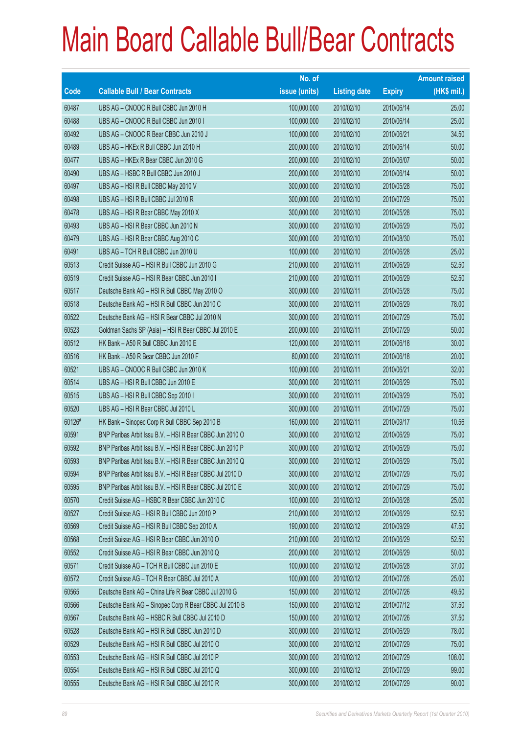# Main Board Callable Bull/Bear Contracts

| Code | Callable Bull / Bear Contracts | No. of issue (units) | Listing date | Expiry | Amount raised (HK$ mil.) |
|---|---|---|---|---|---|
| 60487 | UBS AG – CNOOC R Bull CBBC Jun 2010 H | 100,000,000 | 2010/02/10 | 2010/06/14 | 25.00 |
| 60488 | UBS AG – CNOOC R Bull CBBC Jun 2010 I | 100,000,000 | 2010/02/10 | 2010/06/14 | 25.00 |
| 60492 | UBS AG – CNOOC R Bear CBBC Jun 2010 J | 100,000,000 | 2010/02/10 | 2010/06/21 | 34.50 |
| 60489 | UBS AG – HKEx R Bull CBBC Jun 2010 H | 200,000,000 | 2010/02/10 | 2010/06/14 | 50.00 |
| 60477 | UBS AG – HKEx R Bear CBBC Jun 2010 G | 200,000,000 | 2010/02/10 | 2010/06/07 | 50.00 |
| 60490 | UBS AG – HSBC R Bull CBBC Jun 2010 J | 200,000,000 | 2010/02/10 | 2010/06/14 | 50.00 |
| 60497 | UBS AG – HSI R Bull CBBC May 2010 V | 300,000,000 | 2010/02/10 | 2010/05/28 | 75.00 |
| 60498 | UBS AG – HSI R Bull CBBC Jul 2010 R | 300,000,000 | 2010/02/10 | 2010/07/29 | 75.00 |
| 60478 | UBS AG – HSI R Bear CBBC May 2010 X | 300,000,000 | 2010/02/10 | 2010/05/28 | 75.00 |
| 60493 | UBS AG – HSI R Bear CBBC Jun 2010 N | 300,000,000 | 2010/02/10 | 2010/06/29 | 75.00 |
| 60479 | UBS AG – HSI R Bear CBBC Aug 2010 C | 300,000,000 | 2010/02/10 | 2010/08/30 | 75.00 |
| 60491 | UBS AG – TCH R Bull CBBC Jun 2010 U | 100,000,000 | 2010/02/10 | 2010/06/28 | 25.00 |
| 60513 | Credit Suisse AG – HSI R Bull CBBC Jun 2010 G | 210,000,000 | 2010/02/11 | 2010/06/29 | 52.50 |
| 60519 | Credit Suisse AG – HSI R Bear CBBC Jun 2010 I | 210,000,000 | 2010/02/11 | 2010/06/29 | 52.50 |
| 60517 | Deutsche Bank AG – HSI R Bull CBBC May 2010 O | 300,000,000 | 2010/02/11 | 2010/05/28 | 75.00 |
| 60518 | Deutsche Bank AG – HSI R Bull CBBC Jun 2010 C | 300,000,000 | 2010/02/11 | 2010/06/29 | 78.00 |
| 60522 | Deutsche Bank AG – HSI R Bear CBBC Jul 2010 N | 300,000,000 | 2010/02/11 | 2010/07/29 | 75.00 |
| 60523 | Goldman Sachs SP (Asia) – HSI R Bear CBBC Jul 2010 E | 200,000,000 | 2010/02/11 | 2010/07/29 | 50.00 |
| 60512 | HK Bank – A50 R Bull CBBC Jun 2010 E | 120,000,000 | 2010/02/11 | 2010/06/18 | 30.00 |
| 60516 | HK Bank – A50 R Bear CBBC Jun 2010 F | 80,000,000 | 2010/02/11 | 2010/06/18 | 20.00 |
| 60521 | UBS AG – CNOOC R Bull CBBC Jun 2010 K | 100,000,000 | 2010/02/11 | 2010/06/21 | 32.00 |
| 60514 | UBS AG – HSI R Bull CBBC Jun 2010 E | 300,000,000 | 2010/02/11 | 2010/06/29 | 75.00 |
| 60515 | UBS AG – HSI R Bull CBBC Sep 2010 I | 300,000,000 | 2010/02/11 | 2010/09/29 | 75.00 |
| 60520 | UBS AG – HSI R Bear CBBC Jul 2010 L | 300,000,000 | 2010/02/11 | 2010/07/29 | 75.00 |
| 60126# | HK Bank – Sinopec Corp R Bull CBBC Sep 2010 B | 160,000,000 | 2010/02/11 | 2010/09/17 | 10.56 |
| 60591 | BNP Paribas Arbit Issu B.V. – HSI R Bear CBBC Jun 2010 O | 300,000,000 | 2010/02/12 | 2010/06/29 | 75.00 |
| 60592 | BNP Paribas Arbit Issu B.V. – HSI R Bear CBBC Jun 2010 P | 300,000,000 | 2010/02/12 | 2010/06/29 | 75.00 |
| 60593 | BNP Paribas Arbit Issu B.V. – HSI R Bear CBBC Jun 2010 Q | 300,000,000 | 2010/02/12 | 2010/06/29 | 75.00 |
| 60594 | BNP Paribas Arbit Issu B.V. – HSI R Bear CBBC Jul 2010 D | 300,000,000 | 2010/02/12 | 2010/07/29 | 75.00 |
| 60595 | BNP Paribas Arbit Issu B.V. – HSI R Bear CBBC Jul 2010 E | 300,000,000 | 2010/02/12 | 2010/07/29 | 75.00 |
| 60570 | Credit Suisse AG – HSBC R Bear CBBC Jun 2010 C | 100,000,000 | 2010/02/12 | 2010/06/28 | 25.00 |
| 60527 | Credit Suisse AG – HSI R Bull CBBC Jun 2010 P | 210,000,000 | 2010/02/12 | 2010/06/29 | 52.50 |
| 60569 | Credit Suisse AG – HSI R Bull CBBC Sep 2010 A | 190,000,000 | 2010/02/12 | 2010/09/29 | 47.50 |
| 60568 | Credit Suisse AG – HSI R Bear CBBC Jun 2010 O | 210,000,000 | 2010/02/12 | 2010/06/29 | 52.50 |
| 60552 | Credit Suisse AG – HSI R Bear CBBC Jun 2010 Q | 200,000,000 | 2010/02/12 | 2010/06/29 | 50.00 |
| 60571 | Credit Suisse AG – TCH R Bull CBBC Jun 2010 E | 100,000,000 | 2010/02/12 | 2010/06/28 | 37.00 |
| 60572 | Credit Suisse AG – TCH R Bear CBBC Jul 2010 A | 100,000,000 | 2010/02/12 | 2010/07/26 | 25.00 |
| 60565 | Deutsche Bank AG – China Life R Bear CBBC Jul 2010 G | 150,000,000 | 2010/02/12 | 2010/07/26 | 49.50 |
| 60566 | Deutsche Bank AG – Sinopec Corp R Bear CBBC Jul 2010 B | 150,000,000 | 2010/02/12 | 2010/07/12 | 37.50 |
| 60567 | Deutsche Bank AG – HSBC R Bull CBBC Jul 2010 D | 150,000,000 | 2010/02/12 | 2010/07/26 | 37.50 |
| 60528 | Deutsche Bank AG – HSI R Bull CBBC Jun 2010 D | 300,000,000 | 2010/02/12 | 2010/06/29 | 78.00 |
| 60529 | Deutsche Bank AG – HSI R Bull CBBC Jul 2010 O | 300,000,000 | 2010/02/12 | 2010/07/29 | 75.00 |
| 60553 | Deutsche Bank AG – HSI R Bull CBBC Jul 2010 P | 300,000,000 | 2010/02/12 | 2010/07/29 | 108.00 |
| 60554 | Deutsche Bank AG – HSI R Bull CBBC Jul 2010 Q | 300,000,000 | 2010/02/12 | 2010/07/29 | 99.00 |
| 60555 | Deutsche Bank AG – HSI R Bull CBBC Jul 2010 R | 300,000,000 | 2010/02/12 | 2010/07/29 | 90.00 |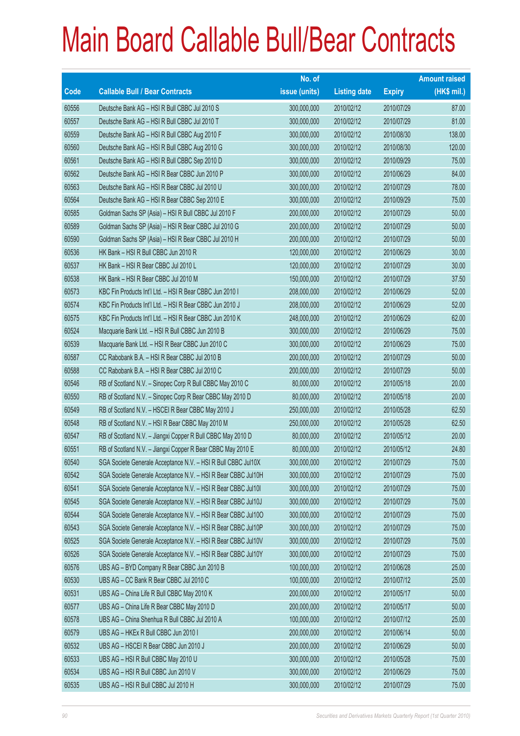# Main Board Callable Bull/Bear Contracts

| Code | Callable Bull / Bear Contracts | No. of issue (units) | Listing date | Expiry | Amount raised (HK$ mil.) |
|---|---|---|---|---|---|
| 60556 | Deutsche Bank AG – HSI R Bull CBBC Jul 2010 S | 300,000,000 | 2010/02/12 | 2010/07/29 | 87.00 |
| 60557 | Deutsche Bank AG – HSI R Bull CBBC Jul 2010 T | 300,000,000 | 2010/02/12 | 2010/07/29 | 81.00 |
| 60559 | Deutsche Bank AG – HSI R Bull CBBC Aug 2010 F | 300,000,000 | 2010/02/12 | 2010/08/30 | 138.00 |
| 60560 | Deutsche Bank AG – HSI R Bull CBBC Aug 2010 G | 300,000,000 | 2010/02/12 | 2010/08/30 | 120.00 |
| 60561 | Deutsche Bank AG – HSI R Bull CBBC Sep 2010 D | 300,000,000 | 2010/02/12 | 2010/09/29 | 75.00 |
| 60562 | Deutsche Bank AG – HSI R Bear CBBC Jun 2010 P | 300,000,000 | 2010/02/12 | 2010/06/29 | 84.00 |
| 60563 | Deutsche Bank AG – HSI R Bear CBBC Jul 2010 U | 300,000,000 | 2010/02/12 | 2010/07/29 | 78.00 |
| 60564 | Deutsche Bank AG – HSI R Bear CBBC Sep 2010 E | 300,000,000 | 2010/02/12 | 2010/09/29 | 75.00 |
| 60585 | Goldman Sachs SP (Asia) – HSI R Bull CBBC Jul 2010 F | 200,000,000 | 2010/02/12 | 2010/07/29 | 50.00 |
| 60589 | Goldman Sachs SP (Asia) – HSI R Bear CBBC Jul 2010 G | 200,000,000 | 2010/02/12 | 2010/07/29 | 50.00 |
| 60590 | Goldman Sachs SP (Asia) – HSI R Bear CBBC Jul 2010 H | 200,000,000 | 2010/02/12 | 2010/07/29 | 50.00 |
| 60536 | HK Bank – HSI R Bull CBBC Jun 2010 R | 120,000,000 | 2010/02/12 | 2010/06/29 | 30.00 |
| 60537 | HK Bank – HSI R Bear CBBC Jul 2010 L | 120,000,000 | 2010/02/12 | 2010/07/29 | 30.00 |
| 60538 | HK Bank – HSI R Bear CBBC Jul 2010 M | 150,000,000 | 2010/02/12 | 2010/07/29 | 37.50 |
| 60573 | KBC Fin Products Int'l Ltd. – HSI R Bear CBBC Jun 2010 I | 208,000,000 | 2010/02/12 | 2010/06/29 | 52.00 |
| 60574 | KBC Fin Products Int'l Ltd. – HSI R Bear CBBC Jun 2010 J | 208,000,000 | 2010/02/12 | 2010/06/29 | 52.00 |
| 60575 | KBC Fin Products Int'l Ltd. – HSI R Bear CBBC Jun 2010 K | 248,000,000 | 2010/02/12 | 2010/06/29 | 62.00 |
| 60524 | Macquarie Bank Ltd. – HSI R Bull CBBC Jun 2010 B | 300,000,000 | 2010/02/12 | 2010/06/29 | 75.00 |
| 60539 | Macquarie Bank Ltd. – HSI R Bear CBBC Jun 2010 C | 300,000,000 | 2010/02/12 | 2010/06/29 | 75.00 |
| 60587 | CC Rabobank B.A. – HSI R Bear CBBC Jul 2010 B | 200,000,000 | 2010/02/12 | 2010/07/29 | 50.00 |
| 60588 | CC Rabobank B.A. – HSI R Bear CBBC Jul 2010 C | 200,000,000 | 2010/02/12 | 2010/07/29 | 50.00 |
| 60546 | RB of Scotland N.V. – Sinopec Corp R Bull CBBC May 2010 C | 80,000,000 | 2010/02/12 | 2010/05/18 | 20.00 |
| 60550 | RB of Scotland N.V. – Sinopec Corp R Bear CBBC May 2010 D | 80,000,000 | 2010/02/12 | 2010/05/18 | 20.00 |
| 60549 | RB of Scotland N.V. – HSCEI R Bear CBBC May 2010 J | 250,000,000 | 2010/02/12 | 2010/05/28 | 62.50 |
| 60548 | RB of Scotland N.V. – HSI R Bear CBBC May 2010 M | 250,000,000 | 2010/02/12 | 2010/05/28 | 62.50 |
| 60547 | RB of Scotland N.V. – Jiangxi Copper R Bull CBBC May 2010 D | 80,000,000 | 2010/02/12 | 2010/05/12 | 20.00 |
| 60551 | RB of Scotland N.V. – Jiangxi Copper R Bear CBBC May 2010 E | 80,000,000 | 2010/02/12 | 2010/05/12 | 24.80 |
| 60540 | SGA Societe Generale Acceptance N.V. – HSI R Bull CBBC Jul10X | 300,000,000 | 2010/02/12 | 2010/07/29 | 75.00 |
| 60542 | SGA Societe Generale Acceptance N.V. – HSI R Bear CBBC Jul10H | 300,000,000 | 2010/02/12 | 2010/07/29 | 75.00 |
| 60541 | SGA Societe Generale Acceptance N.V. – HSI R Bear CBBC Jul10I | 300,000,000 | 2010/02/12 | 2010/07/29 | 75.00 |
| 60545 | SGA Societe Generale Acceptance N.V. – HSI R Bear CBBC Jul10J | 300,000,000 | 2010/02/12 | 2010/07/29 | 75.00 |
| 60544 | SGA Societe Generale Acceptance N.V. – HSI R Bear CBBC Jul10O | 300,000,000 | 2010/02/12 | 2010/07/29 | 75.00 |
| 60543 | SGA Societe Generale Acceptance N.V. – HSI R Bear CBBC Jul10P | 300,000,000 | 2010/02/12 | 2010/07/29 | 75.00 |
| 60525 | SGA Societe Generale Acceptance N.V. – HSI R Bear CBBC Jul10V | 300,000,000 | 2010/02/12 | 2010/07/29 | 75.00 |
| 60526 | SGA Societe Generale Acceptance N.V. – HSI R Bear CBBC Jul10Y | 300,000,000 | 2010/02/12 | 2010/07/29 | 75.00 |
| 60576 | UBS AG – BYD Company R Bear CBBC Jun 2010 B | 100,000,000 | 2010/02/12 | 2010/06/28 | 25.00 |
| 60530 | UBS AG – CC Bank R Bear CBBC Jul 2010 C | 100,000,000 | 2010/02/12 | 2010/07/12 | 25.00 |
| 60531 | UBS AG – China Life R Bull CBBC May 2010 K | 200,000,000 | 2010/02/12 | 2010/05/17 | 50.00 |
| 60577 | UBS AG – China Life R Bear CBBC May 2010 D | 200,000,000 | 2010/02/12 | 2010/05/17 | 50.00 |
| 60578 | UBS AG – China Shenhua R Bull CBBC Jul 2010 A | 100,000,000 | 2010/02/12 | 2010/07/12 | 25.00 |
| 60579 | UBS AG – HKEx R Bull CBBC Jun 2010 I | 200,000,000 | 2010/02/12 | 2010/06/14 | 50.00 |
| 60532 | UBS AG – HSCEI R Bear CBBC Jun 2010 J | 200,000,000 | 2010/02/12 | 2010/06/29 | 50.00 |
| 60533 | UBS AG – HSI R Bull CBBC May 2010 U | 300,000,000 | 2010/02/12 | 2010/05/28 | 75.00 |
| 60534 | UBS AG – HSI R Bull CBBC Jun 2010 V | 300,000,000 | 2010/02/12 | 2010/06/29 | 75.00 |
| 60535 | UBS AG – HSI R Bull CBBC Jul 2010 H | 300,000,000 | 2010/02/12 | 2010/07/29 | 75.00 |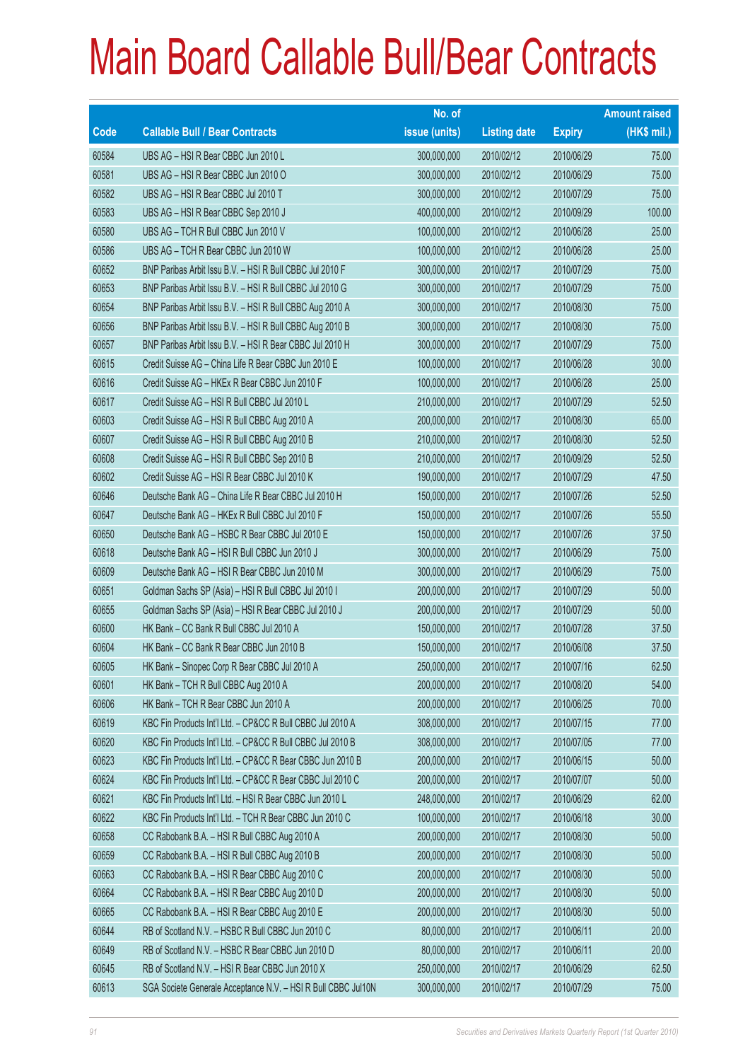# Main Board Callable Bull/Bear Contracts

| Code | Callable Bull / Bear Contracts | No. of issue (units) | Listing date | Expiry | Amount raised (HK$ mil.) |
|---|---|---|---|---|---|
| 60584 | UBS AG – HSI R Bear CBBC Jun 2010 L | 300,000,000 | 2010/02/12 | 2010/06/29 | 75.00 |
| 60581 | UBS AG – HSI R Bear CBBC Jun 2010 O | 300,000,000 | 2010/02/12 | 2010/06/29 | 75.00 |
| 60582 | UBS AG – HSI R Bear CBBC Jul 2010 T | 300,000,000 | 2010/02/12 | 2010/07/29 | 75.00 |
| 60583 | UBS AG – HSI R Bear CBBC Sep 2010 J | 400,000,000 | 2010/02/12 | 2010/09/29 | 100.00 |
| 60580 | UBS AG – TCH R Bull CBBC Jun 2010 V | 100,000,000 | 2010/02/12 | 2010/06/28 | 25.00 |
| 60586 | UBS AG – TCH R Bear CBBC Jun 2010 W | 100,000,000 | 2010/02/12 | 2010/06/28 | 25.00 |
| 60652 | BNP Paribas Arbit Issu B.V. – HSI R Bull CBBC Jul 2010 F | 300,000,000 | 2010/02/17 | 2010/07/29 | 75.00 |
| 60653 | BNP Paribas Arbit Issu B.V. – HSI R Bull CBBC Jul 2010 G | 300,000,000 | 2010/02/17 | 2010/07/29 | 75.00 |
| 60654 | BNP Paribas Arbit Issu B.V. – HSI R Bull CBBC Aug 2010 A | 300,000,000 | 2010/02/17 | 2010/08/30 | 75.00 |
| 60656 | BNP Paribas Arbit Issu B.V. – HSI R Bull CBBC Aug 2010 B | 300,000,000 | 2010/02/17 | 2010/08/30 | 75.00 |
| 60657 | BNP Paribas Arbit Issu B.V. – HSI R Bear CBBC Jul 2010 H | 300,000,000 | 2010/02/17 | 2010/07/29 | 75.00 |
| 60615 | Credit Suisse AG – China Life R Bear CBBC Jun 2010 E | 100,000,000 | 2010/02/17 | 2010/06/28 | 30.00 |
| 60616 | Credit Suisse AG – HKEx R Bear CBBC Jun 2010 F | 100,000,000 | 2010/02/17 | 2010/06/28 | 25.00 |
| 60617 | Credit Suisse AG – HSI R Bull CBBC Jul 2010 L | 210,000,000 | 2010/02/17 | 2010/07/29 | 52.50 |
| 60603 | Credit Suisse AG – HSI R Bull CBBC Aug 2010 A | 200,000,000 | 2010/02/17 | 2010/08/30 | 65.00 |
| 60607 | Credit Suisse AG – HSI R Bull CBBC Aug 2010 B | 210,000,000 | 2010/02/17 | 2010/08/30 | 52.50 |
| 60608 | Credit Suisse AG – HSI R Bull CBBC Sep 2010 B | 210,000,000 | 2010/02/17 | 2010/09/29 | 52.50 |
| 60602 | Credit Suisse AG – HSI R Bear CBBC Jul 2010 K | 190,000,000 | 2010/02/17 | 2010/07/29 | 47.50 |
| 60646 | Deutsche Bank AG – China Life R Bear CBBC Jul 2010 H | 150,000,000 | 2010/02/17 | 2010/07/26 | 52.50 |
| 60647 | Deutsche Bank AG – HKEx R Bull CBBC Jul 2010 F | 150,000,000 | 2010/02/17 | 2010/07/26 | 55.50 |
| 60650 | Deutsche Bank AG – HSBC R Bear CBBC Jul 2010 E | 150,000,000 | 2010/02/17 | 2010/07/26 | 37.50 |
| 60618 | Deutsche Bank AG – HSI R Bull CBBC Jun 2010 J | 300,000,000 | 2010/02/17 | 2010/06/29 | 75.00 |
| 60609 | Deutsche Bank AG – HSI R Bear CBBC Jun 2010 M | 300,000,000 | 2010/02/17 | 2010/06/29 | 75.00 |
| 60651 | Goldman Sachs SP (Asia) – HSI R Bull CBBC Jul 2010 I | 200,000,000 | 2010/02/17 | 2010/07/29 | 50.00 |
| 60655 | Goldman Sachs SP (Asia) – HSI R Bear CBBC Jul 2010 J | 200,000,000 | 2010/02/17 | 2010/07/29 | 50.00 |
| 60600 | HK Bank – CC Bank R Bull CBBC Jul 2010 A | 150,000,000 | 2010/02/17 | 2010/07/28 | 37.50 |
| 60604 | HK Bank – CC Bank R Bear CBBC Jun 2010 B | 150,000,000 | 2010/02/17 | 2010/06/08 | 37.50 |
| 60605 | HK Bank – Sinopec Corp R Bear CBBC Jul 2010 A | 250,000,000 | 2010/02/17 | 2010/07/16 | 62.50 |
| 60601 | HK Bank – TCH R Bull CBBC Aug 2010 A | 200,000,000 | 2010/02/17 | 2010/08/20 | 54.00 |
| 60606 | HK Bank – TCH R Bear CBBC Jun 2010 A | 200,000,000 | 2010/02/17 | 2010/06/25 | 70.00 |
| 60619 | KBC Fin Products Int'l Ltd. – CP&CC R Bull CBBC Jul 2010 A | 308,000,000 | 2010/02/17 | 2010/07/15 | 77.00 |
| 60620 | KBC Fin Products Int'l Ltd. – CP&CC R Bull CBBC Jul 2010 B | 308,000,000 | 2010/02/17 | 2010/07/05 | 77.00 |
| 60623 | KBC Fin Products Int'l Ltd. – CP&CC R Bear CBBC Jun 2010 B | 200,000,000 | 2010/02/17 | 2010/06/15 | 50.00 |
| 60624 | KBC Fin Products Int'l Ltd. – CP&CC R Bear CBBC Jul 2010 C | 200,000,000 | 2010/02/17 | 2010/07/07 | 50.00 |
| 60621 | KBC Fin Products Int'l Ltd. – HSI R Bear CBBC Jun 2010 L | 248,000,000 | 2010/02/17 | 2010/06/29 | 62.00 |
| 60622 | KBC Fin Products Int'l Ltd. – TCH R Bear CBBC Jun 2010 C | 100,000,000 | 2010/02/17 | 2010/06/18 | 30.00 |
| 60658 | CC Rabobank B.A. – HSI R Bull CBBC Aug 2010 A | 200,000,000 | 2010/02/17 | 2010/08/30 | 50.00 |
| 60659 | CC Rabobank B.A. – HSI R Bull CBBC Aug 2010 B | 200,000,000 | 2010/02/17 | 2010/08/30 | 50.00 |
| 60663 | CC Rabobank B.A. – HSI R Bear CBBC Aug 2010 C | 200,000,000 | 2010/02/17 | 2010/08/30 | 50.00 |
| 60664 | CC Rabobank B.A. – HSI R Bear CBBC Aug 2010 D | 200,000,000 | 2010/02/17 | 2010/08/30 | 50.00 |
| 60665 | CC Rabobank B.A. – HSI R Bear CBBC Aug 2010 E | 200,000,000 | 2010/02/17 | 2010/08/30 | 50.00 |
| 60644 | RB of Scotland N.V. – HSBC R Bull CBBC Jun 2010 C | 80,000,000 | 2010/02/17 | 2010/06/11 | 20.00 |
| 60649 | RB of Scotland N.V. – HSBC R Bear CBBC Jun 2010 D | 80,000,000 | 2010/02/17 | 2010/06/11 | 20.00 |
| 60645 | RB of Scotland N.V. – HSI R Bear CBBC Jun 2010 X | 250,000,000 | 2010/02/17 | 2010/06/29 | 62.50 |
| 60613 | SGA Societe Generale Acceptance N.V. – HSI R Bull CBBC Jul10N | 300,000,000 | 2010/02/17 | 2010/07/29 | 75.00 |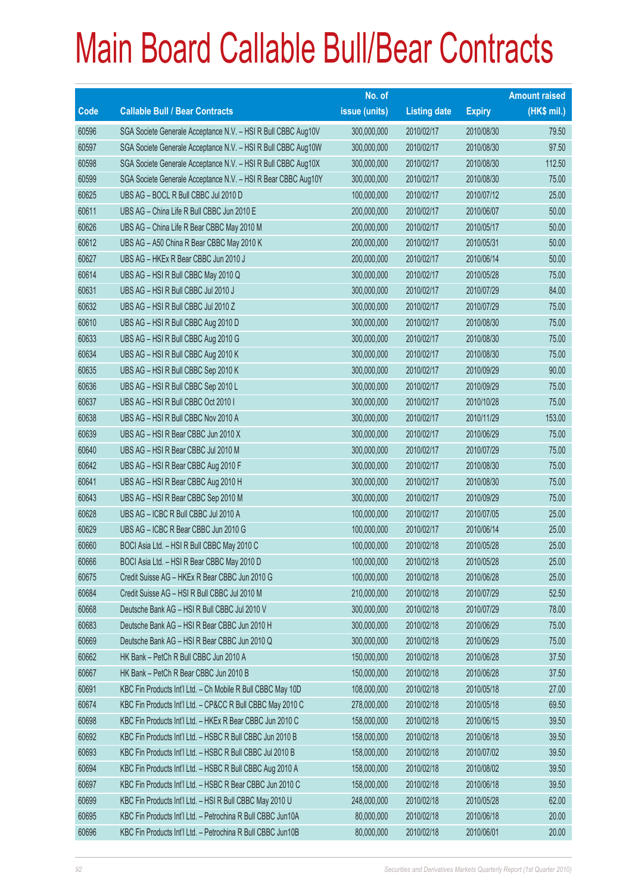# Main Board Callable Bull/Bear Contracts

| Code | Callable Bull / Bear Contracts | No. of issue (units) | Listing date | Expiry | Amount raised (HK$ mil.) |
|---|---|---|---|---|---|
| 60596 | SGA Societe Generale Acceptance N.V. – HSI R Bull CBBC Aug10V | 300,000,000 | 2010/02/17 | 2010/08/30 | 79.50 |
| 60597 | SGA Societe Generale Acceptance N.V. – HSI R Bull CBBC Aug10W | 300,000,000 | 2010/02/17 | 2010/08/30 | 97.50 |
| 60598 | SGA Societe Generale Acceptance N.V. – HSI R Bull CBBC Aug10X | 300,000,000 | 2010/02/17 | 2010/08/30 | 112.50 |
| 60599 | SGA Societe Generale Acceptance N.V. – HSI R Bear CBBC Aug10Y | 300,000,000 | 2010/02/17 | 2010/08/30 | 75.00 |
| 60625 | UBS AG – BOCL R Bull CBBC Jul 2010 D | 100,000,000 | 2010/02/17 | 2010/07/12 | 25.00 |
| 60611 | UBS AG – China Life R Bull CBBC Jun 2010 E | 200,000,000 | 2010/02/17 | 2010/06/07 | 50.00 |
| 60626 | UBS AG – China Life R Bear CBBC May 2010 M | 200,000,000 | 2010/02/17 | 2010/05/17 | 50.00 |
| 60612 | UBS AG – A50 China R Bear CBBC May 2010 K | 200,000,000 | 2010/02/17 | 2010/05/31 | 50.00 |
| 60627 | UBS AG – HKEx R Bear CBBC Jun 2010 J | 200,000,000 | 2010/02/17 | 2010/06/14 | 50.00 |
| 60614 | UBS AG – HSI R Bull CBBC May 2010 Q | 300,000,000 | 2010/02/17 | 2010/05/28 | 75.00 |
| 60631 | UBS AG – HSI R Bull CBBC Jul 2010 J | 300,000,000 | 2010/02/17 | 2010/07/29 | 84.00 |
| 60632 | UBS AG – HSI R Bull CBBC Jul 2010 Z | 300,000,000 | 2010/02/17 | 2010/07/29 | 75.00 |
| 60610 | UBS AG – HSI R Bull CBBC Aug 2010 D | 300,000,000 | 2010/02/17 | 2010/08/30 | 75.00 |
| 60633 | UBS AG – HSI R Bull CBBC Aug 2010 G | 300,000,000 | 2010/02/17 | 2010/08/30 | 75.00 |
| 60634 | UBS AG – HSI R Bull CBBC Aug 2010 K | 300,000,000 | 2010/02/17 | 2010/08/30 | 75.00 |
| 60635 | UBS AG – HSI R Bull CBBC Sep 2010 K | 300,000,000 | 2010/02/17 | 2010/09/29 | 90.00 |
| 60636 | UBS AG – HSI R Bull CBBC Sep 2010 L | 300,000,000 | 2010/02/17 | 2010/09/29 | 75.00 |
| 60637 | UBS AG – HSI R Bull CBBC Oct 2010 I | 300,000,000 | 2010/02/17 | 2010/10/28 | 75.00 |
| 60638 | UBS AG – HSI R Bull CBBC Nov 2010 A | 300,000,000 | 2010/02/17 | 2010/11/29 | 153.00 |
| 60639 | UBS AG – HSI R Bear CBBC Jun 2010 X | 300,000,000 | 2010/02/17 | 2010/06/29 | 75.00 |
| 60640 | UBS AG – HSI R Bear CBBC Jul 2010 M | 300,000,000 | 2010/02/17 | 2010/07/29 | 75.00 |
| 60642 | UBS AG – HSI R Bear CBBC Aug 2010 F | 300,000,000 | 2010/02/17 | 2010/08/30 | 75.00 |
| 60641 | UBS AG – HSI R Bear CBBC Aug 2010 H | 300,000,000 | 2010/02/17 | 2010/08/30 | 75.00 |
| 60643 | UBS AG – HSI R Bear CBBC Sep 2010 M | 300,000,000 | 2010/02/17 | 2010/09/29 | 75.00 |
| 60628 | UBS AG – ICBC R Bull CBBC Jul 2010 A | 100,000,000 | 2010/02/17 | 2010/07/05 | 25.00 |
| 60629 | UBS AG – ICBC R Bear CBBC Jun 2010 G | 100,000,000 | 2010/02/17 | 2010/06/14 | 25.00 |
| 60660 | BOCI Asia Ltd. – HSI R Bull CBBC May 2010 C | 100,000,000 | 2010/02/18 | 2010/05/28 | 25.00 |
| 60666 | BOCI Asia Ltd. – HSI R Bear CBBC May 2010 D | 100,000,000 | 2010/02/18 | 2010/05/28 | 25.00 |
| 60675 | Credit Suisse AG – HKEx R Bear CBBC Jun 2010 G | 100,000,000 | 2010/02/18 | 2010/06/28 | 25.00 |
| 60684 | Credit Suisse AG – HSI R Bull CBBC Jul 2010 M | 210,000,000 | 2010/02/18 | 2010/07/29 | 52.50 |
| 60668 | Deutsche Bank AG – HSI R Bull CBBC Jul 2010 V | 300,000,000 | 2010/02/18 | 2010/07/29 | 78.00 |
| 60683 | Deutsche Bank AG – HSI R Bear CBBC Jun 2010 H | 300,000,000 | 2010/02/18 | 2010/06/29 | 75.00 |
| 60669 | Deutsche Bank AG – HSI R Bear CBBC Jun 2010 Q | 300,000,000 | 2010/02/18 | 2010/06/29 | 75.00 |
| 60662 | HK Bank – PetCh R Bull CBBC Jun 2010 A | 150,000,000 | 2010/02/18 | 2010/06/28 | 37.50 |
| 60667 | HK Bank – PetCh R Bear CBBC Jun 2010 B | 150,000,000 | 2010/02/18 | 2010/06/28 | 37.50 |
| 60691 | KBC Fin Products Int'l Ltd. – Ch Mobile R Bull CBBC May 10D | 108,000,000 | 2010/02/18 | 2010/05/18 | 27.00 |
| 60674 | KBC Fin Products Int'l Ltd. – CP&CC R Bull CBBC May 2010 C | 278,000,000 | 2010/02/18 | 2010/05/18 | 69.50 |
| 60698 | KBC Fin Products Int'l Ltd. – HKEx R Bear CBBC Jun 2010 C | 158,000,000 | 2010/02/18 | 2010/06/15 | 39.50 |
| 60692 | KBC Fin Products Int'l Ltd. – HSBC R Bull CBBC Jun 2010 B | 158,000,000 | 2010/02/18 | 2010/06/18 | 39.50 |
| 60693 | KBC Fin Products Int'l Ltd. – HSBC R Bull CBBC Jul 2010 B | 158,000,000 | 2010/02/18 | 2010/07/02 | 39.50 |
| 60694 | KBC Fin Products Int'l Ltd. – HSBC R Bull CBBC Aug 2010 A | 158,000,000 | 2010/02/18 | 2010/08/02 | 39.50 |
| 60697 | KBC Fin Products Int'l Ltd. – HSBC R Bear CBBC Jun 2010 C | 158,000,000 | 2010/02/18 | 2010/06/18 | 39.50 |
| 60699 | KBC Fin Products Int'l Ltd. – HSI R Bull CBBC May 2010 U | 248,000,000 | 2010/02/18 | 2010/05/28 | 62.00 |
| 60695 | KBC Fin Products Int'l Ltd. – Petrochina R Bull CBBC Jun10A | 80,000,000 | 2010/02/18 | 2010/06/18 | 20.00 |
| 60696 | KBC Fin Products Int'l Ltd. – Petrochina R Bull CBBC Jun10B | 80,000,000 | 2010/02/18 | 2010/06/01 | 20.00 |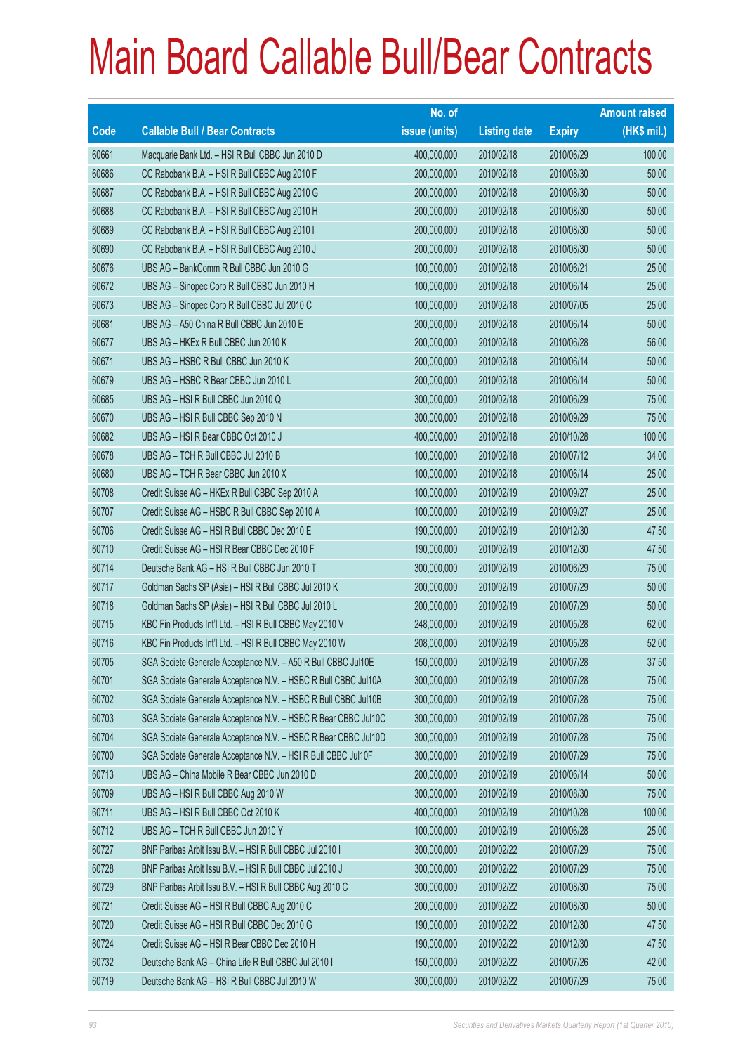# Main Board Callable Bull/Bear Contracts

| Code | Callable Bull / Bear Contracts | No. of issue (units) | Listing date | Expiry | Amount raised (HK$ mil.) |
|---|---|---|---|---|---|
| 60661 | Macquarie Bank Ltd. – HSI R Bull CBBC Jun 2010 D | 400,000,000 | 2010/02/18 | 2010/06/29 | 100.00 |
| 60686 | CC Rabobank B.A. – HSI R Bull CBBC Aug 2010 F | 200,000,000 | 2010/02/18 | 2010/08/30 | 50.00 |
| 60687 | CC Rabobank B.A. – HSI R Bull CBBC Aug 2010 G | 200,000,000 | 2010/02/18 | 2010/08/30 | 50.00 |
| 60688 | CC Rabobank B.A. – HSI R Bull CBBC Aug 2010 H | 200,000,000 | 2010/02/18 | 2010/08/30 | 50.00 |
| 60689 | CC Rabobank B.A. – HSI R Bull CBBC Aug 2010 I | 200,000,000 | 2010/02/18 | 2010/08/30 | 50.00 |
| 60690 | CC Rabobank B.A. – HSI R Bull CBBC Aug 2010 J | 200,000,000 | 2010/02/18 | 2010/08/30 | 50.00 |
| 60676 | UBS AG – BankComm R Bull CBBC Jun 2010 G | 100,000,000 | 2010/02/18 | 2010/06/21 | 25.00 |
| 60672 | UBS AG – Sinopec Corp R Bull CBBC Jun 2010 H | 100,000,000 | 2010/02/18 | 2010/06/14 | 25.00 |
| 60673 | UBS AG – Sinopec Corp R Bull CBBC Jul 2010 C | 100,000,000 | 2010/02/18 | 2010/07/05 | 25.00 |
| 60681 | UBS AG – A50 China R Bull CBBC Jun 2010 E | 200,000,000 | 2010/02/18 | 2010/06/14 | 50.00 |
| 60677 | UBS AG – HKEx R Bull CBBC Jun 2010 K | 200,000,000 | 2010/02/18 | 2010/06/28 | 56.00 |
| 60671 | UBS AG – HSBC R Bull CBBC Jun 2010 K | 200,000,000 | 2010/02/18 | 2010/06/14 | 50.00 |
| 60679 | UBS AG – HSBC R Bear CBBC Jun 2010 L | 200,000,000 | 2010/02/18 | 2010/06/14 | 50.00 |
| 60685 | UBS AG – HSI R Bull CBBC Jun 2010 Q | 300,000,000 | 2010/02/18 | 2010/06/29 | 75.00 |
| 60670 | UBS AG – HSI R Bull CBBC Sep 2010 N | 300,000,000 | 2010/02/18 | 2010/09/29 | 75.00 |
| 60682 | UBS AG – HSI R Bear CBBC Oct 2010 J | 400,000,000 | 2010/02/18 | 2010/10/28 | 100.00 |
| 60678 | UBS AG – TCH R Bull CBBC Jul 2010 B | 100,000,000 | 2010/02/18 | 2010/07/12 | 34.00 |
| 60680 | UBS AG – TCH R Bear CBBC Jun 2010 X | 100,000,000 | 2010/02/18 | 2010/06/14 | 25.00 |
| 60708 | Credit Suisse AG – HKEx R Bull CBBC Sep 2010 A | 100,000,000 | 2010/02/19 | 2010/09/27 | 25.00 |
| 60707 | Credit Suisse AG – HSBC R Bull CBBC Sep 2010 A | 100,000,000 | 2010/02/19 | 2010/09/27 | 25.00 |
| 60706 | Credit Suisse AG – HSI R Bull CBBC Dec 2010 E | 190,000,000 | 2010/02/19 | 2010/12/30 | 47.50 |
| 60710 | Credit Suisse AG – HSI R Bear CBBC Dec 2010 F | 190,000,000 | 2010/02/19 | 2010/12/30 | 47.50 |
| 60714 | Deutsche Bank AG – HSI R Bull CBBC Jun 2010 T | 300,000,000 | 2010/02/19 | 2010/06/29 | 75.00 |
| 60717 | Goldman Sachs SP (Asia) – HSI R Bull CBBC Jul 2010 K | 200,000,000 | 2010/02/19 | 2010/07/29 | 50.00 |
| 60718 | Goldman Sachs SP (Asia) – HSI R Bull CBBC Jul 2010 L | 200,000,000 | 2010/02/19 | 2010/07/29 | 50.00 |
| 60715 | KBC Fin Products Int'l Ltd. – HSI R Bull CBBC May 2010 V | 248,000,000 | 2010/02/19 | 2010/05/28 | 62.00 |
| 60716 | KBC Fin Products Int'l Ltd. – HSI R Bull CBBC May 2010 W | 208,000,000 | 2010/02/19 | 2010/05/28 | 52.00 |
| 60705 | SGA Societe Generale Acceptance N.V. – A50 R Bull CBBC Jul10E | 150,000,000 | 2010/02/19 | 2010/07/28 | 37.50 |
| 60701 | SGA Societe Generale Acceptance N.V. – HSBC R Bull CBBC Jul10A | 300,000,000 | 2010/02/19 | 2010/07/28 | 75.00 |
| 60702 | SGA Societe Generale Acceptance N.V. – HSBC R Bull CBBC Jul10B | 300,000,000 | 2010/02/19 | 2010/07/28 | 75.00 |
| 60703 | SGA Societe Generale Acceptance N.V. – HSBC R Bear CBBC Jul10C | 300,000,000 | 2010/02/19 | 2010/07/28 | 75.00 |
| 60704 | SGA Societe Generale Acceptance N.V. – HSBC R Bear CBBC Jul10D | 300,000,000 | 2010/02/19 | 2010/07/28 | 75.00 |
| 60700 | SGA Societe Generale Acceptance N.V. – HSI R Bull CBBC Jul10F | 300,000,000 | 2010/02/19 | 2010/07/29 | 75.00 |
| 60713 | UBS AG – China Mobile R Bear CBBC Jun 2010 D | 200,000,000 | 2010/02/19 | 2010/06/14 | 50.00 |
| 60709 | UBS AG – HSI R Bull CBBC Aug 2010 W | 300,000,000 | 2010/02/19 | 2010/08/30 | 75.00 |
| 60711 | UBS AG – HSI R Bull CBBC Oct 2010 K | 400,000,000 | 2010/02/19 | 2010/10/28 | 100.00 |
| 60712 | UBS AG – TCH R Bull CBBC Jun 2010 Y | 100,000,000 | 2010/02/19 | 2010/06/28 | 25.00 |
| 60727 | BNP Paribas Arbit Issu B.V. – HSI R Bull CBBC Jul 2010 I | 300,000,000 | 2010/02/22 | 2010/07/29 | 75.00 |
| 60728 | BNP Paribas Arbit Issu B.V. – HSI R Bull CBBC Jul 2010 J | 300,000,000 | 2010/02/22 | 2010/07/29 | 75.00 |
| 60729 | BNP Paribas Arbit Issu B.V. – HSI R Bull CBBC Aug 2010 C | 300,000,000 | 2010/02/22 | 2010/08/30 | 75.00 |
| 60721 | Credit Suisse AG – HSI R Bull CBBC Aug 2010 C | 200,000,000 | 2010/02/22 | 2010/08/30 | 50.00 |
| 60720 | Credit Suisse AG – HSI R Bull CBBC Dec 2010 G | 190,000,000 | 2010/02/22 | 2010/12/30 | 47.50 |
| 60724 | Credit Suisse AG – HSI R Bear CBBC Dec 2010 H | 190,000,000 | 2010/02/22 | 2010/12/30 | 47.50 |
| 60732 | Deutsche Bank AG – China Life R Bull CBBC Jul 2010 I | 150,000,000 | 2010/02/22 | 2010/07/26 | 42.00 |
| 60719 | Deutsche Bank AG – HSI R Bull CBBC Jul 2010 W | 300,000,000 | 2010/02/22 | 2010/07/29 | 75.00 |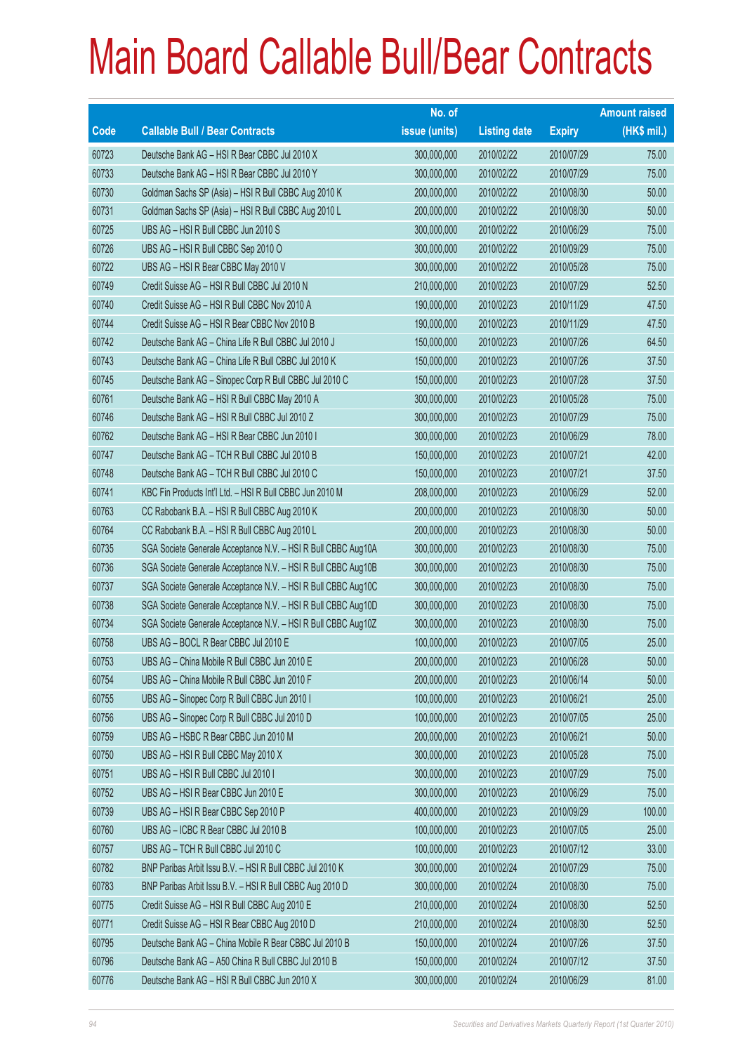# Main Board Callable Bull/Bear Contracts

| Code | Callable Bull / Bear Contracts | No. of issue (units) | Listing date | Expiry | Amount raised (HK$ mil.) |
|---|---|---|---|---|---|
| 60723 | Deutsche Bank AG – HSI R Bear CBBC Jul 2010 X | 300,000,000 | 2010/02/22 | 2010/07/29 | 75.00 |
| 60733 | Deutsche Bank AG – HSI R Bear CBBC Jul 2010 Y | 300,000,000 | 2010/02/22 | 2010/07/29 | 75.00 |
| 60730 | Goldman Sachs SP (Asia) – HSI R Bull CBBC Aug 2010 K | 200,000,000 | 2010/02/22 | 2010/08/30 | 50.00 |
| 60731 | Goldman Sachs SP (Asia) – HSI R Bull CBBC Aug 2010 L | 200,000,000 | 2010/02/22 | 2010/08/30 | 50.00 |
| 60725 | UBS AG – HSI R Bull CBBC Jun 2010 S | 300,000,000 | 2010/02/22 | 2010/06/29 | 75.00 |
| 60726 | UBS AG – HSI R Bull CBBC Sep 2010 O | 300,000,000 | 2010/02/22 | 2010/09/29 | 75.00 |
| 60722 | UBS AG – HSI R Bear CBBC May 2010 V | 300,000,000 | 2010/02/22 | 2010/05/28 | 75.00 |
| 60749 | Credit Suisse AG – HSI R Bull CBBC Jul 2010 N | 210,000,000 | 2010/02/23 | 2010/07/29 | 52.50 |
| 60740 | Credit Suisse AG – HSI R Bull CBBC Nov 2010 A | 190,000,000 | 2010/02/23 | 2010/11/29 | 47.50 |
| 60744 | Credit Suisse AG – HSI R Bear CBBC Nov 2010 B | 190,000,000 | 2010/02/23 | 2010/11/29 | 47.50 |
| 60742 | Deutsche Bank AG – China Life R Bull CBBC Jul 2010 J | 150,000,000 | 2010/02/23 | 2010/07/26 | 64.50 |
| 60743 | Deutsche Bank AG – China Life R Bull CBBC Jul 2010 K | 150,000,000 | 2010/02/23 | 2010/07/26 | 37.50 |
| 60745 | Deutsche Bank AG – Sinopec Corp R Bull CBBC Jul 2010 C | 150,000,000 | 2010/02/23 | 2010/07/28 | 37.50 |
| 60761 | Deutsche Bank AG – HSI R Bull CBBC May 2010 A | 300,000,000 | 2010/02/23 | 2010/05/28 | 75.00 |
| 60746 | Deutsche Bank AG – HSI R Bull CBBC Jul 2010 Z | 300,000,000 | 2010/02/23 | 2010/07/29 | 75.00 |
| 60762 | Deutsche Bank AG – HSI R Bear CBBC Jun 2010 I | 300,000,000 | 2010/02/23 | 2010/06/29 | 78.00 |
| 60747 | Deutsche Bank AG – TCH R Bull CBBC Jul 2010 B | 150,000,000 | 2010/02/23 | 2010/07/21 | 42.00 |
| 60748 | Deutsche Bank AG – TCH R Bull CBBC Jul 2010 C | 150,000,000 | 2010/02/23 | 2010/07/21 | 37.50 |
| 60741 | KBC Fin Products Int'l Ltd. – HSI R Bull CBBC Jun 2010 M | 208,000,000 | 2010/02/23 | 2010/06/29 | 52.00 |
| 60763 | CC Rabobank B.A. – HSI R Bull CBBC Aug 2010 K | 200,000,000 | 2010/02/23 | 2010/08/30 | 50.00 |
| 60764 | CC Rabobank B.A. – HSI R Bull CBBC Aug 2010 L | 200,000,000 | 2010/02/23 | 2010/08/30 | 50.00 |
| 60735 | SGA Societe Generale Acceptance N.V. – HSI R Bull CBBC Aug10A | 300,000,000 | 2010/02/23 | 2010/08/30 | 75.00 |
| 60736 | SGA Societe Generale Acceptance N.V. – HSI R Bull CBBC Aug10B | 300,000,000 | 2010/02/23 | 2010/08/30 | 75.00 |
| 60737 | SGA Societe Generale Acceptance N.V. – HSI R Bull CBBC Aug10C | 300,000,000 | 2010/02/23 | 2010/08/30 | 75.00 |
| 60738 | SGA Societe Generale Acceptance N.V. – HSI R Bull CBBC Aug10D | 300,000,000 | 2010/02/23 | 2010/08/30 | 75.00 |
| 60734 | SGA Societe Generale Acceptance N.V. – HSI R Bull CBBC Aug10Z | 300,000,000 | 2010/02/23 | 2010/08/30 | 75.00 |
| 60758 | UBS AG – BOCL R Bear CBBC Jul 2010 E | 100,000,000 | 2010/02/23 | 2010/07/05 | 25.00 |
| 60753 | UBS AG – China Mobile R Bull CBBC Jun 2010 E | 200,000,000 | 2010/02/23 | 2010/06/28 | 50.00 |
| 60754 | UBS AG – China Mobile R Bull CBBC Jun 2010 F | 200,000,000 | 2010/02/23 | 2010/06/14 | 50.00 |
| 60755 | UBS AG – Sinopec Corp R Bull CBBC Jun 2010 I | 100,000,000 | 2010/02/23 | 2010/06/21 | 25.00 |
| 60756 | UBS AG – Sinopec Corp R Bull CBBC Jul 2010 D | 100,000,000 | 2010/02/23 | 2010/07/05 | 25.00 |
| 60759 | UBS AG – HSBC R Bear CBBC Jun 2010 M | 200,000,000 | 2010/02/23 | 2010/06/21 | 50.00 |
| 60750 | UBS AG – HSI R Bull CBBC May 2010 X | 300,000,000 | 2010/02/23 | 2010/05/28 | 75.00 |
| 60751 | UBS AG – HSI R Bull CBBC Jul 2010 I | 300,000,000 | 2010/02/23 | 2010/07/29 | 75.00 |
| 60752 | UBS AG – HSI R Bear CBBC Jun 2010 E | 300,000,000 | 2010/02/23 | 2010/06/29 | 75.00 |
| 60739 | UBS AG – HSI R Bear CBBC Sep 2010 P | 400,000,000 | 2010/02/23 | 2010/09/29 | 100.00 |
| 60760 | UBS AG – ICBC R Bear CBBC Jul 2010 B | 100,000,000 | 2010/02/23 | 2010/07/05 | 25.00 |
| 60757 | UBS AG – TCH R Bull CBBC Jul 2010 C | 100,000,000 | 2010/02/23 | 2010/07/12 | 33.00 |
| 60782 | BNP Paribas Arbit Issu B.V. – HSI R Bull CBBC Jul 2010 K | 300,000,000 | 2010/02/24 | 2010/07/29 | 75.00 |
| 60783 | BNP Paribas Arbit Issu B.V. – HSI R Bull CBBC Aug 2010 D | 300,000,000 | 2010/02/24 | 2010/08/30 | 75.00 |
| 60775 | Credit Suisse AG – HSI R Bull CBBC Aug 2010 E | 210,000,000 | 2010/02/24 | 2010/08/30 | 52.50 |
| 60771 | Credit Suisse AG – HSI R Bear CBBC Aug 2010 D | 210,000,000 | 2010/02/24 | 2010/08/30 | 52.50 |
| 60795 | Deutsche Bank AG – China Mobile R Bear CBBC Jul 2010 B | 150,000,000 | 2010/02/24 | 2010/07/26 | 37.50 |
| 60796 | Deutsche Bank AG – A50 China R Bull CBBC Jul 2010 B | 150,000,000 | 2010/02/24 | 2010/07/12 | 37.50 |
| 60776 | Deutsche Bank AG – HSI R Bull CBBC Jun 2010 X | 300,000,000 | 2010/02/24 | 2010/06/29 | 81.00 |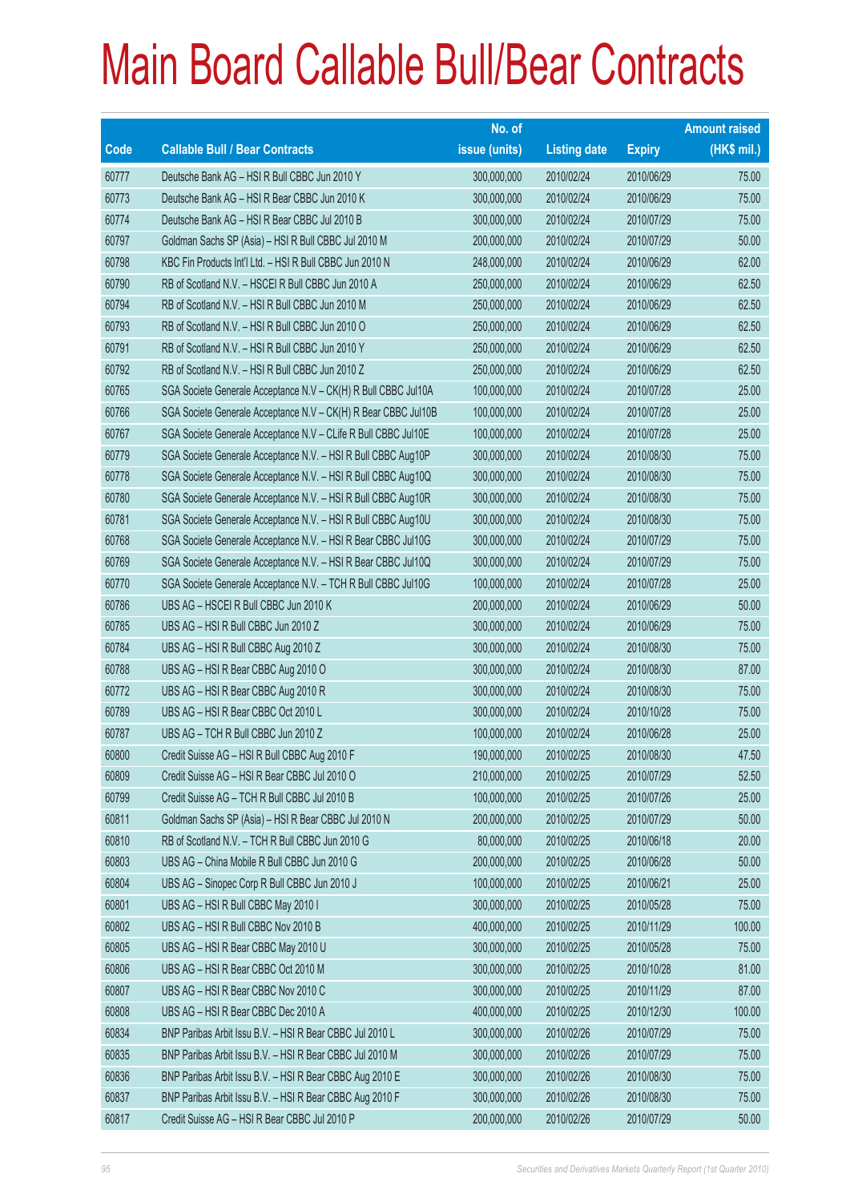# Main Board Callable Bull/Bear Contracts

| Code | Callable Bull / Bear Contracts | No. of issue (units) | Listing date | Expiry | Amount raised (HK$ mil.) |
|---|---|---|---|---|---|
| 60777 | Deutsche Bank AG – HSI R Bull CBBC Jun 2010 Y | 300,000,000 | 2010/02/24 | 2010/06/29 | 75.00 |
| 60773 | Deutsche Bank AG – HSI R Bear CBBC Jun 2010 K | 300,000,000 | 2010/02/24 | 2010/06/29 | 75.00 |
| 60774 | Deutsche Bank AG – HSI R Bear CBBC Jul 2010 B | 300,000,000 | 2010/02/24 | 2010/07/29 | 75.00 |
| 60797 | Goldman Sachs SP (Asia) – HSI R Bull CBBC Jul 2010 M | 200,000,000 | 2010/02/24 | 2010/07/29 | 50.00 |
| 60798 | KBC Fin Products Int'l Ltd. – HSI R Bull CBBC Jun 2010 N | 248,000,000 | 2010/02/24 | 2010/06/29 | 62.00 |
| 60790 | RB of Scotland N.V. – HSCEI R Bull CBBC Jun 2010 A | 250,000,000 | 2010/02/24 | 2010/06/29 | 62.50 |
| 60794 | RB of Scotland N.V. – HSI R Bull CBBC Jun 2010 M | 250,000,000 | 2010/02/24 | 2010/06/29 | 62.50 |
| 60793 | RB of Scotland N.V. – HSI R Bull CBBC Jun 2010 O | 250,000,000 | 2010/02/24 | 2010/06/29 | 62.50 |
| 60791 | RB of Scotland N.V. – HSI R Bull CBBC Jun 2010 Y | 250,000,000 | 2010/02/24 | 2010/06/29 | 62.50 |
| 60792 | RB of Scotland N.V. – HSI R Bull CBBC Jun 2010 Z | 250,000,000 | 2010/02/24 | 2010/06/29 | 62.50 |
| 60765 | SGA Societe Generale Acceptance N.V – CK(H) R Bull CBBC Jul10A | 100,000,000 | 2010/02/24 | 2010/07/28 | 25.00 |
| 60766 | SGA Societe Generale Acceptance N.V – CK(H) R Bear CBBC Jul10B | 100,000,000 | 2010/02/24 | 2010/07/28 | 25.00 |
| 60767 | SGA Societe Generale Acceptance N.V – CLife R Bull CBBC Jul10E | 100,000,000 | 2010/02/24 | 2010/07/28 | 25.00 |
| 60779 | SGA Societe Generale Acceptance N.V. – HSI R Bull CBBC Aug10P | 300,000,000 | 2010/02/24 | 2010/08/30 | 75.00 |
| 60778 | SGA Societe Generale Acceptance N.V. – HSI R Bull CBBC Aug10Q | 300,000,000 | 2010/02/24 | 2010/08/30 | 75.00 |
| 60780 | SGA Societe Generale Acceptance N.V. – HSI R Bull CBBC Aug10R | 300,000,000 | 2010/02/24 | 2010/08/30 | 75.00 |
| 60781 | SGA Societe Generale Acceptance N.V. – HSI R Bull CBBC Aug10U | 300,000,000 | 2010/02/24 | 2010/08/30 | 75.00 |
| 60768 | SGA Societe Generale Acceptance N.V. – HSI R Bear CBBC Jul10G | 300,000,000 | 2010/02/24 | 2010/07/29 | 75.00 |
| 60769 | SGA Societe Generale Acceptance N.V. – HSI R Bear CBBC Jul10Q | 300,000,000 | 2010/02/24 | 2010/07/29 | 75.00 |
| 60770 | SGA Societe Generale Acceptance N.V. – TCH R Bull CBBC Jul10G | 100,000,000 | 2010/02/24 | 2010/07/28 | 25.00 |
| 60786 | UBS AG – HSCEI R Bull CBBC Jun 2010 K | 200,000,000 | 2010/02/24 | 2010/06/29 | 50.00 |
| 60785 | UBS AG – HSI R Bull CBBC Jun 2010 Z | 300,000,000 | 2010/02/24 | 2010/06/29 | 75.00 |
| 60784 | UBS AG – HSI R Bull CBBC Aug 2010 Z | 300,000,000 | 2010/02/24 | 2010/08/30 | 75.00 |
| 60788 | UBS AG – HSI R Bear CBBC Aug 2010 O | 300,000,000 | 2010/02/24 | 2010/08/30 | 87.00 |
| 60772 | UBS AG – HSI R Bear CBBC Aug 2010 R | 300,000,000 | 2010/02/24 | 2010/08/30 | 75.00 |
| 60789 | UBS AG – HSI R Bear CBBC Oct 2010 L | 300,000,000 | 2010/02/24 | 2010/10/28 | 75.00 |
| 60787 | UBS AG – TCH R Bull CBBC Jun 2010 Z | 100,000,000 | 2010/02/24 | 2010/06/28 | 25.00 |
| 60800 | Credit Suisse AG – HSI R Bull CBBC Aug 2010 F | 190,000,000 | 2010/02/25 | 2010/08/30 | 47.50 |
| 60809 | Credit Suisse AG – HSI R Bear CBBC Jul 2010 O | 210,000,000 | 2010/02/25 | 2010/07/29 | 52.50 |
| 60799 | Credit Suisse AG – TCH R Bull CBBC Jul 2010 B | 100,000,000 | 2010/02/25 | 2010/07/26 | 25.00 |
| 60811 | Goldman Sachs SP (Asia) – HSI R Bear CBBC Jul 2010 N | 200,000,000 | 2010/02/25 | 2010/07/29 | 50.00 |
| 60810 | RB of Scotland N.V. – TCH R Bull CBBC Jun 2010 G | 80,000,000 | 2010/02/25 | 2010/06/18 | 20.00 |
| 60803 | UBS AG – China Mobile R Bull CBBC Jun 2010 G | 200,000,000 | 2010/02/25 | 2010/06/28 | 50.00 |
| 60804 | UBS AG – Sinopec Corp R Bull CBBC Jun 2010 J | 100,000,000 | 2010/02/25 | 2010/06/21 | 25.00 |
| 60801 | UBS AG – HSI R Bull CBBC May 2010 I | 300,000,000 | 2010/02/25 | 2010/05/28 | 75.00 |
| 60802 | UBS AG – HSI R Bull CBBC Nov 2010 B | 400,000,000 | 2010/02/25 | 2010/11/29 | 100.00 |
| 60805 | UBS AG – HSI R Bear CBBC May 2010 U | 300,000,000 | 2010/02/25 | 2010/05/28 | 75.00 |
| 60806 | UBS AG – HSI R Bear CBBC Oct 2010 M | 300,000,000 | 2010/02/25 | 2010/10/28 | 81.00 |
| 60807 | UBS AG – HSI R Bear CBBC Nov 2010 C | 300,000,000 | 2010/02/25 | 2010/11/29 | 87.00 |
| 60808 | UBS AG – HSI R Bear CBBC Dec 2010 A | 400,000,000 | 2010/02/25 | 2010/12/30 | 100.00 |
| 60834 | BNP Paribas Arbit Issu B.V. – HSI R Bear CBBC Jul 2010 L | 300,000,000 | 2010/02/26 | 2010/07/29 | 75.00 |
| 60835 | BNP Paribas Arbit Issu B.V. – HSI R Bear CBBC Jul 2010 M | 300,000,000 | 2010/02/26 | 2010/07/29 | 75.00 |
| 60836 | BNP Paribas Arbit Issu B.V. – HSI R Bear CBBC Aug 2010 E | 300,000,000 | 2010/02/26 | 2010/08/30 | 75.00 |
| 60837 | BNP Paribas Arbit Issu B.V. – HSI R Bear CBBC Aug 2010 F | 300,000,000 | 2010/02/26 | 2010/08/30 | 75.00 |
| 60817 | Credit Suisse AG – HSI R Bear CBBC Jul 2010 P | 200,000,000 | 2010/02/26 | 2010/07/29 | 50.00 |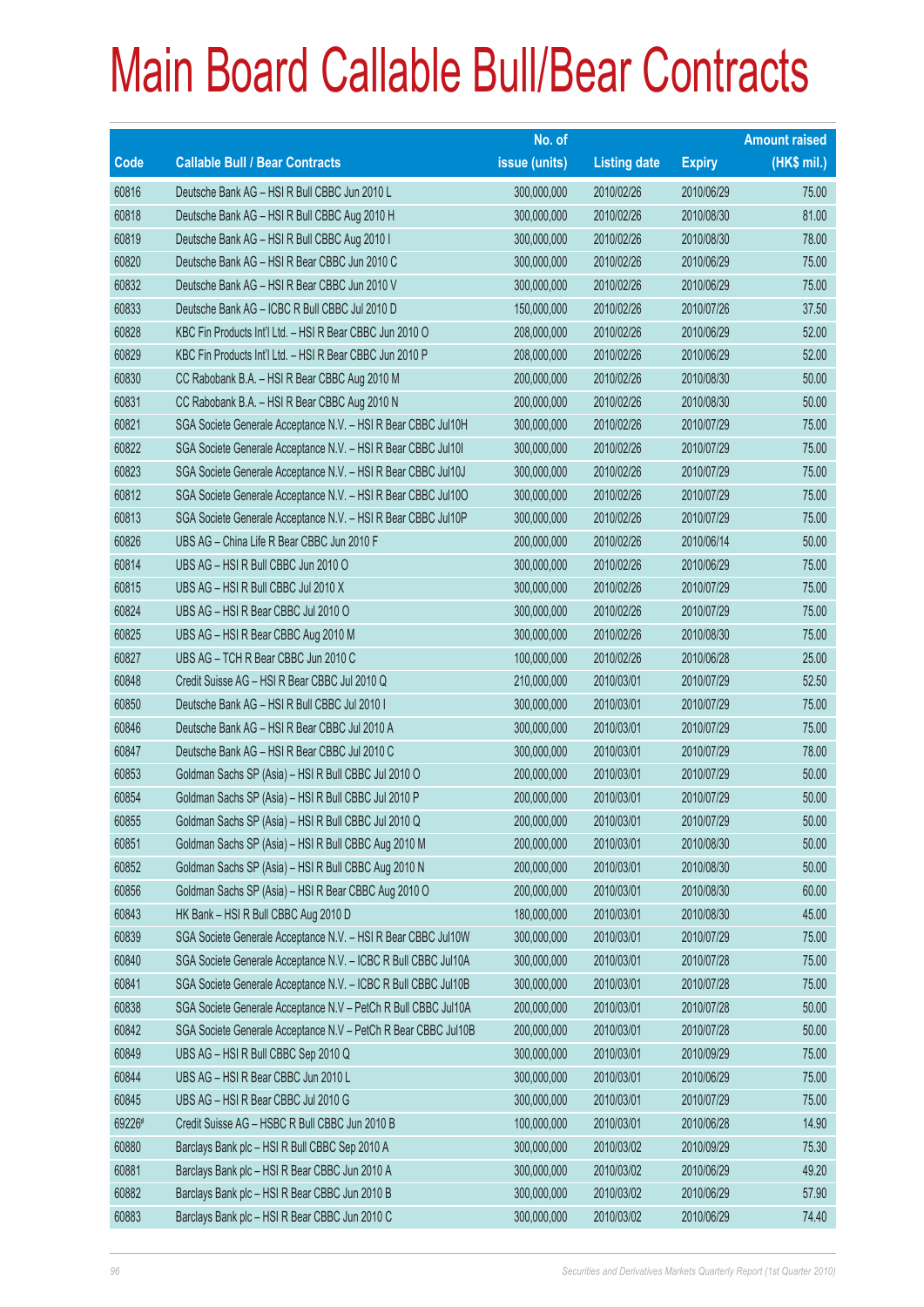# Main Board Callable Bull/Bear Contracts

| Code | Callable Bull / Bear Contracts | No. of issue (units) | Listing date | Expiry | Amount raised (HK$ mil.) |
|---|---|---|---|---|---|
| 60816 | Deutsche Bank AG – HSI R Bull CBBC Jun 2010 L | 300,000,000 | 2010/02/26 | 2010/06/29 | 75.00 |
| 60818 | Deutsche Bank AG – HSI R Bull CBBC Aug 2010 H | 300,000,000 | 2010/02/26 | 2010/08/30 | 81.00 |
| 60819 | Deutsche Bank AG – HSI R Bull CBBC Aug 2010 I | 300,000,000 | 2010/02/26 | 2010/08/30 | 78.00 |
| 60820 | Deutsche Bank AG – HSI R Bear CBBC Jun 2010 C | 300,000,000 | 2010/02/26 | 2010/06/29 | 75.00 |
| 60832 | Deutsche Bank AG – HSI R Bear CBBC Jun 2010 V | 300,000,000 | 2010/02/26 | 2010/06/29 | 75.00 |
| 60833 | Deutsche Bank AG – ICBC R Bull CBBC Jul 2010 D | 150,000,000 | 2010/02/26 | 2010/07/26 | 37.50 |
| 60828 | KBC Fin Products Int'l Ltd. – HSI R Bear CBBC Jun 2010 O | 208,000,000 | 2010/02/26 | 2010/06/29 | 52.00 |
| 60829 | KBC Fin Products Int'l Ltd. – HSI R Bear CBBC Jun 2010 P | 208,000,000 | 2010/02/26 | 2010/06/29 | 52.00 |
| 60830 | CC Rabobank B.A. – HSI R Bear CBBC Aug 2010 M | 200,000,000 | 2010/02/26 | 2010/08/30 | 50.00 |
| 60831 | CC Rabobank B.A. – HSI R Bear CBBC Aug 2010 N | 200,000,000 | 2010/02/26 | 2010/08/30 | 50.00 |
| 60821 | SGA Societe Generale Acceptance N.V. – HSI R Bear CBBC Jul10H | 300,000,000 | 2010/02/26 | 2010/07/29 | 75.00 |
| 60822 | SGA Societe Generale Acceptance N.V. – HSI R Bear CBBC Jul10I | 300,000,000 | 2010/02/26 | 2010/07/29 | 75.00 |
| 60823 | SGA Societe Generale Acceptance N.V. – HSI R Bear CBBC Jul10J | 300,000,000 | 2010/02/26 | 2010/07/29 | 75.00 |
| 60812 | SGA Societe Generale Acceptance N.V. – HSI R Bear CBBC Jul10O | 300,000,000 | 2010/02/26 | 2010/07/29 | 75.00 |
| 60813 | SGA Societe Generale Acceptance N.V. – HSI R Bear CBBC Jul10P | 300,000,000 | 2010/02/26 | 2010/07/29 | 75.00 |
| 60826 | UBS AG – China Life R Bear CBBC Jun 2010 F | 200,000,000 | 2010/02/26 | 2010/06/14 | 50.00 |
| 60814 | UBS AG – HSI R Bull CBBC Jun 2010 O | 300,000,000 | 2010/02/26 | 2010/06/29 | 75.00 |
| 60815 | UBS AG – HSI R Bull CBBC Jul 2010 X | 300,000,000 | 2010/02/26 | 2010/07/29 | 75.00 |
| 60824 | UBS AG – HSI R Bear CBBC Jul 2010 O | 300,000,000 | 2010/02/26 | 2010/07/29 | 75.00 |
| 60825 | UBS AG – HSI R Bear CBBC Aug 2010 M | 300,000,000 | 2010/02/26 | 2010/08/30 | 75.00 |
| 60827 | UBS AG – TCH R Bear CBBC Jun 2010 C | 100,000,000 | 2010/02/26 | 2010/06/28 | 25.00 |
| 60848 | Credit Suisse AG – HSI R Bear CBBC Jul 2010 Q | 210,000,000 | 2010/03/01 | 2010/07/29 | 52.50 |
| 60850 | Deutsche Bank AG – HSI R Bull CBBC Jul 2010 I | 300,000,000 | 2010/03/01 | 2010/07/29 | 75.00 |
| 60846 | Deutsche Bank AG – HSI R Bear CBBC Jul 2010 A | 300,000,000 | 2010/03/01 | 2010/07/29 | 75.00 |
| 60847 | Deutsche Bank AG – HSI R Bear CBBC Jul 2010 C | 300,000,000 | 2010/03/01 | 2010/07/29 | 78.00 |
| 60853 | Goldman Sachs SP (Asia) – HSI R Bull CBBC Jul 2010 O | 200,000,000 | 2010/03/01 | 2010/07/29 | 50.00 |
| 60854 | Goldman Sachs SP (Asia) – HSI R Bull CBBC Jul 2010 P | 200,000,000 | 2010/03/01 | 2010/07/29 | 50.00 |
| 60855 | Goldman Sachs SP (Asia) – HSI R Bull CBBC Jul 2010 Q | 200,000,000 | 2010/03/01 | 2010/07/29 | 50.00 |
| 60851 | Goldman Sachs SP (Asia) – HSI R Bull CBBC Aug 2010 M | 200,000,000 | 2010/03/01 | 2010/08/30 | 50.00 |
| 60852 | Goldman Sachs SP (Asia) – HSI R Bull CBBC Aug 2010 N | 200,000,000 | 2010/03/01 | 2010/08/30 | 50.00 |
| 60856 | Goldman Sachs SP (Asia) – HSI R Bear CBBC Aug 2010 O | 200,000,000 | 2010/03/01 | 2010/08/30 | 60.00 |
| 60843 | HK Bank – HSI R Bull CBBC Aug 2010 D | 180,000,000 | 2010/03/01 | 2010/08/30 | 45.00 |
| 60839 | SGA Societe Generale Acceptance N.V. – HSI R Bear CBBC Jul10W | 300,000,000 | 2010/03/01 | 2010/07/29 | 75.00 |
| 60840 | SGA Societe Generale Acceptance N.V. – ICBC R Bull CBBC Jul10A | 300,000,000 | 2010/03/01 | 2010/07/28 | 75.00 |
| 60841 | SGA Societe Generale Acceptance N.V. – ICBC R Bull CBBC Jul10B | 300,000,000 | 2010/03/01 | 2010/07/28 | 75.00 |
| 60838 | SGA Societe Generale Acceptance N.V – PetCh R Bull CBBC Jul10A | 200,000,000 | 2010/03/01 | 2010/07/28 | 50.00 |
| 60842 | SGA Societe Generale Acceptance N.V – PetCh R Bear CBBC Jul10B | 200,000,000 | 2010/03/01 | 2010/07/28 | 50.00 |
| 60849 | UBS AG – HSI R Bull CBBC Sep 2010 Q | 300,000,000 | 2010/03/01 | 2010/09/29 | 75.00 |
| 60844 | UBS AG – HSI R Bear CBBC Jun 2010 L | 300,000,000 | 2010/03/01 | 2010/06/29 | 75.00 |
| 60845 | UBS AG – HSI R Bear CBBC Jul 2010 G | 300,000,000 | 2010/03/01 | 2010/07/29 | 75.00 |
| 69226# | Credit Suisse AG – HSBC R Bull CBBC Jun 2010 B | 100,000,000 | 2010/03/01 | 2010/06/28 | 14.90 |
| 60880 | Barclays Bank plc – HSI R Bull CBBC Sep 2010 A | 300,000,000 | 2010/03/02 | 2010/09/29 | 75.30 |
| 60881 | Barclays Bank plc – HSI R Bear CBBC Jun 2010 A | 300,000,000 | 2010/03/02 | 2010/06/29 | 49.20 |
| 60882 | Barclays Bank plc – HSI R Bear CBBC Jun 2010 B | 300,000,000 | 2010/03/02 | 2010/06/29 | 57.90 |
| 60883 | Barclays Bank plc – HSI R Bear CBBC Jun 2010 C | 300,000,000 | 2010/03/02 | 2010/06/29 | 74.40 |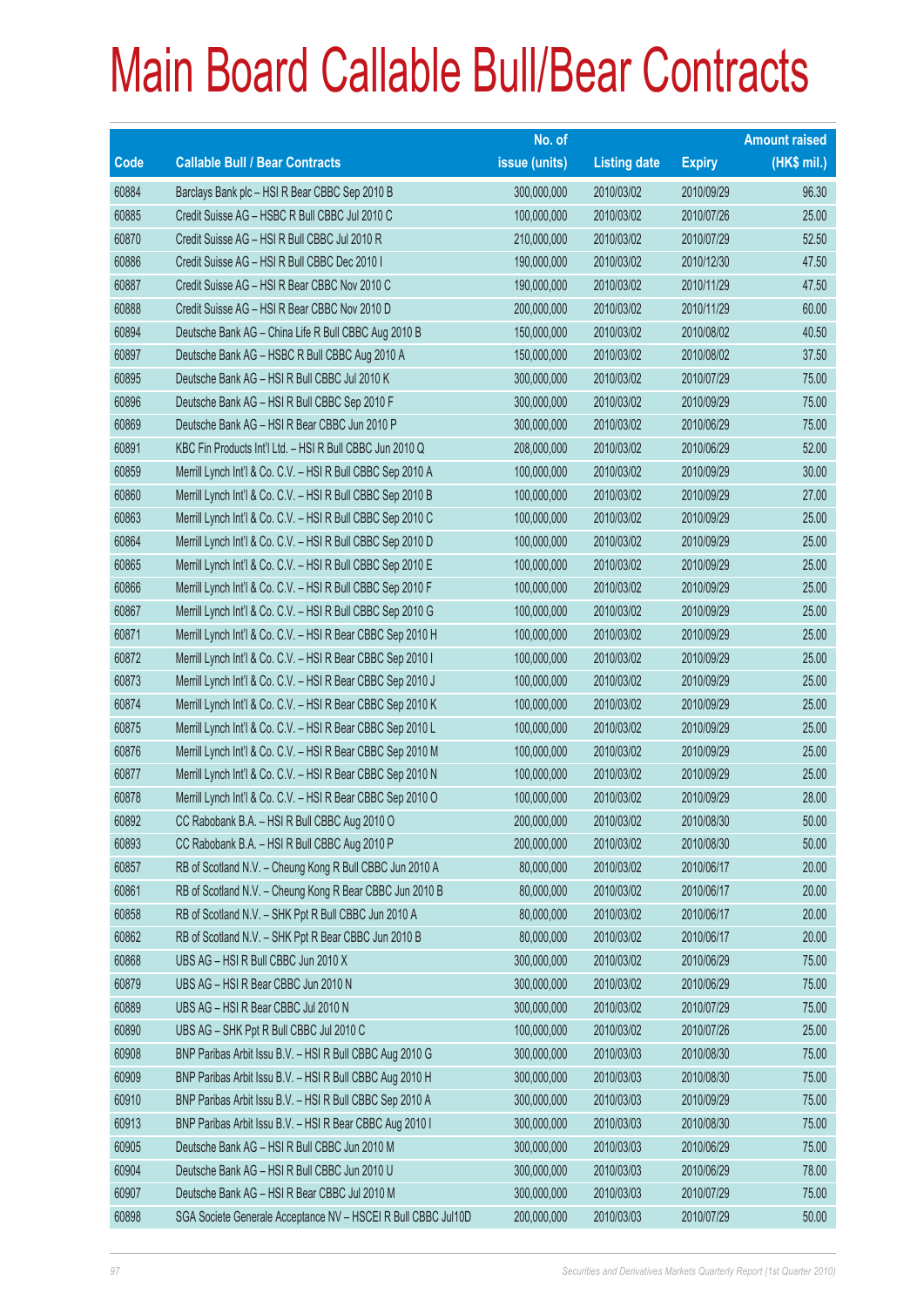# Main Board Callable Bull/Bear Contracts

| Code | Callable Bull / Bear Contracts | No. of issue (units) | Listing date | Expiry | Amount raised (HK$ mil.) |
|---|---|---|---|---|---|
| 60884 | Barclays Bank plc – HSI R Bear CBBC Sep 2010 B | 300,000,000 | 2010/03/02 | 2010/09/29 | 96.30 |
| 60885 | Credit Suisse AG – HSBC R Bull CBBC Jul 2010 C | 100,000,000 | 2010/03/02 | 2010/07/26 | 25.00 |
| 60870 | Credit Suisse AG – HSI R Bull CBBC Jul 2010 R | 210,000,000 | 2010/03/02 | 2010/07/29 | 52.50 |
| 60886 | Credit Suisse AG – HSI R Bull CBBC Dec 2010 I | 190,000,000 | 2010/03/02 | 2010/12/30 | 47.50 |
| 60887 | Credit Suisse AG – HSI R Bear CBBC Nov 2010 C | 190,000,000 | 2010/03/02 | 2010/11/29 | 47.50 |
| 60888 | Credit Suisse AG – HSI R Bear CBBC Nov 2010 D | 200,000,000 | 2010/03/02 | 2010/11/29 | 60.00 |
| 60894 | Deutsche Bank AG – China Life R Bull CBBC Aug 2010 B | 150,000,000 | 2010/03/02 | 2010/08/02 | 40.50 |
| 60897 | Deutsche Bank AG – HSBC R Bull CBBC Aug 2010 A | 150,000,000 | 2010/03/02 | 2010/08/02 | 37.50 |
| 60895 | Deutsche Bank AG – HSI R Bull CBBC Jul 2010 K | 300,000,000 | 2010/03/02 | 2010/07/29 | 75.00 |
| 60896 | Deutsche Bank AG – HSI R Bull CBBC Sep 2010 F | 300,000,000 | 2010/03/02 | 2010/09/29 | 75.00 |
| 60869 | Deutsche Bank AG – HSI R Bear CBBC Jun 2010 P | 300,000,000 | 2010/03/02 | 2010/06/29 | 75.00 |
| 60891 | KBC Fin Products Int'l Ltd. – HSI R Bull CBBC Jun 2010 Q | 208,000,000 | 2010/03/02 | 2010/06/29 | 52.00 |
| 60859 | Merrill Lynch Int'l & Co. C.V. – HSI R Bull CBBC Sep 2010 A | 100,000,000 | 2010/03/02 | 2010/09/29 | 30.00 |
| 60860 | Merrill Lynch Int'l & Co. C.V. – HSI R Bull CBBC Sep 2010 B | 100,000,000 | 2010/03/02 | 2010/09/29 | 27.00 |
| 60863 | Merrill Lynch Int'l & Co. C.V. – HSI R Bull CBBC Sep 2010 C | 100,000,000 | 2010/03/02 | 2010/09/29 | 25.00 |
| 60864 | Merrill Lynch Int'l & Co. C.V. – HSI R Bull CBBC Sep 2010 D | 100,000,000 | 2010/03/02 | 2010/09/29 | 25.00 |
| 60865 | Merrill Lynch Int'l & Co. C.V. – HSI R Bull CBBC Sep 2010 E | 100,000,000 | 2010/03/02 | 2010/09/29 | 25.00 |
| 60866 | Merrill Lynch Int'l & Co. C.V. – HSI R Bull CBBC Sep 2010 F | 100,000,000 | 2010/03/02 | 2010/09/29 | 25.00 |
| 60867 | Merrill Lynch Int'l & Co. C.V. – HSI R Bull CBBC Sep 2010 G | 100,000,000 | 2010/03/02 | 2010/09/29 | 25.00 |
| 60871 | Merrill Lynch Int'l & Co. C.V. – HSI R Bear CBBC Sep 2010 H | 100,000,000 | 2010/03/02 | 2010/09/29 | 25.00 |
| 60872 | Merrill Lynch Int'l & Co. C.V. – HSI R Bear CBBC Sep 2010 I | 100,000,000 | 2010/03/02 | 2010/09/29 | 25.00 |
| 60873 | Merrill Lynch Int'l & Co. C.V. – HSI R Bear CBBC Sep 2010 J | 100,000,000 | 2010/03/02 | 2010/09/29 | 25.00 |
| 60874 | Merrill Lynch Int'l & Co. C.V. – HSI R Bear CBBC Sep 2010 K | 100,000,000 | 2010/03/02 | 2010/09/29 | 25.00 |
| 60875 | Merrill Lynch Int'l & Co. C.V. – HSI R Bear CBBC Sep 2010 L | 100,000,000 | 2010/03/02 | 2010/09/29 | 25.00 |
| 60876 | Merrill Lynch Int'l & Co. C.V. – HSI R Bear CBBC Sep 2010 M | 100,000,000 | 2010/03/02 | 2010/09/29 | 25.00 |
| 60877 | Merrill Lynch Int'l & Co. C.V. – HSI R Bear CBBC Sep 2010 N | 100,000,000 | 2010/03/02 | 2010/09/29 | 25.00 |
| 60878 | Merrill Lynch Int'l & Co. C.V. – HSI R Bear CBBC Sep 2010 O | 100,000,000 | 2010/03/02 | 2010/09/29 | 28.00 |
| 60892 | CC Rabobank B.A. – HSI R Bull CBBC Aug 2010 O | 200,000,000 | 2010/03/02 | 2010/08/30 | 50.00 |
| 60893 | CC Rabobank B.A. – HSI R Bull CBBC Aug 2010 P | 200,000,000 | 2010/03/02 | 2010/08/30 | 50.00 |
| 60857 | RB of Scotland N.V. – Cheung Kong R Bull CBBC Jun 2010 A | 80,000,000 | 2010/03/02 | 2010/06/17 | 20.00 |
| 60861 | RB of Scotland N.V. – Cheung Kong R Bear CBBC Jun 2010 B | 80,000,000 | 2010/03/02 | 2010/06/17 | 20.00 |
| 60858 | RB of Scotland N.V. – SHK Ppt R Bull CBBC Jun 2010 A | 80,000,000 | 2010/03/02 | 2010/06/17 | 20.00 |
| 60862 | RB of Scotland N.V. – SHK Ppt R Bear CBBC Jun 2010 B | 80,000,000 | 2010/03/02 | 2010/06/17 | 20.00 |
| 60868 | UBS AG – HSI R Bull CBBC Jun 2010 X | 300,000,000 | 2010/03/02 | 2010/06/29 | 75.00 |
| 60879 | UBS AG – HSI R Bear CBBC Jun 2010 N | 300,000,000 | 2010/03/02 | 2010/06/29 | 75.00 |
| 60889 | UBS AG – HSI R Bear CBBC Jul 2010 N | 300,000,000 | 2010/03/02 | 2010/07/29 | 75.00 |
| 60890 | UBS AG – SHK Ppt R Bull CBBC Jul 2010 C | 100,000,000 | 2010/03/02 | 2010/07/26 | 25.00 |
| 60908 | BNP Paribas Arbit Issu B.V. – HSI R Bull CBBC Aug 2010 G | 300,000,000 | 2010/03/03 | 2010/08/30 | 75.00 |
| 60909 | BNP Paribas Arbit Issu B.V. – HSI R Bull CBBC Aug 2010 H | 300,000,000 | 2010/03/03 | 2010/08/30 | 75.00 |
| 60910 | BNP Paribas Arbit Issu B.V. – HSI R Bull CBBC Sep 2010 A | 300,000,000 | 2010/03/03 | 2010/09/29 | 75.00 |
| 60913 | BNP Paribas Arbit Issu B.V. – HSI R Bear CBBC Aug 2010 I | 300,000,000 | 2010/03/03 | 2010/08/30 | 75.00 |
| 60905 | Deutsche Bank AG – HSI R Bull CBBC Jun 2010 M | 300,000,000 | 2010/03/03 | 2010/06/29 | 75.00 |
| 60904 | Deutsche Bank AG – HSI R Bull CBBC Jun 2010 U | 300,000,000 | 2010/03/03 | 2010/06/29 | 78.00 |
| 60907 | Deutsche Bank AG – HSI R Bear CBBC Jul 2010 M | 300,000,000 | 2010/03/03 | 2010/07/29 | 75.00 |
| 60898 | SGA Societe Generale Acceptance NV – HSCEI R Bull CBBC Jul10D | 200,000,000 | 2010/03/03 | 2010/07/29 | 50.00 |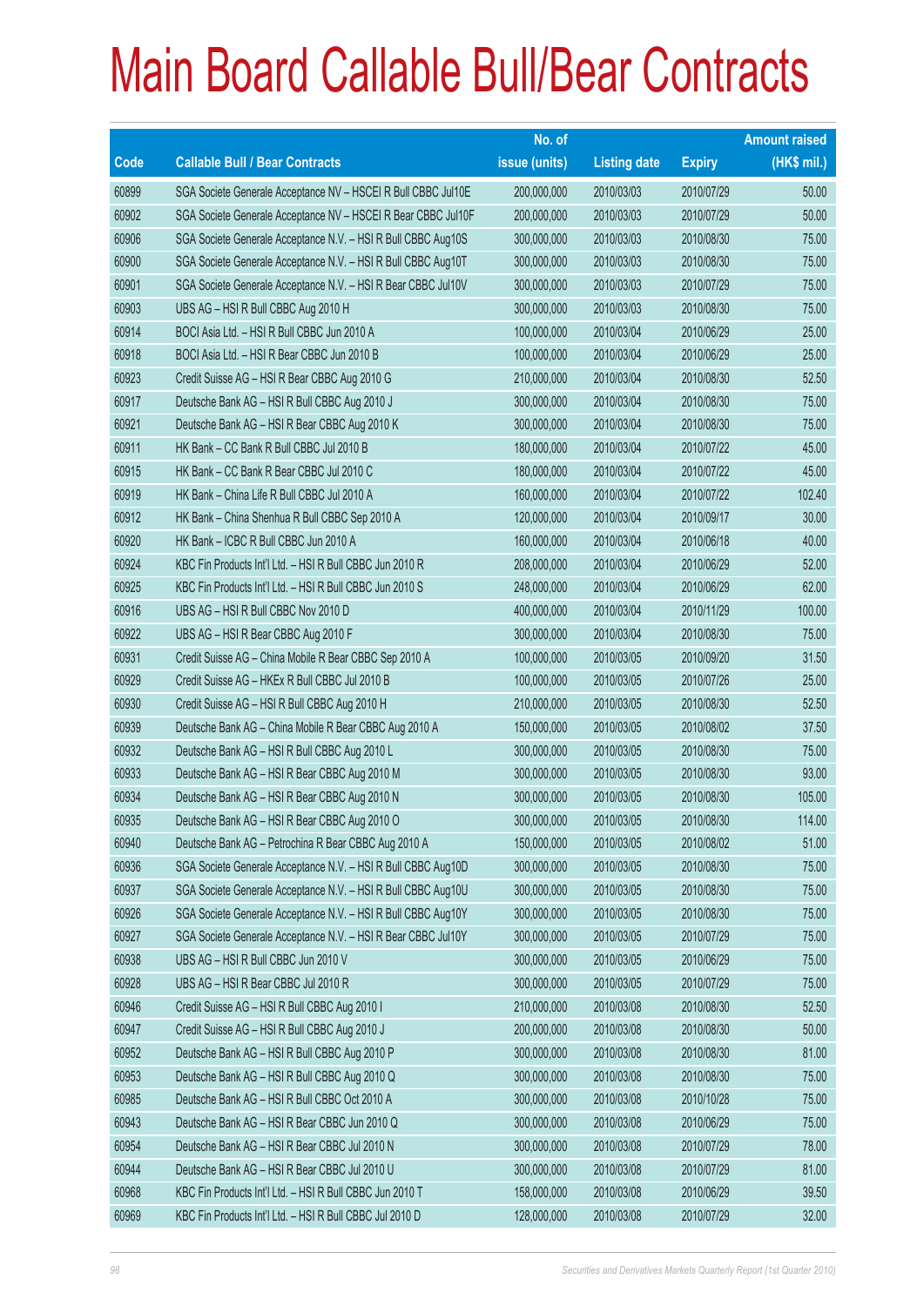# Main Board Callable Bull/Bear Contracts

| Code | Callable Bull / Bear Contracts | No. of issue (units) | Listing date | Expiry | Amount raised (HK$ mil.) |
|---|---|---|---|---|---|
| 60899 | SGA Societe Generale Acceptance NV – HSCEI R Bull CBBC Jul10E | 200,000,000 | 2010/03/03 | 2010/07/29 | 50.00 |
| 60902 | SGA Societe Generale Acceptance NV – HSCEI R Bear CBBC Jul10F | 200,000,000 | 2010/03/03 | 2010/07/29 | 50.00 |
| 60906 | SGA Societe Generale Acceptance N.V. – HSI R Bull CBBC Aug10S | 300,000,000 | 2010/03/03 | 2010/08/30 | 75.00 |
| 60900 | SGA Societe Generale Acceptance N.V. – HSI R Bull CBBC Aug10T | 300,000,000 | 2010/03/03 | 2010/08/30 | 75.00 |
| 60901 | SGA Societe Generale Acceptance N.V. – HSI R Bear CBBC Jul10V | 300,000,000 | 2010/03/03 | 2010/07/29 | 75.00 |
| 60903 | UBS AG – HSI R Bull CBBC Aug 2010 H | 300,000,000 | 2010/03/03 | 2010/08/30 | 75.00 |
| 60914 | BOCI Asia Ltd. – HSI R Bull CBBC Jun 2010 A | 100,000,000 | 2010/03/04 | 2010/06/29 | 25.00 |
| 60918 | BOCI Asia Ltd. – HSI R Bear CBBC Jun 2010 B | 100,000,000 | 2010/03/04 | 2010/06/29 | 25.00 |
| 60923 | Credit Suisse AG – HSI R Bear CBBC Aug 2010 G | 210,000,000 | 2010/03/04 | 2010/08/30 | 52.50 |
| 60917 | Deutsche Bank AG – HSI R Bull CBBC Aug 2010 J | 300,000,000 | 2010/03/04 | 2010/08/30 | 75.00 |
| 60921 | Deutsche Bank AG – HSI R Bear CBBC Aug 2010 K | 300,000,000 | 2010/03/04 | 2010/08/30 | 75.00 |
| 60911 | HK Bank – CC Bank R Bull CBBC Jul 2010 B | 180,000,000 | 2010/03/04 | 2010/07/22 | 45.00 |
| 60915 | HK Bank – CC Bank R Bear CBBC Jul 2010 C | 180,000,000 | 2010/03/04 | 2010/07/22 | 45.00 |
| 60919 | HK Bank – China Life R Bull CBBC Jul 2010 A | 160,000,000 | 2010/03/04 | 2010/07/22 | 102.40 |
| 60912 | HK Bank – China Shenhua R Bull CBBC Sep 2010 A | 120,000,000 | 2010/03/04 | 2010/09/17 | 30.00 |
| 60920 | HK Bank – ICBC R Bull CBBC Jun 2010 A | 160,000,000 | 2010/03/04 | 2010/06/18 | 40.00 |
| 60924 | KBC Fin Products Int'l Ltd. – HSI R Bull CBBC Jun 2010 R | 208,000,000 | 2010/03/04 | 2010/06/29 | 52.00 |
| 60925 | KBC Fin Products Int'l Ltd. – HSI R Bull CBBC Jun 2010 S | 248,000,000 | 2010/03/04 | 2010/06/29 | 62.00 |
| 60916 | UBS AG – HSI R Bull CBBC Nov 2010 D | 400,000,000 | 2010/03/04 | 2010/11/29 | 100.00 |
| 60922 | UBS AG – HSI R Bear CBBC Aug 2010 F | 300,000,000 | 2010/03/04 | 2010/08/30 | 75.00 |
| 60931 | Credit Suisse AG – China Mobile R Bear CBBC Sep 2010 A | 100,000,000 | 2010/03/05 | 2010/09/20 | 31.50 |
| 60929 | Credit Suisse AG – HKEx R Bull CBBC Jul 2010 B | 100,000,000 | 2010/03/05 | 2010/07/26 | 25.00 |
| 60930 | Credit Suisse AG – HSI R Bull CBBC Aug 2010 H | 210,000,000 | 2010/03/05 | 2010/08/30 | 52.50 |
| 60939 | Deutsche Bank AG – China Mobile R Bear CBBC Aug 2010 A | 150,000,000 | 2010/03/05 | 2010/08/02 | 37.50 |
| 60932 | Deutsche Bank AG – HSI R Bull CBBC Aug 2010 L | 300,000,000 | 2010/03/05 | 2010/08/30 | 75.00 |
| 60933 | Deutsche Bank AG – HSI R Bear CBBC Aug 2010 M | 300,000,000 | 2010/03/05 | 2010/08/30 | 93.00 |
| 60934 | Deutsche Bank AG – HSI R Bear CBBC Aug 2010 N | 300,000,000 | 2010/03/05 | 2010/08/30 | 105.00 |
| 60935 | Deutsche Bank AG – HSI R Bear CBBC Aug 2010 O | 300,000,000 | 2010/03/05 | 2010/08/30 | 114.00 |
| 60940 | Deutsche Bank AG – Petrochina R Bear CBBC Aug 2010 A | 150,000,000 | 2010/03/05 | 2010/08/02 | 51.00 |
| 60936 | SGA Societe Generale Acceptance N.V. – HSI R Bull CBBC Aug10D | 300,000,000 | 2010/03/05 | 2010/08/30 | 75.00 |
| 60937 | SGA Societe Generale Acceptance N.V. – HSI R Bull CBBC Aug10U | 300,000,000 | 2010/03/05 | 2010/08/30 | 75.00 |
| 60926 | SGA Societe Generale Acceptance N.V. – HSI R Bull CBBC Aug10Y | 300,000,000 | 2010/03/05 | 2010/08/30 | 75.00 |
| 60927 | SGA Societe Generale Acceptance N.V. – HSI R Bear CBBC Jul10Y | 300,000,000 | 2010/03/05 | 2010/07/29 | 75.00 |
| 60938 | UBS AG – HSI R Bull CBBC Jun 2010 V | 300,000,000 | 2010/03/05 | 2010/06/29 | 75.00 |
| 60928 | UBS AG – HSI R Bear CBBC Jul 2010 R | 300,000,000 | 2010/03/05 | 2010/07/29 | 75.00 |
| 60946 | Credit Suisse AG – HSI R Bull CBBC Aug 2010 I | 210,000,000 | 2010/03/08 | 2010/08/30 | 52.50 |
| 60947 | Credit Suisse AG – HSI R Bull CBBC Aug 2010 J | 200,000,000 | 2010/03/08 | 2010/08/30 | 50.00 |
| 60952 | Deutsche Bank AG – HSI R Bull CBBC Aug 2010 P | 300,000,000 | 2010/03/08 | 2010/08/30 | 81.00 |
| 60953 | Deutsche Bank AG – HSI R Bull CBBC Aug 2010 Q | 300,000,000 | 2010/03/08 | 2010/08/30 | 75.00 |
| 60985 | Deutsche Bank AG – HSI R Bull CBBC Oct 2010 A | 300,000,000 | 2010/03/08 | 2010/10/28 | 75.00 |
| 60943 | Deutsche Bank AG – HSI R Bear CBBC Jun 2010 Q | 300,000,000 | 2010/03/08 | 2010/06/29 | 75.00 |
| 60954 | Deutsche Bank AG – HSI R Bear CBBC Jul 2010 N | 300,000,000 | 2010/03/08 | 2010/07/29 | 78.00 |
| 60944 | Deutsche Bank AG – HSI R Bear CBBC Jul 2010 U | 300,000,000 | 2010/03/08 | 2010/07/29 | 81.00 |
| 60968 | KBC Fin Products Int'l Ltd. – HSI R Bull CBBC Jun 2010 T | 158,000,000 | 2010/03/08 | 2010/06/29 | 39.50 |
| 60969 | KBC Fin Products Int'l Ltd. – HSI R Bull CBBC Jul 2010 D | 128,000,000 | 2010/03/08 | 2010/07/29 | 32.00 |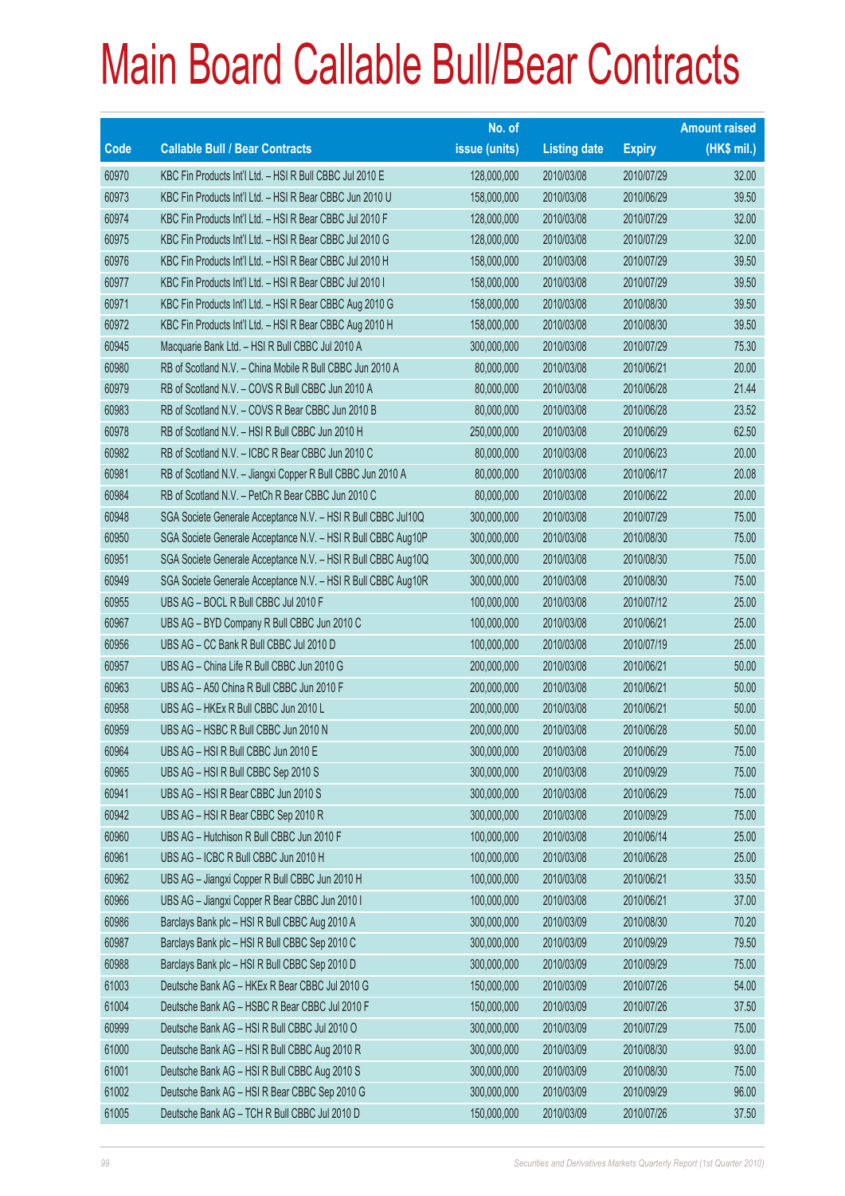# Main Board Callable Bull/Bear Contracts

| Code | Callable Bull / Bear Contracts | No. of issue (units) | Listing date | Expiry | Amount raised (HK$ mil.) |
|---|---|---|---|---|---|
| 60970 | KBC Fin Products Int'l Ltd. – HSI R Bull CBBC Jul 2010 E | 128,000,000 | 2010/03/08 | 2010/07/29 | 32.00 |
| 60973 | KBC Fin Products Int'l Ltd. – HSI R Bear CBBC Jun 2010 U | 158,000,000 | 2010/03/08 | 2010/06/29 | 39.50 |
| 60974 | KBC Fin Products Int'l Ltd. – HSI R Bear CBBC Jul 2010 F | 128,000,000 | 2010/03/08 | 2010/07/29 | 32.00 |
| 60975 | KBC Fin Products Int'l Ltd. – HSI R Bear CBBC Jul 2010 G | 128,000,000 | 2010/03/08 | 2010/07/29 | 32.00 |
| 60976 | KBC Fin Products Int'l Ltd. – HSI R Bear CBBC Jul 2010 H | 158,000,000 | 2010/03/08 | 2010/07/29 | 39.50 |
| 60977 | KBC Fin Products Int'l Ltd. – HSI R Bear CBBC Jul 2010 I | 158,000,000 | 2010/03/08 | 2010/07/29 | 39.50 |
| 60971 | KBC Fin Products Int'l Ltd. – HSI R Bear CBBC Aug 2010 G | 158,000,000 | 2010/03/08 | 2010/08/30 | 39.50 |
| 60972 | KBC Fin Products Int'l Ltd. – HSI R Bear CBBC Aug 2010 H | 158,000,000 | 2010/03/08 | 2010/08/30 | 39.50 |
| 60945 | Macquarie Bank Ltd. – HSI R Bull CBBC Jul 2010 A | 300,000,000 | 2010/03/08 | 2010/07/29 | 75.30 |
| 60980 | RB of Scotland N.V. – China Mobile R Bull CBBC Jun 2010 A | 80,000,000 | 2010/03/08 | 2010/06/21 | 20.00 |
| 60979 | RB of Scotland N.V. – COVS R Bull CBBC Jun 2010 A | 80,000,000 | 2010/03/08 | 2010/06/28 | 21.44 |
| 60983 | RB of Scotland N.V. – COVS R Bear CBBC Jun 2010 B | 80,000,000 | 2010/03/08 | 2010/06/28 | 23.52 |
| 60978 | RB of Scotland N.V. – HSI R Bull CBBC Jun 2010 H | 250,000,000 | 2010/03/08 | 2010/06/29 | 62.50 |
| 60982 | RB of Scotland N.V. – ICBC R Bear CBBC Jun 2010 C | 80,000,000 | 2010/03/08 | 2010/06/23 | 20.00 |
| 60981 | RB of Scotland N.V. – Jiangxi Copper R Bull CBBC Jun 2010 A | 80,000,000 | 2010/03/08 | 2010/06/17 | 20.08 |
| 60984 | RB of Scotland N.V. – PetCh R Bear CBBC Jun 2010 C | 80,000,000 | 2010/03/08 | 2010/06/22 | 20.00 |
| 60948 | SGA Societe Generale Acceptance N.V. – HSI R Bull CBBC Jul10Q | 300,000,000 | 2010/03/08 | 2010/07/29 | 75.00 |
| 60950 | SGA Societe Generale Acceptance N.V. – HSI R Bull CBBC Aug10P | 300,000,000 | 2010/03/08 | 2010/08/30 | 75.00 |
| 60951 | SGA Societe Generale Acceptance N.V. – HSI R Bull CBBC Aug10Q | 300,000,000 | 2010/03/08 | 2010/08/30 | 75.00 |
| 60949 | SGA Societe Generale Acceptance N.V. – HSI R Bull CBBC Aug10R | 300,000,000 | 2010/03/08 | 2010/08/30 | 75.00 |
| 60955 | UBS AG – BOCL R Bull CBBC Jul 2010 F | 100,000,000 | 2010/03/08 | 2010/07/12 | 25.00 |
| 60967 | UBS AG – BYD Company R Bull CBBC Jun 2010 C | 100,000,000 | 2010/03/08 | 2010/06/21 | 25.00 |
| 60956 | UBS AG – CC Bank R Bull CBBC Jul 2010 D | 100,000,000 | 2010/03/08 | 2010/07/19 | 25.00 |
| 60957 | UBS AG – China Life R Bull CBBC Jun 2010 G | 200,000,000 | 2010/03/08 | 2010/06/21 | 50.00 |
| 60963 | UBS AG – A50 China R Bull CBBC Jun 2010 F | 200,000,000 | 2010/03/08 | 2010/06/21 | 50.00 |
| 60958 | UBS AG – HKEx R Bull CBBC Jun 2010 L | 200,000,000 | 2010/03/08 | 2010/06/21 | 50.00 |
| 60959 | UBS AG – HSBC R Bull CBBC Jun 2010 N | 200,000,000 | 2010/03/08 | 2010/06/28 | 50.00 |
| 60964 | UBS AG – HSI R Bull CBBC Jun 2010 E | 300,000,000 | 2010/03/08 | 2010/06/29 | 75.00 |
| 60965 | UBS AG – HSI R Bull CBBC Sep 2010 S | 300,000,000 | 2010/03/08 | 2010/09/29 | 75.00 |
| 60941 | UBS AG – HSI R Bear CBBC Jun 2010 S | 300,000,000 | 2010/03/08 | 2010/06/29 | 75.00 |
| 60942 | UBS AG – HSI R Bear CBBC Sep 2010 R | 300,000,000 | 2010/03/08 | 2010/09/29 | 75.00 |
| 60960 | UBS AG – Hutchison R Bull CBBC Jun 2010 F | 100,000,000 | 2010/03/08 | 2010/06/14 | 25.00 |
| 60961 | UBS AG – ICBC R Bull CBBC Jun 2010 H | 100,000,000 | 2010/03/08 | 2010/06/28 | 25.00 |
| 60962 | UBS AG – Jiangxi Copper R Bull CBBC Jun 2010 H | 100,000,000 | 2010/03/08 | 2010/06/21 | 33.50 |
| 60966 | UBS AG – Jiangxi Copper R Bear CBBC Jun 2010 I | 100,000,000 | 2010/03/08 | 2010/06/21 | 37.00 |
| 60986 | Barclays Bank plc – HSI R Bull CBBC Aug 2010 A | 300,000,000 | 2010/03/09 | 2010/08/30 | 70.20 |
| 60987 | Barclays Bank plc – HSI R Bull CBBC Sep 2010 C | 300,000,000 | 2010/03/09 | 2010/09/29 | 79.50 |
| 60988 | Barclays Bank plc – HSI R Bull CBBC Sep 2010 D | 300,000,000 | 2010/03/09 | 2010/09/29 | 75.00 |
| 61003 | Deutsche Bank AG – HKEx R Bear CBBC Jul 2010 G | 150,000,000 | 2010/03/09 | 2010/07/26 | 54.00 |
| 61004 | Deutsche Bank AG – HSBC R Bear CBBC Jul 2010 F | 150,000,000 | 2010/03/09 | 2010/07/26 | 37.50 |
| 60999 | Deutsche Bank AG – HSI R Bull CBBC Jul 2010 O | 300,000,000 | 2010/03/09 | 2010/07/29 | 75.00 |
| 61000 | Deutsche Bank AG – HSI R Bull CBBC Aug 2010 R | 300,000,000 | 2010/03/09 | 2010/08/30 | 93.00 |
| 61001 | Deutsche Bank AG – HSI R Bull CBBC Aug 2010 S | 300,000,000 | 2010/03/09 | 2010/08/30 | 75.00 |
| 61002 | Deutsche Bank AG – HSI R Bear CBBC Sep 2010 G | 300,000,000 | 2010/03/09 | 2010/09/29 | 96.00 |
| 61005 | Deutsche Bank AG – TCH R Bull CBBC Jul 2010 D | 150,000,000 | 2010/03/09 | 2010/07/26 | 37.50 |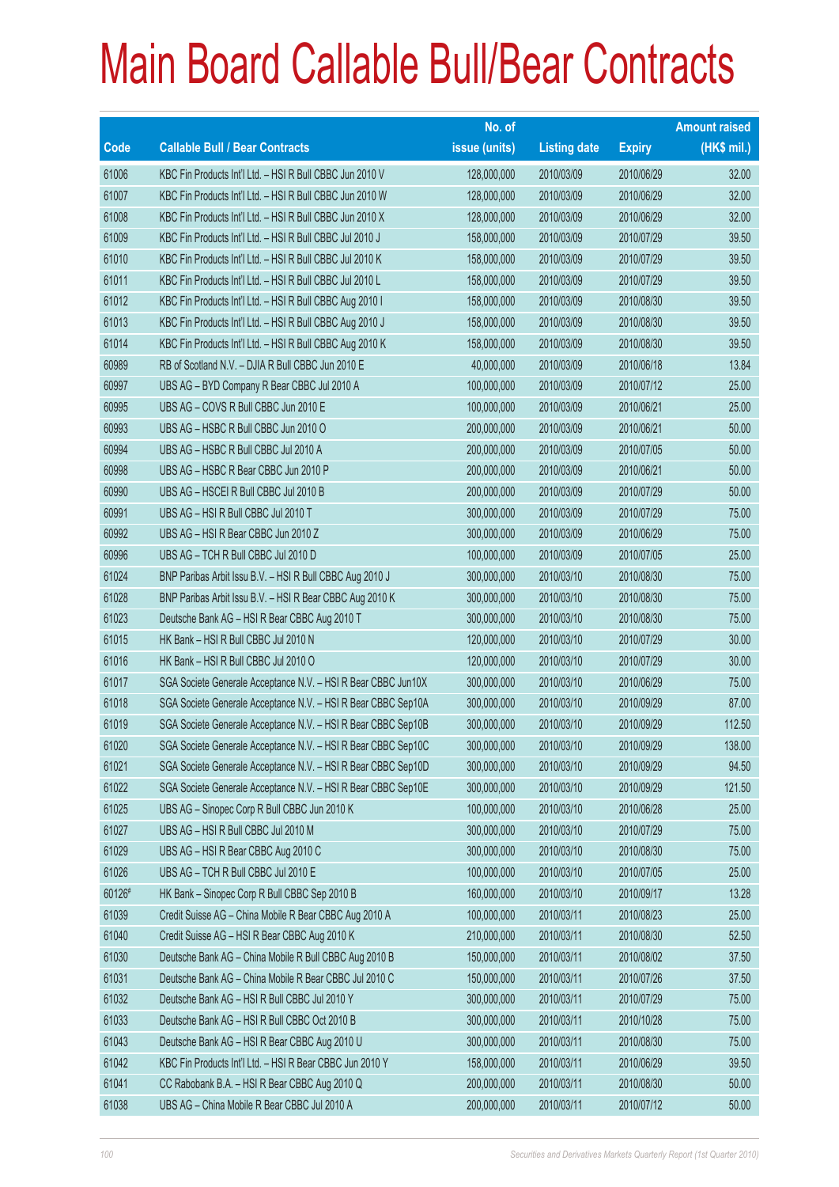# Main Board Callable Bull/Bear Contracts

| Code | Callable Bull / Bear Contracts | No. of issue (units) | Listing date | Expiry | Amount raised (HK$ mil.) |
|---|---|---|---|---|---|
| 61006 | KBC Fin Products Int'l Ltd. – HSI R Bull CBBC Jun 2010 V | 128,000,000 | 2010/03/09 | 2010/06/29 | 32.00 |
| 61007 | KBC Fin Products Int'l Ltd. – HSI R Bull CBBC Jun 2010 W | 128,000,000 | 2010/03/09 | 2010/06/29 | 32.00 |
| 61008 | KBC Fin Products Int'l Ltd. – HSI R Bull CBBC Jun 2010 X | 128,000,000 | 2010/03/09 | 2010/06/29 | 32.00 |
| 61009 | KBC Fin Products Int'l Ltd. – HSI R Bull CBBC Jul 2010 J | 158,000,000 | 2010/03/09 | 2010/07/29 | 39.50 |
| 61010 | KBC Fin Products Int'l Ltd. – HSI R Bull CBBC Jul 2010 K | 158,000,000 | 2010/03/09 | 2010/07/29 | 39.50 |
| 61011 | KBC Fin Products Int'l Ltd. – HSI R Bull CBBC Jul 2010 L | 158,000,000 | 2010/03/09 | 2010/07/29 | 39.50 |
| 61012 | KBC Fin Products Int'l Ltd. – HSI R Bull CBBC Aug 2010 I | 158,000,000 | 2010/03/09 | 2010/08/30 | 39.50 |
| 61013 | KBC Fin Products Int'l Ltd. – HSI R Bull CBBC Aug 2010 J | 158,000,000 | 2010/03/09 | 2010/08/30 | 39.50 |
| 61014 | KBC Fin Products Int'l Ltd. – HSI R Bull CBBC Aug 2010 K | 158,000,000 | 2010/03/09 | 2010/08/30 | 39.50 |
| 60989 | RB of Scotland N.V. – DJIA R Bull CBBC Jun 2010 E | 40,000,000 | 2010/03/09 | 2010/06/18 | 13.84 |
| 60997 | UBS AG – BYD Company R Bear CBBC Jul 2010 A | 100,000,000 | 2010/03/09 | 2010/07/12 | 25.00 |
| 60995 | UBS AG – COVS R Bull CBBC Jun 2010 E | 100,000,000 | 2010/03/09 | 2010/06/21 | 25.00 |
| 60993 | UBS AG – HSBC R Bull CBBC Jun 2010 O | 200,000,000 | 2010/03/09 | 2010/06/21 | 50.00 |
| 60994 | UBS AG – HSBC R Bull CBBC Jul 2010 A | 200,000,000 | 2010/03/09 | 2010/07/05 | 50.00 |
| 60998 | UBS AG – HSBC R Bear CBBC Jun 2010 P | 200,000,000 | 2010/03/09 | 2010/06/21 | 50.00 |
| 60990 | UBS AG – HSCEI R Bull CBBC Jul 2010 B | 200,000,000 | 2010/03/09 | 2010/07/29 | 50.00 |
| 60991 | UBS AG – HSI R Bull CBBC Jul 2010 T | 300,000,000 | 2010/03/09 | 2010/07/29 | 75.00 |
| 60992 | UBS AG – HSI R Bear CBBC Jun 2010 Z | 300,000,000 | 2010/03/09 | 2010/06/29 | 75.00 |
| 60996 | UBS AG – TCH R Bull CBBC Jul 2010 D | 100,000,000 | 2010/03/09 | 2010/07/05 | 25.00 |
| 61024 | BNP Paribas Arbit Issu B.V. – HSI R Bull CBBC Aug 2010 J | 300,000,000 | 2010/03/10 | 2010/08/30 | 75.00 |
| 61028 | BNP Paribas Arbit Issu B.V. – HSI R Bear CBBC Aug 2010 K | 300,000,000 | 2010/03/10 | 2010/08/30 | 75.00 |
| 61023 | Deutsche Bank AG – HSI R Bear CBBC Aug 2010 T | 300,000,000 | 2010/03/10 | 2010/08/30 | 75.00 |
| 61015 | HK Bank – HSI R Bull CBBC Jul 2010 N | 120,000,000 | 2010/03/10 | 2010/07/29 | 30.00 |
| 61016 | HK Bank – HSI R Bull CBBC Jul 2010 O | 120,000,000 | 2010/03/10 | 2010/07/29 | 30.00 |
| 61017 | SGA Societe Generale Acceptance N.V. – HSI R Bear CBBC Jun10X | 300,000,000 | 2010/03/10 | 2010/06/29 | 75.00 |
| 61018 | SGA Societe Generale Acceptance N.V. – HSI R Bear CBBC Sep10A | 300,000,000 | 2010/03/10 | 2010/09/29 | 87.00 |
| 61019 | SGA Societe Generale Acceptance N.V. – HSI R Bear CBBC Sep10B | 300,000,000 | 2010/03/10 | 2010/09/29 | 112.50 |
| 61020 | SGA Societe Generale Acceptance N.V. – HSI R Bear CBBC Sep10C | 300,000,000 | 2010/03/10 | 2010/09/29 | 138.00 |
| 61021 | SGA Societe Generale Acceptance N.V. – HSI R Bear CBBC Sep10D | 300,000,000 | 2010/03/10 | 2010/09/29 | 94.50 |
| 61022 | SGA Societe Generale Acceptance N.V. – HSI R Bear CBBC Sep10E | 300,000,000 | 2010/03/10 | 2010/09/29 | 121.50 |
| 61025 | UBS AG – Sinopec Corp R Bull CBBC Jun 2010 K | 100,000,000 | 2010/03/10 | 2010/06/28 | 25.00 |
| 61027 | UBS AG – HSI R Bull CBBC Jul 2010 M | 300,000,000 | 2010/03/10 | 2010/07/29 | 75.00 |
| 61029 | UBS AG – HSI R Bear CBBC Aug 2010 C | 300,000,000 | 2010/03/10 | 2010/08/30 | 75.00 |
| 61026 | UBS AG – TCH R Bull CBBC Jul 2010 E | 100,000,000 | 2010/03/10 | 2010/07/05 | 25.00 |
| 60126# | HK Bank – Sinopec Corp R Bull CBBC Sep 2010 B | 160,000,000 | 2010/03/10 | 2010/09/17 | 13.28 |
| 61039 | Credit Suisse AG – China Mobile R Bear CBBC Aug 2010 A | 100,000,000 | 2010/03/11 | 2010/08/23 | 25.00 |
| 61040 | Credit Suisse AG – HSI R Bear CBBC Aug 2010 K | 210,000,000 | 2010/03/11 | 2010/08/30 | 52.50 |
| 61030 | Deutsche Bank AG – China Mobile R Bull CBBC Aug 2010 B | 150,000,000 | 2010/03/11 | 2010/08/02 | 37.50 |
| 61031 | Deutsche Bank AG – China Mobile R Bear CBBC Jul 2010 C | 150,000,000 | 2010/03/11 | 2010/07/26 | 37.50 |
| 61032 | Deutsche Bank AG – HSI R Bull CBBC Jul 2010 Y | 300,000,000 | 2010/03/11 | 2010/07/29 | 75.00 |
| 61033 | Deutsche Bank AG – HSI R Bull CBBC Oct 2010 B | 300,000,000 | 2010/03/11 | 2010/10/28 | 75.00 |
| 61043 | Deutsche Bank AG – HSI R Bear CBBC Aug 2010 U | 300,000,000 | 2010/03/11 | 2010/08/30 | 75.00 |
| 61042 | KBC Fin Products Int'l Ltd. – HSI R Bear CBBC Jun 2010 Y | 158,000,000 | 2010/03/11 | 2010/06/29 | 39.50 |
| 61041 | CC Rabobank B.A. – HSI R Bear CBBC Aug 2010 Q | 200,000,000 | 2010/03/11 | 2010/08/30 | 50.00 |
| 61038 | UBS AG – China Mobile R Bear CBBC Jul 2010 A | 200,000,000 | 2010/03/11 | 2010/07/12 | 50.00 |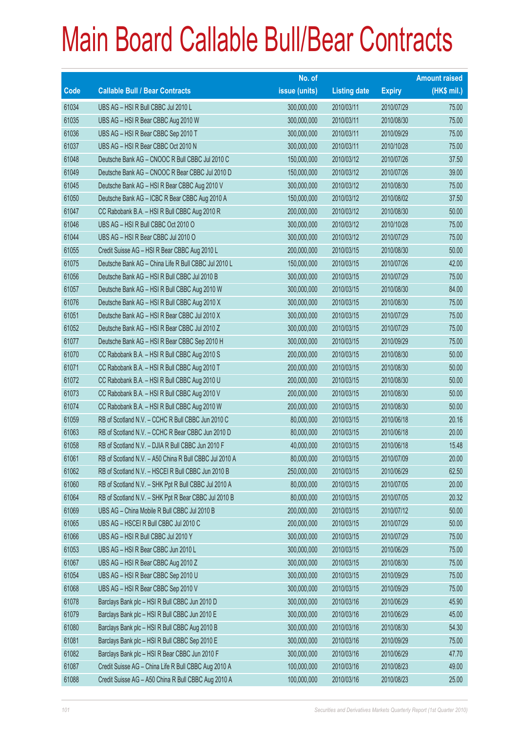# Main Board Callable Bull/Bear Contracts

| Code | Callable Bull / Bear Contracts | No. of issue (units) | Listing date | Expiry | Amount raised (HK$ mil.) |
|---|---|---|---|---|---|
| 61034 | UBS AG – HSI R Bull CBBC Jul 2010 L | 300,000,000 | 2010/03/11 | 2010/07/29 | 75.00 |
| 61035 | UBS AG – HSI R Bear CBBC Aug 2010 W | 300,000,000 | 2010/03/11 | 2010/08/30 | 75.00 |
| 61036 | UBS AG – HSI R Bear CBBC Sep 2010 T | 300,000,000 | 2010/03/11 | 2010/09/29 | 75.00 |
| 61037 | UBS AG – HSI R Bear CBBC Oct 2010 N | 300,000,000 | 2010/03/11 | 2010/10/28 | 75.00 |
| 61048 | Deutsche Bank AG – CNOOC R Bull CBBC Jul 2010 C | 150,000,000 | 2010/03/12 | 2010/07/26 | 37.50 |
| 61049 | Deutsche Bank AG – CNOOC R Bear CBBC Jul 2010 D | 150,000,000 | 2010/03/12 | 2010/07/26 | 39.00 |
| 61045 | Deutsche Bank AG – HSI R Bear CBBC Aug 2010 V | 300,000,000 | 2010/03/12 | 2010/08/30 | 75.00 |
| 61050 | Deutsche Bank AG – ICBC R Bear CBBC Aug 2010 A | 150,000,000 | 2010/03/12 | 2010/08/02 | 37.50 |
| 61047 | CC Rabobank B.A. – HSI R Bull CBBC Aug 2010 R | 200,000,000 | 2010/03/12 | 2010/08/30 | 50.00 |
| 61046 | UBS AG – HSI R Bull CBBC Oct 2010 O | 300,000,000 | 2010/03/12 | 2010/10/28 | 75.00 |
| 61044 | UBS AG – HSI R Bear CBBC Jul 2010 O | 300,000,000 | 2010/03/12 | 2010/07/29 | 75.00 |
| 61055 | Credit Suisse AG – HSI R Bear CBBC Aug 2010 L | 200,000,000 | 2010/03/15 | 2010/08/30 | 50.00 |
| 61075 | Deutsche Bank AG – China Life R Bull CBBC Jul 2010 L | 150,000,000 | 2010/03/15 | 2010/07/26 | 42.00 |
| 61056 | Deutsche Bank AG – HSI R Bull CBBC Jul 2010 B | 300,000,000 | 2010/03/15 | 2010/07/29 | 75.00 |
| 61057 | Deutsche Bank AG – HSI R Bull CBBC Aug 2010 W | 300,000,000 | 2010/03/15 | 2010/08/30 | 84.00 |
| 61076 | Deutsche Bank AG – HSI R Bull CBBC Aug 2010 X | 300,000,000 | 2010/03/15 | 2010/08/30 | 75.00 |
| 61051 | Deutsche Bank AG – HSI R Bear CBBC Jul 2010 X | 300,000,000 | 2010/03/15 | 2010/07/29 | 75.00 |
| 61052 | Deutsche Bank AG – HSI R Bear CBBC Jul 2010 Z | 300,000,000 | 2010/03/15 | 2010/07/29 | 75.00 |
| 61077 | Deutsche Bank AG – HSI R Bear CBBC Sep 2010 H | 300,000,000 | 2010/03/15 | 2010/09/29 | 75.00 |
| 61070 | CC Rabobank B.A. – HSI R Bull CBBC Aug 2010 S | 200,000,000 | 2010/03/15 | 2010/08/30 | 50.00 |
| 61071 | CC Rabobank B.A. – HSI R Bull CBBC Aug 2010 T | 200,000,000 | 2010/03/15 | 2010/08/30 | 50.00 |
| 61072 | CC Rabobank B.A. – HSI R Bull CBBC Aug 2010 U | 200,000,000 | 2010/03/15 | 2010/08/30 | 50.00 |
| 61073 | CC Rabobank B.A. – HSI R Bull CBBC Aug 2010 V | 200,000,000 | 2010/03/15 | 2010/08/30 | 50.00 |
| 61074 | CC Rabobank B.A. – HSI R Bull CBBC Aug 2010 W | 200,000,000 | 2010/03/15 | 2010/08/30 | 50.00 |
| 61059 | RB of Scotland N.V. – CCHC R Bull CBBC Jun 2010 C | 80,000,000 | 2010/03/15 | 2010/06/18 | 20.16 |
| 61063 | RB of Scotland N.V. – CCHC R Bear CBBC Jun 2010 D | 80,000,000 | 2010/03/15 | 2010/06/18 | 20.00 |
| 61058 | RB of Scotland N.V. – DJIA R Bull CBBC Jun 2010 F | 40,000,000 | 2010/03/15 | 2010/06/18 | 15.48 |
| 61061 | RB of Scotland N.V. – A50 China R Bull CBBC Jul 2010 A | 80,000,000 | 2010/03/15 | 2010/07/09 | 20.00 |
| 61062 | RB of Scotland N.V. – HSCEI R Bull CBBC Jun 2010 B | 250,000,000 | 2010/03/15 | 2010/06/29 | 62.50 |
| 61060 | RB of Scotland N.V. – SHK Ppt R Bull CBBC Jul 2010 A | 80,000,000 | 2010/03/15 | 2010/07/05 | 20.00 |
| 61064 | RB of Scotland N.V. – SHK Ppt R Bear CBBC Jul 2010 B | 80,000,000 | 2010/03/15 | 2010/07/05 | 20.32 |
| 61069 | UBS AG – China Mobile R Bull CBBC Jul 2010 B | 200,000,000 | 2010/03/15 | 2010/07/12 | 50.00 |
| 61065 | UBS AG – HSCEI R Bull CBBC Jul 2010 C | 200,000,000 | 2010/03/15 | 2010/07/29 | 50.00 |
| 61066 | UBS AG – HSI R Bull CBBC Jul 2010 Y | 300,000,000 | 2010/03/15 | 2010/07/29 | 75.00 |
| 61053 | UBS AG – HSI R Bear CBBC Jun 2010 L | 300,000,000 | 2010/03/15 | 2010/06/29 | 75.00 |
| 61067 | UBS AG – HSI R Bear CBBC Aug 2010 Z | 300,000,000 | 2010/03/15 | 2010/08/30 | 75.00 |
| 61054 | UBS AG – HSI R Bear CBBC Sep 2010 U | 300,000,000 | 2010/03/15 | 2010/09/29 | 75.00 |
| 61068 | UBS AG – HSI R Bear CBBC Sep 2010 V | 300,000,000 | 2010/03/15 | 2010/09/29 | 75.00 |
| 61078 | Barclays Bank plc – HSI R Bull CBBC Jun 2010 D | 300,000,000 | 2010/03/16 | 2010/06/29 | 45.90 |
| 61079 | Barclays Bank plc – HSI R Bull CBBC Jun 2010 E | 300,000,000 | 2010/03/16 | 2010/06/29 | 45.00 |
| 61080 | Barclays Bank plc – HSI R Bull CBBC Aug 2010 B | 300,000,000 | 2010/03/16 | 2010/08/30 | 54.30 |
| 61081 | Barclays Bank plc – HSI R Bull CBBC Sep 2010 E | 300,000,000 | 2010/03/16 | 2010/09/29 | 75.00 |
| 61082 | Barclays Bank plc – HSI R Bear CBBC Jun 2010 F | 300,000,000 | 2010/03/16 | 2010/06/29 | 47.70 |
| 61087 | Credit Suisse AG – China Life R Bull CBBC Aug 2010 A | 100,000,000 | 2010/03/16 | 2010/08/23 | 49.00 |
| 61088 | Credit Suisse AG – A50 China R Bull CBBC Aug 2010 A | 100,000,000 | 2010/03/16 | 2010/08/23 | 25.00 |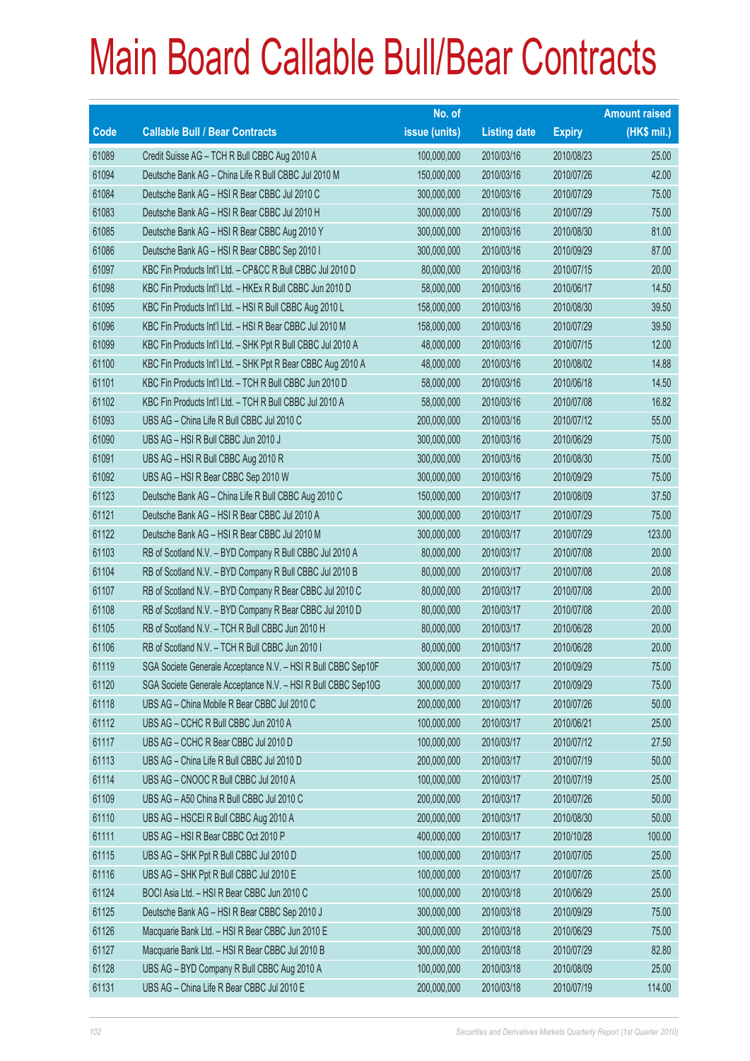# Main Board Callable Bull/Bear Contracts

| Code | Callable Bull / Bear Contracts | No. of issue (units) | Listing date | Expiry | Amount raised (HK$ mil.) |
|---|---|---|---|---|---|
| 61089 | Credit Suisse AG – TCH R Bull CBBC Aug 2010 A | 100,000,000 | 2010/03/16 | 2010/08/23 | 25.00 |
| 61094 | Deutsche Bank AG – China Life R Bull CBBC Jul 2010 M | 150,000,000 | 2010/03/16 | 2010/07/26 | 42.00 |
| 61084 | Deutsche Bank AG – HSI R Bear CBBC Jul 2010 C | 300,000,000 | 2010/03/16 | 2010/07/29 | 75.00 |
| 61083 | Deutsche Bank AG – HSI R Bear CBBC Jul 2010 H | 300,000,000 | 2010/03/16 | 2010/07/29 | 75.00 |
| 61085 | Deutsche Bank AG – HSI R Bear CBBC Aug 2010 Y | 300,000,000 | 2010/03/16 | 2010/08/30 | 81.00 |
| 61086 | Deutsche Bank AG – HSI R Bear CBBC Sep 2010 I | 300,000,000 | 2010/03/16 | 2010/09/29 | 87.00 |
| 61097 | KBC Fin Products Int'l Ltd. – CP&CC R Bull CBBC Jul 2010 D | 80,000,000 | 2010/03/16 | 2010/07/15 | 20.00 |
| 61098 | KBC Fin Products Int'l Ltd. – HKEx R Bull CBBC Jun 2010 D | 58,000,000 | 2010/03/16 | 2010/06/17 | 14.50 |
| 61095 | KBC Fin Products Int'l Ltd. – HSI R Bull CBBC Aug 2010 L | 158,000,000 | 2010/03/16 | 2010/08/30 | 39.50 |
| 61096 | KBC Fin Products Int'l Ltd. – HSI R Bear CBBC Jul 2010 M | 158,000,000 | 2010/03/16 | 2010/07/29 | 39.50 |
| 61099 | KBC Fin Products Int'l Ltd. – SHK Ppt R Bull CBBC Jul 2010 A | 48,000,000 | 2010/03/16 | 2010/07/15 | 12.00 |
| 61100 | KBC Fin Products Int'l Ltd. – SHK Ppt R Bear CBBC Aug 2010 A | 48,000,000 | 2010/03/16 | 2010/08/02 | 14.88 |
| 61101 | KBC Fin Products Int'l Ltd. – TCH R Bull CBBC Jun 2010 D | 58,000,000 | 2010/03/16 | 2010/06/18 | 14.50 |
| 61102 | KBC Fin Products Int'l Ltd. – TCH R Bull CBBC Jul 2010 A | 58,000,000 | 2010/03/16 | 2010/07/08 | 16.82 |
| 61093 | UBS AG – China Life R Bull CBBC Jul 2010 C | 200,000,000 | 2010/03/16 | 2010/07/12 | 55.00 |
| 61090 | UBS AG – HSI R Bull CBBC Jun 2010 J | 300,000,000 | 2010/03/16 | 2010/06/29 | 75.00 |
| 61091 | UBS AG – HSI R Bull CBBC Aug 2010 R | 300,000,000 | 2010/03/16 | 2010/08/30 | 75.00 |
| 61092 | UBS AG – HSI R Bear CBBC Sep 2010 W | 300,000,000 | 2010/03/16 | 2010/09/29 | 75.00 |
| 61123 | Deutsche Bank AG – China Life R Bull CBBC Aug 2010 C | 150,000,000 | 2010/03/17 | 2010/08/09 | 37.50 |
| 61121 | Deutsche Bank AG – HSI R Bear CBBC Jul 2010 A | 300,000,000 | 2010/03/17 | 2010/07/29 | 75.00 |
| 61122 | Deutsche Bank AG – HSI R Bear CBBC Jul 2010 M | 300,000,000 | 2010/03/17 | 2010/07/29 | 123.00 |
| 61103 | RB of Scotland N.V. – BYD Company R Bull CBBC Jul 2010 A | 80,000,000 | 2010/03/17 | 2010/07/08 | 20.00 |
| 61104 | RB of Scotland N.V. – BYD Company R Bull CBBC Jul 2010 B | 80,000,000 | 2010/03/17 | 2010/07/08 | 20.08 |
| 61107 | RB of Scotland N.V. – BYD Company R Bear CBBC Jul 2010 C | 80,000,000 | 2010/03/17 | 2010/07/08 | 20.00 |
| 61108 | RB of Scotland N.V. – BYD Company R Bear CBBC Jul 2010 D | 80,000,000 | 2010/03/17 | 2010/07/08 | 20.00 |
| 61105 | RB of Scotland N.V. – TCH R Bull CBBC Jun 2010 H | 80,000,000 | 2010/03/17 | 2010/06/28 | 20.00 |
| 61106 | RB of Scotland N.V. – TCH R Bull CBBC Jun 2010 I | 80,000,000 | 2010/03/17 | 2010/06/28 | 20.00 |
| 61119 | SGA Societe Generale Acceptance N.V. – HSI R Bull CBBC Sep10F | 300,000,000 | 2010/03/17 | 2010/09/29 | 75.00 |
| 61120 | SGA Societe Generale Acceptance N.V. – HSI R Bull CBBC Sep10G | 300,000,000 | 2010/03/17 | 2010/09/29 | 75.00 |
| 61118 | UBS AG – China Mobile R Bear CBBC Jul 2010 C | 200,000,000 | 2010/03/17 | 2010/07/26 | 50.00 |
| 61112 | UBS AG – CCHC R Bull CBBC Jun 2010 A | 100,000,000 | 2010/03/17 | 2010/06/21 | 25.00 |
| 61117 | UBS AG – CCHC R Bear CBBC Jul 2010 D | 100,000,000 | 2010/03/17 | 2010/07/12 | 27.50 |
| 61113 | UBS AG – China Life R Bull CBBC Jul 2010 D | 200,000,000 | 2010/03/17 | 2010/07/19 | 50.00 |
| 61114 | UBS AG – CNOOC R Bull CBBC Jul 2010 A | 100,000,000 | 2010/03/17 | 2010/07/19 | 25.00 |
| 61109 | UBS AG – A50 China R Bull CBBC Jul 2010 C | 200,000,000 | 2010/03/17 | 2010/07/26 | 50.00 |
| 61110 | UBS AG – HSCEI R Bull CBBC Aug 2010 A | 200,000,000 | 2010/03/17 | 2010/08/30 | 50.00 |
| 61111 | UBS AG – HSI R Bear CBBC Oct 2010 P | 400,000,000 | 2010/03/17 | 2010/10/28 | 100.00 |
| 61115 | UBS AG – SHK Ppt R Bull CBBC Jul 2010 D | 100,000,000 | 2010/03/17 | 2010/07/05 | 25.00 |
| 61116 | UBS AG – SHK Ppt R Bull CBBC Jul 2010 E | 100,000,000 | 2010/03/17 | 2010/07/26 | 25.00 |
| 61124 | BOCI Asia Ltd. – HSI R Bear CBBC Jun 2010 C | 100,000,000 | 2010/03/18 | 2010/06/29 | 25.00 |
| 61125 | Deutsche Bank AG – HSI R Bear CBBC Sep 2010 J | 300,000,000 | 2010/03/18 | 2010/09/29 | 75.00 |
| 61126 | Macquarie Bank Ltd. – HSI R Bear CBBC Jun 2010 E | 300,000,000 | 2010/03/18 | 2010/06/29 | 75.00 |
| 61127 | Macquarie Bank Ltd. – HSI R Bear CBBC Jul 2010 B | 300,000,000 | 2010/03/18 | 2010/07/29 | 82.80 |
| 61128 | UBS AG – BYD Company R Bull CBBC Aug 2010 A | 100,000,000 | 2010/03/18 | 2010/08/09 | 25.00 |
| 61131 | UBS AG – China Life R Bear CBBC Jul 2010 E | 200,000,000 | 2010/03/18 | 2010/07/19 | 114.00 |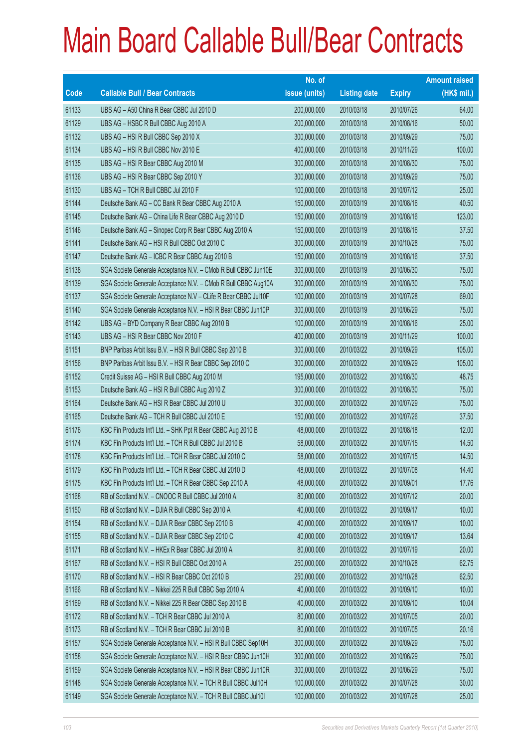# Main Board Callable Bull/Bear Contracts

| Code | Callable Bull / Bear Contracts | No. of issue (units) | Listing date | Expiry | Amount raised (HK$ mil.) |
|---|---|---|---|---|---|
| 61133 | UBS AG – A50 China R Bear CBBC Jul 2010 D | 200,000,000 | 2010/03/18 | 2010/07/26 | 64.00 |
| 61129 | UBS AG – HSBC R Bull CBBC Aug 2010 A | 200,000,000 | 2010/03/18 | 2010/08/16 | 50.00 |
| 61132 | UBS AG – HSI R Bull CBBC Sep 2010 X | 300,000,000 | 2010/03/18 | 2010/09/29 | 75.00 |
| 61134 | UBS AG – HSI R Bull CBBC Nov 2010 E | 400,000,000 | 2010/03/18 | 2010/11/29 | 100.00 |
| 61135 | UBS AG – HSI R Bear CBBC Aug 2010 M | 300,000,000 | 2010/03/18 | 2010/08/30 | 75.00 |
| 61136 | UBS AG – HSI R Bear CBBC Sep 2010 Y | 300,000,000 | 2010/03/18 | 2010/09/29 | 75.00 |
| 61130 | UBS AG – TCH R Bull CBBC Jul 2010 F | 100,000,000 | 2010/03/18 | 2010/07/12 | 25.00 |
| 61144 | Deutsche Bank AG – CC Bank R Bear CBBC Aug 2010 A | 150,000,000 | 2010/03/19 | 2010/08/16 | 40.50 |
| 61145 | Deutsche Bank AG – China Life R Bear CBBC Aug 2010 D | 150,000,000 | 2010/03/19 | 2010/08/16 | 123.00 |
| 61146 | Deutsche Bank AG – Sinopec Corp R Bear CBBC Aug 2010 A | 150,000,000 | 2010/03/19 | 2010/08/16 | 37.50 |
| 61141 | Deutsche Bank AG – HSI R Bull CBBC Oct 2010 C | 300,000,000 | 2010/03/19 | 2010/10/28 | 75.00 |
| 61147 | Deutsche Bank AG – ICBC R Bear CBBC Aug 2010 B | 150,000,000 | 2010/03/19 | 2010/08/16 | 37.50 |
| 61138 | SGA Societe Generale Acceptance N.V. – CMob R Bull CBBC Jun10E | 300,000,000 | 2010/03/19 | 2010/06/30 | 75.00 |
| 61139 | SGA Societe Generale Acceptance N.V. – CMob R Bull CBBC Aug10A | 300,000,000 | 2010/03/19 | 2010/08/30 | 75.00 |
| 61137 | SGA Societe Generale Acceptance N.V – CLife R Bear CBBC Jul10F | 100,000,000 | 2010/03/19 | 2010/07/28 | 69.00 |
| 61140 | SGA Societe Generale Acceptance N.V. – HSI R Bear CBBC Jun10P | 300,000,000 | 2010/03/19 | 2010/06/29 | 75.00 |
| 61142 | UBS AG – BYD Company R Bear CBBC Aug 2010 B | 100,000,000 | 2010/03/19 | 2010/08/16 | 25.00 |
| 61143 | UBS AG – HSI R Bear CBBC Nov 2010 F | 400,000,000 | 2010/03/19 | 2010/11/29 | 100.00 |
| 61151 | BNP Paribas Arbit Issu B.V. – HSI R Bull CBBC Sep 2010 B | 300,000,000 | 2010/03/22 | 2010/09/29 | 105.00 |
| 61156 | BNP Paribas Arbit Issu B.V. – HSI R Bear CBBC Sep 2010 C | 300,000,000 | 2010/03/22 | 2010/09/29 | 105.00 |
| 61152 | Credit Suisse AG – HSI R Bull CBBC Aug 2010 M | 195,000,000 | 2010/03/22 | 2010/08/30 | 48.75 |
| 61153 | Deutsche Bank AG – HSI R Bull CBBC Aug 2010 Z | 300,000,000 | 2010/03/22 | 2010/08/30 | 75.00 |
| 61164 | Deutsche Bank AG – HSI R Bear CBBC Jul 2010 U | 300,000,000 | 2010/03/22 | 2010/07/29 | 75.00 |
| 61165 | Deutsche Bank AG – TCH R Bull CBBC Jul 2010 E | 150,000,000 | 2010/03/22 | 2010/07/26 | 37.50 |
| 61176 | KBC Fin Products Int'l Ltd. – SHK Ppt R Bear CBBC Aug 2010 B | 48,000,000 | 2010/03/22 | 2010/08/18 | 12.00 |
| 61174 | KBC Fin Products Int'l Ltd. – TCH R Bull CBBC Jul 2010 B | 58,000,000 | 2010/03/22 | 2010/07/15 | 14.50 |
| 61178 | KBC Fin Products Int'l Ltd. – TCH R Bear CBBC Jul 2010 C | 58,000,000 | 2010/03/22 | 2010/07/15 | 14.50 |
| 61179 | KBC Fin Products Int'l Ltd. – TCH R Bear CBBC Jul 2010 D | 48,000,000 | 2010/03/22 | 2010/07/08 | 14.40 |
| 61175 | KBC Fin Products Int'l Ltd. – TCH R Bear CBBC Sep 2010 A | 48,000,000 | 2010/03/22 | 2010/09/01 | 17.76 |
| 61168 | RB of Scotland N.V. – CNOOC R Bull CBBC Jul 2010 A | 80,000,000 | 2010/03/22 | 2010/07/12 | 20.00 |
| 61150 | RB of Scotland N.V. – DJIA R Bull CBBC Sep 2010 A | 40,000,000 | 2010/03/22 | 2010/09/17 | 10.00 |
| 61154 | RB of Scotland N.V. – DJIA R Bear CBBC Sep 2010 B | 40,000,000 | 2010/03/22 | 2010/09/17 | 10.00 |
| 61155 | RB of Scotland N.V. – DJIA R Bear CBBC Sep 2010 C | 40,000,000 | 2010/03/22 | 2010/09/17 | 13.64 |
| 61171 | RB of Scotland N.V. – HKEx R Bear CBBC Jul 2010 A | 80,000,000 | 2010/03/22 | 2010/07/19 | 20.00 |
| 61167 | RB of Scotland N.V. – HSI R Bull CBBC Oct 2010 A | 250,000,000 | 2010/03/22 | 2010/10/28 | 62.75 |
| 61170 | RB of Scotland N.V. – HSI R Bear CBBC Oct 2010 B | 250,000,000 | 2010/03/22 | 2010/10/28 | 62.50 |
| 61166 | RB of Scotland N.V. – Nikkei 225 R Bull CBBC Sep 2010 A | 40,000,000 | 2010/03/22 | 2010/09/10 | 10.00 |
| 61169 | RB of Scotland N.V. – Nikkei 225 R Bear CBBC Sep 2010 B | 40,000,000 | 2010/03/22 | 2010/09/10 | 10.04 |
| 61172 | RB of Scotland N.V. – TCH R Bear CBBC Jul 2010 A | 80,000,000 | 2010/03/22 | 2010/07/05 | 20.00 |
| 61173 | RB of Scotland N.V. – TCH R Bear CBBC Jul 2010 B | 80,000,000 | 2010/03/22 | 2010/07/05 | 20.16 |
| 61157 | SGA Societe Generale Acceptance N.V. – HSI R Bull CBBC Sep10H | 300,000,000 | 2010/03/22 | 2010/09/29 | 75.00 |
| 61158 | SGA Societe Generale Acceptance N.V. – HSI R Bear CBBC Jun10H | 300,000,000 | 2010/03/22 | 2010/06/29 | 75.00 |
| 61159 | SGA Societe Generale Acceptance N.V. – HSI R Bear CBBC Jun10R | 300,000,000 | 2010/03/22 | 2010/06/29 | 75.00 |
| 61148 | SGA Societe Generale Acceptance N.V. – TCH R Bull CBBC Jul10H | 100,000,000 | 2010/03/22 | 2010/07/28 | 30.00 |
| 61149 | SGA Societe Generale Acceptance N.V. – TCH R Bull CBBC Jul10I | 100,000,000 | 2010/03/22 | 2010/07/28 | 25.00 |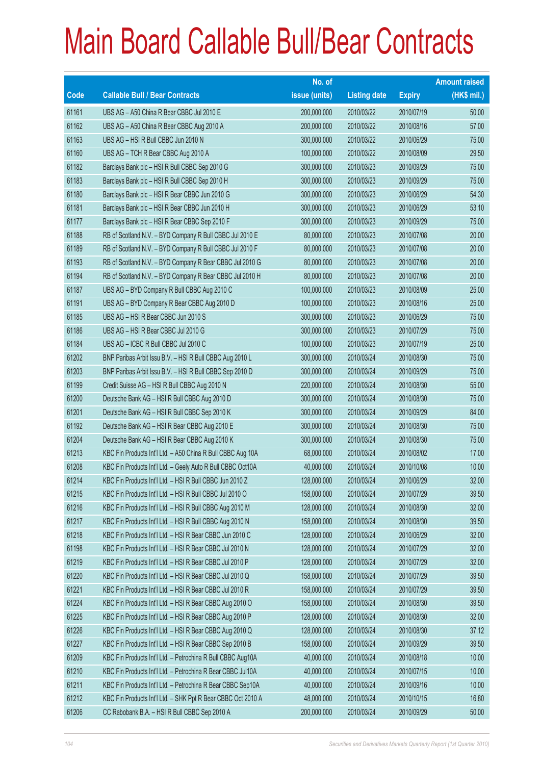# Main Board Callable Bull/Bear Contracts

| Code | Callable Bull / Bear Contracts | No. of issue (units) | Listing date | Expiry | Amount raised (HK$ mil.) |
|---|---|---|---|---|---|
| 61161 | UBS AG – A50 China R Bear CBBC Jul 2010 E | 200,000,000 | 2010/03/22 | 2010/07/19 | 50.00 |
| 61162 | UBS AG – A50 China R Bear CBBC Aug 2010 A | 200,000,000 | 2010/03/22 | 2010/08/16 | 57.00 |
| 61163 | UBS AG – HSI R Bull CBBC Jun 2010 N | 300,000,000 | 2010/03/22 | 2010/06/29 | 75.00 |
| 61160 | UBS AG – TCH R Bear CBBC Aug 2010 A | 100,000,000 | 2010/03/22 | 2010/08/09 | 29.50 |
| 61182 | Barclays Bank plc – HSI R Bull CBBC Sep 2010 G | 300,000,000 | 2010/03/23 | 2010/09/29 | 75.00 |
| 61183 | Barclays Bank plc – HSI R Bull CBBC Sep 2010 H | 300,000,000 | 2010/03/23 | 2010/09/29 | 75.00 |
| 61180 | Barclays Bank plc – HSI R Bear CBBC Jun 2010 G | 300,000,000 | 2010/03/23 | 2010/06/29 | 54.30 |
| 61181 | Barclays Bank plc – HSI R Bear CBBC Jun 2010 H | 300,000,000 | 2010/03/23 | 2010/06/29 | 53.10 |
| 61177 | Barclays Bank plc – HSI R Bear CBBC Sep 2010 F | 300,000,000 | 2010/03/23 | 2010/09/29 | 75.00 |
| 61188 | RB of Scotland N.V. – BYD Company R Bull CBBC Jul 2010 E | 80,000,000 | 2010/03/23 | 2010/07/08 | 20.00 |
| 61189 | RB of Scotland N.V. – BYD Company R Bull CBBC Jul 2010 F | 80,000,000 | 2010/03/23 | 2010/07/08 | 20.00 |
| 61193 | RB of Scotland N.V. – BYD Company R Bear CBBC Jul 2010 G | 80,000,000 | 2010/03/23 | 2010/07/08 | 20.00 |
| 61194 | RB of Scotland N.V. – BYD Company R Bear CBBC Jul 2010 H | 80,000,000 | 2010/03/23 | 2010/07/08 | 20.00 |
| 61187 | UBS AG – BYD Company R Bull CBBC Aug 2010 C | 100,000,000 | 2010/03/23 | 2010/08/09 | 25.00 |
| 61191 | UBS AG – BYD Company R Bear CBBC Aug 2010 D | 100,000,000 | 2010/03/23 | 2010/08/16 | 25.00 |
| 61185 | UBS AG – HSI R Bear CBBC Jun 2010 S | 300,000,000 | 2010/03/23 | 2010/06/29 | 75.00 |
| 61186 | UBS AG – HSI R Bear CBBC Jul 2010 G | 300,000,000 | 2010/03/23 | 2010/07/29 | 75.00 |
| 61184 | UBS AG – ICBC R Bull CBBC Jul 2010 C | 100,000,000 | 2010/03/23 | 2010/07/19 | 25.00 |
| 61202 | BNP Paribas Arbit Issu B.V. – HSI R Bull CBBC Aug 2010 L | 300,000,000 | 2010/03/24 | 2010/08/30 | 75.00 |
| 61203 | BNP Paribas Arbit Issu B.V. – HSI R Bull CBBC Sep 2010 D | 300,000,000 | 2010/03/24 | 2010/09/29 | 75.00 |
| 61199 | Credit Suisse AG – HSI R Bull CBBC Aug 2010 N | 220,000,000 | 2010/03/24 | 2010/08/30 | 55.00 |
| 61200 | Deutsche Bank AG – HSI R Bull CBBC Aug 2010 D | 300,000,000 | 2010/03/24 | 2010/08/30 | 75.00 |
| 61201 | Deutsche Bank AG – HSI R Bull CBBC Sep 2010 K | 300,000,000 | 2010/03/24 | 2010/09/29 | 84.00 |
| 61192 | Deutsche Bank AG – HSI R Bear CBBC Aug 2010 E | 300,000,000 | 2010/03/24 | 2010/08/30 | 75.00 |
| 61204 | Deutsche Bank AG – HSI R Bear CBBC Aug 2010 K | 300,000,000 | 2010/03/24 | 2010/08/30 | 75.00 |
| 61213 | KBC Fin Products Int'l Ltd. – A50 China R Bull CBBC Aug 10A | 68,000,000 | 2010/03/24 | 2010/08/02 | 17.00 |
| 61208 | KBC Fin Products Int'l Ltd. – Geely Auto R Bull CBBC Oct10A | 40,000,000 | 2010/03/24 | 2010/10/08 | 10.00 |
| 61214 | KBC Fin Products Int'l Ltd. – HSI R Bull CBBC Jun 2010 Z | 128,000,000 | 2010/03/24 | 2010/06/29 | 32.00 |
| 61215 | KBC Fin Products Int'l Ltd. – HSI R Bull CBBC Jul 2010 O | 158,000,000 | 2010/03/24 | 2010/07/29 | 39.50 |
| 61216 | KBC Fin Products Int'l Ltd. – HSI R Bull CBBC Aug 2010 M | 128,000,000 | 2010/03/24 | 2010/08/30 | 32.00 |
| 61217 | KBC Fin Products Int'l Ltd. – HSI R Bull CBBC Aug 2010 N | 158,000,000 | 2010/03/24 | 2010/08/30 | 39.50 |
| 61218 | KBC Fin Products Int'l Ltd. – HSI R Bear CBBC Jun 2010 C | 128,000,000 | 2010/03/24 | 2010/06/29 | 32.00 |
| 61198 | KBC Fin Products Int'l Ltd. – HSI R Bear CBBC Jul 2010 N | 128,000,000 | 2010/03/24 | 2010/07/29 | 32.00 |
| 61219 | KBC Fin Products Int'l Ltd. – HSI R Bear CBBC Jul 2010 P | 128,000,000 | 2010/03/24 | 2010/07/29 | 32.00 |
| 61220 | KBC Fin Products Int'l Ltd. – HSI R Bear CBBC Jul 2010 Q | 158,000,000 | 2010/03/24 | 2010/07/29 | 39.50 |
| 61221 | KBC Fin Products Int'l Ltd. – HSI R Bear CBBC Jul 2010 R | 158,000,000 | 2010/03/24 | 2010/07/29 | 39.50 |
| 61224 | KBC Fin Products Int'l Ltd. – HSI R Bear CBBC Aug 2010 O | 158,000,000 | 2010/03/24 | 2010/08/30 | 39.50 |
| 61225 | KBC Fin Products Int'l Ltd. – HSI R Bear CBBC Aug 2010 P | 128,000,000 | 2010/03/24 | 2010/08/30 | 32.00 |
| 61226 | KBC Fin Products Int'l Ltd. – HSI R Bear CBBC Aug 2010 Q | 128,000,000 | 2010/03/24 | 2010/08/30 | 37.12 |
| 61227 | KBC Fin Products Int'l Ltd. – HSI R Bear CBBC Sep 2010 B | 158,000,000 | 2010/03/24 | 2010/09/29 | 39.50 |
| 61209 | KBC Fin Products Int'l Ltd. – Petrochina R Bull CBBC Aug10A | 40,000,000 | 2010/03/24 | 2010/08/18 | 10.00 |
| 61210 | KBC Fin Products Int'l Ltd. – Petrochina R Bear CBBC Jul10A | 40,000,000 | 2010/03/24 | 2010/07/15 | 10.00 |
| 61211 | KBC Fin Products Int'l Ltd. – Petrochina R Bear CBBC Sep10A | 40,000,000 | 2010/03/24 | 2010/09/16 | 10.00 |
| 61212 | KBC Fin Products Int'l Ltd. – SHK Ppt R Bear CBBC Oct 2010 A | 48,000,000 | 2010/03/24 | 2010/10/15 | 16.80 |
| 61206 | CC Rabobank B.A. – HSI R Bull CBBC Sep 2010 A | 200,000,000 | 2010/03/24 | 2010/09/29 | 50.00 |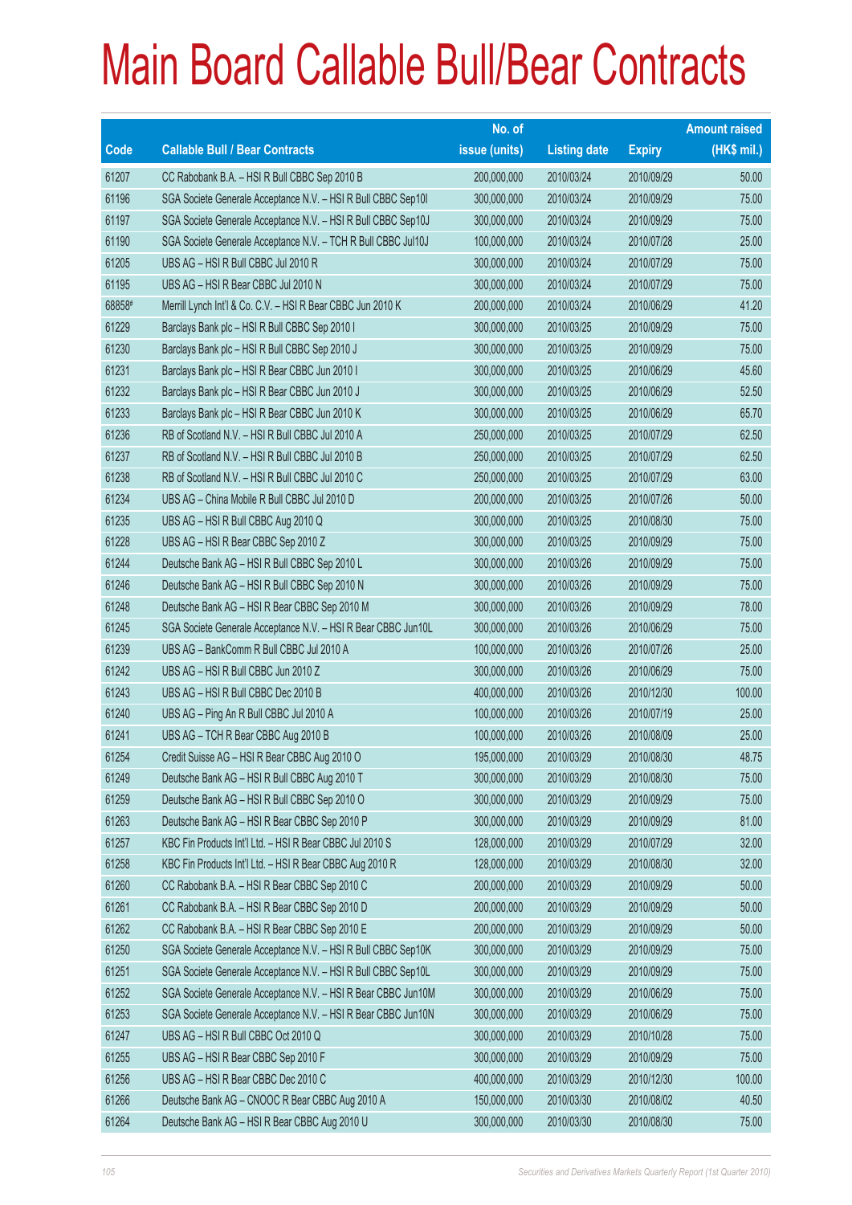# Main Board Callable Bull/Bear Contracts

| Code | Callable Bull / Bear Contracts | No. of issue (units) | Listing date | Expiry | Amount raised (HK$ mil.) |
|---|---|---|---|---|---|
| 61207 | CC Rabobank B.A. – HSI R Bull CBBC Sep 2010 B | 200,000,000 | 2010/03/24 | 2010/09/29 | 50.00 |
| 61196 | SGA Societe Generale Acceptance N.V. – HSI R Bull CBBC Sep10I | 300,000,000 | 2010/03/24 | 2010/09/29 | 75.00 |
| 61197 | SGA Societe Generale Acceptance N.V. – HSI R Bull CBBC Sep10J | 300,000,000 | 2010/03/24 | 2010/09/29 | 75.00 |
| 61190 | SGA Societe Generale Acceptance N.V. – TCH R Bull CBBC Jul10J | 100,000,000 | 2010/03/24 | 2010/07/28 | 25.00 |
| 61205 | UBS AG – HSI R Bull CBBC Jul 2010 R | 300,000,000 | 2010/03/24 | 2010/07/29 | 75.00 |
| 61195 | UBS AG – HSI R Bear CBBC Jul 2010 N | 300,000,000 | 2010/03/24 | 2010/07/29 | 75.00 |
| 68858# | Merrill Lynch Int'l & Co. C.V. – HSI R Bear CBBC Jun 2010 K | 200,000,000 | 2010/03/24 | 2010/06/29 | 41.20 |
| 61229 | Barclays Bank plc – HSI R Bull CBBC Sep 2010 I | 300,000,000 | 2010/03/25 | 2010/09/29 | 75.00 |
| 61230 | Barclays Bank plc – HSI R Bull CBBC Sep 2010 J | 300,000,000 | 2010/03/25 | 2010/09/29 | 75.00 |
| 61231 | Barclays Bank plc – HSI R Bear CBBC Jun 2010 I | 300,000,000 | 2010/03/25 | 2010/06/29 | 45.60 |
| 61232 | Barclays Bank plc – HSI R Bear CBBC Jun 2010 J | 300,000,000 | 2010/03/25 | 2010/06/29 | 52.50 |
| 61233 | Barclays Bank plc – HSI R Bear CBBC Jun 2010 K | 300,000,000 | 2010/03/25 | 2010/06/29 | 65.70 |
| 61236 | RB of Scotland N.V. – HSI R Bull CBBC Jul 2010 A | 250,000,000 | 2010/03/25 | 2010/07/29 | 62.50 |
| 61237 | RB of Scotland N.V. – HSI R Bull CBBC Jul 2010 B | 250,000,000 | 2010/03/25 | 2010/07/29 | 62.50 |
| 61238 | RB of Scotland N.V. – HSI R Bull CBBC Jul 2010 C | 250,000,000 | 2010/03/25 | 2010/07/29 | 63.00 |
| 61234 | UBS AG – China Mobile R Bull CBBC Jul 2010 D | 200,000,000 | 2010/03/25 | 2010/07/26 | 50.00 |
| 61235 | UBS AG – HSI R Bull CBBC Aug 2010 Q | 300,000,000 | 2010/03/25 | 2010/08/30 | 75.00 |
| 61228 | UBS AG – HSI R Bear CBBC Sep 2010 Z | 300,000,000 | 2010/03/25 | 2010/09/29 | 75.00 |
| 61244 | Deutsche Bank AG – HSI R Bull CBBC Sep 2010 L | 300,000,000 | 2010/03/26 | 2010/09/29 | 75.00 |
| 61246 | Deutsche Bank AG – HSI R Bull CBBC Sep 2010 N | 300,000,000 | 2010/03/26 | 2010/09/29 | 75.00 |
| 61248 | Deutsche Bank AG – HSI R Bear CBBC Sep 2010 M | 300,000,000 | 2010/03/26 | 2010/09/29 | 78.00 |
| 61245 | SGA Societe Generale Acceptance N.V. – HSI R Bear CBBC Jun10L | 300,000,000 | 2010/03/26 | 2010/06/29 | 75.00 |
| 61239 | UBS AG – BankComm R Bull CBBC Jul 2010 A | 100,000,000 | 2010/03/26 | 2010/07/26 | 25.00 |
| 61242 | UBS AG – HSI R Bull CBBC Jun 2010 Z | 300,000,000 | 2010/03/26 | 2010/06/29 | 75.00 |
| 61243 | UBS AG – HSI R Bull CBBC Dec 2010 B | 400,000,000 | 2010/03/26 | 2010/12/30 | 100.00 |
| 61240 | UBS AG – Ping An R Bull CBBC Jul 2010 A | 100,000,000 | 2010/03/26 | 2010/07/19 | 25.00 |
| 61241 | UBS AG – TCH R Bear CBBC Aug 2010 B | 100,000,000 | 2010/03/26 | 2010/08/09 | 25.00 |
| 61254 | Credit Suisse AG – HSI R Bear CBBC Aug 2010 O | 195,000,000 | 2010/03/29 | 2010/08/30 | 48.75 |
| 61249 | Deutsche Bank AG – HSI R Bull CBBC Aug 2010 T | 300,000,000 | 2010/03/29 | 2010/08/30 | 75.00 |
| 61259 | Deutsche Bank AG – HSI R Bull CBBC Sep 2010 O | 300,000,000 | 2010/03/29 | 2010/09/29 | 75.00 |
| 61263 | Deutsche Bank AG – HSI R Bear CBBC Sep 2010 P | 300,000,000 | 2010/03/29 | 2010/09/29 | 81.00 |
| 61257 | KBC Fin Products Int'l Ltd. – HSI R Bear CBBC Jul 2010 S | 128,000,000 | 2010/03/29 | 2010/07/29 | 32.00 |
| 61258 | KBC Fin Products Int'l Ltd. – HSI R Bear CBBC Aug 2010 R | 128,000,000 | 2010/03/29 | 2010/08/30 | 32.00 |
| 61260 | CC Rabobank B.A. – HSI R Bear CBBC Sep 2010 C | 200,000,000 | 2010/03/29 | 2010/09/29 | 50.00 |
| 61261 | CC Rabobank B.A. – HSI R Bear CBBC Sep 2010 D | 200,000,000 | 2010/03/29 | 2010/09/29 | 50.00 |
| 61262 | CC Rabobank B.A. – HSI R Bear CBBC Sep 2010 E | 200,000,000 | 2010/03/29 | 2010/09/29 | 50.00 |
| 61250 | SGA Societe Generale Acceptance N.V. – HSI R Bull CBBC Sep10K | 300,000,000 | 2010/03/29 | 2010/09/29 | 75.00 |
| 61251 | SGA Societe Generale Acceptance N.V. – HSI R Bull CBBC Sep10L | 300,000,000 | 2010/03/29 | 2010/09/29 | 75.00 |
| 61252 | SGA Societe Generale Acceptance N.V. – HSI R Bear CBBC Jun10M | 300,000,000 | 2010/03/29 | 2010/06/29 | 75.00 |
| 61253 | SGA Societe Generale Acceptance N.V. – HSI R Bear CBBC Jun10N | 300,000,000 | 2010/03/29 | 2010/06/29 | 75.00 |
| 61247 | UBS AG – HSI R Bull CBBC Oct 2010 Q | 300,000,000 | 2010/03/29 | 2010/10/28 | 75.00 |
| 61255 | UBS AG – HSI R Bear CBBC Sep 2010 F | 300,000,000 | 2010/03/29 | 2010/09/29 | 75.00 |
| 61256 | UBS AG – HSI R Bear CBBC Dec 2010 C | 400,000,000 | 2010/03/29 | 2010/12/30 | 100.00 |
| 61266 | Deutsche Bank AG – CNOOC R Bear CBBC Aug 2010 A | 150,000,000 | 2010/03/30 | 2010/08/02 | 40.50 |
| 61264 | Deutsche Bank AG – HSI R Bear CBBC Aug 2010 U | 300,000,000 | 2010/03/30 | 2010/08/30 | 75.00 |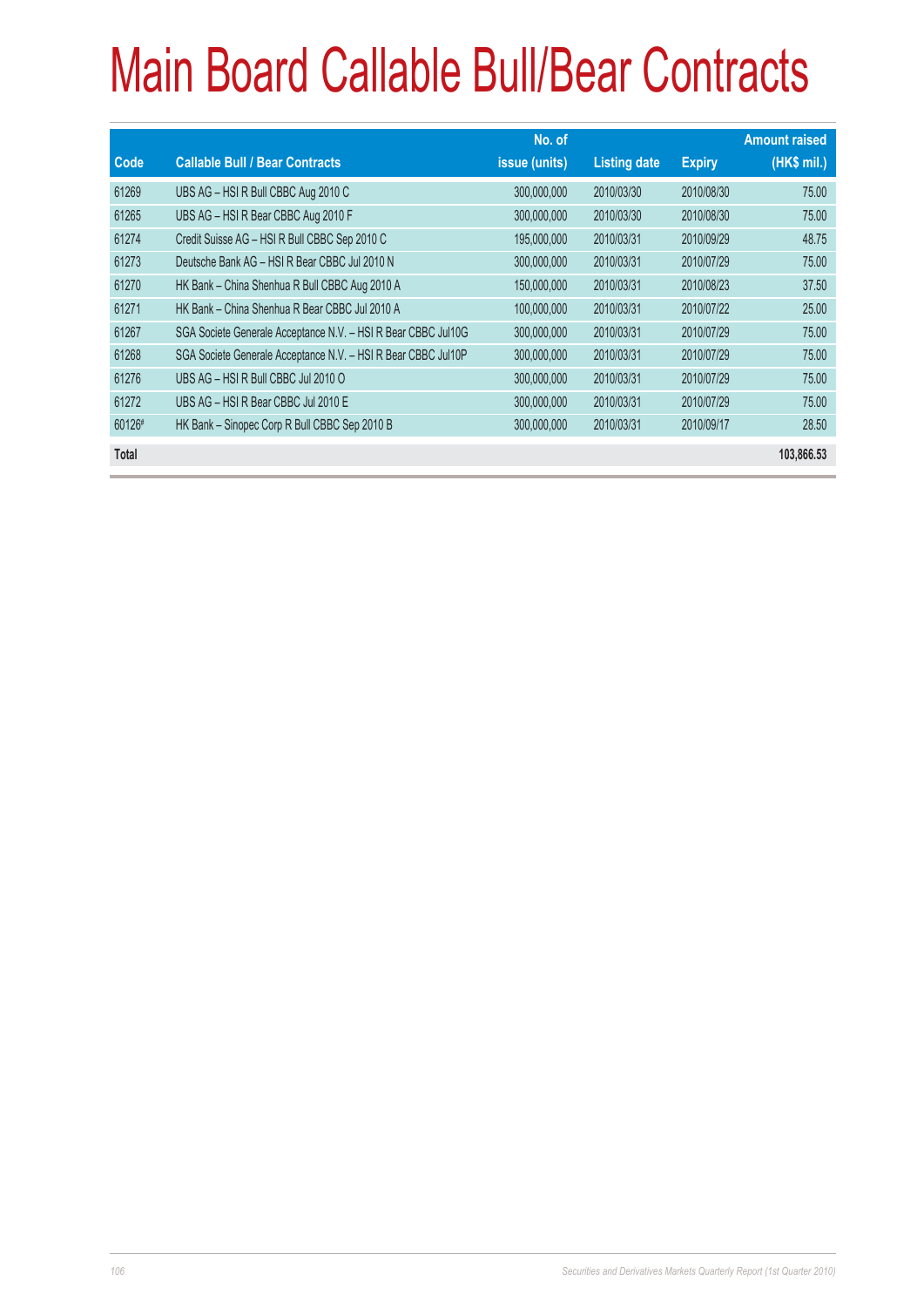# Main Board Callable Bull/Bear Contracts

| Code | Callable Bull / Bear Contracts | No. of issue (units) | Listing date | Expiry | Amount raised (HK$ mil.) |
|---|---|---|---|---|---|
| 61269 | UBS AG – HSI R Bull CBBC Aug 2010 C | 300,000,000 | 2010/03/30 | 2010/08/30 | 75.00 |
| 61265 | UBS AG – HSI R Bear CBBC Aug 2010 F | 300,000,000 | 2010/03/30 | 2010/08/30 | 75.00 |
| 61274 | Credit Suisse AG – HSI R Bull CBBC Sep 2010 C | 195,000,000 | 2010/03/31 | 2010/09/29 | 48.75 |
| 61273 | Deutsche Bank AG – HSI R Bear CBBC Jul 2010 N | 300,000,000 | 2010/03/31 | 2010/07/29 | 75.00 |
| 61270 | HK Bank – China Shenhua R Bull CBBC Aug 2010 A | 150,000,000 | 2010/03/31 | 2010/08/23 | 37.50 |
| 61271 | HK Bank – China Shenhua R Bear CBBC Jul 2010 A | 100,000,000 | 2010/03/31 | 2010/07/22 | 25.00 |
| 61267 | SGA Societe Generale Acceptance N.V. – HSI R Bear CBBC Jul10G | 300,000,000 | 2010/03/31 | 2010/07/29 | 75.00 |
| 61268 | SGA Societe Generale Acceptance N.V. – HSI R Bear CBBC Jul10P | 300,000,000 | 2010/03/31 | 2010/07/29 | 75.00 |
| 61276 | UBS AG – HSI R Bull CBBC Jul 2010 O | 300,000,000 | 2010/03/31 | 2010/07/29 | 75.00 |
| 61272 | UBS AG – HSI R Bear CBBC Jul 2010 E | 300,000,000 | 2010/03/31 | 2010/07/29 | 75.00 |
| 60126# | HK Bank – Sinopec Corp R Bull CBBC Sep 2010 B | 300,000,000 | 2010/03/31 | 2010/09/17 | 28.50 |
| **Total** | | | | | **103,866.53** |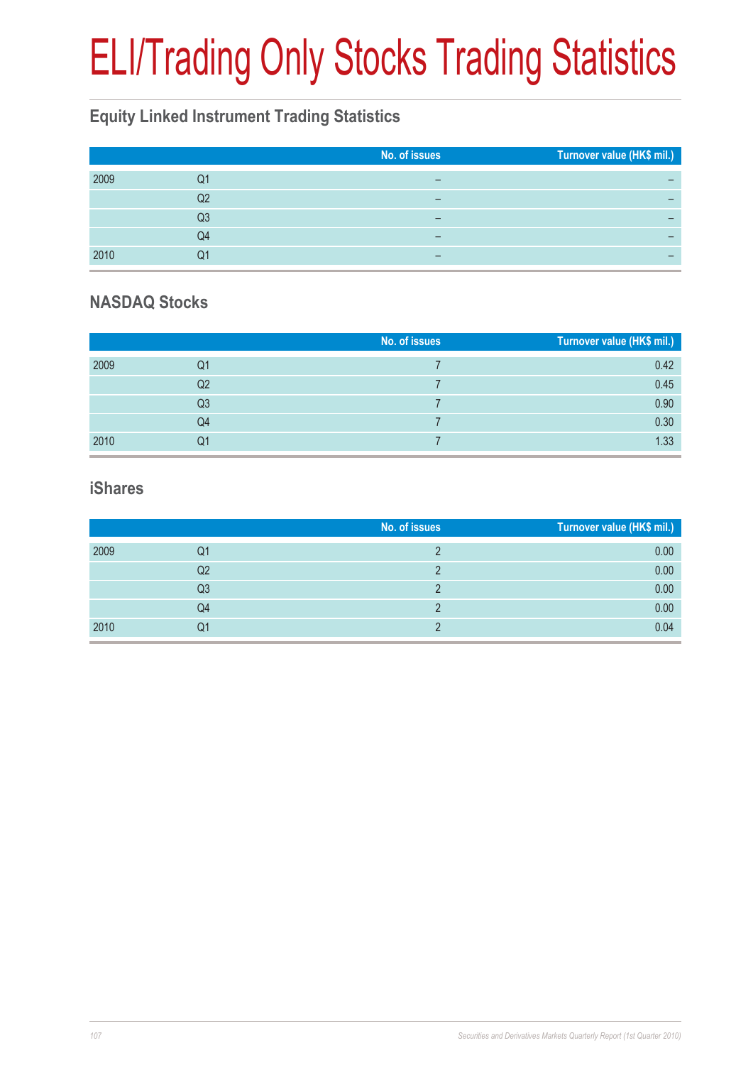# ELI/Trading Only Stocks Trading Statistics

## Equity Linked Instrument Trading Statistics

| | | No. of issues | Turnover value (HK$ mil.) |
|---|---|---|---|
| 2009 | Q1 | – | – |
| | Q2 | – | – |
| | Q3 | – | – |
| | Q4 | – | – |
| 2010 | Q1 | – | – |

## NASDAQ Stocks

| | | No. of issues | Turnover value (HK$ mil.) |
|---|---|---|---|
| 2009 | Q1 | 7 | 0.42 |
| | Q2 | 7 | 0.45 |
| | Q3 | 7 | 0.90 |
| | Q4 | 7 | 0.30 |
| 2010 | Q1 | 7 | 1.33 |

## iShares

| | | No. of issues | Turnover value (HK$ mil.) |
|---|---|---|---|
| 2009 | Q1 | 2 | 0.00 |
| | Q2 | 2 | 0.00 |
| | Q3 | 2 | 0.00 |
| | Q4 | 2 | 0.00 |
| 2010 | Q1 | 2 | 0.04 |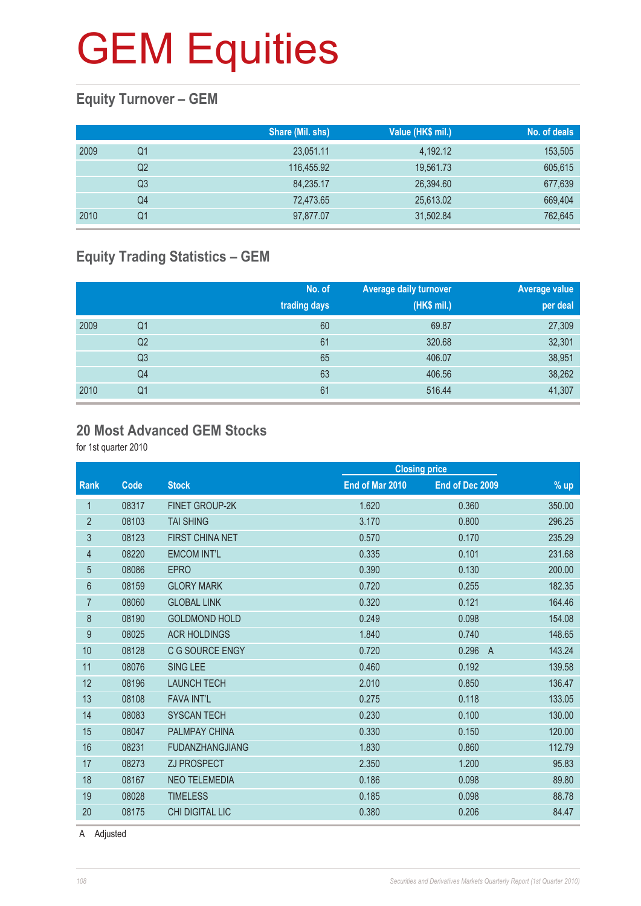# GEM Equities

## Equity Turnover – GEM

| | | Share (Mil. shs) | Value (HK$ mil.) | No. of deals |
|---|---|---|---|---|
| 2009 | Q1 | 23,051.11 | 4,192.12 | 153,505 |
| | Q2 | 116,455.92 | 19,561.73 | 605,615 |
| | Q3 | 84,235.17 | 26,394.60 | 677,639 |
| | Q4 | 72,473.65 | 25,613.02 | 669,404 |
| 2010 | Q1 | 97,877.07 | 31,502.84 | 762,645 |

## Equity Trading Statistics – GEM

| | | No. of trading days | Average daily turnover (HK$ mil.) | Average value per deal |
|---|---|---|---|---|
| 2009 | Q1 | 60 | 69.87 | 27,309 |
| | Q2 | 61 | 320.68 | 32,301 |
| | Q3 | 65 | 406.07 | 38,951 |
| | Q4 | 63 | 406.56 | 38,262 |
| 2010 | Q1 | 61 | 516.44 | 41,307 |

## 20 Most Advanced GEM Stocks

for 1st quarter 2010

| | | | Closing price | | |
|---|---|---|---|---|---|
| Rank | Code | Stock | End of Mar 2010 | End of Dec 2009 | % up |
| 1 | 08317 | FINET GROUP-2K | 1.620 | 0.360 | 350.00 |
| 2 | 08103 | TAI SHING | 3.170 | 0.800 | 296.25 |
| 3 | 08123 | FIRST CHINA NET | 0.570 | 0.170 | 235.29 |
| 4 | 08220 | EMCOM INT'L | 0.335 | 0.101 | 231.68 |
| 5 | 08086 | EPRO | 0.390 | 0.130 | 200.00 |
| 6 | 08159 | GLORY MARK | 0.720 | 0.255 | 182.35 |
| 7 | 08060 | GLOBAL LINK | 0.320 | 0.121 | 164.46 |
| 8 | 08190 | GOLDMOND HOLD | 0.249 | 0.098 | 154.08 |
| 9 | 08025 | ACR HOLDINGS | 1.840 | 0.740 | 148.65 |
| 10 | 08128 | C G SOURCE ENGY | 0.720 | 0.296 A | 143.24 |
| 11 | 08076 | SING LEE | 0.460 | 0.192 | 139.58 |
| 12 | 08196 | LAUNCH TECH | 2.010 | 0.850 | 136.47 |
| 13 | 08108 | FAVA INT'L | 0.275 | 0.118 | 133.05 |
| 14 | 08083 | SYSCAN TECH | 0.230 | 0.100 | 130.00 |
| 15 | 08047 | PALMPAY CHINA | 0.330 | 0.150 | 120.00 |
| 16 | 08231 | FUDANZHANGJIANG | 1.830 | 0.860 | 112.79 |
| 17 | 08273 | ZJ PROSPECT | 2.350 | 1.200 | 95.83 |
| 18 | 08167 | NEO TELEMEDIA | 0.186 | 0.098 | 89.80 |
| 19 | 08028 | TIMELESS | 0.185 | 0.098 | 88.78 |
| 20 | 08175 | CHI DIGITAL LIC | 0.380 | 0.206 | 84.47 |

A Adjusted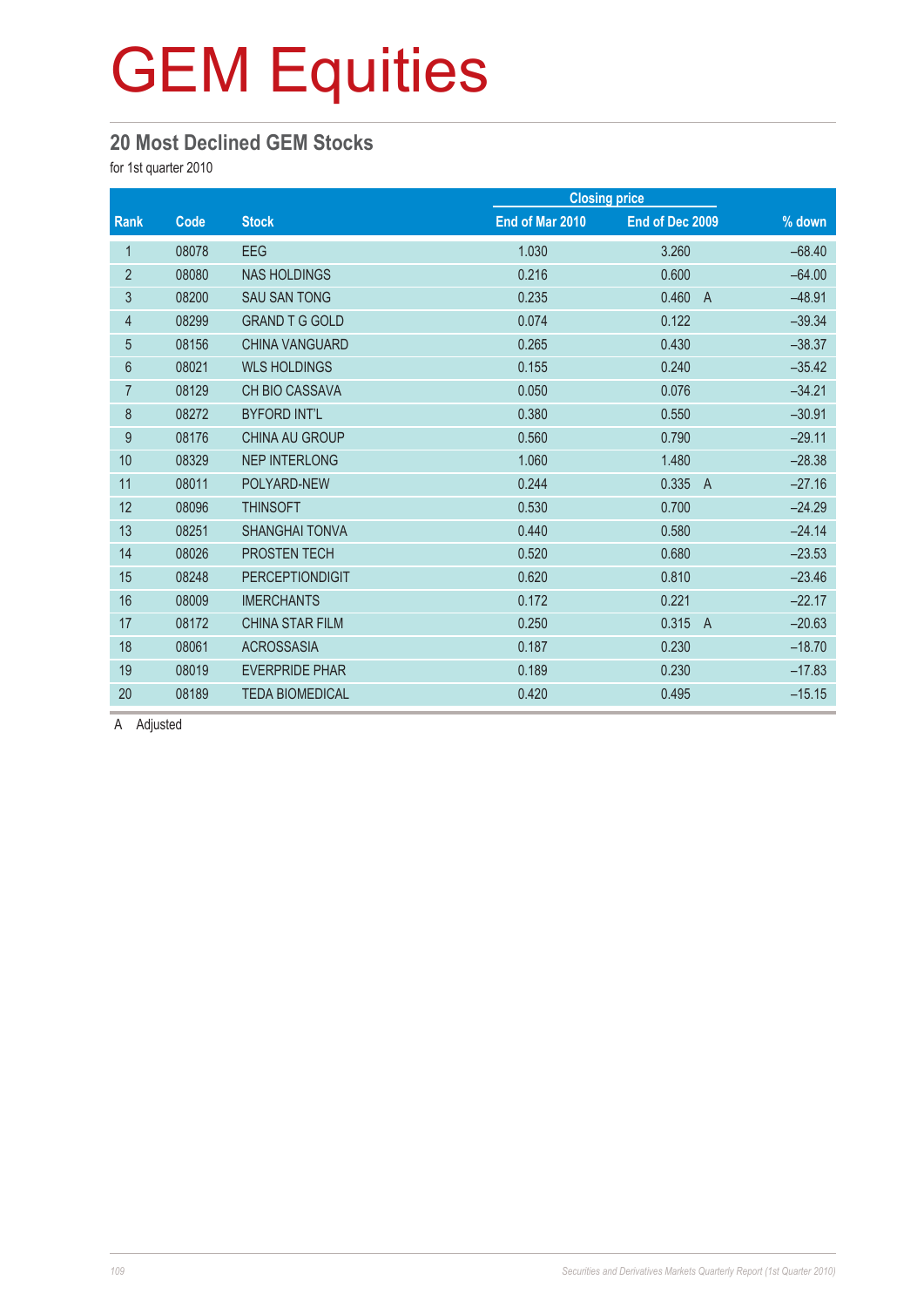# GEM Equities

## 20 Most Declined GEM Stocks

for 1st quarter 2010

| Rank | Code | Stock | Closing price | | % down |
|---|---|---|---|---|---|
| | | | End of Mar 2010 | End of Dec 2009 | |
| 1 | 08078 | EEG | 1.030 | 3.260 | –68.40 |
| 2 | 08080 | NAS HOLDINGS | 0.216 | 0.600 | –64.00 |
| 3 | 08200 | SAU SAN TONG | 0.235 | 0.460 A | –48.91 |
| 4 | 08299 | GRAND T G GOLD | 0.074 | 0.122 | –39.34 |
| 5 | 08156 | CHINA VANGUARD | 0.265 | 0.430 | –38.37 |
| 6 | 08021 | WLS HOLDINGS | 0.155 | 0.240 | –35.42 |
| 7 | 08129 | CH BIO CASSAVA | 0.050 | 0.076 | –34.21 |
| 8 | 08272 | BYFORD INT'L | 0.380 | 0.550 | –30.91 |
| 9 | 08176 | CHINA AU GROUP | 0.560 | 0.790 | –29.11 |
| 10 | 08329 | NEP INTERLONG | 1.060 | 1.480 | –28.38 |
| 11 | 08011 | POLYARD-NEW | 0.244 | 0.335 A | –27.16 |
| 12 | 08096 | THINSOFT | 0.530 | 0.700 | –24.29 |
| 13 | 08251 | SHANGHAI TONVA | 0.440 | 0.580 | –24.14 |
| 14 | 08026 | PROSTEN TECH | 0.520 | 0.680 | –23.53 |
| 15 | 08248 | PERCEPTIONDIGIT | 0.620 | 0.810 | –23.46 |
| 16 | 08009 | IMERCHANTS | 0.172 | 0.221 | –22.17 |
| 17 | 08172 | CHINA STAR FILM | 0.250 | 0.315 A | –20.63 |
| 18 | 08061 | ACROSSASIA | 0.187 | 0.230 | –18.70 |
| 19 | 08019 | EVERPRIDE PHAR | 0.189 | 0.230 | –17.83 |
| 20 | 08189 | TEDA BIOMEDICAL | 0.420 | 0.495 | –15.15 |

A Adjusted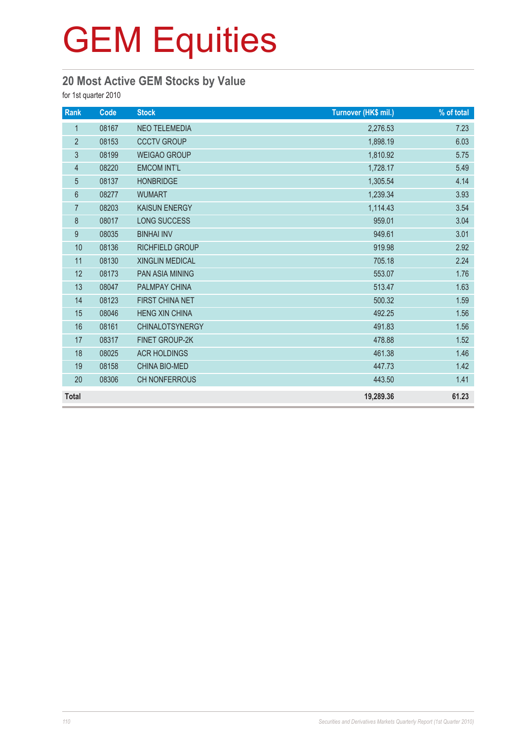# GEM Equities

## 20 Most Active GEM Stocks by Value

for 1st quarter 2010

| Rank | Code | Stock | Turnover (HK$ mil.) | % of total |
|---|---|---|---|---|
| 1 | 08167 | NEO TELEMEDIA | 2,276.53 | 7.23 |
| 2 | 08153 | CCCTV GROUP | 1,898.19 | 6.03 |
| 3 | 08199 | WEIGAO GROUP | 1,810.92 | 5.75 |
| 4 | 08220 | EMCOM INT'L | 1,728.17 | 5.49 |
| 5 | 08137 | HONBRIDGE | 1,305.54 | 4.14 |
| 6 | 08277 | WUMART | 1,239.34 | 3.93 |
| 7 | 08203 | KAISUN ENERGY | 1,114.43 | 3.54 |
| 8 | 08017 | LONG SUCCESS | 959.01 | 3.04 |
| 9 | 08035 | BINHAI INV | 949.61 | 3.01 |
| 10 | 08136 | RICHFIELD GROUP | 919.98 | 2.92 |
| 11 | 08130 | XINGLIN MEDICAL | 705.18 | 2.24 |
| 12 | 08173 | PAN ASIA MINING | 553.07 | 1.76 |
| 13 | 08047 | PALMPAY CHINA | 513.47 | 1.63 |
| 14 | 08123 | FIRST CHINA NET | 500.32 | 1.59 |
| 15 | 08046 | HENG XIN CHINA | 492.25 | 1.56 |
| 16 | 08161 | CHINALOTSYNERGY | 491.83 | 1.56 |
| 17 | 08317 | FINET GROUP-2K | 478.88 | 1.52 |
| 18 | 08025 | ACR HOLDINGS | 461.38 | 1.46 |
| 19 | 08158 | CHINA BIO-MED | 447.73 | 1.42 |
| 20 | 08306 | CH NONFERROUS | 443.50 | 1.41 |
| **Total** | | | **19,289.36** | **61.23** |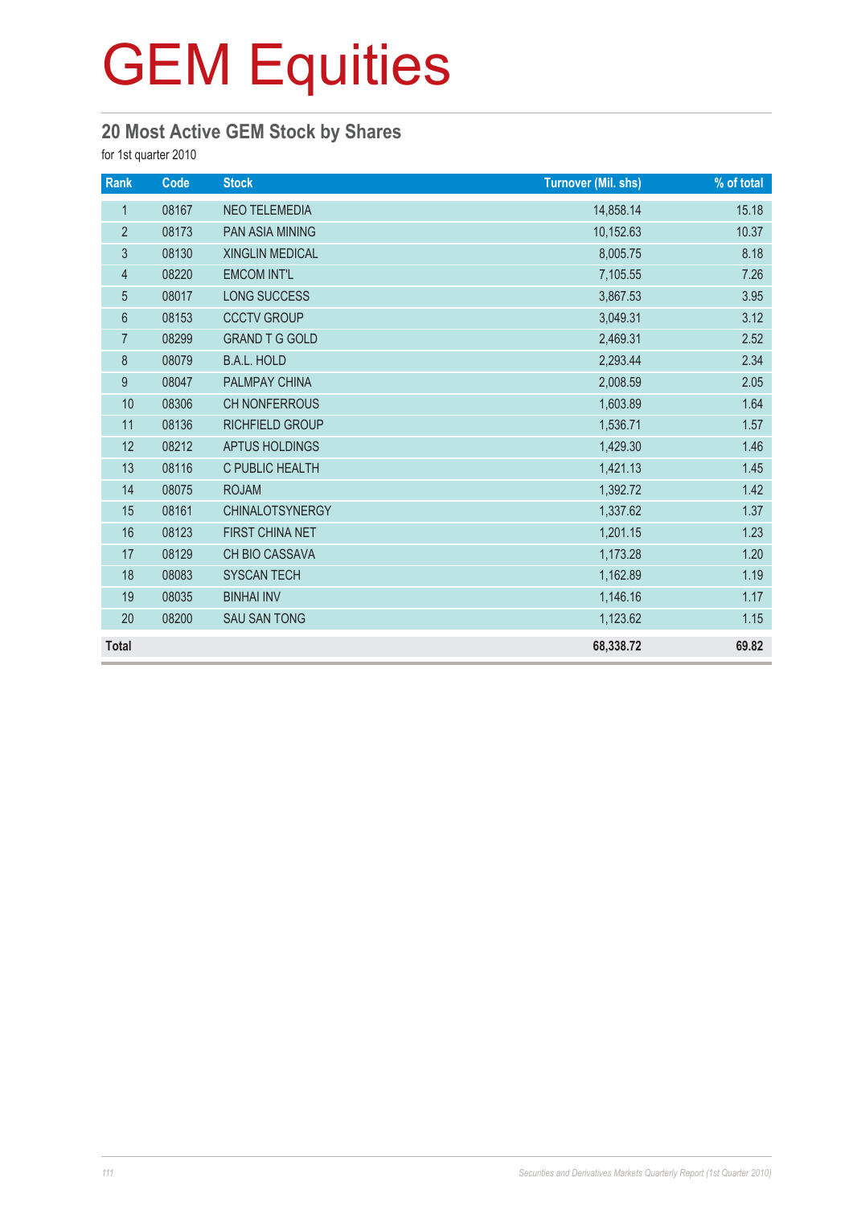# GEM Equities

## 20 Most Active GEM Stock by Shares

for 1st quarter 2010

| Rank | Code | Stock | Turnover (Mil. shs) | % of total |
|---|---|---|---|---|
| 1 | 08167 | NEO TELEMEDIA | 14,858.14 | 15.18 |
| 2 | 08173 | PAN ASIA MINING | 10,152.63 | 10.37 |
| 3 | 08130 | XINGLIN MEDICAL | 8,005.75 | 8.18 |
| 4 | 08220 | EMCOM INT'L | 7,105.55 | 7.26 |
| 5 | 08017 | LONG SUCCESS | 3,867.53 | 3.95 |
| 6 | 08153 | CCCTV GROUP | 3,049.31 | 3.12 |
| 7 | 08299 | GRAND T G GOLD | 2,469.31 | 2.52 |
| 8 | 08079 | B.A.L. HOLD | 2,293.44 | 2.34 |
| 9 | 08047 | PALMPAY CHINA | 2,008.59 | 2.05 |
| 10 | 08306 | CH NONFERROUS | 1,603.89 | 1.64 |
| 11 | 08136 | RICHFIELD GROUP | 1,536.71 | 1.57 |
| 12 | 08212 | APTUS HOLDINGS | 1,429.30 | 1.46 |
| 13 | 08116 | C PUBLIC HEALTH | 1,421.13 | 1.45 |
| 14 | 08075 | ROJAM | 1,392.72 | 1.42 |
| 15 | 08161 | CHINALOTSYNERGY | 1,337.62 | 1.37 |
| 16 | 08123 | FIRST CHINA NET | 1,201.15 | 1.23 |
| 17 | 08129 | CH BIO CASSAVA | 1,173.28 | 1.20 |
| 18 | 08083 | SYSCAN TECH | 1,162.89 | 1.19 |
| 19 | 08035 | BINHAI INV | 1,146.16 | 1.17 |
| 20 | 08200 | SAU SAN TONG | 1,123.62 | 1.15 |
| **Total** | | | **68,338.72** | **69.82** |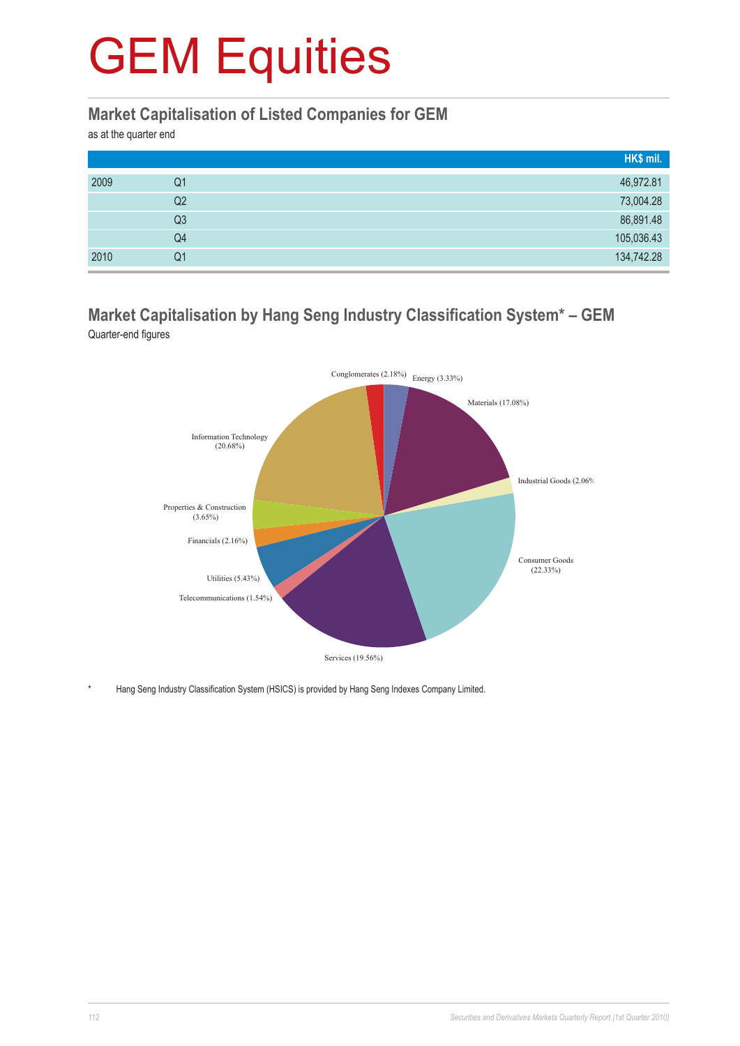# GEM Equities

## Market Capitalisation of Listed Companies for GEM

as at the quarter end

| | | HK$ mil. |
|---|---|---|
| 2009 | Q1 | 46,972.81 |
| | Q2 | 73,004.28 |
| | Q3 | 86,891.48 |
| | Q4 | 105,036.43 |
| 2010 | Q1 | 134,742.28 |

## Market Capitalisation by Hang Seng Industry Classification System* – GEM

Quarter-end figures

Conglomerates (2.18%)
Energy (3.33%)
Materials (17.08%)
Industrial Goods (2.06%)
Consumer Goods (22.33%)
Services (19.56%)
Telecommunications (1.54%)
Utilities (5.43%)
Financials (2.16%)
Properties & Construction (3.65%)
Information Technology (20.68%)

\* Hang Seng Industry Classification System (HSICS) is provided by Hang Seng Indexes Company Limited.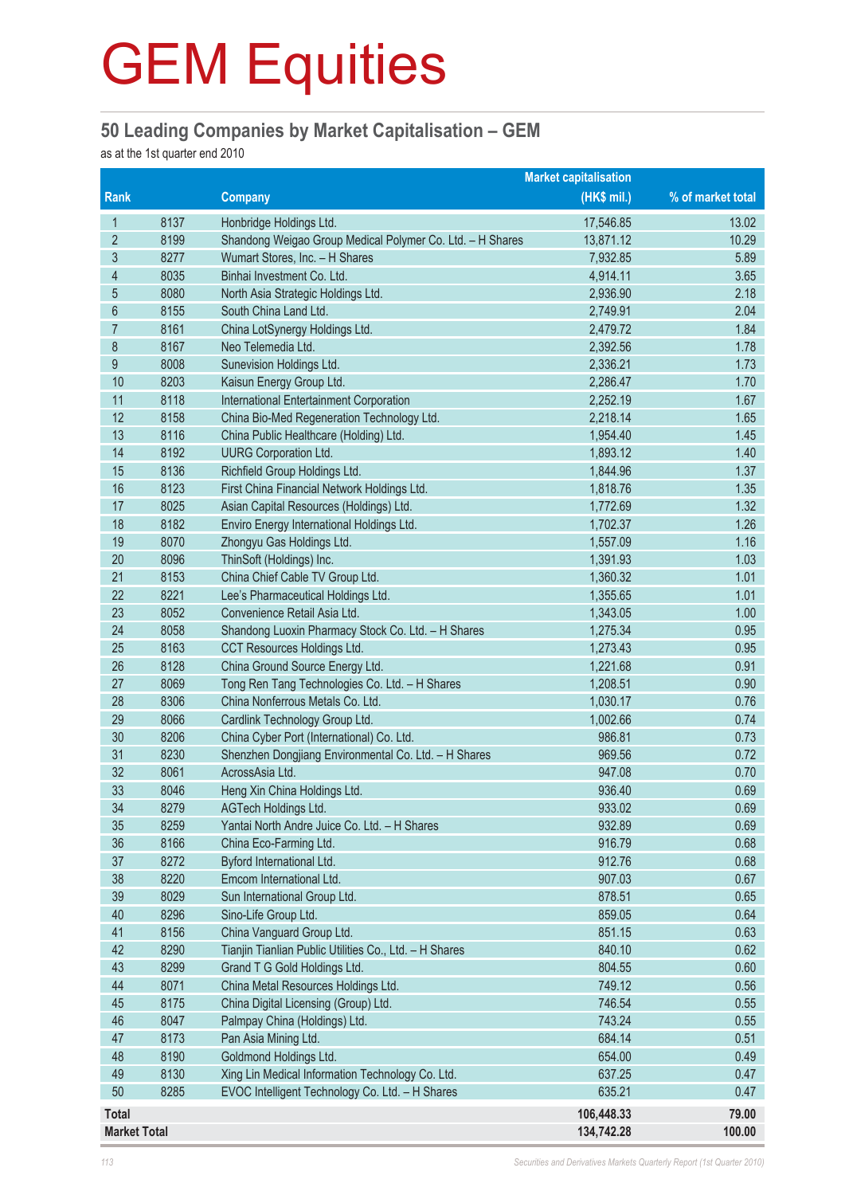# GEM Equities

## 50 Leading Companies by Market Capitalisation – GEM

as at the 1st quarter end 2010

| Rank | | Company | Market capitalisation (HK$ mil.) | % of market total |
|---|---|---|---|---|
| 1 | 8137 | Honbridge Holdings Ltd. | 17,546.85 | 13.02 |
| 2 | 8199 | Shandong Weigao Group Medical Polymer Co. Ltd. – H Shares | 13,871.12 | 10.29 |
| 3 | 8277 | Wumart Stores, Inc. – H Shares | 7,932.85 | 5.89 |
| 4 | 8035 | Binhai Investment Co. Ltd. | 4,914.11 | 3.65 |
| 5 | 8080 | North Asia Strategic Holdings Ltd. | 2,936.90 | 2.18 |
| 6 | 8155 | South China Land Ltd. | 2,749.91 | 2.04 |
| 7 | 8161 | China LotSynergy Holdings Ltd. | 2,479.72 | 1.84 |
| 8 | 8167 | Neo Telemedia Ltd. | 2,392.56 | 1.78 |
| 9 | 8008 | Sunevision Holdings Ltd. | 2,336.21 | 1.73 |
| 10 | 8203 | Kaisun Energy Group Ltd. | 2,286.47 | 1.70 |
| 11 | 8118 | International Entertainment Corporation | 2,252.19 | 1.67 |
| 12 | 8158 | China Bio-Med Regeneration Technology Ltd. | 2,218.14 | 1.65 |
| 13 | 8116 | China Public Healthcare (Holding) Ltd. | 1,954.40 | 1.45 |
| 14 | 8192 | UURG Corporation Ltd. | 1,893.12 | 1.40 |
| 15 | 8136 | Richfield Group Holdings Ltd. | 1,844.96 | 1.37 |
| 16 | 8123 | First China Financial Network Holdings Ltd. | 1,818.76 | 1.35 |
| 17 | 8025 | Asian Capital Resources (Holdings) Ltd. | 1,772.69 | 1.32 |
| 18 | 8182 | Enviro Energy International Holdings Ltd. | 1,702.37 | 1.26 |
| 19 | 8070 | Zhongyu Gas Holdings Ltd. | 1,557.09 | 1.16 |
| 20 | 8096 | ThinSoft (Holdings) Inc. | 1,391.93 | 1.03 |
| 21 | 8153 | China Chief Cable TV Group Ltd. | 1,360.32 | 1.01 |
| 22 | 8221 | Lee's Pharmaceutical Holdings Ltd. | 1,355.65 | 1.01 |
| 23 | 8052 | Convenience Retail Asia Ltd. | 1,343.05 | 1.00 |
| 24 | 8058 | Shandong Luoxin Pharmacy Stock Co. Ltd. – H Shares | 1,275.34 | 0.95 |
| 25 | 8163 | CCT Resources Holdings Ltd. | 1,273.43 | 0.95 |
| 26 | 8128 | China Ground Source Energy Ltd. | 1,221.68 | 0.91 |
| 27 | 8069 | Tong Ren Tang Technologies Co. Ltd. – H Shares | 1,208.51 | 0.90 |
| 28 | 8306 | China Nonferrous Metals Co. Ltd. | 1,030.17 | 0.76 |
| 29 | 8066 | Cardlink Technology Group Ltd. | 1,002.66 | 0.74 |
| 30 | 8206 | China Cyber Port (International) Co. Ltd. | 986.81 | 0.73 |
| 31 | 8230 | Shenzhen Dongjiang Environmental Co. Ltd. – H Shares | 969.56 | 0.72 |
| 32 | 8061 | AcrossAsia Ltd. | 947.08 | 0.70 |
| 33 | 8046 | Heng Xin China Holdings Ltd. | 936.40 | 0.69 |
| 34 | 8279 | AGTech Holdings Ltd. | 933.02 | 0.69 |
| 35 | 8259 | Yantai North Andre Juice Co. Ltd. – H Shares | 932.89 | 0.69 |
| 36 | 8166 | China Eco-Farming Ltd. | 916.79 | 0.68 |
| 37 | 8272 | Byford International Ltd. | 912.76 | 0.68 |
| 38 | 8220 | Emcom International Ltd. | 907.03 | 0.67 |
| 39 | 8029 | Sun International Group Ltd. | 878.51 | 0.65 |
| 40 | 8296 | Sino-Life Group Ltd. | 859.05 | 0.64 |
| 41 | 8156 | China Vanguard Group Ltd. | 851.15 | 0.63 |
| 42 | 8290 | Tianjin Tianlian Public Utilities Co., Ltd. – H Shares | 840.10 | 0.62 |
| 43 | 8299 | Grand T G Gold Holdings Ltd. | 804.55 | 0.60 |
| 44 | 8071 | China Metal Resources Holdings Ltd. | 749.12 | 0.56 |
| 45 | 8175 | China Digital Licensing (Group) Ltd. | 746.54 | 0.55 |
| 46 | 8047 | Palmpay China (Holdings) Ltd. | 743.24 | 0.55 |
| 47 | 8173 | Pan Asia Mining Ltd. | 684.14 | 0.51 |
| 48 | 8190 | Goldmond Holdings Ltd. | 654.00 | 0.49 |
| 49 | 8130 | Xing Lin Medical Information Technology Co. Ltd. | 637.25 | 0.47 |
| 50 | 8285 | EVOC Intelligent Technology Co. Ltd. – H Shares | 635.21 | 0.47 |
| **Total** | | | **106,448.33** | **79.00** |
| **Market Total** | | | **134,742.28** | **100.00** |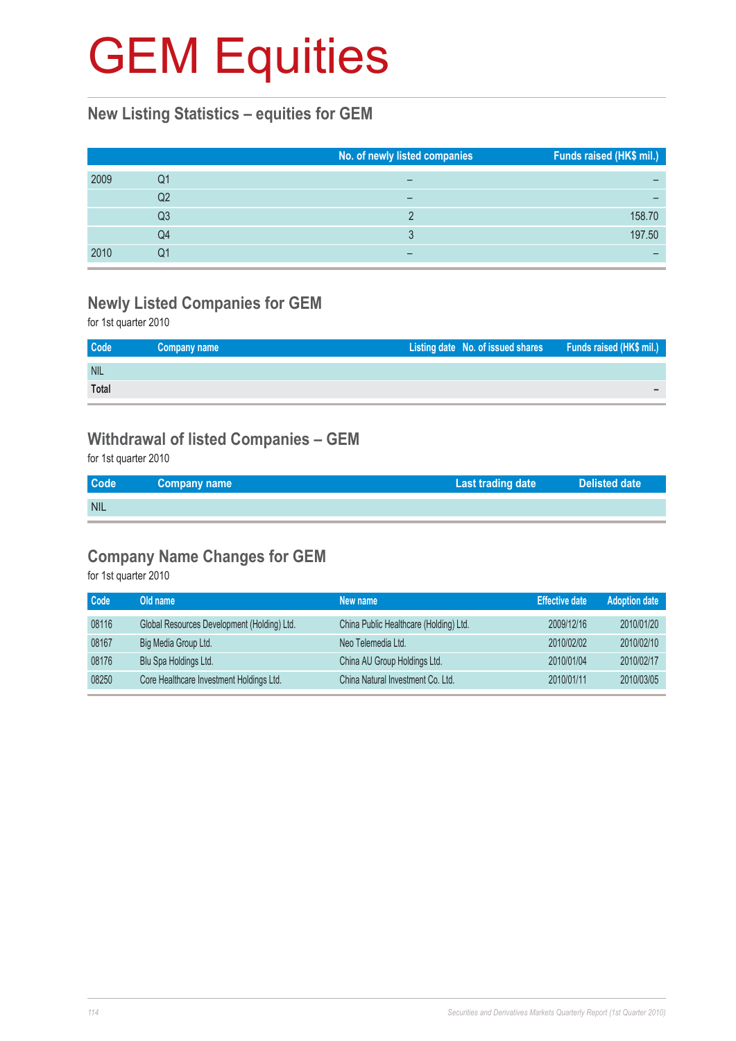# GEM Equities

## New Listing Statistics – equities for GEM

| | | No. of newly listed companies | Funds raised (HK$ mil.) |
|---|---|---|---|
| 2009 | Q1 | – | – |
| | Q2 | – | – |
| | Q3 | 2 | 158.70 |
| | Q4 | 3 | 197.50 |
| 2010 | Q1 | – | – |

## Newly Listed Companies for GEM

for 1st quarter 2010

| Code | Company name | Listing date | No. of issued shares | Funds raised (HK$ mil.) |
|---|---|---|---|---|
| NIL | | | | |
| **Total** | | | | – |

## Withdrawal of listed Companies – GEM

for 1st quarter 2010

| Code | Company name | Last trading date | Delisted date |
|---|---|---|---|
| NIL | | | |

## Company Name Changes for GEM

for 1st quarter 2010

| Code | Old name | New name | Effective date | Adoption date |
|---|---|---|---|---|
| 08116 | Global Resources Development (Holding) Ltd. | China Public Healthcare (Holding) Ltd. | 2009/12/16 | 2010/01/20 |
| 08167 | Big Media Group Ltd. | Neo Telemedia Ltd. | 2010/02/02 | 2010/02/10 |
| 08176 | Blu Spa Holdings Ltd. | China AU Group Holdings Ltd. | 2010/01/04 | 2010/02/17 |
| 08250 | Core Healthcare Investment Holdings Ltd. | China Natural Investment Co. Ltd. | 2010/01/11 | 2010/03/05 |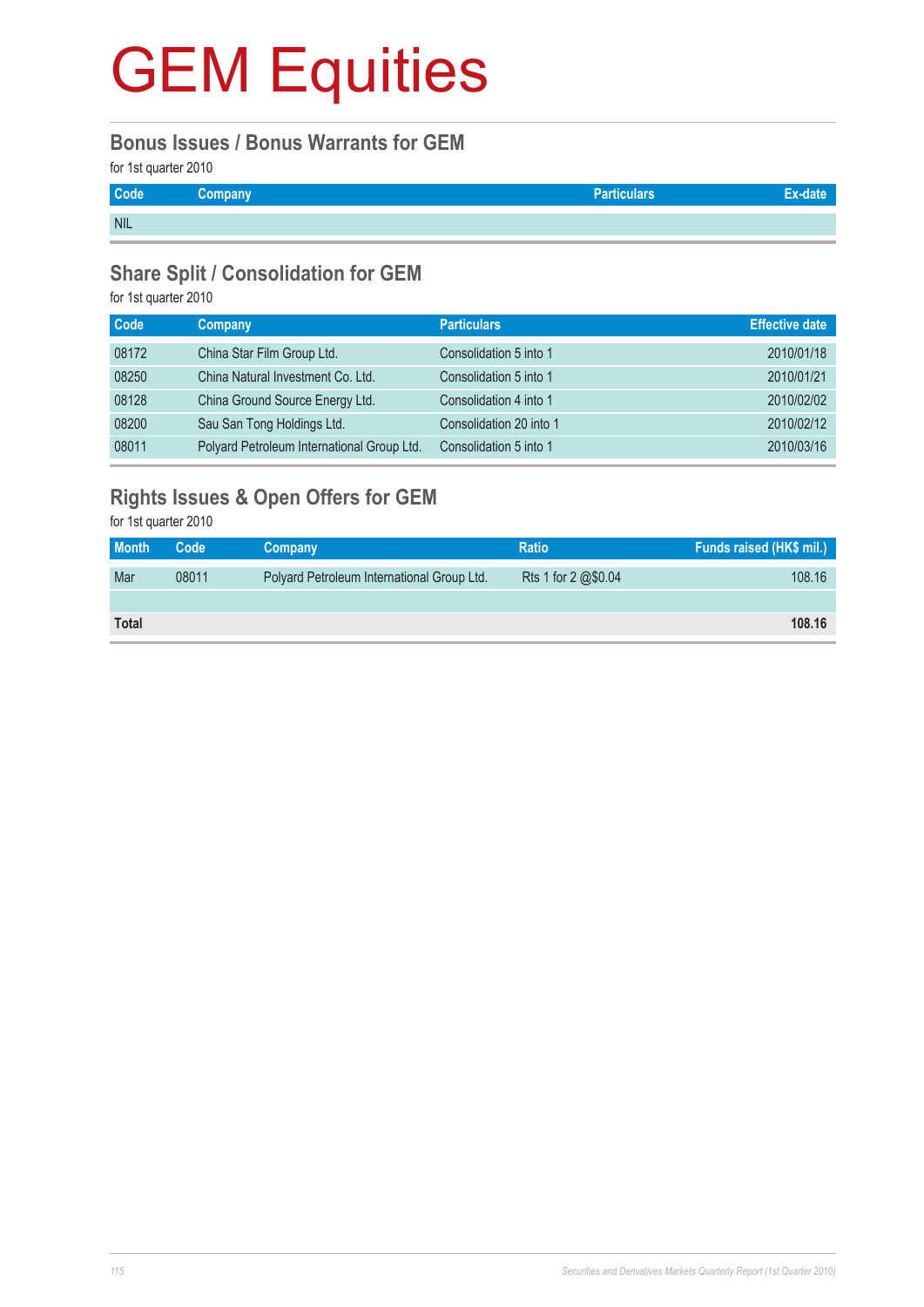# GEM Equities

## Bonus Issues / Bonus Warrants for GEM

for 1st quarter 2010

| Code | Company | Particulars | Ex-date |
|---|---|---|---|
| NIL | | | |

## Share Split / Consolidation for GEM

for 1st quarter 2010

| Code | Company | Particulars | Effective date |
|---|---|---|---|
| 08172 | China Star Film Group Ltd. | Consolidation 5 into 1 | 2010/01/18 |
| 08250 | China Natural Investment Co. Ltd. | Consolidation 5 into 1 | 2010/01/21 |
| 08128 | China Ground Source Energy Ltd. | Consolidation 4 into 1 | 2010/02/02 |
| 08200 | Sau San Tong Holdings Ltd. | Consolidation 20 into 1 | 2010/02/12 |
| 08011 | Polyard Petroleum International Group Ltd. | Consolidation 5 into 1 | 2010/03/16 |

## Rights Issues & Open Offers for GEM

for 1st quarter 2010

| Month | Code | Company | Ratio | Funds raised (HK$ mil.) |
|---|---|---|---|---|
| Mar | 08011 | Polyard Petroleum International Group Ltd. | Rts 1 for 2 @$0.04 | 108.16 |
| | | | | |
| **Total** | | | | **108.16** |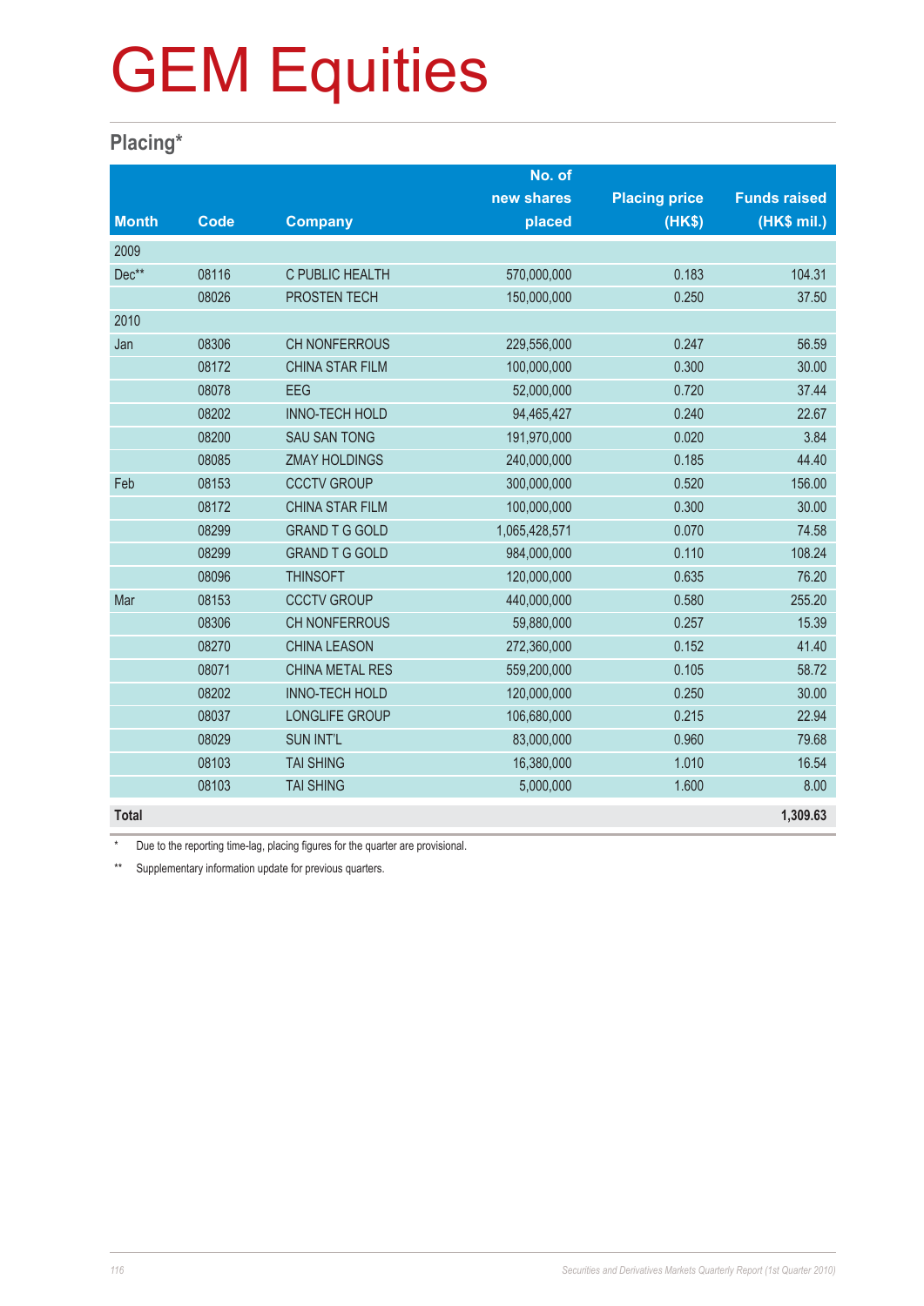# GEM Equities

## Placing*

| Month | Code | Company | No. of new shares placed | Placing price (HK$) | Funds raised (HK$ mil.) |
|---|---|---|---|---|---|
| 2009 | | | | | |
| Dec** | 08116 | C PUBLIC HEALTH | 570,000,000 | 0.183 | 104.31 |
| | 08026 | PROSTEN TECH | 150,000,000 | 0.250 | 37.50 |
| 2010 | | | | | |
| Jan | 08306 | CH NONFERROUS | 229,556,000 | 0.247 | 56.59 |
| | 08172 | CHINA STAR FILM | 100,000,000 | 0.300 | 30.00 |
| | 08078 | EEG | 52,000,000 | 0.720 | 37.44 |
| | 08202 | INNO-TECH HOLD | 94,465,427 | 0.240 | 22.67 |
| | 08200 | SAU SAN TONG | 191,970,000 | 0.020 | 3.84 |
| | 08085 | ZMAY HOLDINGS | 240,000,000 | 0.185 | 44.40 |
| Feb | 08153 | CCCTV GROUP | 300,000,000 | 0.520 | 156.00 |
| | 08172 | CHINA STAR FILM | 100,000,000 | 0.300 | 30.00 |
| | 08299 | GRAND T G GOLD | 1,065,428,571 | 0.070 | 74.58 |
| | 08299 | GRAND T G GOLD | 984,000,000 | 0.110 | 108.24 |
| | 08096 | THINSOFT | 120,000,000 | 0.635 | 76.20 |
| Mar | 08153 | CCCTV GROUP | 440,000,000 | 0.580 | 255.20 |
| | 08306 | CH NONFERROUS | 59,880,000 | 0.257 | 15.39 |
| | 08270 | CHINA LEASON | 272,360,000 | 0.152 | 41.40 |
| | 08071 | CHINA METAL RES | 559,200,000 | 0.105 | 58.72 |
| | 08202 | INNO-TECH HOLD | 120,000,000 | 0.250 | 30.00 |
| | 08037 | LONGLIFE GROUP | 106,680,000 | 0.215 | 22.94 |
| | 08029 | SUN INT'L | 83,000,000 | 0.960 | 79.68 |
| | 08103 | TAI SHING | 16,380,000 | 1.010 | 16.54 |
| | 08103 | TAI SHING | 5,000,000 | 1.600 | 8.00 |
| **Total** | | | | | **1,309.63** |

\* Due to the reporting time-lag, placing figures for the quarter are provisional.

** Supplementary information update for previous quarters.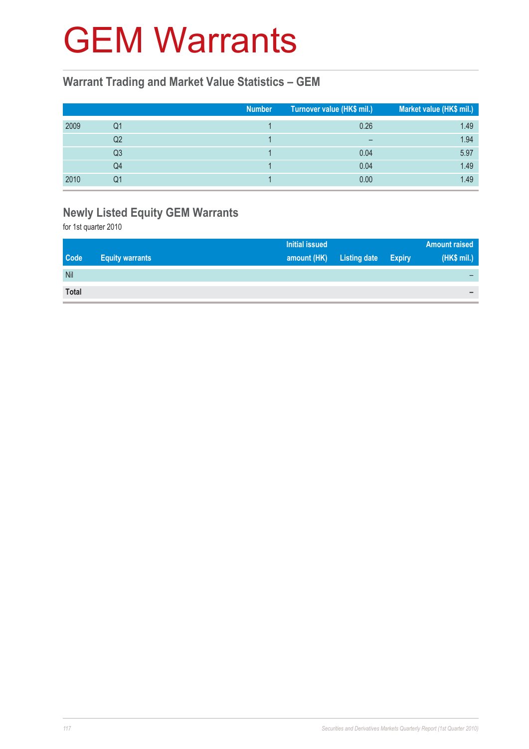# GEM Warrants

## Warrant Trading and Market Value Statistics – GEM

| | | Number | Turnover value (HK$ mil.) | Market value (HK$ mil.) |
|---|---|---|---|---|
| 2009 | Q1 | 1 | 0.26 | 1.49 |
| | Q2 | 1 | – | 1.94 |
| | Q3 | 1 | 0.04 | 5.97 |
| | Q4 | 1 | 0.04 | 1.49 |
| 2010 | Q1 | 1 | 0.00 | 1.49 |

## Newly Listed Equity GEM Warrants

for 1st quarter 2010

| Code | Equity warrants | Initial issued amount (HK) | Listing date | Expiry | Amount raised (HK$ mil.) |
|---|---|---|---|---|---|
| Nil | | | | | – |
| **Total** | | | | | **–** |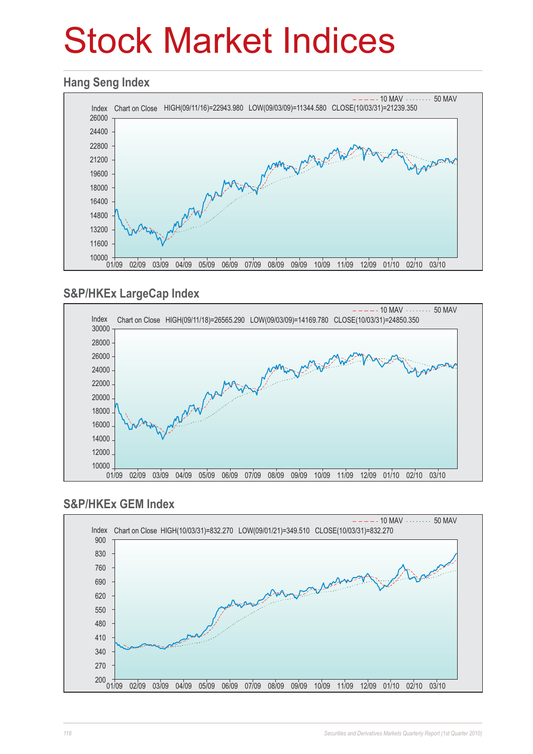# Stock Market Indices

## Hang Seng Index

10 MAV   50 MAV

Index   Chart on Close   HIGH(09/11/16)=22943.980   LOW(09/03/09)=11344.580   CLOSE(10/03/31)=21239.350

## S&P/HKEx LargeCap Index

10 MAV   50 MAV

Index   Chart on Close   HIGH(09/11/18)=26565.290   LOW(09/03/09)=14169.780   CLOSE(10/03/31)=24850.350

## S&P/HKEx GEM Index

10 MAV   50 MAV

Index   Chart on Close   HIGH(10/03/31)=832.270   LOW(09/01/21)=349.510   CLOSE(10/03/31)=832.270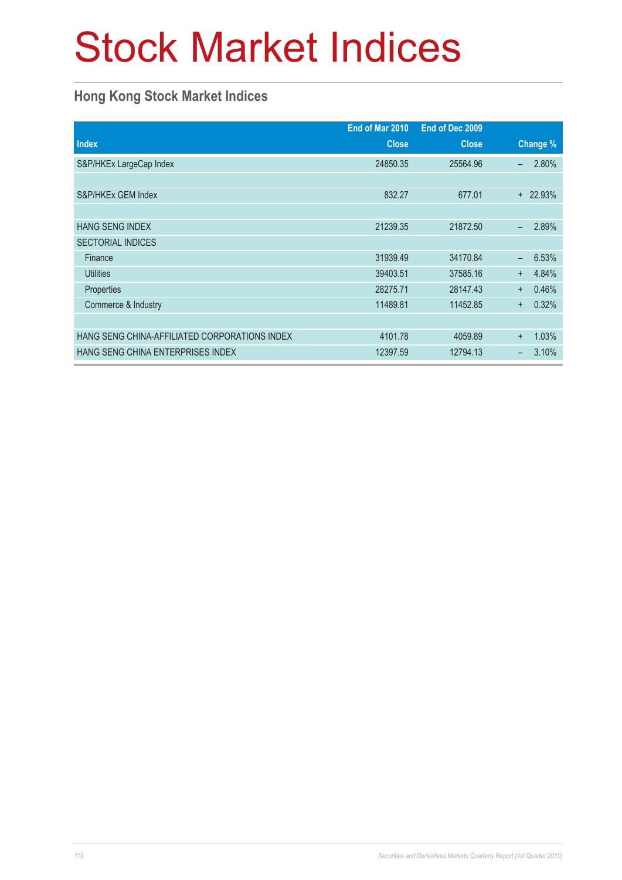# Stock Market Indices

## Hong Kong Stock Market Indices

| Index | End of Mar 2010 Close | End of Dec 2009 Close | Change % |
|---|---|---|---|
| S&P/HKEx LargeCap Index | 24850.35 | 25564.96 | – 2.80% |
| | | | |
| S&P/HKEx GEM Index | 832.27 | 677.01 | + 22.93% |
| | | | |
| HANG SENG INDEX | 21239.35 | 21872.50 | – 2.89% |
| SECTORIAL INDICES | | | |
| Finance | 31939.49 | 34170.84 | – 6.53% |
| Utilities | 39403.51 | 37585.16 | + 4.84% |
| Properties | 28275.71 | 28147.43 | + 0.46% |
| Commerce & Industry | 11489.81 | 11452.85 | + 0.32% |
| | | | |
| HANG SENG CHINA-AFFILIATED CORPORATIONS INDEX | 4101.78 | 4059.89 | + 1.03% |
| HANG SENG CHINA ENTERPRISES INDEX | 12397.59 | 12794.13 | – 3.10% |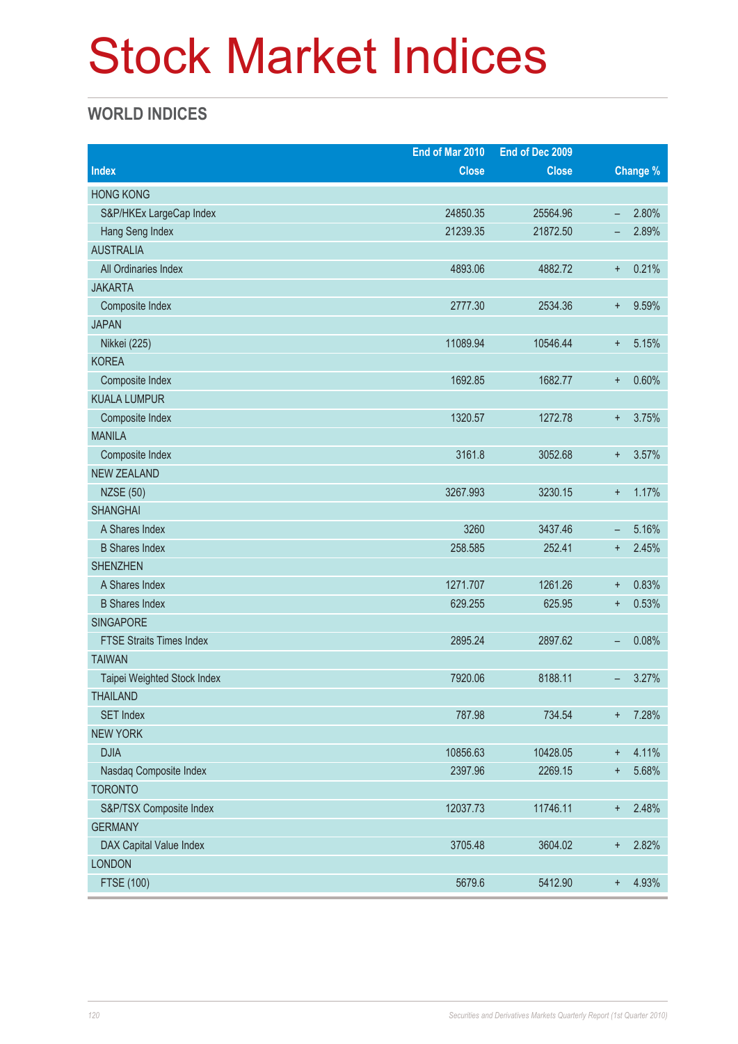# Stock Market Indices

## WORLD INDICES

| Index | End of Mar 2010 Close | End of Dec 2009 Close | Change % |
|---|---|---|---|
| HONG KONG | | | |
| S&P/HKEx LargeCap Index | 24850.35 | 25564.96 | – 2.80% |
| Hang Seng Index | 21239.35 | 21872.50 | – 2.89% |
| AUSTRALIA | | | |
| All Ordinaries Index | 4893.06 | 4882.72 | + 0.21% |
| JAKARTA | | | |
| Composite Index | 2777.30 | 2534.36 | + 9.59% |
| JAPAN | | | |
| Nikkei (225) | 11089.94 | 10546.44 | + 5.15% |
| KOREA | | | |
| Composite Index | 1692.85 | 1682.77 | + 0.60% |
| KUALA LUMPUR | | | |
| Composite Index | 1320.57 | 1272.78 | + 3.75% |
| MANILA | | | |
| Composite Index | 3161.8 | 3052.68 | + 3.57% |
| NEW ZEALAND | | | |
| NZSE (50) | 3267.993 | 3230.15 | + 1.17% |
| SHANGHAI | | | |
| A Shares Index | 3260 | 3437.46 | – 5.16% |
| B Shares Index | 258.585 | 252.41 | + 2.45% |
| SHENZHEN | | | |
| A Shares Index | 1271.707 | 1261.26 | + 0.83% |
| B Shares Index | 629.255 | 625.95 | + 0.53% |
| SINGAPORE | | | |
| FTSE Straits Times Index | 2895.24 | 2897.62 | – 0.08% |
| TAIWAN | | | |
| Taipei Weighted Stock Index | 7920.06 | 8188.11 | – 3.27% |
| THAILAND | | | |
| SET Index | 787.98 | 734.54 | + 7.28% |
| NEW YORK | | | |
| DJIA | 10856.63 | 10428.05 | + 4.11% |
| Nasdaq Composite Index | 2397.96 | 2269.15 | + 5.68% |
| TORONTO | | | |
| S&P/TSX Composite Index | 12037.73 | 11746.11 | + 2.48% |
| GERMANY | | | |
| DAX Capital Value Index | 3705.48 | 3604.02 | + 2.82% |
| LONDON | | | |
| FTSE (100) | 5679.6 | 5412.90 | + 4.93% |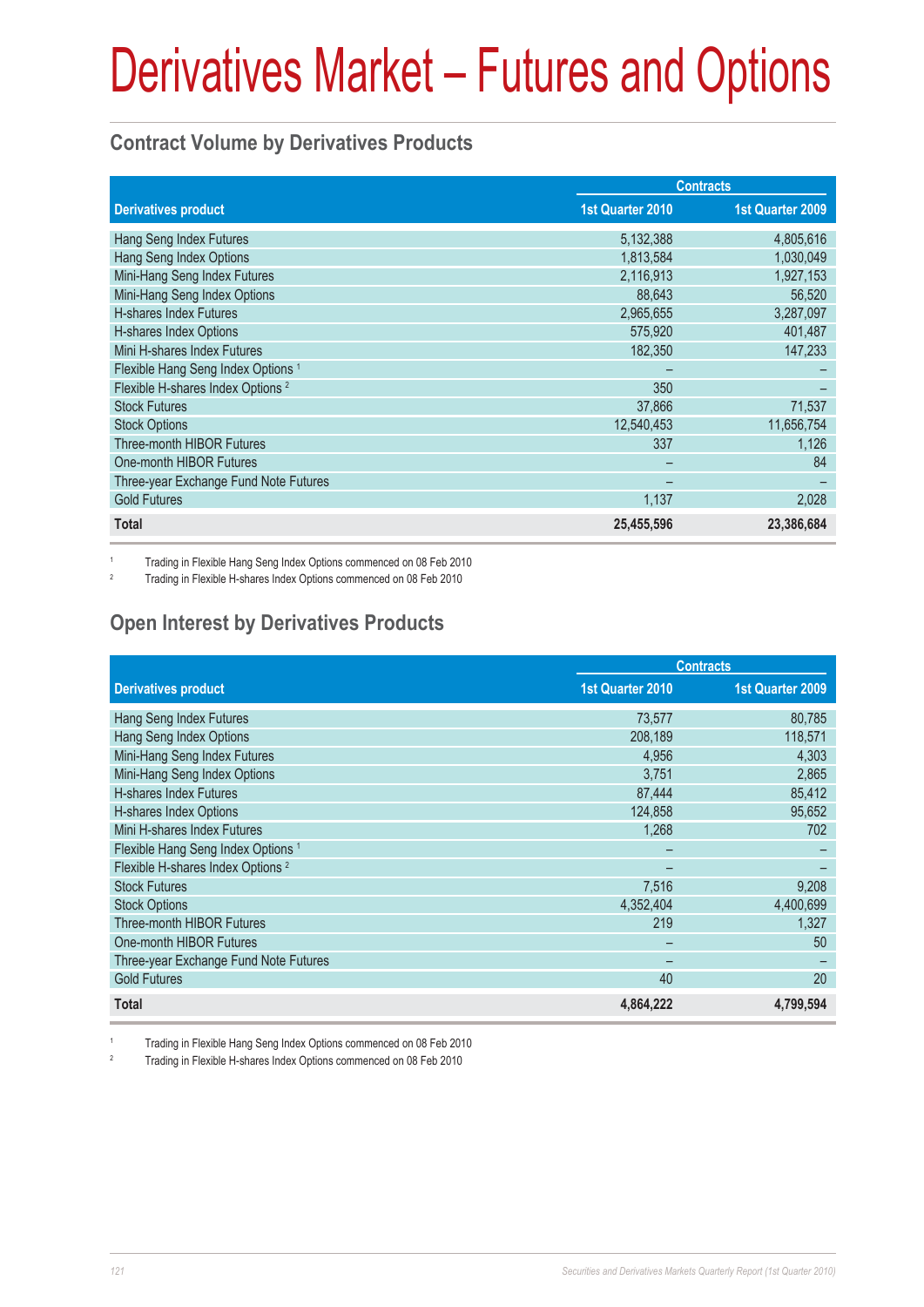# Derivatives Market – Futures and Options

## Contract Volume by Derivatives Products

| Derivatives product | Contracts | |
|---|---|---|
| | 1st Quarter 2010 | 1st Quarter 2009 |
| Hang Seng Index Futures | 5,132,388 | 4,805,616 |
| Hang Seng Index Options | 1,813,584 | 1,030,049 |
| Mini-Hang Seng Index Futures | 2,116,913 | 1,927,153 |
| Mini-Hang Seng Index Options | 88,643 | 56,520 |
| H-shares Index Futures | 2,965,655 | 3,287,097 |
| H-shares Index Options | 575,920 | 401,487 |
| Mini H-shares Index Futures | 182,350 | 147,233 |
| Flexible Hang Seng Index Options [1] | – | – |
| Flexible H-shares Index Options [2] | 350 | – |
| Stock Futures | 37,866 | 71,537 |
| Stock Options | 12,540,453 | 11,656,754 |
| Three-month HIBOR Futures | 337 | 1,126 |
| One-month HIBOR Futures | – | 84 |
| Three-year Exchange Fund Note Futures | – | – |
| Gold Futures | 1,137 | 2,028 |
| **Total** | **25,455,596** | **23,386,684** |

[1] Trading in Flexible Hang Seng Index Options commenced on 08 Feb 2010

[2] Trading in Flexible H-shares Index Options commenced on 08 Feb 2010

## Open Interest by Derivatives Products

| Derivatives product | Contracts | |
|---|---|---|
| | 1st Quarter 2010 | 1st Quarter 2009 |
| Hang Seng Index Futures | 73,577 | 80,785 |
| Hang Seng Index Options | 208,189 | 118,571 |
| Mini-Hang Seng Index Futures | 4,956 | 4,303 |
| Mini-Hang Seng Index Options | 3,751 | 2,865 |
| H-shares Index Futures | 87,444 | 85,412 |
| H-shares Index Options | 124,858 | 95,652 |
| Mini H-shares Index Futures | 1,268 | 702 |
| Flexible Hang Seng Index Options [1] | – | – |
| Flexible H-shares Index Options [2] | – | – |
| Stock Futures | 7,516 | 9,208 |
| Stock Options | 4,352,404 | 4,400,699 |
| Three-month HIBOR Futures | 219 | 1,327 |
| One-month HIBOR Futures | – | 50 |
| Three-year Exchange Fund Note Futures | – | – |
| Gold Futures | 40 | 20 |
| **Total** | **4,864,222** | **4,799,594** |

[1] Trading in Flexible Hang Seng Index Options commenced on 08 Feb 2010

[2] Trading in Flexible H-shares Index Options commenced on 08 Feb 2010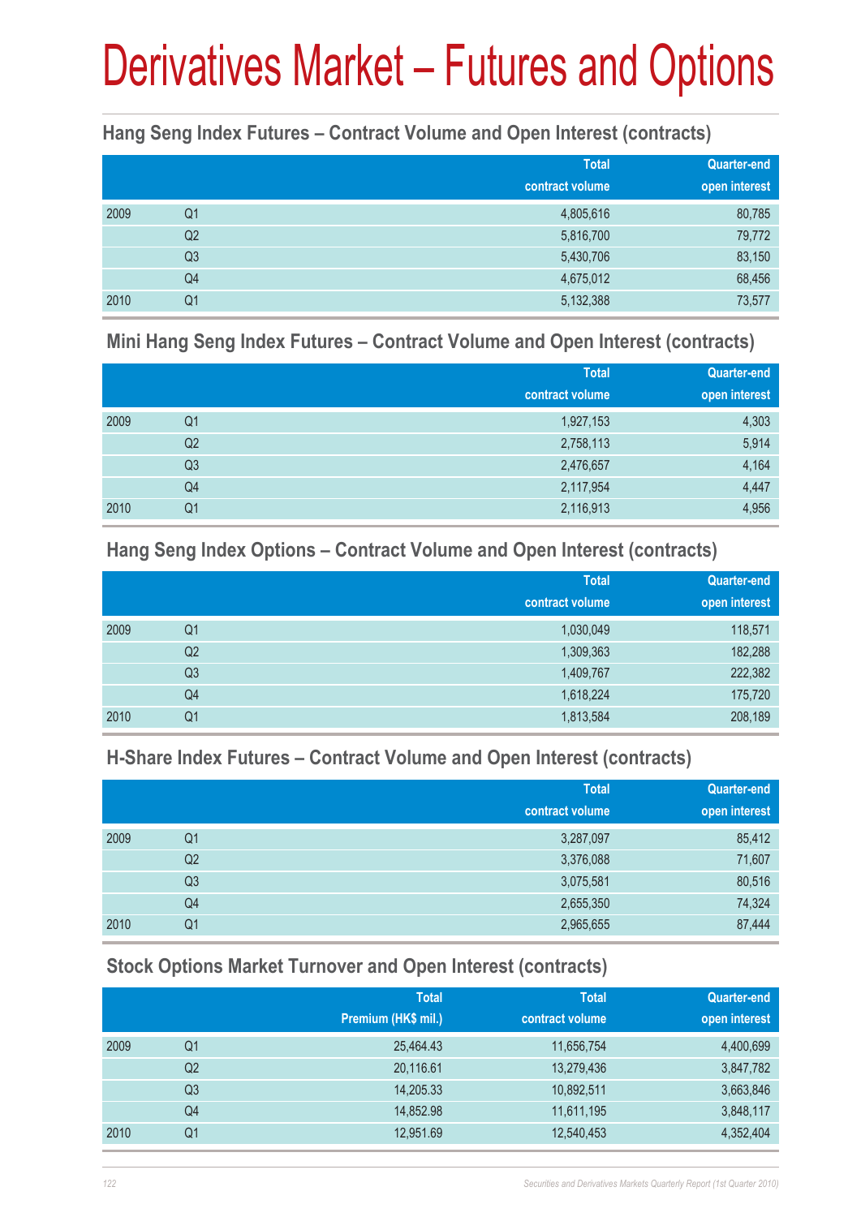# Derivatives Market – Futures and Options

## Hang Seng Index Futures – Contract Volume and Open Interest (contracts)

| | | Total contract volume | Quarter-end open interest |
|---|---|---|---|
| 2009 | Q1 | 4,805,616 | 80,785 |
| | Q2 | 5,816,700 | 79,772 |
| | Q3 | 5,430,706 | 83,150 |
| | Q4 | 4,675,012 | 68,456 |
| 2010 | Q1 | 5,132,388 | 73,577 |

## Mini Hang Seng Index Futures – Contract Volume and Open Interest (contracts)

| | | Total contract volume | Quarter-end open interest |
|---|---|---|---|
| 2009 | Q1 | 1,927,153 | 4,303 |
| | Q2 | 2,758,113 | 5,914 |
| | Q3 | 2,476,657 | 4,164 |
| | Q4 | 2,117,954 | 4,447 |
| 2010 | Q1 | 2,116,913 | 4,956 |

## Hang Seng Index Options – Contract Volume and Open Interest (contracts)

| | | Total contract volume | Quarter-end open interest |
|---|---|---|---|
| 2009 | Q1 | 1,030,049 | 118,571 |
| | Q2 | 1,309,363 | 182,288 |
| | Q3 | 1,409,767 | 222,382 |
| | Q4 | 1,618,224 | 175,720 |
| 2010 | Q1 | 1,813,584 | 208,189 |

## H-Share Index Futures – Contract Volume and Open Interest (contracts)

| | | Total contract volume | Quarter-end open interest |
|---|---|---|---|
| 2009 | Q1 | 3,287,097 | 85,412 |
| | Q2 | 3,376,088 | 71,607 |
| | Q3 | 3,075,581 | 80,516 |
| | Q4 | 2,655,350 | 74,324 |
| 2010 | Q1 | 2,965,655 | 87,444 |

## Stock Options Market Turnover and Open Interest (contracts)

| | | Total Premium (HK$ mil.) | Total contract volume | Quarter-end open interest |
|---|---|---|---|---|
| 2009 | Q1 | 25,464.43 | 11,656,754 | 4,400,699 |
| | Q2 | 20,116.61 | 13,279,436 | 3,847,782 |
| | Q3 | 14,205.33 | 10,892,511 | 3,663,846 |
| | Q4 | 14,852.98 | 11,611,195 | 3,848,117 |
| 2010 | Q1 | 12,951.69 | 12,540,453 | 4,352,404 |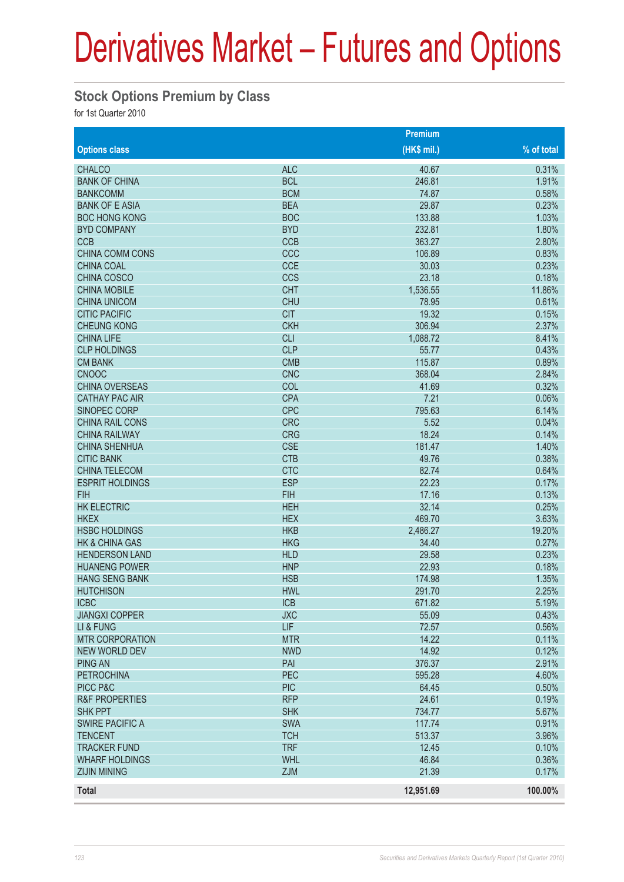# Derivatives Market – Futures and Options

## Stock Options Premium by Class

for 1st Quarter 2010

| Options class | | Premium (HK$ mil.) | % of total |
|---|---|---|---|
| CHALCO | ALC | 40.67 | 0.31% |
| BANK OF CHINA | BCL | 246.81 | 1.91% |
| BANKCOMM | BCM | 74.87 | 0.58% |
| BANK OF E ASIA | BEA | 29.87 | 0.23% |
| BOC HONG KONG | BOC | 133.88 | 1.03% |
| BYD COMPANY | BYD | 232.81 | 1.80% |
| CCB | CCB | 363.27 | 2.80% |
| CHINA COMM CONS | CCC | 106.89 | 0.83% |
| CHINA COAL | CCE | 30.03 | 0.23% |
| CHINA COSCO | CCS | 23.18 | 0.18% |
| CHINA MOBILE | CHT | 1,536.55 | 11.86% |
| CHINA UNICOM | CHU | 78.95 | 0.61% |
| CITIC PACIFIC | CIT | 19.32 | 0.15% |
| CHEUNG KONG | CKH | 306.94 | 2.37% |
| CHINA LIFE | CLI | 1,088.72 | 8.41% |
| CLP HOLDINGS | CLP | 55.77 | 0.43% |
| CM BANK | CMB | 115.87 | 0.89% |
| CNOOC | CNC | 368.04 | 2.84% |
| CHINA OVERSEAS | COL | 41.69 | 0.32% |
| CATHAY PAC AIR | CPA | 7.21 | 0.06% |
| SINOPEC CORP | CPC | 795.63 | 6.14% |
| CHINA RAIL CONS | CRC | 5.52 | 0.04% |
| CHINA RAILWAY | CRG | 18.24 | 0.14% |
| CHINA SHENHUA | CSE | 181.47 | 1.40% |
| CITIC BANK | CTB | 49.76 | 0.38% |
| CHINA TELECOM | CTC | 82.74 | 0.64% |
| ESPRIT HOLDINGS | ESP | 22.23 | 0.17% |
| FIH | FIH | 17.16 | 0.13% |
| HK ELECTRIC | HEH | 32.14 | 0.25% |
| HKEX | HEX | 469.70 | 3.63% |
| HSBC HOLDINGS | HKB | 2,486.27 | 19.20% |
| HK & CHINA GAS | HKG | 34.40 | 0.27% |
| HENDERSON LAND | HLD | 29.58 | 0.23% |
| HUANENG POWER | HNP | 22.93 | 0.18% |
| HANG SENG BANK | HSB | 174.98 | 1.35% |
| HUTCHISON | HWL | 291.70 | 2.25% |
| ICBC | ICB | 671.82 | 5.19% |
| JIANGXI COPPER | JXC | 55.09 | 0.43% |
| LI & FUNG | LIF | 72.57 | 0.56% |
| MTR CORPORATION | MTR | 14.22 | 0.11% |
| NEW WORLD DEV | NWD | 14.92 | 0.12% |
| PING AN | PAI | 376.37 | 2.91% |
| PETROCHINA | PEC | 595.28 | 4.60% |
| PICC P&C | PIC | 64.45 | 0.50% |
| R&F PROPERTIES | RFP | 24.61 | 0.19% |
| SHK PPT | SHK | 734.77 | 5.67% |
| SWIRE PACIFIC A | SWA | 117.74 | 0.91% |
| TENCENT | TCH | 513.37 | 3.96% |
| TRACKER FUND | TRF | 12.45 | 0.10% |
| WHARF HOLDINGS | WHL | 46.84 | 0.36% |
| ZIJIN MINING | ZJM | 21.39 | 0.17% |
| **Total** | | **12,951.69** | **100.00%** |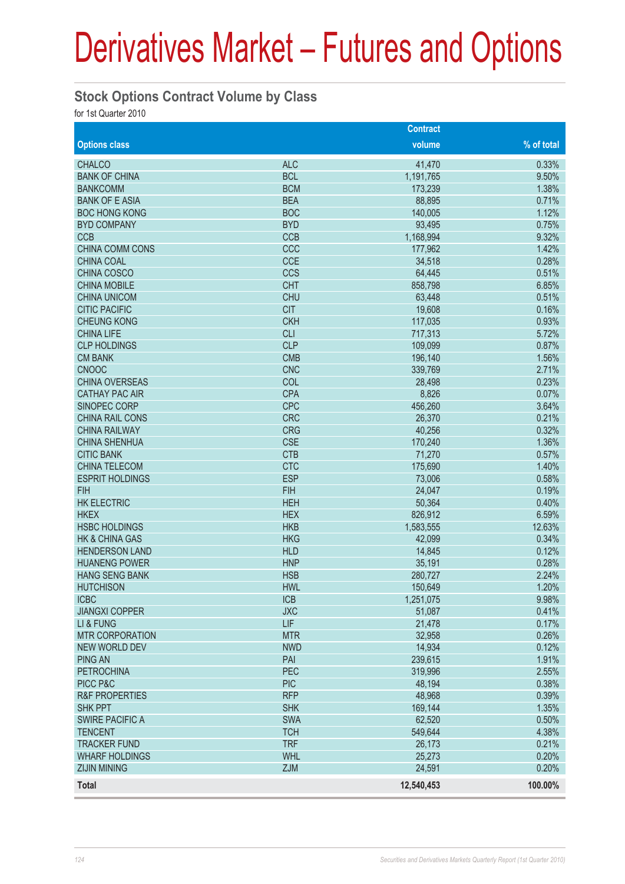# Derivatives Market – Futures and Options

## Stock Options Contract Volume by Class

for 1st Quarter 2010

| Options class | | Contract volume | % of total |
|---|---|---|---|
| CHALCO | ALC | 41,470 | 0.33% |
| BANK OF CHINA | BCL | 1,191,765 | 9.50% |
| BANKCOMM | BCM | 173,239 | 1.38% |
| BANK OF E ASIA | BEA | 88,895 | 0.71% |
| BOC HONG KONG | BOC | 140,005 | 1.12% |
| BYD COMPANY | BYD | 93,495 | 0.75% |
| CCB | CCB | 1,168,994 | 9.32% |
| CHINA COMM CONS | CCC | 177,962 | 1.42% |
| CHINA COAL | CCE | 34,518 | 0.28% |
| CHINA COSCO | CCS | 64,445 | 0.51% |
| CHINA MOBILE | CHT | 858,798 | 6.85% |
| CHINA UNICOM | CHU | 63,448 | 0.51% |
| CITIC PACIFIC | CIT | 19,608 | 0.16% |
| CHEUNG KONG | CKH | 117,035 | 0.93% |
| CHINA LIFE | CLI | 717,313 | 5.72% |
| CLP HOLDINGS | CLP | 109,099 | 0.87% |
| CM BANK | CMB | 196,140 | 1.56% |
| CNOOC | CNC | 339,769 | 2.71% |
| CHINA OVERSEAS | COL | 28,498 | 0.23% |
| CATHAY PAC AIR | CPA | 8,826 | 0.07% |
| SINOPEC CORP | CPC | 456,260 | 3.64% |
| CHINA RAIL CONS | CRC | 26,370 | 0.21% |
| CHINA RAILWAY | CRG | 40,256 | 0.32% |
| CHINA SHENHUA | CSE | 170,240 | 1.36% |
| CITIC BANK | CTB | 71,270 | 0.57% |
| CHINA TELECOM | CTC | 175,690 | 1.40% |
| ESPRIT HOLDINGS | ESP | 73,006 | 0.58% |
| FIH | FIH | 24,047 | 0.19% |
| HK ELECTRIC | HEH | 50,364 | 0.40% |
| HKEX | HEX | 826,912 | 6.59% |
| HSBC HOLDINGS | HKB | 1,583,555 | 12.63% |
| HK & CHINA GAS | HKG | 42,099 | 0.34% |
| HENDERSON LAND | HLD | 14,845 | 0.12% |
| HUANENG POWER | HNP | 35,191 | 0.28% |
| HANG SENG BANK | HSB | 280,727 | 2.24% |
| HUTCHISON | HWL | 150,649 | 1.20% |
| ICBC | ICB | 1,251,075 | 9.98% |
| JIANGXI COPPER | JXC | 51,087 | 0.41% |
| LI & FUNG | LIF | 21,478 | 0.17% |
| MTR CORPORATION | MTR | 32,958 | 0.26% |
| NEW WORLD DEV | NWD | 14,934 | 0.12% |
| PING AN | PAI | 239,615 | 1.91% |
| PETROCHINA | PEC | 319,996 | 2.55% |
| PICC P&C | PIC | 48,194 | 0.38% |
| R&F PROPERTIES | RFP | 48,968 | 0.39% |
| SHK PPT | SHK | 169,144 | 1.35% |
| SWIRE PACIFIC A | SWA | 62,520 | 0.50% |
| TENCENT | TCH | 549,644 | 4.38% |
| TRACKER FUND | TRF | 26,173 | 0.21% |
| WHARF HOLDINGS | WHL | 25,273 | 0.20% |
| ZIJIN MINING | ZJM | 24,591 | 0.20% |
| **Total** | | **12,540,453** | **100.00%** |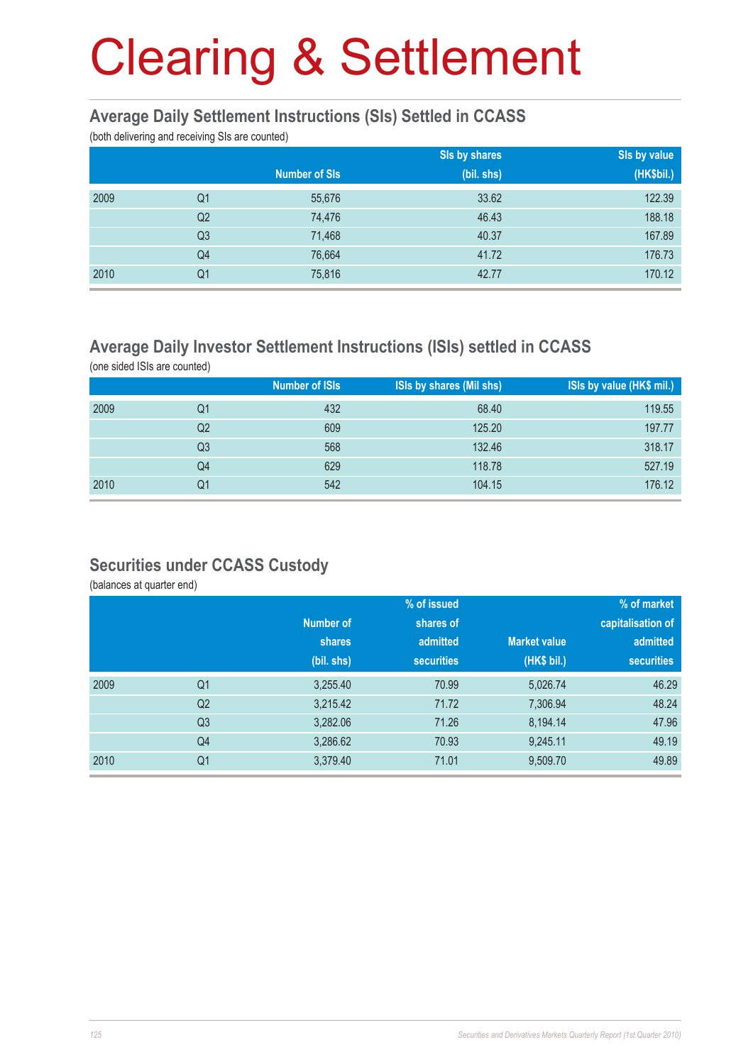# Clearing & Settlement

## Average Daily Settlement Instructions (SIs) Settled in CCASS

(both delivering and receiving SIs are counted)

| | | Number of SIs | SIs by shares (bil. shs) | SIs by value (HK$bil.) |
|---|---|---|---|---|
| 2009 | Q1 | 55,676 | 33.62 | 122.39 |
| | Q2 | 74,476 | 46.43 | 188.18 |
| | Q3 | 71,468 | 40.37 | 167.89 |
| | Q4 | 76,664 | 41.72 | 176.73 |
| 2010 | Q1 | 75,816 | 42.77 | 170.12 |

## Average Daily Investor Settlement Instructions (ISIs) settled in CCASS

(one sided ISIs are counted)

| | | Number of ISIs | ISIs by shares (Mil shs) | ISIs by value (HK$ mil.) |
|---|---|---|---|---|
| 2009 | Q1 | 432 | 68.40 | 119.55 |
| | Q2 | 609 | 125.20 | 197.77 |
| | Q3 | 568 | 132.46 | 318.17 |
| | Q4 | 629 | 118.78 | 527.19 |
| 2010 | Q1 | 542 | 104.15 | 176.12 |

## Securities under CCASS Custody

(balances at quarter end)

| | | Number of shares (bil. shs) | % of issued shares of admitted securities | Market value (HK$ bil.) | % of market capitalisation of admitted securities |
|---|---|---|---|---|---|
| 2009 | Q1 | 3,255.40 | 70.99 | 5,026.74 | 46.29 |
| | Q2 | 3,215.42 | 71.72 | 7,306.94 | 48.24 |
| | Q3 | 3,282.06 | 71.26 | 8,194.14 | 47.96 |
| | Q4 | 3,286.62 | 70.93 | 9,245.11 | 49.19 |
| 2010 | Q1 | 3,379.40 | 71.01 | 9,509.70 | 49.89 |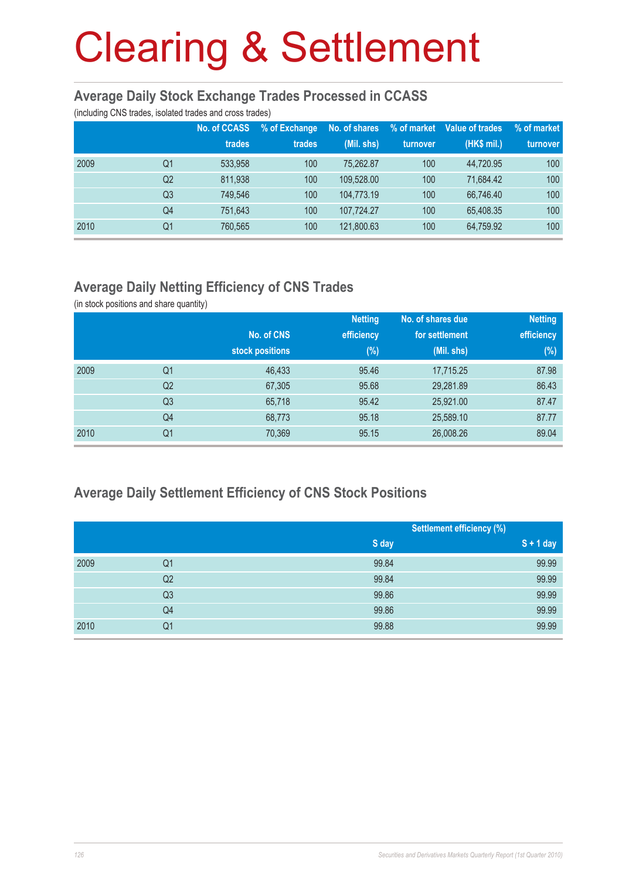# Clearing & Settlement

## Average Daily Stock Exchange Trades Processed in CCASS

(including CNS trades, isolated trades and cross trades)

| | | No. of CCASS trades | % of Exchange trades | No. of shares (Mil. shs) | % of market turnover | Value of trades (HK$ mil.) | % of market turnover |
|---|---|---|---|---|---|---|---|
| 2009 | Q1 | 533,958 | 100 | 75,262.87 | 100 | 44,720.95 | 100 |
| | Q2 | 811,938 | 100 | 109,528.00 | 100 | 71,684.42 | 100 |
| | Q3 | 749,546 | 100 | 104,773.19 | 100 | 66,746.40 | 100 |
| | Q4 | 751,643 | 100 | 107,724.27 | 100 | 65,408.35 | 100 |
| 2010 | Q1 | 760,565 | 100 | 121,800.63 | 100 | 64,759.92 | 100 |

## Average Daily Netting Efficiency of CNS Trades

(in stock positions and share quantity)

| | | No. of CNS stock positions | Netting efficiency (%) | No. of shares due for settlement (Mil. shs) | Netting efficiency (%) |
|---|---|---|---|---|---|
| 2009 | Q1 | 46,433 | 95.46 | 17,715.25 | 87.98 |
| | Q2 | 67,305 | 95.68 | 29,281.89 | 86.43 |
| | Q3 | 65,718 | 95.42 | 25,921.00 | 87.47 |
| | Q4 | 68,773 | 95.18 | 25,589.10 | 87.77 |
| 2010 | Q1 | 70,369 | 95.15 | 26,008.26 | 89.04 |

## Average Daily Settlement Efficiency of CNS Stock Positions

| | | Settlement efficiency (%) | |
|---|---|---|---|
| | | S day | S + 1 day |
| 2009 | Q1 | 99.84 | 99.99 |
| | Q2 | 99.84 | 99.99 |
| | Q3 | 99.86 | 99.99 |
| | Q4 | 99.86 | 99.99 |
| 2010 | Q1 | 99.88 | 99.99 |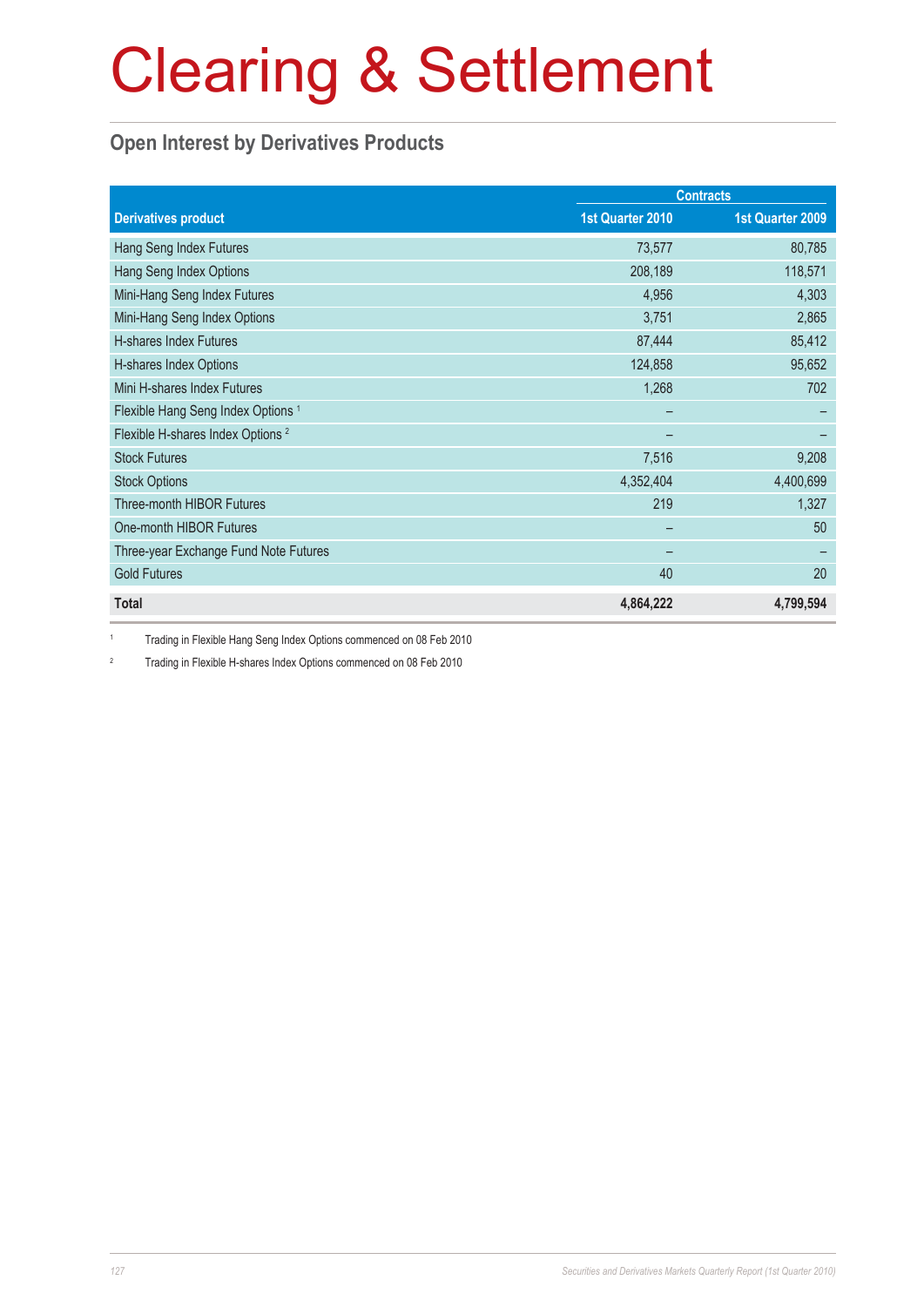# Clearing & Settlement

## Open Interest by Derivatives Products

| Derivatives product | Contracts | |
|---|---|---|
| | 1st Quarter 2010 | 1st Quarter 2009 |
| Hang Seng Index Futures | 73,577 | 80,785 |
| Hang Seng Index Options | 208,189 | 118,571 |
| Mini-Hang Seng Index Futures | 4,956 | 4,303 |
| Mini-Hang Seng Index Options | 3,751 | 2,865 |
| H-shares Index Futures | 87,444 | 85,412 |
| H-shares Index Options | 124,858 | 95,652 |
| Mini H-shares Index Futures | 1,268 | 702 |
| Flexible Hang Seng Index Options [1] | – | – |
| Flexible H-shares Index Options [2] | – | – |
| Stock Futures | 7,516 | 9,208 |
| Stock Options | 4,352,404 | 4,400,699 |
| Three-month HIBOR Futures | 219 | 1,327 |
| One-month HIBOR Futures | – | 50 |
| Three-year Exchange Fund Note Futures | – | – |
| Gold Futures | 40 | 20 |
| **Total** | **4,864,222** | **4,799,594** |

[1] Trading in Flexible Hang Seng Index Options commenced on 08 Feb 2010

[2] Trading in Flexible H-shares Index Options commenced on 08 Feb 2010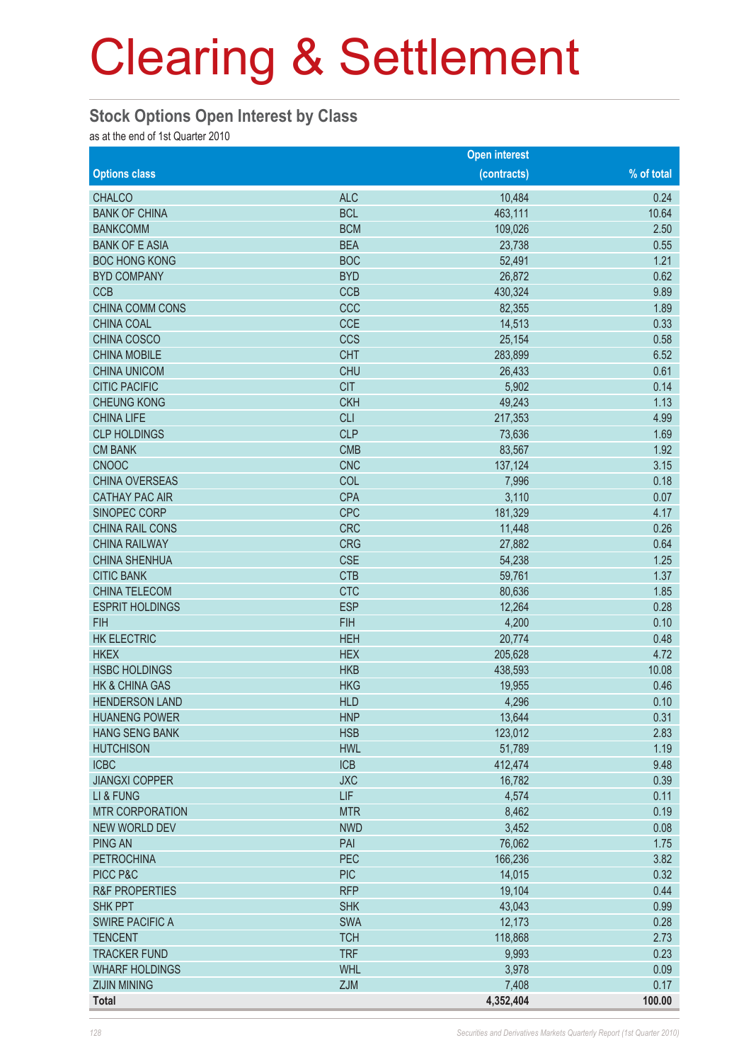# Clearing & Settlement

## Stock Options Open Interest by Class

as at the end of 1st Quarter 2010

| Options class | | Open interest (contracts) | % of total |
|---|---|---|---|
| CHALCO | ALC | 10,484 | 0.24 |
| BANK OF CHINA | BCL | 463,111 | 10.64 |
| BANKCOMM | BCM | 109,026 | 2.50 |
| BANK OF E ASIA | BEA | 23,738 | 0.55 |
| BOC HONG KONG | BOC | 52,491 | 1.21 |
| BYD COMPANY | BYD | 26,872 | 0.62 |
| CCB | CCB | 430,324 | 9.89 |
| CHINA COMM CONS | CCC | 82,355 | 1.89 |
| CHINA COAL | CCE | 14,513 | 0.33 |
| CHINA COSCO | CCS | 25,154 | 0.58 |
| CHINA MOBILE | CHT | 283,899 | 6.52 |
| CHINA UNICOM | CHU | 26,433 | 0.61 |
| CITIC PACIFIC | CIT | 5,902 | 0.14 |
| CHEUNG KONG | CKH | 49,243 | 1.13 |
| CHINA LIFE | CLI | 217,353 | 4.99 |
| CLP HOLDINGS | CLP | 73,636 | 1.69 |
| CM BANK | CMB | 83,567 | 1.92 |
| CNOOC | CNC | 137,124 | 3.15 |
| CHINA OVERSEAS | COL | 7,996 | 0.18 |
| CATHAY PAC AIR | CPA | 3,110 | 0.07 |
| SINOPEC CORP | CPC | 181,329 | 4.17 |
| CHINA RAIL CONS | CRC | 11,448 | 0.26 |
| CHINA RAILWAY | CRG | 27,882 | 0.64 |
| CHINA SHENHUA | CSE | 54,238 | 1.25 |
| CITIC BANK | CTB | 59,761 | 1.37 |
| CHINA TELECOM | CTC | 80,636 | 1.85 |
| ESPRIT HOLDINGS | ESP | 12,264 | 0.28 |
| FIH | FIH | 4,200 | 0.10 |
| HK ELECTRIC | HEH | 20,774 | 0.48 |
| HKEX | HEX | 205,628 | 4.72 |
| HSBC HOLDINGS | HKB | 438,593 | 10.08 |
| HK & CHINA GAS | HKG | 19,955 | 0.46 |
| HENDERSON LAND | HLD | 4,296 | 0.10 |
| HUANENG POWER | HNP | 13,644 | 0.31 |
| HANG SENG BANK | HSB | 123,012 | 2.83 |
| HUTCHISON | HWL | 51,789 | 1.19 |
| ICBC | ICB | 412,474 | 9.48 |
| JIANGXI COPPER | JXC | 16,782 | 0.39 |
| LI & FUNG | LIF | 4,574 | 0.11 |
| MTR CORPORATION | MTR | 8,462 | 0.19 |
| NEW WORLD DEV | NWD | 3,452 | 0.08 |
| PING AN | PAI | 76,062 | 1.75 |
| PETROCHINA | PEC | 166,236 | 3.82 |
| PICC P&C | PIC | 14,015 | 0.32 |
| R&F PROPERTIES | RFP | 19,104 | 0.44 |
| SHK PPT | SHK | 43,043 | 0.99 |
| SWIRE PACIFIC A | SWA | 12,173 | 0.28 |
| TENCENT | TCH | 118,868 | 2.73 |
| TRACKER FUND | TRF | 9,993 | 0.23 |
| WHARF HOLDINGS | WHL | 3,978 | 0.09 |
| ZIJIN MINING | ZJM | 7,408 | 0.17 |
| **Total** | | **4,352,404** | **100.00** |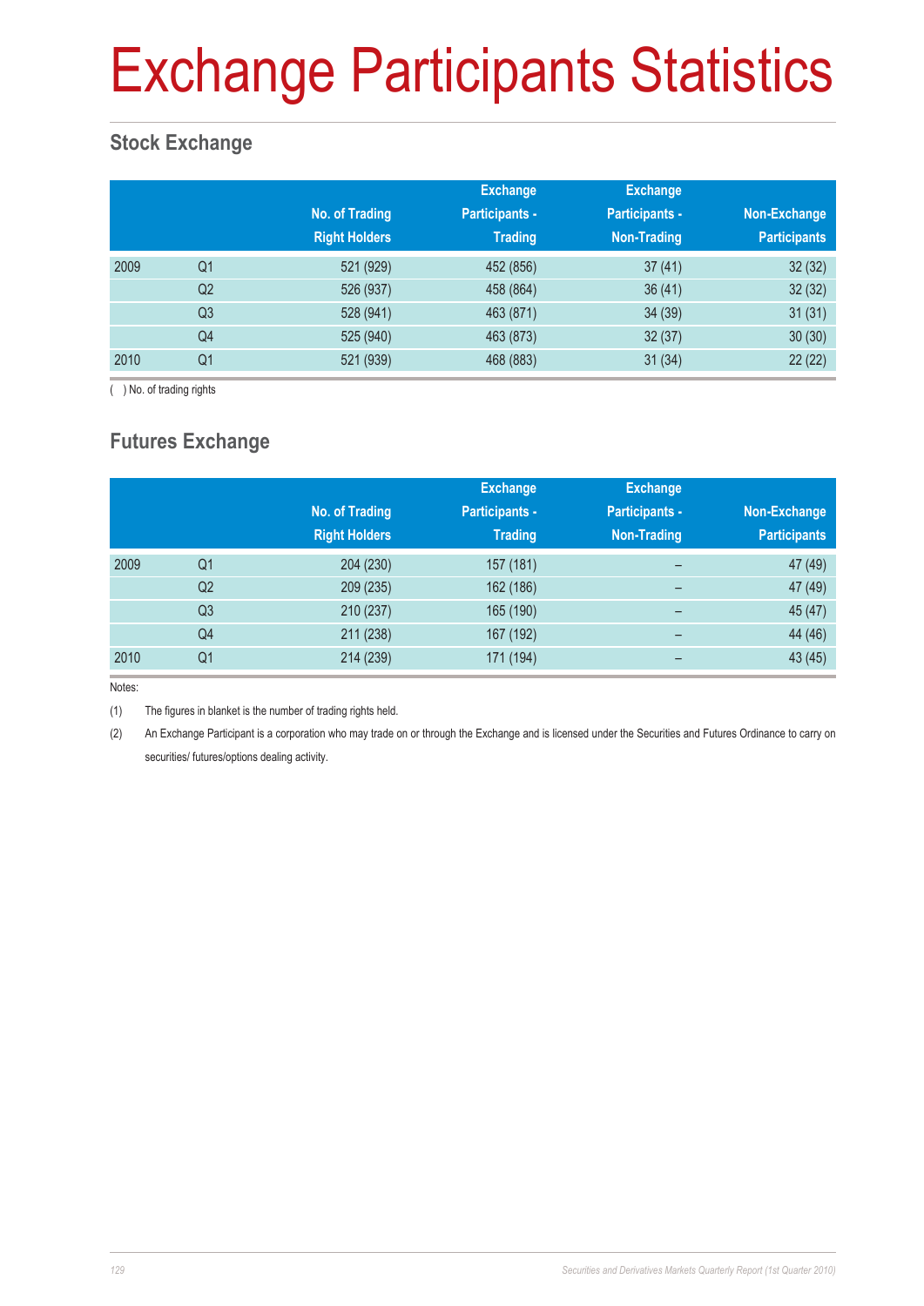# Exchange Participants Statistics

## Stock Exchange

| | | No. of Trading Right Holders | Exchange Participants - Trading | Exchange Participants - Non-Trading | Non-Exchange Participants |
|---|---|---|---|---|---|
| 2009 | Q1 | 521 (929) | 452 (856) | 37 (41) | 32 (32) |
| | Q2 | 526 (937) | 458 (864) | 36 (41) | 32 (32) |
| | Q3 | 528 (941) | 463 (871) | 34 (39) | 31 (31) |
| | Q4 | 525 (940) | 463 (873) | 32 (37) | 30 (30) |
| 2010 | Q1 | 521 (939) | 468 (883) | 31 (34) | 22 (22) |

( ) No. of trading rights

## Futures Exchange

| | | No. of Trading Right Holders | Exchange Participants - Trading | Exchange Participants - Non-Trading | Non-Exchange Participants |
|---|---|---|---|---|---|
| 2009 | Q1 | 204 (230) | 157 (181) | – | 47 (49) |
| | Q2 | 209 (235) | 162 (186) | – | 47 (49) |
| | Q3 | 210 (237) | 165 (190) | – | 45 (47) |
| | Q4 | 211 (238) | 167 (192) | – | 44 (46) |
| 2010 | Q1 | 214 (239) | 171 (194) | – | 43 (45) |

Notes:

(1) The figures in blanket is the number of trading rights held.

(2) An Exchange Participant is a corporation who may trade on or through the Exchange and is licensed under the Securities and Futures Ordinance to carry on securities/ futures/options dealing activity.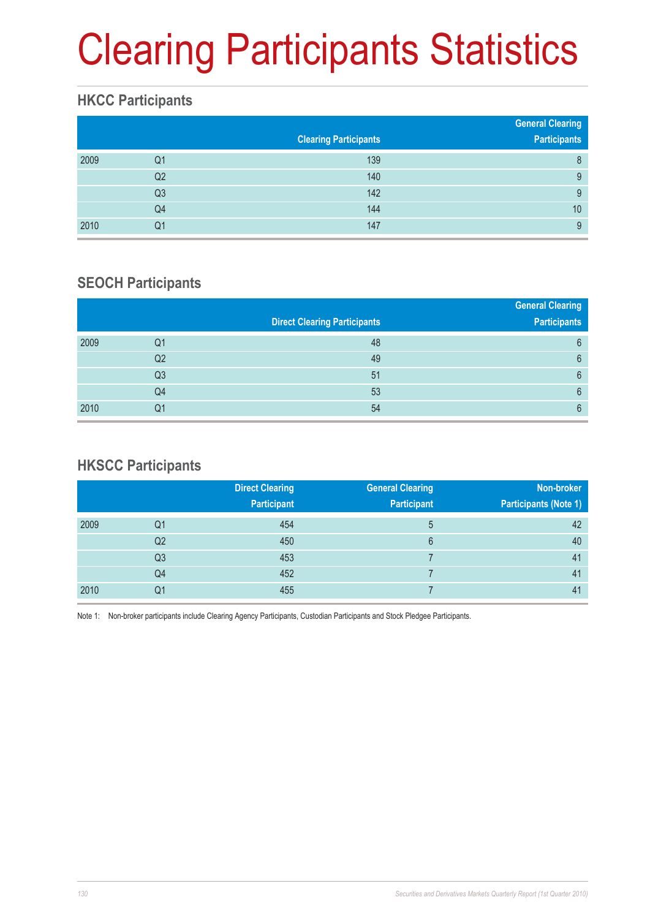# Clearing Participants Statistics

## HKCC Participants

| | | Clearing Participants | General Clearing Participants |
|---|---|---|---|
| 2009 | Q1 | 139 | 8 |
| | Q2 | 140 | 9 |
| | Q3 | 142 | 9 |
| | Q4 | 144 | 10 |
| 2010 | Q1 | 147 | 9 |

## SEOCH Participants

| | | Direct Clearing Participants | General Clearing Participants |
|---|---|---|---|
| 2009 | Q1 | 48 | 6 |
| | Q2 | 49 | 6 |
| | Q3 | 51 | 6 |
| | Q4 | 53 | 6 |
| 2010 | Q1 | 54 | 6 |

## HKSCC Participants

| | | Direct Clearing Participant | General Clearing Participant | Non-broker Participants (Note 1) |
|---|---|---|---|---|
| 2009 | Q1 | 454 | 5 | 42 |
| | Q2 | 450 | 6 | 40 |
| | Q3 | 453 | 7 | 41 |
| | Q4 | 452 | 7 | 41 |
| 2010 | Q1 | 455 | 7 | 41 |

Note 1: Non-broker participants include Clearing Agency Participants, Custodian Participants and Stock Pledgee Participants.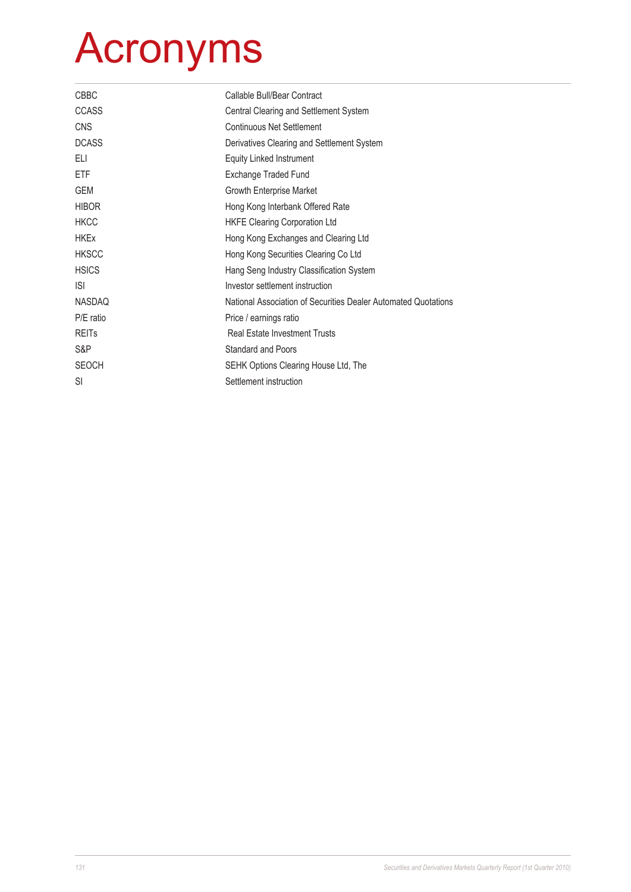# Acronyms

| | |
|---|---|
| CBBC | Callable Bull/Bear Contract |
| CCASS | Central Clearing and Settlement System |
| CNS | Continuous Net Settlement |
| DCASS | Derivatives Clearing and Settlement System |
| ELI | Equity Linked Instrument |
| ETF | Exchange Traded Fund |
| GEM | Growth Enterprise Market |
| HIBOR | Hong Kong Interbank Offered Rate |
| HKCC | HKFE Clearing Corporation Ltd |
| HKEx | Hong Kong Exchanges and Clearing Ltd |
| HKSCC | Hong Kong Securities Clearing Co Ltd |
| HSICS | Hang Seng Industry Classification System |
| ISI | Investor settlement instruction |
| NASDAQ | National Association of Securities Dealer Automated Quotations |
| P/E ratio | Price / earnings ratio |
| REITs | Real Estate Investment Trusts |
| S&P | Standard and Poors |
| SEOCH | SEHK Options Clearing House Ltd, The |
| SI | Settlement instruction |